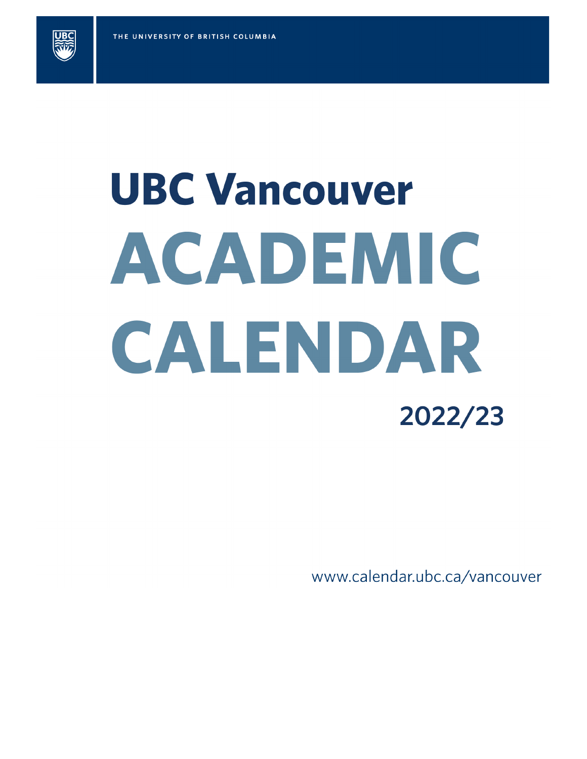THE UNIVERSITY OF BRITISH COLUMBIA

# UBC Vancouver

# ACADEMIC CALENDAR

## 2022/23

www.calendar.ubc.ca/vancouver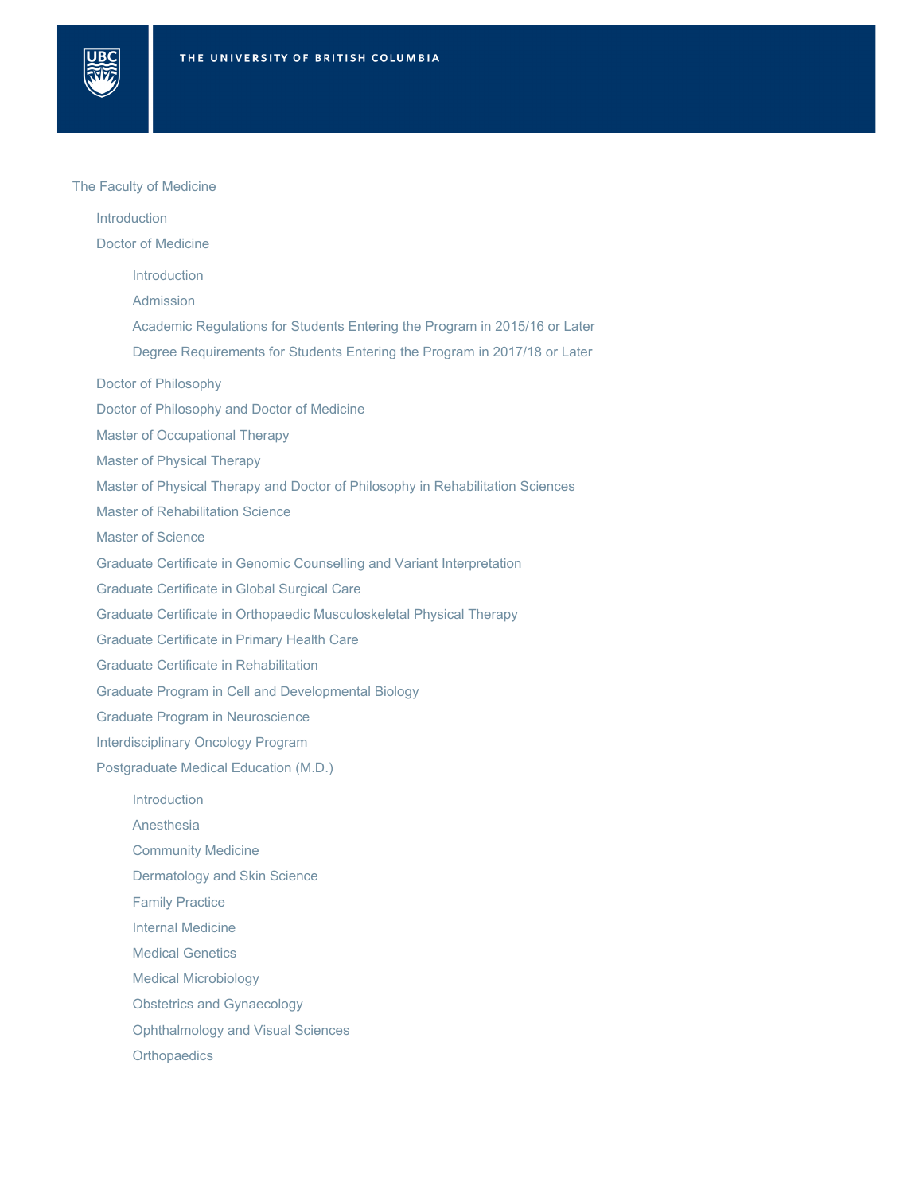- The Faculty of Medicine
  - Introduction
  - Doctor of Medicine
    - Introduction
    - Admission
    - Academic Regulations for Students Entering the Program in 2015/16 or Later
    - Degree Requirements for Students Entering the Program in 2017/18 or Later
  - Doctor of Philosophy
  - Doctor of Philosophy and Doctor of Medicine
  - Master of Occupational Therapy
  - Master of Physical Therapy
  - Master of Physical Therapy and Doctor of Philosophy in Rehabilitation Sciences
  - Master of Rehabilitation Science
  - Master of Science
  - Graduate Certificate in Genomic Counselling and Variant Interpretation
  - Graduate Certificate in Global Surgical Care
  - Graduate Certificate in Orthopaedic Musculoskeletal Physical Therapy
  - Graduate Certificate in Primary Health Care
  - Graduate Certificate in Rehabilitation
  - Graduate Program in Cell and Developmental Biology
  - Graduate Program in Neuroscience
  - Interdisciplinary Oncology Program
  - Postgraduate Medical Education (M.D.)
    - Introduction
    - Anesthesia
    - Community Medicine
    - Dermatology and Skin Science
    - Family Practice
    - Internal Medicine
    - Medical Genetics
    - Medical Microbiology
    - Obstetrics and Gynaecology
    - Ophthalmology and Visual Sciences
    - Orthopaedics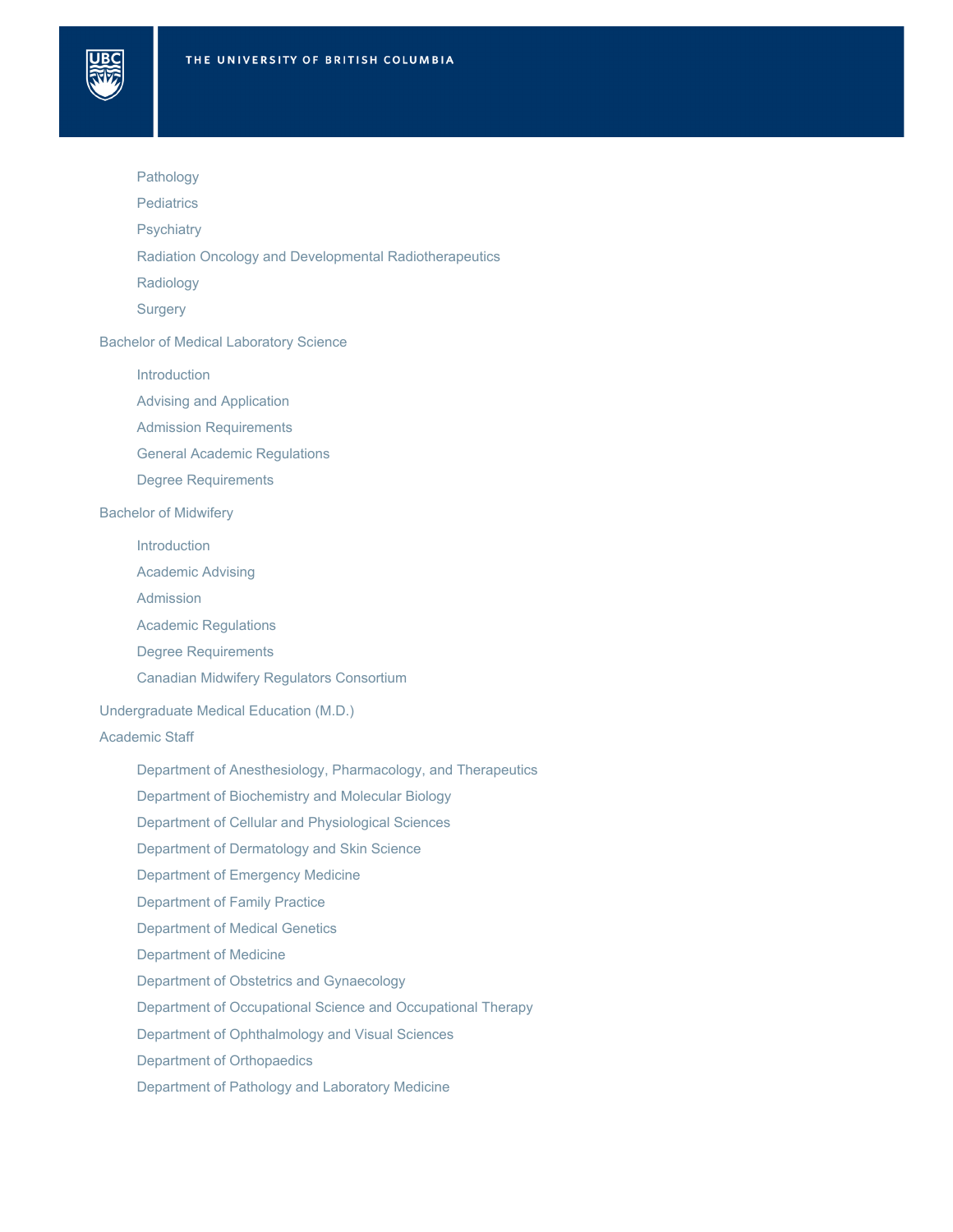- Pathology
- Pediatrics
- Psychiatry
- Radiation Oncology and Developmental Radiotherapeutics
- Radiology
- Surgery

Bachelor of Medical Laboratory Science

- Introduction
- Advising and Application
- Admission Requirements
- General Academic Regulations
- Degree Requirements

Bachelor of Midwifery

- Introduction
- Academic Advising
- Admission
- Academic Regulations
- Degree Requirements
- Canadian Midwifery Regulators Consortium

Undergraduate Medical Education (M.D.)

Academic Staff

- Department of Anesthesiology, Pharmacology, and Therapeutics
- Department of Biochemistry and Molecular Biology
- Department of Cellular and Physiological Sciences
- Department of Dermatology and Skin Science
- Department of Emergency Medicine
- Department of Family Practice
- Department of Medical Genetics
- Department of Medicine
- Department of Obstetrics and Gynaecology
- Department of Occupational Science and Occupational Therapy
- Department of Ophthalmology and Visual Sciences
- Department of Orthopaedics
- Department of Pathology and Laboratory Medicine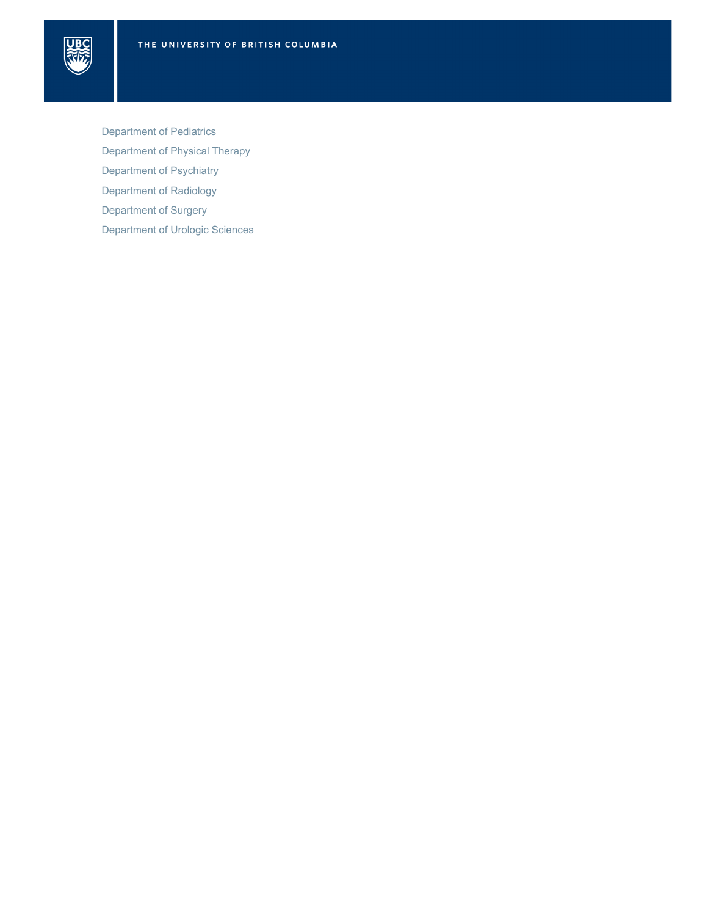THE UNIVERSITY OF BRITISH COLUMBIA

Department of Pediatrics

Department of Physical Therapy

Department of Psychiatry

Department of Radiology

Department of Surgery

Department of Urologic Sciences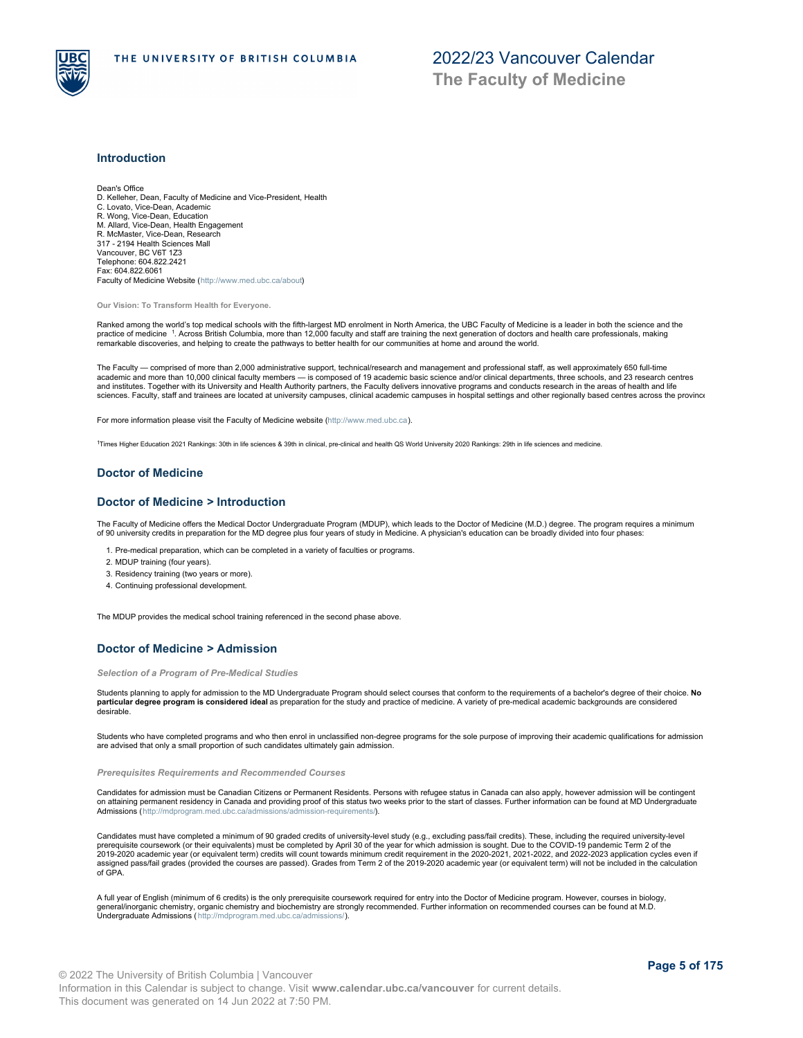## Introduction

Dean's Office
D. Kelleher, Dean, Faculty of Medicine and Vice-President, Health
C. Lovato, Vice-Dean, Academic
R. Wong, Vice-Dean, Education
M. Allard, Vice-Dean, Health Engagement
R. McMaster, Vice-Dean, Research
317 - 2194 Health Sciences Mall
Vancouver, BC V6T 1Z3
Telephone: 604.822.2421
Fax: 604.822.6061
Faculty of Medicine Website (http://www.med.ubc.ca/about)

**Our Vision: To Transform Health for Everyone.**

Ranked among the world's top medical schools with the fifth-largest MD enrolment in North America, the UBC Faculty of Medicine is a leader in both the science and the practice of medicine [1]. Across British Columbia, more than 12,000 faculty and staff are training the next generation of doctors and health care professionals, making remarkable discoveries, and helping to create the pathways to better health for our communities at home and around the world.

The Faculty — comprised of more than 2,000 administrative support, technical/research and management and professional staff, as well approximately 650 full-time academic and more than 10,000 clinical faculty members — is composed of 19 academic basic science and/or clinical departments, three schools, and 23 research centres and institutes. Together with its University and Health Authority partners, the Faculty delivers innovative programs and conducts research in the areas of health and life sciences. Faculty, staff and trainees are located at university campuses, clinical academic campuses in hospital settings and other regionally based centres across the province

For more information please visit the Faculty of Medicine website (http://www.med.ubc.ca).

[1]Times Higher Education 2021 Rankings: 30th in life sciences & 39th in clinical, pre-clinical and health QS World University 2020 Rankings: 29th in life sciences and medicine.

## Doctor of Medicine

## Doctor of Medicine > Introduction

The Faculty of Medicine offers the Medical Doctor Undergraduate Program (MDUP), which leads to the Doctor of Medicine (M.D.) degree. The program requires a minimum of 90 university credits in preparation for the MD degree plus four years of study in Medicine. A physician's education can be broadly divided into four phases:

1. Pre-medical preparation, which can be completed in a variety of faculties or programs.
2. MDUP training (four years).
3. Residency training (two years or more).
4. Continuing professional development.

The MDUP provides the medical school training referenced in the second phase above.

## Doctor of Medicine > Admission

### *Selection of a Program of Pre-Medical Studies*

Students planning to apply for admission to the MD Undergraduate Program should select courses that conform to the requirements of a bachelor's degree of their choice. **No particular degree program is considered ideal** as preparation for the study and practice of medicine. A variety of pre-medical academic backgrounds are considered desirable.

Students who have completed programs and who then enrol in unclassified non-degree programs for the sole purpose of improving their academic qualifications for admission are advised that only a small proportion of such candidates ultimately gain admission.

### *Prerequisites Requirements and Recommended Courses*

Candidates for admission must be Canadian Citizens or Permanent Residents. Persons with refugee status in Canada can also apply, however admission will be contingent on attaining permanent residency in Canada and providing proof of this status two weeks prior to the start of classes. Further information can be found at MD Undergraduate Admissions (http://mdprogram.med.ubc.ca/admissions/admission-requirements/).

Candidates must have completed a minimum of 90 graded credits of university-level study (e.g., excluding pass/fail credits). These, including the required university-level prerequisite coursework (or their equivalents) must be completed by April 30 of the year for which admission is sought. Due to the COVID-19 pandemic Term 2 of the 2019-2020 academic year (or equivalent term) credits will count towards minimum credit requirement in the 2020-2021, 2021-2022, and 2022-2023 application cycles even if assigned pass/fail grades (provided the courses are passed). Grades from Term 2 of the 2019-2020 academic year (or equivalent term) will not be included in the calculation of GPA.

A full year of English (minimum of 6 credits) is the only prerequisite coursework required for entry into the Doctor of Medicine program. However, courses in biology, general/inorganic chemistry, organic chemistry and biochemistry are strongly recommended. Further information on recommended courses can be found at M.D. Undergraduate Admissions (http://mdprogram.med.ubc.ca/admissions/).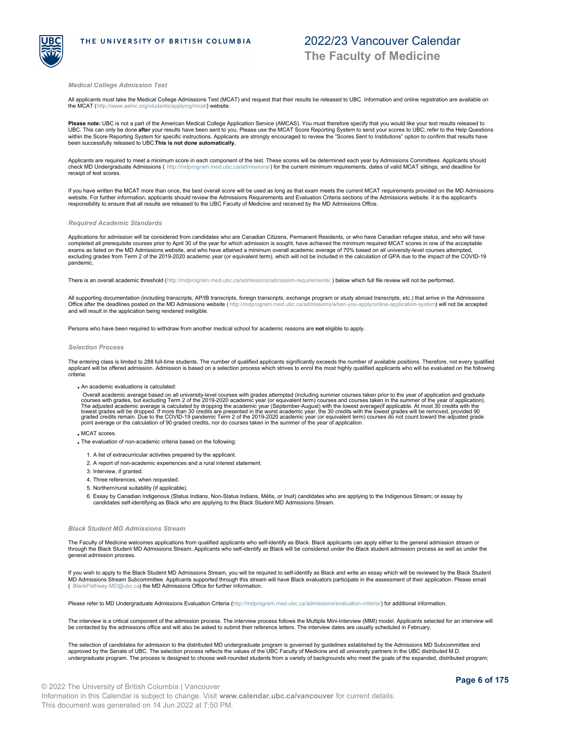### Medical College Admission Test

All applicants must take the Medical College Admissions Test (MCAT) and request that their results be released to UBC. Information and online registration are available on the MCAT (http://www.aamc.org/students/applying/mcat/) website.

**Please note:** UBC is not a part of the American Medical College Application Service (AMCAS). You must therefore specify that you would like your test results released to UBC. This can only be done **after** your results have been sent to you. Please use the MCAT Score Reporting System to send your scores to UBC; refer to the Help Questions within the Score Reporting System for specific instructions. Applicants are strongly encouraged to review the "Scores Sent to Institutions" option to confirm that results have been successfully released to UBC.**This is not done automatically.**

Applicants are required to meet a minimum score in each component of the test. These scores will be determined each year by Admissions Committees. Applicants should check MD Undergraduate Admissions ( http://mdprogram.med.ubc.ca/admissions/) for the current minimum requirements, dates of valid MCAT sittings, and deadline for receipt of test scores.

If you have written the MCAT more than once, the best overall score will be used as long as that exam meets the current MCAT requirements provided on the MD Admissions website. For further information, applicants should review the Admissions Requirements and Evaluation Criteria sections of the Admissions website. It is the applicant's responsibility to ensure that all results are released to the UBC Faculty of Medicine and received by the MD Admissions Office.

### Required Academic Standards

Applications for admission will be considered from candidates who are Canadian Citizens, Permanent Residents, or who have Canadian refugee status, and who will have completed all prerequisite courses prior to April 30 of the year for which admission is sought, have achieved the minimum required MCAT scores in one of the acceptable exams as listed on the MD Admissions website, and who have attained a minimum overall academic average of 70% based on all university-level courses attempted, excluding grades from Term 2 of the 2019-2020 academic year (or equivalent term), which will not be included in the calculation of GPA due to the impact of the COVID-19 pandemic.

There is an overall academic threshold (http://mdprogram.med.ubc.ca/admissions/admission-requirements/ ) below which full file review will not be performed.

All supporting documentation (including transcripts, AP/IB transcripts, foreign transcripts, exchange program or study abroad transcripts, etc.) that arrive in the Admissions Office after the deadlines posted on the MD Admissions website ( http://mdprogram.med.ubc.ca/admissions/when-you-apply/online-application-system) will not be accepted and will result in the application being rendered ineligible.

Persons who have been required to withdraw from another medical school for academic reasons are **not** eligible to apply.

### Selection Process

The entering class is limited to 288 full-time students. The number of qualified applicants significantly exceeds the number of available positions. Therefore, not every qualified applicant will be offered admission. Admission is based on a selection process which strives to enrol the most highly qualified applicants who will be evaluated on the following criteria:

- An academic evaluations is calculated:

  Overall academic average based on all university-level courses with grades attempted (including summer courses taken prior to the year of application and graduate courses with grades, but excluding Term 2 of the 2019-2020 academic year (or equivalent term) courses and courses taken in the summer of the year of application). The adjusted academic average is calculated by dropping the academic year (September-August) with the lowest average(if applicable. At most 30 credits with the lowest grades will be dropped. If more than 30 credits are presented in the worst academic year, the 30 credits with the lowest grades will be removed, provided 90 graded credits remain. Due to the COVID-19 pandemic Term 2 of the 2019-2020 academic year (or equivalent term) courses do not count toward the adjusted grade point average or the calculation of 90 graded credits, nor do courses taken in the summer of the year of application.

- MCAT scores.
- The evaluation of non-academic criteria based on the following:

  1. A list of extracurricular activities prepared by the applicant.
  2. A report of non-academic experiences and a rural interest statement.
  3. Interview, if granted.
  4. Three references, when requested.
  5. Northern/rural suitability (if applicable).
  6. Essay by Canadian Indigenous (Status Indians, Non-Status Indians, Métis, or Inuit) candidates who are applying to the Indigenous Stream; or essay by candidates self-identifying as Black who are applying to the Black Student MD Admissions Stream.

### Black Student MD Admissions Stream

The Faculty of Medicine welcomes applications from qualified applicants who self-identify as Black. Black applicants can apply either to the general admission stream or through the Black Student MD Admissions Stream. Applicants who self-identify as Black will be considered under the Black student admission process as well as under the general admission process.

If you wish to apply to the Black Student MD Admissions Stream, you will be required to self-identify as Black and write an essay which will be reviewed by the Black Student MD Admissions Stream Subcommittee. Applicants supported through this stream will have Black evaluators participate in the assessment of their application. Please email ( BlackPathway.MD@ubc.ca) the MD Admissions Office for further information.

Please refer to MD Undergraduate Admissions Evaluation Criteria (http://mdprogram.med.ubc.ca/admissions/evaluation-criteria/) for additional information.

The interview is a critical component of the admission process. The interview process follows the Multiple Mini-Interview (MMI) model. Applicants selected for an interview will be contacted by the admissions office and will also be asked to submit their reference letters. The interview dates are usually scheduled in February.

The selection of candidates for admission to the distributed MD undergraduate program is governed by guidelines established by the Admissions MD Subcommittee and approved by the Senate of UBC. The selection process reflects the values of the UBC Faculty of Medicine and all university partners in the UBC distributed M.D. undergraduate program. The process is designed to choose well-rounded students from a variety of backgrounds who meet the goals of the expanded, distributed program;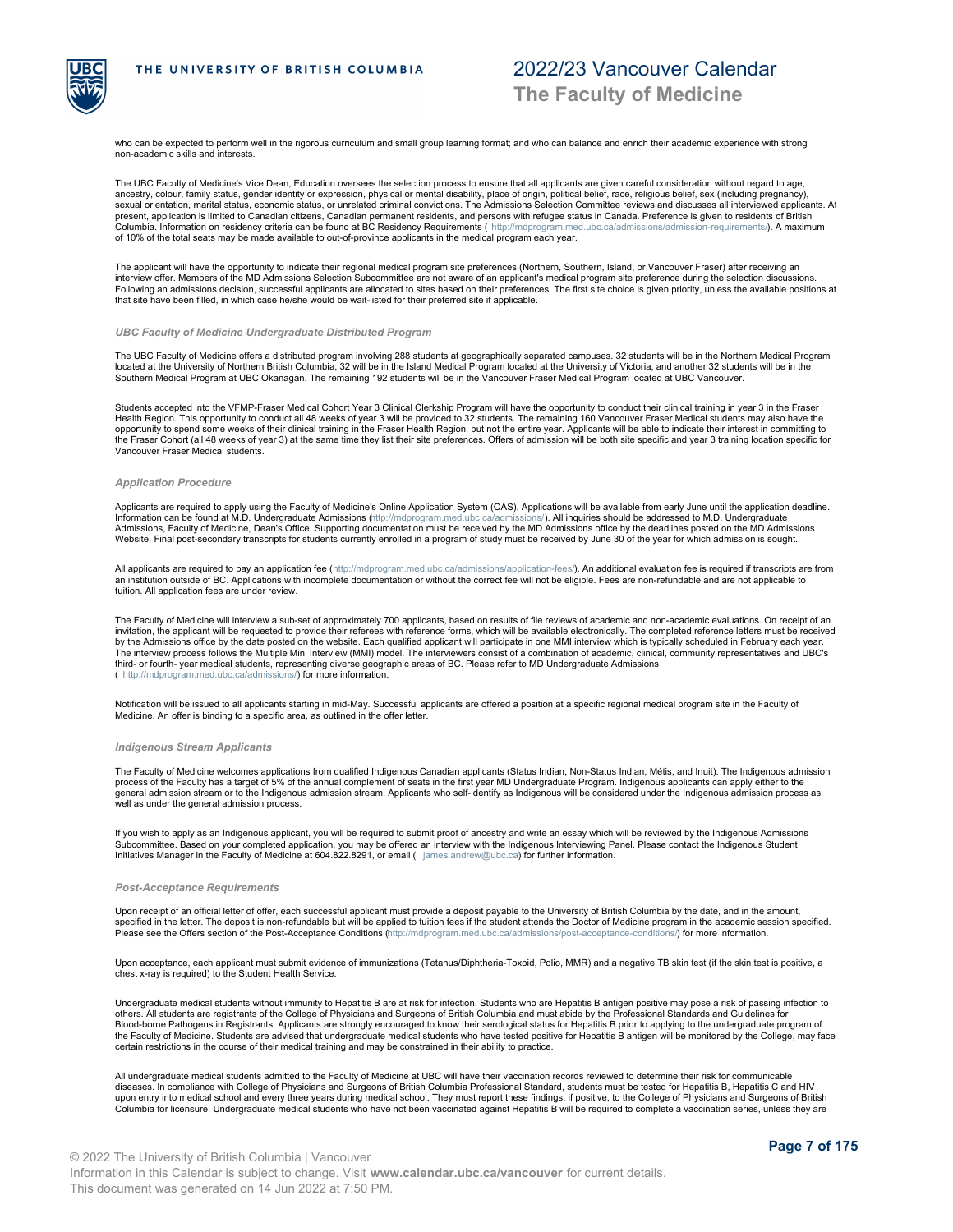who can be expected to perform well in the rigorous curriculum and small group learning format; and who can balance and enrich their academic experience with strong non-academic skills and interests.

The UBC Faculty of Medicine's Vice Dean, Education oversees the selection process to ensure that all applicants are given careful consideration without regard to age, ancestry, colour, family status, gender identity or expression, physical or mental disability, place of origin, political belief, race, religious belief, sex (including pregnancy), sexual orientation, marital status, economic status, or unrelated criminal convictions. The Admissions Selection Committee reviews and discusses all interviewed applicants. At present, application is limited to Canadian citizens, Canadian permanent residents, and persons with refugee status in Canada. Preference is given to residents of British Columbia. Information on residency criteria can be found at BC Residency Requirements ( http://mdprogram.med.ubc.ca/admissions/admission-requirements/). A maximum of 10% of the total seats may be made available to out-of-province applicants in the medical program each year.

The applicant will have the opportunity to indicate their regional medical program site preferences (Northern, Southern, Island, or Vancouver Fraser) after receiving an interview offer. Members of the MD Admissions Selection Subcommittee are not aware of an applicant's medical program site preference during the selection discussions. Following an admissions decision, successful applicants are allocated to sites based on their preferences. The first site choice is given priority, unless the available positions at that site have been filled, in which case he/she would be wait-listed for their preferred site if applicable.

### *UBC Faculty of Medicine Undergraduate Distributed Program*

The UBC Faculty of Medicine offers a distributed program involving 288 students at geographically separated campuses. 32 students will be in the Northern Medical Program located at the University of Northern British Columbia, 32 will be in the Island Medical Program located at the University of Victoria, and another 32 students will be in the Southern Medical Program at UBC Okanagan. The remaining 192 students will be in the Vancouver Fraser Medical Program located at UBC Vancouver.

Students accepted into the VFMP-Fraser Medical Cohort Year 3 Clinical Clerkship Program will have the opportunity to conduct their clinical training in year 3 in the Fraser Health Region. This opportunity to conduct all 48 weeks of year 3 will be provided to 32 students. The remaining 160 Vancouver Fraser Medical students may also have the opportunity to spend some weeks of their clinical training in the Fraser Health Region, but not the entire year. Applicants will be able to indicate their interest in committing to the Fraser Cohort (all 48 weeks of year 3) at the same time they list their site preferences. Offers of admission will be both site specific and year 3 training location specific for Vancouver Fraser Medical students.

### *Application Procedure*

Applicants are required to apply using the Faculty of Medicine's Online Application System (OAS). Applications will be available from early June until the application deadline. Information can be found at M.D. Undergraduate Admissions (http://mdprogram.med.ubc.ca/admissions/). All inquiries should be addressed to M.D. Undergraduate Admissions, Faculty of Medicine, Dean's Office. Supporting documentation must be received by the MD Admissions office by the deadlines posted on the MD Admissions Website. Final post-secondary transcripts for students currently enrolled in a program of study must be received by June 30 of the year for which admission is sought.

All applicants are required to pay an application fee (http://mdprogram.med.ubc.ca/admissions/application-fees/). An additional evaluation fee is required if transcripts are from an institution outside of BC. Applications with incomplete documentation or without the correct fee will not be eligible. Fees are non-refundable and are not applicable to tuition. All application fees are under review.

The Faculty of Medicine will interview a sub-set of approximately 700 applicants, based on results of file reviews of academic and non-academic evaluations. On receipt of an invitation, the applicant will be requested to provide their referees with reference forms, which will be available electronically. The completed reference letters must be received by the Admissions office by the date posted on the website. Each qualified applicant will participate in one MMI interview which is typically scheduled in February each year. The interview process follows the Multiple Mini Interview (MMI) model. The interviewers consist of a combination of academic, clinical, community representatives and UBC's third- or fourth- year medical students, representing diverse geographic areas of BC. Please refer to MD Undergraduate Admissions ( http://mdprogram.med.ubc.ca/admissions/) for more information.

Notification will be issued to all applicants starting in mid-May. Successful applicants are offered a position at a specific regional medical program site in the Faculty of Medicine. An offer is binding to a specific area, as outlined in the offer letter.

### *Indigenous Stream Applicants*

The Faculty of Medicine welcomes applications from qualified Indigenous Canadian applicants (Status Indian, Non-Status Indian, Métis, and Inuit). The Indigenous admission process of the Faculty has a target of 5% of the annual complement of seats in the first year MD Undergraduate Program. Indigenous applicants can apply either to the general admission stream or to the Indigenous admission stream. Applicants who self-identify as Indigenous will be considered under the Indigenous admission process as well as under the general admission process.

If you wish to apply as an Indigenous applicant, you will be required to submit proof of ancestry and write an essay which will be reviewed by the Indigenous Admissions Subcommittee. Based on your completed application, you may be offered an interview with the Indigenous Interviewing Panel. Please contact the Indigenous Student Initiatives Manager in the Faculty of Medicine at 604.822.8291, or email ( james.andrew@ubc.ca) for further information.

### *Post-Acceptance Requirements*

Upon receipt of an official letter of offer, each successful applicant must provide a deposit payable to the University of British Columbia by the date, and in the amount, specified in the letter. The deposit is non-refundable but will be applied to tuition fees if the student attends the Doctor of Medicine program in the academic session specified. Please see the Offers section of the Post-Acceptance Conditions (http://mdprogram.med.ubc.ca/admissions/post-acceptance-conditions/) for more information.

Upon acceptance, each applicant must submit evidence of immunizations (Tetanus/Diphtheria-Toxoid, Polio, MMR) and a negative TB skin test (if the skin test is positive, a chest x-ray is required) to the Student Health Service.

Undergraduate medical students without immunity to Hepatitis B are at risk for infection. Students who are Hepatitis B antigen positive may pose a risk of passing infection to others. All students are registrants of the College of Physicians and Surgeons of British Columbia and must abide by the Professional Standards and Guidelines for Blood-borne Pathogens in Registrants. Applicants are strongly encouraged to know their serological status for Hepatitis B prior to applying to the undergraduate program of the Faculty of Medicine. Students are advised that undergraduate medical students who have tested positive for Hepatitis B antigen will be monitored by the College, may face certain restrictions in the course of their medical training and may be constrained in their ability to practice.

All undergraduate medical students admitted to the Faculty of Medicine at UBC will have their vaccination records reviewed to determine their risk for communicable diseases. In compliance with College of Physicians and Surgeons of British Columbia Professional Standard, students must be tested for Hepatitis B, Hepatitis C and HIV upon entry into medical school and every three years during medical school. They must report these findings, if positive, to the College of Physicians and Surgeons of British Columbia for licensure. Undergraduate medical students who have not been vaccinated against Hepatitis B will be required to complete a vaccination series, unless they are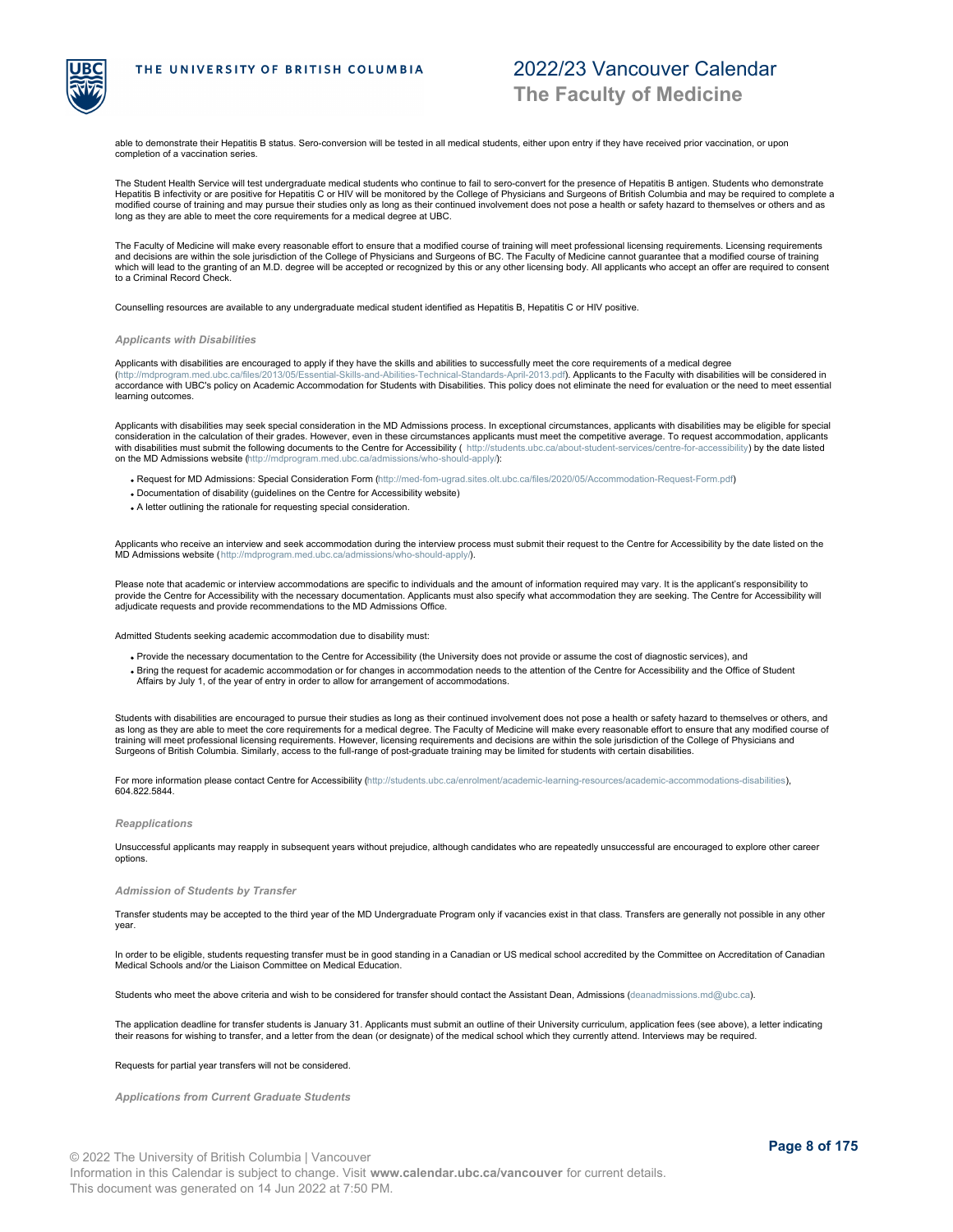able to demonstrate their Hepatitis B status. Sero-conversion will be tested in all medical students, either upon entry if they have received prior vaccination, or upon completion of a vaccination series.

The Student Health Service will test undergraduate medical students who continue to fail to sero-convert for the presence of Hepatitis B antigen. Students who demonstrate Hepatitis B infectivity or are positive for Hepatitis C or HIV will be monitored by the College of Physicians and Surgeons of British Columbia and may be required to complete a modified course of training and may pursue their studies only as long as their continued involvement does not pose a health or safety hazard to themselves or others and as long as they are able to meet the core requirements for a medical degree at UBC.

The Faculty of Medicine will make every reasonable effort to ensure that a modified course of training will meet professional licensing requirements. Licensing requirements and decisions are within the sole jurisdiction of the College of Physicians and Surgeons of BC. The Faculty of Medicine cannot guarantee that a modified course of training which will lead to the granting of an M.D. degree will be accepted or recognized by this or any other licensing body. All applicants who accept an offer are required to consent to a Criminal Record Check.

Counselling resources are available to any undergraduate medical student identified as Hepatitis B, Hepatitis C or HIV positive.

### *Applicants with Disabilities*

Applicants with disabilities are encouraged to apply if they have the skills and abilities to successfully meet the core requirements of a medical degree (http://mdprogram.med.ubc.ca/files/2013/05/Essential-Skills-and-Abilities-Technical-Standards-April-2013.pdf). Applicants to the Faculty with disabilities will be considered in accordance with UBC's policy on Academic Accommodation for Students with Disabilities. This policy does not eliminate the need for evaluation or the need to meet essential learning outcomes.

Applicants with disabilities may seek special consideration in the MD Admissions process. In exceptional circumstances, applicants with disabilities may be eligible for special consideration in the calculation of their grades. However, even in these circumstances applicants must meet the competitive average. To request accommodation, applicants with disabilities must submit the following documents to the Centre for Accessibility ( http://students.ubc.ca/about-student-services/centre-for-accessibility) by the date listed on the MD Admissions website (http://mdprogram.med.ubc.ca/admissions/who-should-apply/):

- Request for MD Admissions: Special Consideration Form (http://med-fom-ugrad.sites.olt.ubc.ca/files/2020/05/Accommodation-Request-Form.pdf)
- Documentation of disability (guidelines on the Centre for Accessibility website)
- A letter outlining the rationale for requesting special consideration.

Applicants who receive an interview and seek accommodation during the interview process must submit their request to the Centre for Accessibility by the date listed on the MD Admissions website (http://mdprogram.med.ubc.ca/admissions/who-should-apply/).

Please note that academic or interview accommodations are specific to individuals and the amount of information required may vary. It is the applicant's responsibility to provide the Centre for Accessibility with the necessary documentation. Applicants must also specify what accommodation they are seeking. The Centre for Accessibility will adjudicate requests and provide recommendations to the MD Admissions Office.

Admitted Students seeking academic accommodation due to disability must:

- Provide the necessary documentation to the Centre for Accessibility (the University does not provide or assume the cost of diagnostic services), and
- Bring the request for academic accommodation or for changes in accommodation needs to the attention of the Centre for Accessibility and the Office of Student Affairs by July 1, of the year of entry in order to allow for arrangement of accommodations.

Students with disabilities are encouraged to pursue their studies as long as their continued involvement does not pose a health or safety hazard to themselves or others, and as long as they are able to meet the core requirements for a medical degree. The Faculty of Medicine will make every reasonable effort to ensure that any modified course of training will meet professional licensing requirements. However, licensing requirements and decisions are within the sole jurisdiction of the College of Physicians and Surgeons of British Columbia. Similarly, access to the full-range of post-graduate training may be limited for students with certain disabilities.

For more information please contact Centre for Accessibility (http://students.ubc.ca/enrolment/academic-learning-resources/academic-accommodations-disabilities), 604.822.5844.

### *Reapplications*

Unsuccessful applicants may reapply in subsequent years without prejudice, although candidates who are repeatedly unsuccessful are encouraged to explore other career options.

### *Admission of Students by Transfer*

Transfer students may be accepted to the third year of the MD Undergraduate Program only if vacancies exist in that class. Transfers are generally not possible in any other year.

In order to be eligible, students requesting transfer must be in good standing in a Canadian or US medical school accredited by the Committee on Accreditation of Canadian Medical Schools and/or the Liaison Committee on Medical Education.

Students who meet the above criteria and wish to be considered for transfer should contact the Assistant Dean, Admissions (deanadmissions.md@ubc.ca).

The application deadline for transfer students is January 31. Applicants must submit an outline of their University curriculum, application fees (see above), a letter indicating their reasons for wishing to transfer, and a letter from the dean (or designate) of the medical school which they currently attend. Interviews may be required.

Requests for partial year transfers will not be considered.

### *Applications from Current Graduate Students*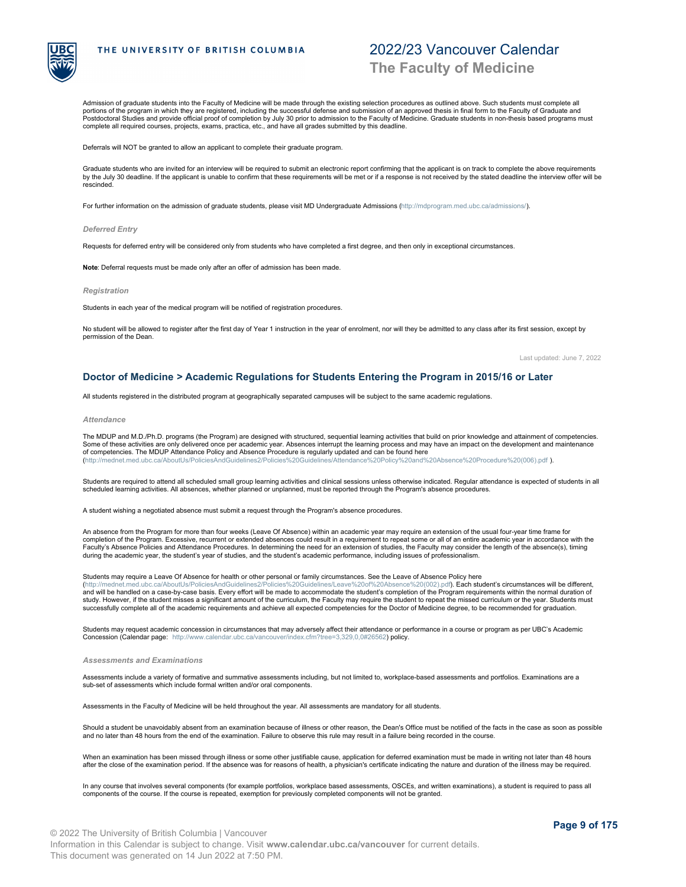Admission of graduate students into the Faculty of Medicine will be made through the existing selection procedures as outlined above. Such students must complete all portions of the program in which they are registered, including the successful defense and submission of an approved thesis in final form to the Faculty of Graduate and Postdoctoral Studies and provide official proof of completion by July 30 prior to admission to the Faculty of Medicine. Graduate students in non-thesis based programs must complete all required courses, projects, exams, practica, etc., and have all grades submitted by this deadline.

Deferrals will NOT be granted to allow an applicant to complete their graduate program.

Graduate students who are invited for an interview will be required to submit an electronic report confirming that the applicant is on track to complete the above requirements by the July 30 deadline. If the applicant is unable to confirm that these requirements will be met or if a response is not received by the stated deadline the interview offer will be rescinded.

For further information on the admission of graduate students, please visit MD Undergraduate Admissions (http://mdprogram.med.ubc.ca/admissions/).

#### *Deferred Entry*

Requests for deferred entry will be considered only from students who have completed a first degree, and then only in exceptional circumstances.

**Note**: Deferral requests must be made only after an offer of admission has been made.

#### *Registration*

Students in each year of the medical program will be notified of registration procedures.

No student will be allowed to register after the first day of Year 1 instruction in the year of enrolment, nor will they be admitted to any class after its first session, except by permission of the Dean.

Last updated: June 7, 2022

## Doctor of Medicine > Academic Regulations for Students Entering the Program in 2015/16 or Later

All students registered in the distributed program at geographically separated campuses will be subject to the same academic regulations.

#### *Attendance*

The MDUP and M.D./Ph.D. programs (the Program) are designed with structured, sequential learning activities that build on prior knowledge and attainment of competencies. Some of these activities are only delivered once per academic year. Absences interrupt the learning process and may have an impact on the development and maintenance of competencies. The MDUP Attendance Policy and Absence Procedure is regularly updated and can be found here (http://mednet.med.ubc.ca/AboutUs/PoliciesAndGuidelines2/Policies%20Guidelines/Attendance%20Policy%20and%20Absence%20Procedure%20(006).pdf ).

Students are required to attend all scheduled small group learning activities and clinical sessions unless otherwise indicated. Regular attendance is expected of students in all scheduled learning activities. All absences, whether planned or unplanned, must be reported through the Program's absence procedures.

A student wishing a negotiated absence must submit a request through the Program's absence procedures.

An absence from the Program for more than four weeks (Leave Of Absence) within an academic year may require an extension of the usual four-year time frame for completion of the Program. Excessive, recurrent or extended absences could result in a requirement to repeat some or all of an entire academic year in accordance with the Faculty's Absence Policies and Attendance Procedures. In determining the need for an extension of studies, the Faculty may consider the length of the absence(s), timing during the academic year, the student's year of studies, and the student's academic performance, including issues of professionalism.

Students may require a Leave Of Absence for health or other personal or family circumstances. See the Leave of Absence Policy here (http://mednet.med.ubc.ca/AboutUs/PoliciesAndGuidelines2/Policies%20Guidelines/Leave%20of%20Absence%20(002).pdf). Each student's circumstances will be different, and will be handled on a case-by-case basis. Every effort will be made to accommodate the student's completion of the Program requirements within the normal duration of study. However, if the student misses a significant amount of the curriculum, the Faculty may require the student to repeat the missed curriculum or the year. Students must successfully complete all of the academic requirements and achieve all expected competencies for the Doctor of Medicine degree, to be recommended for graduation.

Students may request academic concession in circumstances that may adversely affect their attendance or performance in a course or program as per UBC's Academic Concession (Calendar page: http://www.calendar.ubc.ca/vancouver/index.cfm?tree=3,329,0,0#26562) policy.

#### *Assessments and Examinations*

Assessments include a variety of formative and summative assessments including, but not limited to, workplace-based assessments and portfolios. Examinations are a sub-set of assessments which include formal written and/or oral components.

Assessments in the Faculty of Medicine will be held throughout the year. All assessments are mandatory for all students.

Should a student be unavoidably absent from an examination because of illness or other reason, the Dean's Office must be notified of the facts in the case as soon as possible and no later than 48 hours from the end of the examination. Failure to observe this rule may result in a failure being recorded in the course.

When an examination has been missed through illness or some other justifiable cause, application for deferred examination must be made in writing not later than 48 hours after the close of the examination period. If the absence was for reasons of health, a physician's certificate indicating the nature and duration of the illness may be required.

In any course that involves several components (for example portfolios, workplace based assessments, OSCEs, and written examinations), a student is required to pass all components of the course. If the course is repeated, exemption for previously completed components will not be granted.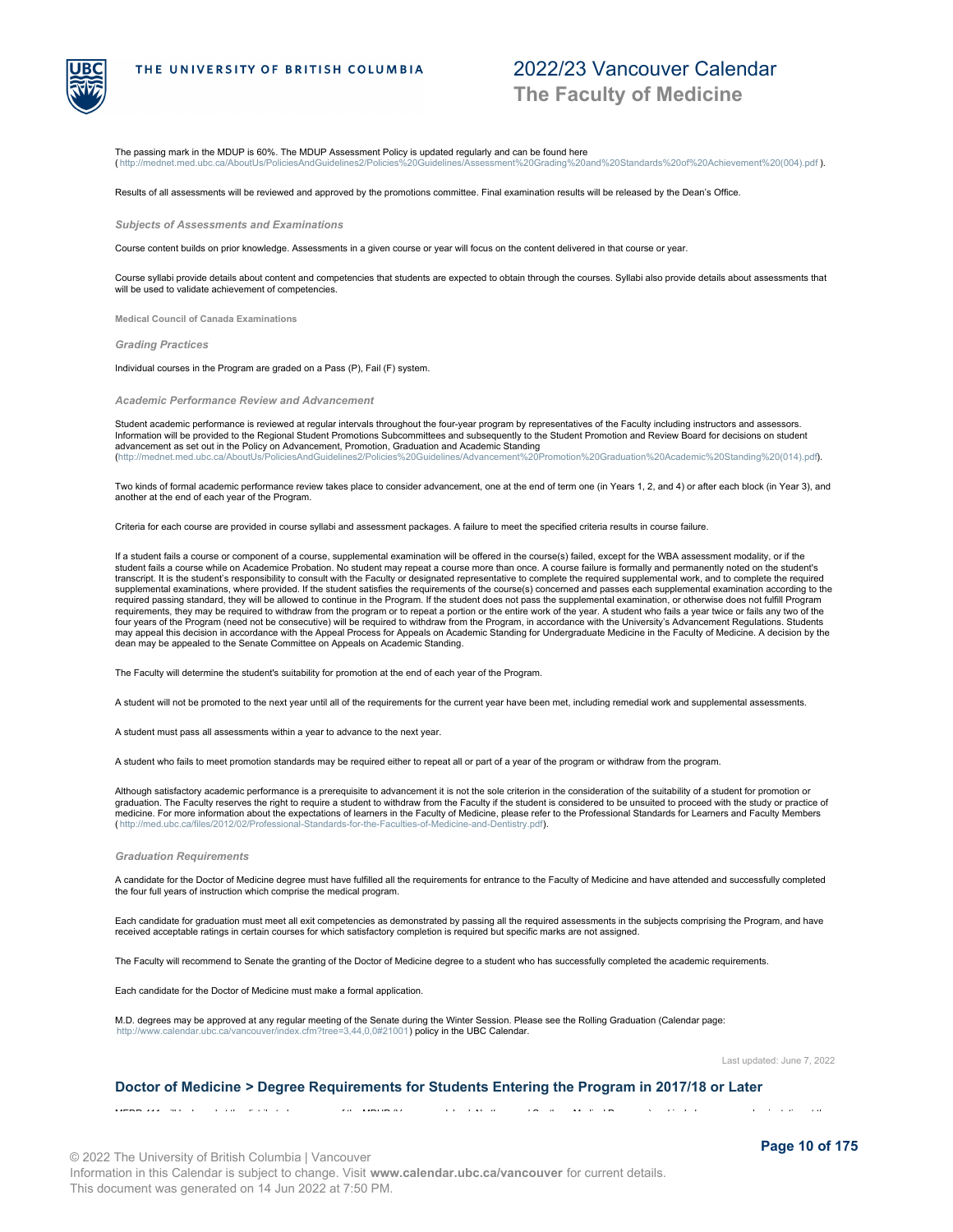The passing mark in the MDUP is 60%. The MDUP Assessment Policy is updated regularly and can be found here (http://mednet.med.ubc.ca/AboutUs/PoliciesAndGuidelines2/Policies%20Guidelines/Assessment%20Grading%20and%20Standards%20of%20Achievement%20(004).pdf ).

Results of all assessments will be reviewed and approved by the promotions committee. Final examination results will be released by the Dean's Office.

### *Subjects of Assessments and Examinations*

Course content builds on prior knowledge. Assessments in a given course or year will focus on the content delivered in that course or year.

Course syllabi provide details about content and competencies that students are expected to obtain through the courses. Syllabi also provide details about assessments that will be used to validate achievement of competencies.

#### Medical Council of Canada Examinations

### *Grading Practices*

Individual courses in the Program are graded on a Pass (P), Fail (F) system.

### *Academic Performance Review and Advancement*

Student academic performance is reviewed at regular intervals throughout the four-year program by representatives of the Faculty including instructors and assessors. Information will be provided to the Regional Student Promotions Subcommittees and subsequently to the Student Promotion and Review Board for decisions on student advancement as set out in the Policy on Advancement, Promotion, Graduation and Academic Standing (http://mednet.med.ubc.ca/AboutUs/PoliciesAndGuidelines2/Policies%20Guidelines/Advancement%20Promotion%20Graduation%20Academic%20Standing%20(014).pdf).

Two kinds of formal academic performance review takes place to consider advancement, one at the end of term one (in Years 1, 2, and 4) or after each block (in Year 3), and another at the end of each year of the Program.

Criteria for each course are provided in course syllabi and assessment packages. A failure to meet the specified criteria results in course failure.

If a student fails a course or component of a course, supplemental examination will be offered in the course(s) failed, except for the WBA assessment modality, or if the student fails a course while on Academice Probation. No student may repeat a course more than once. A course failure is formally and permanently noted on the student's transcript. It is the student's responsibility to consult with the Faculty or designated representative to complete the required supplemental work, and to complete the required supplemental examinations, where provided. If the student satisfies the requirements of the course(s) concerned and passes each supplemental examination according to the required passing standard, they will be allowed to continue in the Program. If the student does not pass the supplemental examination, or otherwise does not fulfill Program requirements, they may be required to withdraw from the program or to repeat a portion or the entire work of the year. A student who fails a year twice or fails any two of the four years of the Program (need not be consecutive) will be required to withdraw from the Program, in accordance with the University's Advancement Regulations. Students may appeal this decision in accordance with the Appeal Process for Appeals on Academic Standing for Undergraduate Medicine in the Faculty of Medicine. A decision by the dean may be appealed to the Senate Committee on Appeals on Academic Standing.

The Faculty will determine the student's suitability for promotion at the end of each year of the Program.

A student will not be promoted to the next year until all of the requirements for the current year have been met, including remedial work and supplemental assessments.

A student must pass all assessments within a year to advance to the next year.

A student who fails to meet promotion standards may be required either to repeat all or part of a year of the program or withdraw from the program.

Although satisfactory academic performance is a prerequisite to advancement it is not the sole criterion in the consideration of the suitability of a student for promotion or graduation. The Faculty reserves the right to require a student to withdraw from the Faculty if the student is considered to be unsuited to proceed with the study or practice of medicine. For more information about the expectations of learners in the Faculty of Medicine, please refer to the Professional Standards for Learners and Faculty Members (http://med.ubc.ca/files/2012/02/Professional-Standards-for-the-Faculties-of-Medicine-and-Dentistry.pdf).

### *Graduation Requirements*

A candidate for the Doctor of Medicine degree must have fulfilled all the requirements for entrance to the Faculty of Medicine and have attended and successfully completed the four full years of instruction which comprise the medical program.

Each candidate for graduation must meet all exit competencies as demonstrated by passing all the required assessments in the subjects comprising the Program, and have received acceptable ratings in certain courses for which satisfactory completion is required but specific marks are not assigned.

The Faculty will recommend to Senate the granting of the Doctor of Medicine degree to a student who has successfully completed the academic requirements.

Each candidate for the Doctor of Medicine must make a formal application.

M.D. degrees may be approved at any regular meeting of the Senate during the Winter Session. Please see the Rolling Graduation (Calendar page: http://www.calendar.ubc.ca/vancouver/index.cfm?tree=3,44,0,0#21001) policy in the UBC Calendar.

Last updated: June 7, 2022

## Doctor of Medicine > Degree Requirements for Students Entering the Program in 2017/18 or Later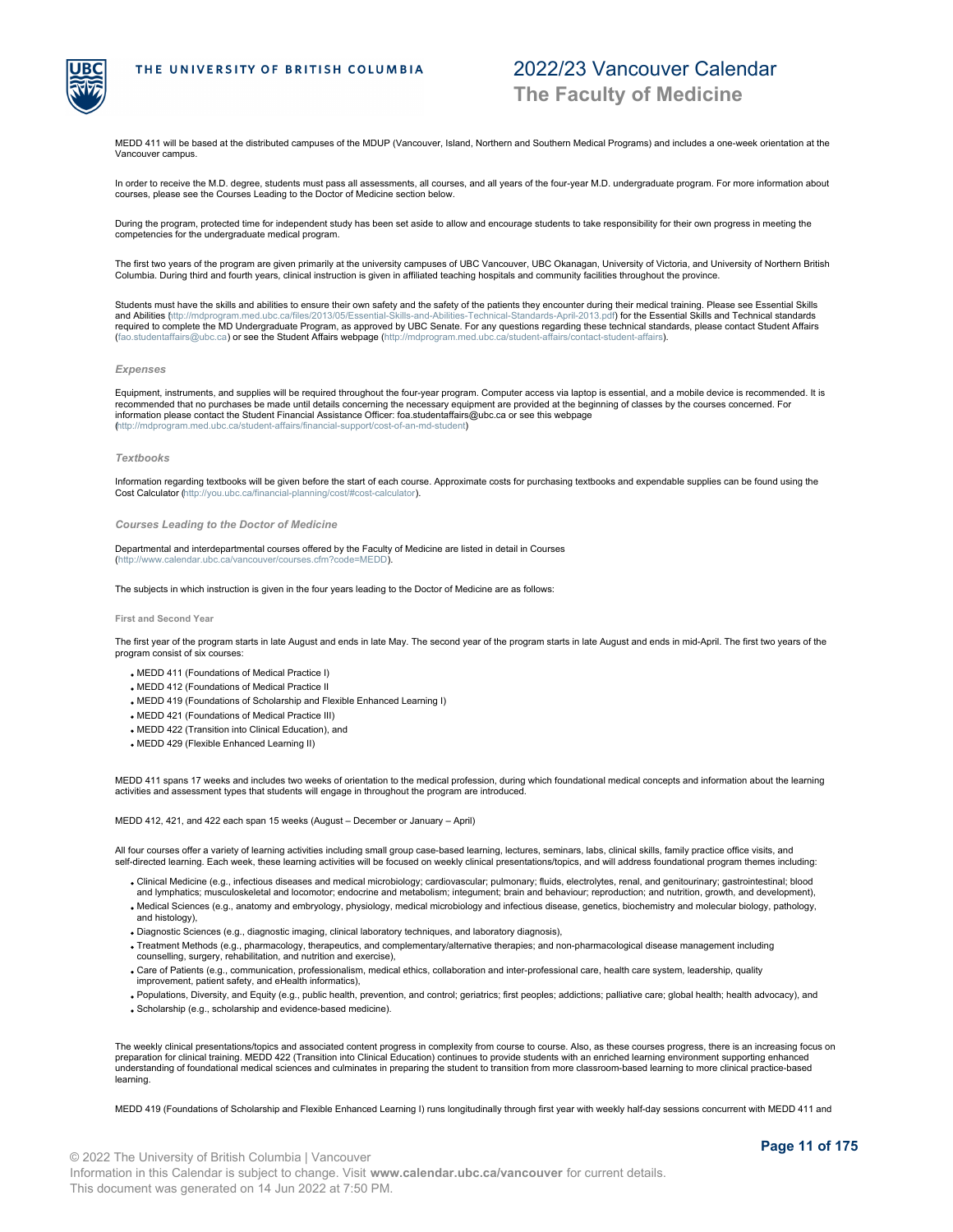MEDD 411 will be based at the distributed campuses of the MDUP (Vancouver, Island, Northern and Southern Medical Programs) and includes a one-week orientation at the Vancouver campus.

In order to receive the M.D. degree, students must pass all assessments, all courses, and all years of the four-year M.D. undergraduate program. For more information about courses, please see the Courses Leading to the Doctor of Medicine section below.

During the program, protected time for independent study has been set aside to allow and encourage students to take responsibility for their own progress in meeting the competencies for the undergraduate medical program.

The first two years of the program are given primarily at the university campuses of UBC Vancouver, UBC Okanagan, University of Victoria, and University of Northern British Columbia. During third and fourth years, clinical instruction is given in affiliated teaching hospitals and community facilities throughout the province.

Students must have the skills and abilities to ensure their own safety and the safety of the patients they encounter during their medical training. Please see Essential Skills and Abilities (http://mdprogram.med.ubc.ca/files/2013/05/Essential-Skills-and-Abilities-Technical-Standards-April-2013.pdf) for the Essential Skills and Technical standards required to complete the MD Undergraduate Program, as approved by UBC Senate. For any questions regarding these technical standards, please contact Student Affairs (fao.studentaffairs@ubc.ca) or see the Student Affairs webpage (http://mdprogram.med.ubc.ca/student-affairs/contact-student-affairs).

### *Expenses*

Equipment, instruments, and supplies will be required throughout the four-year program. Computer access via laptop is essential, and a mobile device is recommended. It is recommended that no purchases be made until details concerning the necessary equipment are provided at the beginning of classes by the courses concerned. For information please contact the Student Financial Assistance Officer: foa.studentaffairs@ubc.ca or see this webpage (http://mdprogram.med.ubc.ca/student-affairs/financial-support/cost-of-an-md-student)

### *Textbooks*

Information regarding textbooks will be given before the start of each course. Approximate costs for purchasing textbooks and expendable supplies can be found using the Cost Calculator (http://you.ubc.ca/financial-planning/cost/#cost-calculator).

### *Courses Leading to the Doctor of Medicine*

Departmental and interdepartmental courses offered by the Faculty of Medicine are listed in detail in Courses (http://www.calendar.ubc.ca/vancouver/courses.cfm?code=MEDD).

The subjects in which instruction is given in the four years leading to the Doctor of Medicine are as follows:

#### First and Second Year

The first year of the program starts in late August and ends in late May. The second year of the program starts in late August and ends in mid-April. The first two years of the program consist of six courses:

- MEDD 411 (Foundations of Medical Practice I)
- MEDD 412 (Foundations of Medical Practice II
- MEDD 419 (Foundations of Scholarship and Flexible Enhanced Learning I)
- MEDD 421 (Foundations of Medical Practice III)
- MEDD 422 (Transition into Clinical Education), and
- MEDD 429 (Flexible Enhanced Learning II)

MEDD 411 spans 17 weeks and includes two weeks of orientation to the medical profession, during which foundational medical concepts and information about the learning activities and assessment types that students will engage in throughout the program are introduced.

MEDD 412, 421, and 422 each span 15 weeks (August – December or January – April)

All four courses offer a variety of learning activities including small group case-based learning, lectures, seminars, labs, clinical skills, family practice office visits, and self-directed learning. Each week, these learning activities will be focused on weekly clinical presentations/topics, and will address foundational program themes including:

- Clinical Medicine (e.g., infectious diseases and medical microbiology; cardiovascular; pulmonary; fluids, electrolytes, renal, and genitourinary; gastrointestinal; blood and lymphatics; musculoskeletal and locomotor; endocrine and metabolism; integument; brain and behaviour; reproduction; and nutrition, growth, and development),
- Medical Sciences (e.g., anatomy and embryology, physiology, medical microbiology and infectious disease, genetics, biochemistry and molecular biology, pathology, and histology),
- Diagnostic Sciences (e.g., diagnostic imaging, clinical laboratory techniques, and laboratory diagnosis),
- Treatment Methods (e.g., pharmacology, therapeutics, and complementary/alternative therapies; and non-pharmacological disease management including counselling, surgery, rehabilitation, and nutrition and exercise),
- Care of Patients (e.g., communication, professionalism, medical ethics, collaboration and inter-professional care, health care system, leadership, quality improvement, patient safety, and eHealth informatics),
- Populations, Diversity, and Equity (e.g., public health, prevention, and control; geriatrics; first peoples; addictions; palliative care; global health; health advocacy), and
- Scholarship (e.g., scholarship and evidence-based medicine).

The weekly clinical presentations/topics and associated content progress in complexity from course to course. Also, as these courses progress, there is an increasing focus on preparation for clinical training. MEDD 422 (Transition into Clinical Education) continues to provide students with an enriched learning environment supporting enhanced understanding of foundational medical sciences and culminates in preparing the student to transition from more classroom-based learning to more clinical practice-based learning.

MEDD 419 (Foundations of Scholarship and Flexible Enhanced Learning I) runs longitudinally through first year with weekly half-day sessions concurrent with MEDD 411 and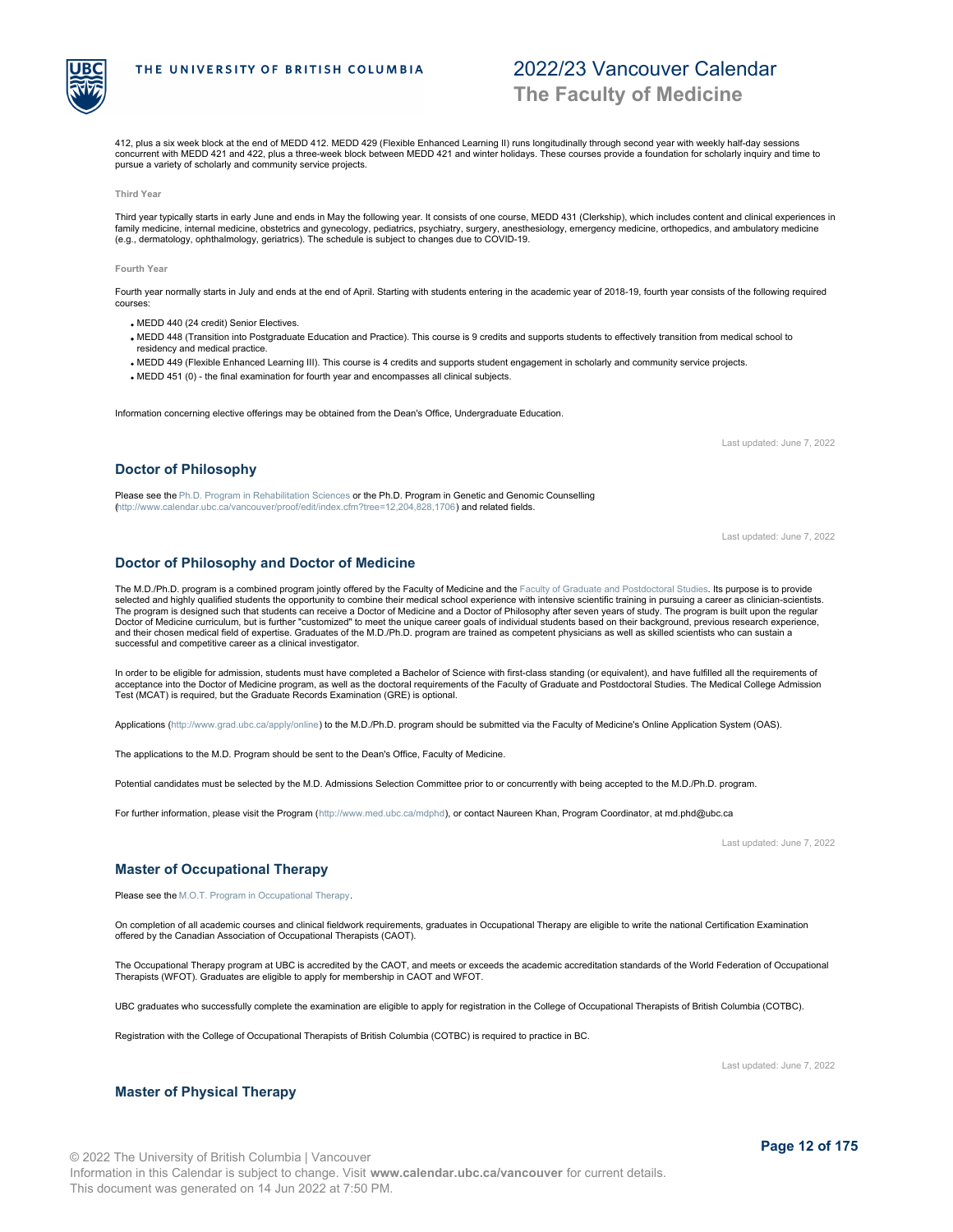412, plus a six week block at the end of MEDD 412. MEDD 429 (Flexible Enhanced Learning II) runs longitudinally through second year with weekly half-day sessions concurrent with MEDD 421 and 422, plus a three-week block between MEDD 421 and winter holidays. These courses provide a foundation for scholarly inquiry and time to pursue a variety of scholarly and community service projects.

#### Third Year

Third year typically starts in early June and ends in May the following year. It consists of one course, MEDD 431 (Clerkship), which includes content and clinical experiences in family medicine, internal medicine, obstetrics and gynecology, pediatrics, psychiatry, surgery, anesthesiology, emergency medicine, orthopedics, and ambulatory medicine (e.g., dermatology, ophthalmology, geriatrics). The schedule is subject to changes due to COVID-19.

#### Fourth Year

Fourth year normally starts in July and ends at the end of April. Starting with students entering in the academic year of 2018-19, fourth year consists of the following required courses:

- MEDD 440 (24 credit) Senior Electives.
- MEDD 448 (Transition into Postgraduate Education and Practice). This course is 9 credits and supports students to effectively transition from medical school to residency and medical practice.
- MEDD 449 (Flexible Enhanced Learning III). This course is 4 credits and supports student engagement in scholarly and community service projects.
- MEDD 451 (0) - the final examination for fourth year and encompasses all clinical subjects.

Information concerning elective offerings may be obtained from the Dean's Office, Undergraduate Education.

Last updated: June 7, 2022

## Doctor of Philosophy

Please see the Ph.D. Program in Rehabilitation Sciences or the Ph.D. Program in Genetic and Genomic Counselling (http://www.calendar.ubc.ca/vancouver/proof/edit/index.cfm?tree=12,204,828,1706) and related fields.

Last updated: June 7, 2022

## Doctor of Philosophy and Doctor of Medicine

The M.D./Ph.D. program is a combined program jointly offered by the Faculty of Medicine and the Faculty of Graduate and Postdoctoral Studies. Its purpose is to provide selected and highly qualified students the opportunity to combine their medical school experience with intensive scientific training in pursuing a career as clinician-scientists. The program is designed such that students can receive a Doctor of Medicine and a Doctor of Philosophy after seven years of study. The program is built upon the regular Doctor of Medicine curriculum, but is further "customized" to meet the unique career goals of individual students based on their background, previous research experience, and their chosen medical field of expertise. Graduates of the M.D./Ph.D. program are trained as competent physicians as well as skilled scientists who can sustain a successful and competitive career as a clinical investigator.

In order to be eligible for admission, students must have completed a Bachelor of Science with first-class standing (or equivalent), and have fulfilled all the requirements of acceptance into the Doctor of Medicine program, as well as the doctoral requirements of the Faculty of Graduate and Postdoctoral Studies. The Medical College Admission Test (MCAT) is required, but the Graduate Records Examination (GRE) is optional.

Applications (http://www.grad.ubc.ca/apply/online) to the M.D./Ph.D. program should be submitted via the Faculty of Medicine's Online Application System (OAS).

The applications to the M.D. Program should be sent to the Dean's Office, Faculty of Medicine.

Potential candidates must be selected by the M.D. Admissions Selection Committee prior to or concurrently with being accepted to the M.D./Ph.D. program.

For further information, please visit the Program (http://www.med.ubc.ca/mdphd), or contact Naureen Khan, Program Coordinator, at md.phd@ubc.ca

Last updated: June 7, 2022

## Master of Occupational Therapy

Please see the M.O.T. Program in Occupational Therapy.

On completion of all academic courses and clinical fieldwork requirements, graduates in Occupational Therapy are eligible to write the national Certification Examination offered by the Canadian Association of Occupational Therapists (CAOT).

The Occupational Therapy program at UBC is accredited by the CAOT, and meets or exceeds the academic accreditation standards of the World Federation of Occupational Therapists (WFOT). Graduates are eligible to apply for membership in CAOT and WFOT.

UBC graduates who successfully complete the examination are eligible to apply for registration in the College of Occupational Therapists of British Columbia (COTBC).

Registration with the College of Occupational Therapists of British Columbia (COTBC) is required to practice in BC.

Last updated: June 7, 2022

## Master of Physical Therapy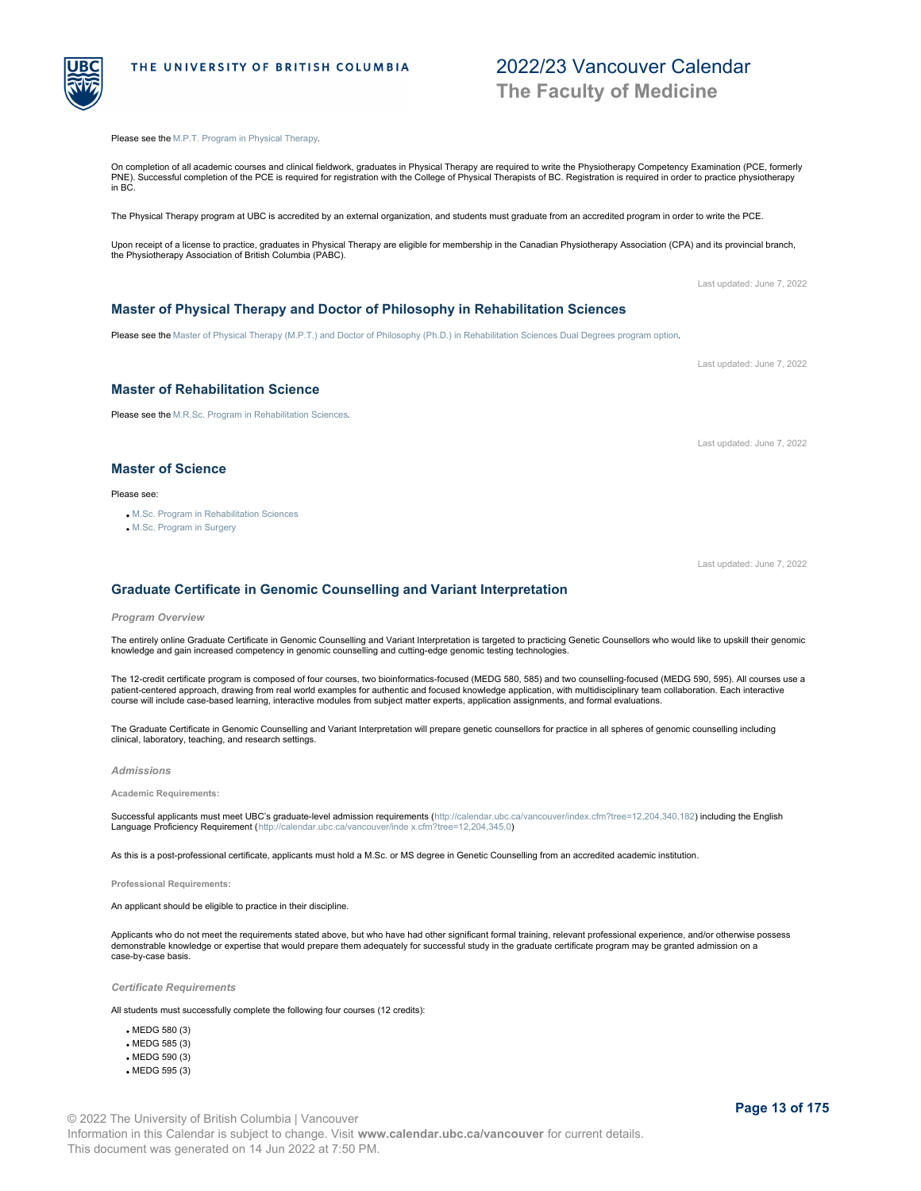Please see the M.P.T. Program in Physical Therapy.

On completion of all academic courses and clinical fieldwork, graduates in Physical Therapy are required to write the Physiotherapy Competency Examination (PCE, formerly PNE). Successful completion of the PCE is required for registration with the College of Physical Therapists of BC. Registration is required in order to practice physiotherapy in BC.

The Physical Therapy program at UBC is accredited by an external organization, and students must graduate from an accredited program in order to write the PCE.

Upon receipt of a license to practice, graduates in Physical Therapy are eligible for membership in the Canadian Physiotherapy Association (CPA) and its provincial branch, the Physiotherapy Association of British Columbia (PABC).

Last updated: June 7, 2022

## Master of Physical Therapy and Doctor of Philosophy in Rehabilitation Sciences

Please see the Master of Physical Therapy (M.P.T.) and Doctor of Philosophy (Ph.D.) in Rehabilitation Sciences Dual Degrees program option.

Last updated: June 7, 2022

## Master of Rehabilitation Science

Please see the M.R.Sc. Program in Rehabilitation Sciences.

Last updated: June 7, 2022

## Master of Science

Please see:

- M.Sc. Program in Rehabilitation Sciences
- M.Sc. Program in Surgery

Last updated: June 7, 2022

## Graduate Certificate in Genomic Counselling and Variant Interpretation

### *Program Overview*

The entirely online Graduate Certificate in Genomic Counselling and Variant Interpretation is targeted to practicing Genetic Counsellors who would like to upskill their genomic knowledge and gain increased competency in genomic counselling and cutting-edge genomic testing technologies.

The 12-credit certificate program is composed of four courses, two bioinformatics-focused (MEDG 580, 585) and two counselling-focused (MEDG 590, 595). All courses use a patient-centered approach, drawing from real world examples for authentic and focused knowledge application, with multidisciplinary team collaboration. Each interactive course will include case-based learning, interactive modules from subject matter experts, application assignments, and formal evaluations.

The Graduate Certificate in Genomic Counselling and Variant Interpretation will prepare genetic counsellors for practice in all spheres of genomic counselling including clinical, laboratory, teaching, and research settings.

### *Admissions*

#### Academic Requirements:

Successful applicants must meet UBC's graduate-level admission requirements (http://calendar.ubc.ca/vancouver/index.cfm?tree=12,204,340,182) including the English Language Proficiency Requirement (http://calendar.ubc.ca/vancouver/inde x.cfm?tree=12,204,345,0)

As this is a post-professional certificate, applicants must hold a M.Sc. or MS degree in Genetic Counselling from an accredited academic institution.

#### Professional Requirements:

An applicant should be eligible to practice in their discipline.

Applicants who do not meet the requirements stated above, but who have had other significant formal training, relevant professional experience, and/or otherwise possess demonstrable knowledge or expertise that would prepare them adequately for successful study in the graduate certificate program may be granted admission on a case-by-case basis.

### *Certificate Requirements*

All students must successfully complete the following four courses (12 credits):

- MEDG 580 (3)
- MEDG 585 (3)
- MEDG 590 (3)
- MEDG 595 (3)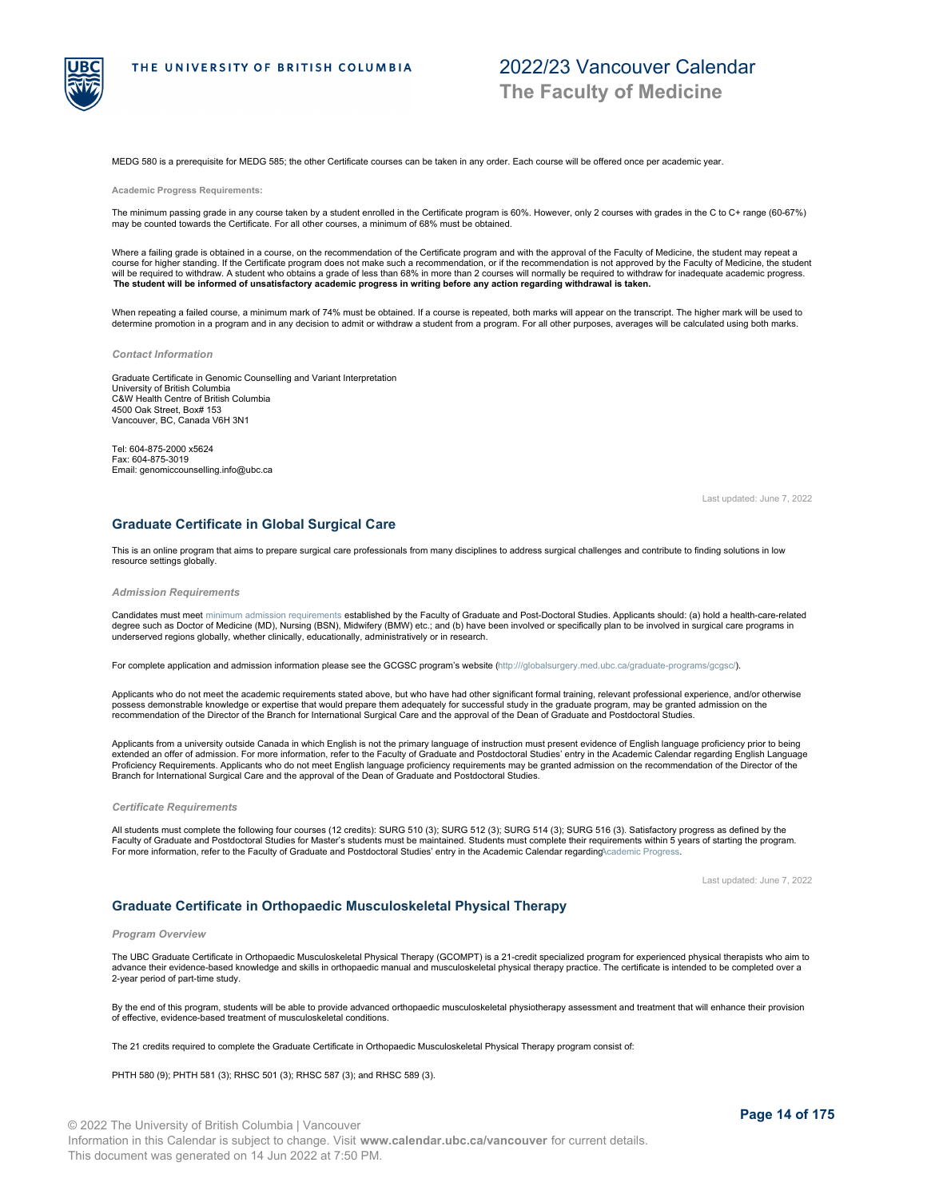MEDG 580 is a prerequisite for MEDG 585; the other Certificate courses can be taken in any order. Each course will be offered once per academic year.

**Academic Progress Requirements:**

The minimum passing grade in any course taken by a student enrolled in the Certificate program is 60%. However, only 2 courses with grades in the C to C+ range (60-67%) may be counted towards the Certificate. For all other courses, a minimum of 68% must be obtained.

Where a failing grade is obtained in a course, on the recommendation of the Certificate program and with the approval of the Faculty of Medicine, the student may repeat a course for higher standing. If the Certificate program does not make such a recommendation, or if the recommendation is not approved by the Faculty of Medicine, the student will be required to withdraw. A student who obtains a grade of less than 68% in more than 2 courses will normally be required to withdraw for inadequate academic progress. **The student will be informed of unsatisfactory academic progress in writing before any action regarding withdrawal is taken.**

When repeating a failed course, a minimum mark of 74% must be obtained. If a course is repeated, both marks will appear on the transcript. The higher mark will be used to determine promotion in a program and in any decision to admit or withdraw a student from a program. For all other purposes, averages will be calculated using both marks.

### *Contact Information*

Graduate Certificate in Genomic Counselling and Variant Interpretation
University of British Columbia
C&W Health Centre of British Columbia
4500 Oak Street, Box# 153
Vancouver, BC, Canada V6H 3N1

Tel: 604-875-2000 x5624
Fax: 604-875-3019
Email: genomiccounselling.info@ubc.ca

Last updated: June 7, 2022

## Graduate Certificate in Global Surgical Care

This is an online program that aims to prepare surgical care professionals from many disciplines to address surgical challenges and contribute to finding solutions in low resource settings globally.

### *Admission Requirements*

Candidates must meet minimum admission requirements established by the Faculty of Graduate and Post-Doctoral Studies. Applicants should: (a) hold a health-care-related degree such as Doctor of Medicine (MD), Nursing (BSN), Midwifery (BMW) etc.; and (b) have been involved or specifically plan to be involved in surgical care programs in underserved regions globally, whether clinically, educationally, administratively or in research.

For complete application and admission information please see the GCGSC program's website (http:///globalsurgery.med.ubc.ca/graduate-programs/gcgsc/).

Applicants who do not meet the academic requirements stated above, but who have had other significant formal training, relevant professional experience, and/or otherwise possess demonstrable knowledge or expertise that would prepare them adequately for successful study in the graduate program, may be granted admission on the recommendation of the Director of the Branch for International Surgical Care and the approval of the Dean of Graduate and Postdoctoral Studies.

Applicants from a university outside Canada in which English is not the primary language of instruction must present evidence of English language proficiency prior to being extended an offer of admission. For more information, refer to the Faculty of Graduate and Postdoctoral Studies' entry in the Academic Calendar regarding English Language Proficiency Requirements. Applicants who do not meet English language proficiency requirements may be granted admission on the recommendation of the Director of the Branch for International Surgical Care and the approval of the Dean of Graduate and Postdoctoral Studies.

### *Certificate Requirements*

All students must complete the following four courses (12 credits): SURG 510 (3); SURG 512 (3); SURG 514 (3); SURG 516 (3). Satisfactory progress as defined by the Faculty of Graduate and Postdoctoral Studies for Master's students must be maintained. Students must complete their requirements within 5 years of starting the program. For more information, refer to the Faculty of Graduate and Postdoctoral Studies' entry in the Academic Calendar regarding Academic Progress.

Last updated: June 7, 2022

## Graduate Certificate in Orthopaedic Musculoskeletal Physical Therapy

### *Program Overview*

The UBC Graduate Certificate in Orthopaedic Musculoskeletal Physical Therapy (GCOMPT) is a 21-credit specialized program for experienced physical therapists who aim to advance their evidence-based knowledge and skills in orthopaedic manual and musculoskeletal physical therapy practice. The certificate is intended to be completed over a 2-year period of part-time study.

By the end of this program, students will be able to provide advanced orthopaedic musculoskeletal physiotherapy assessment and treatment that will enhance their provision of effective, evidence-based treatment of musculoskeletal conditions.

The 21 credits required to complete the Graduate Certificate in Orthopaedic Musculoskeletal Physical Therapy program consist of:

PHTH 580 (9); PHTH 581 (3); RHSC 501 (3); RHSC 587 (3); and RHSC 589 (3).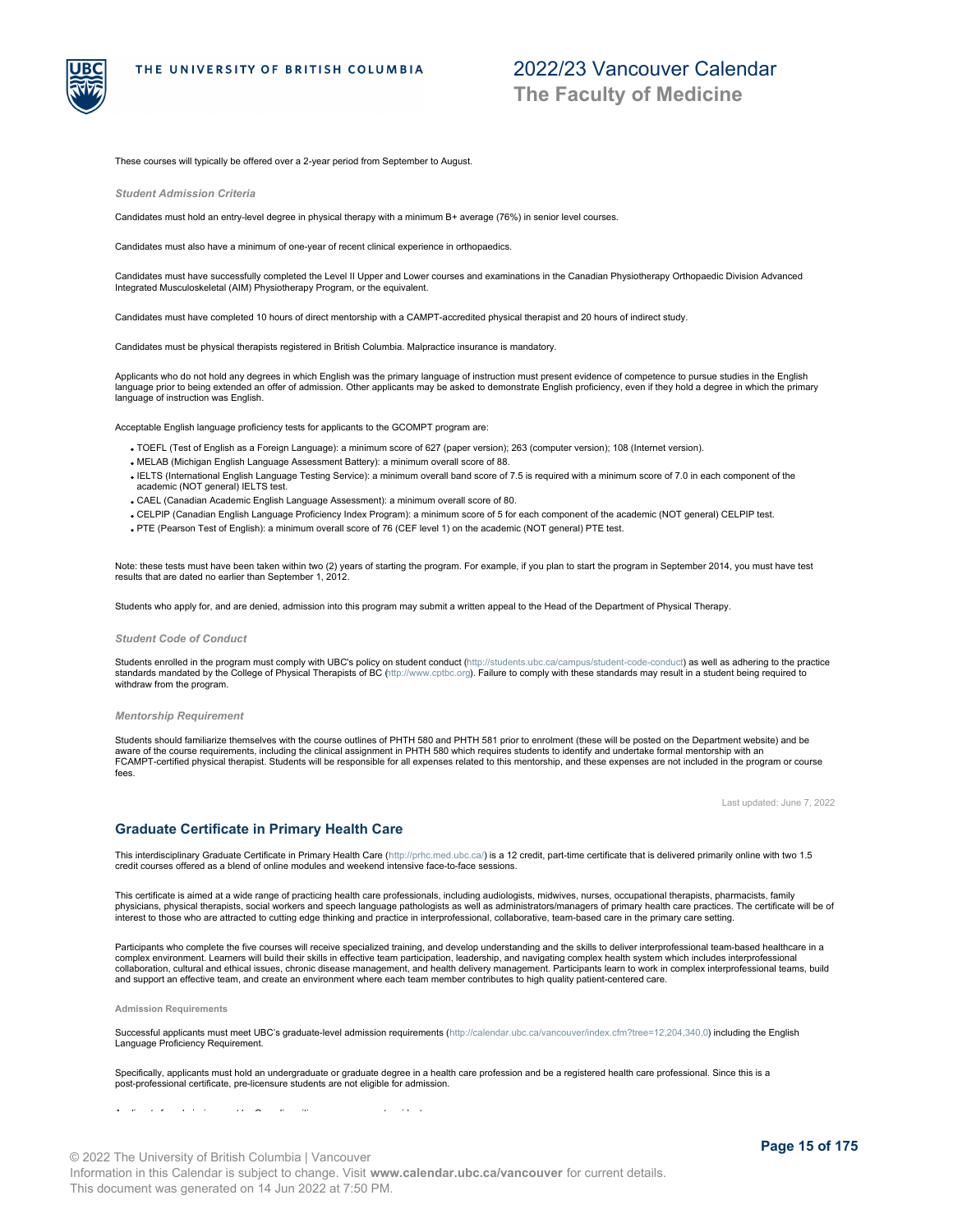These courses will typically be offered over a 2-year period from September to August.

#### *Student Admission Criteria*

Candidates must hold an entry-level degree in physical therapy with a minimum B+ average (76%) in senior level courses.

Candidates must also have a minimum of one-year of recent clinical experience in orthopaedics.

Candidates must have successfully completed the Level II Upper and Lower courses and examinations in the Canadian Physiotherapy Orthopaedic Division Advanced Integrated Musculoskeletal (AIM) Physiotherapy Program, or the equivalent.

Candidates must have completed 10 hours of direct mentorship with a CAMPT-accredited physical therapist and 20 hours of indirect study.

Candidates must be physical therapists registered in British Columbia. Malpractice insurance is mandatory.

Applicants who do not hold any degrees in which English was the primary language of instruction must present evidence of competence to pursue studies in the English language prior to being extended an offer of admission. Other applicants may be asked to demonstrate English proficiency, even if they hold a degree in which the primary language of instruction was English.

Acceptable English language proficiency tests for applicants to the GCOMPT program are:

- TOEFL (Test of English as a Foreign Language): a minimum score of 627 (paper version); 263 (computer version); 108 (Internet version).
- MELAB (Michigan English Language Assessment Battery): a minimum overall score of 88.
- IELTS (International English Language Testing Service): a minimum overall band score of 7.5 is required with a minimum score of 7.0 in each component of the academic (NOT general) IELTS test.
- CAEL (Canadian Academic English Language Assessment): a minimum overall score of 80.
- CELPIP (Canadian English Language Proficiency Index Program): a minimum score of 5 for each component of the academic (NOT general) CELPIP test.
- PTE (Pearson Test of English): a minimum overall score of 76 (CEF level 1) on the academic (NOT general) PTE test.

Note: these tests must have been taken within two (2) years of starting the program. For example, if you plan to start the program in September 2014, you must have test results that are dated no earlier than September 1, 2012.

Students who apply for, and are denied, admission into this program may submit a written appeal to the Head of the Department of Physical Therapy.

#### *Student Code of Conduct*

Students enrolled in the program must comply with UBC's policy on student conduct (http://students.ubc.ca/campus/student-code-conduct) as well as adhering to the practice standards mandated by the College of Physical Therapists of BC (http://www.cptbc.org). Failure to comply with these standards may result in a student being required to withdraw from the program.

#### *Mentorship Requirement*

Students should familiarize themselves with the course outlines of PHTH 580 and PHTH 581 prior to enrolment (these will be posted on the Department website) and be aware of the course requirements, including the clinical assignment in PHTH 580 which requires students to identify and undertake formal mentorship with an FCAMPT-certified physical therapist. Students will be responsible for all expenses related to this mentorship, and these expenses are not included in the program or course fees.

Last updated: June 7, 2022

## Graduate Certificate in Primary Health Care

This interdisciplinary Graduate Certificate in Primary Health Care (http://prhc.med.ubc.ca/) is a 12 credit, part-time certificate that is delivered primarily online with two 1.5 credit courses offered as a blend of online modules and weekend intensive face-to-face sessions.

This certificate is aimed at a wide range of practicing health care professionals, including audiologists, midwives, nurses, occupational therapists, pharmacists, family physicians, physical therapists, social workers and speech language pathologists as well as administrators/managers of primary health care practices. The certificate will be of interest to those who are attracted to cutting edge thinking and practice in interprofessional, collaborative, team-based care in the primary care setting.

Participants who complete the five courses will receive specialized training, and develop understanding and the skills to deliver interprofessional team-based healthcare in a complex environment. Learners will build their skills in effective team participation, leadership, and navigating complex health system which includes interprofessional collaboration, cultural and ethical issues, chronic disease management, and health delivery management. Participants learn to work in complex interprofessional teams, build and support an effective team, and create an environment where each team member contributes to high quality patient-centered care.

##### Admission Requirements

Successful applicants must meet UBC's graduate-level admission requirements (http://calendar.ubc.ca/vancouver/index.cfm?tree=12,204,340,0) including the English Language Proficiency Requirement.

Specifically, applicants must hold an undergraduate or graduate degree in a health care profession and be a registered health care professional. Since this is a post-professional certificate, pre-licensure students are not eligible for admission.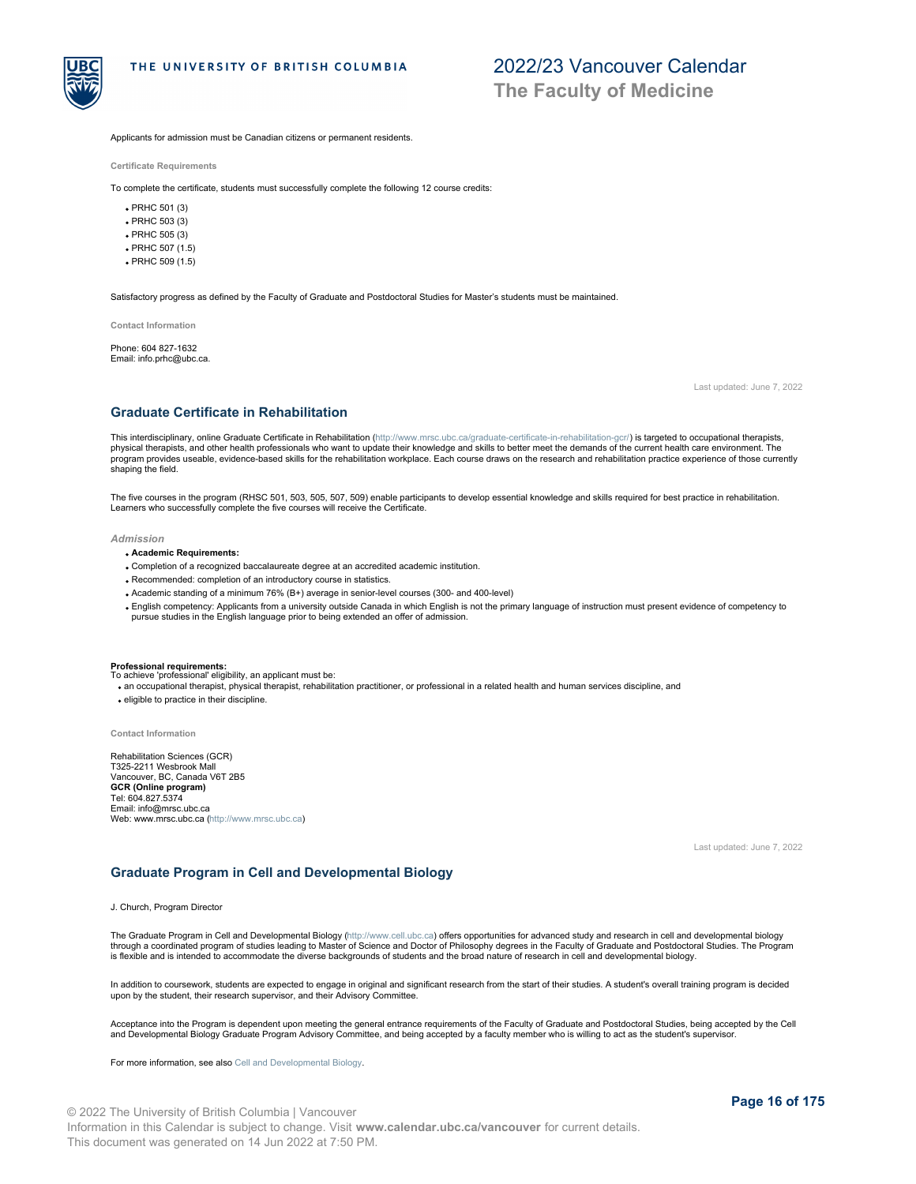Applicants for admission must be Canadian citizens or permanent residents.

#### Certificate Requirements

To complete the certificate, students must successfully complete the following 12 course credits:

- PRHC 501 (3)
- PRHC 503 (3)
- PRHC 505 (3)
- PRHC 507 (1.5)
- PRHC 509 (1.5)

Satisfactory progress as defined by the Faculty of Graduate and Postdoctoral Studies for Master's students must be maintained.

#### Contact Information

Phone: 604 827-1632
Email: info.prhc@ubc.ca.

Last updated: June 7, 2022

## Graduate Certificate in Rehabilitation

This interdisciplinary, online Graduate Certificate in Rehabilitation (http://www.mrsc.ubc.ca/graduate-certificate-in-rehabilitation-gcr/) is targeted to occupational therapists, physical therapists, and other health professionals who want to update their knowledge and skills to better meet the demands of the current health care environment. The program provides useable, evidence-based skills for the rehabilitation workplace. Each course draws on the research and rehabilitation practice experience of those currently shaping the field.

The five courses in the program (RHSC 501, 503, 505, 507, 509) enable participants to develop essential knowledge and skills required for best practice in rehabilitation. Learners who successfully complete the five courses will receive the Certificate.

### *Admission*

- **Academic Requirements:**
- Completion of a recognized baccalaureate degree at an accredited academic institution.
- Recommended: completion of an introductory course in statistics.
- Academic standing of a minimum 76% (B+) average in senior-level courses (300- and 400-level)
- English competency: Applicants from a university outside Canada in which English is not the primary language of instruction must present evidence of competency to pursue studies in the English language prior to being extended an offer of admission.

**Professional requirements:**
To achieve 'professional' eligibility, an applicant must be:

- an occupational therapist, physical therapist, rehabilitation practitioner, or professional in a related health and human services discipline, and
- eligible to practice in their discipline.

#### Contact Information

Rehabilitation Sciences (GCR)
T325-2211 Wesbrook Mall
Vancouver, BC, Canada V6T 2B5
**GCR (Online program)**
Tel: 604.827.5374
Email: info@mrsc.ubc.ca
Web: www.mrsc.ubc.ca (http://www.mrsc.ubc.ca)

Last updated: June 7, 2022

## Graduate Program in Cell and Developmental Biology

J. Church, Program Director

The Graduate Program in Cell and Developmental Biology (http://www.cell.ubc.ca) offers opportunities for advanced study and research in cell and developmental biology through a coordinated program of studies leading to Master of Science and Doctor of Philosophy degrees in the Faculty of Graduate and Postdoctoral Studies. The Program is flexible and is intended to accommodate the diverse backgrounds of students and the broad nature of research in cell and developmental biology.

In addition to coursework, students are expected to engage in original and significant research from the start of their studies. A student's overall training program is decided upon by the student, their research supervisor, and their Advisory Committee.

Acceptance into the Program is dependent upon meeting the general entrance requirements of the Faculty of Graduate and Postdoctoral Studies, being accepted by the Cell and Developmental Biology Graduate Program Advisory Committee, and being accepted by a faculty member who is willing to act as the student's supervisor.

For more information, see also Cell and Developmental Biology.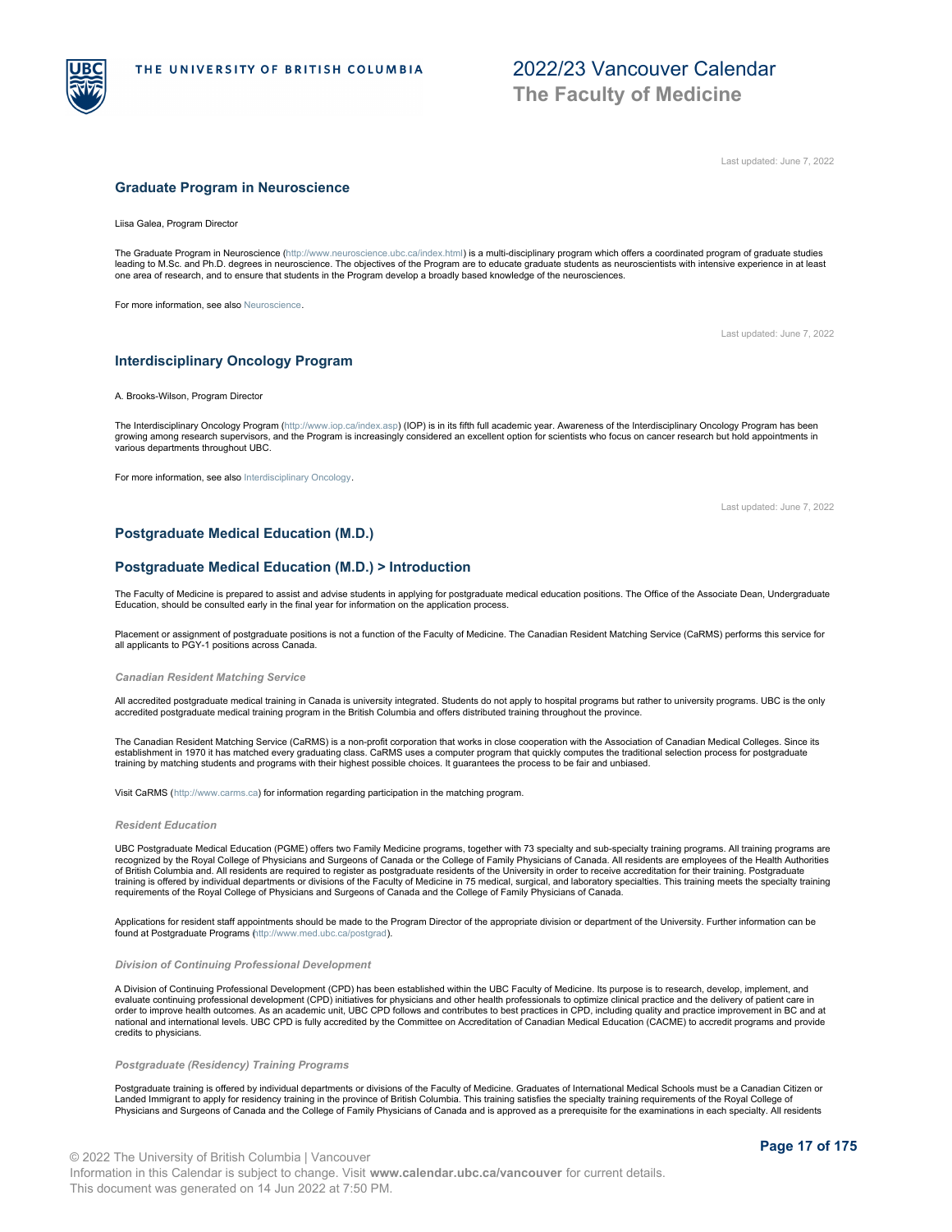Last updated: June 7, 2022

## Graduate Program in Neuroscience

Liisa Galea, Program Director

The Graduate Program in Neuroscience (http://www.neuroscience.ubc.ca/index.html) is a multi-disciplinary program which offers a coordinated program of graduate studies leading to M.Sc. and Ph.D. degrees in neuroscience. The objectives of the Program are to educate graduate students as neuroscientists with intensive experience in at least one area of research, and to ensure that students in the Program develop a broadly based knowledge of the neurosciences.

For more information, see also Neuroscience.

Last updated: June 7, 2022

## Interdisciplinary Oncology Program

A. Brooks-Wilson, Program Director

The Interdisciplinary Oncology Program (http://www.iop.ca/index.asp) (IOP) is in its fifth full academic year. Awareness of the Interdisciplinary Oncology Program has been growing among research supervisors, and the Program is increasingly considered an excellent option for scientists who focus on cancer research but hold appointments in various departments throughout UBC.

For more information, see also Interdisciplinary Oncology.

Last updated: June 7, 2022

## Postgraduate Medical Education (M.D.)

## Postgraduate Medical Education (M.D.) > Introduction

The Faculty of Medicine is prepared to assist and advise students in applying for postgraduate medical education positions. The Office of the Associate Dean, Undergraduate Education, should be consulted early in the final year for information on the application process.

Placement or assignment of postgraduate positions is not a function of the Faculty of Medicine. The Canadian Resident Matching Service (CaRMS) performs this service for all applicants to PGY-1 positions across Canada.

### *Canadian Resident Matching Service*

All accredited postgraduate medical training in Canada is university integrated. Students do not apply to hospital programs but rather to university programs. UBC is the only accredited postgraduate medical training program in the British Columbia and offers distributed training throughout the province.

The Canadian Resident Matching Service (CaRMS) is a non-profit corporation that works in close cooperation with the Association of Canadian Medical Colleges. Since its establishment in 1970 it has matched every graduating class. CaRMS uses a computer program that quickly computes the traditional selection process for postgraduate training by matching students and programs with their highest possible choices. It guarantees the process to be fair and unbiased.

Visit CaRMS (http://www.carms.ca) for information regarding participation in the matching program.

### *Resident Education*

UBC Postgraduate Medical Education (PGME) offers two Family Medicine programs, together with 73 specialty and sub-specialty training programs. All training programs are recognized by the Royal College of Physicians and Surgeons of Canada or the College of Family Physicians of Canada. All residents are employees of the Health Authorities of British Columbia and. All residents are required to register as postgraduate residents of the University in order to receive accreditation for their training. Postgraduate training is offered by individual departments or divisions of the Faculty of Medicine in 75 medical, surgical, and laboratory specialties. This training meets the specialty training requirements of the Royal College of Physicians and Surgeons of Canada and the College of Family Physicians of Canada.

Applications for resident staff appointments should be made to the Program Director of the appropriate division or department of the University. Further information can be found at Postgraduate Programs (http://www.med.ubc.ca/postgrad).

### *Division of Continuing Professional Development*

A Division of Continuing Professional Development (CPD) has been established within the UBC Faculty of Medicine. Its purpose is to research, develop, implement, and evaluate continuing professional development (CPD) initiatives for physicians and other health professionals to optimize clinical practice and the delivery of patient care in order to improve health outcomes. As an academic unit, UBC CPD follows and contributes to best practices in CPD, including quality and practice improvement in BC and at national and international levels. UBC CPD is fully accredited by the Committee on Accreditation of Canadian Medical Education (CACME) to accredit programs and provide credits to physicians.

### *Postgraduate (Residency) Training Programs*

Postgraduate training is offered by individual departments or divisions of the Faculty of Medicine. Graduates of International Medical Schools must be a Canadian Citizen or Landed Immigrant to apply for residency training in the province of British Columbia. This training satisfies the specialty training requirements of the Royal College of Physicians and Surgeons of Canada and the College of Family Physicians of Canada and is approved as a prerequisite for the examinations in each specialty. All residents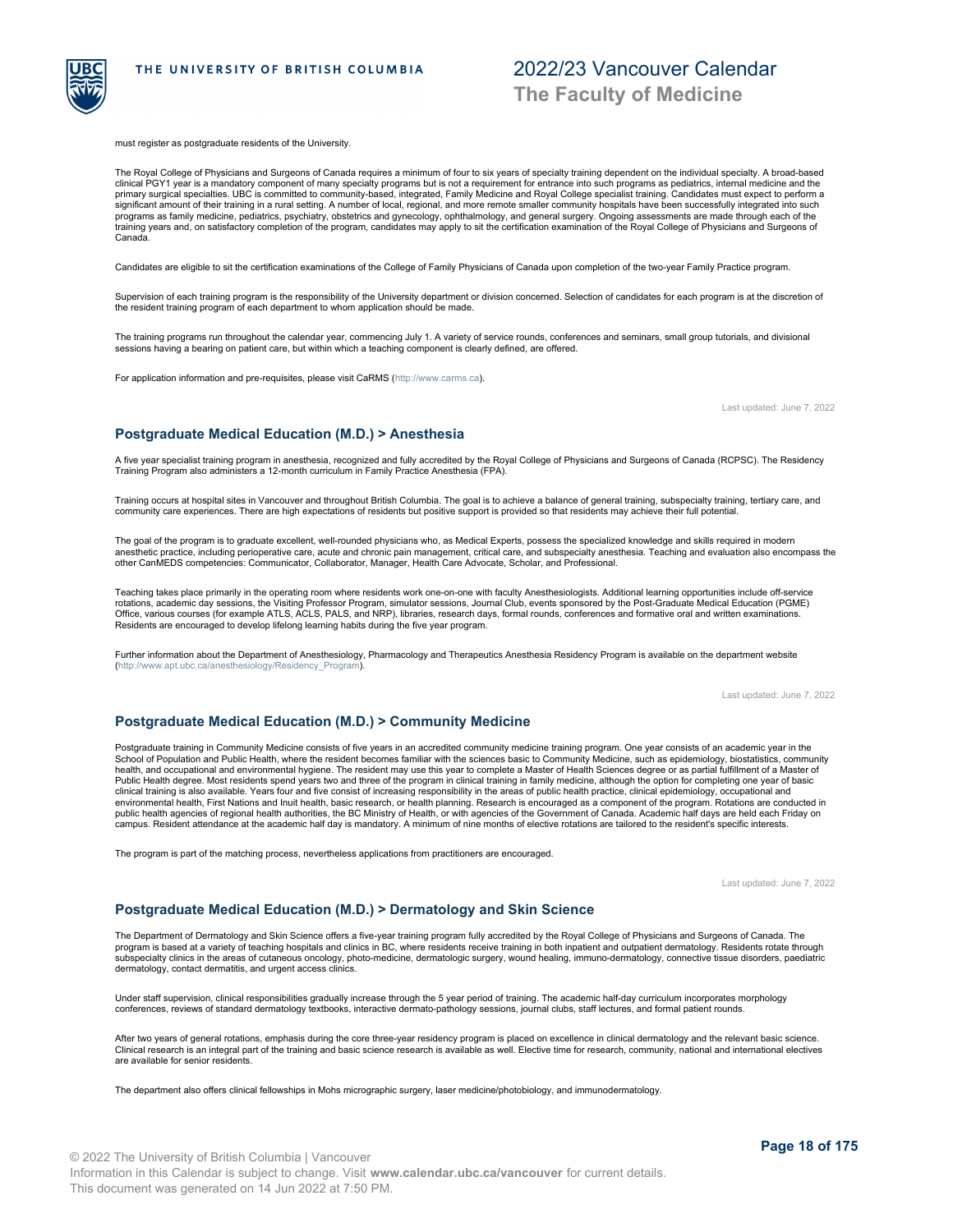must register as postgraduate residents of the University.

The Royal College of Physicians and Surgeons of Canada requires a minimum of four to six years of specialty training dependent on the individual specialty. A broad-based clinical PGY1 year is a mandatory component of many specialty programs but is not a requirement for entrance into such programs as pediatrics, internal medicine and the primary surgical specialties. UBC is committed to community-based, integrated, Family Medicine and Royal College specialist training. Candidates must expect to perform a significant amount of their training in a rural setting. A number of local, regional, and more remote smaller community hospitals have been successfully integrated into such programs as family medicine, pediatrics, psychiatry, obstetrics and gynecology, ophthalmology, and general surgery. Ongoing assessments are made through each of the training years and, on satisfactory completion of the program, candidates may apply to sit the certification examination of the Royal College of Physicians and Surgeons of Canada.

Candidates are eligible to sit the certification examinations of the College of Family Physicians of Canada upon completion of the two-year Family Practice program.

Supervision of each training program is the responsibility of the University department or division concerned. Selection of candidates for each program is at the discretion of the resident training program of each department to whom application should be made.

The training programs run throughout the calendar year, commencing July 1. A variety of service rounds, conferences and seminars, small group tutorials, and divisional sessions having a bearing on patient care, but within which a teaching component is clearly defined, are offered.

For application information and pre-requisites, please visit CaRMS (http://www.carms.ca).

Last updated: June 7, 2022

## Postgraduate Medical Education (M.D.) > Anesthesia

A five year specialist training program in anesthesia, recognized and fully accredited by the Royal College of Physicians and Surgeons of Canada (RCPSC). The Residency Training Program also administers a 12-month curriculum in Family Practice Anesthesia (FPA).

Training occurs at hospital sites in Vancouver and throughout British Columbia. The goal is to achieve a balance of general training, subspecialty training, tertiary care, and community care experiences. There are high expectations of residents but positive support is provided so that residents may achieve their full potential.

The goal of the program is to graduate excellent, well-rounded physicians who, as Medical Experts, possess the specialized knowledge and skills required in modern anesthetic practice, including perioperative care, acute and chronic pain management, critical care, and subspecialty anesthesia. Teaching and evaluation also encompass the other CanMEDS competencies: Communicator, Collaborator, Manager, Health Care Advocate, Scholar, and Professional.

Teaching takes place primarily in the operating room where residents work one-on-one with faculty Anesthesiologists. Additional learning opportunities include off-service rotations, academic day sessions, the Visiting Professor Program, simulator sessions, Journal Club, events sponsored by the Post-Graduate Medical Education (PGME) Office, various courses (for example ATLS, ACLS, PALS, and NRP), libraries, research days, formal rounds, conferences and formative oral and written examinations. Residents are encouraged to develop lifelong learning habits during the five year program.

Further information about the Department of Anesthesiology, Pharmacology and Therapeutics Anesthesia Residency Program is available on the department website (http://www.apt.ubc.ca/anesthesiology/Residency_Program).

Last updated: June 7, 2022

## Postgraduate Medical Education (M.D.) > Community Medicine

Postgraduate training in Community Medicine consists of five years in an accredited community medicine training program. One year consists of an academic year in the School of Population and Public Health, where the resident becomes familiar with the sciences basic to Community Medicine, such as epidemiology, biostatistics, community health, and occupational and environmental hygiene. The resident may use this year to complete a Master of Health Sciences degree or as partial fulfillment of a Master of Public Health degree. Most residents spend years two and three of the program in clinical training in family medicine, although the option for completing one year of basic clinical training is also available. Years four and five consist of increasing responsibility in the areas of public health practice, clinical epidemiology, occupational and environmental health, First Nations and Inuit health, basic research, or health planning. Research is encouraged as a component of the program. Rotations are conducted in public health agencies of regional health authorities, the BC Ministry of Health, or with agencies of the Government of Canada. Academic half days are held each Friday on campus. Resident attendance at the academic half day is mandatory. A minimum of nine months of elective rotations are tailored to the resident's specific interests.

The program is part of the matching process, nevertheless applications from practitioners are encouraged.

Last updated: June 7, 2022

## Postgraduate Medical Education (M.D.) > Dermatology and Skin Science

The Department of Dermatology and Skin Science offers a five-year training program fully accredited by the Royal College of Physicians and Surgeons of Canada. The program is based at a variety of teaching hospitals and clinics in BC, where residents receive training in both inpatient and outpatient dermatology. Residents rotate through subspecialty clinics in the areas of cutaneous oncology, photo-medicine, dermatologic surgery, wound healing, immuno-dermatology, connective tissue disorders, paediatric dermatology, contact dermatitis, and urgent access clinics.

Under staff supervision, clinical responsibilities gradually increase through the 5 year period of training. The academic half-day curriculum incorporates morphology conferences, reviews of standard dermatology textbooks, interactive dermato-pathology sessions, journal clubs, staff lectures, and formal patient rounds.

After two years of general rotations, emphasis during the core three-year residency program is placed on excellence in clinical dermatology and the relevant basic science. Clinical research is an integral part of the training and basic science research is available as well. Elective time for research, community, national and international electives are available for senior residents.

The department also offers clinical fellowships in Mohs micrographic surgery, laser medicine/photobiology, and immunodermatology.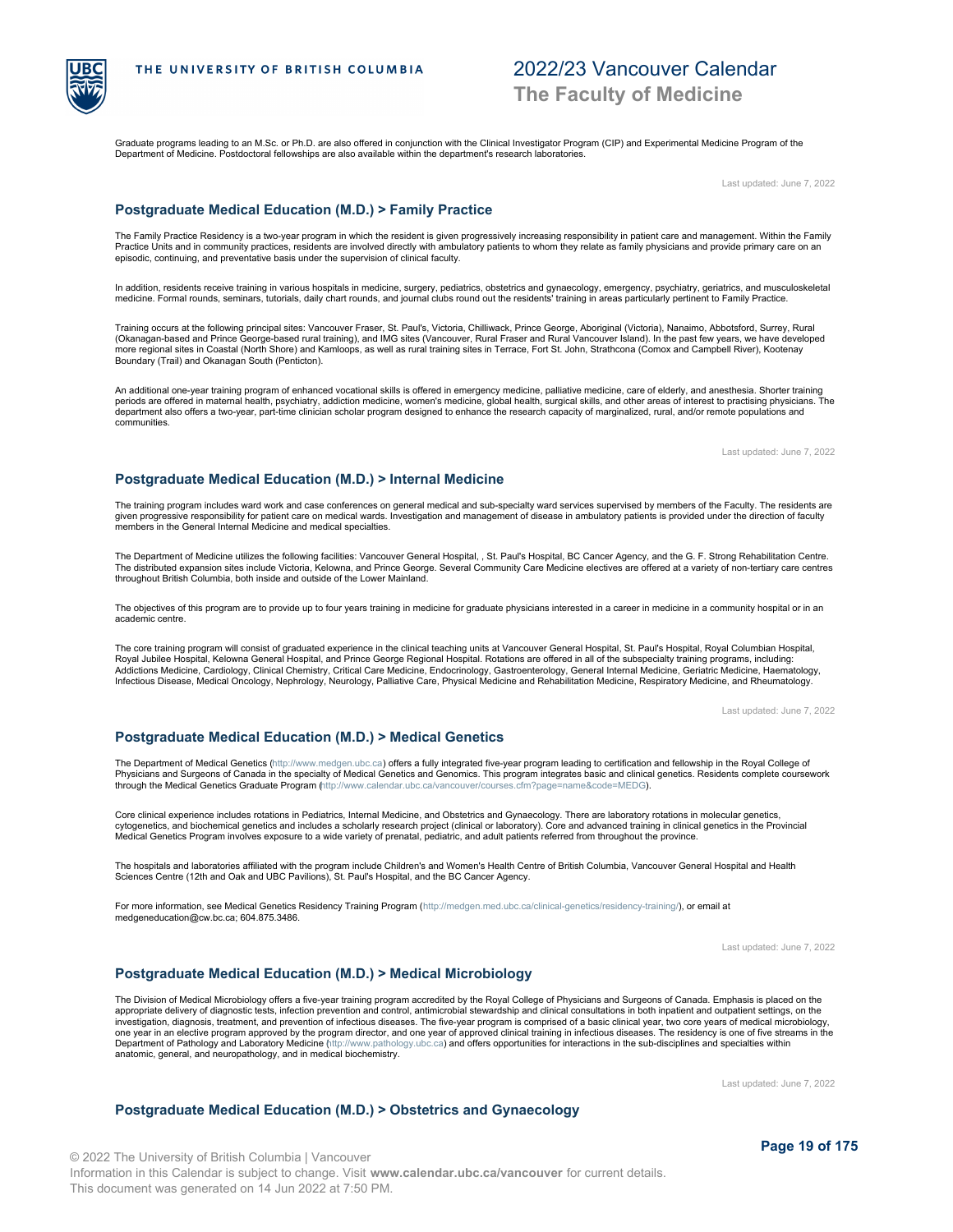Graduate programs leading to an M.Sc. or Ph.D. are also offered in conjunction with the Clinical Investigator Program (CIP) and Experimental Medicine Program of the Department of Medicine. Postdoctoral fellowships are also available within the department's research laboratories.

Last updated: June 7, 2022

## Postgraduate Medical Education (M.D.) > Family Practice

The Family Practice Residency is a two-year program in which the resident is given progressively increasing responsibility in patient care and management. Within the Family Practice Units and in community practices, residents are involved directly with ambulatory patients to whom they relate as family physicians and provide primary care on an episodic, continuing, and preventative basis under the supervision of clinical faculty.

In addition, residents receive training in various hospitals in medicine, surgery, pediatrics, obstetrics and gynaecology, emergency, psychiatry, geriatrics, and musculoskeletal medicine. Formal rounds, seminars, tutorials, daily chart rounds, and journal clubs round out the residents' training in areas particularly pertinent to Family Practice.

Training occurs at the following principal sites: Vancouver Fraser, St. Paul's, Victoria, Chilliwack, Prince George, Aboriginal (Victoria), Nanaimo, Abbotsford, Surrey, Rural (Okanagan-based and Prince George-based rural training), and IMG sites (Vancouver, Rural Fraser and Rural Vancouver Island). In the past few years, we have developed more regional sites in Coastal (North Shore) and Kamloops, as well as rural training sites in Terrace, Fort St. John, Strathcona (Comox and Campbell River), Kootenay Boundary (Trail) and Okanagan South (Penticton).

An additional one-year training program of enhanced vocational skills is offered in emergency medicine, palliative medicine, care of elderly, and anesthesia. Shorter training periods are offered in maternal health, psychiatry, addiction medicine, women's medicine, global health, surgical skills, and other areas of interest to practising physicians. The department also offers a two-year, part-time clinician scholar program designed to enhance the research capacity of marginalized, rural, and/or remote populations and communities.

Last updated: June 7, 2022

## Postgraduate Medical Education (M.D.) > Internal Medicine

The training program includes ward work and case conferences on general medical and sub-specialty ward services supervised by members of the Faculty. The residents are given progressive responsibility for patient care on medical wards. Investigation and management of disease in ambulatory patients is provided under the direction of faculty members in the General Internal Medicine and medical specialties.

The Department of Medicine utilizes the following facilities: Vancouver General Hospital, , St. Paul's Hospital, BC Cancer Agency, and the G. F. Strong Rehabilitation Centre. The distributed expansion sites include Victoria, Kelowna, and Prince George. Several Community Care Medicine electives are offered at a variety of non-tertiary care centres throughout British Columbia, both inside and outside of the Lower Mainland.

The objectives of this program are to provide up to four years training in medicine for graduate physicians interested in a career in medicine in a community hospital or in an academic centre.

The core training program will consist of graduated experience in the clinical teaching units at Vancouver General Hospital, St. Paul's Hospital, Royal Columbian Hospital, Royal Jubilee Hospital, Kelowna General Hospital, and Prince George Regional Hospital. Rotations are offered in all of the subspecialty training programs, including: Addictions Medicine, Cardiology, Clinical Chemistry, Critical Care Medicine, Endocrinology, Gastroenterology, General Internal Medicine, Geriatric Medicine, Haematology, Infectious Disease, Medical Oncology, Nephrology, Neurology, Palliative Care, Physical Medicine and Rehabilitation Medicine, Respiratory Medicine, and Rheumatology.

Last updated: June 7, 2022

## Postgraduate Medical Education (M.D.) > Medical Genetics

The Department of Medical Genetics (http://www.medgen.ubc.ca) offers a fully integrated five-year program leading to certification and fellowship in the Royal College of Physicians and Surgeons of Canada in the specialty of Medical Genetics and Genomics. This program integrates basic and clinical genetics. Residents complete coursework through the Medical Genetics Graduate Program (http://www.calendar.ubc.ca/vancouver/courses.cfm?page=name&code=MEDG).

Core clinical experience includes rotations in Pediatrics, Internal Medicine, and Obstetrics and Gynaecology. There are laboratory rotations in molecular genetics, cytogenetics, and biochemical genetics and includes a scholarly research project (clinical or laboratory). Core and advanced training in clinical genetics in the Provincial Medical Genetics Program involves exposure to a wide variety of prenatal, pediatric, and adult patients referred from throughout the province.

The hospitals and laboratories affiliated with the program include Children's and Women's Health Centre of British Columbia, Vancouver General Hospital and Health Sciences Centre (12th and Oak and UBC Pavilions), St. Paul's Hospital, and the BC Cancer Agency.

For more information, see Medical Genetics Residency Training Program (http://medgen.med.ubc.ca/clinical-genetics/residency-training/), or email at medgeneducation@cw.bc.ca; 604.875.3486.

Last updated: June 7, 2022

## Postgraduate Medical Education (M.D.) > Medical Microbiology

The Division of Medical Microbiology offers a five-year training program accredited by the Royal College of Physicians and Surgeons of Canada. Emphasis is placed on the appropriate delivery of diagnostic tests, infection prevention and control, antimicrobial stewardship and clinical consultations in both inpatient and outpatient settings, on the investigation, diagnosis, treatment, and prevention of infectious diseases. The five-year program is comprised of a basic clinical year, two core years of medical microbiology, one year in an elective program approved by the program director, and one year of approved clinical training in infectious diseases. The residency is one of five streams in the Department of Pathology and Laboratory Medicine (http://www.pathology.ubc.ca) and offers opportunities for interactions in the sub-disciplines and specialties within anatomic, general, and neuropathology, and in medical biochemistry.

Last updated: June 7, 2022

## Postgraduate Medical Education (M.D.) > Obstetrics and Gynaecology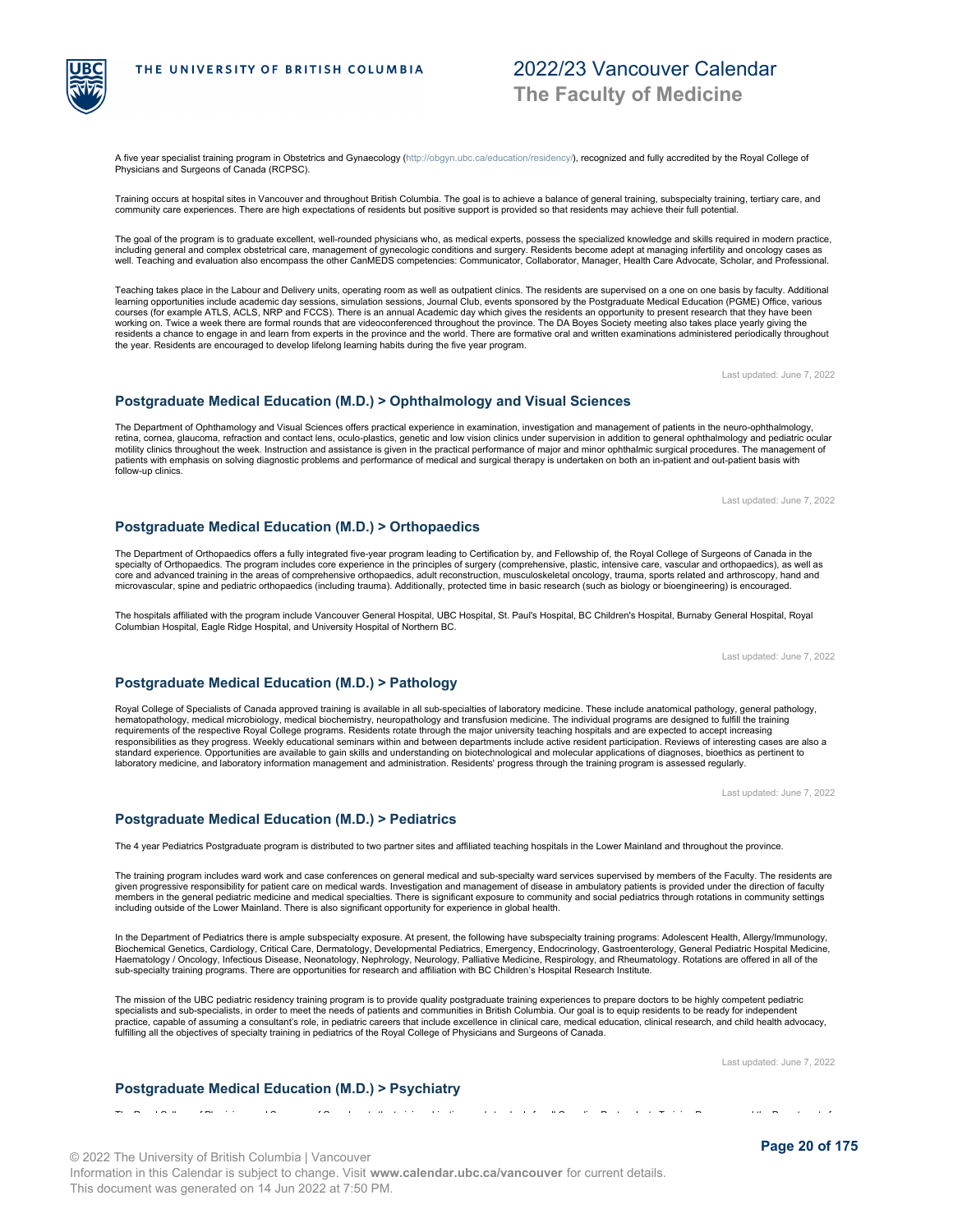A five year specialist training program in Obstetrics and Gynaecology (http://obgyn.ubc.ca/education/residency/), recognized and fully accredited by the Royal College of Physicians and Surgeons of Canada (RCPSC).

Training occurs at hospital sites in Vancouver and throughout British Columbia. The goal is to achieve a balance of general training, subspecialty training, tertiary care, and community care experiences. There are high expectations of residents but positive support is provided so that residents may achieve their full potential.

The goal of the program is to graduate excellent, well-rounded physicians who, as medical experts, possess the specialized knowledge and skills required in modern practice, including general and complex obstetrical care, management of gynecologic conditions and surgery. Residents become adept at managing infertility and oncology cases as well. Teaching and evaluation also encompass the other CanMEDS competencies: Communicator, Collaborator, Manager, Health Care Advocate, Scholar, and Professional.

Teaching takes place in the Labour and Delivery units, operating room as well as outpatient clinics. The residents are supervised on a one on one basis by faculty. Additional learning opportunities include academic day sessions, simulation sessions, Journal Club, events sponsored by the Postgraduate Medical Education (PGME) Office, various courses (for example ATLS, ACLS, NRP and FCCS). There is an annual Academic day which gives the residents an opportunity to present research that they have been working on. Twice a week there are formal rounds that are videoconferenced throughout the province. The DA Boyes Society meeting also takes place yearly giving the residents a chance to engage in and learn from experts in the province and the world. There are formative oral and written examinations administered periodically throughout the year. Residents are encouraged to develop lifelong learning habits during the five year program.

Last updated: June 7, 2022

## Postgraduate Medical Education (M.D.) > Ophthalmology and Visual Sciences

The Department of Ophthamology and Visual Sciences offers practical experience in examination, investigation and management of patients in the neuro-ophthalmology, retina, cornea, glaucoma, refraction and contact lens, oculo-plastics, genetic and low vision clinics under supervision in addition to general ophthalmology and pediatric ocular motility clinics throughout the week. Instruction and assistance is given in the practical performance of major and minor ophthalmic surgical procedures. The management of patients with emphasis on solving diagnostic problems and performance of medical and surgical therapy is undertaken on both an in-patient and out-patient basis with follow-up clinics.

Last updated: June 7, 2022

## Postgraduate Medical Education (M.D.) > Orthopaedics

The Department of Orthopaedics offers a fully integrated five-year program leading to Certification by, and Fellowship of, the Royal College of Surgeons of Canada in the specialty of Orthopaedics. The program includes core experience in the principles of surgery (comprehensive, plastic, intensive care, vascular and orthopaedics), as well as core and advanced training in the areas of comprehensive orthopaedics, adult reconstruction, musculoskeletal oncology, trauma, sports related and arthroscopy, hand and microvascular, spine and pediatric orthopaedics (including trauma). Additionally, protected time in basic research (such as biology or bioengineering) is encouraged.

The hospitals affiliated with the program include Vancouver General Hospital, UBC Hospital, St. Paul's Hospital, BC Children's Hospital, Burnaby General Hospital, Royal Columbian Hospital, Eagle Ridge Hospital, and University Hospital of Northern BC.

Last updated: June 7, 2022

## Postgraduate Medical Education (M.D.) > Pathology

Royal College of Specialists of Canada approved training is available in all sub-specialties of laboratory medicine. These include anatomical pathology, general pathology, hematopathology, medical microbiology, medical biochemistry, neuropathology and transfusion medicine. The individual programs are designed to fulfill the training requirements of the respective Royal College programs. Residents rotate through the major university teaching hospitals and are expected to accept increasing responsibilities as they progress. Weekly educational seminars within and between departments include active resident participation. Reviews of interesting cases are also a standard experience. Opportunities are available to gain skills and understanding on biotechnological and molecular applications of diagnoses, bioethics as pertinent to laboratory medicine, and laboratory information management and administration. Residents' progress through the training program is assessed regularly.

Last updated: June 7, 2022

## Postgraduate Medical Education (M.D.) > Pediatrics

The 4 year Pediatrics Postgraduate program is distributed to two partner sites and affiliated teaching hospitals in the Lower Mainland and throughout the province.

The training program includes ward work and case conferences on general medical and sub-specialty ward services supervised by members of the Faculty. The residents are given progressive responsibility for patient care on medical wards. Investigation and management of disease in ambulatory patients is provided under the direction of faculty members in the general pediatric medicine and medical specialties. There is significant exposure to community and social pediatrics through rotations in community settings including outside of the Lower Mainland. There is also significant opportunity for experience in global health.

In the Department of Pediatrics there is ample subspecialty exposure. At present, the following have subspecialty training programs: Adolescent Health, Allergy/Immunology, Biochemical Genetics, Cardiology, Critical Care, Dermatology, Developmental Pediatrics, Emergency, Endocrinology, Gastroenterology, General Pediatric Hospital Medicine, Haematology / Oncology, Infectious Disease, Neonatology, Nephrology, Neurology, Palliative Medicine, Respirology, and Rheumatology. Rotations are offered in all of the sub-specialty training programs. There are opportunities for research and affiliation with BC Children's Hospital Research Institute.

The mission of the UBC pediatric residency training program is to provide quality postgraduate training experiences to prepare doctors to be highly competent pediatric specialists and sub-specialists, in order to meet the needs of patients and communities in British Columbia. Our goal is to equip residents to be ready for independent practice, capable of assuming a consultant's role, in pediatric careers that include excellence in clinical care, medical education, clinical research, and child health advocacy, fulfilling all the objectives of specialty training in pediatrics of the Royal College of Physicians and Surgeons of Canada.

Last updated: June 7, 2022

## Postgraduate Medical Education (M.D.) > Psychiatry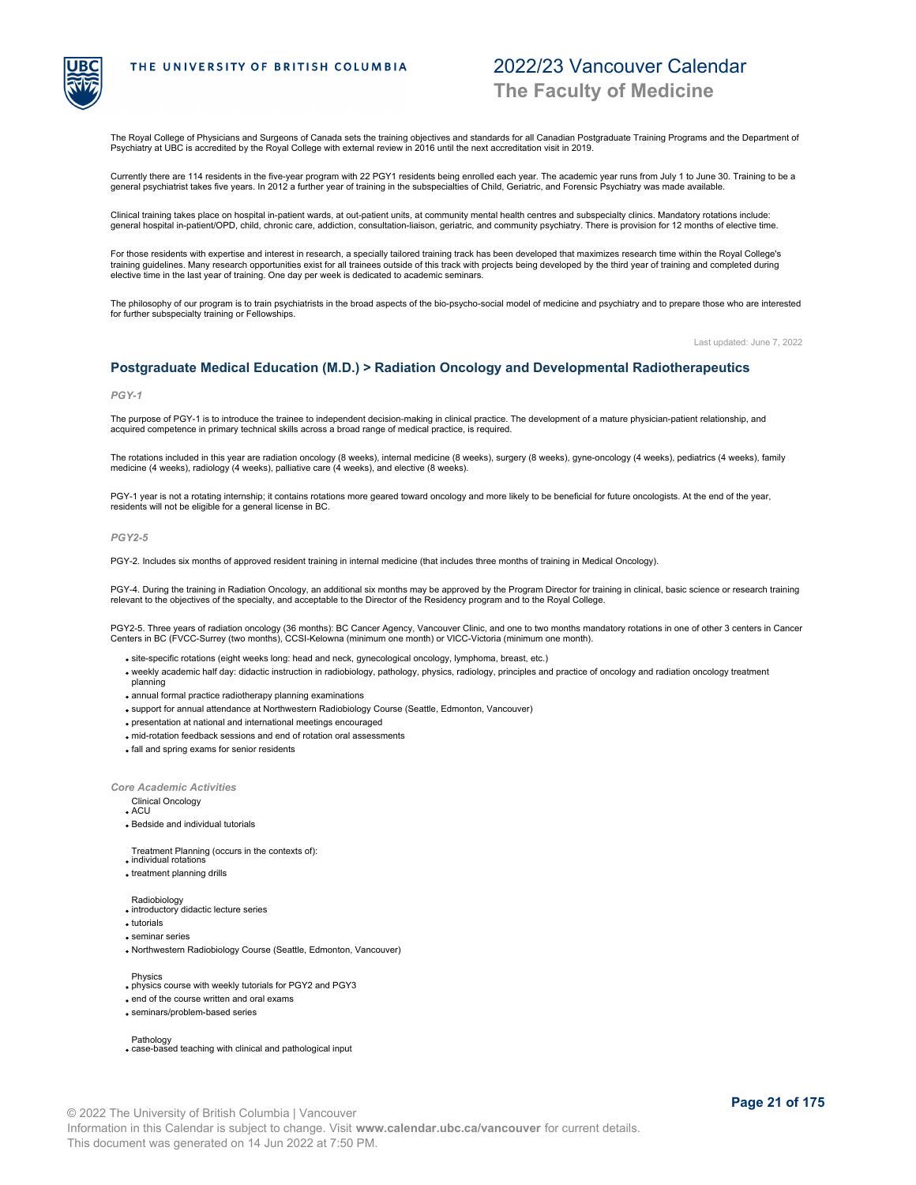The Royal College of Physicians and Surgeons of Canada sets the training objectives and standards for all Canadian Postgraduate Training Programs and the Department of Psychiatry at UBC is accredited by the Royal College with external review in 2016 until the next accreditation visit in 2019.

Currently there are 114 residents in the five-year program with 22 PGY1 residents being enrolled each year. The academic year runs from July 1 to June 30. Training to be a general psychiatrist takes five years. In 2012 a further year of training in the subspecialties of Child, Geriatric, and Forensic Psychiatry was made available.

Clinical training takes place on hospital in-patient wards, at out-patient units, at community mental health centres and subspecialty clinics. Mandatory rotations include: general hospital in-patient/OPD, child, chronic care, addiction, consultation-liaison, geriatric, and community psychiatry. There is provision for 12 months of elective time.

For those residents with expertise and interest in research, a specially tailored training track has been developed that maximizes research time within the Royal College's training guidelines. Many research opportunities exist for all trainees outside of this track with projects being developed by the third year of training and completed during elective time in the last year of training. One day per week is dedicated to academic seminars.

The philosophy of our program is to train psychiatrists in the broad aspects of the bio-psycho-social model of medicine and psychiatry and to prepare those who are interested for further subspecialty training or Fellowships.

Last updated: June 7, 2022

## Postgraduate Medical Education (M.D.) > Radiation Oncology and Developmental Radiotherapeutics

### *PGY-1*

The purpose of PGY-1 is to introduce the trainee to independent decision-making in clinical practice. The development of a mature physician-patient relationship, and acquired competence in primary technical skills across a broad range of medical practice, is required.

The rotations included in this year are radiation oncology (8 weeks), internal medicine (8 weeks), surgery (8 weeks), gyne-oncology (4 weeks), pediatrics (4 weeks), family medicine (4 weeks), radiology (4 weeks), palliative care (4 weeks), and elective (8 weeks).

PGY-1 year is not a rotating internship; it contains rotations more geared toward oncology and more likely to be beneficial for future oncologists. At the end of the year, residents will not be eligible for a general license in BC.

### *PGY2-5*

PGY-2. Includes six months of approved resident training in internal medicine (that includes three months of training in Medical Oncology).

PGY-4. During the training in Radiation Oncology, an additional six months may be approved by the Program Director for training in clinical, basic science or research training relevant to the objectives of the specialty, and acceptable to the Director of the Residency program and to the Royal College.

PGY2-5. Three years of radiation oncology (36 months): BC Cancer Agency, Vancouver Clinic, and one to two months mandatory rotations in one of other 3 centers in Cancer Centers in BC (FVCC-Surrey (two months), CCSI-Kelowna (minimum one month) or VICC-Victoria (minimum one month).

- site-specific rotations (eight weeks long: head and neck, gynecological oncology, lymphoma, breast, etc.)
- weekly academic half day: didactic instruction in radiobiology, pathology, physics, radiology, principles and practice of oncology and radiation oncology treatment planning
- annual formal practice radiotherapy planning examinations
- support for annual attendance at Northwestern Radiobiology Course (Seattle, Edmonton, Vancouver)
- presentation at national and international meetings encouraged
- mid-rotation feedback sessions and end of rotation oral assessments
- fall and spring exams for senior residents

### *Core Academic Activities*

Clinical Oncology
- ACU
- Bedside and individual tutorials

Treatment Planning (occurs in the contexts of):
- individual rotations
- treatment planning drills

Radiobiology
- introductory didactic lecture series
- tutorials
- seminar series
- Northwestern Radiobiology Course (Seattle, Edmonton, Vancouver)

Physics
- physics course with weekly tutorials for PGY2 and PGY3
- end of the course written and oral exams
- seminars/problem-based series

Pathology
- case-based teaching with clinical and pathological input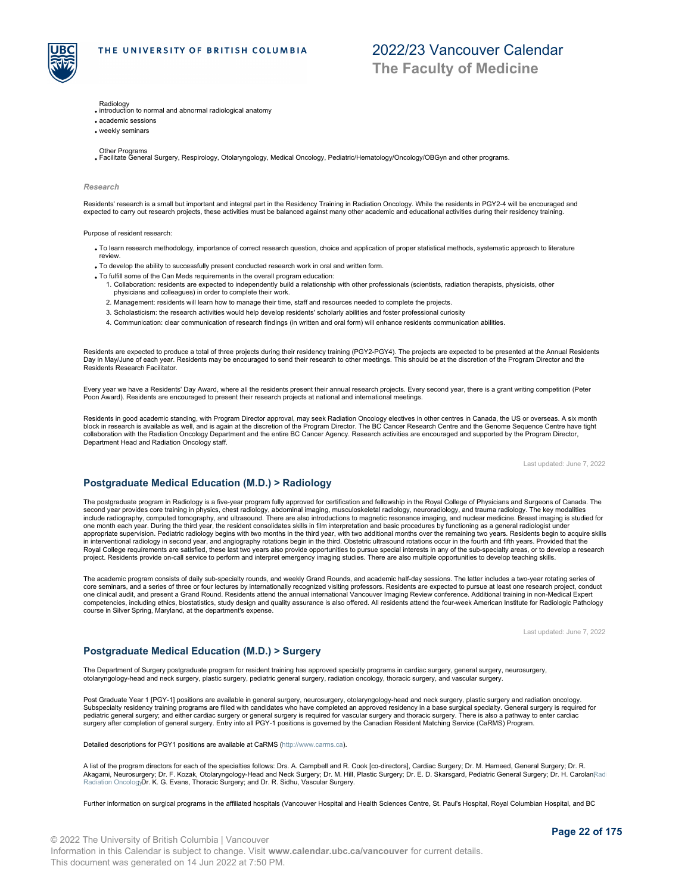Radiology

- introduction to normal and abnormal radiological anatomy
- academic sessions
- weekly seminars

Other Programs

- Facilitate General Surgery, Respirology, Otolaryngology, Medical Oncology, Pediatric/Hematology/Oncology/OBGyn and other programs.

*Research*

Residents' research is a small but important and integral part in the Residency Training in Radiation Oncology. While the residents in PGY2-4 will be encouraged and expected to carry out research projects, these activities must be balanced against many other academic and educational activities during their residency training.

Purpose of resident research:

- To learn research methodology, importance of correct research question, choice and application of proper statistical methods, systematic approach to literature review.
- To develop the ability to successfully present conducted research work in oral and written form.
- To fulfill some of the Can Meds requirements in the overall program education:
  1. Collaboration: residents are expected to independently build a relationship with other professionals (scientists, radiation therapists, physicists, other physicians and colleagues) in order to complete their work.
  2. Management: residents will learn how to manage their time, staff and resources needed to complete the projects.
  3. Scholasticism: the research activities would help develop residents' scholarly abilities and foster professional curiosity
  4. Communication: clear communication of research findings (in written and oral form) will enhance residents communication abilities.

Residents are expected to produce a total of three projects during their residency training (PGY2-PGY4). The projects are expected to be presented at the Annual Residents Day in May/June of each year. Residents may be encouraged to send their research to other meetings. This should be at the discretion of the Program Director and the Residents Research Facilitator.

Every year we have a Residents' Day Award, where all the residents present their annual research projects. Every second year, there is a grant writing competition (Peter Poon Award). Residents are encouraged to present their research projects at national and international meetings.

Residents in good academic standing, with Program Director approval, may seek Radiation Oncology electives in other centres in Canada, the US or overseas. A six month block in research is available as well, and is again at the discretion of the Program Director. The BC Cancer Research Centre and the Genome Sequence Centre have tight collaboration with the Radiation Oncology Department and the entire BC Cancer Agency. Research activities are encouraged and supported by the Program Director, Department Head and Radiation Oncology staff.

Last updated: June 7, 2022

## Postgraduate Medical Education (M.D.) > Radiology

The postgraduate program in Radiology is a five-year program fully approved for certification and fellowship in the Royal College of Physicians and Surgeons of Canada. The second year provides core training in physics, chest radiology, abdominal imaging, musculoskeletal radiology, neuroradiology, and trauma radiology. The key modalities include radiography, computed tomography, and ultrasound. There are also introductions to magnetic resonance imaging, and nuclear medicine. Breast imaging is studied for one month each year. During the third year, the resident consolidates skills in film interpretation and basic procedures by functioning as a general radiologist under appropriate supervision. Pediatric radiology begins with two months in the third year, with two additional months over the remaining two years. Residents begin to acquire skills in interventional radiology in second year, and angiography rotations begin in the third. Obstetric ultrasound rotations occur in the fourth and fifth years. Provided that the Royal College requirements are satisfied, these last two years also provide opportunities to pursue special interests in any of the sub-specialty areas, or to develop a research project. Residents provide on-call service to perform and interpret emergency imaging studies. There are also multiple opportunities to develop teaching skills.

The academic program consists of daily sub-specialty rounds, and weekly Grand Rounds, and academic half-day sessions. The latter includes a two-year rotating series of core seminars, and a series of three or four lectures by internationally recognized visiting professors. Residents are expected to pursue at least one research project, conduct one clinical audit, and present a Grand Round. Residents attend the annual international Vancouver Imaging Review conference. Additional training in non-Medical Expert competencies, including ethics, biostatistics, study design and quality assurance is also offered. All residents attend the four-week American Institute for Radiologic Pathology course in Silver Spring, Maryland, at the department's expense.

Last updated: June 7, 2022

## Postgraduate Medical Education (M.D.) > Surgery

The Department of Surgery postgraduate program for resident training has approved specialty programs in cardiac surgery, general surgery, neurosurgery, otolaryngology-head and neck surgery, plastic surgery, pediatric general surgery, radiation oncology, thoracic surgery, and vascular surgery.

Post Graduate Year 1 [PGY-1] positions are available in general surgery, neurosurgery, otolaryngology-head and neck surgery, plastic surgery and radiation oncology. Subspecialty residency training programs are filled with candidates who have completed an approved residency in a base surgical specialty. General surgery is required for pediatric general surgery; and either cardiac surgery or general surgery is required for vascular surgery and thoracic surgery. There is also a pathway to enter cardiac surgery after completion of general surgery. Entry into all PGY-1 positions is governed by the Canadian Resident Matching Service (CaRMS) Program.

Detailed descriptions for PGY1 positions are available at CaRMS (http://www.carms.ca).

A list of the program directors for each of the specialties follows: Drs. A. Campbell and R. Cook [co-directors], Cardiac Surgery; Dr. M. Hameed, General Surgery; Dr. R. Akagami, Neurosurgery; Dr. F. Kozak, Otolaryngology-Head and Neck Surgery; Dr. M. Hill, Plastic Surgery; Dr. E. D. Skarsgard, Pediatric General Surgery; Dr. H. Carolan, Radiation Oncology; Dr. K. G. Evans, Thoracic Surgery; and Dr. R. Sidhu, Vascular Surgery.

Further information on surgical programs in the affiliated hospitals (Vancouver Hospital and Health Sciences Centre, St. Paul's Hospital, Royal Columbian Hospital, and BC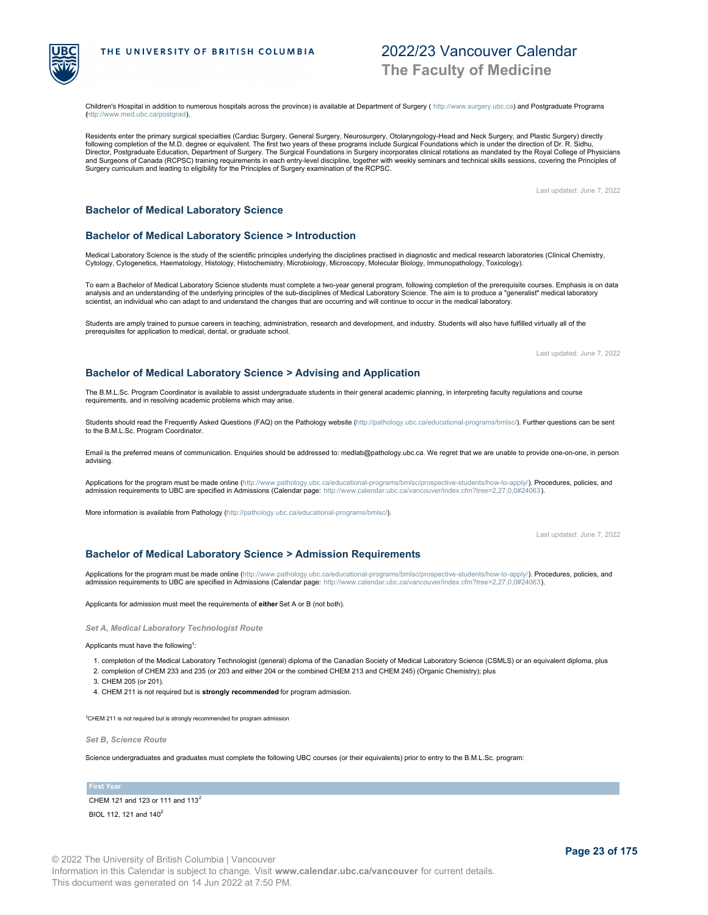Children's Hospital in addition to numerous hospitals across the province) is available at Department of Surgery ( http://www.surgery.ubc.ca) and Postgraduate Programs (http://www.med.ubc.ca/postgrad).

Residents enter the primary surgical specialties (Cardiac Surgery, General Surgery, Neurosurgery, Otolaryngology-Head and Neck Surgery, and Plastic Surgery) directly following completion of the M.D. degree or equivalent. The first two years of these programs include Surgical Foundations which is under the direction of Dr. R. Sidhu, Director, Postgraduate Education, Department of Surgery. The Surgical Foundations in Surgery incorporates clinical rotations as mandated by the Royal College of Physicians and Surgeons of Canada (RCPSC) training requirements in each entry-level discipline, together with weekly seminars and technical skills sessions, covering the Principles of Surgery curriculum and leading to eligibility for the Principles of Surgery examination of the RCPSC.

Last updated: June 7, 2022

## Bachelor of Medical Laboratory Science

## Bachelor of Medical Laboratory Science > Introduction

Medical Laboratory Science is the study of the scientific principles underlying the disciplines practised in diagnostic and medical research laboratories (Clinical Chemistry, Cytology, Cytogenetics, Haematology, Histology, Histochemistry, Microbiology, Microscopy, Molecular Biology, Immunopathology, Toxicology).

To earn a Bachelor of Medical Laboratory Science students must complete a two-year general program, following completion of the prerequisite courses. Emphasis is on data analysis and an understanding of the underlying principles of the sub-disciplines of Medical Laboratory Science. The aim is to produce a "generalist" medical laboratory scientist, an individual who can adapt to and understand the changes that are occurring and will continue to occur in the medical laboratory.

Students are amply trained to pursue careers in teaching, administration, research and development, and industry. Students will also have fulfilled virtually all of the prerequisites for application to medical, dental, or graduate school.

Last updated: June 7, 2022

## Bachelor of Medical Laboratory Science > Advising and Application

The B.M.L.Sc. Program Coordinator is available to assist undergraduate students in their general academic planning, in interpreting faculty regulations and course requirements, and in resolving academic problems which may arise.

Students should read the Frequently Asked Questions (FAQ) on the Pathology website (http://pathology.ubc.ca/educational-programs/bmlsc/). Further questions can be sent to the B.M.L.Sc. Program Coordinator.

Email is the preferred means of communication. Enquiries should be addressed to: medlab@pathology.ubc.ca. We regret that we are unable to provide one-on-one, in person advising.

Applications for the program must be made online (http://www.pathology.ubc.ca/educational-programs/bmlsc/prospective-students/how-to-apply/). Procedures, policies, and admission requirements to UBC are specified in Admissions (Calendar page: http://www.calendar.ubc.ca/vancouver/index.cfm?tree=2,27,0,0#24063).

More information is available from Pathology (http://pathology.ubc.ca/educational-programs/bmlsc/).

Last updated: June 7, 2022

## Bachelor of Medical Laboratory Science > Admission Requirements

Applications for the program must be made online (http://www.pathology.ubc.ca/educational-programs/bmlsc/prospective-students/how-to-apply/). Procedures, policies, and admission requirements to UBC are specified in Admissions (Calendar page: http://www.calendar.ubc.ca/vancouver/index.cfm?tree=2,27,0,0#24063).

Applicants for admission must meet the requirements of **either** Set A or B (not both).

### *Set A, Medical Laboratory Technologist Route*

Applicants must have the following[1]:

1. completion of the Medical Laboratory Technologist (general) diploma of the Canadian Society of Medical Laboratory Science (CSMLS) or an equivalent diploma, plus
2. completion of CHEM 233 and 235 (or 203 and either 204 or the combined CHEM 213 and CHEM 245) (Organic Chemistry); plus
3. CHEM 205 (or 201).
4. CHEM 211 is not required but is **strongly recommended** for program admission.

[1]CHEM 211 is not required but is strongly recommended for program admission

### *Set B, Science Route*

Science undergraduates and graduates must complete the following UBC courses (or their equivalents) prior to entry to the B.M.L.Sc. program:

| First Year |
|---|
| CHEM 121 and 123 or 111 and 113[2] |
| BIOL 112, 121 and 140[2] |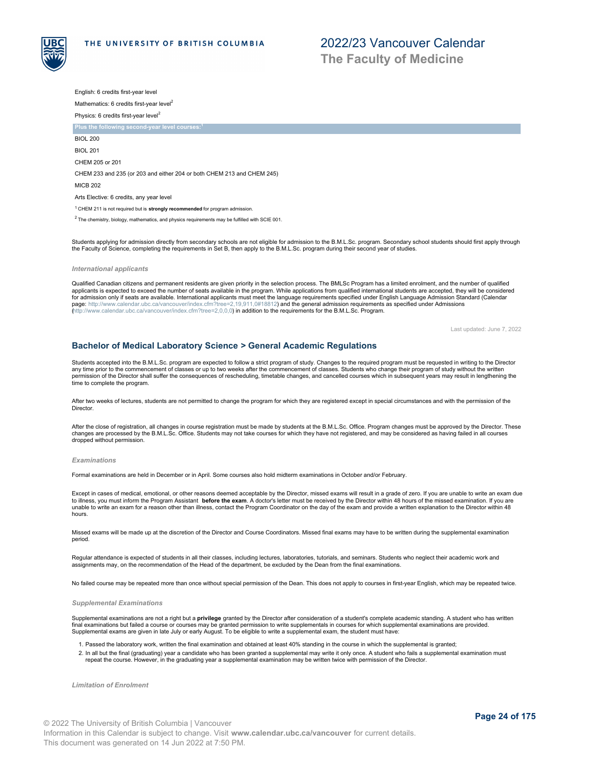English: 6 credits first-year level

Mathematics: 6 credits first-year level[2]

Physics: 6 credits first-year level[2]

**Plus the following second-year level courses:**[1]

BIOL 200

BIOL 201

CHEM 205 or 201

CHEM 233 and 235 (or 203 and either 204 or both CHEM 213 and CHEM 245)

MICB 202

Arts Elective: 6 credits, any year level

[1] CHEM 211 is not required but is **strongly recommended** for program admission.

[2] The chemistry, biology, mathematics, and physics requirements may be fulfilled with SCIE 001.

Students applying for admission directly from secondary schools are not eligible for admission to the B.M.L.Sc. program. Secondary school students should first apply through the Faculty of Science, completing the requirements in Set B, then apply to the B.M.L.Sc. program during their second year of studies.

#### *International applicants*

Qualified Canadian citizens and permanent residents are given priority in the selection process. The BMLSc Program has a limited enrolment, and the number of qualified applicants is expected to exceed the number of seats available in the program. While applications from qualified international students are accepted, they will be considered for admission only if seats are available. International applicants must meet the language requirements specified under English Language Admission Standard (Calendar page: http://www.calendar.ubc.ca/vancouver/index.cfm?tree=2,19,911,0#18812) and the general admission requirements as specified under Admissions (http://www.calendar.ubc.ca/vancouver/index.cfm?tree=2,0,0,0) in addition to the requirements for the B.M.L.Sc. Program.

Last updated: June 7, 2022

## Bachelor of Medical Laboratory Science > General Academic Regulations

Students accepted into the B.M.L.Sc. program are expected to follow a strict program of study. Changes to the required program must be requested in writing to the Director any time prior to the commencement of classes or up to two weeks after the commencement of classes. Students who change their program of study without the written permission of the Director shall suffer the consequences of rescheduling, timetable changes, and cancelled courses which in subsequent years may result in lengthening the time to complete the program.

After two weeks of lectures, students are not permitted to change the program for which they are registered except in special circumstances and with the permission of the Director.

After the close of registration, all changes in course registration must be made by students at the B.M.L.Sc. Office. Program changes must be approved by the Director. These changes are processed by the B.M.L.Sc. Office. Students may not take courses for which they have not registered, and may be considered as having failed in all courses dropped without permission.

#### *Examinations*

Formal examinations are held in December or in April. Some courses also hold midterm examinations in October and/or February.

Except in cases of medical, emotional, or other reasons deemed acceptable by the Director, missed exams will result in a grade of zero. If you are unable to write an exam due to illness, you must inform the Program Assistant **before the exam**. A doctor's letter must be received by the Director within 48 hours of the missed examination. If you are unable to write an exam for a reason other than illness, contact the Program Coordinator on the day of the exam and provide a written explanation to the Director within 48 hours.

Missed exams will be made up at the discretion of the Director and Course Coordinators. Missed final exams may have to be written during the supplemental examination period.

Regular attendance is expected of students in all their classes, including lectures, laboratories, tutorials, and seminars. Students who neglect their academic work and assignments may, on the recommendation of the Head of the department, be excluded by the Dean from the final examinations.

No failed course may be repeated more than once without special permission of the Dean. This does not apply to courses in first-year English, which may be repeated twice.

#### *Supplemental Examinations*

Supplemental examinations are not a right but a **privilege** granted by the Director after consideration of a student's complete academic standing. A student who has written final examinations but failed a course or courses may be granted permission to write supplementals in courses for which supplemental examinations are provided. Supplemental exams are given in late July or early August. To be eligible to write a supplemental exam, the student must have:

1. Passed the laboratory work, written the final examination and obtained at least 40% standing in the course in which the supplemental is granted;
2. In all but the final (graduating) year a candidate who has been granted a supplemental may write it only once. A student who fails a supplemental examination must repeat the course. However, in the graduating year a supplemental examination may be written twice with permission of the Director.

#### *Limitation of Enrolment*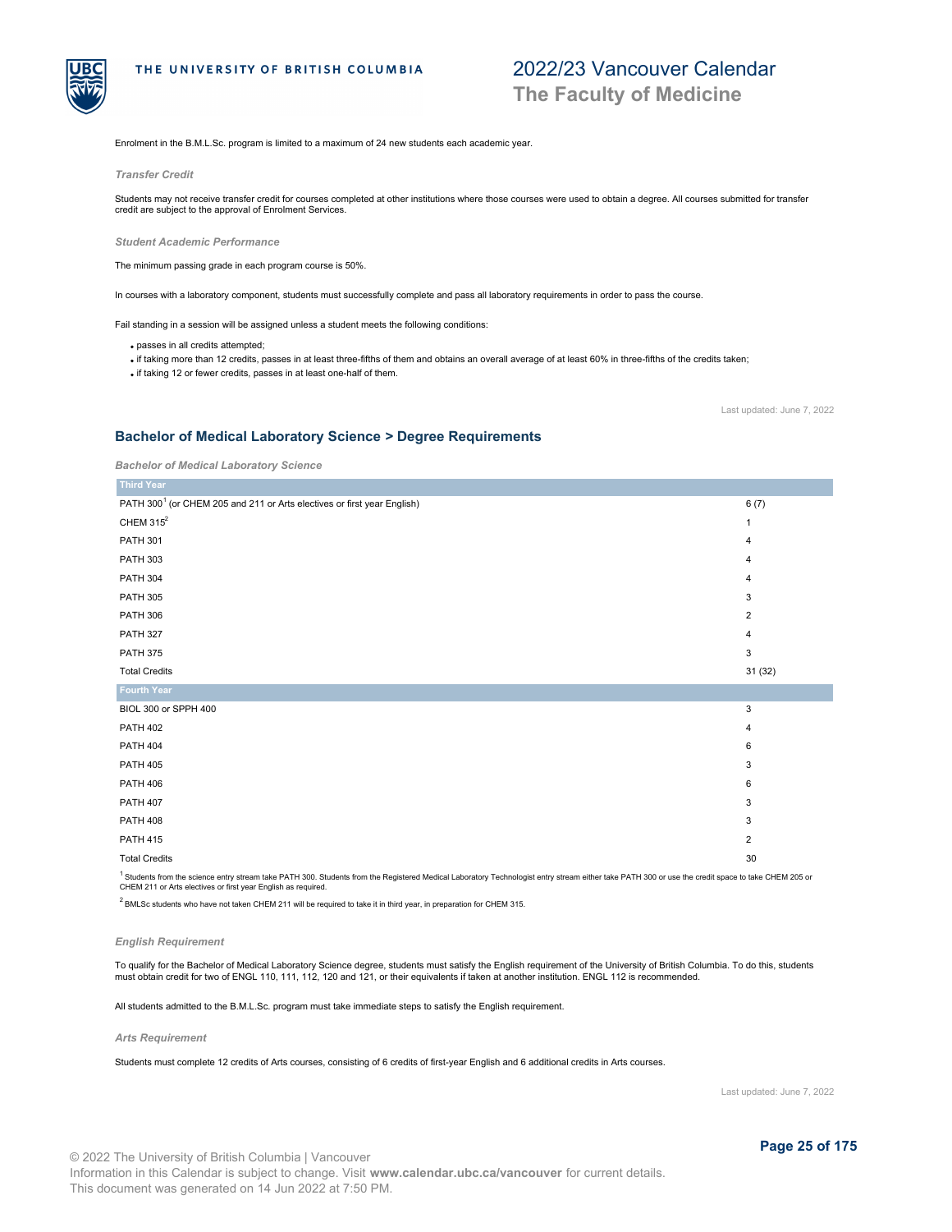Enrolment in the B.M.L.Sc. program is limited to a maximum of 24 new students each academic year.

### *Transfer Credit*

Students may not receive transfer credit for courses completed at other institutions where those courses were used to obtain a degree. All courses submitted for transfer credit are subject to the approval of Enrolment Services.

### *Student Academic Performance*

The minimum passing grade in each program course is 50%.

In courses with a laboratory component, students must successfully complete and pass all laboratory requirements in order to pass the course.

Fail standing in a session will be assigned unless a student meets the following conditions:

- passes in all credits attempted;
- if taking more than 12 credits, passes in at least three-fifths of them and obtains an overall average of at least 60% in three-fifths of the credits taken;
- if taking 12 or fewer credits, passes in at least one-half of them.

Last updated: June 7, 2022

## Bachelor of Medical Laboratory Science > Degree Requirements

### *Bachelor of Medical Laboratory Science*

| Third Year | |
|---|---|
| PATH 300[1] (or CHEM 205 and 211 or Arts electives or first year English) | 6 (7) |
| CHEM 315[2] | 1 |
| PATH 301 | 4 |
| PATH 303 | 4 |
| PATH 304 | 4 |
| PATH 305 | 3 |
| PATH 306 | 2 |
| PATH 327 | 4 |
| PATH 375 | 3 |
| Total Credits | 31 (32) |
| **Fourth Year** | |
| BIOL 300 or SPPH 400 | 3 |
| PATH 402 | 4 |
| PATH 404 | 6 |
| PATH 405 | 3 |
| PATH 406 | 6 |
| PATH 407 | 3 |
| PATH 408 | 3 |
| PATH 415 | 2 |
| Total Credits | 30 |

[1] Students from the science entry stream take PATH 300. Students from the Registered Medical Laboratory Technologist entry stream either take PATH 300 or use the credit space to take CHEM 205 or CHEM 211 or Arts electives or first year English as required.

[2] BMLSc students who have not taken CHEM 211 will be required to take it in third year, in preparation for CHEM 315.

### *English Requirement*

To qualify for the Bachelor of Medical Laboratory Science degree, students must satisfy the English requirement of the University of British Columbia. To do this, students must obtain credit for two of ENGL 110, 111, 112, 120 and 121, or their equivalents if taken at another institution. ENGL 112 is recommended.

All students admitted to the B.M.L.Sc. program must take immediate steps to satisfy the English requirement.

### *Arts Requirement*

Students must complete 12 credits of Arts courses, consisting of 6 credits of first-year English and 6 additional credits in Arts courses.

Last updated: June 7, 2022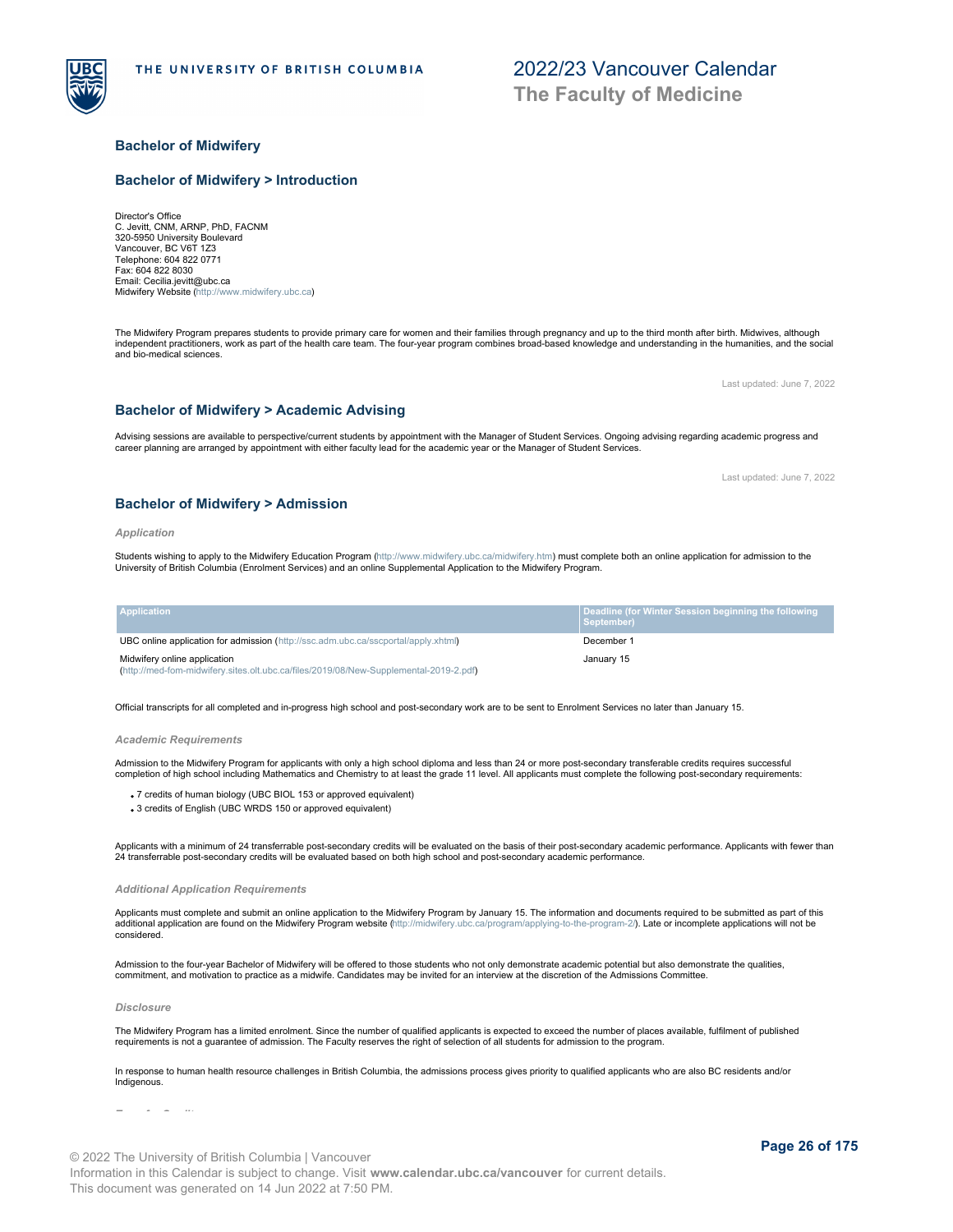## Bachelor of Midwifery

## Bachelor of Midwifery > Introduction

Director's Office
C. Jevitt, CNM, ARNP, PhD, FACNM
320-5950 University Boulevard
Vancouver, BC V6T 1Z3
Telephone: 604 822 0771
Fax: 604 822 8030
Email: Cecilia.jevitt@ubc.ca
Midwifery Website (http://www.midwifery.ubc.ca)

The Midwifery Program prepares students to provide primary care for women and their families through pregnancy and up to the third month after birth. Midwives, although independent practitioners, work as part of the health care team. The four-year program combines broad-based knowledge and understanding in the humanities, and the social and bio-medical sciences.

Last updated: June 7, 2022

## Bachelor of Midwifery > Academic Advising

Advising sessions are available to perspective/current students by appointment with the Manager of Student Services. Ongoing advising regarding academic progress and career planning are arranged by appointment with either faculty lead for the academic year or the Manager of Student Services.

Last updated: June 7, 2022

## Bachelor of Midwifery > Admission

### *Application*

Students wishing to apply to the Midwifery Education Program (http://www.midwifery.ubc.ca/midwifery.htm) must complete both an online application for admission to the University of British Columbia (Enrolment Services) and an online Supplemental Application to the Midwifery Program.

| Application | Deadline (for Winter Session beginning the following September) |
|---|---|
| UBC online application for admission (http://ssc.adm.ubc.ca/sscportal/apply.xhtml) | December 1 |
| Midwifery online application (http://med-fom-midwifery.sites.olt.ubc.ca/files/2019/08/New-Supplemental-2019-2.pdf) | January 15 |

Official transcripts for all completed and in-progress high school and post-secondary work are to be sent to Enrolment Services no later than January 15.

### *Academic Requirements*

Admission to the Midwifery Program for applicants with only a high school diploma and less than 24 or more post-secondary transferable credits requires successful completion of high school including Mathematics and Chemistry to at least the grade 11 level. All applicants must complete the following post-secondary requirements:

- 7 credits of human biology (UBC BIOL 153 or approved equivalent)
- 3 credits of English (UBC WRDS 150 or approved equivalent)

Applicants with a minimum of 24 transferrable post-secondary credits will be evaluated on the basis of their post-secondary academic performance. Applicants with fewer than 24 transferrable post-secondary credits will be evaluated based on both high school and post-secondary academic performance.

### *Additional Application Requirements*

Applicants must complete and submit an online application to the Midwifery Program by January 15. The information and documents required to be submitted as part of this additional application are found on the Midwifery Program website (http://midwifery.ubc.ca/program/applying-to-the-program-2/). Late or incomplete applications will not be considered.

Admission to the four-year Bachelor of Midwifery will be offered to those students who not only demonstrate academic potential but also demonstrate the qualities, commitment, and motivation to practice as a midwife. Candidates may be invited for an interview at the discretion of the Admissions Committee.

### *Disclosure*

The Midwifery Program has a limited enrolment. Since the number of qualified applicants is expected to exceed the number of places available, fulfilment of published requirements is not a guarantee of admission. The Faculty reserves the right of selection of all students for admission to the program.

In response to human health resource challenges in British Columbia, the admissions process gives priority to qualified applicants who are also BC residents and/or Indigenous.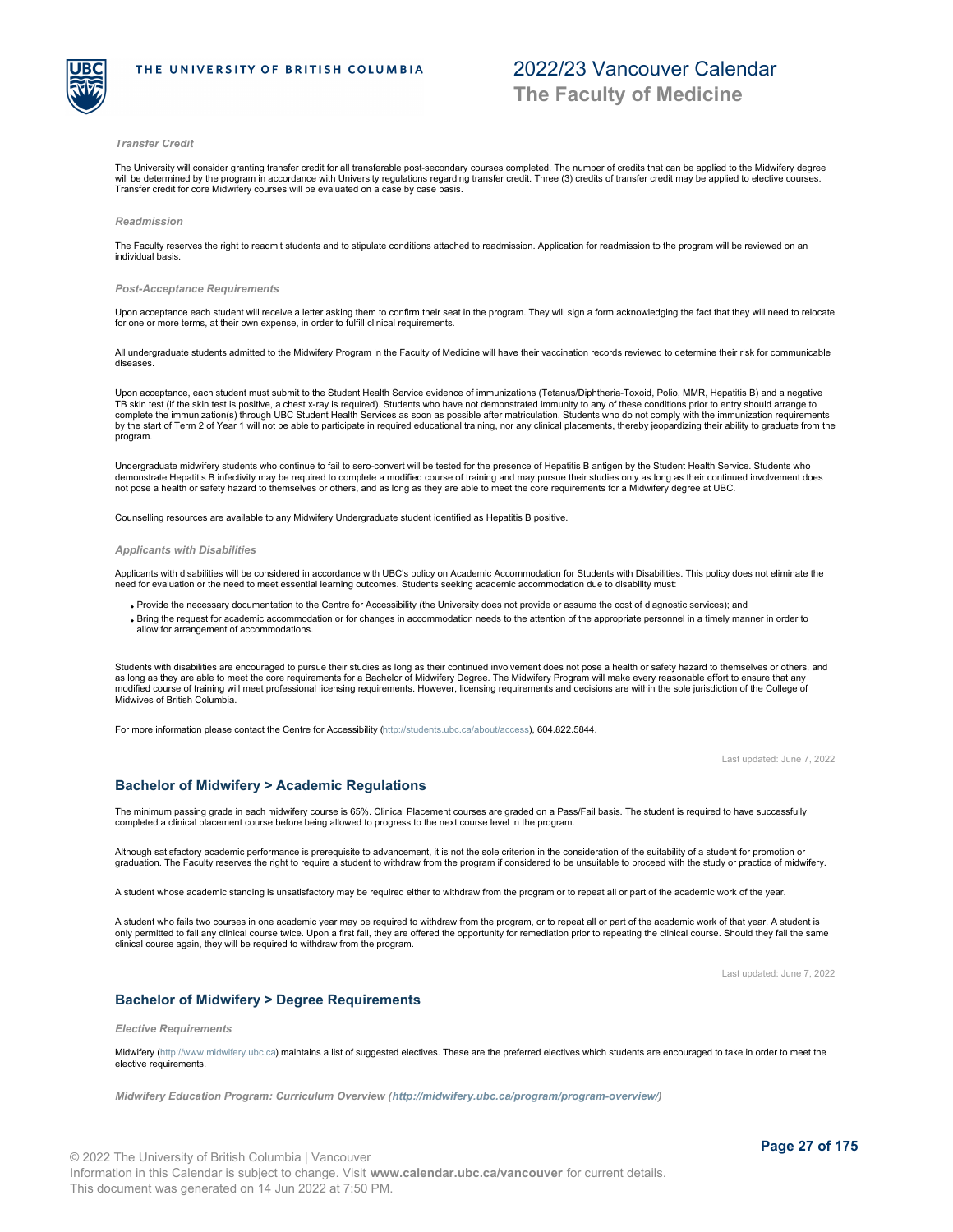### *Transfer Credit*

The University will consider granting transfer credit for all transferable post-secondary courses completed. The number of credits that can be applied to the Midwifery degree will be determined by the program in accordance with University regulations regarding transfer credit. Three (3) credits of transfer credit may be applied to elective courses. Transfer credit for core Midwifery courses will be evaluated on a case by case basis.

### *Readmission*

The Faculty reserves the right to readmit students and to stipulate conditions attached to readmission. Application for readmission to the program will be reviewed on an individual basis.

### *Post-Acceptance Requirements*

Upon acceptance each student will receive a letter asking them to confirm their seat in the program. They will sign a form acknowledging the fact that they will need to relocate for one or more terms, at their own expense, in order to fulfill clinical requirements.

All undergraduate students admitted to the Midwifery Program in the Faculty of Medicine will have their vaccination records reviewed to determine their risk for communicable diseases.

Upon acceptance, each student must submit to the Student Health Service evidence of immunizations (Tetanus/Diphtheria-Toxoid, Polio, MMR, Hepatitis B) and a negative TB skin test (if the skin test is positive, a chest x-ray is required). Students who have not demonstrated immunity to any of these conditions prior to entry should arrange to complete the immunization(s) through UBC Student Health Services as soon as possible after matriculation. Students who do not comply with the immunization requirements by the start of Term 2 of Year 1 will not be able to participate in required educational training, nor any clinical placements, thereby jeopardizing their ability to graduate from the program.

Undergraduate midwifery students who continue to fail to sero-convert will be tested for the presence of Hepatitis B antigen by the Student Health Service. Students who demonstrate Hepatitis B infectivity may be required to complete a modified course of training and may pursue their studies only as long as their continued involvement does not pose a health or safety hazard to themselves or others, and as long as they are able to meet the core requirements for a Midwifery degree at UBC.

Counselling resources are available to any Midwifery Undergraduate student identified as Hepatitis B positive.

### *Applicants with Disabilities*

Applicants with disabilities will be considered in accordance with UBC's policy on Academic Accommodation for Students with Disabilities. This policy does not eliminate the need for evaluation or the need to meet essential learning outcomes. Students seeking academic accommodation due to disability must:

- Provide the necessary documentation to the Centre for Accessibility (the University does not provide or assume the cost of diagnostic services); and
- Bring the request for academic accommodation or for changes in accommodation needs to the attention of the appropriate personnel in a timely manner in order to allow for arrangement of accommodations.

Students with disabilities are encouraged to pursue their studies as long as their continued involvement does not pose a health or safety hazard to themselves or others, and as long as they are able to meet the core requirements for a Bachelor of Midwifery Degree. The Midwifery Program will make every reasonable effort to ensure that any modified course of training will meet professional licensing requirements. However, licensing requirements and decisions are within the sole jurisdiction of the College of Midwives of British Columbia.

For more information please contact the Centre for Accessibility (http://students.ubc.ca/about/access), 604.822.5844.

Last updated: June 7, 2022

## Bachelor of Midwifery > Academic Regulations

The minimum passing grade in each midwifery course is 65%. Clinical Placement courses are graded on a Pass/Fail basis. The student is required to have successfully completed a clinical placement course before being allowed to progress to the next course level in the program.

Although satisfactory academic performance is prerequisite to advancement, it is not the sole criterion in the consideration of the suitability of a student for promotion or graduation. The Faculty reserves the right to require a student to withdraw from the program if considered to be unsuitable to proceed with the study or practice of midwifery.

A student whose academic standing is unsatisfactory may be required either to withdraw from the program or to repeat all or part of the academic work of the year.

A student who fails two courses in one academic year may be required to withdraw from the program, or to repeat all or part of the academic work of that year. A student is only permitted to fail any clinical course twice. Upon a first fail, they are offered the opportunity for remediation prior to repeating the clinical course. Should they fail the same clinical course again, they will be required to withdraw from the program.

Last updated: June 7, 2022

## Bachelor of Midwifery > Degree Requirements

### *Elective Requirements*

Midwifery (http://www.midwifery.ubc.ca) maintains a list of suggested electives. These are the preferred electives which students are encouraged to take in order to meet the elective requirements.

### *Midwifery Education Program: Curriculum Overview (http://midwifery.ubc.ca/program/program-overview/)*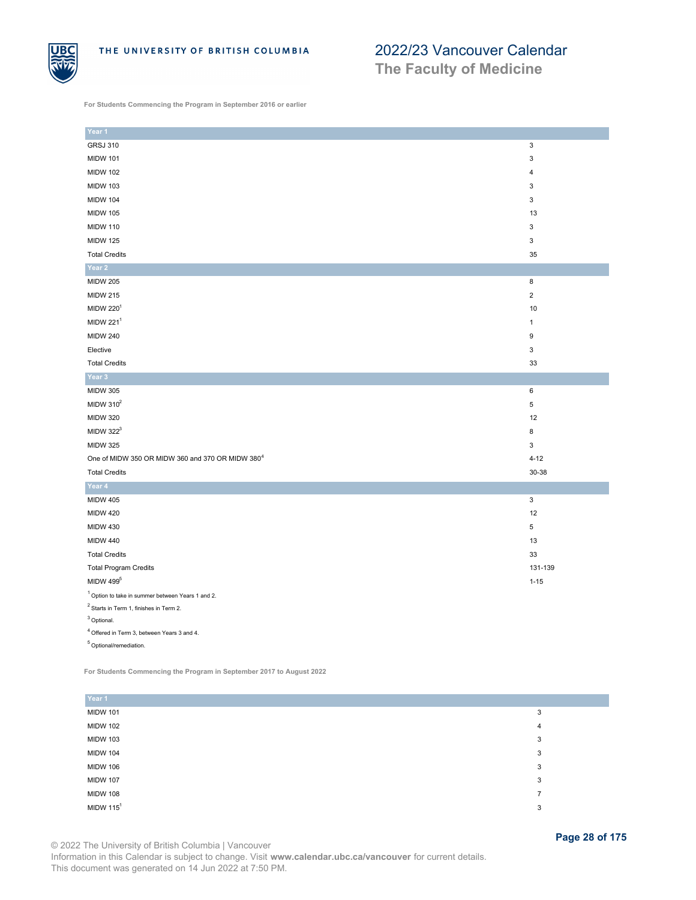**For Students Commencing the Program in September 2016 or earlier**

| Year 1 | |
|---|---|
| GRSJ 310 | 3 |
| MIDW 101 | 3 |
| MIDW 102 | 4 |
| MIDW 103 | 3 |
| MIDW 104 | 3 |
| MIDW 105 | 13 |
| MIDW 110 | 3 |
| MIDW 125 | 3 |
| Total Credits | 35 |
| **Year 2** | |
| MIDW 205 | 8 |
| MIDW 215 | 2 |
| MIDW 220[1] | 10 |
| MIDW 221[1] | 1 |
| MIDW 240 | 9 |
| Elective | 3 |
| Total Credits | 33 |
| **Year 3** | |
| MIDW 305 | 6 |
| MIDW 310[2] | 5 |
| MIDW 320 | 12 |
| MIDW 322[3] | 8 |
| MIDW 325 | 3 |
| One of MIDW 350 OR MIDW 360 and 370 OR MIDW 380[4] | 4-12 |
| Total Credits | 30-38 |
| **Year 4** | |
| MIDW 405 | 3 |
| MIDW 420 | 12 |
| MIDW 430 | 5 |
| MIDW 440 | 13 |
| Total Credits | 33 |
| Total Program Credits | 131-139 |
| MIDW 499[5] | 1-15 |

[1] Option to take in summer between Years 1 and 2.

[2] Starts in Term 1, finishes in Term 2.

[3] Optional.

[4] Offered in Term 3, between Years 3 and 4.

[5] Optional/remediation.

**For Students Commencing the Program in September 2017 to August 2022**

| Year 1 | |
|---|---|
| MIDW 101 | 3 |
| MIDW 102 | 4 |
| MIDW 103 | 3 |
| MIDW 104 | 3 |
| MIDW 106 | 3 |
| MIDW 107 | 3 |
| MIDW 108 | 7 |
| MIDW 115[1] | 3 |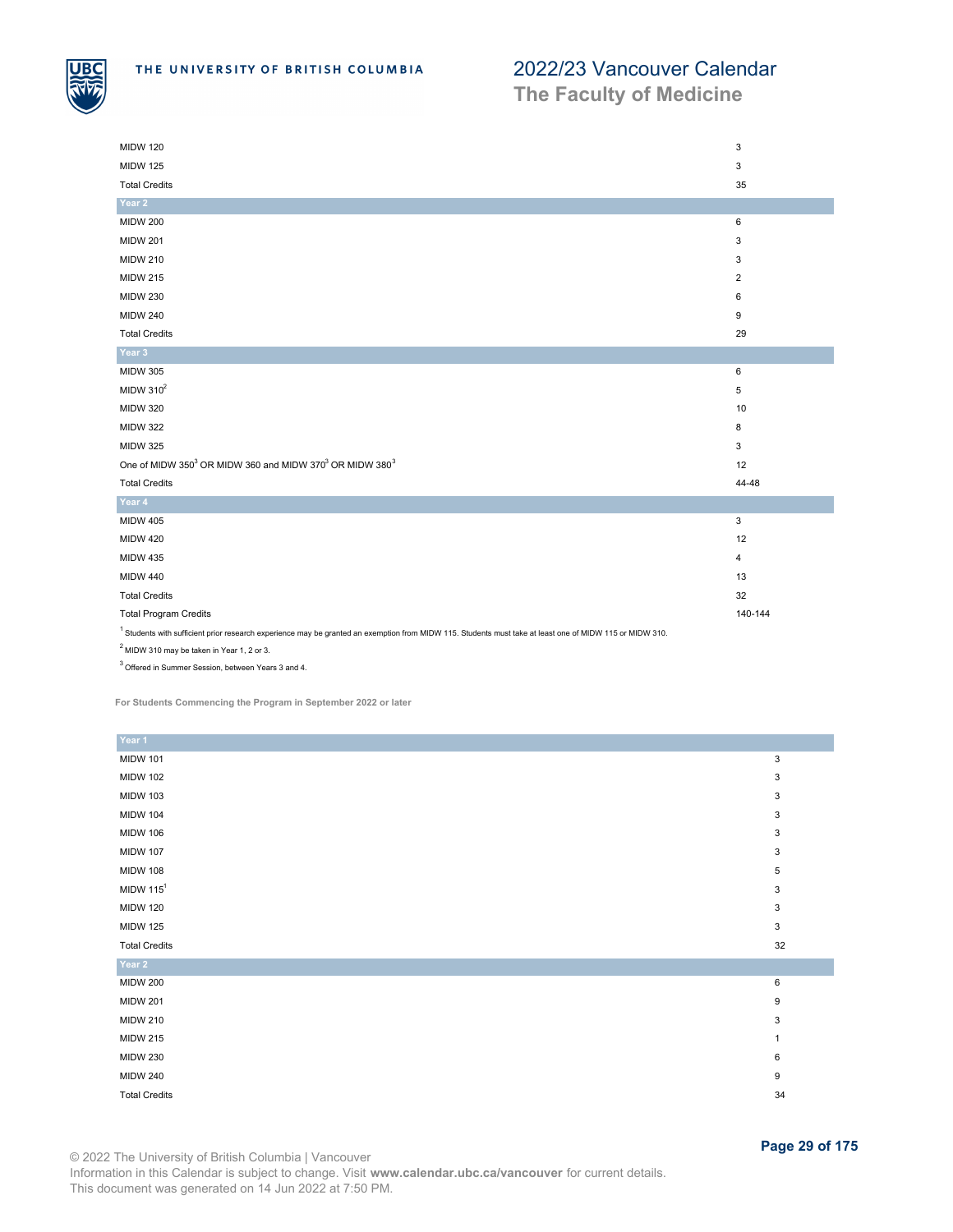| | |
|---|---|
| MIDW 120 | 3 |
| MIDW 125 | 3 |
| Total Credits | 35 |
| **Year 2** | |
| MIDW 200 | 6 |
| MIDW 201 | 3 |
| MIDW 210 | 3 |
| MIDW 215 | 2 |
| MIDW 230 | 6 |
| MIDW 240 | 9 |
| Total Credits | 29 |
| **Year 3** | |
| MIDW 305 | 6 |
| MIDW 310[2] | 5 |
| MIDW 320 | 10 |
| MIDW 322 | 8 |
| MIDW 325 | 3 |
| One of MIDW 350[3] OR MIDW 360 and MIDW 370[3] OR MIDW 380[3] | 12 |
| Total Credits | 44-48 |
| **Year 4** | |
| MIDW 405 | 3 |
| MIDW 420 | 12 |
| MIDW 435 | 4 |
| MIDW 440 | 13 |
| Total Credits | 32 |
| Total Program Credits | 140-144 |

[1] Students with sufficient prior research experience may be granted an exemption from MIDW 115. Students must take at least one of MIDW 115 or MIDW 310.

[2] MIDW 310 may be taken in Year 1, 2 or 3.

[3] Offered in Summer Session, between Years 3 and 4.

**For Students Commencing the Program in September 2022 or later**

| **Year 1** | |
|---|---|
| MIDW 101 | 3 |
| MIDW 102 | 3 |
| MIDW 103 | 3 |
| MIDW 104 | 3 |
| MIDW 106 | 3 |
| MIDW 107 | 3 |
| MIDW 108 | 5 |
| MIDW 115[1] | 3 |
| MIDW 120 | 3 |
| MIDW 125 | 3 |
| Total Credits | 32 |
| **Year 2** | |
| MIDW 200 | 6 |
| MIDW 201 | 9 |
| MIDW 210 | 3 |
| MIDW 215 | 1 |
| MIDW 230 | 6 |
| MIDW 240 | 9 |
| Total Credits | 34 |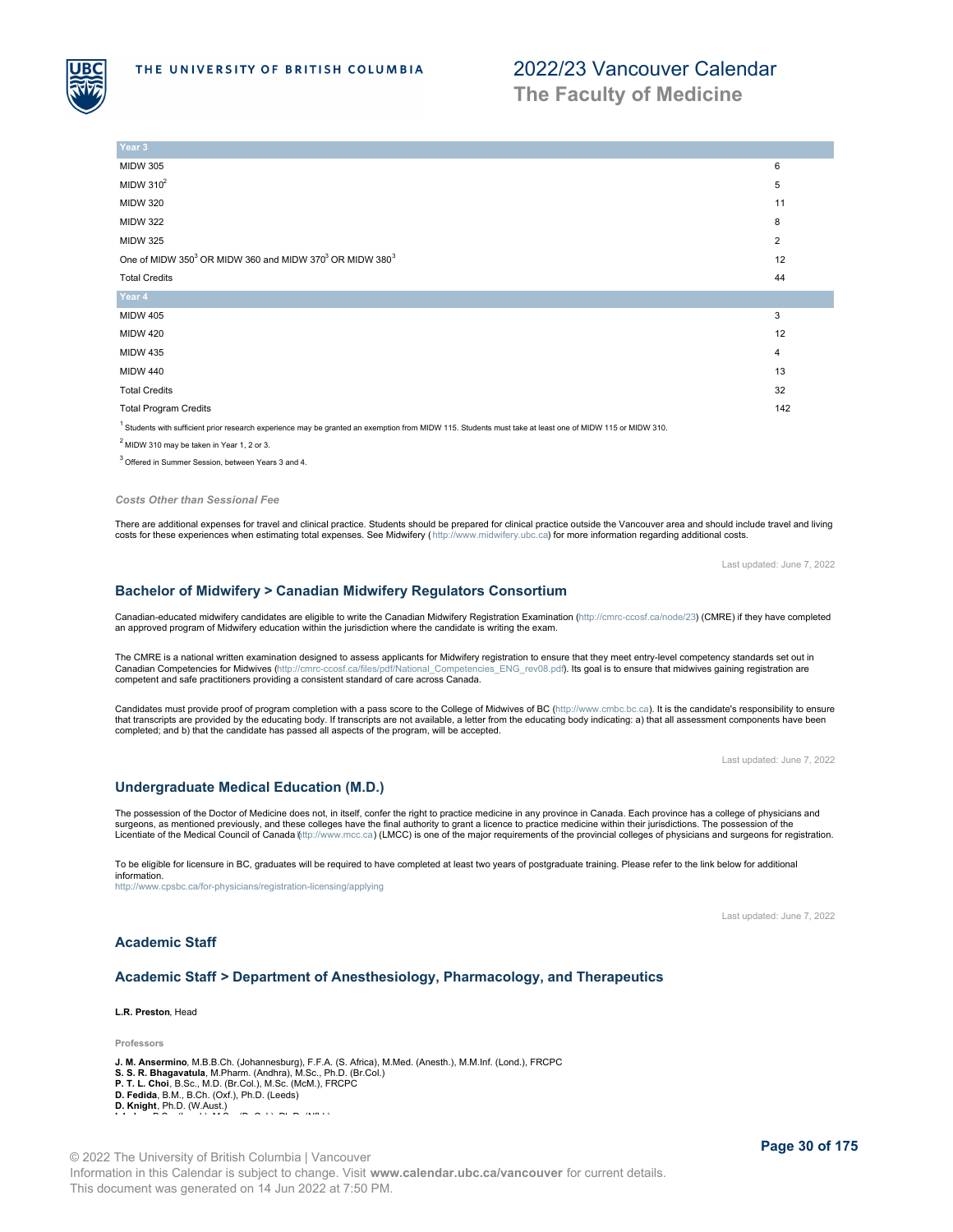| Year 3 | |
|---|---|
| MIDW 305 | 6 |
| MIDW 310[2] | 5 |
| MIDW 320 | 11 |
| MIDW 322 | 8 |
| MIDW 325 | 2 |
| One of MIDW 350[3] OR MIDW 360 and MIDW 370[3] OR MIDW 380[3] | 12 |
| Total Credits | 44 |
| **Year 4** | |
| MIDW 405 | 3 |
| MIDW 420 | 12 |
| MIDW 435 | 4 |
| MIDW 440 | 13 |
| Total Credits | 32 |
| Total Program Credits | 142 |

[1] Students with sufficient prior research experience may be granted an exemption from MIDW 115. Students must take at least one of MIDW 115 or MIDW 310.

[2] MIDW 310 may be taken in Year 1, 2 or 3.

[3] Offered in Summer Session, between Years 3 and 4.

*Costs Other than Sessional Fee*

There are additional expenses for travel and clinical practice. Students should be prepared for clinical practice outside the Vancouver area and should include travel and living costs for these experiences when estimating total expenses. See Midwifery ( http://www.midwifery.ubc.ca) for more information regarding additional costs.

Last updated: June 7, 2022

## Bachelor of Midwifery > Canadian Midwifery Regulators Consortium

Canadian-educated midwifery candidates are eligible to write the Canadian Midwifery Registration Examination (http://cmrc-ccosf.ca/node/23) (CMRE) if they have completed an approved program of Midwifery education within the jurisdiction where the candidate is writing the exam.

The CMRE is a national written examination designed to assess applicants for Midwifery registration to ensure that they meet entry-level competency standards set out in Canadian Competencies for Midwives (http://cmrc-ccosf.ca/files/pdf/National_Competencies_ENG_rev08.pdf). Its goal is to ensure that midwives gaining registration are competent and safe practitioners providing a consistent standard of care across Canada.

Candidates must provide proof of program completion with a pass score to the College of Midwives of BC (http://www.cmbc.bc.ca). It is the candidate's responsibility to ensure that transcripts are provided by the educating body. If transcripts are not available, a letter from the educating body indicating: a) that all assessment components have been completed; and b) that the candidate has passed all aspects of the program, will be accepted.

Last updated: June 7, 2022

## Undergraduate Medical Education (M.D.)

The possession of the Doctor of Medicine does not, in itself, confer the right to practice medicine in any province in Canada. Each province has a college of physicians and surgeons, as mentioned previously, and these colleges have the final authority to grant a licence to practice medicine within their jurisdictions. The possession of the Licentiate of the Medical Council of Canada (ttp://www.mcc.ca) (LMCC) is one of the major requirements of the provincial colleges of physicians and surgeons for registration.

To be eligible for licensure in BC, graduates will be required to have completed at least two years of postgraduate training. Please refer to the link below for additional information.
http://www.cpsbc.ca/for-physicians/registration-licensing/applying

Last updated: June 7, 2022

## Academic Staff

## Academic Staff > Department of Anesthesiology, Pharmacology, and Therapeutics

**L.R. Preston**, Head

**Professors**

**J. M. Ansermino**, M.B.B.Ch. (Johannesburg), F.F.A. (S. Africa), M.Med. (Anesth.), M.M.Inf. (Lond.), FRCPC
**S. S. R. Bhagavatula**, M.Pharm. (Andhra), M.Sc., Ph.D. (Br.Col.)
**P. T. L. Choi**, B.Sc., M.D. (Br.Col.), M.Sc. (McM.), FRCPC
**D. Fedida**, B.M., B.Ch. (Oxf.), Ph.D. (Leeds)
**D. Knight**, Ph.D. (W.Aust.)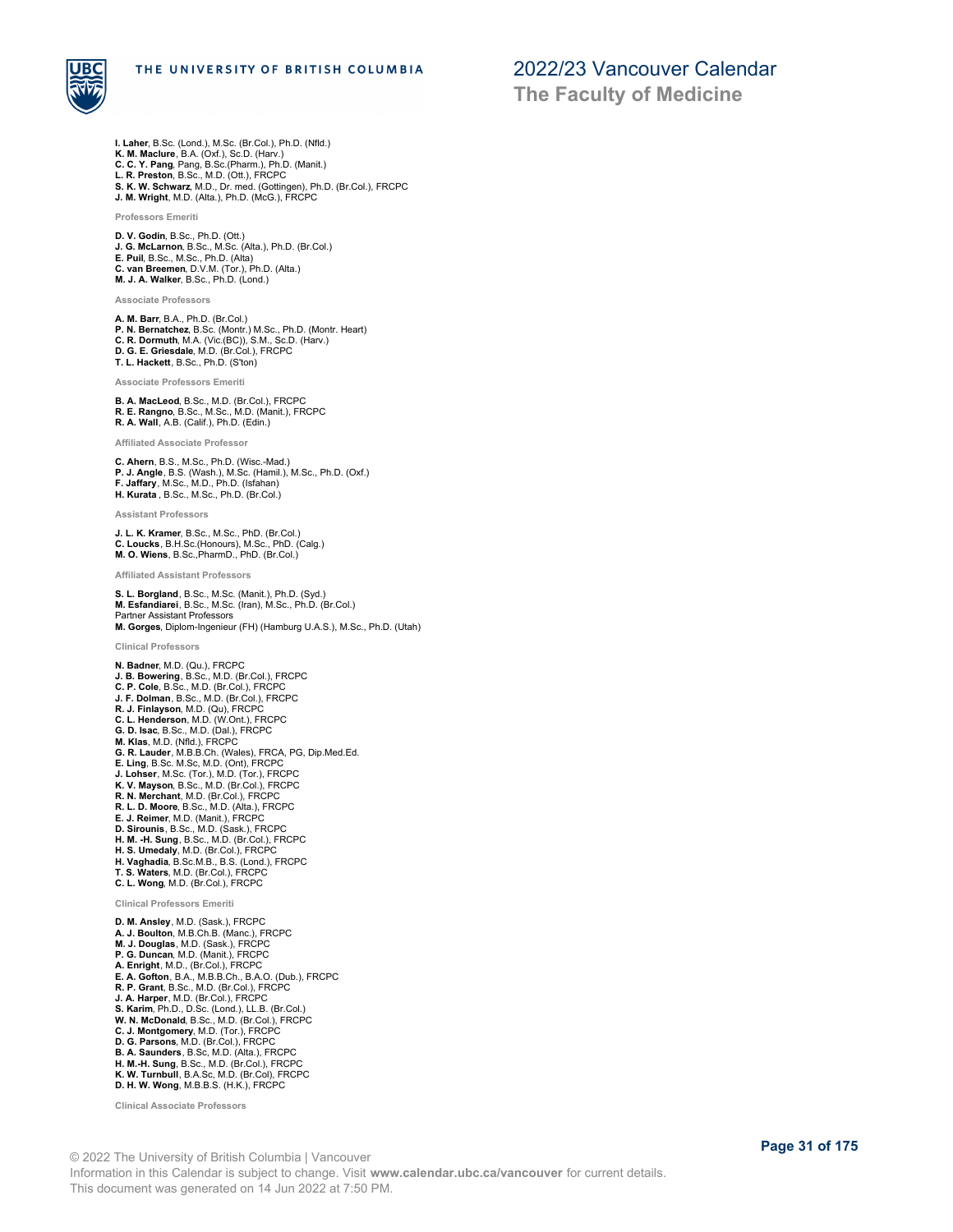**I. Laher**, B.Sc. (Lond.), M.Sc. (Br.Col.), Ph.D. (Nfld.)
**K. M. Maclure**, B.A. (Oxf.), Sc.D. (Harv.)
**C. C. Y. Pang**, Pang, B.Sc.(Pharm.), Ph.D. (Manit.)
**L. R. Preston**, B.Sc., M.D. (Ott.), FRCPC
**S. K. W. Schwarz**, M.D., Dr. med. (Gottingen), Ph.D. (Br.Col.), FRCPC
**J. M. Wright**, M.D. (Alta.), Ph.D. (McG.), FRCPC

#### Professors Emeriti

**D. V. Godin**, B.Sc., Ph.D. (Ott.)
**J. G. McLarnon**, B.Sc., M.Sc. (Alta.), Ph.D. (Br.Col.)
**E. Puil**, B.Sc., M.Sc., Ph.D. (Alta)
**C. van Breemen**, D.V.M. (Tor.), Ph.D. (Alta.)
**M. J. A. Walker**, B.Sc., Ph.D. (Lond.)

#### Associate Professors

**A. M. Barr**, B.A., Ph.D. (Br.Col.)
**P. N. Bernatchez**, B.Sc. (Montr.) M.Sc., Ph.D. (Montr. Heart)
**C. R. Dormuth**, M.A. (Vic.(BC)), S.M., Sc.D. (Harv.)
**D. G. E. Griesdale**, M.D. (Br.Col.), FRCPC
**T. L. Hackett**, B.Sc., Ph.D. (S'ton)

#### Associate Professors Emeriti

**B. A. MacLeod**, B.Sc., M.D. (Br.Col.), FRCPC
**R. E. Rangno**, B.Sc., M.Sc., M.D. (Manit.), FRCPC
**R. A. Wall**, A.B. (Calif.), Ph.D. (Edin.)

#### Affiliated Associate Professor

**C. Ahern**, B.S., M.Sc., Ph.D. (Wisc.-Mad.)
**P. J. Angle**, B.S. (Wash.), M.Sc. (Hamil.), M.Sc., Ph.D. (Oxf.)
**F. Jaffary**, M.Sc., M.D., Ph.D. (Isfahan)
**H. Kurata** , B.Sc., M.Sc., Ph.D. (Br.Col.)

#### Assistant Professors

**J. L. K. Kramer**, B.Sc., M.Sc., PhD. (Br.Col.)
**C. Loucks**, B.H.Sc.(Honours), M.Sc., PhD. (Calg.)
**M. O. Wiens**, B.Sc.,PharmD., PhD. (Br.Col.)

#### Affiliated Assistant Professors

**S. L. Borgland**, B.Sc., M.Sc. (Manit.), Ph.D. (Syd.)
**M. Esfandiarei**, B.Sc., M.Sc. (Iran), M.Sc., Ph.D. (Br.Col.)
Partner Assistant Professors
**M. Gorges**, Diplom-Ingenieur (FH) (Hamburg U.A.S.), M.Sc., Ph.D. (Utah)

#### Clinical Professors

**N. Badner**, M.D. (Qu.), FRCPC
**J. B. Bowering**, B.Sc., M.D. (Br.Col.), FRCPC
**C. P. Cole**, B.Sc., M.D. (Br.Col.), FRCPC
**J. F. Dolman**, B.Sc., M.D. (Br.Col.), FRCPC
**R. J. Finlayson**, M.D. (Qu), FRCPC
**C. L. Henderson**, M.D. (W.Ont.), FRCPC
**G. D. Isac**, B.Sc., M.D. (Dal.), FRCPC
**M. Klas**, M.D. (Nfld.), FRCPC
**G. R. Lauder**, M.B.B.Ch. (Wales), FRCA, PG, Dip.Med.Ed.
**E. Ling**, B.Sc. M.Sc, M.D. (Ont), FRCPC
**J. Lohser**, M.Sc. (Tor.), M.D. (Tor.), FRCPC
**K. V. Mayson**, B.Sc., M.D. (Br.Col.), FRCPC
**R. N. Merchant**, M.D. (Br.Col.), FRCPC
**R. L. D. Moore**, B.Sc., M.D. (Alta.), FRCPC
**E. J. Reimer**, M.D. (Manit.), FRCPC
**D. Sirounis**, B.Sc., M.D. (Sask.), FRCPC
**H. M. -H. Sung**, B.Sc., M.D. (Br.Col.), FRCPC
**H. S. Umedaly**, M.D. (Br.Col.), FRCPC
**H. Vaghadia**, B.Sc.M.B., B.S. (Lond.), FRCPC
**T. S. Waters**, M.D. (Br.Col.), FRCPC
**C. L. Wong**, M.D. (Br.Col.), FRCPC

#### Clinical Professors Emeriti

**D. M. Ansley**, M.D. (Sask.), FRCPC
**A. J. Boulton**, M.B.Ch.B. (Manc.), FRCPC
**M. J. Douglas**, M.D. (Sask.), FRCPC
**P. G. Duncan**, M.D. (Manit.), FRCPC
**A. Enright**, M.D., (Br.Col.), FRCPC
**E. A. Gofton**, B.A., M.B.B.Ch., B.A.O. (Dub.), FRCPC
**R. P. Grant**, B.Sc., M.D. (Br.Col.), FRCPC
**J. A. Harper**, M.D. (Br.Col.), FRCPC
**S. Karim**, Ph.D., D.Sc. (Lond.), LL.B. (Br.Col.)
**W. N. McDonald**, B.Sc., M.D. (Br.Col.), FRCPC
**C. J. Montgomery**, M.D. (Tor.), FRCPC
**D. G. Parsons**, M.D. (Br.Col.), FRCPC
**B. A. Saunders**, B.Sc, M.D. (Alta.), FRCPC
**H. M.-H. Sung**, B.Sc., M.D. (Br.Col.), FRCPC
**K. W. Turnbull**, B.A.Sc, M.D. (Br.Col), FRCPC
**D. H. W. Wong**, M.B.B.S. (H.K.), FRCPC

#### Clinical Associate Professors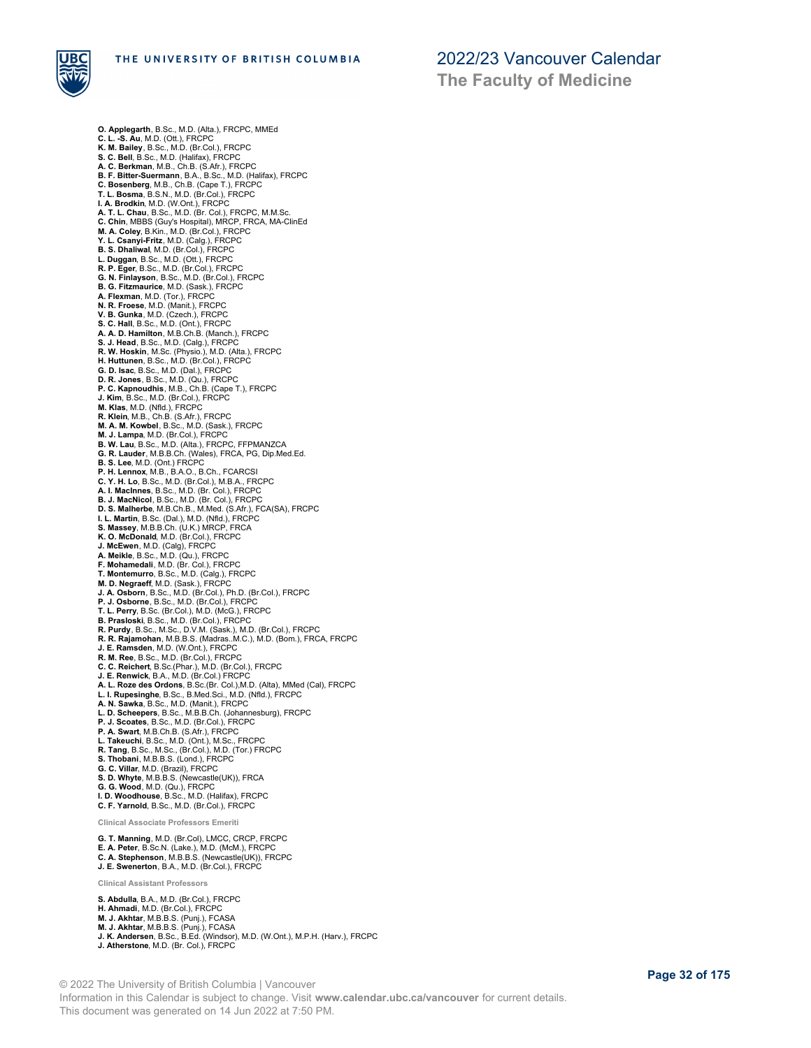**O. Applegarth**, B.Sc., M.D. (Alta.), FRCPC, MMEd
**C. L. -S. Au**, M.D. (Ott.), FRCPC
**K. M. Bailey**, B.Sc., M.D. (Br.Col.), FRCPC
**S. C. Bell**, B.Sc., M.D. (Halifax), FRCPC
**A. C. Berkman**, M.B., Ch.B. (S.Afr.), FRCPC
**B. F. Bitter-Suermann**, B.A., B.Sc., M.D. (Halifax), FRCPC
**C. Bosenberg**, M.B., Ch.B. (Cape T.), FRCPC
**T. L. Bosma**, B.S.N., M.D. (Br.Col.), FRCPC
**I. A. Brodkin**, M.D. (W.Ont.), FRCPC
**A. T. L. Chau**, B.Sc., M.D. (Br. Col.), FRCPC, M.M.Sc.
**C. Chin**, MBBS (Guy's Hospital), MRCP, FRCA, MA-ClinEd
**M. A. Coley**, B.Kin., M.D. (Br.Col.), FRCPC
**Y. L. Csanyi-Fritz**, M.D. (Calg.), FRCPC
**B. S. Dhaliwal**, M.D. (Br.Col.), FRCPC
**L. Duggan**, B.Sc., M.D. (Ott.), FRCPC
**R. P. Eger**, B.Sc., M.D. (Br.Col.), FRCPC
**G. N. Finlayson**, B.Sc., M.D. (Br.Col.), FRCPC
**B. G. Fitzmaurice**, M.D. (Sask.), FRCPC
**A. Flexman**, M.D. (Tor.), FRCPC
**N. R. Froese**, M.D. (Manit.), FRCPC
**V. B. Gunka**, M.D. (Czech.), FRCPC
**S. C. Hall**, B.Sc., M.D. (Ont.), FRCPC
**A. A. D. Hamilton**, M.B.Ch.B. (Manch.), FRCPC
**S. J. Head**, B.Sc., M.D. (Calg.), FRCPC
**R. W. Hoskin**, M.Sc. (Physio.), M.D. (Alta.), FRCPC
**H. Huttunen**, B.Sc., M.D. (Br.Col.), FRCPC
**G. D. Isac**, B.Sc., M.D. (Dal.), FRCPC
**D. R. Jones**, B.Sc., M.D. (Qu.), FRCPC
**P. C. Kapnoudhis**, M.B., Ch.B. (Cape T.), FRCPC
**J. Kim**, B.Sc., M.D. (Br.Col.), FRCPC
**M. Klas**, M.D. (Nfld.), FRCPC
**R. Klein**, M.B., Ch.B. (S.Afr.), FRCPC
**M. A. M. Kowbel**, B.Sc., M.D. (Sask.), FRCPC
**M. J. Lampa**, M.D. (Br.Col.), FRCPC
**B. W. Lau**, B.Sc., M.D. (Alta.), FRCPC, FFPMANZCA
**G. R. Lauder**, M.B.B.Ch. (Wales), FRCA, PG, Dip.Med.Ed.
**B. S. Lee**, M.D. (Ont.) FRCPC
**P. H. Lennox**, M.B., B.A.O., B.Ch., FCARCSI
**C. Y. H. Lo**, B.Sc., M.D. (Br.Col.), M.B.A., FRCPC
**A. I. MacInnes**, B.Sc., M.D. (Br. Col.), FRCPC
**B. J. MacNicol**, B.Sc., M.D. (Br. Col.), FRCPC
**D. S. Malherbe**, M.B.Ch.B., M.Med. (S.Afr.), FCA(SA), FRCPC
**I. L. Martin**, B.Sc (Dal.), M.D. (Nfld.), FRCPC
**S. Massey**, M.B.B.Ch. (U.K.) MRCP, FRCA
**K. O. McDonald**, M.D. (Br.Col.), FRCPC
**J. McEwen**, M.D. (Calg), FRCPC
**A. Meikle**, B.Sc., M.D. (Qu.), FRCPC
**F. Mohamedali**, M.D. (Br. Col.), FRCPC
**T. Montemurro**, B.Sc., M.D. (Calg.), FRCPC
**M. D. Negraeff**, M.D. (Sask.), FRCPC
**J. A. Osborn**, B.Sc., M.D. (Br.Col.), Ph.D. (Br.Col.), FRCPC
**P. J. Osborne**, B.Sc., M.D. (Br.Col.), FRCPC
**T. L. Perry**, B.Sc. (Br.Col.), M.D. (McG.), FRCPC
**B. Prasloski**, B.Sc., M.D. (Br.Col.), FRCPC
**R. Purdy**, B.Sc., M.Sc., D.V.M. (Sask.), M.D. (Br.Col.), FRCPC
**R. R. Rajamohan**, M.B.B.S. (Madras..M.C.), M.D. (Bom.), FRCA, FRCPC
**J. E. Ramsden**, M.D. (W.Ont.), FRCPC
**R. M. Ree**, B.Sc., M.D. (Br.Col.), FRCPC
**C. C. Reichert**, B.Sc.(Phar.), M.D. (Br.Col.), FRCPC
**J. E. Renwick**, B.A., M.D. (Br.Col.) FRCPC
**A. L. Roze des Ordons**, B.Sc.(Br. Col.),M.D. (Alta), MMed (Cal), FRCPC
**L. I. Rupesinghe**, B.Sc., B.Med.Sci., M.D. (Nfld.), FRCPC
**A. N. Sawka**, B.Sc., M.D. (Manit.), FRCPC
**L. D. Scheepers**, B.Sc., M.B.B.Ch. (Johannesburg), FRCPC
**P. J. Scoates**, B.Sc., M.D. (Br.Col.), FRCPC
**P. A. Swart**, M.B.Ch.B. (S.Afr.), FRCPC
**L. Takeuchi**, B.Sc., M.D. (Ont.), M.Sc., FRCPC
**R. Tang**, B.Sc., M.Sc., (Br.Col.), M.D. (Tor.) FRCPC
**S. Thobani**, M.B.B.S. (Lond.), FRCPC
**G. C. Villar**, M.D. (Brazil), FRCPC
**S. D. Whyte**, M.B.B.S. (Newcastle(UK)), FRCA
**G. G. Wood**, M.D. (Qu.), FRCPC
**I. D. Woodhouse**, B.Sc., M.D. (Halifax), FRCPC
**C. F. Yarnold**, B.Sc., M.D. (Br.Col.), FRCPC

#### Clinical Associate Professors Emeriti

**G. T. Manning**, M.D. (Br.Col), LMCC, CRCP, FRCPC
**E. A. Peter**, B.Sc.N. (Lake.), M.D. (McM.), FRCPC
**C. A. Stephenson**, M.B.B.S. (Newcastle(UK)), FRCPC
**J. E. Swenerton**, B.A., M.D. (Br.Col.), FRCPC

#### Clinical Assistant Professors

**S. Abdulla**, B.A., M.D. (Br.Col.), FRCPC
**H. Ahmadi**, M.D. (Br.Col.), FRCPC
**M. J. Akhtar**, M.B.B.S. (Punj.), FCASA
**M. J. Akhtar**, M.B.B.S. (Punj.), FCASA
**J. K. Andersen**, B.Sc., B.Ed. (Windsor), M.D. (W.Ont.), M.P.H. (Harv.), FRCPC
**J. Atherstone**, M.D. (Br. Col.), FRCPC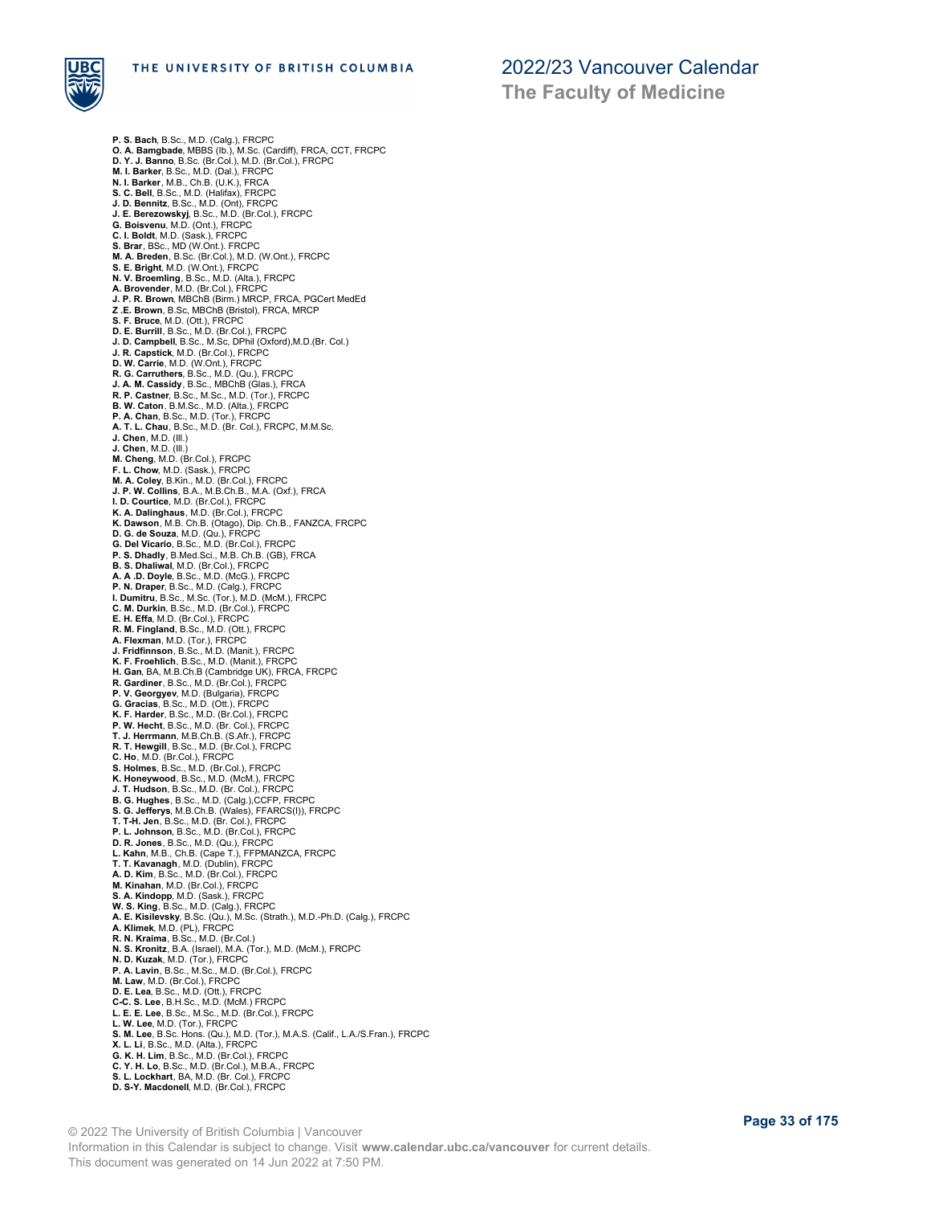**P. S. Bach**, B.Sc., M.D. (Calg.), FRCPC
**O. A. Bamgbade**, MBBS (Ib.), M.Sc. (Cardiff), FRCA, CCT, FRCPC
**D. Y. J. Banno**, B.Sc. (Br.Col.), M.D. (Br.Col.), FRCPC
**M. I. Barker**, B.Sc., M.D. (Dal.), FRCPC
**N. I. Barker**, M.B., Ch.B. (U.K.), FRCA
**S. C. Bell**, B.Sc., M.D. (Halifax), FRCPC
**J. D. Bennitz**, B.Sc., M.D. (Ont), FRCPC
**J. E. Berezowskyj**, B.Sc., M.D. (Br.Col.), FRCPC
**G. Boisvenu**, M.D. (Ont.), FRCPC
**C. I. Boldt**, M.D. (Sask.), FRCPC
**S. Brar**, BSc., MD (W.Ont.). FRCPC
**M. A. Breden**, B.Sc. (Br.Col.), M.D. (W.Ont.), FRCPC
**S. E. Bright**, M.D. (W.Ont.), FRCPC
**N. V. Broemling**, B.Sc., M.D. (Alta.), FRCPC
**A. Brovender**, M.D. (Br.Col.), FRCPC
**J. P. R. Brown**, MBChB (Birm.) MRCP, FRCA, PGCert MedEd
**Z .E. Brown**, B.Sc, MBChB (Bristol), FRCA, MRCP
**S. F. Bruce**, M.D. (Ott.), FRCPC
**D. E. Burrill**, B.Sc., M.D. (Br.Col.), FRCPC
**J. D. Campbell**, B.Sc., M.Sc, DPhil (Oxford),M.D.(Br. Col.)
**J. R. Capstick**, M.D. (Br.Col.), FRCPC
**D. W. Carrie**, M.D. (W.Ont.), FRCPC
**R. G. Carruthers**, B.Sc., M.D. (Qu.), FRCPC
**J. A. M. Cassidy**, B.Sc., MBChB (Glas.), FRCA
**R. P. Castner**, B.Sc., M.Sc., M.D. (Tor.), FRCPC
**B. W. Caton**, B.M.Sc., M.D. (Alta.), FRCPC
**P. A. Chan**, B.Sc., M.D. (Tor.), FRCPC
**A. T. L. Chau**, B.Sc., M.D. (Br. Col.), FRCPC, M.M.Sc.
**J. Chen**, M.D. (Ill.)
**J. Chen**, M.D. (Ill.)
**M. Cheng**, M.D. (Br.Col.), FRCPC
**F. L. Chow**, M.D. (Sask.), FRCPC
**M. A. Coley**, B.Kin., M.D. (Br.Col.), FRCPC
**J. P. W. Collins**, B.A., M.B.Ch.B., M.A. (Oxf.), FRCA
**I. D. Courtice**, M.D. (Br.Col.), FRCPC
**K. A. Dalinghaus**, M.D. (Br.Col.), FRCPC
**K. Dawson**, M.B. Ch.B. (Otago), Dip. Ch.B., FANZCA, FRCPC
**D. G. de Souza**, M.D. (Qu.), FRCPC
**G. Del Vicario**, B.Sc., M.D. (Br.Col.), FRCPC
**P. S. Dhadly**, B.Med.Sci., M.B. Ch.B. (GB), FRCA
**B. S. Dhaliwal**, M.D. (Br.Col.), FRCPC
**A. A .D. Doyle**, B.Sc., M.D. (McG.), FRCPC
**P. N. Draper**, B.Sc., M.D. (Calg.), FRCPC
**I. Dumitru**, B.Sc., M.Sc. (Tor.), M.D. (McM.), FRCPC
**C. M. Durkin**, B.Sc., M.D. (Br.Col.), FRCPC
**E. H. Effa**, M.D. (Br.Col.), FRCPC
**R. M. Fingland**, B.Sc., M.D. (Ott.), FRCPC
**A. Flexman**, M.D. (Tor.), FRCPC
**J. Fridfinnson**, B.Sc., M.D. (Manit.), FRCPC
**K. F. Froehlich**, B.Sc., M.D. (Manit.), FRCPC
**H. Gan**, BA, M.B.Ch.B (Cambridge UK), FRCA, FRCPC
**R. Gardiner**, B.Sc., M.D. (Br.Col.), FRCPC
**P. V. Georgyev**, M.D. (Bulgaria), FRCPC
**G. Gracias**, B.Sc., M.D. (Ott.), FRCPC
**K. F. Harder**, B.Sc., M.D. (Br.Col.), FRCPC
**P. W. Hecht**, B.Sc., M.D. (Br. Col.), FRCPC
**T. J. Herrmann**, M.B.Ch.B. (S.Afr.), FRCPC
**R. T. Hewgill**, B.Sc., M.D. (Br.Col.), FRCPC
**C. Ho**, M.D. (Br.Col.), FRCPC
**S. Holmes**, B.Sc., M.D. (Br.Col.), FRCPC
**K. Honeywood**, B.Sc., M.D. (McM.), FRCPC
**J. T. Hudson**, B.Sc., M.D. (Br. Col.), FRCPC
**B. G. Hughes**, B.Sc., M.D. (Calg.),CCFP, FRCPC
**S. G. Jefferys**, M.B.Ch.B. (Wales), FFARCS(I)), FRCPC
**T. T-H. Jen**, B.Sc., M.D. (Br. Col.), FRCPC
**P. L. Johnson**, B.Sc., M.D. (Br.Col.), FRCPC
**D. R. Jones**, B.Sc., M.D. (Qu.), FRCPC
**L. Kahn**, M.B., Ch.B. (Cape T.), FFPMANZCA, FRCPC
**T. T. Kavanagh**, M.D. (Dublin), FRCPC
**A. D. Kim**, B.Sc., M.D. (Br.Col.), FRCPC
**M. Kinahan**, M.D. (Br.Col.), FRCPC
**S. A. Kindopp**, M.D. (Sask.), FRCPC
**W. S. King**, B.Sc., M.D. (Calg.), FRCPC
**A. E. Kisilevsky**, B.Sc. (Qu.), M.Sc. (Strath.), M.D.-Ph.D. (Calg.), FRCPC
**A. Klimek**, M.D. (PL), FRCPC
**R. N. Kraima**, B.Sc., M.D. (Br.Col.)
**N. S. Kronitz**, B.A. (Israel), M.A. (Tor.), M.D. (McM.), FRCPC
**N. D. Kuzak**, M.D. (Tor.), FRCPC
**P. A. Lavin**, B.Sc., M.Sc., M.D. (Br.Col.), FRCPC
**M. Law**, M.D. (Br.Col.), FRCPC
**D. E. Lea**, B.Sc., M.D. (Ott.), FRCPC
**C-C. S. Lee**, B.H.Sc., M.D. (McM.) FRCPC
**L. E. E. Lee**, B.Sc., M.Sc., M.D. (Br.Col.), FRCPC
**L. W. Lee**, M.D. (Tor.), FRCPC
**S. M. Lee**, B.Sc. Hons. (Qu.), M.D. (Tor.), M.A.S. (Calif., L.A./S.Fran.), FRCPC
**X. L. Li**, B.Sc., M.D. (Alta.), FRCPC
**G. K. H. Lim**, B.Sc., M.D. (Br.Col.), FRCPC
**C. Y. H. Lo**, B.Sc., M.D. (Br.Col.), M.B.A., FRCPC
**S. L. Lockhart**, BA, M.D. (Br. Col.), FRCPC
**D. S-Y. Macdonell**, M.D. (Br.Col.), FRCPC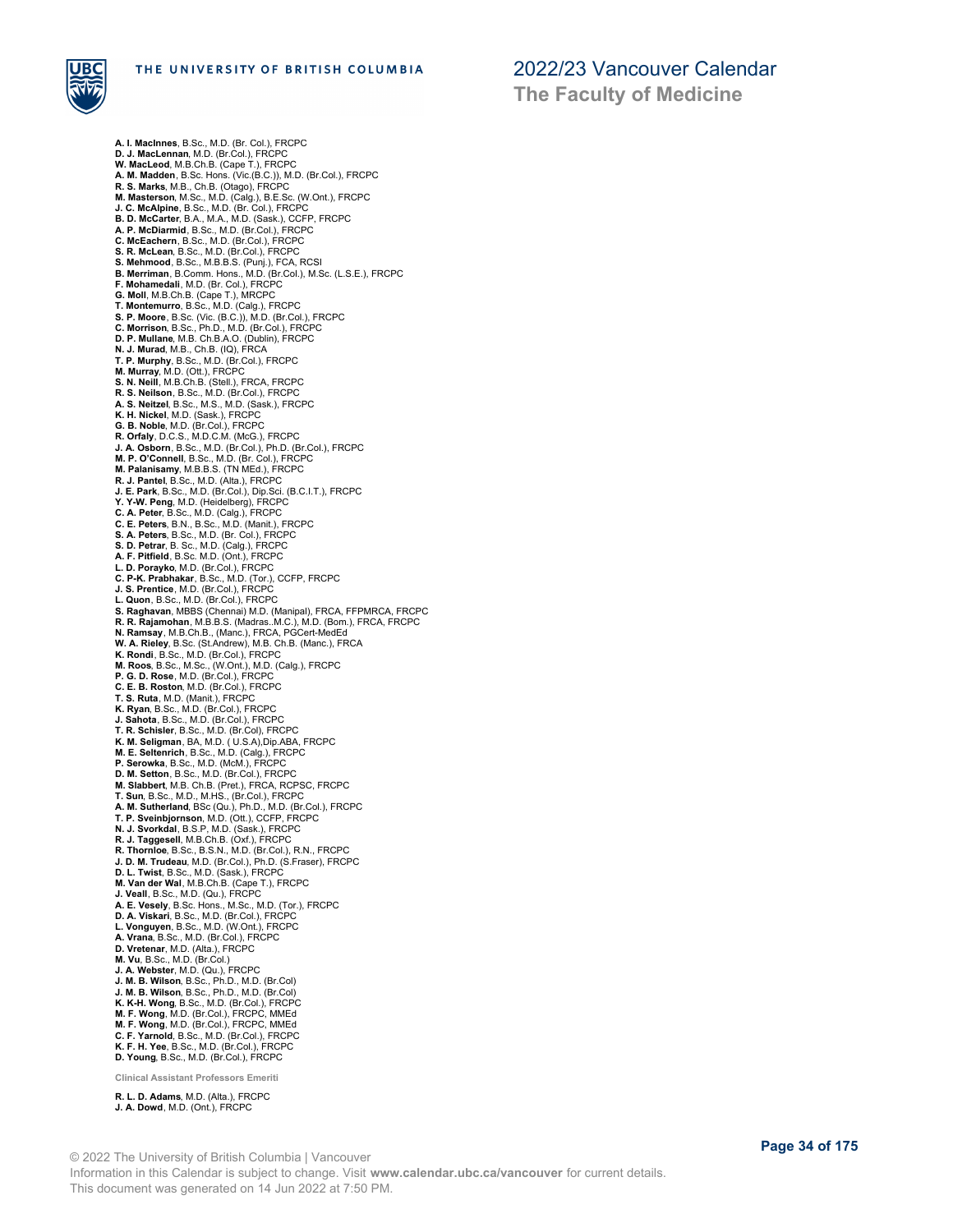**A. I. MacInnes**, B.Sc., M.D. (Br. Col.), FRCPC
**D. J. MacLennan**, M.D. (Br.Col.), FRCPC
**W. MacLeod**, M.B.Ch.B. (Cape T.), FRCPC
**A. M. Madden**, B.Sc. Hons. (Vic.(B.C.)), M.D. (Br.Col.), FRCPC
**R. S. Marks**, M.B., Ch.B. (Otago), FRCPC
**M. Masterson**, M.Sc., M.D. (Calg.), B.E.Sc. (W.Ont.), FRCPC
**J. C. McAlpine**, B.Sc., M.D. (Br. Col.), FRCPC
**B. D. McCarter**, B.A., M.A., M.D. (Sask.), CCFP, FRCPC
**A. P. McDiarmid**, B.Sc., M.D. (Br.Col.), FRCPC
**C. McEachern**, B.Sc., M.D. (Br.Col.), FRCPC
**S. R. McLean**, B.Sc., M.D. (Br.Col.), FRCPC
**S. Mehmood**, B.Sc., M.B.B.S. (Punj.), FCA, RCSI
**B. Merriman**, B.Comm. Hons., M.D. (Br.Col.), M.Sc. (L.S.E.), FRCPC
**F. Mohamedali**, M.D. (Br. Col.), FRCPC
**G. Moll**, M.B.Ch.B. (Cape T.), MRCPC
**T. Montemurro**, B.Sc., M.D. (Calg.), FRCPC
**S. P. Moore**, B.Sc. (Vic. (B.C.)), M.D. (Br.Col.), FRCPC
**C. Morrison**, B.Sc., Ph.D., M.D. (Br.Col.), FRCPC
**D. P. Mullane**, M.B. Ch.B.A.O. (Dublin), FRCPC
**N. J. Murad**, M.B., Ch.B. (IQ), FRCA
**T. P. Murphy**, B.Sc., M.D. (Br.Col.), FRCPC
**M. Murray**, M.D. (Ott.), FRCPC
**S. N. Neill**, M.B.Ch.B. (Stell.), FRCA, FRCPC
**R. S. Neilson**, B.Sc., M.D. (Br.Col.), FRCPC
**A. S. Neitzel**, B.Sc., M.S., M.D. (Sask.), FRCPC
**K. H. Nickel**, M.D. (Sask.), FRCPC
**G. B. Noble**, M.D. (Br.Col.), FRCPC
**R. Orfaly**, D.C.S., M.D.C.M. (McG.), FRCPC
**J. A. Osborn**, B.Sc., M.D. (Br.Col.), Ph.D. (Br.Col.), FRCPC
**M. P. O'Connell**, B.Sc., M.D. (Br. Col.), FRCPC
**M. Palanisamy**, M.B.B.S. (TN MEd.), FRCPC
**R. J. Pantel**, B.Sc., M.D. (Alta.), FRCPC
**J. E. Park**, B.Sc., M.D. (Br.Col.), Dip.Sci. (B.C.I.T.), FRCPC
**Y. Y-W. Peng**, M.D. (Heidelberg), FRCPC
**C. A. Peter**, B.Sc., M.D. (Calg.), FRCPC
**C. E. Peters**, B.N., B.Sc., M.D. (Manit.), FRCPC
**S. A. Peters**, B.Sc., M.D. (Br. Col.), FRCPC
**S. D. Petrar**, B. Sc., M.D. (Calg.), FRCPC
**A. F. Pitfield**, B.Sc. M.D. (Ont.), FRCPC
**L. D. Porayko**, M.D. (Br.Col.), FRCPC
**C. P-K. Prabhakar**, B.Sc., M.D. (Tor.), CCFP, FRCPC
**J. S. Prentice**, M.D. (Br.Col.), FRCPC
**L. Quon**, B.Sc., M.D. (Br.Col.), FRCPC
**S. Raghavan**, MBBS (Chennai) M.D. (Manipal), FRCA, FFPMRCA, FRCPC
**R. R. Rajamohan**, M.B.B.S. (Madras..M.C.), M.D. (Bom.), FRCA, FRCPC
**N. Ramsay**, M.B.Ch.B., (Manc.), FRCA, PGCert-MedEd
**W. A. Rieley**, B.Sc. (St.Andrew), M.B. Ch.B. (Manc.), FRCA
**K. Rondi**, B.Sc., M.D. (Br.Col.), FRCPC
**M. Roos**, B.Sc., M.Sc., (W.Ont.), M.D. (Calg.), FRCPC
**P. G. D. Rose**, M.D. (Br.Col.), FRCPC
**C. E. B. Roston**, M.D. (Br.Col.), FRCPC
**T. S. Ruta**, M.D. (Manit.), FRCPC
**K. Ryan**, B.Sc., M.D. (Br.Col.), FRCPC
**J. Sahota**, B.Sc., M.D. (Br.Col.), FRCPC
**T. R. Schisler**, B.Sc., M.D. (Br.Col), FRCPC
**K. M. Seligman**, BA, M.D. ( U.S.A),Dip.ABA, FRCPC
**M. E. Seltenrich**, B.Sc., M.D. (Calg.), FRCPC
**P. Serowka**, B.Sc., M.D. (McM.), FRCPC
**D. M. Setton**, B.Sc., M.D. (Br.Col.), FRCPC
**M. Slabbert**, M.B. Ch.B. (Pret.), FRCA, RCPSC, FRCPC
**T. Sun**, B.Sc., M.D., M.HS., (Br.Col.), FRCPC
**A. M. Sutherland**, BSc (Qu.), Ph.D., M.D. (Br.Col.), FRCPC
**T. P. Sveinbjornson**, M.D. (Ott.), CCFP, FRCPC
**N. J. Svorkdal**, B.S.P, M.D. (Sask.), FRCPC
**R. J. Taggesell**, M.B.Ch.B. (Oxf.), FRCPC
**R. Thornloe**, B.Sc., B.S.N., M.D. (Br.Col.), R.N., FRCPC
**J. D. M. Trudeau**, M.D. (Br.Col.), Ph.D. (S.Fraser), FRCPC
**D. L. Twist**, B.Sc., M.D. (Sask.), FRCPC
**M. Van der Wal**, M.B.Ch.B. (Cape T.), FRCPC
**J. Veall**, B.Sc., M.D. (Qu.), FRCPC
**A. E. Vesely**, B.Sc. Hons., M.Sc., M.D. (Tor.), FRCPC
**D. A. Viskari**, B.Sc., M.D. (Br.Col.), FRCPC
**L. Vonguyen**, B.Sc., M.D. (W.Ont.), FRCPC
**A. Vrana**, B.Sc., M.D. (Br.Col.), FRCPC
**D. Vretenar**, M.D. (Alta.), FRCPC
**M. Vu**, B.Sc., M.D. (Br.Col.)
**J. A. Webster**, M.D. (Qu.), FRCPC
**J. M. B. Wilson**, B.Sc., Ph.D., M.D. (Br.Col)
**J. M. B. Wilson**, B.Sc., Ph.D., M.D. (Br.Col)
**K. K-H. Wong**, B.Sc., M.D. (Br.Col.), FRCPC
**M. F. Wong**, M.D. (Br.Col.), FRCPC, MMEd
**M. F. Wong**, M.D. (Br.Col.), FRCPC, MMEd
**C. F. Yarnold**, B.Sc., M.D. (Br.Col.), FRCPC
**K. F. H. Yee**, B.Sc., M.D. (Br.Col.), FRCPC
**D. Young**, B.Sc., M.D. (Br.Col.), FRCPC

#### Clinical Assistant Professors Emeriti

**R. L. D. Adams**, M.D. (Alta.), FRCPC
**J. A. Dowd**, M.D. (Ont.), FRCPC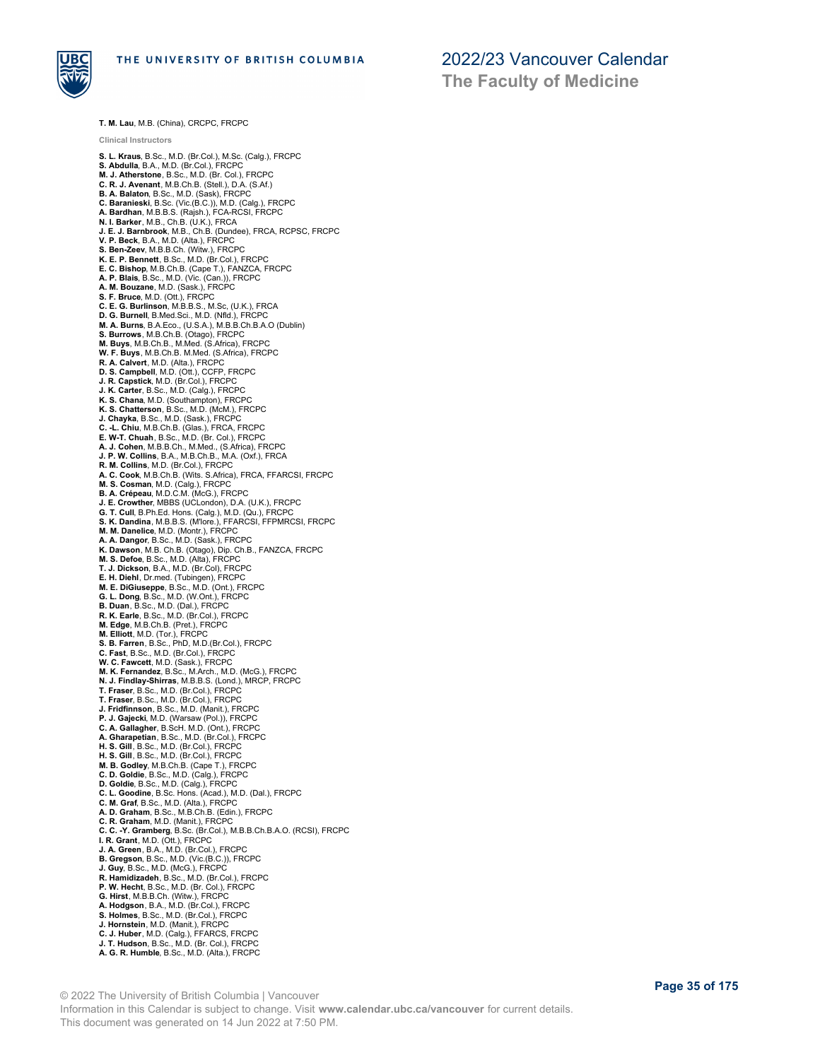**T. M. Lau**, M.B. (China), CRCPC, FRCPC

Clinical Instructors

**S. L. Kraus**, B.Sc., M.D. (Br.Col.), M.Sc. (Calg.), FRCPC
**S. Abdulla**, B.A., M.D. (Br.Col.), FRCPC
**M. J. Atherstone**, B.Sc., M.D. (Br. Col.), FRCPC
**C. R. J. Avenant**, M.B.Ch.B. (Stell.), D.A. (S.Af.)
**B. A. Balaton**, B.Sc., M.D. (Sask), FRCPC
**C. Baranieski**, B.Sc. (Vic.(B.C.)), M.D. (Calg.), FRCPC
**A. Bardhan**, M.B.B.S. (Rajsh.), FCA-RCSI, FRCPC
**N. I. Barker**, M.B., Ch.B. (U.K.), FRCA
**J. E. J. Barnbrook**, M.B., Ch.B. (Dundee), FRCA, RCPSC, FRCPC
**V. P. Beck**, B.A., M.D. (Alta.), FRCPC
**S. Ben-Zeev**, M.B.B.Ch. (Witw.), FRCPC
**K. E. P. Bennett**, B.Sc., M.D. (Br.Col.), FRCPC
**E. C. Bishop**, M.B.Ch.B. (Cape T.), FANZCA, FRCPC
**A. P. Blais**, B.Sc., M.D. (Vic. (Can.)), FRCPC
**A. M. Bouzane**, M.D. (Sask.), FRCPC
**S. F. Bruce**, M.D. (Ott.), FRCPC
**C. E. G. Burlinson**, M.B.B.S., M.Sc, (U.K.), FRCA
**D. G. Burnell**, B.Med.Sci., M.D. (Nfld.), FRCPC
**M. A. Burns**, B.A.Eco., (U.S.A.), M.B.B.Ch.B.A.O (Dublin)
**S. Burrows**, M.B.Ch.B. (Otago), FRCPC
**M. Buys**, M.B.Ch.B., M.Med. (S.Africa), FRCPC
**W. F. Buys**, M.B.Ch.B. M.Med. (S.Africa), FRCPC
**R. A. Calvert**, M.D. (Alta.), FRCPC
**D. S. Campbell**, M.D. (Ott.), CCFP, FRCPC
**J. R. Capstick**, M.D. (Br.Col.), FRCPC
**J. K. Carter**, B.Sc., M.D. (Calg.), FRCPC
**K. S. Chana**, M.D. (Southampton), FRCPC
**K. S. Chatterson**, B.Sc., M.D. (McM.), FRCPC
**J. Chayka**, B.Sc., M.D. (Sask.), FRCPC
**C. -L. Chiu**, M.B.Ch.B. (Glas.), FRCA, FRCPC
**E. W-T. Chuah**, B.Sc., M.D. (Br. Col.), FRCPC
**A. J. Cohen**, M.B.B.Ch., M.Med., (S.Africa), FRCPC
**J. P. W. Collins**, B.A., M.B.Ch.B., M.A. (Oxf.), FRCA
**R. M. Collins**, M.D. (Br.Col.), FRCPC
**A. C. Cook**, M.B.Ch.B. (Wits. S.Africa), FRCA, FFARCSI, FRCPC
**M. S. Cosman**, M.D. (Calg.), FRCPC
**B. A. Crépeau**, M.D.C.M. (McG.), FRCPC
**J. E. Crowther**, MBBS (UCLondon), D.A. (U.K.), FRCPC
**G. T. Cull**, B.Ph.Ed. Hons. (Calg.), M.D. (Qu.), FRCPC
**S. K. Dandina**, M.B.B.S. (M'lore.), FFARCSI, FFPMRCSI, FRCPC
**M. M. Danelice**, M.D. (Montr.), FRCPC
**A. A. Dangor**, B.Sc., M.D. (Sask.), FRCPC
**K. Dawson**, M.B. Ch.B. (Otago), Dip. Ch.B., FANZCA, FRCPC
**M. S. Defoe**, B.Sc., M.D. (Alta), FRCPC
**T. J. Dickson**, B.A., M.D. (Br.Col), FRCPC
**E. H. Diehl**, Dr.med. (Tubingen), FRCPC
**M. E. DiGiuseppe**, B.Sc., M.D. (Ont.), FRCPC
**G. L. Dong**, B.Sc., M.D. (W.Ont.), FRCPC
**B. Duan**, B.Sc., M.D. (Dal.), FRCPC
**R. K. Earle**, B.Sc., M.D. (Br.Col.), FRCPC
**M. Edge**, M.B.Ch.B. (Pret.), FRCPC
**M. Elliott**, M.D. (Tor.), FRCPC
**S. B. Farren**, B.Sc., PhD, M.D.(Br.Col.), FRCPC
**C. Fast**, B.Sc., M.D. (Br.Col.), FRCPC
**W. C. Fawcett**, M.D. (Sask.), FRCPC
**M. K. Fernandez**, B.Sc., M.Arch., M.D. (McG.), FRCPC
**N. J. Findlay-Shirras**, M.B.B.S. (Lond.), MRCP, FRCPC
**T. Fraser**, B.Sc., M.D. (Br.Col.), FRCPC
**T. Fraser**, B.Sc., M.D. (Br.Col.), FRCPC
**J. Fridfinnson**, B.Sc., M.D. (Manit.), FRCPC
**P. J. Gajecki**, M.D. (Warsaw (Pol.)), FRCPC
**C. A. Gallagher**, B.ScH. M.D. (Ont.), FRCPC
**A. Gharapetian**, B.Sc., M.D. (Br.Col.), FRCPC
**H. S. Gill**, B.Sc., M.D. (Br.Col.), FRCPC
**H. S. Gill**, B.Sc., M.D. (Br.Col.), FRCPC
**M. B. Godley**, M.B.Ch.B. (Cape T.), FRCPC
**C. D. Goldie**, B.Sc., M.D. (Calg.), FRCPC
**D. Goldie**, B.Sc., M.D. (Calg.), FRCPC
**C. L. Goodine**, B.Sc. Hons. (Acad.), M.D. (Dal.), FRCPC
**C. M. Graf**, B.Sc., M.D. (Alta.), FRCPC
**A. D. Graham**, B.Sc., M.B.Ch.B. (Edin.), FRCPC
**C. R. Graham**, M.D. (Manit.), FRCPC
**C. C. -Y. Gramberg**, B.Sc. (Br.Col.), M.B.B.Ch.B.A.O. (RCSI), FRCPC
**I. R. Grant**, M.D. (Ott.), FRCPC
**J. A. Green**, B.A., M.D. (Br.Col.), FRCPC
**B. Gregson**, B.Sc., M.D. (Vic.(B.C.)), FRCPC
**J. Guy**, B.Sc., M.D. (McG.), FRCPC
**R. Hamidizadeh**, B.Sc., M.D. (Br.Col.), FRCPC
**P. W. Hecht**, B.Sc., M.D. (Br. Col.), FRCPC
**G. Hirst**, M.B.B.Ch. (Witw.), FRCPC
**A. Hodgson**, B.A., M.D. (Br.Col.), FRCPC
**S. Holmes**, B.Sc., M.D. (Br.Col.), FRCPC
**J. Hornstein**, M.D. (Manit.), FRCPC
**C. J. Huber**, M.D. (Calg.), FFARCS, FRCPC
**J. T. Hudson**, B.Sc., M.D. (Br. Col.), FRCPC
**A. G. R. Humble**, B.Sc., M.D. (Alta.), FRCPC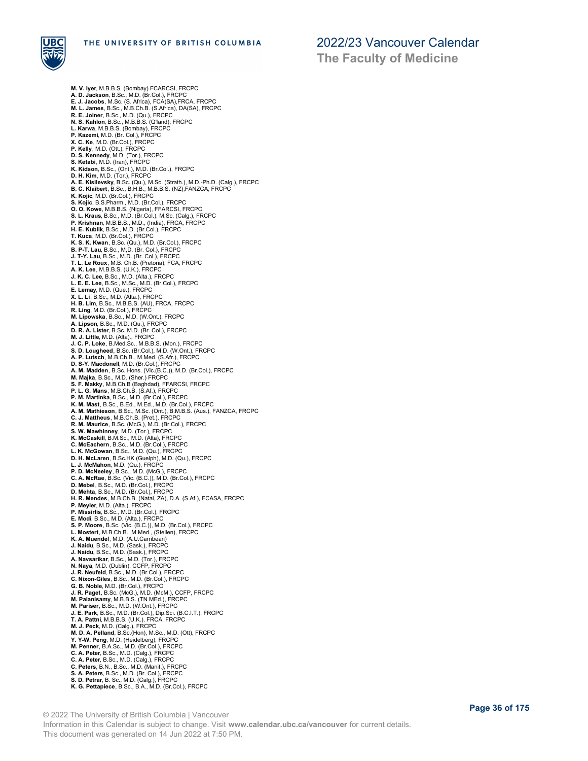**M. V. Iyer**, M.B.B.S. (Bombay) FCARCSI, FRCPC
**A. D. Jackson**, B.Sc., M.D. (Br.Col.), FRCPC
**E. J. Jacobs**, M.Sc. (S. Africa), FCA(SA),FRCA, FRCPC
**M. L. James**, B.Sc., M.B.Ch.B. (S.Africa), DA(SA), FRCPC
**R. E. Joiner**, B.Sc., M.D. (Qu.), FRCPC
**N. S. Kahlon**, B.Sc., M.B.B.S. (Q'land), FRCPC
**L. Karwa**, M.B.B.S. (Bombay), FRCPC
**P. Kazemi**, M.D. (Br. Col.), FRCPC
**X. C. Ke**, M.D. (Br.Col.), FRCPC
**P. Kelly**, M.D. (Ott.), FRCPC
**D. S. Kennedy**, M.D. (Tor.), FRCPC
**S. Ketabi**, M.D. (Iran), FRCPC
**K. Kidson**, B.Sc., (Ont.), M.D. (Br.Col.), FRCPC
**D. H. Kim**, M.D. (Tor.), FRCPC
**A. E. Kisilevsky**, B.Sc. (Qu.), M.Sc. (Strath.), M.D.-Ph.D. (Calg.), FRCPC
**B. C. Klaibert**, B.Sc., B.H.B., M.B.B.S. (NZ),FANZCA, FRCPC
**K. Kojic**, M.D. (Br.Col.), FRCPC
**S. Kojic**, B.S.Pharm., M.D. (Br.Col.), FRCPC
**O. O. Kowe**, M.B.B.S. (Nigeria), FFARCSI, FRCPC
**S. L. Kraus**, B.Sc., M.D. (Br.Col.), M.Sc. (Calg.), FRCPC
**P. Krishnan**, M.B.B.S., M.D., (India), FRCA, FRCPC
**H. E. Kublik**, B.Sc., M.D. (Br.Col.), FRCPC
**T. Kuca**, M.D. (Br.Col.), FRCPC
**K. S. K. Kwan**, B.Sc. (Qu.), M.D. (Br.Col.), FRCPC
**B. P-T. Lau**, B.Sc., M,D. (Br. Col.), FRCPC
**J. T-Y. Lau**, B.Sc., M.D. (Br. Col.), FRCPC
**T. L. Le Roux**, M.B. Ch.B. (Pretoria), FCA, FRCPC
**A. K. Lee**, M.B.B.S. (U.K.), FRCPC
**J. K. C. Lee**, B.Sc., M.D. (Alta.), FRCPC
**L. E. E. Lee**, B.Sc., M.Sc., M.D. (Br.Col.), FRCPC
**E. Lemay**, M.D. (Que.), FRCPC
**X. L. Li**, B.Sc., M.D. (Alta.), FRCPC
**H. B. Lim**, B.Sc., M.B.B.S. (AU), FRCA, FRCPC
**R. Ling**, M.D. (Br.Col.), FRCPC
**M. Lipowska**, B.Sc., M.D. (W.Ont.), FRCPC
**A. Lipson**, B.Sc., M.D. (Qu.), FRCPC
**D. R. A. Lister**, B.Sc. M.D. (Br. Col.), FRCPC
**M. J. Little**, M.D. (Alta)., FRCPC
**J. C. P. Loke**, B.Med.Sc., M.B.B.S. (Mon.), FRCPC
**S. D. Lougheed**, B.Sc. (Br.Col.), M.D. (W.Ont.), FRCPC
**A. P. Lutsch**, M.B.Ch.B., M.Med. (S.Afr.), FRCPC
**D. S-Y. Macdonell**, M.D. (Br.Col.), FRCPC
**A. M. Madden**, B.Sc. Hons. (Vic.(B.C.)), M.D. (Br.Col.), FRCPC
**M. Majka**, B.Sc., M.D. (Sher.) FRCPC
**S. F. Makky**, M.B.Ch.B (Baghdad), FFARCSI, FRCPC
**P. L. G. Mans**, M.B.Ch.B. (S.Af.), FRCPC
**P. M. Martinka**, B.Sc., M.D. (Br.Col.), FRCPC
**K. M. Mast**, B.Sc., B.Ed., M.Ed., M.D. (Br.Col.), FRCPC
**A. M. Mathieson**, B.Sc., M.Sc. (Ont.), B.M.B.S. (Aus.), FANZCA, FRCPC
**C. J. Mattheus**, M.B.Ch.B. (Pret.), FRCPC
**R. M. Maurice**, B.Sc. (McG.), M.D. (Br.Col.), FRCPC
**S. W. Mawhinney**, M.D. (Tor.), FRCPC
**K. McCaskill**, B.M.Sc., M.D. (Alta), FRCPC
**C. McEachern**, B.Sc., M.D. (Br.Col.), FRCPC
**L. K. McGowan**, B.Sc., M.D. (Qu.), FRCPC
**D. H. McLaren**, B.Sc.HK (Guelph), M.D. (Qu.), FRCPC
**L. J. McMahon**, M.D. (Qu.), FRCPC
**P. D. McNeeley**, B.Sc., M.D. (McG.), FRCPC
**C. A. McRae**, B.Sc. (Vic. (B.C.)), M.D. (Br.Col.), FRCPC
**D. Mebel**, B.Sc., M.D. (Br.Col.), FRCPC
**D. Mehta**, B.Sc., M.D. (Br.Col.), FRCPC
**H. R. Mendes**, M.B.Ch.B. (Natal, ZA), D.A. (S.Af.), FCASA, FRCPC
**P. Meyler**, M.D. (Alta.), FRCPC
**P. Missirlis**, B.Sc., M.D. (Br.Col.), FRCPC
**E. Modi**, B.Sc., M.D. (Alta.), FRCPC
**S. P. Moore**, B.Sc. (Vic. (B.C.)), M.D. (Br.Col.), FRCPC
**L. Mostert**, M.B.Ch.B., M.Med., (Stellen), FRCPC
**K. A. Muendel**, M.D. (A.U.Carribean)
**J. Naidu**, B.Sc., M.D. (Sask.), FRCPC
**J. Naidu**, B.Sc., M.D. (Sask.), FRCPC
**A. Navsarikar**, B.Sc., M.D. (Tor.), FRCPC
**N. Naya**, M.D. (Dublin), CCFP, FRCPC
**J. R. Neufeld**, B.Sc., M.D. (Br.Col.), FRCPC
**C. Nixon-Giles**, B.Sc., M.D. (Br.Col.), FRCPC
**G. B. Noble**, M.D. (Br.Col.), FRCPC
**J. R. Paget**, B.Sc. (McG.), M.D. (McM.), CCFP, FRCPC
**M. Palanisamy**, M.B.B.S. (TN MEd.), FRCPC
**M. Pariser**, B.Sc., M.D. (W.Ont.), FRCPC
**J. E. Park**, B.Sc., M.D. (Br.Col.), Dip.Sci. (B.C.I.T.), FRCPC
**T. A. Pattni**, M.B.B.S. (U.K.), FRCA, FRCPC
**M. J. Peck**, M.D. (Calg.), FRCPC
**M. D. A. Pelland**, B.Sc.(Hon), M.Sc., M.D. (Ott), FRCPC
**Y. Y-W. Peng**, M.D. (Heidelberg), FRCPC
**M. Penner**, B.A.Sc., M.D. (Br.Col.), FRCPC
**C. A. Peter**, B.Sc., M.D. (Calg.), FRCPC
**C. A. Peter**, B.Sc., M.D. (Calg.), FRCPC
**C. Peters**, B.N., B.Sc., M.D. (Manit.), FRCPC
**S. A. Peters**, B.Sc., M.D. (Br. Col.), FRCPC
**S. D. Petrar**, B. Sc., M.D. (Calg.), FRCPC
**K. G. Pettapiece**, B.Sc., B.A., M.D. (Br.Col.), FRCPC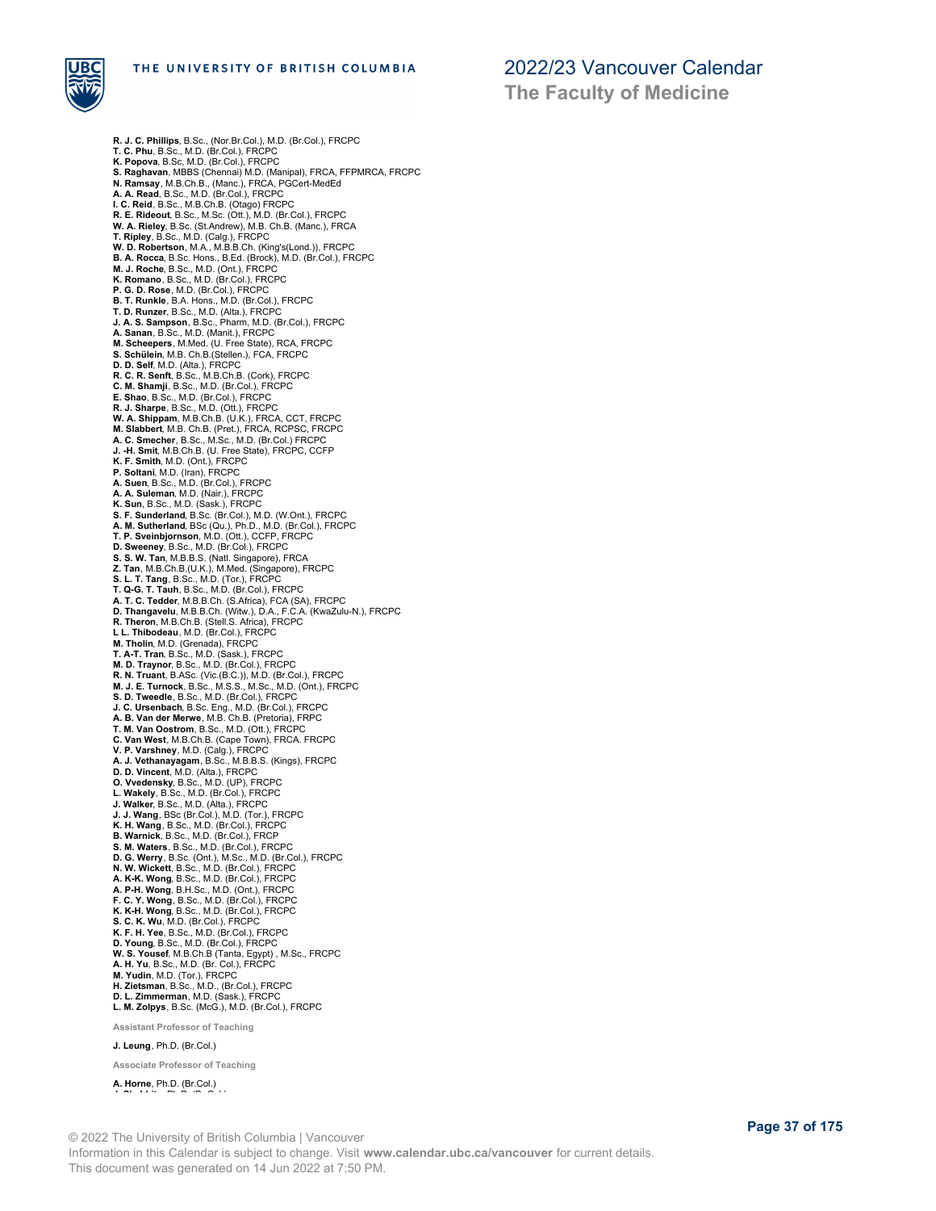**R. J. C. Phillips**, B.Sc., (Nor.Br.Col.), M.D. (Br.Col.), FRCPC
**T. C. Phu**, B.Sc., M.D. (Br.Col.), FRCPC
**K. Popova**, B.Sc, M.D. (Br.Col.), FRCPC
**S. Raghavan**, MBBS (Chennai) M.D. (Manipal), FRCA, FFPMRCA, FRCPC
**N. Ramsay**, M.B.Ch.B., (Manc.), FRCA, PGCert-MedEd
**A. A. Read**, B.Sc., M.D. (Br.Col.), FRCPC
**I. C. Reid**, B.Sc., M.B.Ch.B. (Otago) FRCPC
**R. E. Rideout**, B.Sc., M.Sc. (Ott.), M.D. (Br.Col.), FRCPC
**W. A. Rieley**, B.Sc. (St.Andrew), M.B. Ch.B. (Manc.), FRCA
**T. Ripley**, B.Sc., M.D. (Calg.), FRCPC
**W. D. Robertson**, M.A., M.B.B.Ch. (King's(Lond.)), FRCPC
**B. A. Rocca**, B.Sc. Hons., B.Ed. (Brock), M.D. (Br.Col.), FRCPC
**M. J. Roche**, B.Sc., M.D. (Ont.), FRCPC
**K. Romano**, B.Sc., M.D. (Br.Col.), FRCPC
**P. G. D. Rose**, M.D. (Br.Col.), FRCPC
**B. T. Runkle**, B.A. Hons., M.D. (Br.Col.), FRCPC
**T. D. Runzer**, B.Sc., M.D. (Alta.), FRCPC
**J. A. S. Sampson**, B.Sc., Pharm, M.D. (Br.Col.), FRCPC
**A. Sanan**, B.Sc., M.D. (Manit.), FRCPC
**M. Scheepers**, M.Med. (U. Free State), RCA, FRCPC
**S. Schülein**, M.B. Ch.B.(Stellen.), FCA, FRCPC
**D. D. Self**, M.D. (Alta.), FRCPC
**R. C. R. Senft**, B.Sc., M.B.Ch.B. (Cork), FRCPC
**C. M. Shamji**, B.Sc., M.D. (Br.Col.), FRCPC
**E. Shao**, B.Sc., M.D. (Br.Col.), FRCPC
**R. J. Sharpe**, B.Sc., M.D. (Ott.), FRCPC
**W. A. Shippam**, M.B.Ch.B. (U.K.), FRCA, CCT, FRCPC
**M. Slabbert**, M.B. Ch.B. (Pret.), FRCA, RCPSC, FRCPC
**A. C. Smecher**, B.Sc., M.Sc., M.D. (Br.Col.) FRCPC
**J. -H. Smit**, M.B.Ch.B. (U. Free State), FRCPC, CCFP
**K. F. Smith**, M.D. (Ont.), FRCPC
**P. Soltani**, M.D. (Iran), FRCPC
**A. Suen**, B.Sc., M.D. (Br.Col.), FRCPC
**A. A. Suleman**, M.D. (Nair.), FRCPC
**K. Sun**, B.Sc., M.D. (Sask.), FRCPC
**S. F. Sunderland**, B.Sc. (Br.Col.), M.D. (W.Ont.), FRCPC
**A. M. Sutherland**, BSc (Qu.), Ph.D., M.D. (Br.Col.), FRCPC
**T. P. Sveinbjornson**, M.D. (Ott.), CCFP, FRCPC
**D. Sweeney**, B.Sc., M.D. (Br.Col.), FRCPC
**S. S. W. Tan**, M.B.B.S. (Natl. Singapore), FRCA
**Z. Tan**, M.B.Ch.B.(U.K.), M.Med. (Singapore), FRCPC
**S. L. T. Tang**, B.Sc., M.D. (Tor.), FRCPC
**T. Q-G. T. Tauh**, B.Sc., M.D. (Br.Col.), FRCPC
**A. T. C. Tedder**, M.B.B.Ch. (S.Africa), FCA (SA), FRCPC
**D. Thangavelu**, M.B.B.Ch. (Witw.), D.A., F.C.A. (KwaZulu-N.), FRCPC
**R. Theron**, M.B.Ch.B. (Stell.S. Africa), FRCPC
**L L. Thibodeau**, M.D. (Br.Col.), FRCPC
**M. Tholin**, M.D. (Grenada), FRCPC
**T. A-T. Tran**, B.Sc., M.D. (Sask.), FRCPC
**M. D. Traynor**, B.Sc., M.D. (Br.Col.), FRCPC
**R. N. Truant**, B.ASc. (Vic.(B.C.)), M.D. (Br.Col.), FRCPC
**M. J. E. Turnock**, B.Sc., M.S.S., M.Sc., M.D. (Ont.), FRCPC
**S. D. Tweedle**, B.Sc., M.D. (Br.Col.), FRCPC
**J. C. Ursenbach**, B.Sc. Eng., M.D. (Br.Col.), FRCPC
**A. B. Van der Merwe**, M.B. Ch.B. (Pretoria), FRPC
**T. M. Van Oostrom**, B.Sc., M.D. (Ott.), FRCPC
**C. Van West**, M.B.Ch.B. (Cape Town), FRCA. FRCPC
**V. P. Varshney**, M.D. (Calg.), FRCPC
**A. J. Vethanayagam**, B.Sc., M.B.B.S. (Kings), FRCPC
**D. D. Vincent**, M.D. (Alta.), FRCPC
**O. Vvedensky**, B.Sc., M.D. (UP), FRCPC
**L. Wakely**, B.Sc., M.D. (Br.Col.), FRCPC
**J. Walker**, B.Sc., M.D. (Alta.), FRCPC
**J. J. Wang**, BSc (Br.Col.), M.D. (Tor.), FRCPC
**K. H. Wang**, B.Sc., M.D. (Br.Col.), FRCPC
**B. Warnick**, B.Sc., M.D. (Br.Col.), FRCP
**S. M. Waters**, B.Sc., M.D. (Br.Col.), FRCPC
**D. G. Werry**, B.Sc. (Ont.), M.Sc., M.D. (Br.Col.), FRCPC
**N. W. Wickett**, B.Sc., M.D. (Br.Col.), FRCPC
**A. K-K. Wong**, B.Sc., M.D. (Br.Col.), FRCPC
**A. P-H. Wong**, B.H.Sc., M.D. (Ont.), FRCPC
**F. C. Y. Wong**, B.Sc., M.D. (Br.Col.), FRCPC
**K. K-H. Wong**, B.Sc., M.D. (Br.Col.), FRCPC
**S. C. K. Wu**, M.D. (Br.Col.), FRCPC
**K. F. H. Yee**, B.Sc., M.D. (Br.Col.), FRCPC
**D. Young**, B.Sc., M.D. (Br.Col.), FRCPC
**W. S. Yousef**, M.B.Ch.B (Tanta, Egypt) , M.Sc., FRCPC
**A. H. Yu**, B.Sc., M.D. (Br. Col.), FRCPC
**M. Yudin**, M.D. (Tor.), FRCPC
**H. Zietsman**, B.Sc., M.D., (Br.Col.), FRCPC
**D. L. Zimmerman**, M.D. (Sask.), FRCPC
**L. M. Zolpys**, B.Sc. (McG.), M.D. (Br.Col.), FRCPC

#### Assistant Professor of Teaching

**J. Leung**, Ph.D. (Br.Col.)

#### Associate Professor of Teaching

**A. Horne**, Ph.D. (Br.Col.)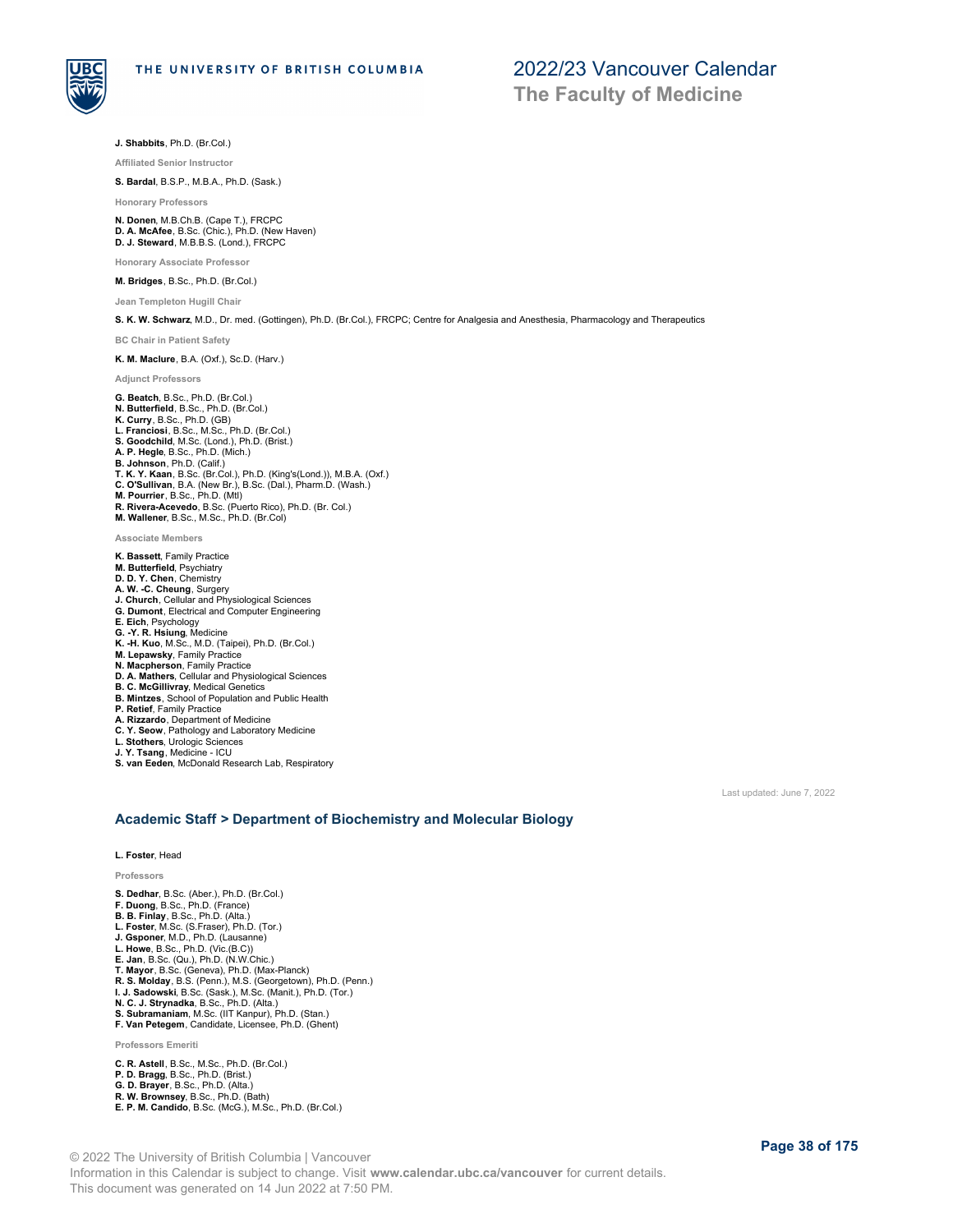**J. Shabbits**, Ph.D. (Br.Col.)

Affiliated Senior Instructor

**S. Bardal**, B.S.P., M.B.A., Ph.D. (Sask.)

Honorary Professors

**N. Donen**, M.B.Ch.B. (Cape T.), FRCPC
**D. A. McAfee**, B.Sc. (Chic.), Ph.D. (New Haven)
**D. J. Steward**, M.B.B.S. (Lond.), FRCPC

Honorary Associate Professor

**M. Bridges**, B.Sc., Ph.D. (Br.Col.)

Jean Templeton Hugill Chair

**S. K. W. Schwarz**, M.D., Dr. med. (Gottingen), Ph.D. (Br.Col.), FRCPC; Centre for Analgesia and Anesthesia, Pharmacology and Therapeutics

BC Chair in Patient Safety

**K. M. Maclure**, B.A. (Oxf.), Sc.D. (Harv.)

Adjunct Professors

**G. Beatch**, B.Sc., Ph.D. (Br.Col.)
**N. Butterfield**, B.Sc., Ph.D. (Br.Col.)
**K. Curry**, B.Sc., Ph.D. (GB)
**L. Franciosi**, B.Sc., M.Sc., Ph.D. (Br.Col.)
**S. Goodchild**, M.Sc. (Lond.), Ph.D. (Brist.)
**A. P. Hegle**, B.Sc., Ph.D. (Mich.)
**B. Johnson**, Ph.D. (Calif.)
**T. K. Y. Kaan**, B.Sc. (Br.Col.), Ph.D. (King's(Lond.)), M.B.A. (Oxf.)
**C. O'Sullivan**, B.A. (New Br.), B.Sc. (Dal.), Pharm.D. (Wash.)
**M. Pourrier**, B.Sc., Ph.D. (Mtl)
**R. Rivera-Acevedo**, B.Sc. (Puerto Rico), Ph.D. (Br. Col.)
**M. Wallener**, B.Sc., M.Sc., Ph.D. (Br.Col)

Associate Members

**K. Bassett**, Family Practice
**M. Butterfield**, Psychiatry
**D. D. Y. Chen**, Chemistry
**A. W. -C. Cheung**, Surgery
**J. Church**, Cellular and Physiological Sciences
**G. Dumont**, Electrical and Computer Engineering
**E. Eich**, Psychology
**G. -Y. R. Hsiung**, Medicine
**K. -H. Kuo**, M.Sc., M.D. (Taipei), Ph.D. (Br.Col.)
**M. Lepawsky**, Family Practice
**N. Macpherson**, Family Practice
**D. A. Mathers**, Cellular and Physiological Sciences
**B. C. McGillivray**, Medical Genetics
**B. Mintzes**, School of Population and Public Health
**P. Retief**, Family Practice
**A. Rizzardo**, Department of Medicine
**C. Y. Seow**, Pathology and Laboratory Medicine
**L. Stothers**, Urologic Sciences
**J. Y. Tsang**, Medicine - ICU
**S. van Eeden**, McDonald Research Lab, Respiratory

Last updated: June 7, 2022

## Academic Staff > Department of Biochemistry and Molecular Biology

**L. Foster**, Head

Professors

**S. Dedhar**, B.Sc. (Aber.), Ph.D. (Br.Col.)
**F. Duong**, B.Sc., Ph.D. (France)
**B. B. Finlay**, B.Sc., Ph.D. (Alta.)
**L. Foster**, M.Sc. (S.Fraser), Ph.D. (Tor.)
**J. Gsponer**, M.D., Ph.D. (Lausanne)
**L. Howe**, B.Sc., Ph.D. (Vic.(B.C))
**E. Jan**, B.Sc. (Qu.), Ph.D. (N.W.Chic.)
**T. Mayor**, B.Sc. (Geneva), Ph.D. (Max-Planck)
**R. S. Molday**, B.S. (Penn.), M.S. (Georgetown), Ph.D. (Penn.)
**I. J. Sadowski**, B.Sc. (Sask.), M.Sc. (Manit.), Ph.D. (Tor.)
**N. C. J. Strynadka**, B.Sc., Ph.D. (Alta.)
**S. Subramaniam**, M.Sc. (IIT Kanpur), Ph.D. (Stan.)
**F. Van Petegem**, Candidate, Licensee, Ph.D. (Ghent)

Professors Emeriti

**C. R. Astell**, B.Sc., M.Sc., Ph.D. (Br.Col.)
**P. D. Bragg**, B.Sc., Ph.D. (Brist.)
**G. D. Brayer**, B.Sc., Ph.D. (Alta.)
**R. W. Brownsey**, B.Sc., Ph.D. (Bath)
**E. P. M. Candido**, B.Sc. (McG.), M.Sc., Ph.D. (Br.Col.)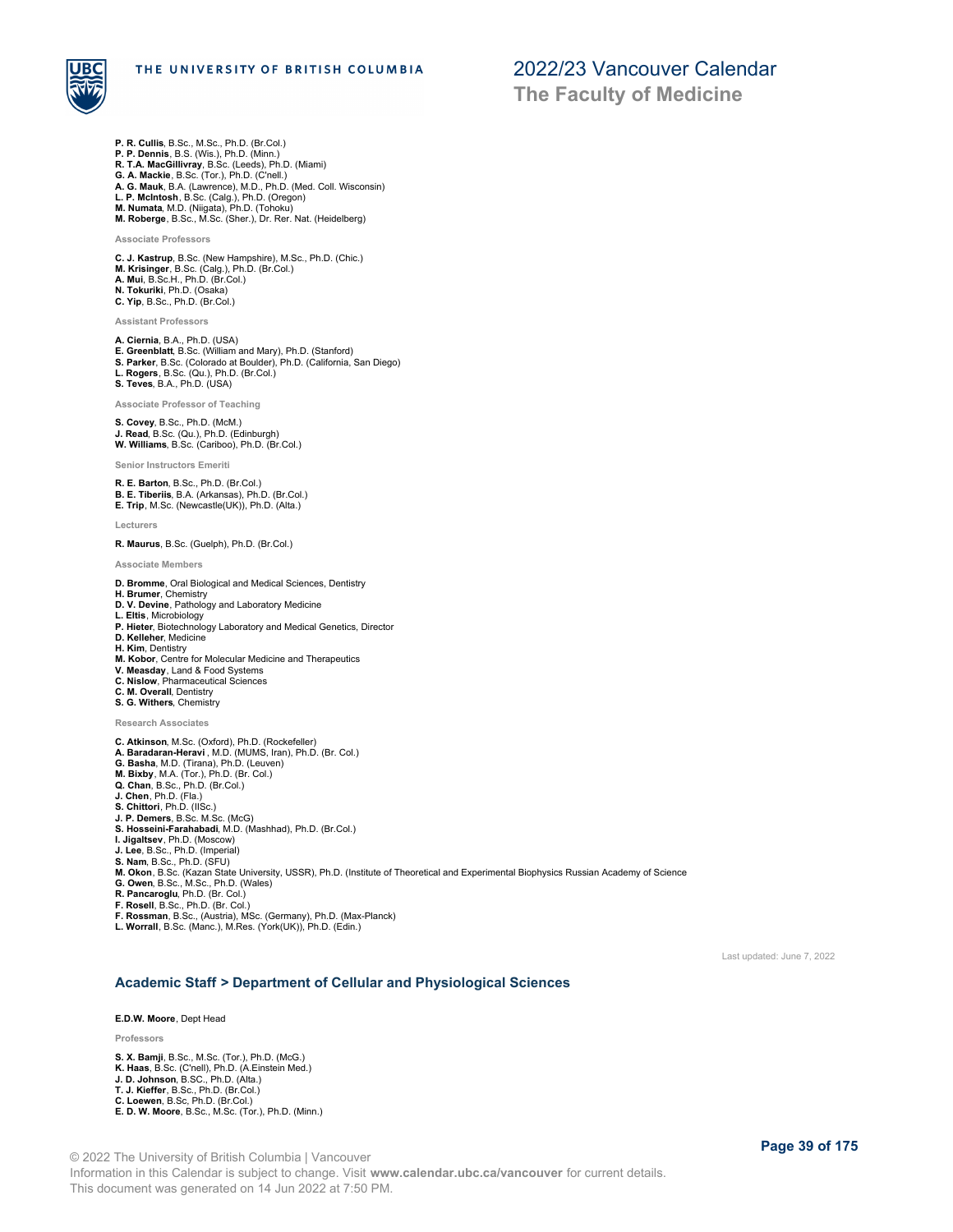**P. R. Cullis**, B.Sc., M.Sc., Ph.D. (Br.Col.)
**P. P. Dennis**, B.S. (Wis.), Ph.D. (Minn.)
**R. T.A. MacGillivray**, B.Sc. (Leeds), Ph.D. (Miami)
**G. A. Mackie**, B.Sc. (Tor.), Ph.D. (C'nell.)
**A. G. Mauk**, B.A. (Lawrence), M.D., Ph.D. (Med. Coll. Wisconsin)
**L. P. McIntosh**, B.Sc. (Calg.), Ph.D. (Oregon)
**M. Numata**, M.D. (Niigata), Ph.D. (Tohoku)
**M. Roberge**, B.Sc., M.Sc. (Sher.), Dr. Rer. Nat. (Heidelberg)

Associate Professors

**C. J. Kastrup**, B.Sc. (New Hampshire), M.Sc., Ph.D. (Chic.)
**M. Krisinger**, B.Sc. (Calg.), Ph.D. (Br.Col.)
**A. Mui**, B.Sc.H., Ph.D. (Br.Col.)
**N. Tokuriki**, Ph.D. (Osaka)
**C. Yip**, B.Sc., Ph.D. (Br.Col.)

Assistant Professors

**A. Ciernia**, B.A., Ph.D. (USA)
**E. Greenblatt**, B.Sc. (William and Mary), Ph.D. (Stanford)
**S. Parker**, B.Sc. (Colorado at Boulder), Ph.D. (California, San Diego)
**L. Rogers**, B.Sc. (Qu.), Ph.D. (Br.Col.)
**S. Teves**, B.A., Ph.D. (USA)

Associate Professor of Teaching

**S. Covey**, B.Sc., Ph.D. (McM.)
**J. Read**, B.Sc. (Qu.), Ph.D. (Edinburgh)
**W. Williams**, B.Sc. (Cariboo), Ph.D. (Br.Col.)

Senior Instructors Emeriti

**R. E. Barton**, B.Sc., Ph.D. (Br.Col.)
**B. E. Tiberiis**, B.A. (Arkansas), Ph.D. (Br.Col.)
**E. Trip**, M.Sc. (Newcastle(UK)), Ph.D. (Alta.)

Lecturers

**R. Maurus**, B.Sc. (Guelph), Ph.D. (Br.Col.)

Associate Members

**D. Bromme**, Oral Biological and Medical Sciences, Dentistry
**H. Brumer**, Chemistry
**D. V. Devine**, Pathology and Laboratory Medicine
**L. Eltis**, Microbiology
**P. Hieter**, Biotechnology Laboratory and Medical Genetics, Director
**D. Kelleher**, Medicine
**H. Kim**, Dentistry
**M. Kobor**, Centre for Molecular Medicine and Therapeutics
**V. Measday**, Land & Food Systems
**C. Nislow**, Pharmaceutical Sciences
**C. M. Overall**, Dentistry
**S. G. Withers**, Chemistry

Research Associates

**C. Atkinson**, M.Sc. (Oxford), Ph.D. (Rockefeller)
**A. Baradaran-Heravi** , M.D. (MUMS, Iran), Ph.D. (Br. Col.)
**G. Basha**, M.D. (Tirana), Ph.D. (Leuven)
**M. Bixby**, M.A. (Tor.), Ph.D. (Br. Col.)
**Q. Chan**, B.Sc., Ph.D. (Br.Col.)
**J. Chen**, Ph.D. (Fla.)
**S. Chittori**, Ph.D. (IISc.)
**J. P. Demers**, B.Sc. M.Sc. (McG)
**S. Hosseini-Farahabadi**, M.D. (Mashhad), Ph.D. (Br.Col.)
**I. Jigaltsev**, Ph.D. (Moscow)
**J. Lee**, B.Sc., Ph.D. (Imperial)
**S. Nam**, B.Sc., Ph.D. (SFU)
**M. Okon**, B.Sc. (Kazan State University, USSR), Ph.D. (Institute of Theoretical and Experimental Biophysics Russian Academy of Science
**G. Owen**, B.Sc., M.Sc., Ph.D. (Wales)
**R. Pancaroglu**, Ph.D. (Br. Col.)
**F. Rosell**, B.Sc., Ph.D. (Br. Col.)
**F. Rossman**, B.Sc., (Austria), MSc. (Germany), Ph.D. (Max-Planck)
**L. Worrall**, B.Sc. (Manc.), M.Res. (York(UK)), Ph.D. (Edin.)

Last updated: June 7, 2022

## Academic Staff > Department of Cellular and Physiological Sciences

**E.D.W. Moore**, Dept Head

Professors

**S. X. Bamji**, B.Sc., M.Sc. (Tor.), Ph.D. (McG.)
**K. Haas**, B.Sc. (C'nell), Ph.D. (A.Einstein Med.)
**J. D. Johnson**, B.SC., Ph.D. (Alta.)
**T. J. Kieffer**, B.Sc., Ph.D. (Br.Col.)
**C. Loewen**, B.Sc, Ph.D. (Br.Col.)
**E. D. W. Moore**, B.Sc., M.Sc. (Tor.), Ph.D. (Minn.)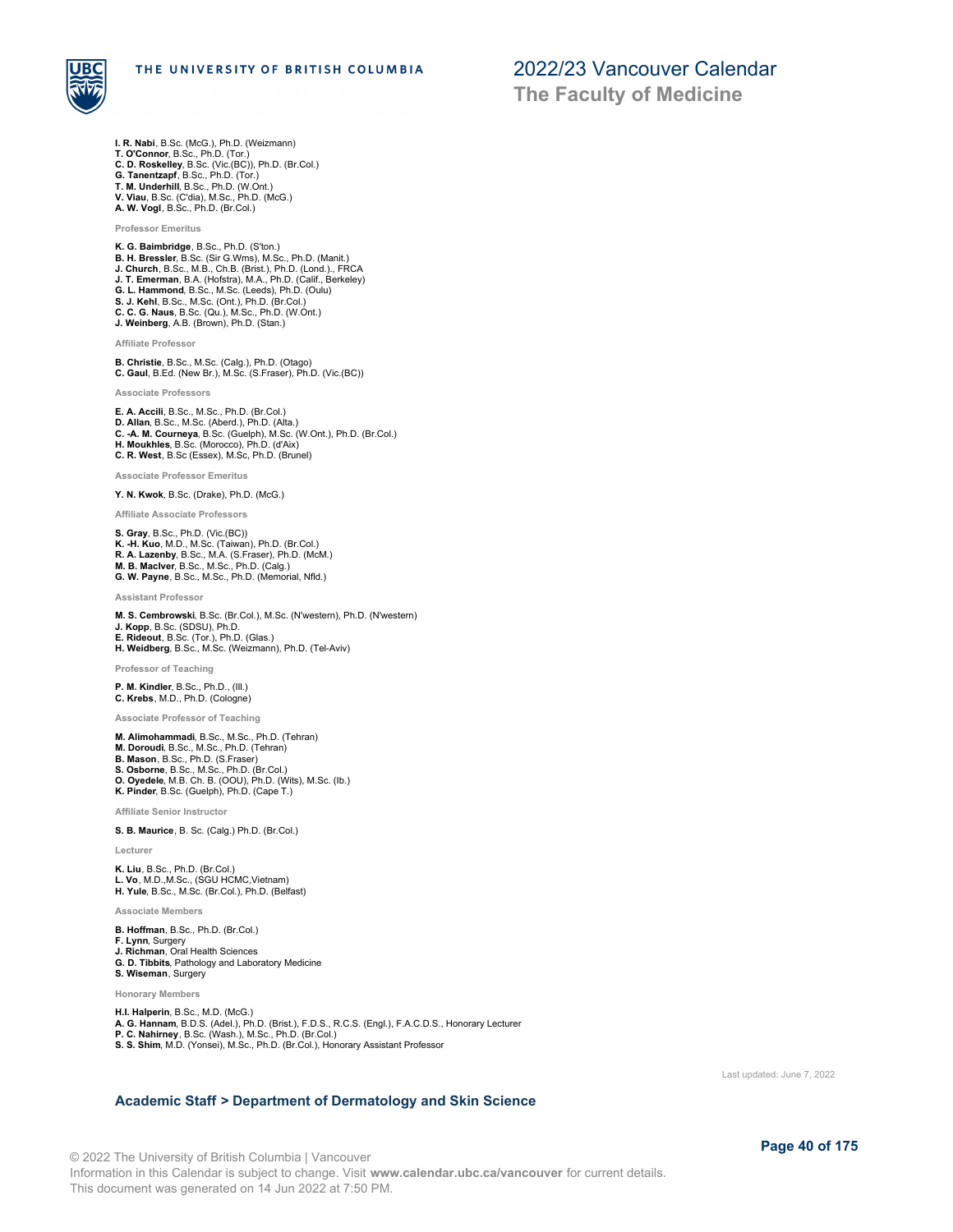**I. R. Nabi**, B.Sc. (McG.), Ph.D. (Weizmann)
**T. O'Connor**, B.Sc., Ph.D. (Tor.)
**C. D. Roskelley**, B.Sc. (Vic.(BC)), Ph.D. (Br.Col.)
**G. Tanentzapf**, B.Sc., Ph.D. (Tor.)
**T. M. Underhill**, B.Sc., Ph.D. (W.Ont.)
**V. Viau**, B.Sc. (C'dia), M.Sc., Ph.D. (McG.)
**A. W. Vogl**, B.Sc., Ph.D. (Br.Col.)

#### Professor Emeritus

**K. G. Baimbridge**, B.Sc., Ph.D. (S'ton.)
**B. H. Bressler**, B.Sc. (Sir G.Wms), M.Sc., Ph.D. (Manit.)
**J. Church**, B.Sc., M.B., Ch.B. (Brist.), Ph.D. (Lond.)., FRCA
**J. T. Emerman**, B.A. (Hofstra), M.A., Ph.D. (Calif., Berkeley)
**G. L. Hammond**, B.Sc., M.Sc. (Leeds), Ph.D. (Oulu)
**S. J. Kehl**, B.Sc., M.Sc. (Ont.), Ph.D. (Br.Col.)
**C. C. G. Naus**, B.Sc. (Qu.), M.Sc., Ph.D. (W.Ont.)
**J. Weinberg**, A.B. (Brown), Ph.D. (Stan.)

#### Affiliate Professor

**B. Christie**, B.Sc., M.Sc. (Calg.), Ph.D. (Otago)
**C. Gaul**, B.Ed. (New Br.), M.Sc. (S.Fraser), Ph.D. (Vic.(BC))

#### Associate Professors

**E. A. Accili**, B.Sc., M.Sc., Ph.D. (Br.Col.)
**D. Allan**, B.Sc., M.Sc. (Aberd.), Ph.D. (Alta.)
**C. -A. M. Courneya**, B.Sc. (Guelph), M.Sc. (W.Ont.), Ph.D. (Br.Col.)
**H. Moukhles**, B.Sc. (Morocco), Ph.D. (d'Aix)
**C. R. West**, B.Sc (Essex), M.Sc, Ph.D. (Brunel)

#### Associate Professor Emeritus

**Y. N. Kwok**, B.Sc. (Drake), Ph.D. (McG.)

#### Affiliate Associate Professors

**S. Gray**, B.Sc., Ph.D. (Vic.(BC))
**K. -H. Kuo**, M.D., M.Sc. (Taiwan), Ph.D. (Br.Col.)
**R. A. Lazenby**, B.Sc., M.A. (S.Fraser), Ph.D. (McM.)
**M. B. MacIver**, B.Sc., M.Sc., Ph.D. (Calg.)
**G. W. Payne**, B.Sc., M.Sc., Ph.D. (Memorial, Nfld.)

#### Assistant Professor

**M. S. Cembrowski**, B.Sc. (Br.Col.), M.Sc. (N'western), Ph.D. (N'western)
**J. Kopp**, B.Sc. (SDSU), Ph.D.
**E. Rideout**, B.Sc. (Tor.), Ph.D. (Glas.)
**H. Weidberg**, B.Sc., M.Sc. (Weizmann), Ph.D. (Tel-Aviv)

#### Professor of Teaching

**P. M. Kindler**, B.Sc., Ph.D., (Ill.)
**C. Krebs**, M.D., Ph.D. (Cologne)

#### Associate Professor of Teaching

**M. Alimohammadi**, B.Sc., M.Sc., Ph.D. (Tehran)
**M. Doroudi**, B.Sc., M.Sc., Ph.D. (Tehran)
**B. Mason**, B.Sc., Ph.D. (S.Fraser)
**S. Osborne**, B.Sc., M.Sc., Ph.D. (Br.Col.)
**O. Oyedele**, M.B. Ch. B. (OOU), Ph.D. (Wits), M.Sc. (Ib.)
**K. Pinder**, B.Sc. (Guelph), Ph.D. (Cape T.)

#### Affiliate Senior Instructor

**S. B. Maurice**, B. Sc. (Calg.) Ph.D. (Br.Col.)

#### Lecturer

**K. Liu**, B.Sc., Ph.D. (Br.Col.)
**L. Vo**, M.D.,M.Sc., (SGU HCMC,Vietnam)
**H. Yule**, B.Sc., M.Sc. (Br.Col.), Ph.D. (Belfast)

#### Associate Members

**B. Hoffman**, B.Sc., Ph.D. (Br.Col.)
**F. Lynn**, Surgery
**J. Richman**, Oral Health Sciences
**G. D. Tibbits**, Pathology and Laboratory Medicine
**S. Wiseman**, Surgery

#### Honorary Members

**H.I. Halperin**, B.Sc., M.D. (McG.)
**A. G. Hannam**, B.D.S. (Adel.), Ph.D. (Brist.), F.D.S., R.C.S. (Engl.), F.A.C.D.S., Honorary Lecturer
**P. C. Nahirney**, B.Sc. (Wash.), M.Sc., Ph.D. (Br.Col.)
**S. S. Shim**, M.D. (Yonsei), M.Sc., Ph.D. (Br.Col.), Honorary Assistant Professor

Last updated: June 7, 2022

## Academic Staff > Department of Dermatology and Skin Science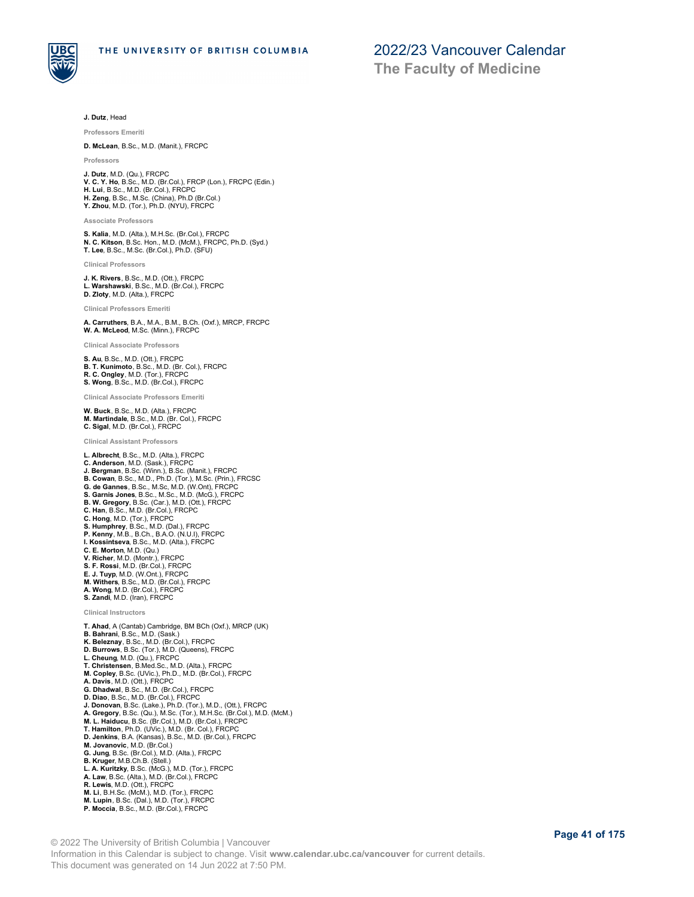**J. Dutz**, Head

#### Professors Emeriti

**D. McLean**, B.Sc., M.D. (Manit.), FRCPC

#### Professors

**J. Dutz**, M.D. (Qu.), FRCPC
**V. C. Y. Ho**, B.Sc., M.D. (Br.Col.), FRCP (Lon.), FRCPC (Edin.)
**H. Lui**, B.Sc., M.D. (Br.Col.), FRCPC
**H. Zeng**, B.Sc., M.Sc. (China), Ph.D (Br.Col.)
**Y. Zhou**, M.D. (Tor.), Ph.D. (NYU), FRCPC

#### Associate Professors

**S. Kalia**, M.D. (Alta.), M.H.Sc. (Br.Col.), FRCPC
**N. C. Kitson**, B.Sc. Hon., M.D. (McM.), FRCPC, Ph.D. (Syd.)
**T. Lee**, B.Sc., M.Sc. (Br.Col.), Ph.D. (SFU)

#### Clinical Professors

**J. K. Rivers**, B.Sc., M.D. (Ott.), FRCPC
**L. Warshawski**, B.Sc., M.D. (Br.Col.), FRCPC
**D. Zloty**, M.D. (Alta.), FRCPC

#### Clinical Professors Emeriti

**A. Carruthers**, B.A., M.A., B.M., B.Ch. (Oxf.), MRCP, FRCPC
**W. A. McLeod**, M.Sc. (Minn.), FRCPC

#### Clinical Associate Professors

**S. Au**, B.Sc., M.D. (Ott.), FRCPC
**B. T. Kunimoto**, B.Sc., M.D. (Br. Col.), FRCPC
**R. C. Ongley**, M.D. (Tor.), FRCPC
**S. Wong**, B.Sc., M.D. (Br.Col.), FRCPC

#### Clinical Associate Professors Emeriti

**W. Buck**, B.Sc., M.D. (Alta.), FRCPC
**M. Martindale**, B.Sc., M.D. (Br. Col.), FRCPC
**C. Sigal**, M.D. (Br.Col.), FRCPC

#### Clinical Assistant Professors

**L. Albrecht**, B.Sc., M.D. (Alta.), FRCPC
**C. Anderson**, M.D. (Sask.), FRCPC
**J. Bergman**, B.Sc. (Winn.), B.Sc. (Manit.), FRCPC
**B. Cowan**, B.Sc., M.D., Ph.D. (Tor.), M.Sc. (Prin.), FRCSC
**G. de Gannes**, B.Sc., M.Sc, M.D. (W.Ont), FRCPC
**S. Garnis Jones**, B.Sc., M.Sc., M.D. (McG.), FRCPC
**B. W. Gregory**, B.Sc. (Car.), M.D. (Ott.), FRCPC
**C. Han**, B.Sc., M.D. (Br.Col.), FRCPC
**C. Hong**, M.D. (Tor.), FRCPC
**S. Humphrey**, B.Sc., M.D. (Dal.), FRCPC
**P. Kenny**, M.B., B.Ch., B.A.O. (N.U.I), FRCPC
**I. Kossintseva**, B.Sc., M.D. (Alta.), FRCPC
**C. E. Morton**, M.D. (Qu.)
**V. Richer**, M.D. (Montr.), FRCPC
**S. F. Rossi**, M.D. (Br.Col.), FRCPC
**E. J. Tuyp**, M.D. (W.Ont.), FRCPC
**M. Withers**, B.Sc., M.D. (Br.Col.), FRCPC
**A. Wong**, M.D. (Br.Col.), FRCPC
**S. Zandi**, M.D. (Iran), FRCPC

#### Clinical Instructors

**T. Ahad**, A (Cantab) Cambridge, BM BCh (Oxf.), MRCP (UK)
**B. Bahrani**, B.Sc., M.D. (Sask.)
**K. Beleznay**, B.Sc., M.D. (Br.Col.), FRCPC
**D. Burrows**, B.Sc. (Tor.), M.D. (Queens), FRCPC
**L. Cheung**, M.D. (Qu.), FRCPC
**T. Christensen**, B.Med.Sc., M.D. (Alta.), FRCPC
**M. Copley**, B.Sc. (UVic.), Ph.D., M.D. (Br.Col.), FRCPC
**A. Davis**, M.D. (Ott.), FRCPC
**G. Dhadwal**, B.Sc., M.D. (Br.Col.), FRCPC
**D. Diao**, B.Sc., M.D. (Br.Col.), FRCPC
**J. Donovan**, B.Sc. (Lake.), Ph.D. (Tor.), M.D., (Ott.), FRCPC
**A. Gregory**, B.Sc. (Qu.), M.Sc. (Tor.), M.H.Sc. (Br.Col.), M.D. (McM.)
**M. L. Haiducu**, B.Sc. (Br.Col.), M.D. (Br.Col.), FRCPC
**T. Hamilton**, Ph.D. (UVic.), M.D. (Br. Col.), FRCPC
**D. Jenkins**, B.A. (Kansas), B.Sc., M.D. (Br.Col.), FRCPC
**M. Jovanovic**, M.D. (Br.Col.)
**G. Jung**, B.Sc. (Br.Col.), M.D. (Alta.), FRCPC
**B. Kruger**, M.B.Ch.B. (Stell.)
**L. A. Kuritzky**, B.Sc. (McG.), M.D. (Tor.), FRCPC
**A. Law**, B.Sc. (Alta.), M.D. (Br.Col.), FRCPC
**R. Lewis**, M.D. (Ott.), FRCPC
**M. Li**, B.H.Sc. (McM.), M.D. (Tor.), FRCPC
**M. Lupin**, B.Sc. (Dal.), M.D. (Tor.), FRCPC
**P. Moccia**, B.Sc., M.D. (Br.Col.), FRCPC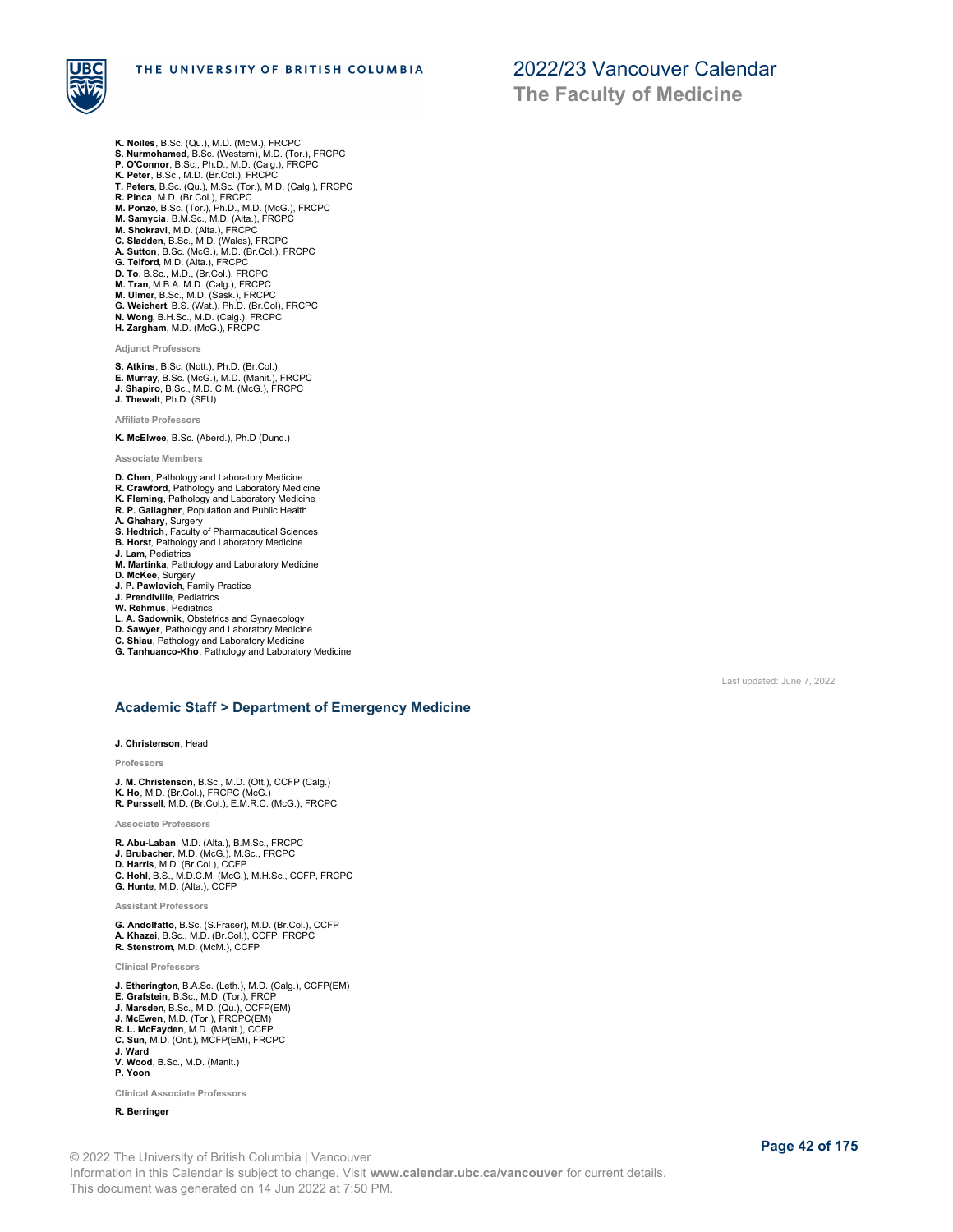**K. Noiles**, B.Sc. (Qu.), M.D. (McM.), FRCPC
**S. Nurmohamed**, B.Sc. (Western), M.D. (Tor.), FRCPC
**P. O'Connor**, B.Sc., Ph.D., M.D. (Calg.), FRCPC
**K. Peter**, B.Sc., M.D. (Br.Col.), FRCPC
**T. Peters**, B.Sc. (Qu.), M.Sc. (Tor.), M.D. (Calg.), FRCPC
**R. Pinca**, M.D. (Br.Col.), FRCPC
**M. Ponzo**, B.Sc. (Tor.), Ph.D., M.D. (McG.), FRCPC
**M. Samycia**, B.M.Sc., M.D. (Alta.), FRCPC
**M. Shokravi**, M.D. (Alta.), FRCPC
**C. Sladden**, B.Sc., M.D. (Wales), FRCPC
**A. Sutton**, B.Sc. (McG.), M.D. (Br.Col.), FRCPC
**G. Telford**, M.D. (Alta.), FRCPC
**D. To**, B.Sc., M.D., (Br.Col.), FRCPC
**M. Tran**, M.B.A. M.D. (Calg.), FRCPC
**M. Ulmer**, B.Sc., M.D. (Sask.), FRCPC
**G. Weichert**, B.S. (Wat.), Ph.D. (Br.Col), FRCPC
**N. Wong**, B.H.Sc., M.D. (Calg.), FRCPC
**H. Zargham**, M.D. (McG.), FRCPC

**Adjunct Professors**

**S. Atkins**, B.Sc. (Nott.), Ph.D. (Br.Col.)
**E. Murray**, B.Sc. (McG.), M.D. (Manit.), FRCPC
**J. Shapiro**, B.Sc., M.D. C.M. (McG.), FRCPC
**J. Thewalt**, Ph.D. (SFU)

**Affiliate Professors**

**K. McElwee**, B.Sc. (Aberd.), Ph.D (Dund.)

**Associate Members**

**D. Chen**, Pathology and Laboratory Medicine
**R. Crawford**, Pathology and Laboratory Medicine
**K. Fleming**, Pathology and Laboratory Medicine
**R. P. Gallagher**, Population and Public Health
**A. Ghahary**, Surgery
**S. Hedtrich**, Faculty of Pharmaceutical Sciences
**B. Horst**, Pathology and Laboratory Medicine
**J. Lam**, Pediatrics
**M. Martinka**, Pathology and Laboratory Medicine
**D. McKee**, Surgery
**J. P. Pawlovich**, Family Practice
**J. Prendiville**, Pediatrics
**W. Rehmus**, Pediatrics
**L. A. Sadownik**, Obstetrics and Gynaecology
**D. Sawyer**, Pathology and Laboratory Medicine
**C. Shiau**, Pathology and Laboratory Medicine
**G. Tanhuanco-Kho**, Pathology and Laboratory Medicine

Last updated: June 7, 2022

## Academic Staff > Department of Emergency Medicine

**J. Christenson**, Head

**Professors**

**J. M. Christenson**, B.Sc., M.D. (Ott.), CCFP (Calg.)
**K. Ho**, M.D. (Br.Col.), FRCPC (McG.)
**R. Purssell**, M.D. (Br.Col.), E.M.R.C. (McG.), FRCPC

**Associate Professors**

**R. Abu-Laban**, M.D. (Alta.), B.M.Sc., FRCPC
**J. Brubacher**, M.D. (McG.), M.Sc., FRCPC
**D. Harris**, M.D. (Br.Col.), CCFP
**C. Hohl**, B.S., M.D.C.M. (McG.), M.H.Sc., CCFP, FRCPC
**G. Hunte**, M.D. (Alta.), CCFP

**Assistant Professors**

**G. Andolfatto**, B.Sc. (S.Fraser), M.D. (Br.Col.), CCFP
**A. Khazei**, B.Sc., M.D. (Br.Col.), CCFP, FRCPC
**R. Stenstrom**, M.D. (McM.), CCFP

**Clinical Professors**

**J. Etherington**, B.A.Sc. (Leth.), M.D. (Calg.), CCFP(EM)
**E. Grafstein**, B.Sc., M.D. (Tor.), FRCP
**J. Marsden**, B.Sc., M.D. (Qu.), CCFP(EM)
**J. McEwen**, M.D. (Tor.), FRCPC(EM)
**R. L. McFayden**, M.D. (Manit.), CCFP
**C. Sun**, M.D. (Ont.), MCFP(EM), FRCPC
**J. Ward**
**V. Wood**, B.Sc., M.D. (Manit.)
**P. Yoon**

**Clinical Associate Professors**

**R. Berringer**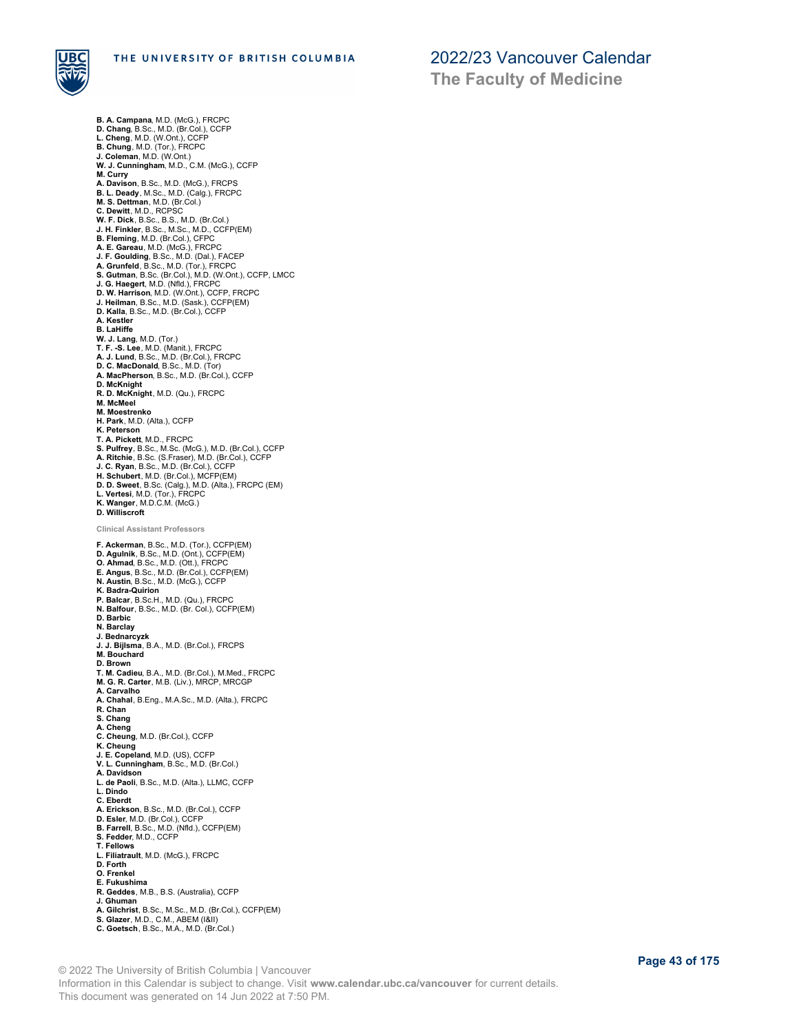**B. A. Campana**, M.D. (McG.), FRCPC
**D. Chang**, B.Sc., M.D. (Br.Col.), CCFP
**L. Cheng**, M.D. (W.Ont.), CCFP
**B. Chung**, M.D. (Tor.), FRCPC
**J. Coleman**, M.D. (W.Ont.)
**W. J. Cunningham**, M.D., C.M. (McG.), CCFP
**M. Curry**
**A. Davison**, B.Sc., M.D. (McG.), FRCPS
**B. L. Deady**, M.Sc., M.D. (Calg.), FRCPC
**M. S. Dettman**, M.D. (Br.Col.)
**C. Dewitt**, M.D., RCPSC
**W. F. Dick**, B.Sc., B.S., M.D. (Br.Col.)
**J. H. Finkler**, B.Sc., M.Sc., M.D., CCFP(EM)
**B. Fleming**, M.D. (Br.Col.), CFPC
**A. E. Gareau**, M.D. (McG.), FRCPC
**J. F. Goulding**, B.Sc., M.D. (Dal.), FACEP
**A. Grunfeld**, B.Sc., M.D. (Tor.), FRCPC
**S. Gutman**, B.Sc. (Br.Col.), M.D. (W.Ont.), CCFP, LMCC
**J. G. Haegert**, M.D. (Nfld.), FRCPC
**D. W. Harrison**, M.D. (W.Ont.), CCFP, FRCPC
**J. Heilman**, B.Sc., M.D. (Sask.), CCFP(EM)
**D. Kalla**, B.Sc., M.D. (Br.Col.), CCFP
**A. Kestler**
**B. LaHiffe**
**W. J. Lang**, M.D. (Tor.)
**T. F. -S. Lee**, M.D. (Manit.), FRCPC
**A. J. Lund**, B.Sc., M.D. (Br.Col.), FRCPC
**D. C. MacDonald**, B.Sc., M.D. (Tor)
**A. MacPherson**, B.Sc., M.D. (Br.Col.), CCFP
**D. McKnight**
**R. D. McKnight**, M.D. (Qu.), FRCPC
**M. McMeel**
**M. Moestrenko**
**H. Park**, M.D. (Alta.), CCFP
**K. Peterson**
**T. A. Pickett**, M.D., FRCPC
**S. Pulfrey**, B.Sc., M.Sc. (McG.), M.D. (Br.Col.), CCFP
**A. Ritchie**, B.Sc (S.Fraser), M.D. (Br.Col.), CCFP
**J. C. Ryan**, B.Sc., M.D. (Br.Col.), CCFP
**H. Schubert**, M.D. (Br.Col.), MCFP(EM)
**D. D. Sweet**, B.Sc. (Calg.), M.D. (Alta.), FRCPC (EM)
**L. Vertesi**, M.D. (Tor.), FRCPC
**K. Wanger**, M.D.C.M. (McG.)
**D. Williscroft**

#### Clinical Assistant Professors

**F. Ackerman**, B.Sc., M.D. (Tor.), CCFP(EM)
**D. Agulnik**, B.Sc., M.D. (Ont.), CCFP(EM)
**O. Ahmad**, B.Sc., M.D. (Ott.), FRCPC
**E. Angus**, B.Sc., M.D. (Br.Col.), CCFP(EM)
**N. Austin**, B.Sc., M.D. (McG.), CCFP
**K. Badra-Quirion**
**P. Balcar**, B.Sc.H., M.D. (Qu.), FRCPC
**N. Balfour**, B.Sc., M.D. (Br. Col.), CCFP(EM)
**D. Barbic**
**N. Barclay**
**J. Bednarcyzk**
**J. J. Bijlsma**, B.A., M.D. (Br.Col.), FRCPS
**M. Bouchard**
**D. Brown**
**T. M. Cadieu**, B.A., M.D. (Br.Col.), M.Med., FRCPC
**M. G. R. Carter**, M.B. (Liv.), MRCP, MRCGP
**A. Carvalho**
**A. Chahal**, B.Eng., M.A.Sc., M.D. (Alta.), FRCPC
**R. Chan**
**S. Chang**
**A. Cheng**
**C. Cheung**, M.D. (Br.Col.), CCFP
**K. Cheung**
**J. E. Copeland**, M.D. (US), CCFP
**V. L. Cunningham**, B.Sc., M.D. (Br.Col.)
**A. Davidson**
**L. de Paoli**, B.Sc., M.D. (Alta.), LLMC, CCFP
**L. Dindo**
**C. Eberdt**
**A. Erickson**, B.Sc., M.D. (Br.Col.), CCFP
**D. Esler**, M.D. (Br.Col.), CCFP
**B. Farrell**, B.Sc., M.D. (Nfld.), CCFP(EM)
**S. Fedder**, M.D., CCFP
**T. Fellows**
**L. Filiatrault**, M.D. (McG.), FRCPC
**D. Forth**
**O. Frenkel**
**E. Fukushima**
**R. Geddes**, M.B., B.S. (Australia), CCFP
**J. Ghuman**
**A. Gilchrist**, B.Sc., M.Sc., M.D. (Br.Col.), CCFP(EM)
**S. Glazer**, M.D., C.M., ABEM (I&II)
**C. Goetsch**, B.Sc., M.A., M.D. (Br.Col.)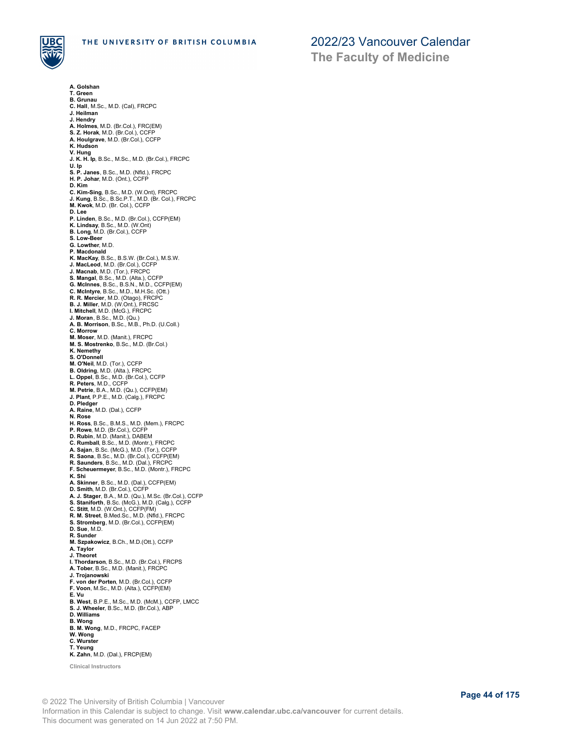**A. Golshan**
**T. Green**
**B. Grunau**
**C. Hall**, M.Sc., M.D. (Cal), FRCPC
**J. Heilman**
**J. Hendry**
**A. Holmes**, M.D. (Br.Col.), FRC(EM)
**S. Z. Horak**, M.D. (Br.Col.), CCFP
**A. Houlgrave**, M.D. (Br.Col.), CCFP
**K. Hudson**
**V. Hung**
**J. K. H. Ip**, B.Sc., M.Sc., M.D. (Br.Col.), FRCPC
**U. Ip**
**S. P. Janes**, B.Sc., M.D. (Nfld.), FRCPC
**H. P. Johar**, M.D. (Ont.), CCFP
**D. Kim**
**C. Kim-Sing**, B.Sc., M.D. (W.Ont), FRCPC
**J. Kung**, B.Sc., B.Sc.P.T., M.D. (Br. Col.), FRCPC
**M. Kwok**, M.D. (Br. Col.), CCFP
**D. Lee**
**P. Linden**, B.Sc., M.D. (Br.Col.), CCFP(EM)
**K. Lindsay**, B.Sc., M.D. (W.Ont)
**B. Long**, M.D. (Br.Col.), CCFP
**S. Low-Beer**
**G. Lowther**, M.D.
**P. Macdonald**
**K. MacKay**, B.Sc., B.S.W. (Br.Col.), M.S.W.
**J. MacLeod**, M.D. (Br.Col.), CCFP
**J. Macnab**, M.D. (Tor.), FRCPC
**S. Mangal**, B.Sc., M.D. (Alta.), CCFP
**G. McInnes**, B.Sc., B.S.N., M.D., CCFP(EM)
**C. McIntyre**, B.Sc., M.D., M.H.Sc. (Ott.)
**R. R. Mercier**, M.D. (Otago), FRCPC
**B. J. Miller**, M.D. (W.Ont.), FRCSC
**I. Mitchell**, M.D. (McG.), FRCPC
**J. Moran**, B.Sc., M.D. (Qu.)
**A. B. Morrison**, B.Sc., M.B., Ph.D. (U.Coll.)
**C. Morrow**
**M. Moser**, M.D. (Manit.), FRCPC
**M. S. Mostrenko**, B.Sc., M.D. (Br.Col.)
**K. Nemethy**
**S. O'Donnell**
**M. O'Neil**, M.D. (Tor.), CCFP
**B. Oldring**, M.D. (Alta.), FRCPC
**L. Oppel**, B.Sc., M.D. (Br.Col.), CCFP
**R. Peters**, M.D., CCFP
**M. Petrie**, B.A., M.D. (Qu.), CCFP(EM)
**J. Plant**, P.P.E., M.D. (Calg.), FRCPC
**D. Pledger**
**A. Raine**, M.D. (Dal.), CCFP
**N. Rose**
**H. Ross**, B.Sc., B.M.S., M.D. (Mem.), FRCPC
**P. Rowe**, M.D. (Br.Col.), CCFP
**D. Rubin**, M.D. (Manit.), DABEM
**C. Rumball**, B.Sc., M.D. (Montr.), FRCPC
**A. Sajan**, B.Sc. (McG.), M.D. (Tor.), CCFP
**R. Saona**, B.Sc., M.D. (Br.Col.), CCFP(EM)
**R. Saunders**, B.Sc., M.D. (Dal.), FRCPC
**F. Scheuermeyer**, B.Sc., M.D. (Montr.), FRCPC
**K. Shi**
**A. Skinner**, B.Sc., M.D. (Dal.), CCFP(EM)
**D. Smith**, M.D. (Br.Col.), CCFP
**A. J. Stager**, B.A., M.D. (Qu.), M.Sc. (Br.Col.), CCFP
**S. Staniforth**, B.Sc. (McG.), M.D. (Calg.), CCFP
**C. Stitt**, M.D. (W.Ont.), CCFP(FM)
**R. M. Street**, B.Med.Sc., M.D. (Nfld.), FRCPC
**S. Stromberg**, M.D. (Br.Col.), CCFP(EM)
**D. Sue**, M.D.
**R. Sunder**
**M. Szpakowicz**, B.Ch., M.D.(Ott.), CCFP
**A. Taylor**
**J. Theoret**
**I. Thordarson**, B.Sc., M.D. (Br.Col.), FRCPS
**A. Tober**, B.Sc., M.D. (Manit.), FRCPC
**J. Trojanowski**
**F. von der Porten**, M.D. (Br.Col.), CCFP
**F. Voon**, M.Sc., M.D. (Alta.), CCFP(EM)
**E. Vu**
**B. West**, B.P.E., M.Sc., M.D. (McM.), CCFP, LMCC
**S. J. Wheeler**, B.Sc., M.D. (Br.Col.), ABP
**D. Williams**
**B. Wong**
**B. M. Wong**, M.D., FRCPC, FACEP
**W. Wong**
**C. Wurster**
**T. Yeung**
**K. Zahn**, M.D. (Dal.), FRCP(EM)

**Clinical Instructors**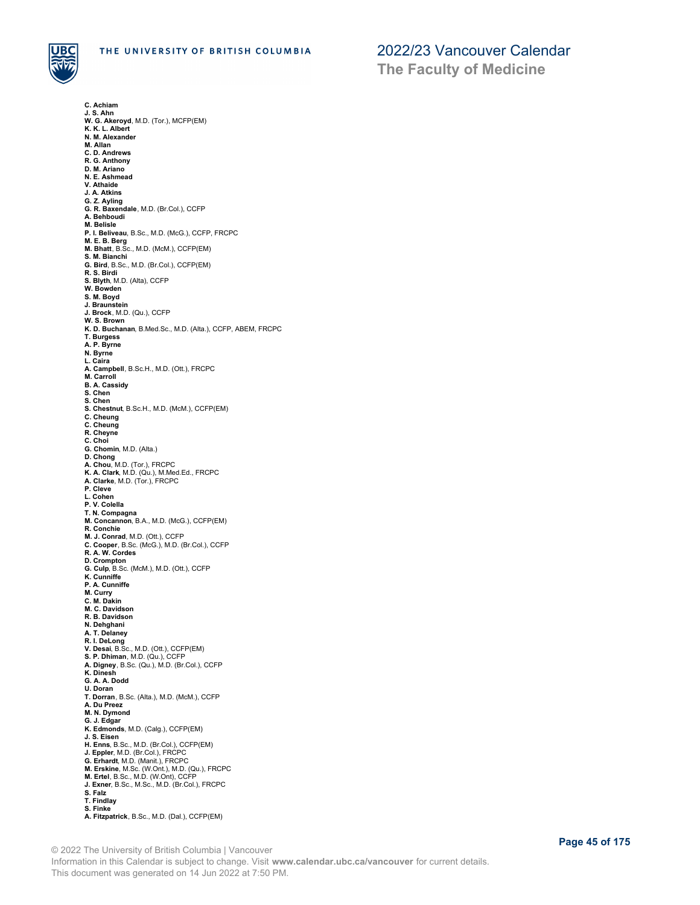**C. Achiam**
**J. S. Ahn**
**W. G. Akeroyd**, M.D. (Tor.), MCFP(EM)
**K. K. L. Albert**
**N. M. Alexander**
**M. Allan**
**C. D. Andrews**
**R. G. Anthony**
**D. M. Ariano**
**N. E. Ashmead**
**V. Athaide**
**J. A. Atkins**
**G. Z. Ayling**
**G. R. Baxendale**, M.D. (Br.Col.), CCFP
**A. Behboudi**
**M. Belisle**
**P. I. Beliveau**, B.Sc., M.D. (McG.), CCFP, FRCPC
**M. E. B. Berg**
**M. Bhatt**, B.Sc., M.D. (McM.), CCFP(EM)
**S. M. Bianchi**
**G. Bird**, B.Sc., M.D. (Br.Col.), CCFP(EM)
**R. S. Birdi**
**S. Blyth**, M.D. (Alta), CCFP
**W. Bowden**
**S. M. Boyd**
**J. Braunstein**
**J. Brock**, M.D. (Qu.), CCFP
**W. S. Brown**
**K. D. Buchanan**, B.Med.Sc., M.D. (Alta.), CCFP, ABEM, FRCPC
**T. Burgess**
**A. P. Byrne**
**N. Byrne**
**L. Caira**
**A. Campbell**, B.Sc.H., M.D. (Ott.), FRCPC
**M. Carroll**
**B. A. Cassidy**
**S. Chen**
**S. Chen**
**S. Chestnut**, B.Sc.H., M.D. (McM.), CCFP(EM)
**C. Cheung**
**C. Cheung**
**R. Cheyne**
**C. Choi**
**G. Chomin**, M.D. (Alta.)
**D. Chong**
**A. Chou**, M.D. (Tor.), FRCPC
**K. A. Clark**, M.D. (Qu.), M.Med.Ed., FRCPC
**A. Clarke**, M.D. (Tor.), FRCPC
**P. Cleve**
**L. Cohen**
**P. V. Colella**
**T. N. Compagna**
**M. Concannon**, B.A., M.D. (McG.), CCFP(EM)
**R. Conchie**
**M. J. Conrad**, M.D. (Ott.), CCFP
**C. Cooper**, B.Sc. (McG.), M.D. (Br.Col.), CCFP
**R. A. W. Cordes**
**D. Crompton**
**G. Culp**, B.Sc. (McM.), M.D. (Ott.), CCFP
**K. Cunniffe**
**P. A. Cunniffe**
**M. Curry**
**C. M. Dakin**
**M. C. Davidson**
**R. B. Davidson**
**N. Dehghani**
**A. T. Delaney**
**R. I. DeLong**
**V. Desai**, B.Sc., M.D. (Ott.), CCFP(EM)
**S. P. Dhiman**, M.D. (Qu.), CCFP
**A. Digney**, B.Sc. (Qu.), M.D. (Br.Col.), CCFP
**K. Dinesh**
**G. A. A. Dodd**
**U. Doran**
**T. Dorran**, B.Sc. (Alta.), M.D. (McM.), CCFP
**A. Du Preez**
**M. N. Dymond**
**G. J. Edgar**
**K. Edmonds**, M.D. (Calg.), CCFP(EM)
**J. S. Eisen**
**H. Enns**, B.Sc., M.D. (Br.Col.), CCFP(EM)
**J. Eppler**, M.D. (Br.Col.), FRCPC
**G. Erhardt**, M.D. (Manit.), FRCPC
**M. Erskine**, M.Sc. (W.Ont.), M.D. (Qu.), FRCPC
**M. Ertel**, B.Sc., M.D. (W.Ont), CCFP
**J. Exner**, B.Sc., M.Sc., M.D. (Br.Col.), FRCPC
**S. Falz**
**T. Findlay**
**S. Finke**
**A. Fitzpatrick**, B.Sc., M.D. (Dal.), CCFP(EM)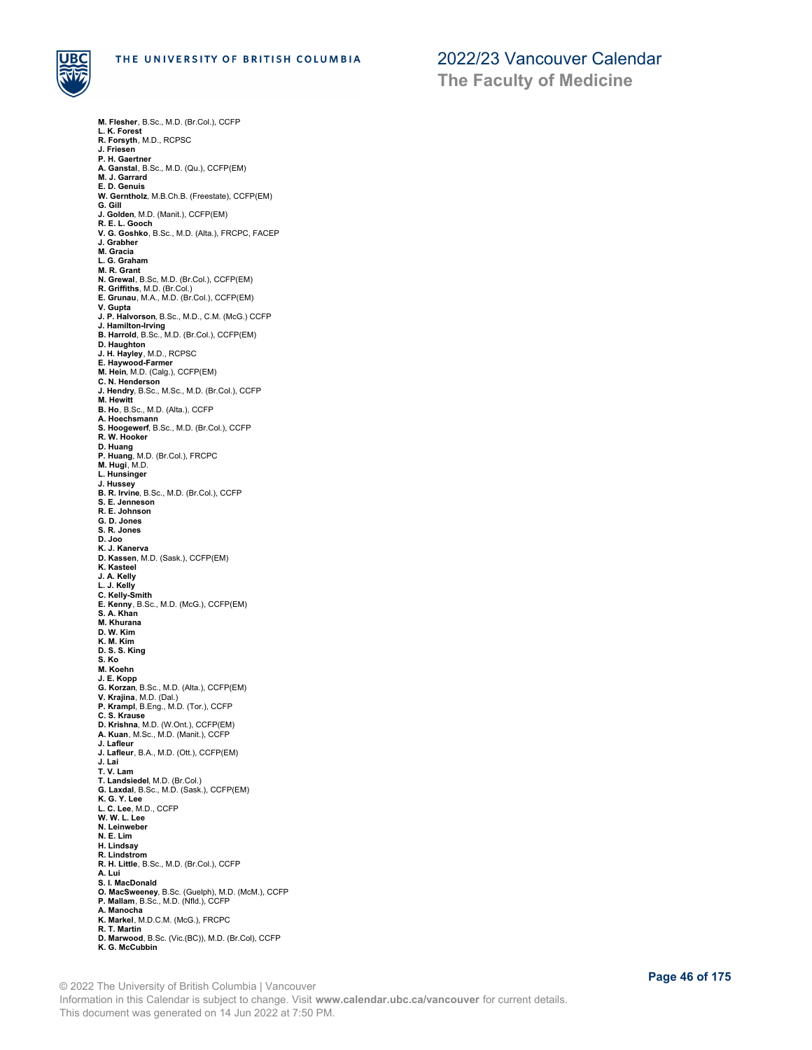**M. Flesher**, B.Sc., M.D. (Br.Col.), CCFP
**L. K. Forest**
**R. Forsyth**, M.D., RCPSC
**J. Friesen**
**P. H. Gaertner**
**A. Ganstal**, B.Sc., M.D. (Qu.), CCFP(EM)
**M. J. Garrard**
**E. D. Genuis**
**W. Gerntholz**, M.B.Ch.B. (Freestate), CCFP(EM)
**G. Gill**
**J. Golden**, M.D. (Manit.), CCFP(EM)
**R. E. L. Gooch**
**V. G. Goshko**, B.Sc., M.D. (Alta.), FRCPC, FACEP
**J. Grabher**
**M. Gracia**
**L. G. Graham**
**M. R. Grant**
**N. Grewal**, B.Sc, M.D. (Br.Col.), CCFP(EM)
**R. Griffiths**, M.D. (Br.Col.)
**E. Grunau**, M.A., M.D. (Br.Col.), CCFP(EM)
**V. Gupta**
**J. P. Halvorson**, B.Sc., M.D., C.M. (McG.) CCFP
**J. Hamilton-Irving**
**B. Harrold**, B.Sc., M.D. (Br.Col.), CCFP(EM)
**D. Haughton**
**J. H. Hayley**, M.D., RCPSC
**E. Haywood-Farmer**
**M. Hein**, M.D. (Calg.), CCFP(EM)
**C. N. Henderson**
**J. Hendry**, B.Sc., M.Sc., M.D. (Br.Col.), CCFP
**M. Hewitt**
**B. Ho**, B.Sc., M.D. (Alta.), CCFP
**A. Hoechsmann**
**S. Hoogewerf**, B.Sc., M.D. (Br.Col.), CCFP
**R. W. Hooker**
**D. Huang**
**P. Huang**, M.D. (Br.Col.), FRCPC
**M. Hugi**, M.D.
**L. Hunsinger**
**J. Hussey**
**B. R. Irvine**, B.Sc., M.D. (Br.Col.), CCFP
**S. E. Jenneson**
**R. E. Johnson**
**G. D. Jones**
**S. R. Jones**
**D. Joo**
**K. J. Kanerva**
**D. Kassen**, M.D. (Sask.), CCFP(EM)
**K. Kasteel**
**J. A. Kelly**
**L. J. Kelly**
**C. Kelly-Smith**
**E. Kenny**, B.Sc., M.D. (McG.), CCFP(EM)
**S. A. Khan**
**M. Khurana**
**D. W. Kim**
**K. M. Kim**
**D. S. S. King**
**S. Ko**
**M. Koehn**
**J. E. Kopp**
**G. Korzan**, B.Sc., M.D. (Alta.), CCFP(EM)
**V. Krajina**, M.D. (Dal.)
**P. Krampl**, B.Eng., M.D. (Tor.), CCFP
**C. S. Krause**
**D. Krishna**, M.D. (W.Ont.), CCFP(EM)
**A. Kuan**, M.Sc., M.D. (Manit.), CCFP
**J. Lafleur**
**J. Lafleur**, B.A., M.D. (Ott.), CCFP(EM)
**J. Lai**
**T. V. Lam**
**T. Landsiedel**, M.D. (Br.Col.)
**G. Laxdal**, B.Sc., M.D. (Sask.), CCFP(EM)
**K. G. Y. Lee**
**L. C. Lee**, M.D., CCFP
**W. W. L. Lee**
**N. Leinweber**
**N. E. Lim**
**H. Lindsay**
**R. Lindstrom**
**R. H. Little**, B.Sc., M.D. (Br.Col.), CCFP
**A. Lui**
**S. I. MacDonald**
**O. MacSweeney**, B.Sc. (Guelph), M.D. (McM.), CCFP
**P. Mallam**, B.Sc., M.D. (Nfld.), CCFP
**A. Manocha**
**K. Markel**, M.D.C.M. (McG.), FRCPC
**R. T. Martin**
**D. Marwood**, B.Sc. (Vic.(BC)), M.D. (Br.Col), CCFP
**K. G. McCubbin**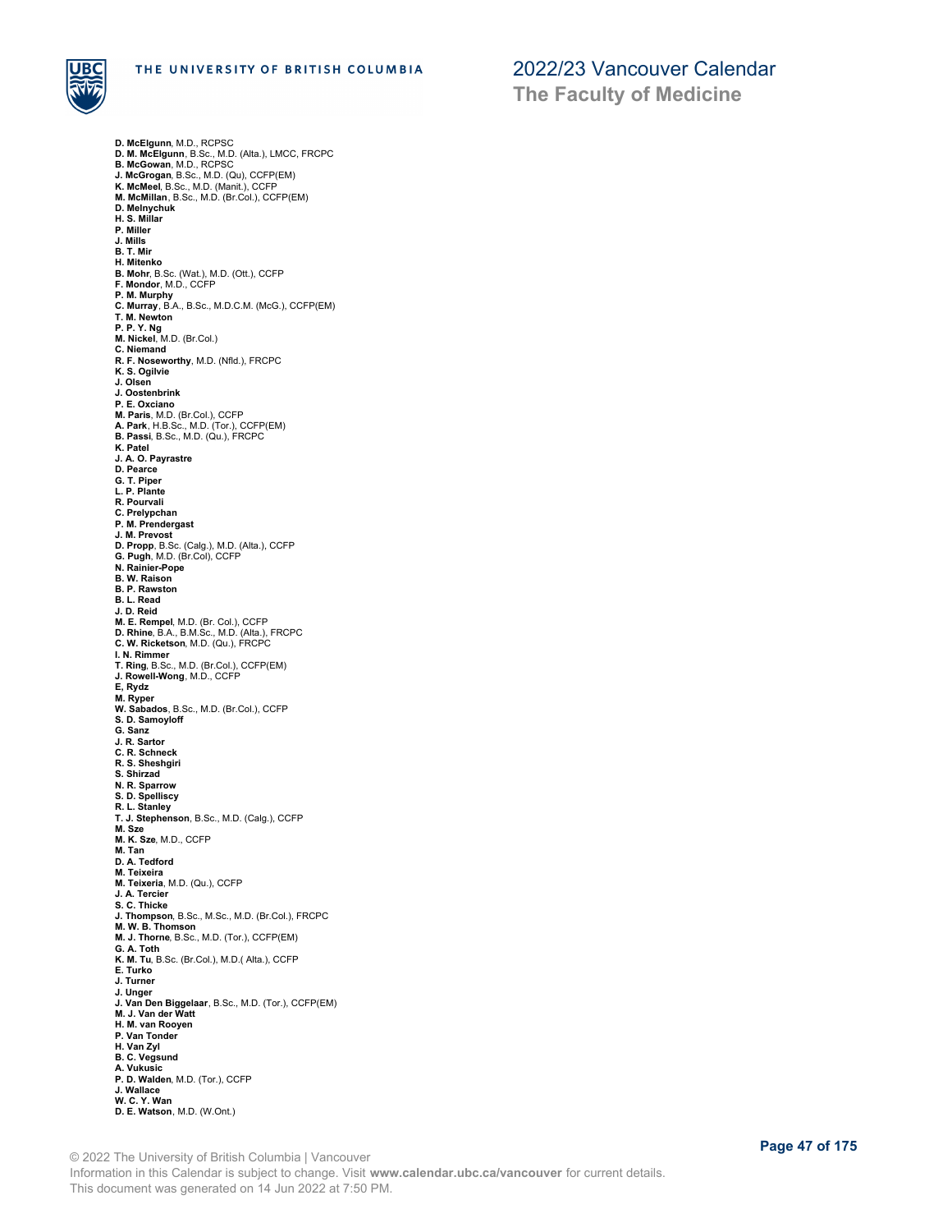**D. McElgunn**, M.D., RCPSC
**D. M. McElgunn**, B.Sc., M.D. (Alta.), LMCC, FRCPC
**B. McGowan**, M.D., RCPSC
**J. McGrogan**, B.Sc., M.D. (Qu), CCFP(EM)
**K. McMeel**, B.Sc., M.D. (Manit.), CCFP
**M. McMillan**, B.Sc., M.D. (Br.Col.), CCFP(EM)
**D. Melnychuk**
**H. S. Millar**
**P. Miller**
**J. Mills**
**B. T. Mir**
**H. Mitenko**
**B. Mohr**, B.Sc. (Wat.), M.D. (Ott.), CCFP
**F. Mondor**, M.D., CCFP
**P. M. Murphy**
**C. Murray**, B.A., B.Sc., M.D.C.M. (McG.), CCFP(EM)
**T. M. Newton**
**P. P. Y. Ng**
**M. Nickel**, M.D. (Br.Col.)
**C. Niemand**
**R. F. Noseworthy**, M.D. (Nfld.), FRCPC
**K. S. Ogilvie**
**J. Olsen**
**J. Oostenbrink**
**P. E. Oxciano**
**M. Paris**, M.D. (Br.Col.), CCFP
**A. Park**, H.B.Sc., M.D. (Tor.), CCFP(EM)
**B. Passi**, B.Sc., M.D. (Qu.), FRCPC
**K. Patel**
**J. A. O. Payrastre**
**D. Pearce**
**G. T. Piper**
**L. P. Plante**
**R. Pourvali**
**C. Prelypchan**
**P. M. Prendergast**
**J. M. Prevost**
**D. Propp**, B.Sc. (Calg.), M.D. (Alta.), CCFP
**G. Pugh**, M.D. (Br.Col), CCFP
**N. Rainier-Pope**
**B. W. Raison**
**B. P. Rawston**
**B. L. Read**
**J. D. Reid**
**M. E. Rempel**, M.D. (Br. Col.), CCFP
**D. Rhine**, B.A., B.M.Sc., M.D. (Alta.), FRCPC
**C. W. Ricketson**, M.D. (Qu.), FRCPC
**I. N. Rimmer**
**T. Ring**, B.Sc., M.D. (Br.Col.), CCFP(EM)
**J. Rowell-Wong**, M.D., CCFP
**E, Rydz**
**M. Ryper**
**W. Sabados**, B.Sc., M.D. (Br.Col.), CCFP
**S. D. Samoyloff**
**G. Sanz**
**J. R. Sartor**
**C. R. Schneck**
**R. S. Sheshgiri**
**S. Shirzad**
**N. R. Sparrow**
**S. D. Spelliscy**
**R. L. Stanley**
**T. J. Stephenson**, B.Sc., M.D. (Calg.), CCFP
**M. Sze**
**M. K. Sze**, M.D., CCFP
**M. Tan**
**D. A. Tedford**
**M. Teixeira**
**M. Teixeria**, M.D. (Qu.), CCFP
**J. A. Tercier**
**S. C. Thicke**
**J. Thompson**, B.Sc., M.Sc., M.D. (Br.Col.), FRCPC
**M. W. B. Thomson**
**M. J. Thorne**, B.Sc., M.D. (Tor.), CCFP(EM)
**G. A. Toth**
**K. M. Tu**, B.Sc. (Br.Col.), M.D.( Alta.), CCFP
**E. Turko**
**J. Turner**
**J. Unger**
**J. Van Den Biggelaar**, B.Sc., M.D. (Tor.), CCFP(EM)
**M. J. Van der Watt**
**H. M. van Rooyen**
**P. Van Tonder**
**H. Van Zyl**
**B. C. Vegsund**
**A. Vukusic**
**P. D. Walden**, M.D. (Tor.), CCFP
**J. Wallace**
**W. C. Y. Wan**
**D. E. Watson**, M.D. (W.Ont.)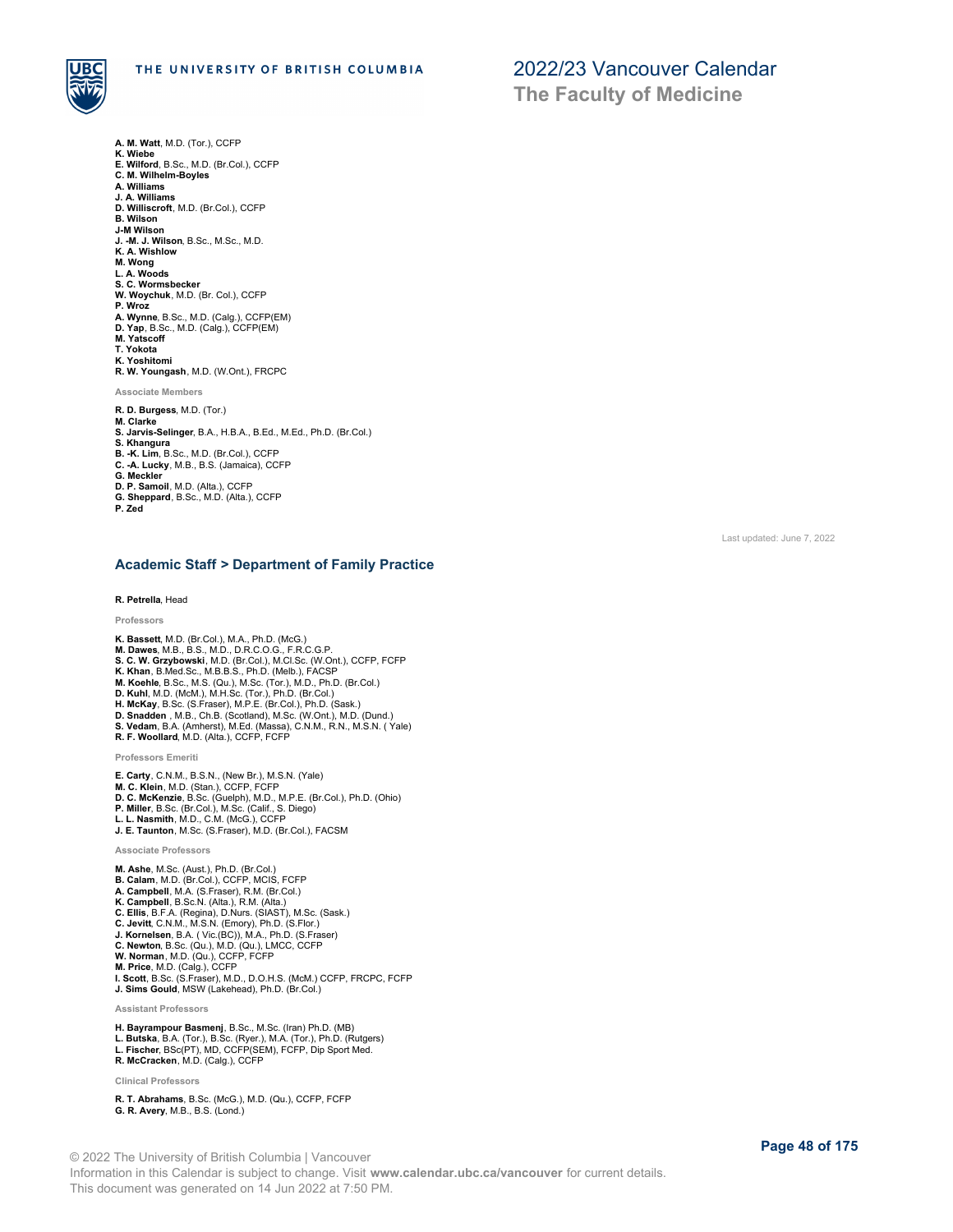**A. M. Watt**, M.D. (Tor.), CCFP
**K. Wiebe**
**E. Wilford**, B.Sc., M.D. (Br.Col.), CCFP
**C. M. Wilhelm-Boyles**
**A. Williams**
**J. A. Williams**
**D. Williscroft**, M.D. (Br.Col.), CCFP
**B. Wilson**
**J-M Wilson**
**J. -M. J. Wilson**, B.Sc., M.Sc., M.D.
**K. A. Wishlow**
**M. Wong**
**L. A. Woods**
**S. C. Wormsbecker**
**W. Woychuk**, M.D. (Br. Col.), CCFP
**P. Wroz**
**A. Wynne**, B.Sc., M.D. (Calg.), CCFP(EM)
**D. Yap**, B.Sc., M.D. (Calg.), CCFP(EM)
**M. Yatscoff**
**T. Yokota**
**K. Yoshitomi**
**R. W. Youngash**, M.D. (W.Ont.), FRCPC

#### Associate Members

**R. D. Burgess**, M.D. (Tor.)
**M. Clarke**
**S. Jarvis-Selinger**, B.A., H.B.A., B.Ed., M.Ed., Ph.D. (Br.Col.)
**S. Khangura**
**B. -K. Lim**, B.Sc., M.D. (Br.Col.), CCFP
**C. -A. Lucky**, M.B., B.S. (Jamaica), CCFP
**G. Meckler**
**D. P. Samoil**, M.D. (Alta.), CCFP
**G. Sheppard**, B.Sc., M.D. (Alta.), CCFP
**P. Zed**

Last updated: June 7, 2022

## Academic Staff > Department of Family Practice

**R. Petrella**, Head

#### Professors

**K. Bassett**, M.D. (Br.Col.), M.A., Ph.D. (McG.)
**M. Dawes**, M.B., B.S., M.D., D.R.C.O.G., F.R.C.G.P.
**S. C. W. Grzybowski**, M.D. (Br.Col.), M.Cl.Sc. (W.Ont.), CCFP, FCFP
**K. Khan**, B.Med.Sc., M.B.B.S., Ph.D. (Melb.), FACSP
**M. Koehle**, B.Sc., M.S. (Qu.), M.Sc. (Tor.), M.D., Ph.D. (Br.Col.)
**D. Kuhl**, M.D. (McM.), M.H.Sc. (Tor.), Ph.D. (Br.Col.)
**H. McKay**, B.Sc. (S.Fraser), M.P.E. (Br.Col.), Ph.D. (Sask.)
**D. Snadden** , M.B., Ch.B. (Scotland), M.Sc. (W.Ont.), M.D. (Dund.)
**S. Vedam**, B.A. (Amherst), M.Ed. (Massa), C.N.M., R.N., M.S.N. ( Yale)
**R. F. Woollard**, M.D. (Alta.), CCFP, FCFP

#### Professors Emeriti

**E. Carty**, C.N.M., B.S.N., (New Br.), M.S.N. (Yale)
**M. C. Klein**, M.D. (Stan.), CCFP, FCFP
**D. C. McKenzie**, B.Sc. (Guelph), M.D., M.P.E. (Br.Col.), Ph.D. (Ohio)
**P. Miller**, B.Sc. (Br.Col.), M.Sc. (Calif., S. Diego)
**L. L. Nasmith**, M.D., C.M. (McG.), CCFP
**J. E. Taunton**, M.Sc. (S.Fraser), M.D. (Br.Col.), FACSM

#### Associate Professors

**M. Ashe**, M.Sc. (Aust.), Ph.D. (Br.Col.)
**B. Calam**, M.D. (Br.Col.), CCFP, MCIS, FCFP
**A. Campbell**, M.A. (S.Fraser), R.M. (Br.Col.)
**K. Campbell**, B.Sc.N. (Alta.), R.M. (Alta.)
**C. Ellis**, B.F.A. (Regina), D.Nurs. (SIAST), M.Sc. (Sask.)
**C. Jevitt**, C.N.M., M.S.N. (Emory), Ph.D. (S.Flor.)
**J. Kornelsen**, B.A. ( Vic.(BC)), M.A., Ph.D. (S.Fraser)
**C. Newton**, B.Sc. (Qu.), M.D. (Qu.), LMCC, CCFP
**W. Norman**, M.D. (Qu.), CCFP, FCFP
**M. Price**, M.D. (Calg.), CCFP
**I. Scott**, B.Sc. (S.Fraser), M.D., D.O.H.S. (McM.) CCFP, FRCPC, FCFP
**J. Sims Gould**, MSW (Lakehead), Ph.D. (Br.Col.)

#### Assistant Professors

**H. Bayrampour Basmenj**, B.Sc., M.Sc. (Iran) Ph.D. (MB)
**L. Butska**, B.A. (Tor.), B.Sc. (Ryer.), M.A. (Tor.), Ph.D. (Rutgers)
**L. Fischer**, BSc(PT), MD, CCFP(SEM), FCFP, Dip Sport Med.
**R. McCracken**, M.D. (Calg.), CCFP

#### Clinical Professors

**R. T. Abrahams**, B.Sc. (McG.), M.D. (Qu.), CCFP, FCFP
**G. R. Avery**, M.B., B.S. (Lond.)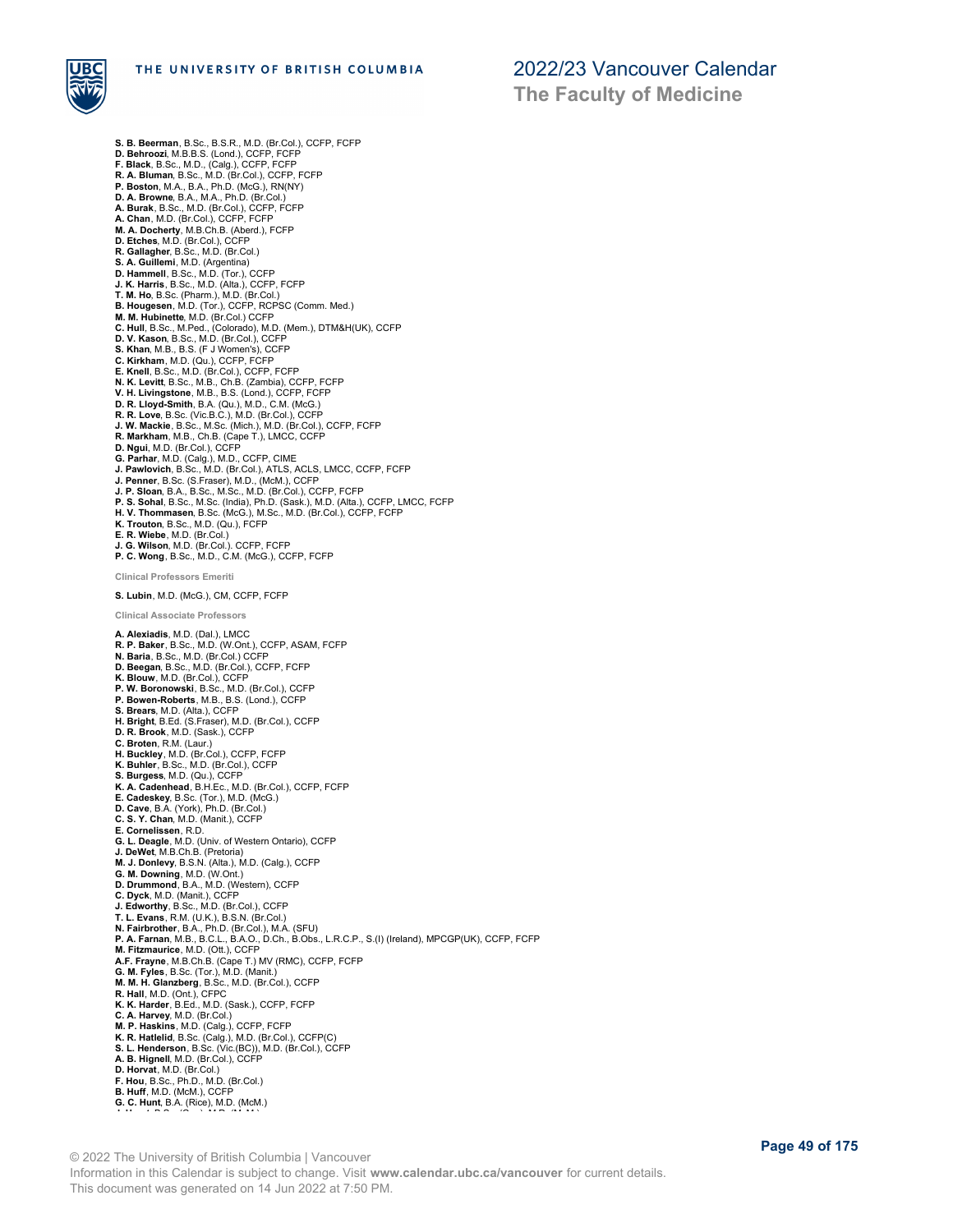**S. B. Beerman**, B.Sc., B.S.R., M.D. (Br.Col.), CCFP, FCFP
**D. Behroozi**, M.B.B.S. (Lond.), CCFP, FCFP
**F. Black**, B.Sc., M.D., (Calg.), CCFP, FCFP
**R. A. Bluman**, B.Sc., M.D. (Br.Col.), CCFP, FCFP
**P. Boston**, M.A., B.A., Ph.D. (McG.), RN(NY)
**D. A. Browne**, B.A., M.A., Ph.D. (Br.Col.)
**A. Burak**, B.Sc., M.D. (Br.Col.), CCFP, FCFP
**A. Chan**, M.D. (Br.Col.), CCFP, FCFP
**M. A. Docherty**, M.B.Ch.B. (Aberd.), FCFP
**D. Etches**, M.D. (Br.Col.), CCFP
**R. Gallagher**, B.Sc., M.D. (Br.Col.)
**S. A. Guillemi**, M.D. (Argentina)
**D. Hammell**, B.Sc., M.D. (Tor.), CCFP
**J. K. Harris**, B.Sc., M.D. (Alta.), CCFP, FCFP
**T. M. Ho**, B.Sc. (Pharm.), M.D. (Br.Col.)
**B. Hougesen**, M.D. (Tor.), CCFP, RCPSC (Comm. Med.)
**M. M. Hubinette**, M.D. (Br.Col.) CCFP
**C. Hull**, B.Sc., M.Ped., (Colorado), M.D. (Mem.), DTM&H(UK), CCFP
**D. V. Kason**, B.Sc., M.D. (Br.Col.), CCFP
**S. Khan**, M.B., B.S. (F J Women's), CCFP
**C. Kirkham**, M.D. (Qu.), CCFP, FCFP
**E. Knell**, B.Sc., M.D. (Br.Col.), CCFP, FCFP
**N. K. Levitt**, B.Sc., M.B., Ch.B. (Zambia), CCFP, FCFP
**V. H. Livingstone**, M.B., B.S. (Lond.), CCFP, FCFP
**D. R. Lloyd-Smith**, B.A. (Qu.), M.D., C.M. (McG.)
**R. R. Love**, B.Sc. (Vic.B.C.), M.D. (Br.Col.), CCFP
**J. W. Mackie**, B.Sc., M.Sc. (Mich.), M.D. (Br.Col.), CCFP, FCFP
**R. Markham**, M.B., Ch.B. (Cape T.), LMCC, CCFP
**D. Ngui**, M.D. (Br.Col.), CCFP
**G. Parhar**, M.D. (Calg.), M.D., CCFP, CIME
**J. Pawlovich**, B.Sc., M.D. (Br.Col.), ATLS, ACLS, LMCC, CCFP, FCFP
**J. Penner**, B.Sc. (S.Fraser), M.D., (McM.), CCFP
**J. P. Sloan**, B.A., B.Sc., M.Sc., M.D. (Br.Col.), CCFP, FCFP
**P. S. Sohal**, B.Sc., M.Sc. (India), Ph.D. (Sask.), M.D. (Alta.), CCFP, LMCC, FCFP
**H. V. Thommasen**, B.Sc. (McG.), M.Sc., M.D. (Br.Col.), CCFP, FCFP
**K. Trouton**, B.Sc., M.D. (Qu.), FCFP
**E. R. Wiebe**, M.D. (Br.Col.)
**J. G. Wilson**, M.D. (Br.Col.). CCFP, FCFP
**P. C. Wong**, B.Sc., M.D., C.M. (McG.), CCFP, FCFP

#### Clinical Professors Emeriti

**S. Lubin**, M.D. (McG.), CM, CCFP, FCFP

#### Clinical Associate Professors

**A. Alexiadis**, M.D. (Dal.), LMCC
**R. P. Baker**, B.Sc., M.D. (W.Ont.), CCFP, ASAM, FCFP
**N. Baria**, B.Sc., M.D. (Br.Col.) CCFP
**D. Beegan**, B.Sc., M.D. (Br.Col.), CCFP, FCFP
**K. Blouw**, M.D. (Br.Col.), CCFP
**P. W. Boronowski**, B.Sc., M.D. (Br.Col.), CCFP
**P. Bowen-Roberts**, M.B., B.S. (Lond.), CCFP
**S. Brears**, M.D. (Alta.), CCFP
**H. Bright**, B.Ed. (S.Fraser), M.D. (Br.Col.), CCFP
**D. R. Brook**, M.D. (Sask.), CCFP
**C. Broten**, R.M. (Laur.)
**H. Buckley**, M.D. (Br.Col.), CCFP, FCFP
**K. Buhler**, B.Sc., M.D. (Br.Col.), CCFP
**S. Burgess**, M.D. (Qu.), CCFP
**K. A. Cadenhead**, B.H.Ec., M.D. (Br.Col.), CCFP, FCFP
**E. Cadeskey**, B.Sc. (Tor.), M.D. (McG.)
**D. Cave**, B.A. (York), Ph.D. (Br.Col.)
**C. S. Y. Chan**, M.D. (Manit.), CCFP
**E. Cornelissen**, R.D.
**G. L. Deagle**, M.D. (Univ. of Western Ontario), CCFP
**J. DeWet**, M.B.Ch.B. (Pretoria)
**M. J. Donlevy**, B.S.N. (Alta.), M.D. (Calg.), CCFP
**G. M. Downing**, M.D. (W.Ont.)
**D. Drummond**, B.A., M.D. (Western), CCFP
**C. Dyck**, M.D. (Manit.), CCFP
**J. Edworthy**, B.Sc., M.D. (Br.Col.), CCFP
**T. L. Evans**, R.M. (U.K.), B.S.N. (Br.Col.)
**N. Fairbrother**, B.A., Ph.D. (Br.Col.), M.A. (SFU)
**P. A. Farnan**, M.B., B.C.L., B.A.O., D.Ch., B.Obs., L.R.C.P., S.(I) (Ireland), MPCGP(UK), CCFP, FCFP
**M. Fitzmaurice**, M.D. (Ott.), CCFP
**A.F. Frayne**, M.B.Ch.B. (Cape T.) MV (RMC), CCFP, FCFP
**G. M. Fyles**, B.Sc. (Tor.), M.D. (Manit.)
**M. M. H. Glanzberg**, B.Sc., M.D. (Br.Col.), CCFP
**R. Hall**, M.D. (Ont.), CFPC
**K. K. Harder**, B.Ed., M.D. (Sask.), CCFP, FCFP
**C. A. Harvey**, M.D. (Br.Col.)
**M. P. Haskins**, M.D. (Calg.), CCFP, FCFP
**K. R. Hatlelid**, B.Sc. (Calg.), M.D. (Br.Col.), CCFP(C)
**S. L. Henderson**, B.Sc. (Vic.(BC)), M.D. (Br.Col.), CCFP
**A. B. Hignell**, M.D. (Br.Col.), CCFP
**D. Horvat**, M.D. (Br.Col.)
**F. Hou**, B.Sc., Ph.D., M.D. (Br.Col.)
**B. Huff**, M.D. (McM.), CCFP
**G. C. Hunt**, B.A. (Rice), M.D. (McM.)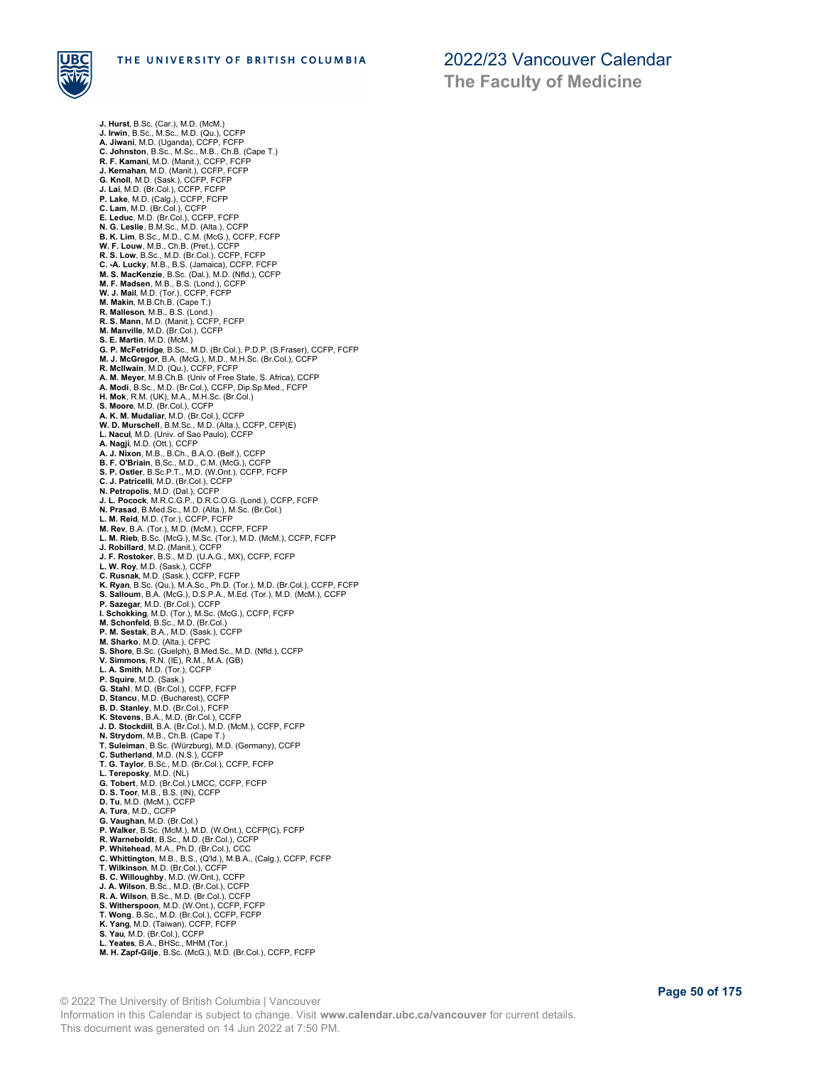**J. Hurst**, B.Sc. (Car.), M.D. (McM.)
**J. Irwin**, B.Sc., M.Sc., M.D. (Qu.), CCFP
**A. Jiwani**, M.D. (Uganda), CCFP, FCFP
**C. Johnston**, B.Sc., M.Sc., M.B., Ch.B. (Cape T.)
**R. F. Kamani**, M.D. (Manit.), CCFP, FCFP
**J. Kernahan**, M.D. (Manit.), CCFP, FCFP
**G. Knoll**, M.D. (Sask.), CCFP, FCFP
**J. Lai**, M.D. (Br.Col.), CCFP, FCFP
**P. Lake**, M.D. (Calg.), CCFP, FCFP
**C. Lam**, M.D. (Br.Col.), CCFP
**E. Leduc**, M.D. (Br.Col.), CCFP, FCFP
**N. G. Leslie**, B.M.Sc., M.D. (Alta.), CCFP
**B. K. Lim**, B.Sc., M.D., C.M. (McG.), CCFP, FCFP
**W. F. Louw**, M.B., Ch.B. (Pret.), CCFP
**R. S. Low**, B.Sc., M.D. (Br.Col.), CCFP, FCFP
**C. -A. Lucky**, M.B., B.S. (Jamaica), CCFP, FCFP
**M. S. MacKenzie**, B.Sc. (Dal.), M.D. (Nfld.), CCFP
**M. F. Madsen**, M.B., B.S. (Lond.), CCFP
**W. J. Mail**, M.D. (Tor.), CCFP, FCFP
**M. Makin**, M.B.Ch.B. (Cape T.)
**R. Malleson**, M.B., B.S. (Lond.)
**R. S. Mann**, M.D. (Manit.), CCFP, FCFP
**M. Manville**, M.D. (Br.Col.), CCFP
**S. E. Martin**, M.D. (McM.)
**G. P. McFetridge**, B.Sc., M.D. (Br.Col.), P.D.P. (S.Fraser), CCFP, FCFP
**M. J. McGregor**, B.A. (McG.), M.D., M.H.Sc. (Br.Col.), CCFP
**R. McIlwain**, M.D. (Qu.), CCFP, FCFP
**A. M. Meyer**, M.B.Ch.B. (Univ of Free State, S. Africa), CCFP
**A. Modi**, B.Sc., M.D. (Br.Col.), CCFP, Dip.Sp.Med., FCFP
**H. Mok**, R.M. (UK), M.A., M.H.Sc. (Br.Col.)
**S. Moore**, M.D. (Br.Col.), CCFP
**A. K. M. Mudaliar**, M.D. (Br.Col.), CCFP
**W. D. Murschell**, B.M.Sc., M.D. (Alta.), CCFP, CFP(E)
**L. Nacul**, M.D. (Univ. of Sao Paulo), CCFP
**A. Nagji**, M.D. (Ott.), CCFP
**A. J. Nixon**, M.B., B.Ch., B.A.O. (Belf.), CCFP
**B. F. O'Briain**, B.Sc., M.D., C.M. (McG.), CCFP
**S. P. Ostler**, B.Sc.P.T., M.D. (W.Ont.), CCFP, FCFP
**C. J. Patricelli**, M.D. (Br.Col.), CCFP
**N. Petropolis**, M.D. (Dal.), CCFP
**J. L. Pocock**, M.R.C.G.P., D.R.C.O.G. (Lond.), CCFP, FCFP
**N. Prasad**, B.Med.Sc., M.D. (Alta.), M.Sc. (Br.Col.)
**L. M. Reid**, M.D. (Tor.), CCFP, FCFP
**M. Rev**, B.A. (Tor.), M.D. (McM.), CCFP, FCFP
**L. M. Rieb**, B.Sc. (McG.), M.Sc. (Tor.), M.D. (McM.), CCFP, FCFP
**J. Robillard**, M.D. (Manit.), CCFP
**J. F. Rostoker**, B.S., M.D. (U.A.G., MX), CCFP, FCFP
**L. W. Roy**, M.D. (Sask.), CCFP
**C. Rusnak**, M.D. (Sask.), CCFP, FCFP
**K. Ryan**, B.Sc. (Qu.), M.A.Sc., Ph.D. (Tor.), M.D. (Br.Col.), CCFP, FCFP
**S. Salloum**, B.A. (McG.), D.S.P.A., M.Ed. (Tor.), M.D. (McM.), CCFP
**P. Sazegar**, M.D. (Br.Col.), CCFP
**I. Schokking**, M.D. (Tor.), M.Sc. (McG.), CCFP, FCFP
**M. Schonfeld**, B.Sc., M.D. (Br.Col.)
**P. M. Sestak**, B.A., M.D. (Sask.), CCFP
**M. Sharko**, M.D. (Alta.), CFPC
**S. Shore**, B.Sc. (Guelph), B.Med.Sc., M.D. (Nfld.), CCFP
**V. Simmons**, R.N. (IE), R.M., M.A. (GB)
**L. A. Smith**, M.D. (Tor.), CCFP
**P. Squire**, M.D. (Sask.)
**G. Stahl**, M.D. (Br.Col.), CCFP, FCFP
**D. Stancu**, M.D. (Bucharest), CCFP
**B. D. Stanley**, M.D. (Br.Col.), FCFP
**K. Stevens**, B.A., M.D. (Br.Col.), CCFP
**J. D. Stockdill**, B.A. (Br.Col.), M.D. (McM.), CCFP, FCFP
**N. Strydom**, M.B., Ch.B. (Cape T.)
**T. Suleiman**, B.Sc. (Würzburg), M.D. (Germany), CCFP
**C. Sutherland**, M.D. (N.S.), CCFP
**T. G. Taylor**, B.Sc., M.D. (Br.Col.), CCFP, FCFP
**L. Tereposky**, M.D. (NL)
**G. Tobert**, M.D. (Br.Col.) LMCC, CCFP, FCFP
**D. S. Toor**, M.B., B.S. (IN), CCFP
**D. Tu**, M.D. (McM.), CCFP
**A. Tura**, M.D., CCFP
**G. Vaughan**, M.D. (Br.Col.)
**P. Walker**, B.Sc. (McM.), M.D. (W.Ont.), CCFP(C), FCFP
**R. Warneboldt**, B.Sc., M.D. (Br.Col.), CCFP
**P. Whitehead**, M.A., Ph.D. (Br.Col.), CCC
**C. Whittington**, M.B., B.S., (Q'ld.), M.B.A., (Calg.), CCFP, FCFP
**T. Wilkinson**, M.D. (Br.Col.), CCFP
**B. C. Willoughby**, M.D. (W.Ont.), CCFP
**J. A. Wilson**, B.Sc., M.D. (Br.Col.), CCFP
**R. A. Wilson**, B.Sc., M.D. (Br.Col.), CCFP
**S. Witherspoon**, M.D. (W.Ont.), CCFP, FCFP
**T. Wong**, B.Sc., M.D. (Br.Col.), CCFP, FCFP
**K. Yang**, M.D. (Taiwan), CCFP, FCFP
**S. Yau**, M.D. (Br.Col.), CCFP
**L. Yeates**, B.A., BHSc., MHM (Tor.)
**M. H. Zapf-Gilje**, B.Sc. (McG.), M.D. (Br.Col.), CCFP, FCFP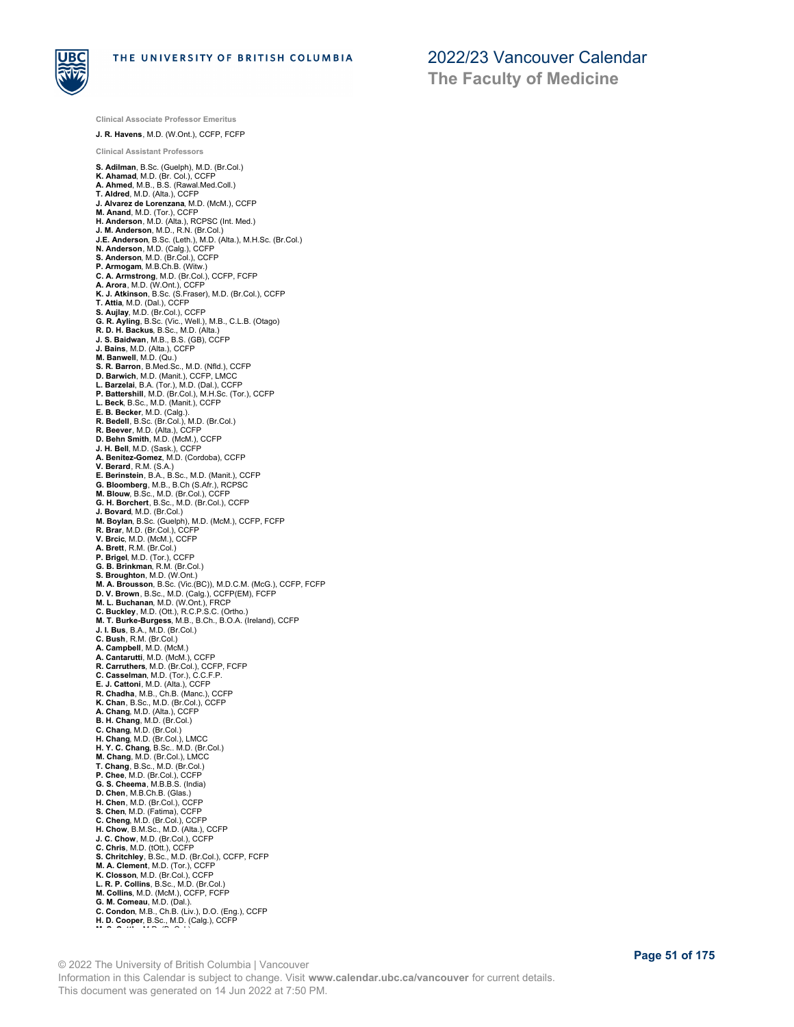##### Clinical Associate Professor Emeritus

**J. R. Havens**, M.D. (W.Ont.), CCFP, FCFP

##### Clinical Assistant Professors

**S. Adilman**, B.Sc. (Guelph), M.D. (Br.Col.)
**K. Ahamad**, M.D. (Br. Col.), CCFP
**A. Ahmed**, M.B., B.S. (Rawal.Med.Coll.)
**T. Aldred**, M.D. (Alta.), CCFP
**J. Alvarez de Lorenzana**, M.D. (McM.), CCFP
**M. Anand**, M.D. (Tor.), CCFP
**H. Anderson**, M.D. (Alta.), RCPSC (Int. Med.)
**J. M. Anderson**, M.D., R.N. (Br.Col.)
**J.E. Anderson**, B.Sc. (Leth.), M.D. (Alta.), M.H.Sc. (Br.Col.)
**N. Anderson**, M.D. (Calg.), CCFP
**S. Anderson**, M.D. (Br.Col.), CCFP
**P. Armogam**, M.B.Ch.B. (Witw.)
**C. A. Armstrong**, M.D. (Br.Col.), CCFP, FCFP
**A. Arora**, M.D. (W.Ont.), CCFP
**K. J. Atkinson**, B.Sc. (S.Fraser), M.D. (Br.Col.), CCFP
**T. Attia**, M.D. (Dal.), CCFP
**S. Aujlay**, M.D. (Br.Col.), CCFP
**G. R. Ayling**, B.Sc. (Vic., Well.), M.B., C.L.B. (Otago)
**R. D. H. Backus**, B.Sc., M.D. (Alta.)
**J. S. Baidwan**, M.B., B.S. (GB), CCFP
**J. Bains**, M.D. (Alta.), CCFP
**M. Banwell**, M.D. (Qu.)
**S. R. Barron**, B.Med.Sc., M.D. (Nfld.), CCFP
**D. Barwich**, M.D. (Manit.), CCFP, LMCC
**L. Barzelai**, B.A. (Tor.), M.D. (Dal.), CCFP
**P. Battershill**, M.D. (Br.Col.), M.H.Sc. (Tor.), CCFP
**L. Beck**, B.Sc., M.D. (Manit.), CCFP
**E. B. Becker**, M.D. (Calg.).
**R. Bedell**, B.Sc. (Br.Col.), M.D. (Br.Col.)
**R. Beever**, M.D. (Alta.), CCFP
**D. Behn Smith**, M.D. (McM.), CCFP
**J. H. Bell**, M.D. (Sask.), CCFP
**A. Benitez-Gomez**, M.D. (Cordoba), CCFP
**V. Berard**, R.M. (S.A.)
**E. Berinstein**, B.A., B.Sc., M.D. (Manit.), CCFP
**G. Bloomberg**, M.B., B.Ch (S.Afr.), RCPSC
**M. Blouw**, B.Sc., M.D. (Br.Col.), CCFP
**G. H. Borchert**, B.Sc., M.D. (Br.Col.), CCFP
**J. Bovard**, M.D. (Br.Col.)
**M. Boylan**, B.Sc. (Guelph), M.D. (McM.), CCFP, FCFP
**R. Brar**, M.D. (Br.Col.), CCFP
**V. Brcic**, M.D. (McM.), CCFP
**A. Brett**, R.M. (Br.Col.)
**P. Brigel**, M.D. (Tor.), CCFP
**G. B. Brinkman**, R.M. (Br.Col.)
**S. Broughton**, M.D. (W.Ont.)
**M. A. Brousson**, B.Sc. (Vic.(BC)), M.D.C.M. (McG.), CCFP, FCFP
**D. V. Brown**, B.Sc., M.D. (Calg.), CCFP(EM), FCFP
**M. L. Buchanan**, M.D. (W.Ont.), FRCP
**C. Buckley**, M.D. (Ott.), R.C.P.S.C. (Ortho.)
**M. T. Burke-Burgess**, M.B., B.Ch., B.O.A. (Ireland), CCFP
**J. I. Bus**, B.A., M.D. (Br.Col.)
**C. Bush**, R.M. (Br.Col.)
**A. Campbell**, M.D. (McM.)
**A. Cantarutti**, M.D. (McM.), CCFP
**R. Carruthers**, M.D. (Br.Col.), CCFP, FCFP
**C. Casselman**, M.D. (Tor.), C.C.F.P.
**E. J. Cattoni**, M.D. (Alta.), CCFP
**R. Chadha**, M.B., Ch.B. (Manc.), CCFP
**K. Chan**, B.Sc., M.D. (Br.Col.), CCFP
**A. Chang**, M.D. (Alta.), CCFP
**B. H. Chang**, M.D. (Br.Col.)
**C. Chang**, M.D. (Br.Col.)
**H. Chang**, M.D. (Br.Col.), LMCC
**H. Y. C. Chang**, B.Sc.. M.D. (Br.Col.)
**M. Chang**, M.D. (Br.Col.), LMCC
**T. Chang**, B.Sc., M.D. (Br.Col.)
**P. Chee**, M.D. (Br.Col.), CCFP
**G. S. Cheema**, M.B.B.S. (India)
**D. Chen**, M.B.Ch.B. (Glas.)
**H. Chen**, M.D. (Br.Col.), CCFP
**S. Chen**, M.D. (Fatima), CCFP
**C. Cheng**, M.D. (Br.Col.), CCFP
**H. Chow**, B.M.Sc., M.D. (Alta.), CCFP
**J. C. Chow**, M.D. (Br.Col.), CCFP
**C. Chris**, M.D. (tOtt.), CCFP
**S. Chritchley**, B.Sc., M.D. (Br.Col.), CCFP, FCFP
**M. A. Clement**, M.D. (Tor.), CCFP
**K. Closson**, M.D. (Br.Col.), CCFP
**L. R. P. Collins**, B.Sc., M.D. (Br.Col.)
**M. Collins**, M.D. (McM.), CCFP, FCFP
**G. M. Comeau**, M.D. (Dal.).
**C. Condon**, M.B., Ch.B. (Liv.), D.O. (Eng.), CCFP
**H. D. Cooper**, B.Sc., M.D. (Calg.), CCFP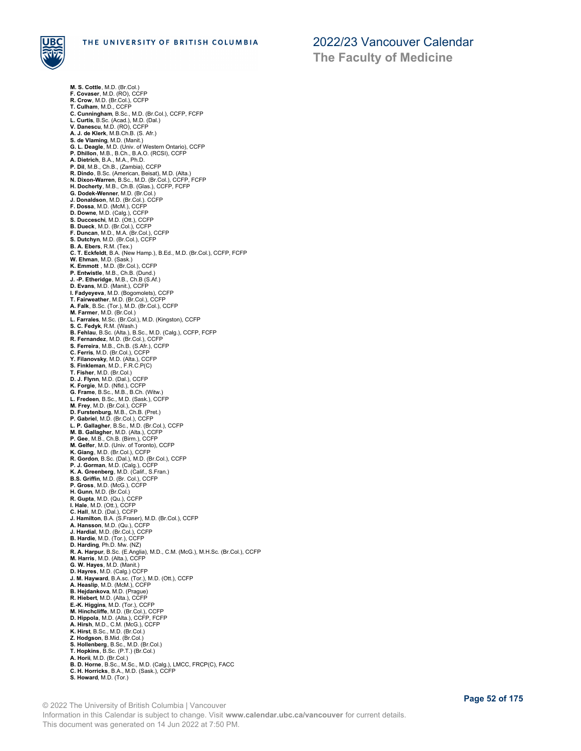**M. S. Cottle**, M.D. (Br.Col.)
**F. Covaser**, M.D. (RO), CCFP
**R. Crow**, M.D. (Br.Col.), CCFP
**T. Culham**, M.D., CCFP
**C. Cunningham**, B.Sc., M.D. (Br.Col.), CCFP, FCFP
**L. Curtis**, B.Sc. (Acad.), M.D. (Dal.)
**V. Danescu**, M.D. (RO), CCFP
**A. J. de Klerk**, M.B.Ch.B. (S. Afr.)
**S. de Vlaming**, M.D. (Manit.)
**G. L. Deagle**, M.D. (Univ. of Western Ontario), CCFP
**P. Dhillon**, M.B., B.Ch., B.A.O. (RCSI), CCFP
**A. Dietrich**, B.A., M.A., Ph.D.
**P. Dil**, M.B., Ch.B., (Zambia), CCFP
**R. Dindo**, B.Sc. (American, Beisat), M.D. (Alta.)
**N. Dixon-Warren**, B.Sc., M.D. (Br.Col.), CCFP, FCFP
**H. Docherty**, M.B., Ch.B. (Glas.), CCFP, FCFP
**G. Dodek-Wenner**, M.D. (Br.Col.)
**J. Donaldson**, M.D. (Br.Col.). CCFP
**F. Dossa**, M.D. (McM.), CCFP
**D. Downe**, M.D. (Calg.), CCFP
**S. Ducceschi**, M.D. (Ott.), CCFP
**B. Dueck**, M.D. (Br.Col.), CCFP
**F. Duncan**, M.D., M.A. (Br.Col.), CCFP
**S. Dutchyn**, M.D. (Br.Col.), CCFP
**B. A. Ebers**, R.M. (Tex.)
**C. T. Eckfeldt**, B.A. (New Hamp.), B.Ed., M.D. (Br.Col.), CCFP, FCFP
**W. Ehman**, M.D. (Sask.)
**K. Emmott** , M.D. (Br.Col.), CCFP
**P. Entwistle**, M.B., Ch.B. (Dund.)
**J. -P. Etheridge**, M.B., Ch.B (S.Af.)
**D. Evans**, M.D. (Manit.), CCFP
**I. Fadyeyeva**, M.D. (Bogomolets), CCFP
**T. Fairweather**, M.D. (Br.Col.), CCFP
**A. Falk**, B.Sc. (Tor.), M.D. (Br.Col.), CCFP
**M. Farmer**, M.D. (Br.Col.)
**L. Farrales**, M.Sc. (Br.Col.), M.D. (Kingston), CCFP
**S. C. Fedyk**, R.M. (Wash.)
**B. Fehlau**, B.Sc. (Alta.), B.Sc., M.D. (Calg.), CCFP, FCFP
**R. Fernandez**, M.D. (Br.Col.), CCFP
**S. Ferreira**, M.B., Ch.B. (S.Afr.), CCFP
**C. Ferris**, M.D. (Br.Col.), CCFP
**Y. Filanovsky**, M.D. (Alta.), CCFP
**S. Finkleman**, M.D., F.R.C.P(C)
**T. Fisher**, M.D. (Br.Col.)
**D. J. Flynn**, M.D. (Dal.), CCFP
**K. Forgie**, M.D. (Nfld.), CCFP
**G. Frame**, B.Sc., M.B., B.Ch. (Witw.)
**L. Fredeen**, B.Sc., M.D. (Sask.), CCFP
**M. Frey**, M.D. (Br.Col.), CCFP
**D. Furstenburg**, M.B., Ch.B. (Pret.)
**P. Gabriel**, M.D. (Br.Col.), CCFP
**L. P. Gallagher**, B.Sc., M.D. (Br.Col.), CCFP
**M. B. Gallagher**, M.D. (Alta.), CCFP
**P. Gee**, M.B., Ch.B. (Birm.), CCFP
**M. Gelfer**, M.D. (Univ. of Toronto), CCFP
**K. Giang**, M.D. (Br.Col.), CCFP
**R. Gordon**, B.Sc. (Dal.), M.D. (Br.Col.), CCFP
**P. J. Gorman**, M.D. (Calg.), CCFP
**K. A. Greenberg**, M.D. (Calif., S.Fran.)
**B.S. Griffin**, M.D. (Br. Col.), CCFP
**P. Gross**, M.D. (McG.), CCFP
**H. Gunn**, M.D. (Br.Col.)
**R. Gupta**, M.D. (Qu.), CCFP
**I. Hale**, M.D. (Ott.), CCFP
**C. Hall**, M.D. (Dal.), CCFP
**J. Hamilton**, B.A. (S.Fraser), M.D. (Br.Col.), CCFP
**A. Hansson**, M.D. (Qu.), CCFP
**J. Hardial**, M.D. (Br.Col.), CCFP
**B. Hardie**, M.D. (Tor.), CCFP
**D. Harding**, Ph.D. Mw. (NZ)
**R. A. Harpur**, B.Sc. (E.Anglia), M.D., C.M. (McG.), M.H.Sc. (Br.Col.), CCFP
**M. Harris**, M.D. (Alta.), CCFP
**G. W. Hayes**, M.D. (Manit.)
**D. Hayres**, M.D. (Calg.) CCFP
**J. M. Hayward**, B.A.sc. (Tor.), M.D. (Ott.), CCFP
**A. Heaslip**, M.D. (McM.), CCFP
**B. Hejdankova**, M.D. (Prague)
**R. Hiebert**, M.D. (Alta.), CCFP
**E.-K. Higgins**, M.D. (Tor.), CCFP
**M. Hinchcliffe**, M.D. (Br.Col.), CCFP
**D. Hippola**, M.D. (Alta.), CCFP, FCFP
**A. Hirsh**, M.D., C.M. (McG.), CCFP
**K. Hirst**, B.Sc., M.D. (Br.Col.)
**Z. Hodgson**, B.Mid. (Br.Col.)
**S. Hollenberg**, B.Sc., M.D. (Br.Col.)
**T. Hopkins**, B.Sc. (P.T.) (Br.Col.)
**A. Horii**, M.D. (Br.Col.)
**B. D. Horne**, B.Sc., M.Sc., M.D. (Calg.), LMCC, FRCP(C), FACC
**C. H. Horricks**, B.A., M.D. (Sask.), CCFP
**S. Howard**, M.D. (Tor.)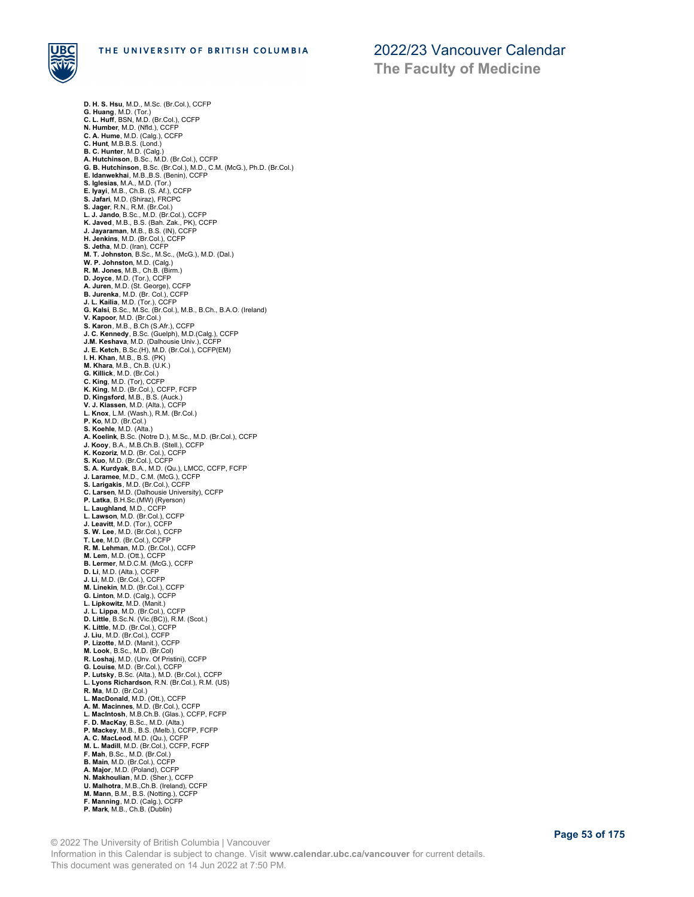**D. H. S. Hsu**, M.D., M.Sc. (Br.Col.), CCFP
**G. Huang**, M.D. (Tor.)
**C. L. Huff**, BSN, M.D. (Br.Col.), CCFP
**N. Humber**, M.D. (Nfld.), CCFP
**C. A. Hume**, M.D. (Calg.), CCFP
**C. Hunt**, M.B.B.S. (Lond.)
**B. C. Hunter**, M.D. (Calg.)
**A. Hutchinson**, B.Sc., M.D. (Br.Col.), CCFP
**G. B. Hutchinson**, B.Sc. (Br.Col.), M.D., C.M. (McG.), Ph.D. (Br.Col.)
**E. Idanwekhai**, M.B.,B.S. (Benin), CCFP
**S. Iglesias**, M.A., M.D. (Tor.)
**E. Iyayi**, M.B., Ch.B. (S. Af.), CCFP
**S. Jafari**, M.D. (Shiraz), FRCPC
**S. Jager**, R.N., R.M. (Br.Col.)
**L. J. Jando**, B.Sc., M.D. (Br.Col.), CCFP
**K. Javed**, M.B., B.S. (Bah. Zak., PK), CCFP
**J. Jayaraman**, M.B., B.S. (IN), CCFP
**H. Jenkins**, M.D. (Br.Col.), CCFP
**S. Jetha**, M.D. (Iran), CCFP
**M. T. Johnston**, B.Sc., M.Sc., (McG.), M.D. (Dal.)
**W. P. Johnston**, M.D. (Calg.)
**R. M. Jones**, M.B., Ch.B. (Birm.)
**D. Joyce**, M.D. (Tor.), CCFP
**A. Juren**, M.D. (St. George), CCFP
**B. Jurenka**, M.D. (Br. Col.), CCFP
**J. L. Kailia**, M.D. (Tor.), CCFP
**G. Kalsi**, B.Sc., M.Sc. (Br.Col.), M.B., B.Ch., B.A.O. (Ireland)
**V. Kapoor**, M.D. (Br.Col.)
**S. Karon**, M.B., B.Ch (S.Afr.), CCFP
**J. C. Kennedy**, B.Sc. (Guelph), M.D.(Calg.), CCFP
**J.M. Keshava**, M.D. (Dalhousie Univ.), CCFP
**J. E. Ketch**, B.Sc.(H), M.D. (Br.Col.), CCFP(EM)
**I. H. Khan**, M.B., B.S. (PK)
**M. Khara**, M.B., Ch.B. (U.K.)
**G. Killick**, M.D. (Br.Col.)
**C. King**, M.D. (Tor), CCFP
**K. King**, M.D. (Br.Col.), CCFP, FCFP
**D. Kingsford**, M.B., B.S. (Auck.)
**V. J. Klassen**, M.D. (Alta.), CCFP
**L. Knox**, L.M. (Wash.), R.M. (Br.Col.)
**P. Ko**, M.D. (Br.Col.)
**S. Koehle**, M.D. (Alta.)
**A. Koelink**, B.Sc. (Notre D.), M.Sc., M.D. (Br.Col.), CCFP
**J. Kooy**, B.A., M.B.Ch.B. (Stell.), CCFP
**K. Kozoriz**, M.D. (Br. Col.), CCFP
**S. Kuo**, M.D. (Br.Col.), CCFP
**S. A. Kurdyak**, B.A., M.D. (Qu.), LMCC, CCFP, FCFP
**J. Laramee**, M.D., C.M. (McG.), CCFP
**S. Larigakis**, M.D. (Br.Col.), CCFP
**C. Larsen**, M.D. (Dalhousie University), CCFP
**P. Latka**, B.H.Sc.(MW) (Ryerson)
**L. Laughland**, M.D., CCFP
**L. Lawson**, M.D. (Br.Col.), CCFP
**J. Leavitt**, M.D. (Tor.), CCFP
**S. W. Lee**, M.D. (Br.Col.), CCFP
**T. Lee**, M.D. (Br.Col.), CCFP
**R. M. Lehman**, M.D. (Br.Col.), CCFP
**M. Lem**, M.D. (Ott.), CCFP
**B. Lermer**, M.D.C.M. (McG.), CCFP
**D. Li**, M.D. (Alta.), CCFP
**J. Li**, M.D. (Br.Col.), CCFP
**M. Linekin**, M.D. (Br.Col.), CCFP
**G. Linton**, M.D. (Calg.), CCFP
**L. Lipkowitz**, M.D. (Manit.)
**J. L. Lippa**, M.D. (Br.Col.), CCFP
**D. Little**, B.Sc.N. (Vic.(BC)), R.M. (Scot.)
**K. Little**, M.D. (Br.Col.), CCFP
**J. Liu**, M.D. (Br.Col.), CCFP
**P. Lizotte**, M.D. (Manit.), CCFP
**M. Look**, B.Sc., M.D. (Br.Col)
**R. Loshaj**, M.D. (Unv. Of Pristini), CCFP
**G. Louise**, M.D. (Br.Col.), CCFP
**P. Lutsky**, B.Sc. (Alta.), M.D. (Br.Col.), CCFP
**L. Lyons Richardson**, R.N. (Br.Col.), R.M. (US)
**R. Ma**, M.D. (Br.Col.)
**L. MacDonald**, M.D. (Ott.), CCFP
**A. M. Macinnes**, M.D. (Br.Col.), CCFP
**L. MacIntosh**, M.B.Ch.B. (Glas.), CCFP, FCFP
**F. D. MacKay**, B.Sc., M.D. (Alta.)
**P. Mackey**, M.B., B.S. (Melb.), CCFP, FCFP
**A. C. MacLeod**, M.D. (Qu.), CCFP
**M. L. Madill**, M.D. (Br.Col.), CCFP, FCFP
**F. Mah**, B.Sc., M.D. (Br.Col.)
**B. Main**, M.D. (Br.Col.), CCFP
**A. Major**, M.D. (Poland), CCFP
**N. Makhoulian**, M.D. (Sher.), CCFP
**U. Malhotra**, M.B.,Ch.B. (Ireland), CCFP
**M. Mann**, B.M., B.S. (Notting.), CCFP
**F. Manning**, M.D. (Calg.), CCFP
**P. Mark**, M.B., Ch.B. (Dublin)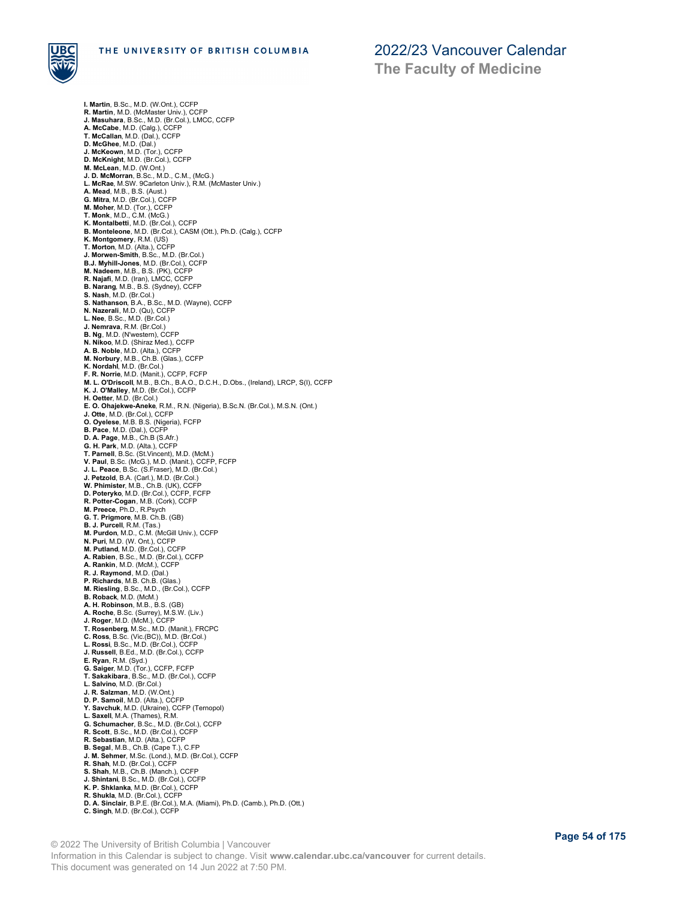**I. Martin**, B.Sc., M.D. (W.Ont.), CCFP
**R. Martin**, M.D. (McMaster Univ.), CCFP
**J. Masuhara**, B.Sc., M.D. (Br.Col.), LMCC, CCFP
**A. McCabe**, M.D. (Calg.), CCFP
**T. McCallan**, M.D. (Dal.), CCFP
**D. McGhee**, M.D. (Dal.)
**J. McKeown**, M.D. (Tor.), CCFP
**D. McKnight**, M.D. (Br.Col.), CCFP
**M. McLean**, M.D. (W.Ont.)
**J. D. McMorran**, B.Sc., M.D., C.M., (McG.)
**L. McRae**, M.SW. 9Carleton Univ.), R.M. (McMaster Univ.)
**A. Mead**, M.B., B.S. (Aust.)
**G. Mitra**, M.D. (Br.Col.), CCFP
**M. Moher**, M.D. (Tor.), CCFP
**T. Monk**, M.D., C.M. (McG.)
**K. Montalbetti**, M.D. (Br.Col.), CCFP
**B. Monteleone**, M.D. (Br.Col.), CASM (Ott.), Ph.D. (Calg.), CCFP
**K. Montgomery**, R.M. (US)
**T. Morton**, M.D. (Alta.), CCFP
**J. Morwen-Smith**, B.Sc., M.D. (Br.Col.)
**B.J. Myhill-Jones**, M.D. (Br.Col.), CCFP
**M. Nadeem**, M.B., B.S. (PK), CCFP
**R. Najafi**, M.D. (Iran), LMCC, CCFP
**B. Narang**, M.B., B.S. (Sydney), CCFP
**S. Nash**, M.D. (Br.Col.)
**S. Nathanson**, B.A., B.Sc., M.D. (Wayne), CCFP
**N. Nazerali**, M.D. (Qu), CCFP
**L. Nee**, B.Sc., M.D. (Br.Col.)
**J. Nemrava**, R.M. (Br.Col.)
**B. Ng**, M.D. (N'western), CCFP
**N. Nikoo**, M.D. (Shiraz Med.), CCFP
**A. B. Noble**, M.D. (Alta.), CCFP
**M. Norbury**, M.B., Ch.B. (Glas.), CCFP
**K. Nordahl**, M.D. (Br.Col.)
**F. R. Norrie**, M.D. (Manit.), CCFP, FCFP
**M. L. O'Driscoll**, M.B., B.Ch., B.A.O., D.C.H., D.Obs., (Ireland), LRCP, S(I), CCFP
**K. J. O'Malley**, M.D. (Br.Col.), CCFP
**H. Oetter**, M.D. (Br.Col.)
**E. O. Ohajekwe-Aneke**, R.M., R.N. (Nigeria), B.Sc.N. (Br.Col.), M.S.N. (Ont.)
**J. Otte**, M.D. (Br.Col.), CCFP
**O. Oyelese**, M.B. B.S. (Nigeria), FCFP
**B. Pace**, M.D. (Dal.), CCFP
**D. A. Page**, M.B., Ch.B (S.Afr.)
**G. H. Park**, M.D. (Alta.), CCFP
**T. Parnell**, B.Sc. (St.Vincent), M.D. (McM.)
**V. Paul**, B.Sc. (McG.), M.D. (Manit.), CCFP, FCFP
**J. L. Peace**, B.Sc. (S.Fraser), M.D. (Br.Col.)
**J. Petzold**, B.A. (Carl.), M.D. (Br.Col.)
**W. Phimister**, M.B., Ch.B. (UK), CCFP
**D. Poteryko**, M.D. (Br.Col.), CCFP, FCFP
**R. Potter-Cogan**, M.B. (Cork), CCFP
**M. Preece**, Ph.D., R.Psych
**G. T. Prigmore**, M.B. Ch.B. (GB)
**B. J. Purcell**, R.M. (Tas.)
**M. Purdon**, M.D., C.M. (McGill Univ.), CCFP
**N. Puri**, M.D. (W. Ont.), CCFP
**M. Putland**, M.D. (Br.Col.), CCFP
**A. Rabien**, B.Sc., M.D. (Br.Col.), CCFP
**A. Rankin**, M.D. (McM.), CCFP
**R. J. Raymond**, M.D. (Dal.)
**P. Richards**, M.B. Ch.B. (Glas.)
**M. Riesling**, B.Sc., M.D., (Br.Col.), CCFP
**B. Roback**, M.D. (McM.)
**A. H. Robinson**, M.B., B.S. (GB)
**A. Roche**, B.Sc. (Surrey), M.S.W. (Liv.)
**J. Roger**, M.D. (McM.), CCFP
**T. Rosenberg**, M.Sc., M.D. (Manit.), FRCPC
**C. Ross**, B.Sc. (Vic.(BC)), M.D. (Br.Col.)
**L. Rossi**, B.Sc., M.D. (Br.Col.), CCFP
**J. Russell**, B.Ed., M.D. (Br.Col.), CCFP
**E. Ryan**, R.M. (Syd.)
**G. Saiger**, M.D. (Tor.), CCFP, FCFP
**T. Sakakibara**, B.Sc., M.D. (Br.Col.), CCFP
**L. Salvino**, M.D. (Br.Col.)
**J. R. Salzman**, M.D. (W.Ont.)
**D. P. Samoil**, M.D. (Alta.), CCFP
**Y. Savchuk**, M.D. (Ukraine), CCFP (Ternopol)
**L. Saxell**, M.A. (Thames), R.M.
**G. Schumacher**, B.Sc., M.D. (Br.Col.), CCFP
**R. Scott**, B.Sc., M.D. (Br.Col.), CCFP
**R. Sebastian**, M.D. (Alta.), CCFP
**B. Segal**, M.B., Ch.B. (Cape T.), C.FP
**J. M. Sehmer**, M.Sc. (Lond.), M.D. (Br.Col.), CCFP
**R. Shah**, M.D. (Br.Col.), CCFP
**S. Shah**, M.B., Ch.B. (Manch.), CCFP
**J. Shintani**, B.Sc., M.D. (Br.Col.), CCFP
**K. P. Shklanka**, M.D. (Br.Col.), CCFP
**R. Shukla**, M.D. (Br.Col.), CCFP
**D. A. Sinclair**, B.P.E. (Br.Col.), M.A. (Miami), Ph.D. (Camb.), Ph.D. (Ott.)
**C. Singh**, M.D. (Br.Col.), CCFP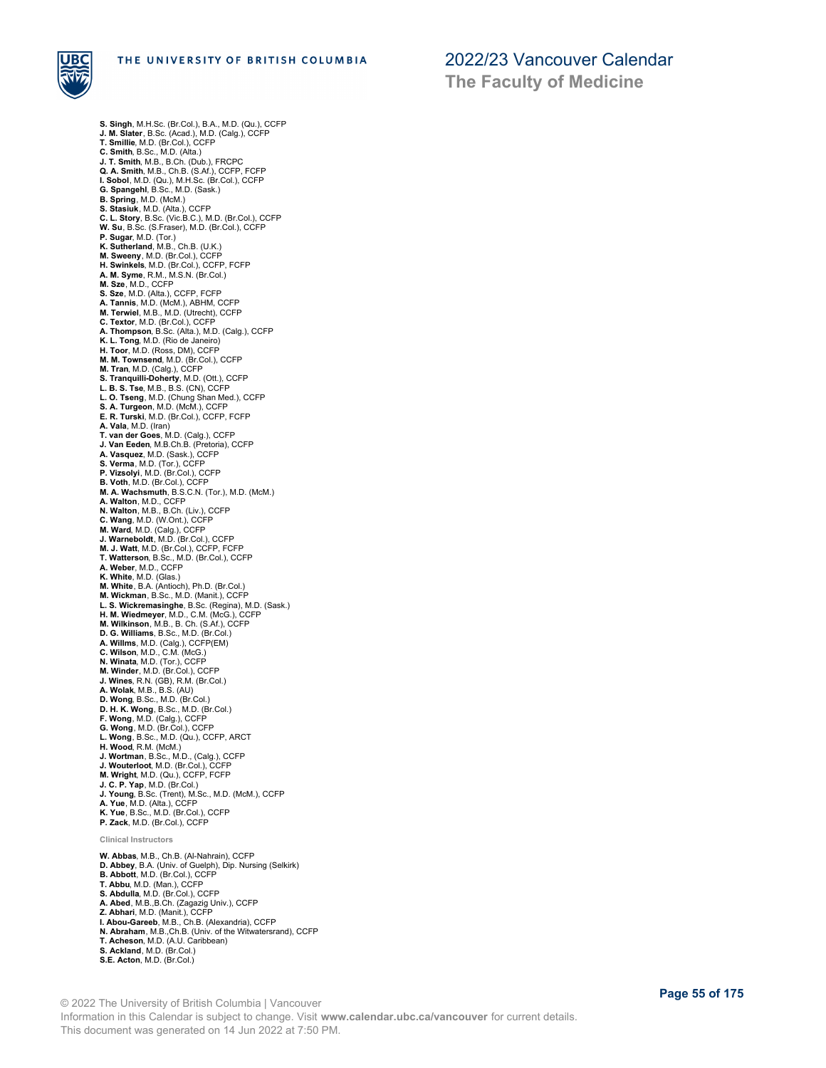**S. Singh**, M.H.Sc. (Br.Col.), B.A., M.D. (Qu.), CCFP
**J. M. Slater**, B.Sc. (Acad.), M.D. (Calg.), CCFP
**T. Smillie**, M.D. (Br.Col.), CCFP
**C. Smith**, B.Sc., M.D. (Alta.)
**J. T. Smith**, M.B., B.Ch. (Dub.), FRCPC
**Q. A. Smith**, M.B., Ch.B. (S.Af.), CCFP, FCFP
**I. Sobol**, M.D. (Qu.), M.H.Sc. (Br.Col.), CCFP
**G. Spangehl**, B.Sc., M.D. (Sask.)
**B. Spring**, M.D. (McM.)
**S. Stasiuk**, M.D. (Alta.), CCFP
**C. L. Story**, B.Sc. (Vic.B.C.), M.D. (Br.Col.), CCFP
**W. Su**, B.Sc. (S.Fraser), M.D. (Br.Col.), CCFP
**P. Sugar**, M.D. (Tor.)
**K. Sutherland**, M.B., Ch.B. (U.K.)
**M. Sweeny**, M.D. (Br.Col.), CCFP
**H. Swinkels**, M.D. (Br.Col.), CCFP, FCFP
**A. M. Syme**, R.M., M.S.N. (Br.Col.)
**M. Sze**, M.D., CCFP
**S. Sze**, M.D. (Alta.), CCFP, FCFP
**A. Tannis**, M.D. (McM.), ABHM, CCFP
**M. Terwiel**, M.B., M.D. (Utrecht), CCFP
**C. Textor**, M.D. (Br.Col.), CCFP
**A. Thompson**, B.Sc. (Alta.), M.D. (Calg.), CCFP
**K. L. Tong**, M.D. (Rio de Janeiro)
**H. Toor**, M.D. (Ross, DM), CCFP
**M. M. Townsend**, M.D. (Br.Col.), CCFP
**M. Tran**, M.D. (Calg.), CCFP
**S. Tranquilli-Doherty**, M.D. (Ott.), CCFP
**L. B. S. Tse**, M.B., B.S. (CN), CCFP
**L. O. Tseng**, M.D. (Chung Shan Med.), CCFP
**S. A. Turgeon**, M.D. (McM.), CCFP
**E. R. Turski**, M.D. (Br.Col.), CCFP, FCFP
**A. Vala**, M.D. (Iran)
**T. van der Goes**, M.D. (Calg.), CCFP
**J. Van Eeden**, M.B.Ch.B. (Pretoria), CCFP
**A. Vasquez**, M.D. (Sask.), CCFP
**S. Verma**, M.D. (Tor.), CCFP
**P. Vizsolyi**, M.D. (Br.Col.), CCFP
**B. Voth**, M.D. (Br.Col.), CCFP
**M. A. Wachsmuth**, B.S.C.N. (Tor.), M.D. (McM.)
**A. Walton**, M.D., CCFP
**N. Walton**, M.B., B.Ch. (Liv.), CCFP
**C. Wang**, M.D. (W.Ont.), CCFP
**M. Ward**, M.D. (Calg.), CCFP
**J. Warneboldt**, M.D. (Br.Col.), CCFP
**M. J. Watt**, M.D. (Br.Col.), CCFP, FCFP
**T. Watterson**, B.Sc., M.D. (Br.Col.), CCFP
**A. Weber**, M.D., CCFP
**K. White**, M.D. (Glas.)
**M. White**, B.A. (Antioch), Ph.D. (Br.Col.)
**M. Wickman**, B.Sc., M.D. (Manit.), CCFP
**L. S. Wickremasinghe**, B.Sc. (Regina), M.D. (Sask.)
**H. M. Wiedmeyer**, M.D., C.M. (McG.), CCFP
**M. Wilkinson**, M.B., B. Ch. (S.Af.), CCFP
**D. G. Williams**, B.Sc., M.D. (Br.Col.)
**A. Willms**, M.D. (Calg.), CCFP(EM)
**C. Wilson**, M.D., C.M. (McG.)
**N. Winata**, M.D. (Tor.), CCFP
**M. Winder**, M.D. (Br.Col.), CCFP
**J. Wines**, R.N. (GB), R.M. (Br.Col.)
**A. Wolak**, M.B., B.S. (AU)
**D. Wong**, B.Sc., M.D. (Br.Col.)
**D. H. K. Wong**, B.Sc., M.D. (Br.Col.)
**F. Wong**, M.D. (Calg.), CCFP
**G. Wong**, M.D. (Br.Col.), CCFP
**L. Wong**, B.Sc., M.D. (Qu.), CCFP, ARCT
**H. Wood**, R.M. (McM.)
**J. Wortman**, B.Sc., M.D., (Calg.), CCFP
**J. Wouterloot**, M.D. (Br.Col.), CCFP
**M. Wright**, M.D. (Qu.), CCFP, FCFP
**J. C. P. Yap**, M.D. (Br.Col.)
**J. Young**, B.Sc. (Trent), M.Sc., M.D. (McM.), CCFP
**A. Yue**, M.D. (Alta.), CCFP
**K. Yue**, B.Sc., M.D. (Br.Col.), CCFP
**P. Zack**, M.D. (Br.Col.), CCFP

#### Clinical Instructors

**W. Abbas**, M.B., Ch.B. (Al-Nahrain), CCFP
**D. Abbey**, B.A. (Univ. of Guelph), Dip. Nursing (Selkirk)
**B. Abbott**, M.D. (Br.Col.), CCFP
**T. Abbu**, M.D. (Man.), CCFP
**S. Abdulla**, M.D. (Br.Col.), CCFP
**A. Abed**, M.B.,B.Ch. (Zagazig Univ.), CCFP
**Z. Abhari**, M.D. (Manit.), CCFP
**I. Abou-Gareeb**, M.B., Ch.B. (Alexandria), CCFP
**N. Abraham**, M.B.,Ch.B. (Univ. of the Witwatersrand), CCFP
**T. Acheson**, M.D. (A.U. Caribbean)
**S. Ackland**, M.D. (Br.Col.)
**S.E. Acton**, M.D. (Br.Col.)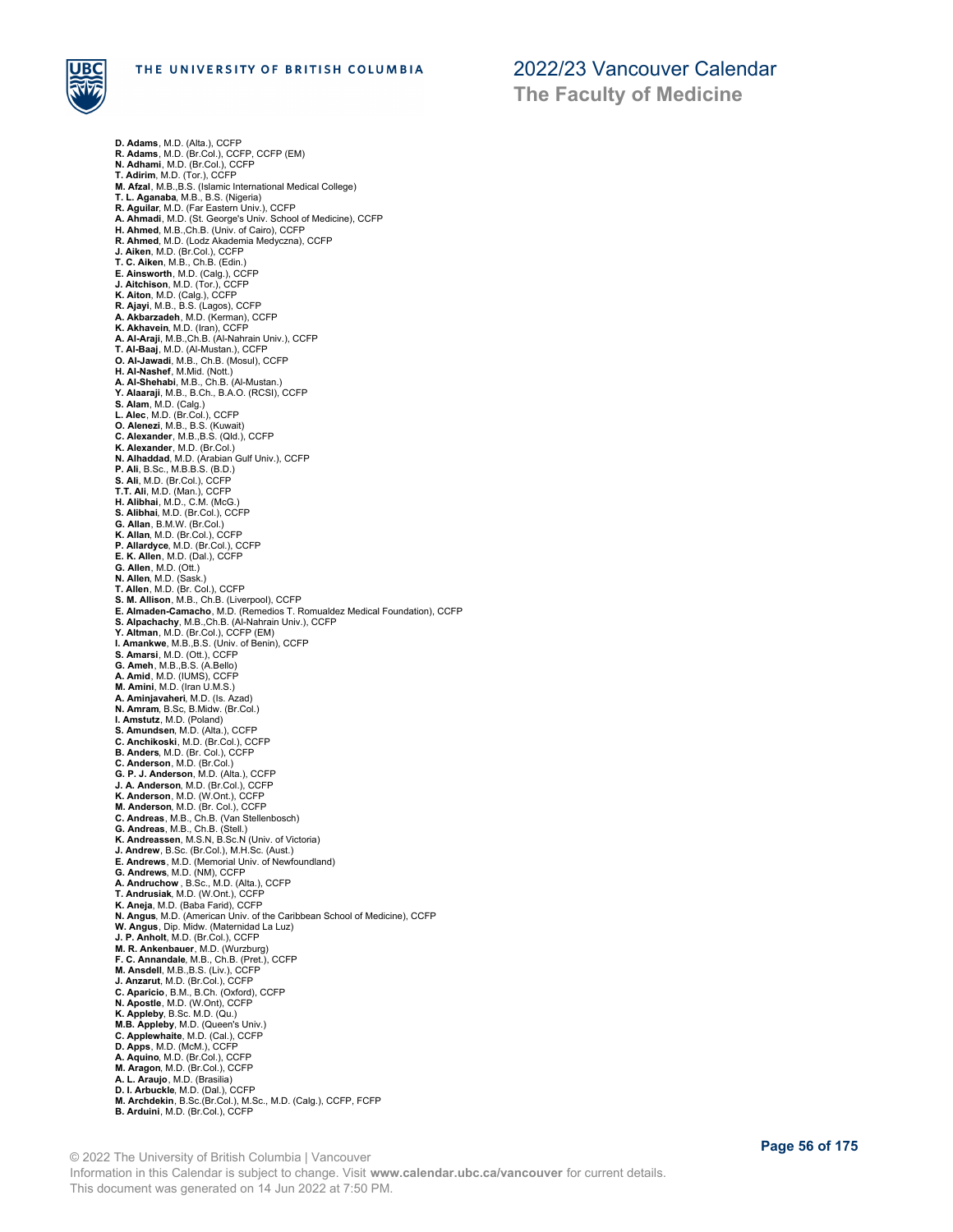**D. Adams**, M.D. (Alta.), CCFP
**R. Adams**, M.D. (Br.Col.), CCFP, CCFP (EM)
**N. Adhami**, M.D. (Br.Col.), CCFP
**T. Adirim**, M.D. (Tor.), CCFP
**M. Afzal**, M.B.,B.S. (Islamic International Medical College)
**T. L. Aganaba**, M.B., B.S. (Nigeria)
**R. Aguilar**, M.D. (Far Eastern Univ.), CCFP
**A. Ahmadi**, M.D. (St. George's Univ. School of Medicine), CCFP
**H. Ahmed**, M.B.,Ch.B. (Univ. of Cairo), CCFP
**R. Ahmed**, M.D. (Lodz Akademia Medyczna), CCFP
**J. Aiken**, M.D. (Br.Col.), CCFP
**T. C. Aiken**, M.B., Ch.B. (Edin.)
**E. Ainsworth**, M.D. (Calg.), CCFP
**J. Aitchison**, M.D. (Tor.), CCFP
**K. Aiton**, M.D. (Calg.), CCFP
**R. Ajayi**, M.B., B.S. (Lagos), CCFP
**A. Akbarzadeh**, M.D. (Kerman), CCFP
**K. Akhavein**, M.D. (Iran), CCFP
**A. Al-Araji**, M.B.,Ch.B. (Al-Nahrain Univ.), CCFP
**T. Al-Baaj**, M.D. (Al-Mustan.), CCFP
**O. Al-Jawadi**, M.B., Ch.B. (Mosul), CCFP
**H. Al-Nashef**, M.Mid. (Nott.)
**A. Al-Shehabi**, M.B., Ch.B. (Al-Mustan.)
**Y. Alaaraji**, M.B., B.Ch., B.A.O. (RCSI), CCFP
**S. Alam**, M.D. (Calg.)
**L. Alec**, M.D. (Br.Col.), CCFP
**O. Alenezi**, M.B., B.S. (Kuwait)
**C. Alexander**, M.B.,B.S. (Qld.), CCFP
**K. Alexander**, M.D. (Br.Col.)
**N. Alhaddad**, M.D. (Arabian Gulf Univ.), CCFP
**P. Ali**, B.Sc., M.B.B.S. (B.D.)
**S. Ali**, M.D. (Br.Col.), CCFP
**T.T. Ali**, M.D. (Man.), CCFP
**H. Alibhai**, M.D., C.M. (McG.)
**S. Alibhai**, M.D. (Br.Col.), CCFP
**G. Allan**, B.M.W. (Br.Col.)
**K. Allan**, M.D. (Br.Col.), CCFP
**P. Allardyce**, M.D. (Br.Col.), CCFP
**E. K. Allen**, M.D. (Dal.), CCFP
**G. Allen**, M.D. (Ott.)
**N. Allen**, M.D. (Sask.)
**T. Allen**, M.D. (Br. Col.), CCFP
**S. M. Allison**, M.B., Ch.B. (Liverpool), CCFP
**E. Almaden-Camacho**, M.D. (Remedios T. Romualdez Medical Foundation), CCFP
**S. Alpachachy**, M.B.,Ch.B. (Al-Nahrain Univ.), CCFP
**Y. Altman**, M.D. (Br.Col.), CCFP (EM)
**I. Amankwe**, M.B.,B.S. (Univ. of Benin), CCFP
**S. Amarsi**, M.D. (Ott.), CCFP
**G. Ameh**, M.B.,B.S. (A.Bello)
**A. Amid**, M.D. (IUMS), CCFP
**M. Amini**, M.D. (Iran U.M.S.)
**A. Aminjavaheri**, M.D. (Is. Azad)
**N. Amram**, B.Sc, B.Midw. (Br.Col.)
**I. Amstutz**, M.D. (Poland)
**S. Amundsen**, M.D. (Alta.), CCFP
**C. Anchikoski**, M.D. (Br.Col.), CCFP
**B. Anders**, M.D. (Br. Col.), CCFP
**C. Anderson**, M.D. (Br.Col.)
**G. P. J. Anderson**, M.D. (Alta.), CCFP
**J. A. Anderson**, M.D. (Br.Col.), CCFP
**K. Anderson**, M.D. (W.Ont.), CCFP
**M. Anderson**, M.D. (Br. Col.), CCFP
**C. Andreas**, M.B., Ch.B. (Van Stellenbosch)
**G. Andreas**, M.B., Ch.B. (Stell.)
**K. Andreassen**, M.S.N, B.Sc.N (Univ. of Victoria)
**J. Andrew**, B.Sc. (Br.Col.), M.H.Sc. (Aust.)
**E. Andrews**, M.D. (Memorial Univ. of Newfoundland)
**G. Andrews**, M.D. (NM), CCFP
**A. Andruchow** , B.Sc., M.D. (Alta.), CCFP
**T. Andrusiak**, M.D. (W.Ont.), CCFP
**K. Aneja**, M.D. (Baba Farid), CCFP
**N. Angus**, M.D. (American Univ. of the Caribbean School of Medicine), CCFP
**W. Angus**, Dip. Midw. (Maternidad La Luz)
**J. P. Anholt**, M.D. (Br.Col.), CCFP
**M. R. Ankenbauer**, M.D. (Wurzburg)
**F. C. Annandale**, M.B., Ch.B. (Pret.), CCFP
**M. Ansdell**, M.B.,B.S. (Liv.), CCFP
**J. Anzarut**, M.D. (Br.Col.), CCFP
**C. Aparicio**, B.M., B.Ch. (Oxford), CCFP
**N. Apostle**, M.D. (W.Ont), CCFP
**K. Appleby**, B.Sc. M.D. (Qu.)
**M.B. Appleby**, M.D. (Queen's Univ.)
**C. Applewhaite**, M.D. (Cal.), CCFP
**D. Apps**, M.D. (McM.), CCFP
**A. Aquino**, M.D. (Br.Col.), CCFP
**M. Aragon**, M.D. (Br.Col.), CCFP
**A. L. Araujo**, M.D. (Brasilia)
**D. I. Arbuckle**, M.D. (Dal.), CCFP
**M. Archdekin**, B.Sc.(Br.Col.), M.Sc., M.D. (Calg.), CCFP, FCFP
**B. Arduini**, M.D. (Br.Col.), CCFP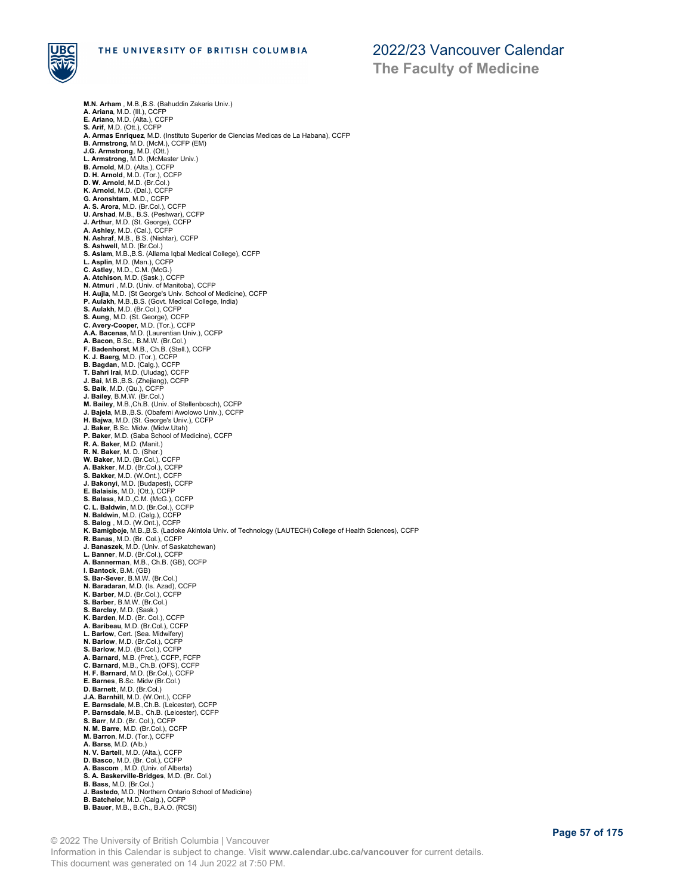**M.N. Arham** , M.B.,B.S. (Bahuddin Zakaria Univ.)
**A. Ariana**, M.D. (Ill.), CCFP
**E. Ariano**, M.D. (Alta.), CCFP
**S. Arif**, M.D. (Ott.), CCFP
**A. Armas Enriquez**, M.D. (Instituto Superior de Ciencias Medicas de La Habana), CCFP
**B. Armstrong**, M.D. (McM.), CCFP (EM)
**J.G. Armstrong**, M.D. (Ott.)
**L. Armstrong**, M.D. (McMaster Univ.)
**B. Arnold**, M.D. (Alta.), CCFP
**D. H. Arnold**, M.D. (Tor.), CCFP
**D. W. Arnold**, M.D. (Br.Col.)
**K. Arnold**, M.D. (Dal.), CCFP
**G. Aronshtam**, M.D., CCFP
**A. S. Arora**, M.D. (Br.Col.), CCFP
**U. Arshad**, M.B., B.S. (Peshwar), CCFP
**J. Arthur**, M.D. (St. George), CCFP
**A. Ashley**, M.D. (Cal.), CCFP
**N. Ashraf**, M.B., B.S. (Nishtar), CCFP
**S. Ashwell**, M.D. (Br.Col.)
**S. Aslam**, M.B.,B.S. (Allama Iqbal Medical College), CCFP
**L. Asplin**, M.D. (Man.), CCFP
**C. Astley**, M.D., C.M. (McG.)
**A. Atchison**, M.D. (Sask.), CCFP
**N. Atmuri** , M.D. (Univ. of Manitoba), CCFP
**H. Aujla**, M.D. (St George's Univ. School of Medicine), CCFP
**P. Aulakh**, M.B.,B.S. (Govt. Medical College, India)
**S. Aulakh**, M.D. (Br.Col.), CCFP
**S. Aung**, M.D. (St. George), CCFP
**C. Avery-Cooper**, M.D. (Tor.), CCFP
**A.A. Bacenas**, M.D. (Laurentian Univ.), CCFP
**A. Bacon**, B.Sc., B.M.W. (Br.Col.)
**F. Badenhorst**, M.B., Ch.B. (Stell.), CCFP
**K. J. Baerg**, M.D. (Tor.), CCFP
**B. Bagdan**, M.D. (Calg.), CCFP
**T. Bahri Irai**, M.D. (Uludag), CCFP
**J. Bai**, M.B.,B.S. (Zhejiang), CCFP
**S. Baik**, M.D. (Qu.), CCFP
**J. Bailey**, B.M.W. (Br.Col.)
**M. Bailey**, M.B.,Ch.B. (Univ. of Stellenbosch), CCFP
**J. Bajela**, M.B.,B.S. (Obafemi Awolowo Univ.), CCFP
**H. Bajwa**, M.D. (St. George's Univ.), CCFP
**J. Baker**, B.Sc. Midw. (Midw.Utah)
**P. Baker**, M.D. (Saba School of Medicine), CCFP
**R. A. Baker**, M.D. (Manit.)
**R. N. Baker**, M. D. (Sher.)
**W. Baker**, M.D. (Br.Col.), CCFP
**A. Bakker**, M.D. (Br.Col.), CCFP
**S. Bakker**, M.D. (W.Ont.), CCFP
**J. Bakonyi**, M.D. (Budapest), CCFP
**E. Balaisis**, M.D. (Ott.), CCFP
**S. Balass**, M.D.,C.M. (McG.), CCFP
**C. L. Baldwin**, M.D. (Br.Col.), CCFP
**N. Baldwin**, M.D. (Calg.), CCFP
**S. Balog** , M.D. (W.Ont.), CCFP
**K. Bamigboje**, M.B.,B.S. (Ladoke Akintola Univ. of Technology (LAUTECH) College of Health Sciences), CCFP
**R. Banas**, M.D. (Br. Col.), CCFP
**J. Banaszek**, M.D. (Univ. of Saskatchewan)
**L. Banner**, M.D. (Br.Col.), CCFP
**A. Bannerman**, M.B., Ch.B. (GB), CCFP
**I. Bantock**, B.M. (GB)
**S. Bar-Sever**, B.M.W. (Br.Col.)
**N. Baradaran**, M.D. (Is. Azad), CCFP
**K. Barber**, M.D. (Br.Col.), CCFP
**S. Barber**, B.M.W. (Br.Col.)
**S. Barclay**, M.D. (Sask.)
**K. Barden**, M.D. (Br. Col.), CCFP
**A. Baribeau**, M.D. (Br.Col.), CCFP
**L. Barlow**, Cert. (Sea. Midwifery)
**N. Barlow**, M.D. (Br.Col.), CCFP
**S. Barlow**, M.D. (Br.Col.), CCFP
**A. Barnard**, M.B. (Pret.), CCFP, FCFP
**C. Barnard**, M.B., Ch.B. (OFS), CCFP
**H. F. Barnard**, M.D. (Br.Col.), CCFP
**E. Barnes**, B.Sc. Midw (Br.Col.)
**D. Barnett**, M.D. (Br.Col.)
**J.A. Barnhill**, M.D. (W.Ont.), CCFP
**E. Barnsdale**, M.B.,Ch.B. (Leicester), CCFP
**P. Barnsdale**, M.B., Ch.B. (Leicester), CCFP
**S. Barr**, M.D. (Br. Col.), CCFP
**N. M. Barre**, M.D. (Br.Col.), CCFP
**M. Barron**, M.D. (Tor.), CCFP
**A. Barss**, M.D. (Alb.)
**N. V. Bartell**, M.D. (Alta.), CCFP
**D. Basco**, M.D. (Br. Col.), CCFP
**A. Bascom** , M.D. (Univ. of Alberta)
**S. A. Baskerville-Bridges**, M.D. (Br. Col.)
**B. Bass**, M.D. (Br.Col.)
**J. Bastedo**, M.D. (Northern Ontario School of Medicine)
**B. Batchelor**, M.D. (Calg.), CCFP
**B. Bauer**, M.B., B.Ch., B.A.O. (RCSI)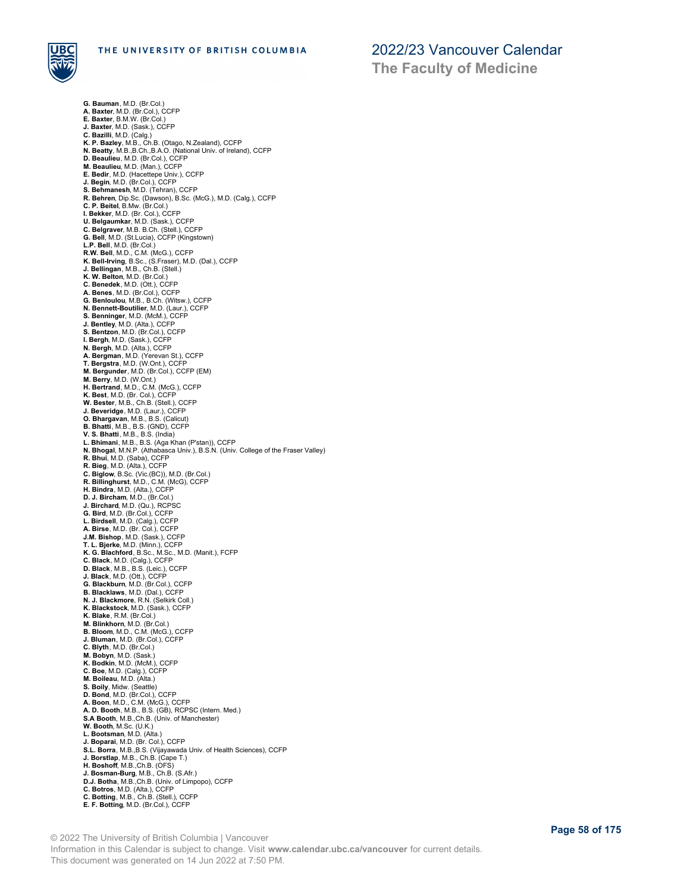**G. Bauman**, M.D. (Br.Col.)
**A. Baxter**, M.D. (Br.Col.), CCFP
**E. Baxter**, B.M.W. (Br.Col.)
**J. Baxter**, M.D. (Sask.), CCFP
**C. Bazilli**, M.D. (Calg.)
**K. P. Bazley**, M.B., Ch.B. (Otago, N.Zealand), CCFP
**N. Beatty**, M.B.,B.Ch.,B.A.O. (National Univ. of Ireland), CCFP
**D. Beaulieu**, M.D. (Br.Col.), CCFP
**M. Beaulieu**, M.D. (Man.), CCFP
**E. Bedir**, M.D. (Hacettepe Univ.), CCFP
**J. Begin**, M.D. (Br.Col.), CCFP
**S. Behmanesh**, M.D. (Tehran), CCFP
**R. Behren**, Dip.Sc. (Dawson), B.Sc. (McG.), M.D. (Calg.), CCFP
**C. P. Beitel**, B.Mw. (Br.Col.)
**I. Bekker**, M.D. (Br. Col.), CCFP
**U. Belgaumkar**, M.D. (Sask.), CCFP
**C. Belgraver**, M.B. B.Ch. (Stell.), CCFP
**G. Bell**, M.D. (St.Lucia), CCFP (Kingstown)
**L.P. Bell**, M.D. (Br.Col.)
**R.W. Bell**, M.D., C.M. (McG.), CCFP
**K. Bell-Irving**, B.Sc., (S.Fraser), M.D. (Dal.), CCFP
**J. Bellingan**, M.B., Ch.B. (Stell.)
**K. W. Belton**, M.D. (Br.Col.)
**C. Benedek**, M.D. (Ott.), CCFP
**A. Benes**, M.D. (Br.Col.), CCFP
**G. Benloulou**, M.B., B.Ch. (Witsw.), CCFP
**N. Bennett-Boutilier**, M.D. (Laur.), CCFP
**S. Benninger**, M.D. (McM.), CCFP
**J. Bentley**, M.D. (Alta.), CCFP
**S. Bentzon**, M.D. (Br.Col.), CCFP
**I. Bergh**, M.D. (Sask.), CCFP
**N. Bergh**, M.D. (Alta.), CCFP
**A. Bergman**, M.D. (Yerevan St.), CCFP
**T. Bergstra**, M.D. (W.Ont.), CCFP
**M. Bergunder**, M.D. (Br.Col.), CCFP (EM)
**M. Berry**, M.D. (W.Ont.)
**H. Bertrand**, M.D., C.M. (McG.), CCFP
**K. Best**, M.D. (Br. Col.), CCFP
**W. Bester**, M.B., Ch.B. (Stell.), CCFP
**J. Beveridge**, M.D. (Laur.), CCFP
**O. Bhargavan**, M.B., B.S. (Calicut)
**B. Bhatti**, M.B., B.S. (GND), CCFP
**V. S. Bhatti**, M.B., B.S. (India)
**L. Bhimani**, M.B., B.S. (Aga Khan (P'stan)), CCFP
**N. Bhogal**, M.N.P. (Athabasca Univ.), B.S.N. (Univ. College of the Fraser Valley)
**R. Bhui**, M.D. (Saba), CCFP
**R. Bieg**, M.D. (Alta.), CCFP
**C. Biglow**, B.Sc. (Vic.(BC)), M.D. (Br.Col.)
**R. Billinghurst**, M.D., C.M. (McG), CCFP
**H. Bindra**, M.D. (Alta.), CCFP
**D. J. Bircham**, M.D., (Br.Col.)
**J. Birchard**, M.D. (Qu.), RCPSC
**G. Bird**, M.D. (Br.Col.), CCFP
**L. Birdsell**, M.D. (Calg.), CCFP
**A. Birse**, M.D. (Br. Col.), CCFP
**J.M. Bishop**, M.D. (Sask.), CCFP
**T. L. Bjerke**, M.D. (Minn.), CCFP
**K. G. Blachford**, B.Sc., M.Sc., M.D. (Manit.), FCFP
**C. Black**, M.D. (Calg.), CCFP
**D. Black**, M.B., B.S. (Leic.), CCFP
**J. Black**, M.D. (Ott.), CCFP
**G. Blackburn**, M.D. (Br.Col.), CCFP
**B. Blacklaws**, M.D. (Dal.), CCFP
**N. J. Blackmore**, R.N. (Selkirk Coll.)
**K. Blackstock**, M.D. (Sask.), CCFP
**K. Blake**, R.M. (Br.Col.)
**M. Blinkhorn**, M.D. (Br.Col.)
**B. Bloom**, M.D., C.M. (McG.), CCFP
**J. Bluman**, M.D. (Br.Col.), CCFP
**C. Blyth**, M.D. (Br.Col.)
**M. Bobyn**, M.D. (Sask.)
**K. Bodkin**, M.D. (McM.), CCFP
**C. Boe**, M.D. (Calg.), CCFP
**M. Boileau**, M.D. (Alta.)
**S. Boily**, Midw. (Seattle)
**D. Bond**, M.D. (Br.Col.), CCFP
**A. Boon**, M.D., C.M. (McG.), CCFP
**A. D. Booth**, M.B., B.S. (GB), RCPSC (Intern. Med.)
**S.A Booth**, M.B.,Ch.B. (Univ. of Manchester)
**W. Booth**, M.Sc. (U.K.)
**L. Bootsman**, M.D. (Alta.)
**J. Boparai**, M.D. (Br. Col.), CCFP
**S.L. Borra**, M.B.,B.S. (Vijayawada Univ. of Health Sciences), CCFP
**J. Borstlap**, M.B., Ch.B. (Cape T.)
**H. Boshoff**, M.B.,Ch.B. (OFS)
**J. Bosman-Burg**, M.B., Ch.B. (S.Afr.)
**D.J. Botha**, M.B.,Ch.B. (Univ. of Limpopo), CCFP
**C. Botros**, M.D. (Alta.), CCFP
**C. Botting**, M.B., Ch.B. (Stell.), CCFP
**E. F. Botting**, M.D. (Br.Col.), CCFP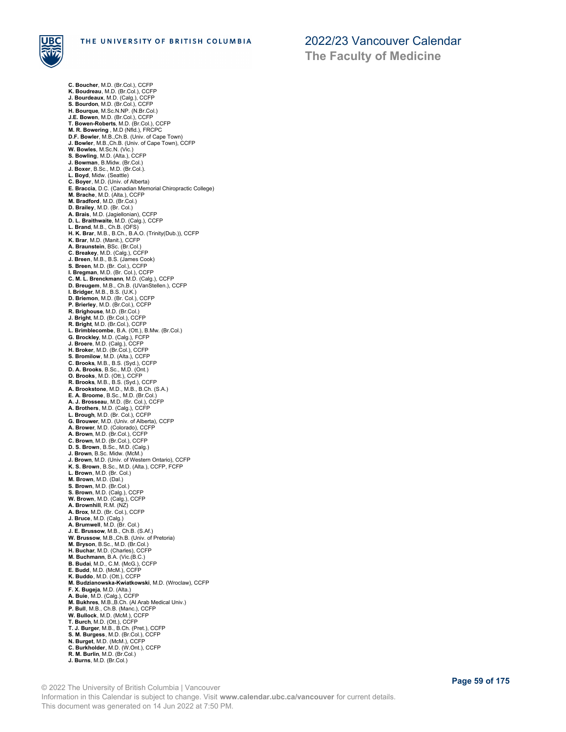**C. Boucher**, M.D. (Br.Col.), CCFP
**K. Boudreau**, M.D. (Br.Col.), CCFP
**J. Bourdeaux**, M.D. (Calg.), CCFP
**S. Bourdon**, M.D. (Br.Col.), CCFP
**H. Bourque**, M.Sc.N.NP. (N.Br.Col.)
**J.E. Bowen**, M.D. (Br.Col.), CCFP
**T. Bowen-Roberts**, M.D. (Br.Col.), CCFP
**M. R. Bowering** , M.D (Nfld.), FRCPC
**D.F. Bowler**, M.B.,Ch.B. (Univ. of Cape Town)
**J. Bowler**, M.B.,Ch.B. (Univ. of Cape Town), CCFP
**W. Bowles**, M.Sc.N. (Vic.)
**S. Bowling**, M.D. (Alta.), CCFP
**J. Bowman**, B.Midw. (Br.Col.)
**J. Boxer**, B.Sc., M.D. (Br.Col.).
**L. Boyd**, Midw. (Seattle)
**C. Boyer**, M.D. (Univ. of Alberta)
**E. Braccia**, D.C. (Canadian Memorial Chiropractic College)
**M. Brache**, M.D. (Alta.), CCFP
**M. Bradford**, M.D. (Br.Col.)
**D. Brailey**, M.D. (Br. Col.)
**A. Brais**, M.D. (Jagiellonian), CCFP
**D. L. Braithwaite**, M.D. (Calg.), CCFP
**L. Brand**, M.B., Ch.B. (OFS)
**H. K. Brar**, M.B., B.Ch., B.A.O. (Trinity(Dub.)), CCFP
**K. Brar**, M.D. (Manit.), CCFP
**A. Braunstein**, BSc. (Br.Col.)
**C. Breakey**, M.D. (Calg.), CCFP
**J. Breen**, M.B., B.S. (James Cook)
**S. Breen**, M.D. (Br. Col.), CCFP
**I. Bregman**, M.D. (Br. Col.), CCFP
**C. M. L. Brenckmann**, M.D. (Calg.), CCFP
**D. Breugem**, M.B., Ch.B. (UVanStellen.), CCFP
**I. Bridger**, M.B., B.S. (U.K.)
**D. Briemon**, M.D. (Br. Col.), CCFP
**P. Brierley**, M.D. (Br.Col.), CCFP
**R. Brighouse**, M.D. (Br.Col.)
**J. Bright**, M.D. (Br.Col.), CCFP
**R. Bright**, M.D. (Br.Col.), CCFP
**L. Brimblecombe**, B.A. (Ott.), B.Mw. (Br.Col.)
**G. Brockley**, M.D. (Calg.), FCFP
**J. Broere**, M.D. (Calg.), CCFP
**H. Broker**, M.D. (Br.Col.), CCFP
**S. Bromilow**, M.D. (Alta.), CCFP
**C. Brooks**, M.B., B.S. (Syd.), CCFP
**D. A. Brooks**, B.Sc., M.D. (Ont.)
**O. Brooks**, M.D. (Ott.), CCFP
**R. Brooks**, M.B., B.S. (Syd.), CCFP
**A. Brookstone**, M.D., M.B., B.Ch. (S.A.)
**E. A. Broome**, B.Sc., M.D. (Br.Col.)
**A. J. Brosseau**, M.D. (Br. Col.), CCFP
**A. Brothers**, M.D. (Calg.), CCFP
**L. Brough**, M.D. (Br. Col.), CCFP
**G. Brouwer**, M.D. (Univ. of Alberta), CCFP
**A. Brower**, M.D. (Colorado), CCFP
**A. Brown**, M.D. (Br.Col.), CCFP
**C. Brown**, M.D. (Br.Col.), CCFP
**D. S. Brown**, B.Sc., M.D. (Calg.)
**J. Brown**, B.Sc. Midw. (McM.)
**J. Brown**, M.D. (Univ. of Western Ontario), CCFP
**K. S. Brown**, B.Sc., M.D. (Alta.), CCFP, FCFP
**L. Brown**, M.D. (Br. Col.)
**M. Brown**, M.D. (Dal.)
**S. Brown**, M.D. (Br.Col.)
**S. Brown**, M.D. (Calg.), CCFP
**W. Brown**, M.D. (Calg.), CCFP
**A. Brownhill**, R.M. (NZ)
**A. Brox**, M.D. (Br. Col.), CCFP
**J. Bruce**, M.D. (Calg.)
**A. Brumwell**, M.D. (Br. Col.)
**J. E. Brussow**, M.B., Ch.B. (S.Af.)
**W. Brussow**, M.B.,Ch.B. (Univ. of Pretoria)
**M. Bryson**, B.Sc., M.D. (Br.Col.)
**H. Buchar**, M.D. (Charles), CCFP
**M. Buchmann**, B.A. (Vic.(B.C.)
**B. Budai**, M.D., C.M. (McG.), CCFP
**E. Budd**, M.D. (McM.), CCFP
**K. Buddo**, M.D. (Ott.), CCFP
**M. Budzianowska-Kwiatkowski**, M.D. (Wroclaw), CCFP
**F. X. Bugeja**, M.D. (Alta.)
**A. Buie**, M.D. (Calg.), CCFP
**M. Bukhres**, M.B.,B.Ch. (Al Arab Medical Univ.)
**P. Bull**, M.B., Ch.B. (Manc.), CCFP
**W. Bullock**, M.D. (McM.), CCFP
**T. Burch**, M.D. (Ott.), CCFP
**T. J. Burger**, M.B., B.Ch. (Pret.), CCFP
**S. M. Burgess**, M.D. (Br.Col.), CCFP
**N. Burget**, M.D. (McM.), CCFP
**C. Burkholder**, M.D. (W.Ont.), CCFP
**R. M. Burlin**, M.D. (Br.Col.)
**J. Burns**, M.D. (Br.Col.)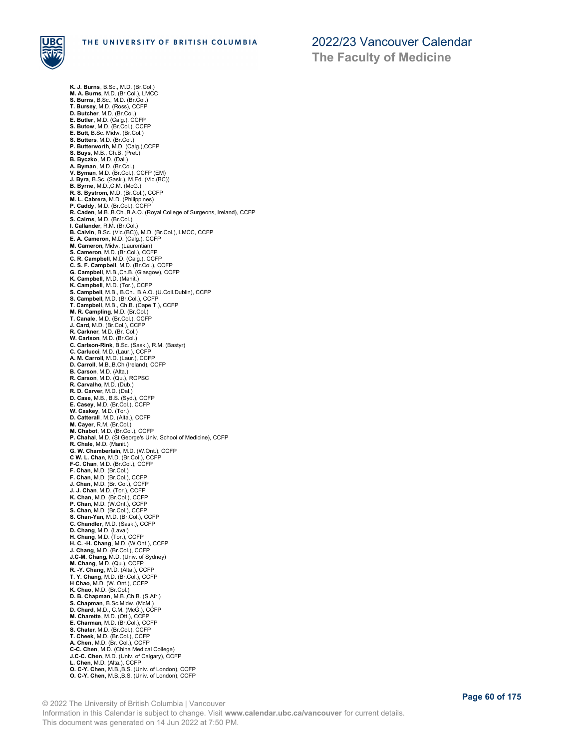**K. J. Burns**, B.Sc., M.D. (Br.Col.)
**M. A. Burns**, M.D. (Br.Col.), LMCC
**S. Burns**, B.Sc., M.D. (Br.Col.)
**T. Bursey**, M.D. (Ross), CCFP
**D. Butcher**, M.D. (Br.Col.)
**E. Butler**, M.D. (Calg.), CCFP
**S. Butow**, M.D. (Br.Col.), CCFP
**E. Butt**, B.Sc. Midw. (Br.Col.)
**S. Butters**, M.D. (Br.Col.)
**P. Butterworth**, M.D. (Calg.),CCFP
**S. Buys**, M.B., Ch.B. (Pret.)
**B. Byczko**, M.D. (Dal.)
**A. Byman**, M.D. (Br.Col.)
**V. Byman**, M.D. (Br.Col.), CCFP (EM)
**J. Byra**, B.Sc. (Sask.), M.Ed. (Vic.(BC))
**B. Byrne**, M.D.,C.M. (McG.)
**R. S. Bystrom**, M.D. (Br.Col.), CCFP
**M. L. Cabrera**, M.D. (Philippines)
**P. Caddy**, M.D. (Br.Col.), CCFP
**R. Caden**, M.B.,B.Ch.,B.A.O. (Royal College of Surgeons, Ireland), CCFP
**S. Cairns**, M.D. (Br.Col.)
**I. Callander**, R.M. (Br.Col.)
**B. Calvin**, B.Sc. (Vic.(BC)), M.D. (Br.Col.), LMCC, CCFP
**E. A. Cameron**, M.D. (Calg.), CCFP
**M. Cameron**, Midw. (Laurentian)
**S. Cameron**, M.D. (Br.Col.), CCFP
**C. R. Campbell**, M.D. (Calg.), CCFP
**C. S. F. Campbell**, M.D. (Br.Col.), CCFP
**G. Campbell**, M.B.,Ch.B. (Glasgow), CCFP
**K. Campbell**, M.D. (Manit.)
**K. Campbell**, M.D. (Tor.), CCFP
**S. Campbell**, M.B., B.Ch., B.A.O. (U.Coll.Dublin), CCFP
**S. Campbell**, M.D. (Br.Col.), CCFP
**T. Campbell**, M.B., Ch.B. (Cape T.), CCFP
**M. R. Campling**, M.D. (Br.Col.)
**T. Canale**, M.D. (Br.Col.), CCFP
**J. Card**, M.D. (Br.Col.), CCFP
**R. Carkner**, M.D. (Br. Col.)
**W. Carlson**, M.D. (Br.Col.)
**C. Carlson-Rink**, B.Sc. (Sask.), R.M. (Bastyr)
**C. Carlucci**, M.D. (Laur.), CCFP
**A. M. Carroll**, M.D. (Laur.), CCFP
**D. Carroll**, M.B.,B.Ch (Ireland), CCFP
**B. Carson**, M.D. (Alta.)
**R. Carson**, M.D. (Qu.), RCPSC
**R. Carvalho**, M.D. (Dub.)
**R. D. Carver**, M.D. (Dal.)
**D. Case**, M.B., B.S. (Syd.), CCFP
**E. Casey**, M.D. (Br.Col.), CCFP
**W. Caskey**, M.D. (Tor.)
**D. Catterall**, M.D. (Alta.), CCFP
**M. Cayer**, R.M. (Br.Col.)
**M. Chabot**, M.D. (Br.Col.), CCFP
**P. Chahal**, M.D. (St George's Univ. School of Medicine), CCFP
**R. Chale**, M.D. (Manit.)
**G. W. Chamberlain**, M.D. (W.Ont.), CCFP
**C W. L. Chan**, M.D. (Br.Col.), CCFP
**F-C. Chan**, M.D. (Br.Col.), CCFP
**F. Chan**, M.D. (Br.Col.)
**F. Chan**, M.D. (Br.Col.), CCFP
**J. Chan**, M.D. (Br. Col.), CCFP
**J. J. Chan**, M.D. (Tor.), CCFP
**K. Chan**, M.D. (Br.Col.), CCFP
**P. Chan**, M.D. (W.Ont.), CCFP
**S. Chan**, M.D. (Br.Col.), CCFP
**S. Chan-Yan**, M.D. (Br.Col.), CCFP
**C. Chandler**, M.D. (Sask.), CCFP
**D. Chang**, M.D. (Laval)
**H. Chang**, M.D. (Tor.), CCFP
**H. C. -H. Chang**, M.D. (W.Ont.), CCFP
**J. Chang**, M.D. (Br.Col.), CCFP
**J.C-M. Chang**, M.D. (Univ. of Sydney)
**M. Chang**, M.D. (Qu.), CCFP
**R. -Y. Chang**, M.D. (Alta.), CCFP
**T. Y. Chang**, M.D. (Br.Col.), CCFP
**H Chao**, M.D. (W. Ont.), CCFP
**K. Chao**, M.D. (Br.Col.)
**D. B. Chapman**, M.B.,Ch.B. (S.Afr.)
**S. Chapman**, B.Sc.Midw. (McM.)
**D. Chard**, M.D., C.M. (McG.), CCFP
**M. Charette**, M.D. (Ott.), CCFP
**E. Charman**, M.D. (Br.Col.), CCFP
**S. Chater**, M.D. (Br.Col.), CCFP
**T. Cheek**, M.D. (Br.Col.), CCFP
**A. Chen**, M.D. (Br. Col.), CCFP
**C-C. Chen**, M.D. (China Medical College)
**J.C-C. Chen**, M.D. (Univ. of Calgary), CCFP
**L. Chen**, M.D. (Alta.), CCFP
**O. C-Y. Chen**, M.B.,B.S. (Univ. of London), CCFP
**O. C-Y. Chen**, M.B.,B.S. (Univ. of London), CCFP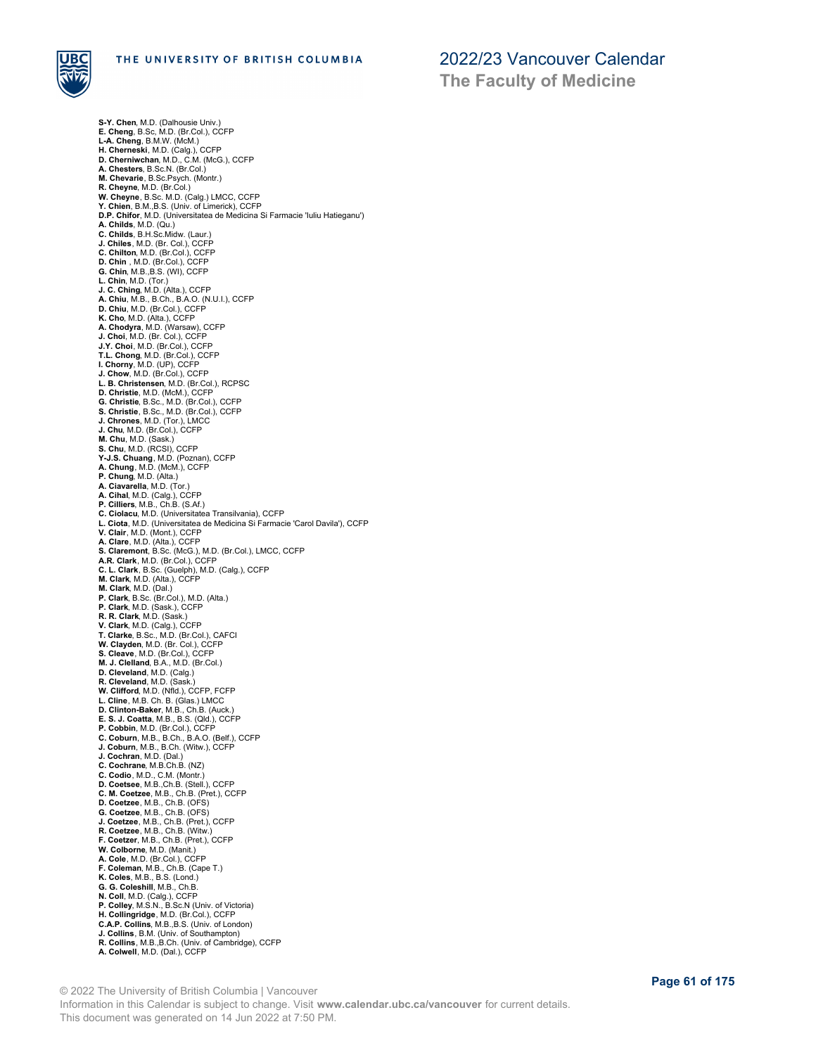**S-Y. Chen**, M.D. (Dalhousie Univ.)
**E. Cheng**, B.Sc, M.D. (Br.Col.), CCFP
**L-A. Cheng**, B.M.W. (McM.)
**H. Cherneski**, M.D. (Calg.), CCFP
**D. Cherniwchan**, M.D., C.M. (McG.), CCFP
**A. Chesters**, B.Sc.N. (Br.Col.)
**M. Chevarie**, B.Sc.Psych. (Montr.)
**R. Cheyne**, M.D. (Br.Col.)
**W. Cheyne**, B.Sc. M.D. (Calg.) LMCC, CCFP
**Y. Chien**, B.M.,B.S. (Univ. of Limerick), CCFP
**D.P. Chifor**, M.D. (Universitatea de Medicina Si Farmacie 'Iuliu Hatieganu')
**A. Childs**, M.D. (Qu.)
**C. Childs**, B.H.Sc.Midw. (Laur.)
**J. Chiles**, M.D. (Br. Col.), CCFP
**C. Chilton**, M.D. (Br.Col.), CCFP
**D. Chin** , M.D. (Br.Col.), CCFP
**G. Chin**, M.B.,B.S. (WI), CCFP
**L. Chin**, M.D. (Tor.)
**J. C. Ching**, M.D. (Alta.), CCFP
**A. Chiu**, M.B., B.Ch., B.A.O. (N.U.I.), CCFP
**D. Chiu**, M.D. (Br.Col.), CCFP
**K. Cho**, M.D. (Alta.), CCFP
**A. Chodyra**, M.D. (Warsaw), CCFP
**J. Choi**, M.D. (Br. Col.), CCFP
**J.Y. Choi**, M.D. (Br.Col.), CCFP
**T.L. Chong**, M.D. (Br.Col.), CCFP
**I. Chorny**, M.D. (UP), CCFP
**J. Chow**, M.D. (Br.Col.), CCFP
**L. B. Christensen**, M.D. (Br.Col.), RCPSC
**D. Christie**, M.D. (McM.), CCFP
**G. Christie**, B.Sc., M.D. (Br.Col.), CCFP
**S. Christie**, B.Sc., M.D. (Br.Col.), CCFP
**J. Chrones**, M.D. (Tor.), LMCC
**J. Chu**, M.D. (Br.Col.), CCFP
**M. Chu**, M.D. (Sask.)
**S. Chu**, M.D. (RCSI), CCFP
**Y-J.S. Chuang**, M.D. (Poznan), CCFP
**A. Chung**, M.D. (McM.), CCFP
**P. Chung**, M.D. (Alta.)
**A. Ciavarella**, M.D. (Tor.)
**A. Cihal**, M.D. (Calg.), CCFP
**P. Cilliers**, M.B., Ch.B. (S.Af.)
**C. Ciolacu**, M.D. (Universitatea Transilvania), CCFP
**L. Ciota**, M.D. (Universitatea de Medicina Si Farmacie 'Carol Davila'), CCFP
**V. Clair**, M.D. (Mont.), CCFP
**A. Clare**, M.D. (Alta.), CCFP
**S. Claremont**, B.Sc. (McG.), M.D. (Br.Col.), LMCC, CCFP
**A.R. Clark**, M.D. (Br.Col.), CCFP
**C. L. Clark**, B.Sc. (Guelph), M.D. (Calg.), CCFP
**M. Clark**, M.D. (Alta.), CCFP
**M. Clark**, M.D. (Dal.)
**P. Clark**, B.Sc. (Br.Col.), M.D. (Alta.)
**P. Clark**, M.D. (Sask.), CCFP
**R. R. Clark**, M.D. (Sask.)
**V. Clark**, M.D. (Calg.), CCFP
**T. Clarke**, B.Sc., M.D. (Br.Col.), CAFCI
**W. Clayden**, M.D. (Br. Col.), CCFP
**S. Cleave**, M.D. (Br.Col.), CCFP
**M. J. Clelland**, B.A., M.D. (Br.Col.)
**D. Cleveland**, M.D. (Calg.)
**R. Cleveland**, M.D. (Sask.)
**W. Clifford**, M.D. (Nfld.), CCFP, FCFP
**L. Cline**, M.B. Ch. B. (Glas.) LMCC
**D. Clinton-Baker**, M.B., Ch.B. (Auck.)
**E. S. J. Coatta**, M.B., B.S. (Qld.), CCFP
**P. Cobbin**, M.D. (Br.Col.), CCFP
**C. Coburn**, M.B., B.Ch., B.A.O. (Belf.), CCFP
**J. Coburn**, M.B., B.Ch. (Witw.), CCFP
**J. Cochran**, M.D. (Dal.)
**C. Cochrane**, M.B.Ch.B. (NZ)
**C. Codio**, M.D., C.M. (Montr.)
**D. Coetsee**, M.B.,Ch.B. (Stell.), CCFP
**C. M. Coetzee**, M.B., Ch.B. (Pret.), CCFP
**D. Coetzee**, M.B., Ch.B. (OFS)
**G. Coetzee**, M.B., Ch.B. (OFS)
**J. Coetzee**, M.B., Ch.B. (Pret.), CCFP
**R. Coetzee**, M.B., Ch.B. (Witw.)
**F. Coetzer**, M.B., Ch.B. (Pret.), CCFP
**W. Colborne**, M.D. (Manit.)
**A. Cole**, M.D. (Br.Col.), CCFP
**F. Coleman**, M.B., Ch.B. (Cape T.)
**K. Coles**, M.B., B.S. (Lond.)
**G. G. Coleshill**, M.B., Ch.B.
**N. Coll**, M.D. (Calg.), CCFP
**P. Colley**, M.S.N., B.Sc.N (Univ. of Victoria)
**H. Collingridge**, M.D. (Br.Col.), CCFP
**C.A.P. Collins**, M.B.,B.S. (Univ. of London)
**J. Collins**, B.M. (Univ. of Southampton)
**R. Collins**, M.B.,B.Ch. (Univ. of Cambridge), CCFP
**A. Colwell**, M.D. (Dal.), CCFP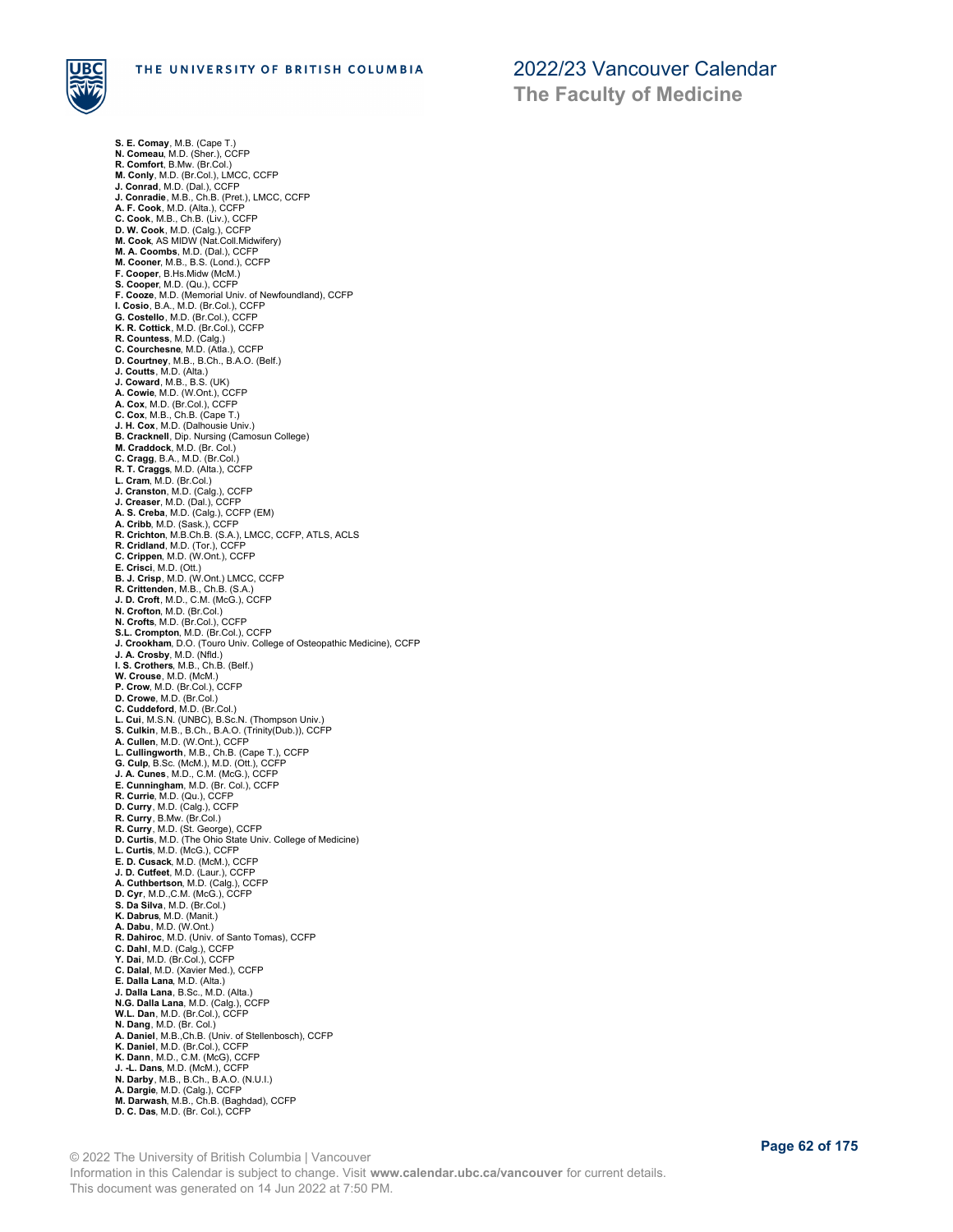**S. E. Comay**, M.B. (Cape T.)
**N. Comeau**, M.D. (Sher.), CCFP
**R. Comfort**, B.Mw. (Br.Col.)
**M. Conly**, M.D. (Br.Col.), LMCC, CCFP
**J. Conrad**, M.D. (Dal.), CCFP
**J. Conradie**, M.B., Ch.B. (Pret.), LMCC, CCFP
**A. F. Cook**, M.D. (Alta.), CCFP
**C. Cook**, M.B., Ch.B. (Liv.), CCFP
**D. W. Cook**, M.D. (Calg.), CCFP
**M. Cook**, AS MIDW (Nat.Coll.Midwifery)
**M. A. Coombs**, M.D. (Dal.), CCFP
**M. Cooner**, M.B., B.S. (Lond.), CCFP
**F. Cooper**, B.Hs.Midw (McM.)
**S. Cooper**, M.D. (Qu.), CCFP
**F. Cooze**, M.D. (Memorial Univ. of Newfoundland), CCFP
**I. Cosio**, B.A., M.D. (Br.Col.), CCFP
**G. Costello**, M.D. (Br.Col.), CCFP
**K. R. Cottick**, M.D. (Br.Col.), CCFP
**R. Countess**, M.D. (Calg.)
**C. Courchesne**, M.D. (Atla.), CCFP
**D. Courtney**, M.B., B.Ch., B.A.O. (Belf.)
**J. Coutts**, M.D. (Alta.)
**J. Coward**, M.B., B.S. (UK)
**A. Cowie**, M.D. (W.Ont.), CCFP
**A. Cox**, M.D. (Br.Col.), CCFP
**C. Cox**, M.B., Ch.B. (Cape T.)
**J. H. Cox**, M.D. (Dalhousie Univ.)
**B. Cracknell**, Dip. Nursing (Camosun College)
**M. Craddock**, M.D. (Br. Col.)
**C. Cragg**, B.A., M.D. (Br.Col.)
**R. T. Craggs**, M.D. (Alta.), CCFP
**L. Cram**, M.D. (Br.Col.)
**J. Cranston**, M.D. (Calg.), CCFP
**J. Creaser**, M.D. (Dal.), CCFP
**A. S. Creba**, M.D. (Calg.), CCFP (EM)
**A. Cribb**, M.D. (Sask.), CCFP
**R. Crichton**, M.B.Ch.B. (S.A.), LMCC, CCFP, ATLS, ACLS
**R. Cridland**, M.D. (Tor.), CCFP
**C. Crippen**, M.D. (W.Ont.), CCFP
**E. Crisci**, M.D. (Ott.)
**B. J. Crisp**, M.D. (W.Ont.) LMCC, CCFP
**R. Crittenden**, M.B., Ch.B. (S.A.)
**J. D. Croft**, M.D., C.M. (McG.), CCFP
**N. Crofton**, M.D. (Br.Col.)
**N. Crofts**, M.D. (Br.Col.), CCFP
**S.L. Crompton**, M.D. (Br.Col.), CCFP
**J. Crookham**, D.O. (Touro Univ. College of Osteopathic Medicine), CCFP
**J. A. Crosby**, M.D. (Nfld.)
**I. S. Crothers**, M.B., Ch.B. (Belf.)
**W. Crouse**, M.D. (McM.)
**P. Crow**, M.D. (Br.Col.), CCFP
**D. Crowe**, M.D. (Br.Col.)
**C. Cuddeford**, M.D. (Br.Col.)
**L. Cui**, M.S.N. (UNBC), B.Sc.N. (Thompson Univ.)
**S. Culkin**, M.B., B.Ch., B.A.O. (Trinity(Dub.)), CCFP
**A. Cullen**, M.D. (W.Ont.), CCFP
**L. Cullingworth**, M.B., Ch.B. (Cape T.), CCFP
**G. Culp**, B.Sc. (McM.), M.D. (Ott.), CCFP
**J. A. Cunes**, M.D., C.M. (McG.), CCFP
**E. Cunningham**, M.D. (Br. Col.), CCFP
**R. Currie**, M.D. (Qu.), CCFP
**D. Curry**, M.D. (Calg.), CCFP
**R. Curry**, B.Mw. (Br.Col.)
**R. Curry**, M.D. (St. George), CCFP
**D. Curtis**, M.D. (The Ohio State Univ. College of Medicine)
**L. Curtis**, M.D. (McG.), CCFP
**E. D. Cusack**, M.D. (McM.), CCFP
**J. D. Cutfeet**, M.D. (Laur.), CCFP
**A. Cuthbertson**, M.D. (Calg.), CCFP
**D. Cyr**, M.D.,C.M. (McG.), CCFP
**S. Da Silva**, M.D. (Br.Col.)
**K. Dabrus**, M.D. (Manit.)
**A. Dabu**, M.D. (W.Ont.)
**R. Dahiroc**, M.D. (Univ. of Santo Tomas), CCFP
**C. Dahl**, M.D. (Calg.), CCFP
**Y. Dai**, M.D. (Br.Col.), CCFP
**C. Dalal**, M.D. (Xavier Med.), CCFP
**E. Dalla Lana**, M.D. (Alta.)
**J. Dalla Lana**, B.Sc., M.D. (Alta.)
**N.G. Dalla Lana**, M.D. (Calg.), CCFP
**W.L. Dan**, M.D. (Br.Col.), CCFP
**N. Dang**, M.D. (Br. Col.)
**A. Daniel**, M.B.,Ch.B. (Univ. of Stellenbosch), CCFP
**K. Daniel**, M.D. (Br.Col.), CCFP
**K. Dann**, M.D., C.M. (McG), CCFP
**J. -L. Dans**, M.D. (McM.), CCFP
**N. Darby**, M.B., B.Ch., B.A.O. (N.U.I.)
**A. Dargie**, M.D. (Calg.), CCFP
**M. Darwash**, M.B., Ch.B. (Baghdad), CCFP
**D. C. Das**, M.D. (Br. Col.), CCFP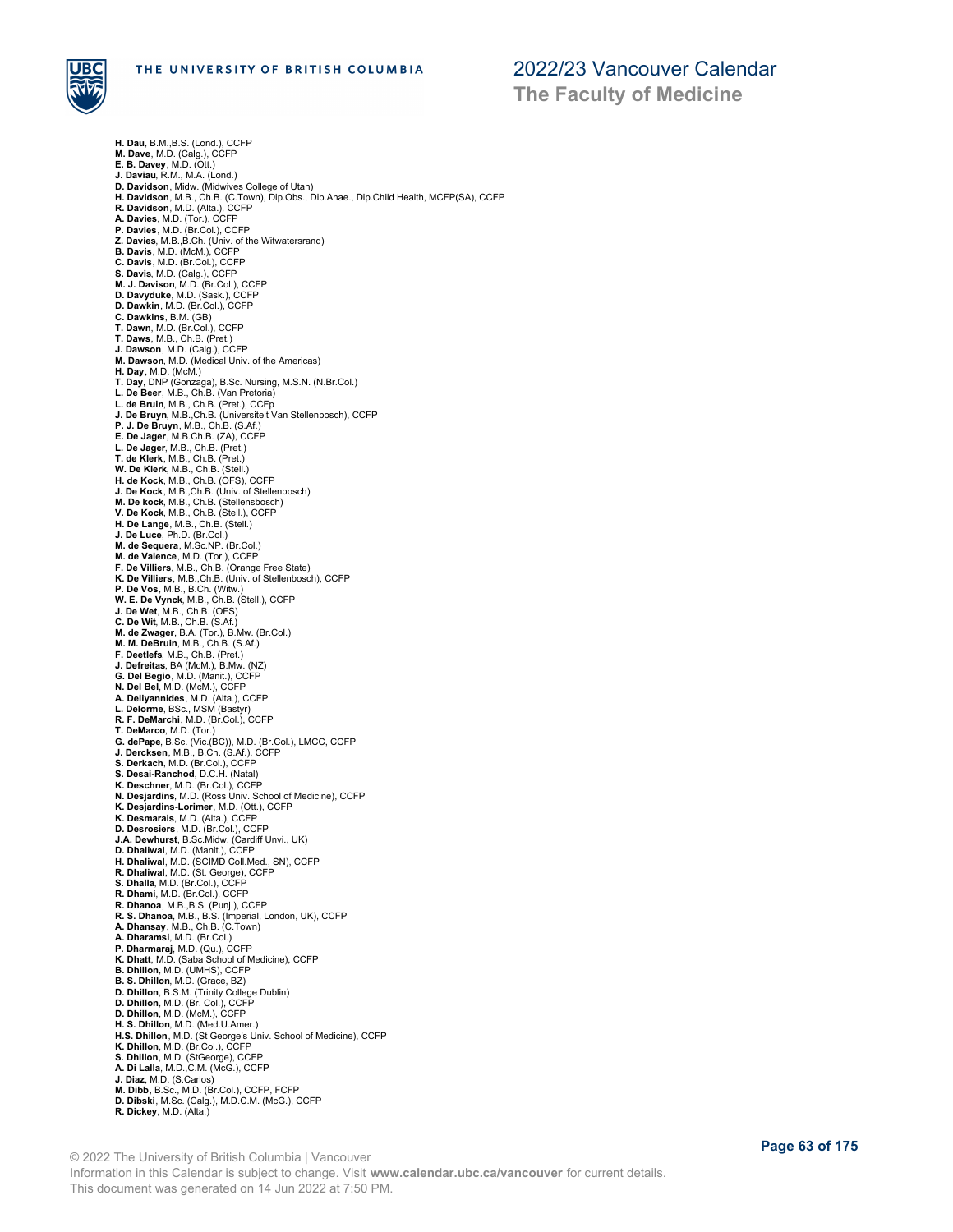**H. Dau**, B.M.,B.S. (Lond.), CCFP
**M. Dave**, M.D. (Calg.), CCFP
**E. B. Davey**, M.D. (Ott.)
**J. Daviau**, R.M., M.A. (Lond.)
**D. Davidson**, Midw. (Midwives College of Utah)
**H. Davidson**, M.B., Ch.B. (C.Town), Dip.Obs., Dip.Anae., Dip.Child Health, MCFP(SA), CCFP
**R. Davidson**, M.D. (Alta.), CCFP
**A. Davies**, M.D. (Tor.), CCFP
**P. Davies**, M.D. (Br.Col.), CCFP
**Z. Davies**, M.B.,B.Ch. (Univ. of the Witwatersrand)
**B. Davis**, M.D. (McM.), CCFP
**C. Davis**, M.D. (Br.Col.), CCFP
**S. Davis**, M.D. (Calg.), CCFP
**M. J. Davison**, M.D. (Br.Col.), CCFP
**D. Davyduke**, M.D. (Sask.), CCFP
**D. Dawkin**, M.D. (Br.Col.), CCFP
**C. Dawkins**, B.M. (GB)
**T. Dawn**, M.D. (Br.Col.), CCFP
**T. Daws**, M.B., Ch.B. (Pret.)
**J. Dawson**, M.D. (Calg.), CCFP
**M. Dawson**, M.D. (Medical Univ. of the Americas)
**H. Day**, M.D. (McM.)
**T. Day**, DNP (Gonzaga), B.Sc. Nursing, M.S.N. (N.Br.Col.)
**L. De Beer**, M.B., Ch.B. (Van Pretoria)
**L. de Bruin**, M.B., Ch.B. (Pret.), CCFp
**J. De Bruyn**, M.B.,Ch.B. (Universiteit Van Stellenbosch), CCFP
**P. J. De Bruyn**, M.B., Ch.B. (S.Af.)
**E. De Jager**, M.B.Ch.B. (ZA), CCFP
**L. De Jager**, M.B., Ch.B. (Pret.)
**T. de Klerk**, M.B., Ch.B. (Pret.)
**W. De Klerk**, M.B., Ch.B. (Stell.)
**H. de Kock**, M.B., Ch.B. (OFS), CCFP
**J. De Kock**, M.B.,Ch.B. (Univ. of Stellenbosch)
**M. De kock**, M.B., Ch.B. (Stellensbosch)
**V. De Kock**, M.B., Ch.B. (Stell.), CCFP
**H. De Lange**, M.B., Ch.B. (Stell.)
**J. De Luce**, Ph.D. (Br.Col.)
**M. de Sequera**, M.Sc.NP. (Br.Col.)
**M. de Valence**, M.D. (Tor.), CCFP
**F. De Villiers**, M.B., Ch.B. (Orange Free State)
**K. De Villiers**, M.B.,Ch.B. (Univ. of Stellenbosch), CCFP
**P. De Vos**, M.B., B.Ch. (Witw.)
**W. E. De Vynck**, M.B., Ch.B. (Stell.), CCFP
**J. De Wet**, M.B., Ch.B. (OFS)
**C. De Wit**, M.B., Ch.B. (S.Af.)
**M. de Zwager**, B.A. (Tor.), B.Mw. (Br.Col.)
**M. M. DeBruin**, M.B., Ch.B. (S.Af.)
**F. Deetlefs**, M.B., Ch.B. (Pret.)
**J. Defreitas**, BA (McM.), B.Mw. (NZ)
**G. Del Begio**, M.D. (Manit.), CCFP
**N. Del Bel**, M.D. (McM.), CCFP
**A. Deliyannides**, M.D. (Alta.), CCFP
**L. Delorme**, BSc., MSM (Bastyr)
**R. F. DeMarchi**, M.D. (Br.Col.), CCFP
**T. DeMarco**, M.D. (Tor.)
**G. dePape**, B.Sc. (Vic.(BC)), M.D. (Br.Col.), LMCC, CCFP
**J. Dercksen**, M.B., B.Ch. (S.Af.), CCFP
**S. Derkach**, M.D. (Br.Col.), CCFP
**S. Desai-Ranchod**, D.C.H. (Natal)
**K. Deschner**, M.D. (Br.Col.), CCFP
**N. Desjardins**, M.D. (Ross Univ. School of Medicine), CCFP
**K. Desjardins-Lorimer**, M.D. (Ott.), CCFP
**K. Desmarais**, M.D. (Alta.), CCFP
**D. Desrosiers**, M.D. (Br.Col.), CCFP
**J.A. Dewhurst**, B.Sc.Midw. (Cardiff Unvi., UK)
**D. Dhaliwal**, M.D. (Manit.), CCFP
**H. Dhaliwal**, M.D. (SCIMD Coll.Med., SN), CCFP
**R. Dhaliwal**, M.D. (St. George), CCFP
**S. Dhalla**, M.D. (Br.Col.), CCFP
**R. Dhami**, M.D. (Br.Col.), CCFP
**R. Dhanoa**, M.B.,B.S. (Punj.), CCFP
**R. S. Dhanoa**, M.B., B.S. (Imperial, London, UK), CCFP
**A. Dhansay**, M.B., Ch.B. (C.Town)
**A. Dharamsi**, M.D. (Br.Col.)
**P. Dharmaraj**, M.D. (Qu.), CCFP
**K. Dhatt**, M.D. (Saba School of Medicine), CCFP
**B. Dhillon**, M.D. (UMHS), CCFP
**B. S. Dhillon**, M.D. (Grace, BZ)
**D. Dhillon**, B.S.M. (Trinity College Dublin)
**D. Dhillon**, M.D. (Br. Col.), CCFP
**D. Dhillon**, M.D. (McM.), CCFP
**H. S. Dhillon**, M.D. (Med.U.Amer.)
**H.S. Dhillon**, M.D. (St George's Univ. School of Medicine), CCFP
**K. Dhillon**, M.D. (Br.Col.), CCFP
**S. Dhillon**, M.D. (StGeorge), CCFP
**A. Di Lalla**, M.D.,C.M. (McG.), CCFP
**J. Diaz**, M.D. (S.Carlos)
**M. Dibb**, B.Sc., M.D. (Br.Col.), CCFP, FCFP
**D. Dibski**, M.Sc. (Calg.), M.D.C.M. (McG.), CCFP
**R. Dickey**, M.D. (Alta.)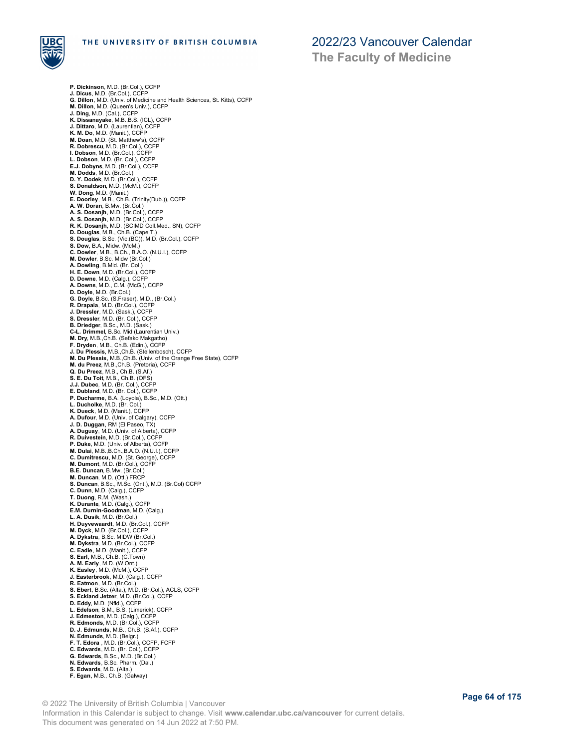**P. Dickinson**, M.D. (Br.Col.), CCFP
**J. Dicus**, M.D. (Br.Col.), CCFP
**G. Dillon**, M.D. (Univ. of Medicine and Health Sciences, St. Kitts), CCFP
**M. Dillon**, M.D. (Queen's Univ.), CCFP
**J. Ding**, M.D. (Cal.), CCFP
**K. Dissanayake**, M.B.,B.S. (ICL), CCFP
**J. Dittaro**, M.D. (Laurentian), CCFP
**K. M. Do**, M.D. (Manit.), CCFP
**M. Doan**, M.D. (St. Matthew's), CCFP
**R. Dobrescu**, M.D. (Br.Col.), CCFP
**I. Dobson**, M.D. (Br.Col.), CCFP
**L. Dobson**, M.D. (Br. Col.), CCFP
**E.J. Dobyns**, M.D. (Br.Col.), CCFP
**M. Dodds**, M.D. (Br.Col.)
**D. Y. Dodek**, M.D. (Br.Col.), CCFP
**S. Donaldson**, M.D. (McM.), CCFP
**W. Dong**, M.D. (Manit.)
**E. Doorley**, M.B., Ch.B. (Trinity(Dub.)), CCFP
**A. W. Doran**, B.Mw. (Br.Col.)
**A. S. Dosanjh**, M.D. (Br.Col.), CCFP
**A. S. Dosanjh**, M.D. (Br.Col.), CCFP
**R. K. Dosanjh**, M.D. (SCIMD Coll.Med., SN), CCFP
**D. Douglas**, M.B., Ch.B. (Cape T.)
**S. Douglas**, B.Sc. (Vic.(BC)), M.D. (Br.Col.), CCFP
**S. Dow**, B.A., Midw. (McM.)
**C. Dowler**, M.B., B.Ch., B.A.O. (N.U.I.), CCFP
**M. Dowler**, B.Sc. Midw (Br.Col.)
**A. Dowling**, B.Mid. (Br. Col.)
**H. E. Down**, M.D. (Br.Col.), CCFP
**D. Downe**, M.D. (Calg.), CCFP
**A. Downs**, M.D., C.M. (McG.), CCFP
**D. Doyle**, M.D. (Br.Col.)
**G. Doyle**, B.Sc. (S.Fraser), M.D., (Br.Col.)
**R. Drapala**, M.D. (Br.Col.), CCFP
**J. Dressler**, M.D. (Sask.), CCFP
**S. Dressler**, M.D. (Br. Col.), CCFP
**B. Driedger**, B.Sc., M.D. (Sask.)
**C-L. Drimmel**, B.Sc. Mid (Laurentian Univ.)
**M. Dry**, M.B.,Ch.B. (Sefako Makgatho)
**F. Dryden**, M.B., Ch.B. (Edin.), CCFP
**J. Du Plessis**, M.B.,Ch.B. (Stellenbosch), CCFP
**M. Du Plessis**, M.B.,Ch.B. (Univ. of the Orange Free State), CCFP
**M. du Preez**, M.B.,Ch.B. (Pretoria), CCFP
**Q. Du Preez**, M.B., Ch.B. (S.Af.)
**S. E. Du Toit**, M.B., Ch.B. (OFS)
**J.J. Dubec**, M.D. (Br. Col.), CCFP
**E. Dubland**, M.D. (Br. Col.), CCFP
**P. Ducharme**, B.A. (Loyola), B.Sc., M.D. (Ott.)
**L. Ducholke**, M.D. (Br. Col.)
**K. Dueck**, M.D. (Manit.), CCFP
**A. Dufour**, M.D. (Univ. of Calgary), CCFP
**J. D. Duggan**, RM (El Paseo, TX)
**A. Duguay**, M.D. (Univ. of Alberta), CCFP
**R. Duivestein**, M.D. (Br.Col.), CCFP
**P. Duke**, M.D. (Univ. of Alberta), CCFP
**M. Dulai**, M.B.,B.Ch.,B.A.O. (N.U.I.), CCFP
**C. Dumitrescu**, M.D. (St. George), CCFP
**M. Dumont**, M.D. (Br.Col.), CCFP
**B.E. Duncan**, B.Mw. (Br.Col.)
**M. Duncan**, M.D. (Ott.) FRCP
**S. Duncan**, B.Sc., M.Sc. (Ont.), M.D. (Br.Col) CCFP
**C. Dunn**, M.D. (Calg.), CCFP
**T. Duong**, R.M. (Wash.)
**K. Durante**, M.D. (Calg.), CCFP
**E.M. Durnin-Goodman**, M.D. (Calg.)
**L. A. Dusik**, M.D. (Br.Col.)
**H. Duyvewaardt**, M.D. (Br.Col.), CCFP
**M. Dyck**, M.D. (Br.Col.), CCFP
**A. Dykstra**, B.Sc. MIDW (Br.Col.)
**M. Dykstra**, M.D. (Br.Col.), CCFP
**C. Eadie**, M.D. (Manit.), CCFP
**S. Earl**, M.B., Ch.B. (C.Town)
**A. M. Early**, M.D. (W.Ont.)
**K. Easley**, M.D. (McM.), CCFP
**J. Easterbrook**, M.D. (Calg.), CCFP
**R. Eatmon**, M.D. (Br.Col.)
**S. Ebert**, B.Sc. (Alta.), M.D. (Br.Col.), ACLS, CCFP
**S. Eckland Jetzer**, M.D. (Br.Col.), CCFP
**D. Eddy**, M.D. (Nfld.), CCFP
**L. Edelson**, B.M., B.S. (Limerick), CCFP
**J. Edmeston**, M.D. (Calg.), CCFP
**R. Edmonds**, M.D. (Br.Col.), CCFP
**D. J. Edmunds**, M.B., Ch.B. (S.Af.), CCFP
**N. Edmunds**, M.D. (Belgr.)
**F. T. Edora** , M.D. (Br.Col.), CCFP, FCFP
**C. Edwards**, M.D. (Br. Col.), CCFP
**G. Edwards**, B.Sc., M.D. (Br.Col.)
**N. Edwards**, B.Sc. Pharm. (Dal.)
**S. Edwards**, M.D. (Alta.)
**F. Egan**, M.B., Ch.B. (Galway)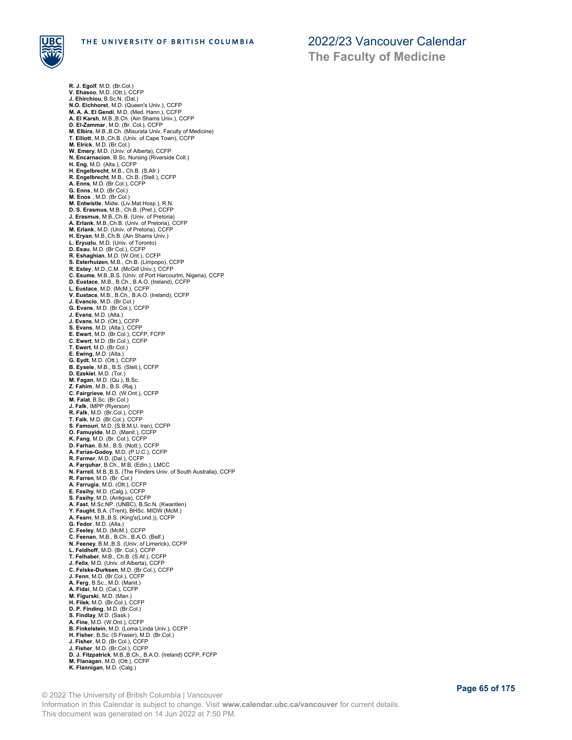**R. J. Egolf**, M.D. (Br.Col.)
**V. Ehasoo**, M.D. (Ott.), CCFP
**J. Ehirchiou**, B.Sc.N. (Dal.)
**N.O. Eichhorst**, M.D. (Queen's Univ.), CCFP
**M. A. A. El Gendi**, M.D. (Med. Hann.), CCFP
**A. El Karsh**, M.B.,B.Ch. (Ain Shams Univ.), CCFP
**D. El-Zammar**, M.D. (Br. Col.), CCFP
**M. Elbira**, M.B.,B.Ch. (Misurata Univ. Faculty of Medicine)
**T. Elliott**, M.B.,Ch.B. (Univ. of Cape Town), CCFP
**M. Elrick**, M.D. (Br.Col.)
**W. Emery**, M.D. (Univ. of Alberta), CCFP
**N. Encarnacion**, B.Sc. Nursing (Riverside Coll.)
**H. Eng**, M.D. (Alta.), CCFP
**H. Engelbrecht**, M.B., Ch.B. (S.Afr.)
**R. Engelbrecht**, M.B., Ch.B. (Stell.), CCFP
**A. Enns**, M.D. (Br.Col.), CCFP
**G. Enns**, M.D. (Br.Col.)
**M. Enos** , M.D. (Br.Col.)
**M. Entwistle**, Midw. (Liv.Mat.Hosp.), R.N.
**D. S. Erasmus**, M.B., Ch.B. (Pret.), CCFP
**J. Erasmus**, M.B.,Ch.B. (Univ. of Pretoria)
**A. Erlank**, M.B.,Ch.B. (Univ. of Pretoria), CCFP
**M. Erlank**, M.D. (Univ. of Pretoria), CCFP
**H. Eryan**, M.B.,Ch.B. (Ain Shams Univ.)
**L. Eryuzlu**, M.D. (Univ. of Toronto)
**D. Esau**, M.D. (Br.Col.), CCFP
**R. Eshaghian**, M.D. (W.Ont.), CCFP
**S. Esterhuizen**, M.B., Ch.B. (Limpopo), CCFP
**R. Estey**, M.D.,C.M. (McGill Univ.), CCFP
**C. Esume**, M.B.,B.S. (Univ. of Port Harcourtm, Nigeria), CCFP
**D. Eustace**, M.B., B.Ch., B.A.O. (Ireland), CCFP
**L. Eustace**, M.D. (McM.), CCFP
**V. Eustace**, M.B., B.Ch., B.A.O. (Ireland), CCFP
**J. Evancio**, M.D. (Br.Col.)
**G. Evans**, M.D. (Br.Col.), CCFP
**J. Evans**, M.D. (Alta.)
**J. Evans**, M.D. (Ott.), CCFP
**S. Evans**, M.D. (Alta.), CCFP
**E. Ewart**, M.D. (Br.Col.), CCFP, FCFP
**C. Ewert**, M.D. (Br.Col.), CCFP
**T. Ewert**, M.D. (Br.Col.)
**E. Ewing**, M.D. (Alta.)
**G. Eydt**, M.D. (Ott.), CCFP
**B. Eysele**, M.B., B.S. (Stell.), CCFP
**D. Ezekiel**, M.D. (Tor.)
**M. Fagan**, M.D. (Qu.), B.Sc.
**Z. Fahim**, M.B., B.S. (Raj.)
**C. Fairgrieve**, M.D. (W.Ont.), CCFP
**M. Falat**, B.Sc. (Br.Col.)
**J. Falk**, IMPP (Ryerson)
**R. Falk**, M.D. (Br.Col.), CCFP
**T. Falk**, M.D. (Br.Col.), CCFP
**S. Famouri**, M.D. (S.B.M.U. Iran), CCFP
**O. Famuyide**, M.D. (Manit.), CCFP
**K. Fang**, M.D. (Br. Col.), CCFP
**D. Farhan**, B.M., B.S. (Nott.), CCFP
**A. Farias-Godoy**, M.D. (P.U.C.), CCFP
**R. Farmer**, M.D. (Dal.), CCFP
**A. Farquhar**, B.Ch., M.B. (Edin.), LMCC
**N. Farrell**, M.B.,B.S. (The Flinders Univ. of South Australia), CCFP
**R. Farren**, M.D. (Br. Col.)
**A. Farrugia**, M.D. (Ott.), CCFP
**E. Fasihy**, M.D. (Calg.), CCFP
**S. Fasihy**, M.D. (Antigua), CCFP
**A. Fast**, M.Sc.NP. (UNBC), B.Sc.N. (Kwantlen)
**Y. Faught**, B.A. (Trent), BHSc. MIDW (McM.)
**A. Fearn**, M.B.,B.S. (King's(Lond.)), CCFP
**G. Fedor**, M.D. (Alta.)
**C. Feeley**, M.D. (McM.), CCFP
**C. Feenan**, M.B., B.Ch., B.A.O. (Belf.)
**N. Feeney**, B.M.,B.S. (Univ. of Limerick), CCFP
**L. Feldhoff**, M.D. (Br. Col.), CCFP
**T. Felhaber**, M.B., Ch.B. (S.Af.), CCFP
**J. Felix**, M.D. (Univ. of Alberta), CCFP
**C. Felske-Durksen**, M.D. (Br.Col.), CCFP
**J. Fenn**, M.D. (Br.Col.), CCFP
**A. Ferg**, B.Sc., M.D. (Manit.)
**A. Fidai**, M.D. (Cal.), CCFP
**M. Figurski**, M.D. (Man.)
**H. Filek**, M.D. (Br.Col.), CCFP
**D. P. Finding**, M.D. (Br.Col.)
**S. Findlay**, M.D. (Sask.)
**A. Fine**, M.D. (W.Ont.), CCFP
**B. Finkelstein**, M.D. (Loma Linda Univ.), CCFP
**H. Fisher**, B.Sc. (S.Fraser), M.D. (Br.Col.)
**J. Fisher**, M.D. (Br.Col.), CCFP
**J. Fisher**, M.D. (Br.Col.), CCFP
**D. J. Fitzpatrick**, M.B.,B.Ch., B.A.O. (Ireland) CCFP, FCFP
**M. Flanagan**, M.D. (Ott.), CCFP
**K. Flannigan**, M.D. (Calg.)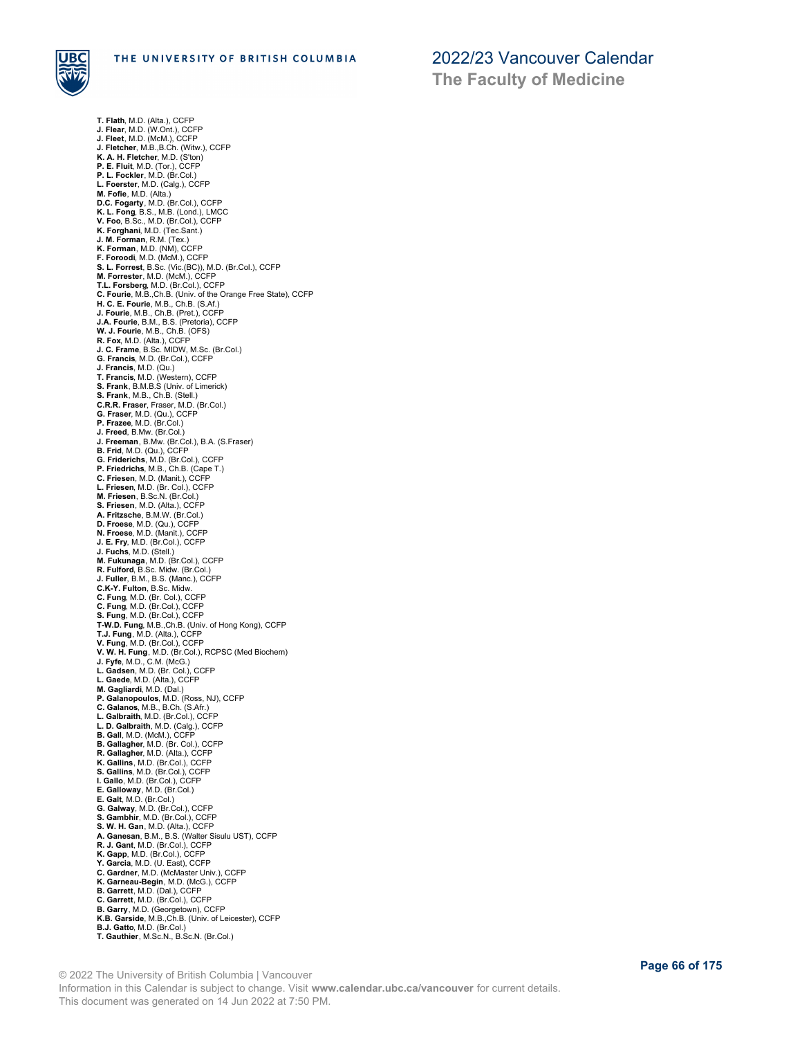**T. Flath**, M.D. (Alta.), CCFP
**J. Flear**, M.D. (W.Ont.), CCFP
**J. Fleet**, M.D. (McM.), CCFP
**J. Fletcher**, M.B.,B.Ch. (Witw.), CCFP
**K. A. H. Fletcher**, M.D. (S'ton)
**P. E. Fluit**, M.D. (Tor.), CCFP
**P. L. Fockler**, M.D. (Br.Col.)
**L. Foerster**, M.D. (Calg.), CCFP
**M. Fofie**, M.D. (Alta.)
**D.C. Fogarty**, M.D. (Br.Col.), CCFP
**K. L. Fong**, B.S., M.B. (Lond.), LMCC
**V. Foo**, B.Sc., M.D. (Br.Col.), CCFP
**K. Forghani**, M.D. (Tec.Sant.)
**J. M. Forman**, R.M. (Tex.)
**K. Forman**, M.D. (NM), CCFP
**F. Foroodi**, M.D. (McM.), CCFP
**S. L. Forrest**, B.Sc. (Vic.(BC)), M.D. (Br.Col.), CCFP
**M. Forrester**, M.D. (McM.), CCFP
**T.L. Forsberg**, M.D. (Br.Col.), CCFP
**C. Fourie**, M.B.,Ch.B. (Univ. of the Orange Free State), CCFP
**H. C. E. Fourie**, M.B., Ch.B. (S.Af.)
**J. Fourie**, M.B., Ch.B. (Pret.), CCFP
**J.A. Fourie**, B.M., B.S. (Pretoria), CCFP
**W. J. Fourie**, M.B., Ch.B. (OFS)
**R. Fox**, M.D. (Alta.), CCFP
**J. C. Frame**, B.Sc. MIDW, M.Sc. (Br.Col.)
**G. Francis**, M.D. (Br.Col.), CCFP
**J. Francis**, M.D. (Qu.)
**T. Francis**, M.D. (Western), CCFP
**S. Frank**, B.M.B.S (Univ. of Limerick)
**S. Frank**, M.B., Ch.B. (Stell.)
**C.R.R. Fraser**, Fraser, M.D. (Br.Col.)
**G. Fraser**, M.D. (Qu.), CCFP
**P. Frazee**, M.D. (Br.Col.)
**J. Freed**, B.Mw. (Br.Col.)
**J. Freeman**, B.Mw. (Br.Col.), B.A. (S.Fraser)
**B. Frid**, M.D. (Qu.), CCFP
**G. Friderichs**, M.D. (Br.Col.), CCFP
**P. Friedrichs**, M.B., Ch.B. (Cape T.)
**C. Friesen**, M.D. (Manit.), CCFP
**L. Friesen**, M.D. (Br. Col.), CCFP
**M. Friesen**, B.Sc.N. (Br.Col.)
**S. Friesen**, M.D. (Alta.), CCFP
**A. Fritzsche**, B.M.W. (Br.Col.)
**D. Froese**, M.D. (Qu.), CCFP
**N. Froese**, M.D. (Manit.), CCFP
**J. E. Fry**, M.D. (Br.Col.), CCFP
**J. Fuchs**, M.D. (Stell.)
**M. Fukunaga**, M.D. (Br.Col.), CCFP
**R. Fulford**, B.Sc. Midw. (Br.Col.)
**J. Fuller**, B.M., B.S. (Manc.), CCFP
**C.K-Y. Fulton**, B.Sc. Midw.
**C. Fung**, M.D. (Br. Col.), CCFP
**C. Fung**, M.D. (Br.Col.), CCFP
**S. Fung**, M.D. (Br.Col.), CCFP
**T-W.D. Fung**, M.B.,Ch.B. (Univ. of Hong Kong), CCFP
**T.J. Fung**, M.D. (Alta.), CCFP
**V. Fung**, M.D. (Br.Col.), CCFP
**V. W. H. Fung**, M.D. (Br.Col.), RCPSC (Med Biochem)
**J. Fyfe**, M.D., C.M. (McG.)
**L. Gadsen**, M.D. (Br. Col.), CCFP
**L. Gaede**, M.D. (Alta.), CCFP
**M. Gagliardi**, M.D. (Dal.)
**P. Galanopoulos**, M.D. (Ross, NJ), CCFP
**C. Galanos**, M.B., B.Ch. (S.Afr.)
**L. Galbraith**, M.D. (Br.Col.), CCFP
**L. D. Galbraith**, M.D. (Calg.), CCFP
**B. Gall**, M.D. (McM.), CCFP
**B. Gallagher**, M.D. (Br. Col.), CCFP
**R. Gallagher**, M.D. (Alta.), CCFP
**K. Gallins**, M.D. (Br.Col.), CCFP
**S. Gallins**, M.D. (Br.Col.), CCFP
**I. Gallo**, M.D. (Br.Col.), CCFP
**E. Galloway**, M.D. (Br.Col.)
**E. Galt**, M.D. (Br.Col.)
**G. Galway**, M.D. (Br.Col.), CCFP
**S. Gambhir**, M.D. (Br.Col.), CCFP
**S. W. H. Gan**, M.D. (Alta.), CCFP
**A. Ganesan**, B.M., B.S. (Walter Sisulu UST), CCFP
**R. J. Gant**, M.D. (Br.Col.), CCFP
**K. Gapp**, M.D. (Br.Col.), CCFP
**Y. Garcia**, M.D. (U. East), CCFP
**C. Gardner**, M.D. (McMaster Univ.), CCFP
**K. Garneau-Begin**, M.D. (McG.), CCFP
**B. Garrett**, M.D. (Dal.), CCFP
**C. Garrett**, M.D. (Br.Col.), CCFP
**B. Garry**, M.D. (Georgetown), CCFP
**K.B. Garside**, M.B.,Ch.B. (Univ. of Leicester), CCFP
**B.J. Gatto**, M.D. (Br.Col.)
**T. Gauthier**, M.Sc.N., B.Sc.N. (Br.Col.)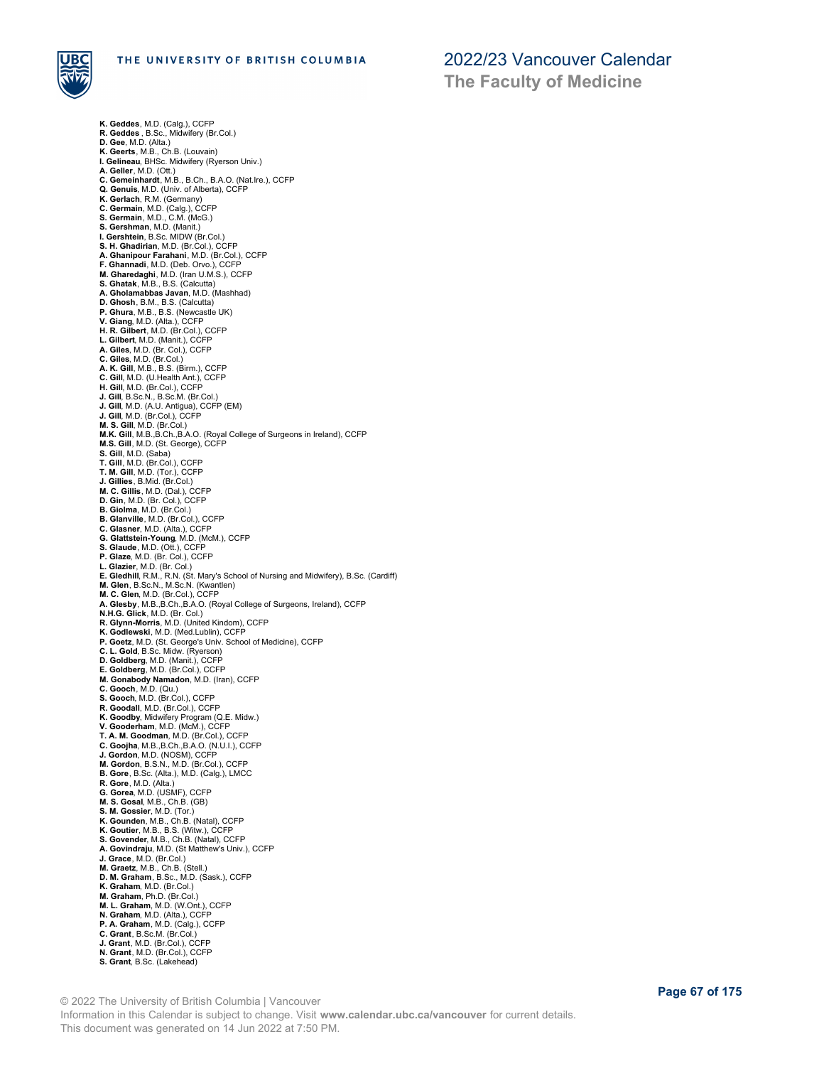**K. Geddes**, M.D. (Calg.), CCFP
**R. Geddes** , B.Sc., Midwifery (Br.Col.)
**D. Gee**, M.D. (Alta.)
**K. Geerts**, M.B., Ch.B. (Louvain)
**I. Gelineau**, BHSc. Midwifery (Ryerson Univ.)
**A. Geller**, M.D. (Ott.)
**C. Gemeinhardt**, M.B., B.Ch., B.A.O. (Nat.Ire.), CCFP
**Q. Genuis**, M.D. (Univ. of Alberta), CCFP
**K. Gerlach**, R.M. (Germany)
**C. Germain**, M.D. (Calg.), CCFP
**S. Germain**, M.D., C.M. (McG.)
**S. Gershman**, M.D. (Manit.)
**I. Gershtein**, B.Sc. MIDW (Br.Col.)
**S. H. Ghadirian**, M.D. (Br.Col.), CCFP
**A. Ghanipour Farahani**, M.D. (Br.Col.), CCFP
**F. Ghannadi**, M.D. (Deb. Orvo.), CCFP
**M. Gharedaghi**, M.D. (Iran U.M.S.), CCFP
**S. Ghatak**, M.B., B.S. (Calcutta)
**A. Gholamabbas Javan**, M.D. (Mashhad)
**D. Ghosh**, B.M., B.S. (Calcutta)
**P. Ghura**, M.B., B.S. (Newcastle UK)
**V. Giang**, M.D. (Alta.), CCFP
**H. R. Gilbert**, M.D. (Br.Col.), CCFP
**L. Gilbert**, M.D. (Manit.), CCFP
**A. Giles**, M.D. (Br. Col.), CCFP
**C. Giles**, M.D. (Br.Col.)
**A. K. Gill**, M.B., B.S. (Birm.), CCFP
**C. Gill**, M.D. (U.Health Ant.), CCFP
**H. Gill**, M.D. (Br.Col.), CCFP
**J. Gill**, B.Sc.N., B.Sc.M. (Br.Col.)
**J. Gill**, M.D. (A.U. Antigua), CCFP (EM)
**J. Gill**, M.D. (Br.Col.), CCFP
**M. S. Gill**, M.D. (Br.Col.)
**M.K. Gill**, M.B.,B.Ch.,B.A.O. (Royal College of Surgeons in Ireland), CCFP
**M.S. Gill**, M.D. (St. George), CCFP
**S. Gill**, M.D. (Saba)
**T. Gill**, M.D. (Br.Col.), CCFP
**T. M. Gill**, M.D. (Tor.), CCFP
**J. Gillies**, B.Mid. (Br.Col.)
**M. C. Gillis**, M.D. (Dal.), CCFP
**D. Gin**, M.D. (Br. Col.), CCFP
**B. Giolma**, M.D. (Br.Col.)
**B. Glanville**, M.D. (Br.Col.), CCFP
**C. Glasner**, M.D. (Alta.), CCFP
**G. Glattstein-Young**, M.D. (McM.), CCFP
**S. Glaude**, M.D. (Ott.), CCFP
**P. Glaze**, M.D. (Br. Col.), CCFP
**L. Glazier**, M.D. (Br. Col.)
**E. Gledhill**, R.M., R.N. (St. Mary's School of Nursing and Midwifery), B.Sc. (Cardiff)
**M. Glen**, B.Sc.N., M.Sc.N. (Kwantlen)
**M. C. Glen**, M.D. (Br.Col.), CCFP
**A. Glesby**, M.B.,B.Ch.,B.A.O. (Royal College of Surgeons, Ireland), CCFP
**N.H.G. Glick**, M.D. (Br. Col.)
**R. Glynn-Morris**, M.D. (United Kindom), CCFP
**K. Godlewski**, M.D. (Med.Lublin), CCFP
**P. Goetz**, M.D. (St. George's Univ. School of Medicine), CCFP
**C. L. Gold**, B.Sc. Midw. (Ryerson)
**D. Goldberg**, M.D. (Manit.), CCFP
**E. Goldberg**, M.D. (Br.Col.), CCFP
**M. Gonabody Namadon**, M.D. (Iran), CCFP
**C. Gooch**, M.D. (Qu.)
**S. Gooch**, M.D. (Br.Col.), CCFP
**R. Goodall**, M.D. (Br.Col.), CCFP
**K. Goodby**, Midwifery Program (Q.E. Midw.)
**V. Gooderham**, M.D. (McM.), CCFP
**T. A. M. Goodman**, M.D. (Br.Col.), CCFP
**C. Goojha**, M.B.,B.Ch.,B.A.O. (N.U.I.), CCFP
**J. Gordon**, M.D. (NOSM), CCFP
**M. Gordon**, B.S.N., M.D. (Br.Col.), CCFP
**B. Gore**, B.Sc. (Alta.), M.D. (Calg.), LMCC
**R. Gore**, M.D. (Alta.)
**G. Gorea**, M.D. (USMF), CCFP
**M. S. Gosal**, M.B., Ch.B. (GB)
**S. M. Gossier**, M.D. (Tor.)
**K. Gounden**, M.B., Ch.B. (Natal), CCFP
**K. Goutier**, M.B., B.S. (Witw.), CCFP
**S. Govender**, M.B., Ch.B. (Natal), CCFP
**A. Govindraju**, M.D. (St Matthew's Univ.), CCFP
**J. Grace**, M.D. (Br.Col.)
**M. Graetz**, M.B., Ch.B. (Stell.)
**D. M. Graham**, B.Sc., M.D. (Sask.), CCFP
**K. Graham**, M.D. (Br.Col.)
**M. Graham**, Ph.D. (Br.Col.)
**M. L. Graham**, M.D. (W.Ont.), CCFP
**N. Graham**, M.D. (Alta.), CCFP
**P. A. Graham**, M.D. (Calg.), CCFP
**C. Grant**, B.Sc.M. (Br.Col.)
**J. Grant**, M.D. (Br.Col.), CCFP
**N. Grant**, M.D. (Br.Col.), CCFP
**S. Grant**, B.Sc. (Lakehead)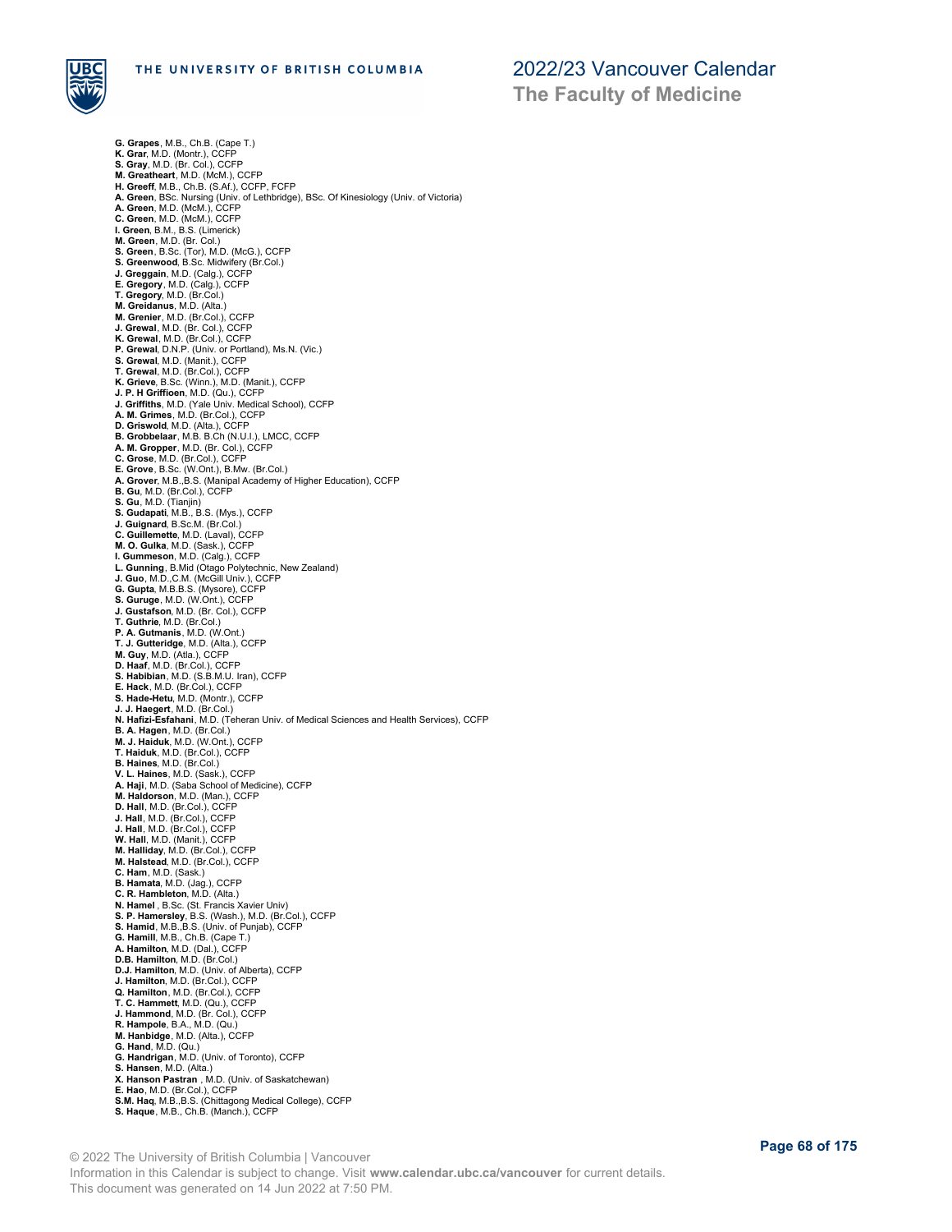**G. Grapes**, M.B., Ch.B. (Cape T.)
**K. Grar**, M.D. (Montr.), CCFP
**S. Gray**, M.D. (Br. Col.), CCFP
**M. Greatheart**, M.D. (McM.), CCFP
**H. Greeff**, M.B., Ch.B. (S.Af.), CCFP, FCFP
**A. Green**, BSc. Nursing (Univ. of Lethbridge), BSc. Of Kinesiology (Univ. of Victoria)
**A. Green**, M.D. (McM.), CCFP
**C. Green**, M.D. (McM.), CCFP
**I. Green**, B.M., B.S. (Limerick)
**M. Green**, M.D. (Br. Col.)
**S. Green**, B.Sc. (Tor), M.D. (McG.), CCFP
**S. Greenwood**, B.Sc. Midwifery (Br.Col.)
**J. Greggain**, M.D. (Calg.), CCFP
**E. Gregory**, M.D. (Calg.), CCFP
**T. Gregory**, M.D. (Br.Col.)
**M. Greidanus**, M.D. (Alta.)
**M. Grenier**, M.D. (Br.Col.), CCFP
**J. Grewal**, M.D. (Br. Col.), CCFP
**K. Grewal**, M.D. (Br.Col.), CCFP
**P. Grewal**, D.N.P. (Univ. or Portland), Ms.N. (Vic.)
**S. Grewal**, M.D. (Manit.), CCFP
**T. Grewal**, M.D. (Br.Col.), CCFP
**K. Grieve**, B.Sc. (Winn.), M.D. (Manit.), CCFP
**J. P. H Griffioen**, M.D. (Qu.), CCFP
**J. Griffiths**, M.D. (Yale Univ. Medical School), CCFP
**A. M. Grimes**, M.D. (Br.Col.), CCFP
**D. Griswold**, M.D. (Alta.), CCFP
**B. Grobbelaar**, M.B. B.Ch (N.U.I.), LMCC, CCFP
**A. M. Gropper**, M.D. (Br. Col.), CCFP
**C. Grose**, M.D. (Br.Col.), CCFP
**E. Grove**, B.Sc. (W.Ont.), B.Mw. (Br.Col.)
**A. Grover**, M.B.,B.S. (Manipal Academy of Higher Education), CCFP
**B. Gu**, M.D. (Br.Col.), CCFP
**S. Gu**, M.D. (Tianjin)
**S. Gudapati**, M.B., B.S. (Mys.), CCFP
**J. Guignard**, B.Sc.M. (Br.Col.)
**C. Guillemette**, M.D. (Laval), CCFP
**M. O. Gulka**, M.D. (Sask.), CCFP
**I. Gummeson**, M.D. (Calg.), CCFP
**L. Gunning**, B.Mid (Otago Polytechnic, New Zealand)
**J. Guo**, M.D.,C.M. (McGill Univ.), CCFP
**G. Gupta**, M.B.B.S. (Mysore), CCFP
**S. Guruge**, M.D. (W.Ont.), CCFP
**J. Gustafson**, M.D. (Br. Col.), CCFP
**T. Guthrie**, M.D. (Br.Col.)
**P. A. Gutmanis**, M.D. (W.Ont.)
**T. J. Gutteridge**, M.D. (Alta.), CCFP
**M. Guy**, M.D. (Atla.), CCFP
**D. Haaf**, M.D. (Br.Col.), CCFP
**S. Habibian**, M.D. (S.B.M.U. Iran), CCFP
**E. Hack**, M.D. (Br.Col.), CCFP
**S. Hade-Hetu**, M.D. (Montr.), CCFP
**J. J. Haegert**, M.D. (Br.Col.)
**N. Hafizi-Esfahani**, M.D. (Teheran Univ. of Medical Sciences and Health Services), CCFP
**B. A. Hagen**, M.D. (Br.Col.)
**M. J. Haiduk**, M.D. (W.Ont.), CCFP
**T. Haiduk**, M.D. (Br.Col.), CCFP
**B. Haines**, M.D. (Br.Col.)
**V. L. Haines**, M.D. (Sask.), CCFP
**A. Haji**, M.D. (Saba School of Medicine), CCFP
**M. Haldorson**, M.D. (Man.), CCFP
**D. Hall**, M.D. (Br.Col.), CCFP
**J. Hall**, M.D. (Br.Col.), CCFP
**J. Hall**, M.D. (Br.Col.), CCFP
**W. Hall**, M.D. (Manit.), CCFP
**M. Halliday**, M.D. (Br.Col.), CCFP
**M. Halstead**, M.D. (Br.Col.), CCFP
**C. Ham**, M.D. (Sask.)
**B. Hamata**, M.D. (Jag.), CCFP
**C. R. Hambleton**, M.D. (Alta.)
**N. Hamel** , B.Sc. (St. Francis Xavier Univ)
**S. P. Hamersley**, B.S. (Wash.), M.D. (Br.Col.), CCFP
**S. Hamid**, M.B.,B.S. (Univ. of Punjab), CCFP
**G. Hamill**, M.B., Ch.B. (Cape T.)
**A. Hamilton**, M.D. (Dal.), CCFP
**D.B. Hamilton**, M.D. (Br.Col.)
**D.J. Hamilton**, M.D. (Univ. of Alberta), CCFP
**J. Hamilton**, M.D. (Br.Col.), CCFP
**Q. Hamilton**, M.D. (Br.Col.), CCFP
**T. C. Hammett**, M.D. (Qu.), CCFP
**J. Hammond**, M.D. (Br. Col.), CCFP
**R. Hampole**, B.A., M.D. (Qu.)
**M. Hanbidge**, M.D. (Alta.), CCFP
**G. Hand**, M.D. (Qu.)
**G. Handrigan**, M.D. (Univ. of Toronto), CCFP
**S. Hansen**, M.D. (Alta.)
**X. Hanson Pastran** , M.D. (Univ. of Saskatchewan)
**E. Hao**, M.D. (Br.Col.), CCFP
**S.M. Haq**, M.B.,B.S. (Chittagong Medical College), CCFP
**S. Haque**, M.B., Ch.B. (Manch.), CCFP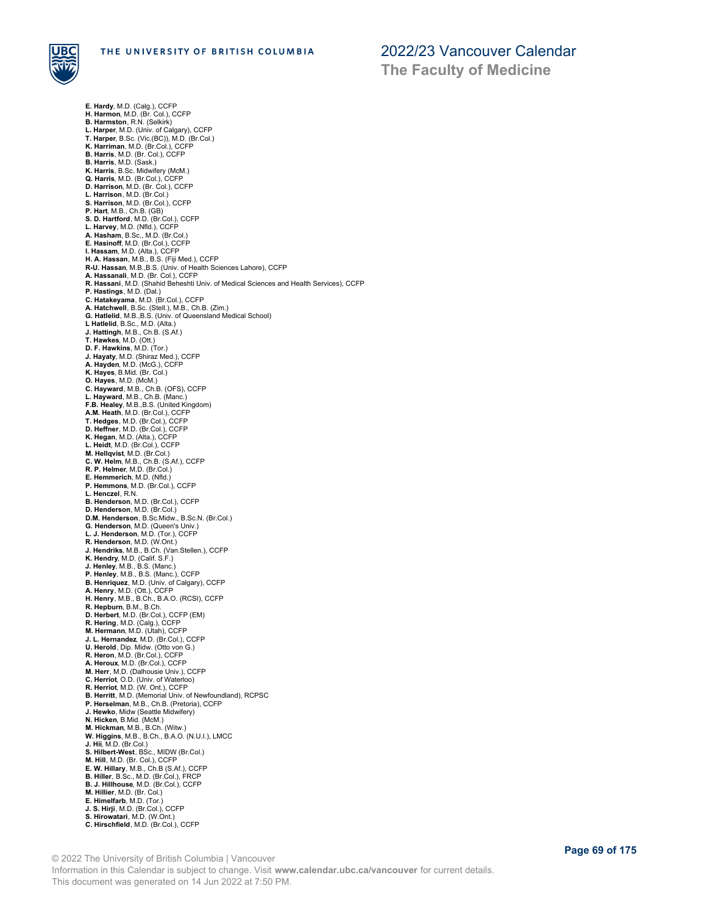**E. Hardy**, M.D. (Calg.), CCFP
**H. Harmon**, M.D. (Br. Col.), CCFP
**B. Harmston**, R.N. (Selkirk)
**L. Harper**, M.D. (Univ. of Calgary), CCFP
**T. Harper**, B.Sc. (Vic.(BC)), M.D. (Br.Col.)
**K. Harriman**, M.D. (Br.Col.), CCFP
**B. Harris**, M.D. (Br. Col.), CCFP
**B. Harris**, M.D. (Sask.)
**K. Harris**, B.Sc. Midwifery (McM.)
**Q. Harris**, M.D. (Br.Col.), CCFP
**D. Harrison**, M.D. (Br. Col.), CCFP
**L. Harrison**, M.D. (Br.Col.)
**S. Harrison**, M.D. (Br.Col.), CCFP
**P. Hart**, M.B., Ch.B. (GB)
**S. D. Hartford**, M.D. (Br.Col.), CCFP
**L. Harvey**, M.D. (Nfld.), CCFP
**A. Hasham**, B.Sc., M.D. (Br.Col.)
**E. Hasinoff**, M.D. (Br.Col.), CCFP
**I. Hassam**, M.D. (Alta.), CCFP
**H. A. Hassan**, M.B., B.S. (Fiji Med.), CCFP
**R-U. Hassan**, M.B.,B.S. (Univ. of Health Sciences Lahore), CCFP
**A. Hassanali**, M.D. (Br. Col.), CCFP
**R. Hassani**, M.D. (Shahid Beheshti Univ. of Medical Sciences and Health Services), CCFP
**P. Hastings**, M.D. (Dal.)
**C. Hatakeyama**, M.D. (Br.Col.), CCFP
**A. Hatchwell**, B.Sc. (Stell.), M.B., Ch.B. (Zim.)
**G. Hatlelid**, M.B.,B.S. (Univ. of Queensland Medical School)
**L Hatlelid**, B.Sc., M.D. (Alta.)
**J. Hattingh**, M.B., Ch.B. (S.Af.)
**T. Hawkes**, M.D. (Ott.)
**D. F. Hawkins**, M.D. (Tor.)
**J. Hayaty**, M.D. (Shiraz Med.), CCFP
**A. Hayden**, M.D. (McG.), CCFP
**K. Hayes**, B.Mid. (Br. Col.)
**O. Hayes**, M.D. (McM.)
**C. Hayward**, M.B., Ch.B. (OFS), CCFP
**L. Hayward**, M.B., Ch.B. (Manc.)
**F.B. Healey**, M.B.,B.S. (United Kingdom)
**A.M. Heath**, M.D. (Br.Col.), CCFP
**T. Hedges**, M.D. (Br.Col.), CCFP
**D. Heffner**, M.D. (Br.Col.), CCFP
**K. Hegan**, M.D. (Alta.), CCFP
**L. Heidt**, M.D. (Br.Col.), CCFP
**M. Hellqvist**, M.D. (Br.Col.)
**C. W. Helm**, M.B., Ch.B. (S.Af.), CCFP
**R. P. Helmer**, M.D. (Br.Col.)
**E. Hemmerich**, M.D. (Nfld.)
**P. Hemmons**, M.D. (Br.Col.), CCFP
**L. Henczel**, R.N.
**B. Henderson**, M.D. (Br.Col.), CCFP
**D. Henderson**, M.D. (Br.Col.)
**D.M. Henderson**, B.Sc.Midw., B.Sc.N. (Br.Col.)
**G. Henderson**, M.D. (Queen's Univ.)
**L. J. Henderson**, M.D. (Tor.), CCFP
**R. Henderson**, M.D. (W.Ont.)
**J. Hendriks**, M.B., B.Ch. (Van.Stellen.), CCFP
**K. Hendry**, M.D. (Calif. S.F.)
**J. Henley**, M.B., B.S. (Manc.)
**P. Henley**, M.B., B.S. (Manc.), CCFP
**B. Henriquez**, M.D. (Univ. of Calgary), CCFP
**A. Henry**, M.D. (Ott.), CCFP
**H. Henry**, M.B., B.Ch., B.A.O. (RCSI), CCFP
**R. Hepburn**, B.M., B.Ch.
**D. Herbert**, M.D. (Br.Col.), CCFP (EM)
**R. Hering**, M.D. (Calg.), CCFP
**M. Hermann**, M.D. (Utah), CCFP
**J. L. Hernandez**, M.D. (Br.Col.), CCFP
**U. Herold**, Dip. Midw. (Otto von G.)
**R. Heron**, M.D. (Br.Col.), CCFP
**A. Heroux**, M.D. (Br.Col.), CCFP
**M. Herr**, M.D. (Dalhousie Univ.), CCFP
**C. Herriot**, O.D. (Univ. of Waterloo)
**R. Herriot**, M.D. (W. Ont.), CCFP
**B. Herritt**, M.D. (Memorial Univ. of Newfoundland), RCPSC
**P. Herselman**, M.B., Ch.B. (Pretoria), CCFP
**J. Hewko**, Midw (Seattle Midwifery)
**N. Hicken**, B.Mid. (McM.)
**M. Hickman**, M.B., B.Ch. (Witw.)
**W. Higgins**, M.B., B.Ch., B.A.O. (N.U.I.), LMCC
**J. Hii**, M.D. (Br.Col.)
**S. Hilbert-West**, BSc., MIDW (Br.Col.)
**M. Hill**, M.D. (Br. Col.), CCFP
**E. W. Hillary**, M.B., Ch.B (S.Af.), CCFP
**B. Hiller**, B.Sc., M.D. (Br.Col.), FRCP
**B. J. Hillhouse**, M.D. (Br.Col.), CCFP
**M. Hillier**, M.D. (Br. Col.)
**E. Himelfarb**, M.D. (Tor.)
**J. S. Hirji**, M.D. (Br.Col.), CCFP
**S. Hirowatari**, M.D. (W.Ont.)
**C. Hirschfield**, M.D. (Br.Col.), CCFP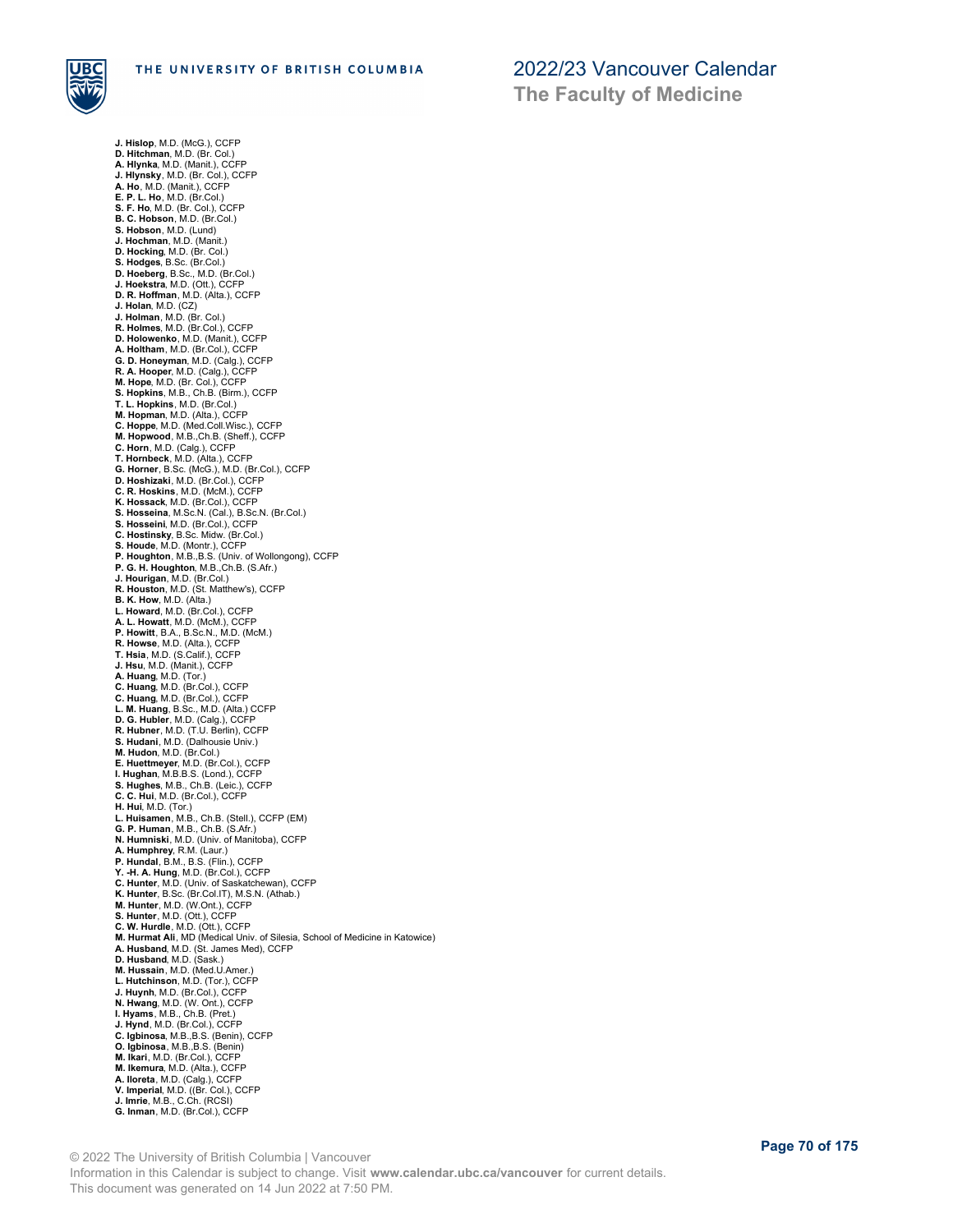**J. Hislop**, M.D. (McG.), CCFP
**D. Hitchman**, M.D. (Br. Col.)
**A. Hlynka**, M.D. (Manit.), CCFP
**J. Hlynsky**, M.D. (Br. Col.), CCFP
**A. Ho**, M.D. (Manit.), CCFP
**E. P. L. Ho**, M.D. (Br.Col.)
**S. F. Ho**, M.D. (Br. Col.), CCFP
**B. C. Hobson**, M.D. (Br.Col.)
**S. Hobson**, M.D. (Lund)
**J. Hochman**, M.D. (Manit.)
**D. Hocking**, M.D. (Br. Col.)
**S. Hodges**, B.Sc. (Br.Col.)
**D. Hoeberg**, B.Sc., M.D. (Br.Col.)
**J. Hoekstra**, M.D. (Ott.), CCFP
**D. R. Hoffman**, M.D. (Alta.), CCFP
**J. Holan**, M.D. (CZ)
**J. Holman**, M.D. (Br. Col.)
**R. Holmes**, M.D. (Br.Col.), CCFP
**D. Holowenko**, M.D. (Manit.), CCFP
**A. Holtham**, M.D. (Br.Col.), CCFP
**G. D. Honeyman**, M.D. (Calg.), CCFP
**R. A. Hooper**, M.D. (Calg.), CCFP
**M. Hope**, M.D. (Br. Col.), CCFP
**S. Hopkins**, M.B., Ch.B. (Birm.), CCFP
**T. L. Hopkins**, M.D. (Br.Col.)
**M. Hopman**, M.D. (Alta.), CCFP
**C. Hoppe**, M.D. (Med.Coll.Wisc.), CCFP
**M. Hopwood**, M.B.,Ch.B. (Sheff.), CCFP
**C. Horn**, M.D. (Calg.), CCFP
**T. Hornbeck**, M.D. (Alta.), CCFP
**G. Horner**, B.Sc. (McG.), M.D. (Br.Col.), CCFP
**D. Hoshizaki**, M.D. (Br.Col.), CCFP
**C. R. Hoskins**, M.D. (McM.), CCFP
**K. Hossack**, M.D. (Br.Col.), CCFP
**S. Hosseina**, M.Sc.N. (Cal.), B.Sc.N. (Br.Col.)
**S. Hosseini**, M.D. (Br.Col.), CCFP
**C. Hostinsky**, B.Sc. Midw. (Br.Col.)
**S. Houde**, M.D. (Montr.), CCFP
**P. Houghton**, M.B.,B.S. (Univ. of Wollongong), CCFP
**P. G. H. Houghton**, M.B.,Ch.B. (S.Afr.)
**J. Hourigan**, M.D. (Br.Col.)
**R. Houston**, M.D. (St. Matthew's), CCFP
**B. K. How**, M.D. (Alta.)
**L. Howard**, M.D. (Br.Col.), CCFP
**A. L. Howatt**, M.D. (McM.), CCFP
**P. Howitt**, B.A., B.Sc.N., M.D. (McM.)
**R. Howse**, M.D. (Alta.), CCFP
**T. Hsia**, M.D. (S.Calif.), CCFP
**J. Hsu**, M.D. (Manit.), CCFP
**A. Huang**, M.D. (Tor.)
**C. Huang**, M.D. (Br.Col.), CCFP
**C. Huang**, M.D. (Br.Col.), CCFP
**L. M. Huang**, B.Sc., M.D. (Alta.) CCFP
**D. G. Hubler**, M.D. (Calg.), CCFP
**R. Hubner**, M.D. (T.U. Berlin), CCFP
**S. Hudani**, M.D. (Dalhousie Univ.)
**M. Hudon**, M.D. (Br.Col.)
**E. Huettmeyer**, M.D. (Br.Col.), CCFP
**I. Hughan**, M.B.B.S. (Lond.), CCFP
**S. Hughes**, M.B., Ch.B. (Leic.), CCFP
**C. C. Hui**, M.D. (Br.Col.), CCFP
**H. Hui**, M.D. (Tor.)
**L. Huisamen**, M.B., Ch.B. (Stell.), CCFP (EM)
**G. P. Human**, M.B., Ch.B. (S.Afr.)
**N. Humniski**, M.D. (Univ. of Manitoba), CCFP
**A. Humphrey**, R.M. (Laur.)
**P. Hundal**, B.M., B.S. (Flin.), CCFP
**Y. -H. A. Hung**, M.D. (Br.Col.), CCFP
**C. Hunter**, M.D. (Univ. of Saskatchewan), CCFP
**K. Hunter**, B.Sc. (Br.Col.IT), M.S.N. (Athab.)
**M. Hunter**, M.D. (W.Ont.), CCFP
**S. Hunter**, M.D. (Ott.), CCFP
**C. W. Hurdle**, M.D. (Ott.), CCFP
**M. Hurmat Ali**, MD (Medical Univ. of Silesia, School of Medicine in Katowice)
**A. Husband**, M.D. (St. James Med), CCFP
**D. Husband**, M.D. (Sask.)
**M. Hussain**, M.D. (Med.U.Amer.)
**L. Hutchinson**, M.D. (Tor.), CCFP
**J. Huynh**, M.D. (Br.Col.), CCFP
**N. Hwang**, M.D. (W. Ont.), CCFP
**I. Hyams**, M.B., Ch.B. (Pret.)
**J. Hynd**, M.D. (Br.Col.), CCFP
**C. Igbinosa**, M.B.,B.S. (Benin), CCFP
**O. Igbinosa**, M.B.,B.S. (Benin)
**M. Ikari**, M.D. (Br.Col.), CCFP
**M. Ikemura**, M.D. (Alta.), CCFP
**A. Iloreta**, M.D. (Calg.), CCFP
**V. Imperial**, M.D. ((Br. Col.), CCFP
**J. Imrie**, M.B., C.Ch. (RCSI)
**G. Inman**, M.D. (Br.Col.), CCFP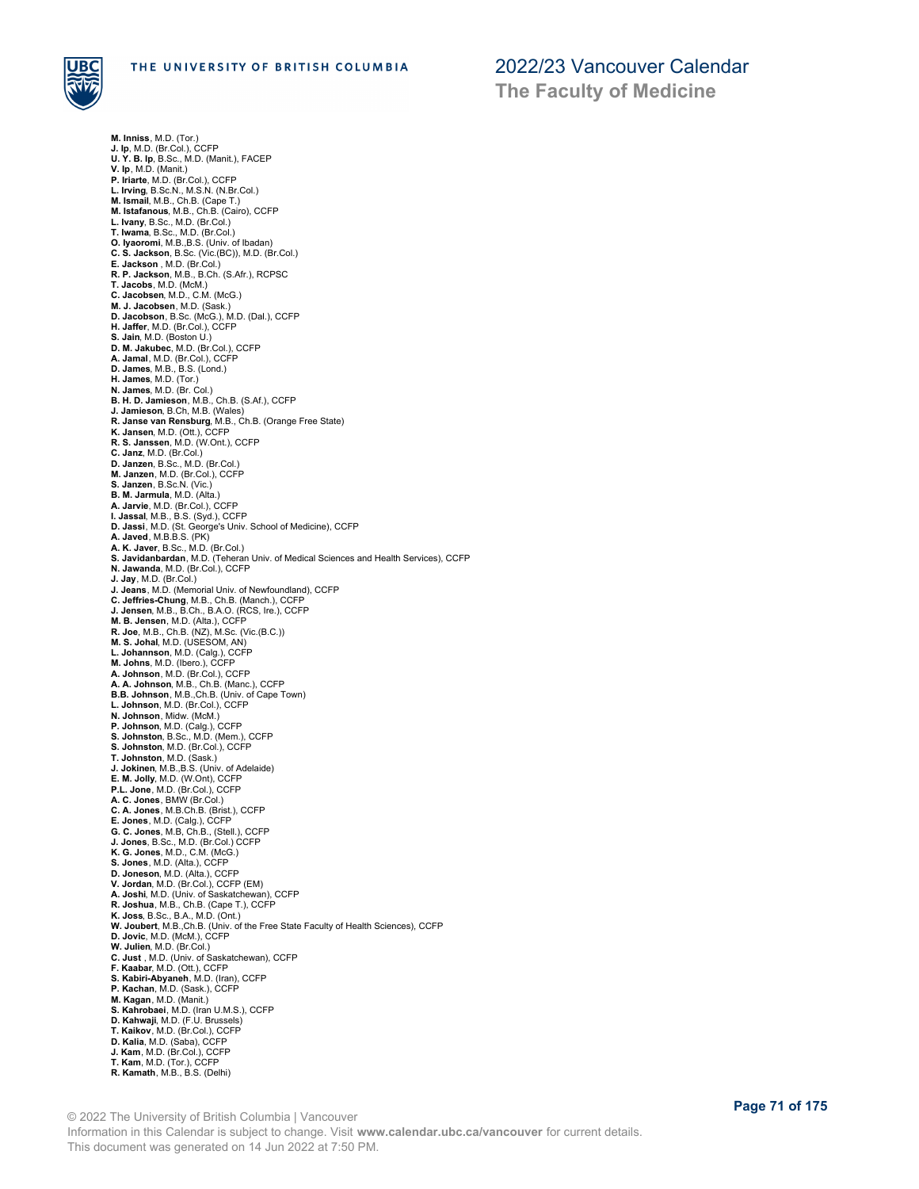**M. Inniss**, M.D. (Tor.)
**J. Ip**, M.D. (Br.Col.), CCFP
**U. Y. B. Ip**, B.Sc., M.D. (Manit.), FACEP
**V. Ip**, M.D. (Manit.)
**P. Iriarte**, M.D. (Br.Col.), CCFP
**L. Irving**, B.Sc.N., M.S.N. (N.Br.Col.)
**M. Ismail**, M.B., Ch.B. (Cape T.)
**M. Istafanous**, M.B., Ch.B. (Cairo), CCFP
**L. Ivany**, B.Sc., M.D. (Br.Col.)
**T. Iwama**, B.Sc., M.D. (Br.Col.)
**O. Iyaoromi**, M.B.,B.S. (Univ. of Ibadan)
**C. S. Jackson**, B.Sc. (Vic.(BC)), M.D. (Br.Col.)
**E. Jackson** , M.D. (Br.Col.)
**R. P. Jackson**, M.B., B.Ch. (S.Afr.), RCPSC
**T. Jacobs**, M.D. (McM.)
**C. Jacobsen**, M.D., C.M. (McG.)
**M. J. Jacobsen**, M.D. (Sask.)
**D. Jacobson**, B.Sc. (McG.), M.D. (Dal.), CCFP
**H. Jaffer**, M.D. (Br.Col.), CCFP
**S. Jain**, M.D. (Boston U.)
**D. M. Jakubec**, M.D. (Br.Col.), CCFP
**A. Jamal**, M.D. (Br.Col.), CCFP
**D. James**, M.B., B.S. (Lond.)
**H. James**, M.D. (Tor.)
**N. James**, M.D. (Br. Col.)
**B. H. D. Jamieson**, M.B., Ch.B. (S.Af.), CCFP
**J. Jamieson**, B.Ch, M.B. (Wales)
**R. Janse van Rensburg**, M.B., Ch.B. (Orange Free State)
**K. Jansen**, M.D. (Ott.), CCFP
**R. S. Janssen**, M.D. (W.Ont.), CCFP
**C. Janz**, M.D. (Br.Col.)
**D. Janzen**, B.Sc., M.D. (Br.Col.)
**M. Janzen**, M.D. (Br.Col.), CCFP
**S. Janzen**, B.Sc.N. (Vic.)
**B. M. Jarmula**, M.D. (Alta.)
**A. Jarvie**, M.D. (Br.Col.), CCFP
**I. Jassal**, M.B., B.S. (Syd.), CCFP
**D. Jassi**, M.D. (St. George's Univ. School of Medicine), CCFP
**A. Javed**, M.B.B.S. (PK)
**A. K. Javer**, B.Sc., M.D. (Br.Col.)
**S. Javidanbardan**, M.D. (Teheran Univ. of Medical Sciences and Health Services), CCFP
**N. Jawanda**, M.D. (Br.Col.), CCFP
**J. Jay**, M.D. (Br.Col.)
**J. Jeans**, M.D. (Memorial Univ. of Newfoundland), CCFP
**C. Jeffries-Chung**, M.B., Ch.B. (Manch.), CCFP
**J. Jensen**, M.B., B.Ch., B.A.O. (RCS, Ire.), CCFP
**M. B. Jensen**, M.D. (Alta.), CCFP
**R. Joe**, M.B., Ch.B. (NZ), M.Sc. (Vic.(B.C.))
**M. S. Johal**, M.D. (USESOM, AN)
**L. Johannson**, M.D. (Calg.), CCFP
**M. Johns**, M.D. (Ibero.), CCFP
**A. Johnson**, M.D. (Br.Col.), CCFP
**A. A. Johnson**, M.B., Ch.B. (Manc.), CCFP
**B.B. Johnson**, M.B.,Ch.B. (Univ. of Cape Town)
**L. Johnson**, M.D. (Br.Col.), CCFP
**N. Johnson**, Midw. (McM.)
**P. Johnson**, M.D. (Calg.), CCFP
**S. Johnston**, B.Sc., M.D. (Mem.), CCFP
**S. Johnston**, M.D. (Br.Col.), CCFP
**T. Johnston**, M.D. (Sask.)
**J. Jokinen**, M.B.,B.S. (Univ. of Adelaide)
**E. M. Jolly**, M.D. (W.Ont), CCFP
**P.L. Jone**, M.D. (Br.Col.), CCFP
**A. C. Jones**, BMW (Br.Col.)
**C. A. Jones**, M.B.Ch.B. (Brist.), CCFP
**E. Jones**, M.D. (Calg.), CCFP
**G. C. Jones**, M.B, Ch.B., (Stell.), CCFP
**J. Jones**, B.Sc., M.D. (Br.Col.) CCFP
**K. G. Jones**, M.D., C.M. (McG.)
**S. Jones**, M.D. (Alta.), CCFP
**D. Joneson**, M.D. (Alta.), CCFP
**V. Jordan**, M.D. (Br.Col.), CCFP (EM)
**A. Joshi**, M.D. (Univ. of Saskatchewan), CCFP
**R. Joshua**, M.B., Ch.B. (Cape T.), CCFP
**K. Joss**, B.Sc., B.A., M.D. (Ont.)
**W. Joubert**, M.B.,Ch.B. (Univ. of the Free State Faculty of Health Sciences), CCFP
**D. Jovic**, M.D. (McM.), CCFP
**W. Julien**, M.D. (Br.Col.)
**C. Just** , M.D. (Univ. of Saskatchewan), CCFP
**F. Kaabar**, M.D. (Ott.), CCFP
**S. Kabiri-Abyaneh**, M.D. (Iran), CCFP
**P. Kachan**, M.D. (Sask.), CCFP
**M. Kagan**, M.D. (Manit.)
**S. Kahrobaei**, M.D. (Iran U.M.S.), CCFP
**D. Kahwaji**, M.D. (F.U. Brussels)
**T. Kaikov**, M.D. (Br.Col.), CCFP
**D. Kalia**, M.D. (Saba), CCFP
**J. Kam**, M.D. (Br.Col.), CCFP
**T. Kam**, M.D. (Tor.), CCFP
**R. Kamath**, M.B., B.S. (Delhi)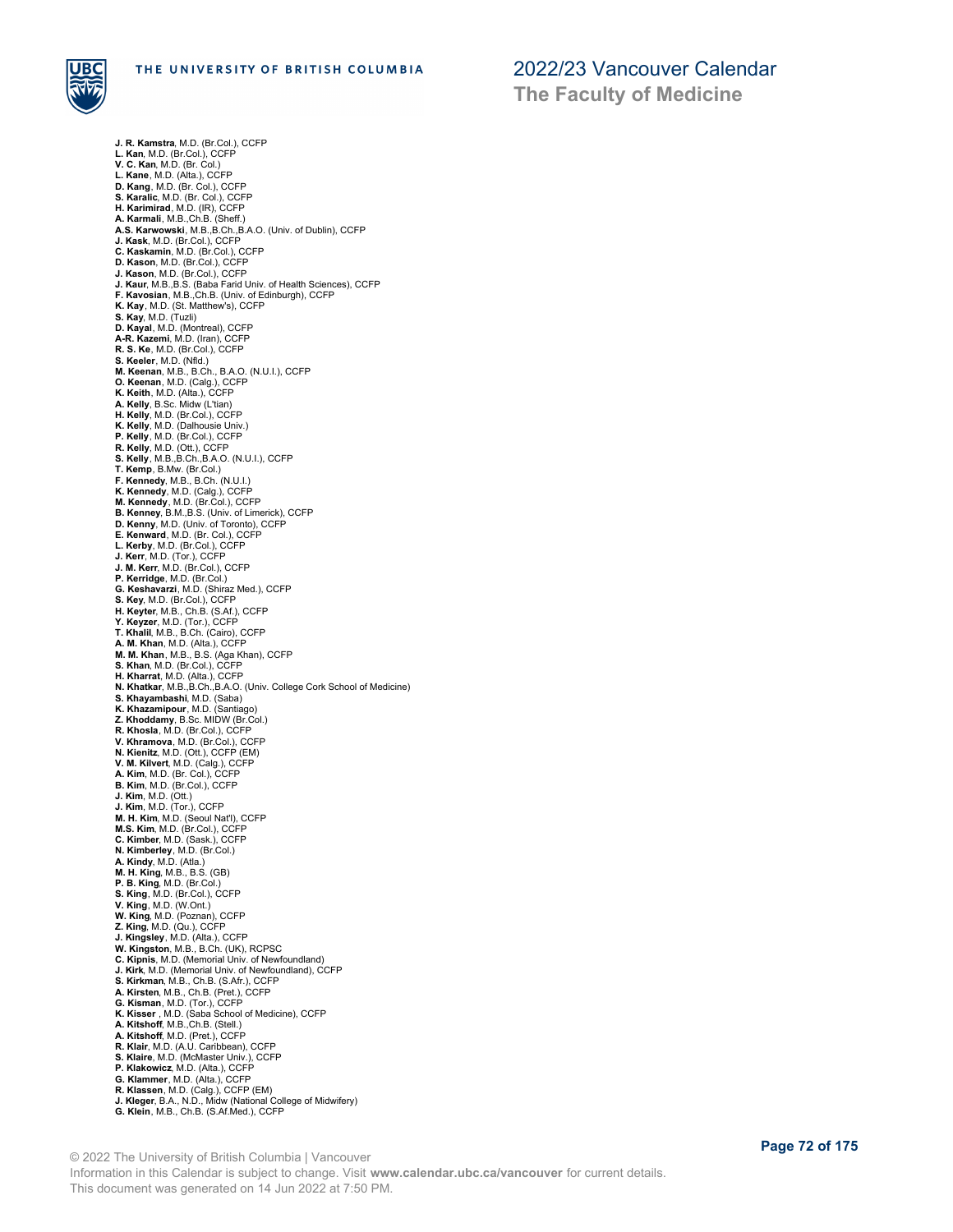**J. R. Kamstra**, M.D. (Br.Col.), CCFP
**L. Kan**, M.D. (Br.Col.), CCFP
**V. C. Kan**, M.D. (Br. Col.)
**L. Kane**, M.D. (Alta.), CCFP
**D. Kang**, M.D. (Br. Col.), CCFP
**S. Karalic**, M.D. (Br. Col.), CCFP
**H. Karimirad**, M.D. (IR), CCFP
**A. Karmali**, M.B.,Ch.B. (Sheff.)
**A.S. Karwowski**, M.B.,B.Ch.,B.A.O. (Univ. of Dublin), CCFP
**J. Kask**, M.D. (Br.Col.), CCFP
**C. Kaskamin**, M.D. (Br.Col.), CCFP
**D. Kason**, M.D. (Br.Col.), CCFP
**J. Kason**, M.D. (Br.Col.), CCFP
**J. Kaur**, M.B.,B.S. (Baba Farid Univ. of Health Sciences), CCFP
**F. Kavosian**, M.B.,Ch.B. (Univ. of Edinburgh), CCFP
**K. Kay**, M.D. (St. Matthew's), CCFP
**S. Kay**, M.D. (Tuzli)
**D. Kayal**, M.D. (Montreal), CCFP
**A-R. Kazemi**, M.D. (Iran), CCFP
**R. S. Ke**, M.D. (Br.Col.), CCFP
**S. Keeler**, M.D. (Nfld.)
**M. Keenan**, M.B., B.Ch., B.A.O. (N.U.I.), CCFP
**O. Keenan**, M.D. (Calg.), CCFP
**K. Keith**, M.D. (Alta.), CCFP
**A. Kelly**, B.Sc. Midw (L'tian)
**H. Kelly**, M.D. (Br.Col.), CCFP
**K. Kelly**, M.D. (Dalhousie Univ.)
**P. Kelly**, M.D. (Br.Col.), CCFP
**R. Kelly**, M.D. (Ott.), CCFP
**S. Kelly**, M.B.,B.Ch.,B.A.O. (N.U.I.), CCFP
**T. Kemp**, B.Mw. (Br.Col.)
**F. Kennedy**, M.B., B.Ch. (N.U.I.)
**K. Kennedy**, M.D. (Calg.), CCFP
**M. Kennedy**, M.D. (Br.Col.), CCFP
**B. Kenney**, B.M.,B.S. (Univ. of Limerick), CCFP
**D. Kenny**, M.D. (Univ. of Toronto), CCFP
**E. Kenward**, M.D. (Br. Col.), CCFP
**L. Kerby**, M.D. (Br.Col.), CCFP
**J. Kerr**, M.D. (Tor.), CCFP
**J. M. Kerr**, M.D. (Br.Col.), CCFP
**P. Kerridge**, M.D. (Br.Col.)
**G. Keshavarzi**, M.D. (Shiraz Med.), CCFP
**S. Key**, M.D. (Br.Col.), CCFP
**H. Keyter**, M.B., Ch.B. (S.Af.), CCFP
**Y. Keyzer**, M.D. (Tor.), CCFP
**T. Khalil**, M.B., B.Ch. (Cairo), CCFP
**A. M. Khan**, M.D. (Alta.), CCFP
**M. M. Khan**, M.B., B.S. (Aga Khan), CCFP
**S. Khan**, M.D. (Br.Col.), CCFP
**H. Kharrat**, M.D. (Alta.), CCFP
**N. Khatkar**, M.B.,B.Ch.,B.A.O. (Univ. College Cork School of Medicine)
**S. Khayambashi**, M.D. (Saba)
**K. Khazamipour**, M.D. (Santiago)
**Z. Khoddamy**, B.Sc. MIDW (Br.Col.)
**R. Khosla**, M.D. (Br.Col.), CCFP
**V. Khramova**, M.D. (Br.Col.), CCFP
**N. Kienitz**, M.D. (Ott.), CCFP (EM)
**V. M. Kilvert**, M.D. (Calg.), CCFP
**A. Kim**, M.D. (Br. Col.), CCFP
**B. Kim**, M.D. (Br.Col.), CCFP
**J. Kim**, M.D. (Ott.)
**J. Kim**, M.D. (Tor.), CCFP
**M. H. Kim**, M.D. (Seoul Nat'l), CCFP
**M.S. Kim**, M.D. (Br.Col.), CCFP
**C. Kimber**, M.D. (Sask.), CCFP
**N. Kimberley**, M.D. (Br.Col.)
**A. Kindy**, M.D. (Atla.)
**M. H. King**, M.B., B.S. (GB)
**P. B. King**, M.D. (Br.Col.)
**S. King**, M.D. (Br.Col.), CCFP
**V. King**, M.D. (W.Ont.)
**W. King**, M.D. (Poznan), CCFP
**Z. King**, M.D. (Qu.), CCFP
**J. Kingsley**, M.D. (Alta.), CCFP
**W. Kingston**, M.B., B.Ch. (UK), RCPSC
**C. Kipnis**, M.D. (Memorial Univ. of Newfoundland)
**J. Kirk**, M.D. (Memorial Univ. of Newfoundland), CCFP
**S. Kirkman**, M.B., Ch.B. (S.Afr.), CCFP
**A. Kirsten**, M.B., Ch.B. (Pret.), CCFP
**G. Kisman**, M.D. (Tor.), CCFP
**K. Kisser** , M.D. (Saba School of Medicine), CCFP
**A. Kitshoff**, M.B.,Ch.B. (Stell.)
**A. Kitshoff**, M.D. (Pret.), CCFP
**R. Klair**, M.D. (A.U. Caribbean), CCFP
**S. Klaire**, M.D. (McMaster Univ.), CCFP
**P. Klakowicz**, M.D. (Alta.), CCFP
**G. Klammer**, M.D. (Alta.), CCFP
**R. Klassen**, M.D. (Calg.), CCFP (EM)
**J. Kleger**, B.A., N.D., Midw (National College of Midwifery)
**G. Klein**, M.B., Ch.B. (S.Af.Med.), CCFP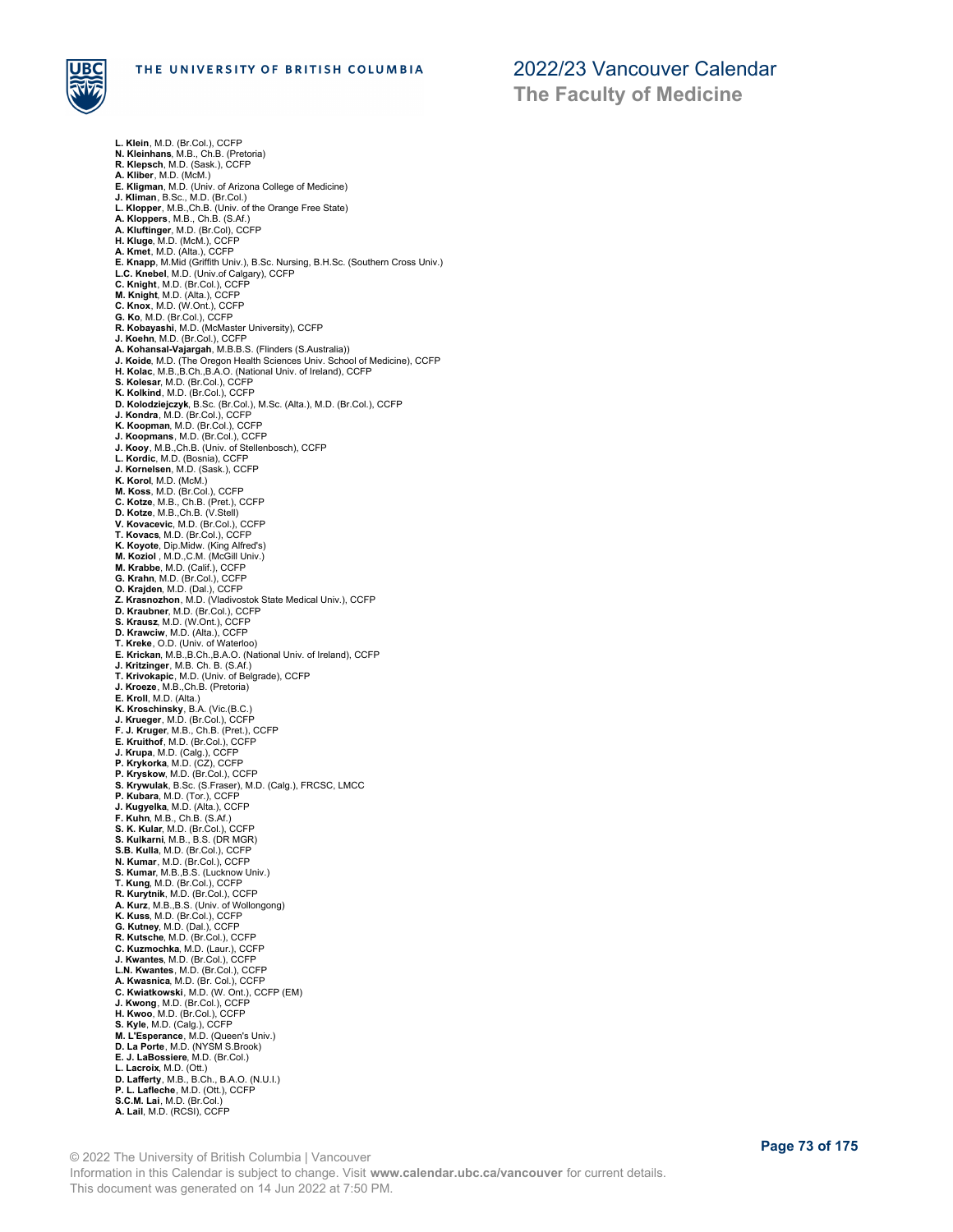**L. Klein**, M.D. (Br.Col.), CCFP
**N. Kleinhans**, M.B., Ch.B. (Pretoria)
**R. Klepsch**, M.D. (Sask.), CCFP
**A. Kliber**, M.D. (McM.)
**E. Kligman**, M.D. (Univ. of Arizona College of Medicine)
**J. Kliman**, B.Sc., M.D. (Br.Col.)
**L. Klopper**, M.B.,Ch.B. (Univ. of the Orange Free State)
**A. Kloppers**, M.B., Ch.B. (S.Af.)
**A. Kluftinger**, M.D. (Br.Col), CCFP
**H. Kluge**, M.D. (McM.), CCFP
**A. Kmet**, M.D. (Alta.), CCFP
**E. Knapp**, M.Mid (Griffith Univ.), B.Sc. Nursing, B.H.Sc. (Southern Cross Univ.)
**L.C. Knebel**, M.D. (Univ.of Calgary), CCFP
**C. Knight**, M.D. (Br.Col.), CCFP
**M. Knight**, M.D. (Alta.), CCFP
**C. Knox**, M.D. (W.Ont.), CCFP
**G. Ko**, M.D. (Br.Col.), CCFP
**R. Kobayashi**, M.D. (McMaster University), CCFP
**J. Koehn**, M.D. (Br.Col.), CCFP
**A. Kohansal-Vajargah**, M.B.B.S. (Flinders (S.Australia))
**J. Koide**, M.D. (The Oregon Health Sciences Univ. School of Medicine), CCFP
**H. Kolac**, M.B.,B.Ch.,B.A.O. (National Univ. of Ireland), CCFP
**S. Kolesar**, M.D. (Br.Col.), CCFP
**K. Kolkind**, M.D. (Br.Col.), CCFP
**D. Kolodziejczyk**, B.Sc. (Br.Col.), M.Sc. (Alta.), M.D. (Br.Col.), CCFP
**J. Kondra**, M.D. (Br.Col.), CCFP
**K. Koopman**, M.D. (Br.Col.), CCFP
**J. Koopmans**, M.D. (Br.Col.), CCFP
**J. Kooy**, M.B.,Ch.B. (Univ. of Stellenbosch), CCFP
**L. Kordic**, M.D. (Bosnia), CCFP
**J. Kornelsen**, M.D. (Sask.), CCFP
**K. Korol**, M.D. (McM.)
**M. Koss**, M.D. (Br.Col.), CCFP
**C. Kotze**, M.B., Ch.B. (Pret.), CCFP
**D. Kotze**, M.B.,Ch.B. (V.Stell)
**V. Kovacevic**, M.D. (Br.Col.), CCFP
**T. Kovacs**, M.D. (Br.Col.), CCFP
**K. Koyote**, Dip.Midw. (King Alfred's)
**M. Koziol** , M.D.,C.M. (McGill Univ.)
**M. Krabbe**, M.D. (Calif.), CCFP
**G. Krahn**, M.D. (Br.Col.), CCFP
**O. Krajden**, M.D. (Dal.), CCFP
**Z. Krasnozhon**, M.D. (Vladivostok State Medical Univ.), CCFP
**D. Kraubner**, M.D. (Br.Col.), CCFP
**S. Krausz**, M.D. (W.Ont.), CCFP
**D. Krawciw**, M.D. (Alta.), CCFP
**T. Kreke**, O.D. (Univ. of Waterloo)
**E. Krickan**, M.B.,B.Ch.,B.A.O. (National Univ. of Ireland), CCFP
**J. Kritzinger**, M.B. Ch. B. (S.Af.)
**T. Krivokapic**, M.D. (Univ. of Belgrade), CCFP
**J. Kroeze**, M.B.,Ch.B. (Pretoria)
**E. Kroll**, M.D. (Alta.)
**K. Kroschinsky**, B.A. (Vic.(B.C.)
**J. Krueger**, M.D. (Br.Col.), CCFP
**F. J. Kruger**, M.B., Ch.B. (Pret.), CCFP
**E. Kruithof**, M.D. (Br.Col.), CCFP
**J. Krupa**, M.D. (Calg.), CCFP
**P. Krykorka**, M.D. (CZ), CCFP
**P. Kryskow**, M.D. (Br.Col.), CCFP
**S. Krywulak**, B.Sc. (S.Fraser), M.D. (Calg.), FRCSC, LMCC
**P. Kubara**, M.D. (Tor.), CCFP
**J. Kugyelka**, M.D. (Alta.), CCFP
**F. Kuhn**, M.B., Ch.B. (S.Af.)
**S. K. Kular**, M.D. (Br.Col.), CCFP
**S. Kulkarni**, M.B., B.S. (DR MGR)
**S.B. Kulla**, M.D. (Br.Col.), CCFP
**N. Kumar**, M.D. (Br.Col.), CCFP
**S. Kumar**, M.B.,B.S. (Lucknow Univ.)
**T. Kung**, M.D. (Br.Col.), CCFP
**R. Kurytnik**, M.D. (Br.Col.), CCFP
**A. Kurz**, M.B.,B.S. (Univ. of Wollongong)
**K. Kuss**, M.D. (Br.Col.), CCFP
**G. Kutney**, M.D. (Dal.), CCFP
**R. Kutsche**, M.D. (Br.Col.), CCFP
**C. Kuzmochka**, M.D. (Laur.), CCFP
**J. Kwantes**, M.D. (Br.Col.), CCFP
**L.N. Kwantes**, M.D. (Br.Col.), CCFP
**A. Kwasnica**, M.D. (Br. Col.), CCFP
**C. Kwiatkowski**, M.D. (W. Ont.), CCFP (EM)
**J. Kwong**, M.D. (Br.Col.), CCFP
**H. Kwoo**, M.D. (Br.Col.), CCFP
**S. Kyle**, M.D. (Calg.), CCFP
**M. L'Esperance**, M.D. (Queen's Univ.)
**D. La Porte**, M.D. (NYSM S.Brook)
**E. J. LaBossiere**, M.D. (Br.Col.)
**L. Lacroix**, M.D. (Ott.)
**D. Lafferty**, M.B., B.Ch., B.A.O. (N.U.I.)
**P. L. Lafleche**, M.D. (Ott.), CCFP
**S.C.M. Lai**, M.D. (Br.Col.)
**A. Lail**, M.D. (RCSI), CCFP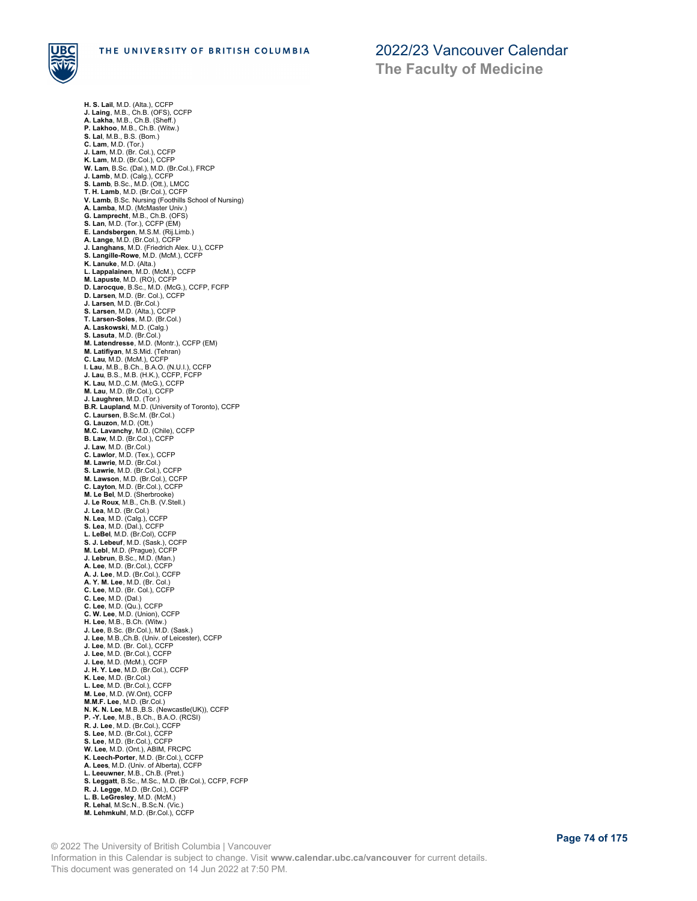**H. S. Lail**, M.D. (Alta.), CCFP
**J. Laing**, M.B., Ch.B. (OFS), CCFP
**A. Lakha**, M.B., Ch.B. (Sheff.)
**P. Lakhoo**, M.B., Ch.B. (Witw.)
**S. Lal**, M.B., B.S. (Bom.)
**C. Lam**, M.D. (Tor.)
**J. Lam**, M.D. (Br. Col.), CCFP
**K. Lam**, M.D. (Br.Col.), CCFP
**W. Lam**, B.Sc. (Dal.), M.D. (Br.Col.), FRCP
**J. Lamb**, M.D. (Calg.), CCFP
**S. Lamb**, B.Sc., M.D. (Ott.), LMCC
**T. H. Lamb**, M.D. (Br.Col.), CCFP
**V. Lamb**, B.Sc. Nursing (Foothills School of Nursing)
**A. Lamba**, M.D. (McMaster Univ.)
**G. Lamprecht**, M.B., Ch.B. (OFS)
**S. Lan**, M.D. (Tor.), CCFP (EM)
**E. Landsbergen**, M.S.M. (Rij.Limb.)
**A. Lange**, M.D. (Br.Col.), CCFP
**J. Langhans**, M.D. (Friedrich Alex. U.), CCFP
**S. Langille-Rowe**, M.D. (McM.), CCFP
**K. Lanuke**, M.D. (Alta.)
**L. Lappalainen**, M.D. (McM.), CCFP
**M. Lapuste**, M.D. (RO), CCFP
**D. Larocque**, B.Sc., M.D. (McG.), CCFP, FCFP
**D. Larsen**, M.D. (Br. Col.), CCFP
**J. Larsen**, M.D. (Br.Col.)
**S. Larsen**, M.D. (Alta.), CCFP
**T. Larsen-Soles**, M.D. (Br.Col.)
**A. Laskowski**, M.D. (Calg.)
**S. Lasuta**, M.D. (Br.Col.)
**M. Latendresse**, M.D. (Montr.), CCFP (EM)
**M. Latifiyan**, M.S.Mid. (Tehran)
**C. Lau**, M.D. (McM.), CCFP
**I. Lau**, M.B., B.Ch., B.A.O. (N.U.I.), CCFP
**J. Lau**, B.S., M.B. (H.K.), CCFP, FCFP
**K. Lau**, M.D.,C.M. (McG.), CCFP
**M. Lau**, M.D. (Br.Col.), CCFP
**J. Laughren**, M.D. (Tor.)
**B.R. Laupland**, M.D. (University of Toronto), CCFP
**C. Laursen**, B.Sc.M. (Br.Col.)
**G. Lauzon**, M.D. (Ott.)
**M.C. Lavanchy**, M.D. (Chile), CCFP
**B. Law**, M.D. (Br.Col.), CCFP
**J. Law**, M.D. (Br.Col.)
**C. Lawlor**, M.D. (Tex.), CCFP
**M. Lawrie**, M.D. (Br.Col.)
**S. Lawrie**, M.D. (Br.Col.), CCFP
**M. Lawson**, M.D. (Br.Col.), CCFP
**C. Layton**, M.D. (Br.Col.), CCFP
**M. Le Bel**, M.D. (Sherbrooke)
**J. Le Roux**, M.B., Ch.B. (V.Stell.)
**J. Lea**, M.D. (Br.Col.)
**N. Lea**, M.D. (Calg.), CCFP
**S. Lea**, M.D. (Dal.), CCFP
**L. LeBel**, M.D. (Br.Col), CCFP
**S. J. Lebeuf**, M.D. (Sask.), CCFP
**M. Lebl**, M.D. (Prague), CCFP
**J. Lebrun**, B.Sc., M.D. (Man.)
**A. Lee**, M.D. (Br.Col.), CCFP
**A. J. Lee**, M.D. (Br.Col.), CCFP
**A. Y. M. Lee**, M.D. (Br. Col.)
**C. Lee**, M.D. (Br. Col.), CCFP
**C. Lee**, M.D. (Dal.)
**C. Lee**, M.D. (Qu.), CCFP
**C. W. Lee**, M.D. (Union), CCFP
**H. Lee**, M.B., B.Ch. (Witw.)
**J. Lee**, B.Sc. (Br.Col.), M.D. (Sask.)
**J. Lee**, M.B.,Ch.B. (Univ. of Leicester), CCFP
**J. Lee**, M.D. (Br. Col.), CCFP
**J. Lee**, M.D. (Br.Col.), CCFP
**J. Lee**, M.D. (McM.), CCFP
**J. H. Y. Lee**, M.D. (Br.Col.), CCFP
**K. Lee**, M.D. (Br.Col.)
**L. Lee**, M.D. (Br.Col.), CCFP
**M. Lee**, M.D. (W.Ont), CCFP
**M.M.F. Lee**, M.D. (Br.Col.)
**N. K. N. Lee**, M.B.,B.S. (Newcastle(UK)), CCFP
**P. -Y. Lee**, M.B., B.Ch., B.A.O. (RCSI)
**R. J. Lee**, M.D. (Br.Col.), CCFP
**S. Lee**, M.D. (Br.Col.), CCFP
**S. Lee**, M.D. (Br.Col.), CCFP
**W. Lee**, M.D. (Ont.), ABIM, FRCPC
**K. Leech-Porter**, M.D. (Br.Col.), CCFP
**A. Lees**, M.D. (Univ. of Alberta), CCFP
**L. Leeuwner**, M.B., Ch.B. (Pret.)
**S. Leggatt**, B.Sc., M.Sc., M.D. (Br.Col.), CCFP, FCFP
**R. J. Legge**, M.D. (Br.Col.), CCFP
**L. B. LeGresley**, M.D. (McM.)
**R. Lehal**, M.Sc.N., B.Sc.N. (Vic.)
**M. Lehmkuhl**, M.D. (Br.Col.), CCFP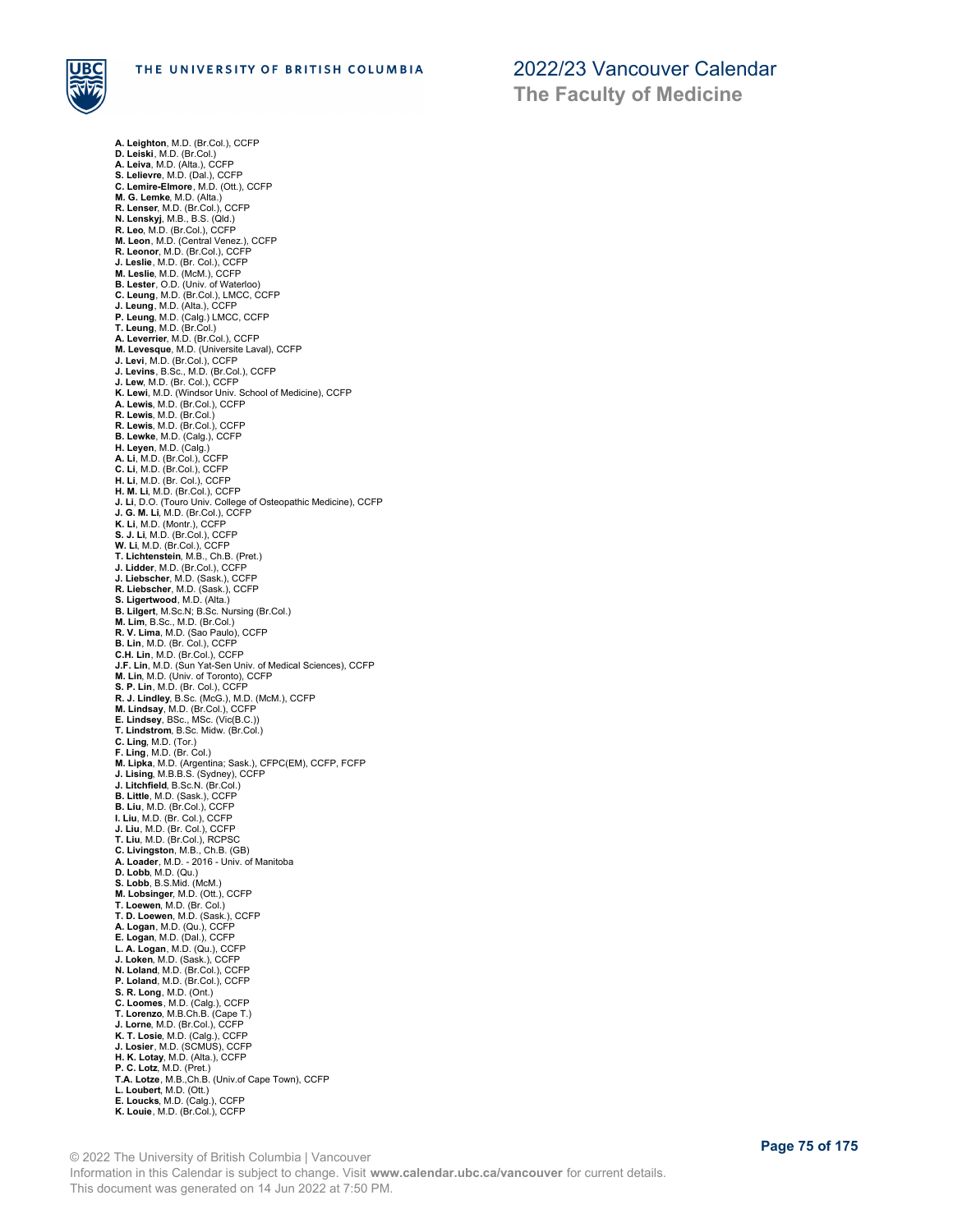**A. Leighton**, M.D. (Br.Col.), CCFP
**D. Leiski**, M.D. (Br.Col.)
**A. Leiva**, M.D. (Alta.), CCFP
**S. Lelievre**, M.D. (Dal.), CCFP
**C. Lemire-Elmore**, M.D. (Ott.), CCFP
**M. G. Lemke**, M.D. (Alta.)
**R. Lenser**, M.D. (Br.Col.), CCFP
**N. Lenskyj**, M.B., B.S. (Qld.)
**R. Leo**, M.D. (Br.Col.), CCFP
**M. Leon**, M.D. (Central Venez.), CCFP
**R. Leonor**, M.D. (Br.Col.), CCFP
**J. Leslie**, M.D. (Br. Col.), CCFP
**M. Leslie**, M.D. (McM.), CCFP
**B. Lester**, O.D. (Univ. of Waterloo)
**C. Leung**, M.D. (Br.Col.), LMCC, CCFP
**J. Leung**, M.D. (Alta.), CCFP
**P. Leung**, M.D. (Calg.) LMCC, CCFP
**T. Leung**, M.D. (Br.Col.)
**A. Leverrier**, M.D. (Br.Col.), CCFP
**M. Levesque**, M.D. (Universite Laval), CCFP
**J. Levi**, M.D. (Br.Col.), CCFP
**J. Levins**, B.Sc., M.D. (Br.Col.), CCFP
**J. Lew**, M.D. (Br. Col.), CCFP
**K. Lewi**, M.D. (Windsor Univ. School of Medicine), CCFP
**A. Lewis**, M.D. (Br.Col.), CCFP
**R. Lewis**, M.D. (Br.Col.)
**R. Lewis**, M.D. (Br.Col.), CCFP
**B. Lewke**, M.D. (Calg.), CCFP
**H. Leyen**, M.D. (Calg.)
**A. Li**, M.D. (Br.Col.), CCFP
**C. Li**, M.D. (Br.Col.), CCFP
**H. Li**, M.D. (Br. Col.), CCFP
**H. M. Li**, M.D. (Br.Col.), CCFP
**J. Li**, D.O. (Touro Univ. College of Osteopathic Medicine), CCFP
**J. G. M. Li**, M.D. (Br.Col.), CCFP
**K. Li**, M.D. (Montr.), CCFP
**S. J. Li**, M.D. (Br.Col.), CCFP
**W. Li**, M.D. (Br.Col.), CCFP
**T. Lichtenstein**, M.B., Ch.B. (Pret.)
**J. Lidder**, M.D. (Br.Col.), CCFP
**J. Liebscher**, M.D. (Sask.), CCFP
**R. Liebscher**, M.D. (Sask.), CCFP
**S. Ligertwood**, M.D. (Alta.)
**B. Lilgert**, M.Sc.N; B.Sc. Nursing (Br.Col.)
**M. Lim**, B.Sc., M.D. (Br.Col.)
**R. V. Lima**, M.D. (Sao Paulo), CCFP
**B. Lin**, M.D. (Br. Col.), CCFP
**C.H. Lin**, M.D. (Br.Col.), CCFP
**J.F. Lin**, M.D. (Sun Yat-Sen Univ. of Medical Sciences), CCFP
**M. Lin**, M.D. (Univ. of Toronto), CCFP
**S. P. Lin**, M.D. (Br. Col.), CCFP
**R. J. Lindley**, B.Sc. (McG.), M.D. (McM.), CCFP
**M. Lindsay**, M.D. (Br.Col.), CCFP
**E. Lindsey**, BSc., MSc. (Vic(B.C.))
**T. Lindstrom**, B.Sc. Midw. (Br.Col.)
**C. Ling**, M.D. (Tor.)
**F. Ling**, M.D. (Br. Col.)
**M. Lipka**, M.D. (Argentina; Sask.), CFPC(EM), CCFP, FCFP
**J. Lising**, M.B.B.S. (Sydney), CCFP
**J. Litchfield**, B.Sc.N. (Br.Col.)
**B. Little**, M.D. (Sask.), CCFP
**B. Liu**, M.D. (Br.Col.), CCFP
**I. Liu**, M.D. (Br. Col.), CCFP
**J. Liu**, M.D. (Br. Col.), CCFP
**T. Liu**, M.D. (Br.Col.), RCPSC
**C. Livingston**, M.B., Ch.B. (GB)
**A. Loader**, M.D. - 2016 - Univ. of Manitoba
**D. Lobb**, M.D. (Qu.)
**S. Lobb**, B.S.Mid. (McM.)
**M. Lobsinger**, M.D. (Ott.), CCFP
**T. Loewen**, M.D. (Br. Col.)
**T. D. Loewen**, M.D. (Sask.), CCFP
**A. Logan**, M.D. (Qu.), CCFP
**E. Logan**, M.D. (Dal.), CCFP
**L. A. Logan**, M.D. (Qu.), CCFP
**J. Loken**, M.D. (Sask.), CCFP
**N. Loland**, M.D. (Br.Col.), CCFP
**P. Loland**, M.D. (Br.Col.), CCFP
**S. R. Long**, M.D. (Ont.)
**C. Loomes**, M.D. (Calg.), CCFP
**T. Lorenzo**, M.B.Ch.B. (Cape T.)
**J. Lorne**, M.D. (Br.Col.), CCFP
**K. T. Losie**, M.D. (Calg.), CCFP
**J. Losier**, M.D. (SCMUS), CCFP
**H. K. Lotay**, M.D. (Alta.), CCFP
**P. C. Lotz**, M.D. (Pret.)
**T.A. Lotze**, M.B.,Ch.B. (Univ.of Cape Town), CCFP
**L. Loubert**, M.D. (Ott.)
**E. Loucks**, M.D. (Calg.), CCFP
**K. Louie**, M.D. (Br.Col.), CCFP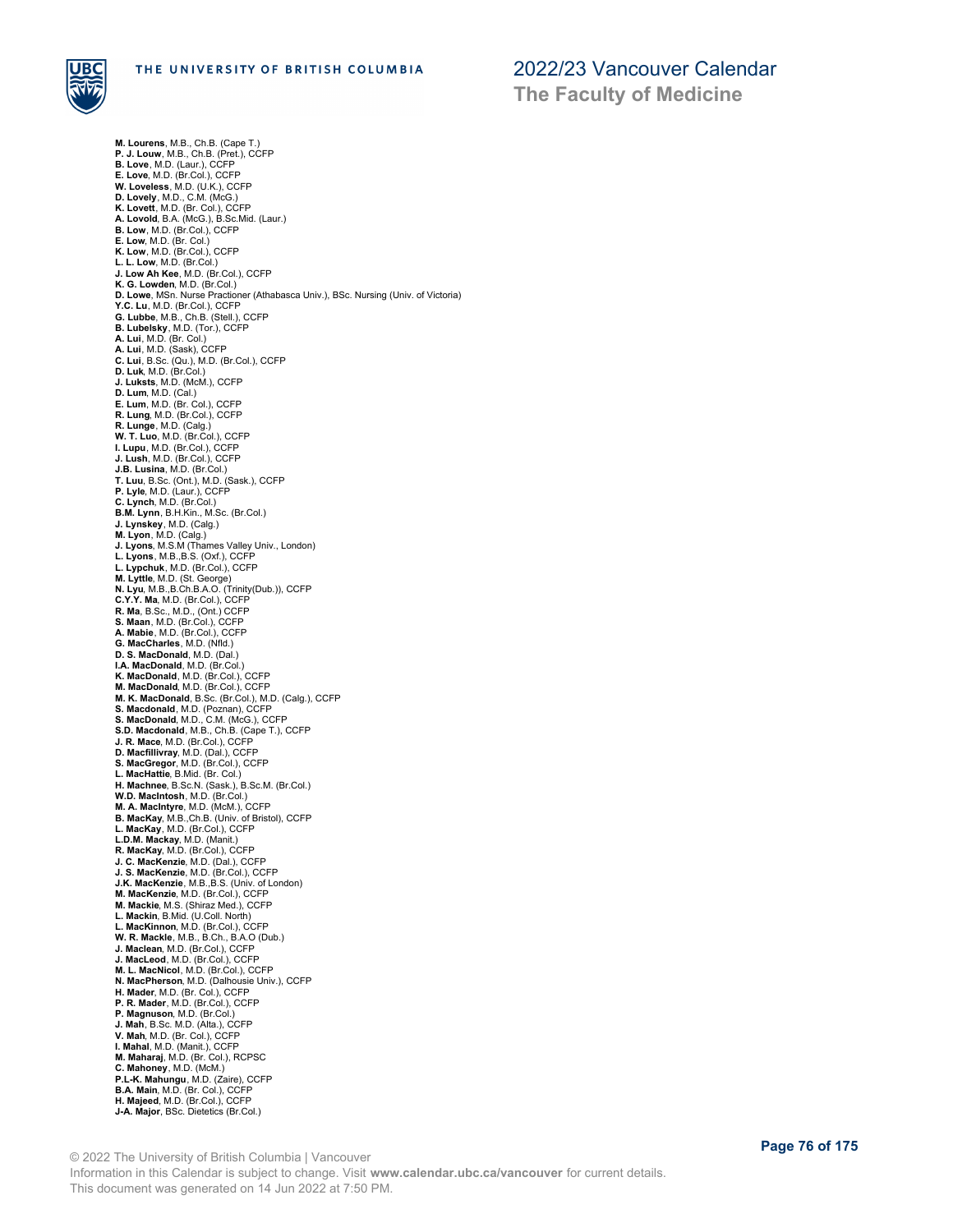**M. Lourens**, M.B., Ch.B. (Cape T.)
**P. J. Louw**, M.B., Ch.B. (Pret.), CCFP
**B. Love**, M.D. (Laur.), CCFP
**E. Love**, M.D. (Br.Col.), CCFP
**W. Loveless**, M.D. (U.K.), CCFP
**D. Lovely**, M.D., C.M. (McG.)
**K. Lovett**, M.D. (Br. Col.), CCFP
**A. Lovold**, B.A. (McG.), B.Sc.Mid. (Laur.)
**B. Low**, M.D. (Br.Col.), CCFP
**E. Low**, M.D. (Br. Col.)
**K. Low**, M.D. (Br.Col.), CCFP
**L. L. Low**, M.D. (Br.Col.)
**J. Low Ah Kee**, M.D. (Br.Col.), CCFP
**K. G. Lowden**, M.D. (Br.Col.)
**D. Lowe**, MSn. Nurse Practioner (Athabasca Univ.), BSc. Nursing (Univ. of Victoria)
**Y.C. Lu**, M.D. (Br.Col.), CCFP
**G. Lubbe**, M.B., Ch.B. (Stell.), CCFP
**B. Lubelsky**, M.D. (Tor.), CCFP
**A. Lui**, M.D. (Br. Col.)
**A. Lui**, M.D. (Sask), CCFP
**C. Lui**, B.Sc. (Qu.), M.D. (Br.Col.), CCFP
**D. Luk**, M.D. (Br.Col.)
**J. Luksts**, M.D. (McM.), CCFP
**D. Lum**, M.D. (Cal.)
**E. Lum**, M.D. (Br. Col.), CCFP
**R. Lung**, M.D. (Br.Col.), CCFP
**R. Lunge**, M.D. (Calg.)
**W. T. Luo**, M.D. (Br.Col.), CCFP
**I. Lupu**, M.D. (Br.Col.), CCFP
**J. Lush**, M.D. (Br.Col.), CCFP
**J.B. Lusina**, M.D. (Br.Col.)
**T. Luu**, B.Sc. (Ont.), M.D. (Sask.), CCFP
**P. Lyle**, M.D. (Laur.), CCFP
**C. Lynch**, M.D. (Br.Col.)
**B.M. Lynn**, B.H.Kin., M.Sc. (Br.Col.)
**J. Lynskey**, M.D. (Calg.)
**M. Lyon**, M.D. (Calg.)
**J. Lyons**, M.S.M (Thames Valley Univ., London)
**L. Lyons**, M.B.,B.S. (Oxf.), CCFP
**L. Lypchuk**, M.D. (Br.Col.), CCFP
**M. Lyttle**, M.D. (St. George)
**N. Lyu**, M.B.,B.Ch.B.A.O. (Trinity(Dub.)), CCFP
**C.Y.Y. Ma**, M.D. (Br.Col.), CCFP
**R. Ma**, B.Sc., M.D., (Ont.) CCFP
**S. Maan**, M.D. (Br.Col.), CCFP
**A. Mabie**, M.D. (Br.Col.), CCFP
**G. MacCharles**, M.D. (Nfld.)
**D. S. MacDonald**, M.D. (Dal.)
**I.A. MacDonald**, M.D. (Br.Col.)
**K. MacDonald**, M.D. (Br.Col.), CCFP
**M. MacDonald**, M.D. (Br.Col.), CCFP
**M. K. MacDonald**, B.Sc. (Br.Col.), M.D. (Calg.), CCFP
**S. Macdonald**, M.D. (Poznan), CCFP
**S. MacDonald**, M.D., C.M. (McG.), CCFP
**S.D. Macdonald**, M.B., Ch.B. (Cape T.), CCFP
**J. R. Mace**, M.D. (Br.Col.), CCFP
**D. Macfillivray**, M.D. (Dal.), CCFP
**S. MacGregor**, M.D. (Br.Col.), CCFP
**L. MacHattie**, B.Mid. (Br. Col.)
**H. Machnee**, B.Sc.N. (Sask.), B.Sc.M. (Br.Col.)
**W.D. MacIntosh**, M.D. (Br.Col.)
**M. A. MacIntyre**, M.D. (McM.), CCFP
**B. MacKay**, M.B.,Ch.B. (Univ. of Bristol), CCFP
**L. MacKay**, M.D. (Br.Col.), CCFP
**L.D.M. Mackay**, M.D. (Manit.)
**R. MacKay**, M.D. (Br.Col.), CCFP
**J. C. MacKenzie**, M.D. (Dal.), CCFP
**J. S. MacKenzie**, M.D. (Br.Col.), CCFP
**J.K. MacKenzie**, M.B.,B.S. (Univ. of London)
**M. MacKenzie**, M.D. (Br.Col.), CCFP
**M. Mackie**, M.S. (Shiraz Med.), CCFP
**L. Mackin**, B.Mid. (U.Coll. North)
**L. MacKinnon**, M.D. (Br.Col.), CCFP
**W. R. Mackle**, M.B., B.Ch., B.A.O (Dub.)
**J. Maclean**, M.D. (Br.Col.), CCFP
**J. MacLeod**, M.D. (Br.Col.), CCFP
**M. L. MacNicol**, M.D. (Br.Col.), CCFP
**N. MacPherson**, M.D. (Dalhousie Univ.), CCFP
**H. Mader**, M.D. (Br. Col.), CCFP
**P. R. Mader**, M.D. (Br.Col.), CCFP
**P. Magnuson**, M.D. (Br.Col.)
**J. Mah**, B.Sc. M.D. (Alta.), CCFP
**V. Mah**, M.D. (Br. Col.), CCFP
**I. Mahal**, M.D. (Manit.), CCFP
**M. Maharaj**, M.D. (Br. Col.), RCPSC
**C. Mahoney**, M.D. (McM.)
**P.L-K. Mahungu**, M.D. (Zaire), CCFP
**B.A. Main**, M.D. (Br. Col.), CCFP
**H. Majeed**, M.D. (Br.Col.), CCFP
**J-A. Major**, BSc. Dietetics (Br.Col.)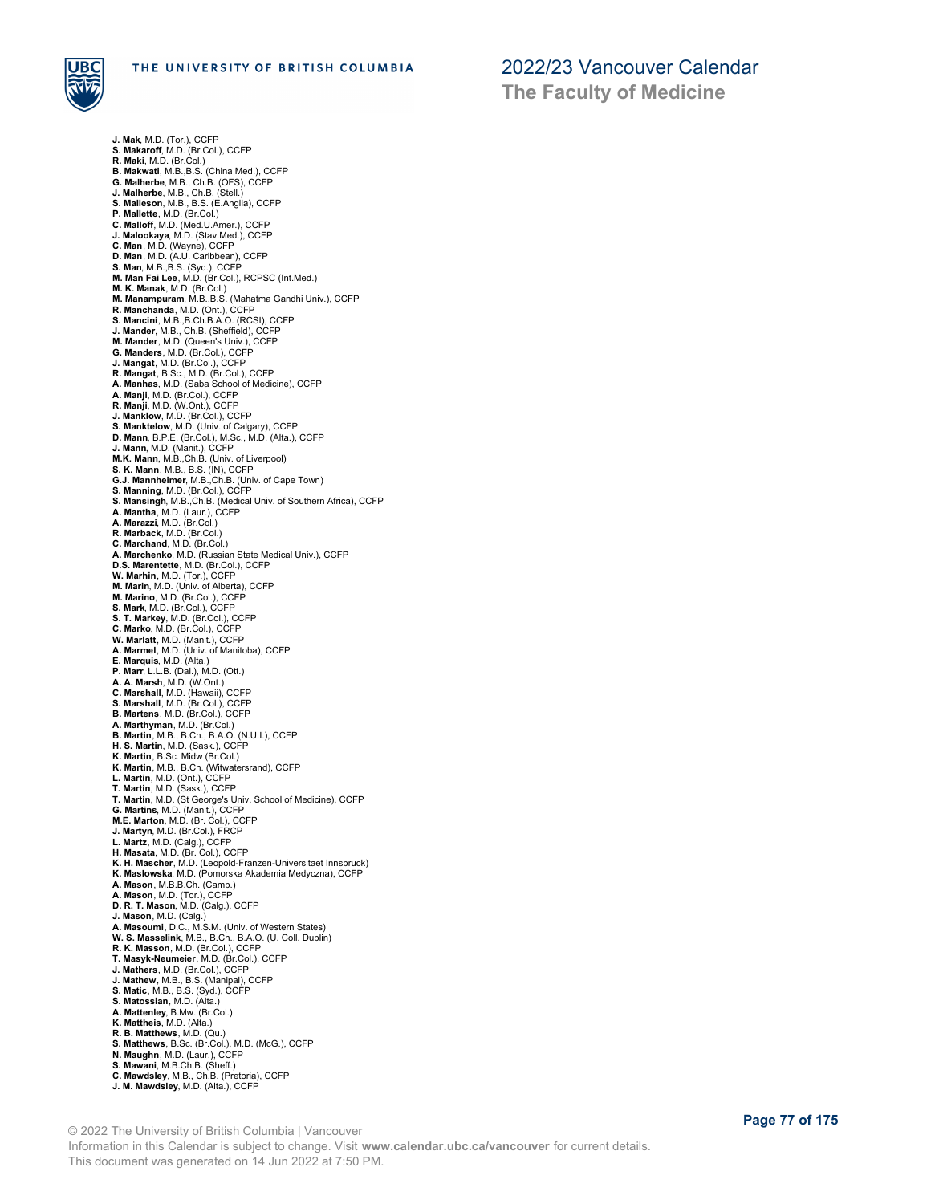**J. Mak**, M.D. (Tor.), CCFP
**S. Makaroff**, M.D. (Br.Col.), CCFP
**R. Maki**, M.D. (Br.Col.)
**B. Makwati**, M.B.,B.S. (China Med.), CCFP
**G. Malherbe**, M.B., Ch.B. (OFS), CCFP
**J. Malherbe**, M.B., Ch.B. (Stell.)
**S. Malleson**, M.B., B.S. (E.Anglia), CCFP
**P. Mallette**, M.D. (Br.Col.)
**C. Malloff**, M.D. (Med.U.Amer.), CCFP
**J. Malookaya**, M.D. (Stav.Med.), CCFP
**C. Man**, M.D. (Wayne), CCFP
**D. Man**, M.D. (A.U. Caribbean), CCFP
**S. Man**, M.B.,B.S. (Syd.), CCFP
**M. Man Fai Lee**, M.D. (Br.Col.), RCPSC (Int.Med.)
**M. K. Manak**, M.D. (Br.Col.)
**M. Manampuram**, M.B.,B.S. (Mahatma Gandhi Univ.), CCFP
**R. Manchanda**, M.D. (Ont.), CCFP
**S. Mancini**, M.B.,B.Ch.B.A.O. (RCSI), CCFP
**J. Mander**, M.B., Ch.B. (Sheffield), CCFP
**M. Mander**, M.D. (Queen's Univ.), CCFP
**G. Manders**, M.D. (Br.Col.), CCFP
**J. Mangat**, M.D. (Br.Col.), CCFP
**R. Mangat**, B.Sc., M.D. (Br.Col.), CCFP
**A. Manhas**, M.D. (Saba School of Medicine), CCFP
**A. Manji**, M.D. (Br.Col.), CCFP
**R. Manji**, M.D. (W.Ont.), CCFP
**J. Manklow**, M.D. (Br.Col.), CCFP
**S. Manktelow**, M.D. (Univ. of Calgary), CCFP
**D. Mann**, B.P.E. (Br.Col.), M.Sc., M.D. (Alta.), CCFP
**J. Mann**, M.D. (Manit.), CCFP
**M.K. Mann**, M.B.,Ch.B. (Univ. of Liverpool)
**S. K. Mann**, M.B., B.S. (IN), CCFP
**G.J. Mannheimer**, M.B.,Ch.B. (Univ. of Cape Town)
**S. Manning**, M.D. (Br.Col.), CCFP
**S. Mansingh**, M.B.,Ch.B. (Medical Univ. of Southern Africa), CCFP
**A. Mantha**, M.D. (Laur.), CCFP
**A. Marazzi**, M.D. (Br.Col.)
**R. Marback**, M.D. (Br.Col.)
**C. Marchand**, M.D. (Br.Col.)
**A. Marchenko**, M.D. (Russian State Medical Univ.), CCFP
**D.S. Marentette**, M.D. (Br.Col.), CCFP
**W. Marhin**, M.D. (Tor.), CCFP
**M. Marin**, M.D. (Univ. of Alberta), CCFP
**M. Marino**, M.D. (Br.Col.), CCFP
**S. Mark**, M.D. (Br.Col.), CCFP
**S. T. Markey**, M.D. (Br.Col.), CCFP
**C. Marko**, M.D. (Br.Col.), CCFP
**W. Marlatt**, M.D. (Manit.), CCFP
**A. Marmel**, M.D. (Univ. of Manitoba), CCFP
**E. Marquis**, M.D. (Alta.)
**P. Marr**, L.L.B. (Dal.), M.D. (Ott.)
**A. A. Marsh**, M.D. (W.Ont.)
**C. Marshall**, M.D. (Hawaii), CCFP
**S. Marshall**, M.D. (Br.Col.), CCFP
**B. Martens**, M.D. (Br.Col.), CCFP
**A. Marthyman**, M.D. (Br.Col.)
**B. Martin**, M.B., B.Ch., B.A.O. (N.U.I.), CCFP
**H. S. Martin**, M.D. (Sask.), CCFP
**K. Martin**, B.Sc. Midw (Br.Col.)
**K. Martin**, M.B., B.Ch. (Witwatersrand), CCFP
**L. Martin**, M.D. (Ont.), CCFP
**T. Martin**, M.D. (Sask.), CCFP
**T. Martin**, M.D. (St George's Univ. School of Medicine), CCFP
**G. Martins**, M.D. (Manit.), CCFP
**M.E. Marton**, M.D. (Br. Col.), CCFP
**J. Martyn**, M.D. (Br.Col.), FRCP
**L. Martz**, M.D. (Calg.), CCFP
**H. Masata**, M.D. (Br. Col.), CCFP
**K. H. Mascher**, M.D. (Leopold-Franzen-Universitaet Innsbruck)
**K. Maslowska**, M.D. (Pomorska Akademia Medyczna), CCFP
**A. Mason**, M.B.B.Ch. (Camb.)
**A. Mason**, M.D. (Tor.), CCFP
**D. R. T. Mason**, M.D. (Calg.), CCFP
**J. Mason**, M.D. (Calg.)
**A. Masoumi**, D.C., M.S.M. (Univ. of Western States)
**W. S. Masselink**, M.B., B.Ch., B.A.O. (U. Coll. Dublin)
**R. K. Masson**, M.D. (Br.Col.), CCFP
**T. Masyk-Neumeier**, M.D. (Br.Col.), CCFP
**J. Mathers**, M.D. (Br.Col.), CCFP
**J. Mathew**, M.B., B.S. (Manipal), CCFP
**S. Matic**, M.B., B.S. (Syd.), CCFP
**S. Matossian**, M.D. (Alta.)
**A. Mattenley**, B.Mw. (Br.Col.)
**K. Mattheis**, M.D. (Alta.)
**R. B. Matthews**, M.D. (Qu.)
**S. Matthews**, B.Sc. (Br.Col.), M.D. (McG.), CCFP
**N. Maughn**, M.D. (Laur.), CCFP
**S. Mawani**, M.B.Ch.B. (Sheff.)
**C. Mawdsley**, M.B., Ch.B. (Pretoria), CCFP
**J. M. Mawdsley**, M.D. (Alta.), CCFP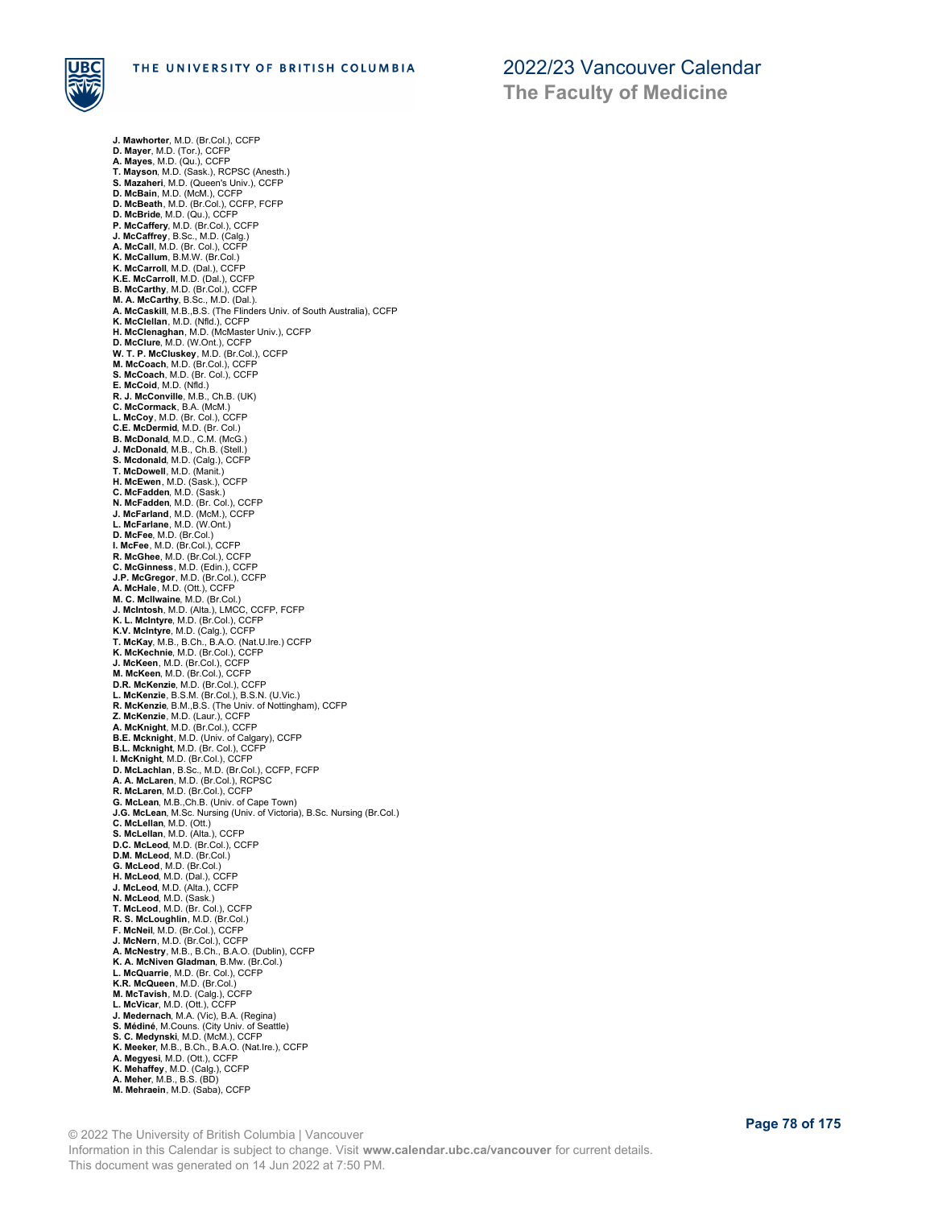**J. Mawhorter**, M.D. (Br.Col.), CCFP
**D. Mayer**, M.D. (Tor.), CCFP
**A. Mayes**, M.D. (Qu.), CCFP
**T. Mayson**, M.D. (Sask.), RCPSC (Anesth.)
**S. Mazaheri**, M.D. (Queen's Univ.), CCFP
**D. McBain**, M.D. (McM.), CCFP
**D. McBeath**, M.D. (Br.Col.), CCFP, FCFP
**D. McBride**, M.D. (Qu.), CCFP
**P. McCaffery**, M.D. (Br.Col.), CCFP
**J. McCaffrey**, B.Sc., M.D. (Calg.)
**A. McCall**, M.D. (Br. Col.), CCFP
**K. McCallum**, B.M.W. (Br.Col.)
**K. McCarroll**, M.D. (Dal.), CCFP
**K.E. McCarroll**, M.D. (Dal.), CCFP
**B. McCarthy**, M.D. (Br.Col.), CCFP
**M. A. McCarthy**, B.Sc., M.D. (Dal.).
**A. McCaskill**, M.B.,B.S. (The Flinders Univ. of South Australia), CCFP
**K. McClellan**, M.D. (Nfld.), CCFP
**H. McClenaghan**, M.D. (McMaster Univ.), CCFP
**D. McClure**, M.D. (W.Ont.), CCFP
**W. T. P. McCluskey**, M.D. (Br.Col.), CCFP
**M. McCoach**, M.D. (Br.Col.), CCFP
**S. McCoach**, M.D. (Br. Col.), CCFP
**E. McCoid**, M.D. (Nfld.)
**R. J. McConville**, M.B., Ch.B. (UK)
**C. McCormack**, B.A. (McM.)
**L. McCoy**, M.D. (Br. Col.), CCFP
**C.E. McDermid**, M.D. (Br. Col.)
**B. McDonald**, M.D., C.M. (McG.)
**J. McDonald**, M.B., Ch.B. (Stell.)
**S. Mcdonald**, M.D. (Calg.), CCFP
**T. McDowell**, M.D. (Manit.)
**H. McEwen**, M.D. (Sask.), CCFP
**C. McFadden**, M.D. (Sask.)
**N. McFadden**, M.D. (Br. Col.), CCFP
**J. McFarland**, M.D. (McM.), CCFP
**L. McFarlane**, M.D. (W.Ont.)
**D. McFee**, M.D. (Br.Col.)
**I. McFee**, M.D. (Br.Col.), CCFP
**R. McGhee**, M.D. (Br.Col.), CCFP
**C. McGinness**, M.D. (Edin.), CCFP
**J.P. McGregor**, M.D. (Br.Col.), CCFP
**A. McHale**, M.D. (Ott.), CCFP
**M. C. McIlwaine**, M.D. (Br.Col.)
**J. McIntosh**, M.D. (Alta.), LMCC, CCFP, FCFP
**K. L. McIntyre**, M.D. (Br.Col.), CCFP
**K.V. McIntyre**, M.D. (Calg.), CCFP
**T. McKay**, M.B., B.Ch., B.A.O. (Nat.U.Ire.) CCFP
**K. McKechnie**, M.D. (Br.Col.), CCFP
**J. McKeen**, M.D. (Br.Col.), CCFP
**M. McKeen**, M.D. (Br.Col.), CCFP
**D.R. McKenzie**, M.D. (Br.Col.), CCFP
**L. McKenzie**, B.S.M. (Br.Col.), B.S.N. (U.Vic.)
**R. McKenzie**, B.M.,B.S. (The Univ. of Nottingham), CCFP
**Z. McKenzie**, M.D. (Laur.), CCFP
**A. McKnight**, M.D. (Br.Col.), CCFP
**B.E. Mcknight**, M.D. (Univ. of Calgary), CCFP
**B.L. Mcknight**, M.D. (Br. Col.), CCFP
**I. McKnight**, M.D. (Br.Col.), CCFP
**D. McLachlan**, B.Sc., M.D. (Br.Col.), CCFP, FCFP
**A. A. McLaren**, M.D. (Br.Col.), RCPSC
**R. McLaren**, M.D. (Br.Col.), CCFP
**G. McLean**, M.B.,Ch.B. (Univ. of Cape Town)
**J.G. McLean**, M.Sc. Nursing (Univ. of Victoria), B.Sc. Nursing (Br.Col.)
**C. McLellan**, M.D. (Ott.)
**S. McLellan**, M.D. (Alta.), CCFP
**D.C. McLeod**, M.D. (Br.Col.), CCFP
**D.M. McLeod**, M.D. (Br.Col.)
**G. McLeod**, M.D. (Br.Col.)
**H. McLeod**, M.D. (Dal.), CCFP
**J. McLeod**, M.D. (Alta.), CCFP
**N. McLeod**, M.D. (Sask.)
**T. McLeod**, M.D. (Br. Col.), CCFP
**R. S. McLoughlin**, M.D. (Br.Col.)
**F. McNeil**, M.D. (Br.Col.), CCFP
**J. McNern**, M.D. (Br.Col.), CCFP
**A. McNestry**, M.B., B.Ch., B.A.O. (Dublin), CCFP
**K. A. McNiven Gladman**, B.Mw. (Br.Col.)
**L. McQuarrie**, M.D. (Br. Col.), CCFP
**K.R. McQueen**, M.D. (Br.Col.)
**M. McTavish**, M.D. (Calg.), CCFP
**L. McVicar**, M.D. (Ott.), CCFP
**J. Medernach**, M.A. (Vic), B.A. (Regina)
**S. Médiné**, M.Couns. (City Univ. of Seattle)
**S. C. Medynski**, M.D. (McM.), CCFP
**K. Meeker**, M.B., B.Ch., B.A.O. (Nat.Ire.), CCFP
**A. Megyesi**, M.D. (Ott.), CCFP
**K. Mehaffey**, M.D. (Calg.), CCFP
**A. Meher**, M.B., B.S. (BD)
**M. Mehraein**, M.D. (Saba), CCFP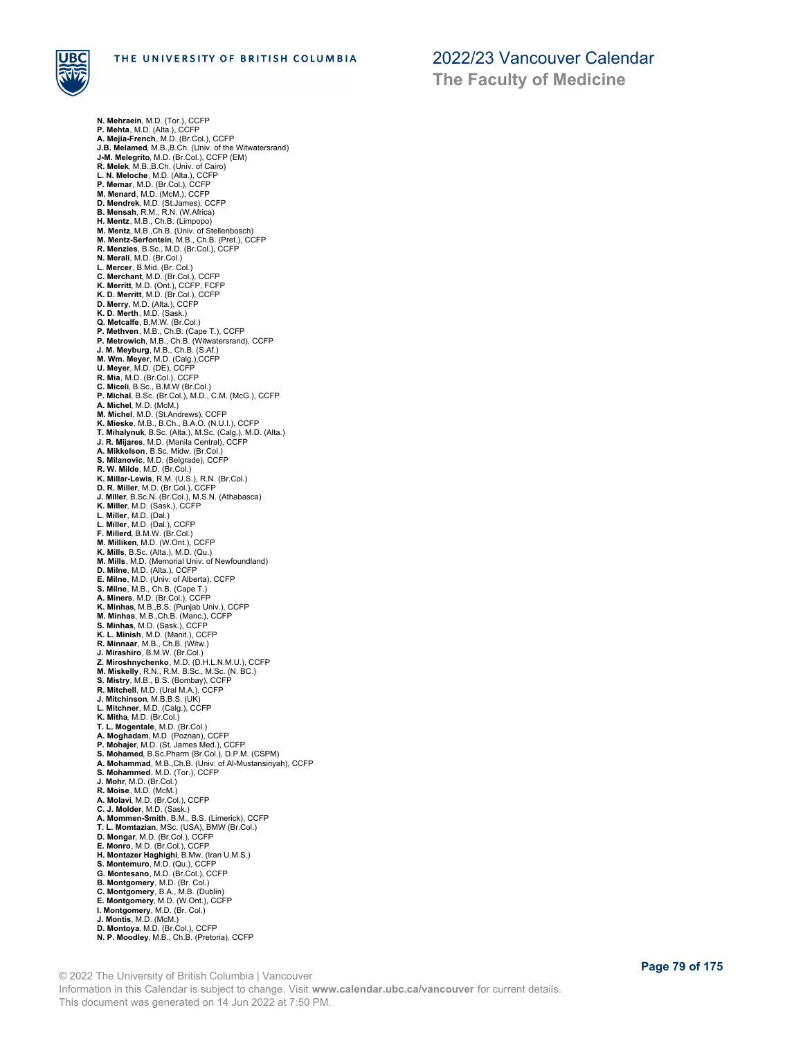**N. Mehraein**, M.D. (Tor.), CCFP
**P. Mehta**, M.D. (Alta.), CCFP
**A. Mejia-French**, M.D. (Br.Col.), CCFP
**J.B. Melamed**, M.B.,B.Ch. (Univ. of the Witwatersrand)
**J-M. Melegrito**, M.D. (Br.Col.), CCFP (EM)
**R. Melek**, M.B.,B.Ch. (Univ. of Cairo)
**L. N. Meloche**, M.D. (Alta.), CCFP
**P. Memar**, M.D. (Br.Col.), CCFP
**M. Menard**, M.D. (McM.), CCFP
**D. Mendrek**, M.D. (St.James), CCFP
**B. Mensah**, R.M., R.N. (W.Africa)
**H. Mentz**, M.B., Ch.B. (Limpopo)
**M. Mentz**, M.B.,Ch.B. (Univ. of Stellenbosch)
**M. Mentz-Serfontein**, M.B., Ch.B. (Pret.), CCFP
**R. Menzies**, B.Sc., M.D. (Br.Col.), CCFP
**N. Merali**, M.D. (Br.Col.)
**L. Mercer**, B.Mid. (Br. Col.)
**C. Merchant**, M.D. (Br.Col.), CCFP
**K. Merritt**, M.D. (Ont.), CCFP, FCFP
**K. D. Merritt**, M.D. (Br.Col.), CCFP
**D. Merry**, M.D. (Alta.), CCFP
**K. D. Merth**, M.D. (Sask.)
**Q. Metcalfe**, B.M.W. (Br.Col.)
**P. Methven**, M.B., Ch.B. (Cape T.), CCFP
**P. Metrowich**, M.B., Ch.B. (Witwatersrand), CCFP
**J. M. Meyburg**, M.B., Ch.B. (S.Af.)
**M. Wm. Meyer**, M.D. (Calg.),CCFP
**U. Meyer**, M.D. (DE), CCFP
**R. Mia**, M.D. (Br.Col.), CCFP
**C. Miceli**, B.Sc., B.M.W (Br.Col.)
**P. Michal**, B.Sc. (Br.Col.), M.D., C.M. (McG.), CCFP
**A. Michel**, M.D. (McM.)
**M. Michel**, M.D. (St.Andrews), CCFP
**K. Mieske**, M.B., B.Ch., B.A.O. (N.U.I.), CCFP
**T. Mihalynuk**, B.Sc. (Alta.), M.Sc. (Calg.), M.D. (Alta.)
**J. R. Mijares**, M.D. (Manila Central), CCFP
**A. Mikkelson**, B.Sc. Midw. (Br.Col.)
**S. Milanovic**, M.D. (Belgrade), CCFP
**R. W. Milde**, M.D. (Br.Col.)
**K. Millar-Lewis**, R.M. (U.S.), R.N. (Br.Col.)
**D. R. Miller**, M.D. (Br.Col.), CCFP
**J. Miller**, B.Sc.N. (Br.Col.), M.S.N. (Athabasca)
**K. Miller**, M.D. (Sask.), CCFP
**L. Miller**, M.D. (Dal.)
**L. Miller**, M.D. (Dal.), CCFP
**F. Millerd**, B.M.W. (Br.Col.)
**M. Milliken**, M.D. (W.Ont.), CCFP
**K. Mills**, B.Sc. (Alta.), M.D. (Qu.)
**M. Mills**, M.D. (Memorial Univ. of Newfoundland)
**D. Milne**, M.D. (Alta.), CCFP
**E. Milne**, M.D. (Univ. of Alberta), CCFP
**S. Milne**, M.B., Ch.B. (Cape T.)
**A. Miners**, M.D. (Br.Col.), CCFP
**K. Minhas**, M.B.,B.S. (Punjab Univ.), CCFP
**M. Minhas**, M.B.,Ch.B. (Manc.), CCFP
**S. Minhas**, M.D. (Sask.), CCFP
**K. L. Minish**, M.D. (Manit.), CCFP
**R. Minnaar**, M.B., Ch.B. (Witw.)
**J. Mirashiro**, B.M.W. (Br.Col.)
**Z. Miroshnychenko**, M.D. (D.H.L.N.M.U.), CCFP
**M. Miskelly**, R.N., R.M. B.Sc., M.Sc. (N. BC.)
**S. Mistry**, M.B., B.S. (Bombay), CCFP
**R. Mitchell**, M.D. (Ural M.A.), CCFP
**J. Mitchinson**, M.B.B.S. (UK)
**L. Mitchner**, M.D. (Calg.), CCFP
**K. Mitha**, M.D. (Br.Col.)
**T. L. Mogentale**, M.D. (Br.Col.)
**A. Moghadam**, M.D. (Poznan), CCFP
**P. Mohajer**, M.D. (St. James Med.), CCFP
**S. Mohamed**, B.Sc.Pharm (Br.Col.), D.P.M. (CSPM)
**A. Mohammad**, M.B.,Ch.B. (Univ. of Al-Mustansiriyah), CCFP
**S. Mohammed**, M.D. (Tor.), CCFP
**J. Mohr**, M.D. (Br.Col.)
**R. Moise**, M.D. (McM.)
**A. Molavi**, M.D. (Br.Col.), CCFP
**C. J. Molder**, M.D. (Sask.)
**A. Mommen-Smith**, B.M., B.S. (Limerick), CCFP
**T. L. Momtazian**, MSc. (USA), BMW (Br.Col.)
**D. Mongar**, M.D. (Br.Col.), CCFP
**E. Monro**, M.D. (Br.Col.), CCFP
**H. Montazer Haghighi**, B.Mw. (Iran U.M.S.)
**S. Montemuro**, M.D. (Qu.), CCFP
**G. Montesano**, M.D. (Br.Col.), CCFP
**B. Montgomery**, M.D. (Br. Col.)
**C. Montgomery**, B.A., M.B. (Dublin)
**E. Montgomery**, M.D. (W.Ont.), CCFP
**I. Montgomery**, M.D. (Br. Col.)
**J. Montis**, M.D. (McM.)
**D. Montoya**, M.D. (Br.Col.), CCFP
**N. P. Moodley**, M.B., Ch.B. (Pretoria), CCFP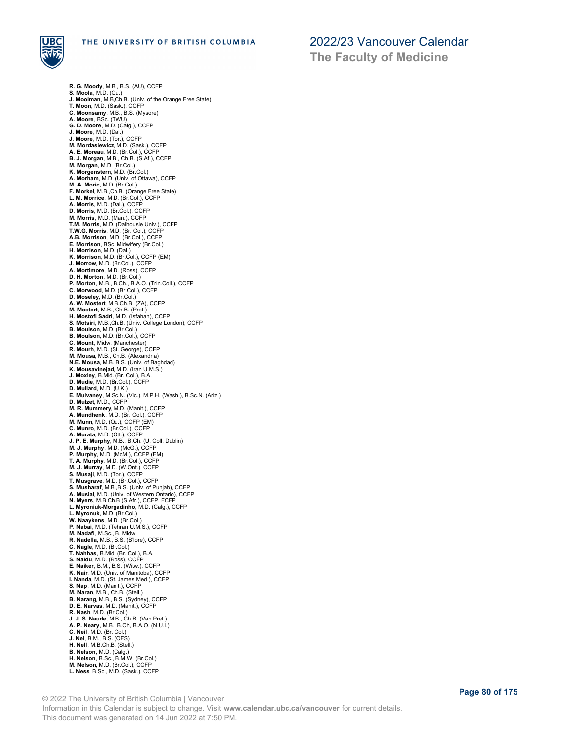**R. G. Moody**, M.B., B.S. (AU), CCFP  
**S. Moola**, M.D. (Qu.)  
**J. Moolman**, M.B,Ch.B. (Univ. of the Orange Free State)  
**T. Moon**, M.D. (Sask.), CCFP  
**C. Moonsamy**, M.B., B.S. (Mysore)  
**A. Moore**, BSc. (TWU)  
**G. D. Moore**, M.D. (Calg.), CCFP  
**J. Moore**, M.D. (Dal.)  
**J. Moore**, M.D. (Tor.), CCFP  
**M. Mordasiewicz**, M.D. (Sask.), CCFP  
**A. E. Moreau**, M.D. (Br.Col.), CCFP  
**B. J. Morgan**, M.B., Ch.B. (S.Af.), CCFP  
**M. Morgan**, M.D. (Br.Col.)  
**K. Morgenstern**, M.D. (Br.Col.)  
**A. Morham**, M.D. (Univ. of Ottawa), CCFP  
**M. A. Moric**, M.D. (Br.Col.)  
**F. Morkel**, M.B.,Ch.B. (Orange Free State)  
**L. M. Morrice**, M.D. (Br.Col.), CCFP  
**A. Morris**, M.D. (Dal.), CCFP  
**D. Morris**, M.D. (Br.Col.), CCFP  
**M. Morris**, M.D. (Man.), CCFP  
**T.M. Morris**, M.D. (Dalhousie Univ.), CCFP  
**T.W.G. Morris**, M.D. (Br. Col.), CCFP  
**A.B. Morrison**, M.D. (Br.Col.), CCFP  
**E. Morrison**, BSc. Midwifery (Br.Col.)  
**H. Morrison**, M.D. (Dal.)  
**K. Morrison**, M.D. (Br.Col.), CCFP (EM)  
**J. Morrow**, M.D. (Br.Col.), CCFP  
**A. Mortimore**, M.D. (Ross), CCFP  
**D. H. Morton**, M.D. (Br.Col.)  
**P. Morton**, M.B., B.Ch., B.A.O. (Trin.Coll.), CCFP  
**C. Morwood**, M.D. (Br.Col.), CCFP  
**D. Moseley**, M.D. (Br.Col.)  
**A. W. Mostert**, M.B.Ch.B. (ZA), CCFP  
**M. Mostert**, M.B., Ch.B. (Pret.)  
**H. Mostofi Sadri**, M.D. (Isfahan), CCFP  
**S. Motsiri**, M.B.,Ch.B. (Univ. College London), CCFP  
**B. Moulson**, M.D. (Br.Col.)  
**B. Moulson**, M.D. (Br.Col.), CCFP  
**C. Mount**, Midw. (Manchester)  
**R. Mourh**, M.D. (St. George), CCFP  
**M. Mousa**, M.B., Ch.B. (Alexandria)  
**N.E. Mousa**, M.B.,B.S. (Univ. of Baghdad)  
**K. Mousavinejad**, M.D. (Iran U.M.S.)  
**J. Moxley**, B.Mid. (Br. Col.), B.A.  
**D. Mudie**, M.D. (Br.Col.), CCFP  
**D. Mullard**, M.D. (U.K.)  
**E. Mulvaney**, M.Sc.N. (Vic.), M.P.H. (Wash.), B.Sc.N. (Ariz.)  
**D. Mulzet**, M.D., CCFP  
**M. R. Mummery**, M.D. (Manit.), CCFP  
**A. Mundhenk**, M.D. (Br. Col.), CCFP  
**M. Munn**, M.D. (Qu.), CCFP (EM)  
**C. Munro**, M.D. (Br.Col.), CCFP  
**A. Murata**, M.D. (Ott.), CCFP  
**J. P. E. Murphy**, M.B., B.Ch. (U. Coll. Dublin)  
**M. J. Murphy**, M.D. (McG.), CCFP  
**P. Murphy**, M.D. (McM.), CCFP (EM)  
**T. A. Murphy**, M.D. (Br.Col.), CCFP  
**M. J. Murray**, M.D. (W.Ont.), CCFP  
**S. Musaji**, M.D. (Tor.), CCFP  
**T. Musgrave**, M.D. (Br.Col.), CCFP  
**S. Musharaf**, M.B.,B.S. (Univ. of Punjab), CCFP  
**A. Musial**, M.D. (Univ. of Western Ontario), CCFP  
**N. Myers**, M.B.Ch.B (S.Afr.), CCFP, FCFP  
**L. Myroniuk-Morgadinho**, M.D. (Calg.), CCFP  
**L. Myronuk**, M.D. (Br.Col.)  
**W. Naaykens**, M.D. (Br.Col.)  
**P. Nabai**, M.D. (Tehran U.M.S.), CCFP  
**M. Nadafi**, M.Sc., B. Midw  
**R. Nadella**, M.B., B.S. (B'lore), CCFP  
**C. Nagle**, M.D. (Br.Col.)  
**T. Nahhas**, B.Mid. (Br. Col.), B.A.  
**S. Naidu**, M.D. (Ross), CCFP  
**E. Naiker**, B.M., B.S. (Witw.), CCFP  
**K. Nair**, M.D. (Univ. of Manitoba), CCFP  
**I. Nanda**, M.D. (St. James Med.), CCFP  
**S. Nap**, M.D. (Manit.), CCFP  
**M. Naran**, M.B., Ch.B. (Stell.)  
**B. Narang**, M.B., B.S. (Sydney), CCFP  
**D. E. Narvas**, M.D. (Manit.), CCFP  
**R. Nash**, M.D. (Br.Col.)  
**J. J. S. Naude**, M.B., Ch.B. (Van.Pret.)  
**A. P. Neary**, M.B., B.Ch, B.A.O. (N.U.I.)  
**C. Neil**, M.D. (Br. Col.)  
**J. Nel**, B.M., B.S. (OFS)  
**H. Nell**, M.B.Ch.B. (Stell.)  
**B. Nelson**, M.D. (Calg.)  
**H. Nelson**, B.Sc., B.M.W. (Br.Col.)  
**M. Nelson**, M.D. (Br.Col.), CCFP  
**L. Ness**, B.Sc., M.D. (Sask.), CCFP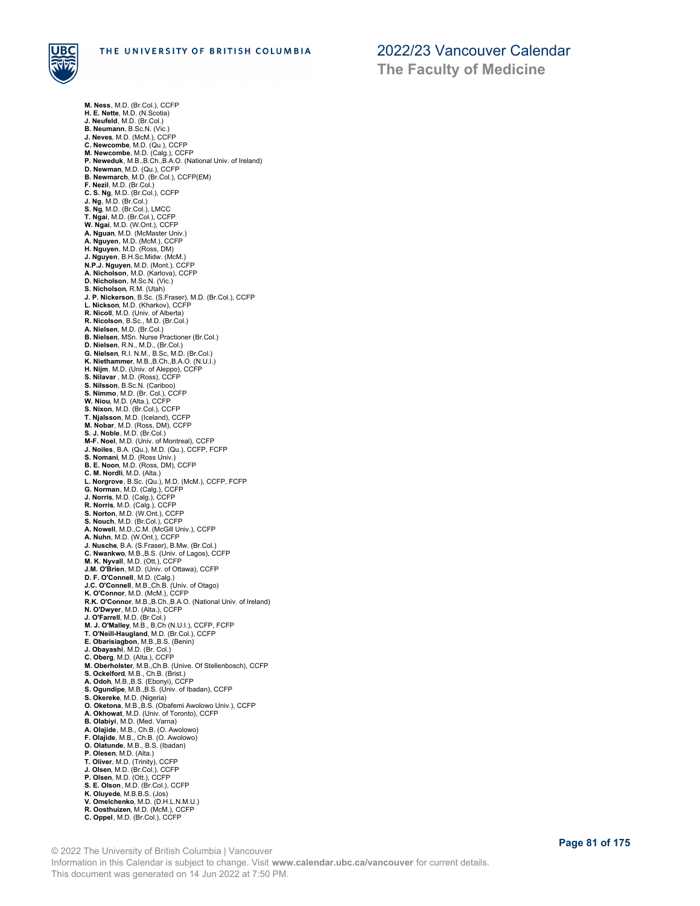**M. Ness**, M.D. (Br.Col.), CCFP
**H. E. Nette**, M.D. (N.Scotia)
**J. Neufeld**, M.D. (Br.Col.)
**B. Neumann**, B.Sc.N. (Vic.)
**J. Neves**, M.D. (McM.), CCFP
**C. Newcombe**, M.D. (Qu.), CCFP
**M. Newcombe**, M.D. (Calg.), CCFP
**P. Neweduk**, M.B.,B.Ch.,B.A.O. (National Univ. of Ireland)
**D. Newman**, M.D. (Qu.), CCFP
**B. Newmarch**, M.D. (Br.Col.), CCFP(EM)
**F. Nezil**, M.D. (Br.Col.)
**C. S. Ng**, M.D. (Br.Col.), CCFP
**J. Ng**, M.D. (Br.Col.)
**S. Ng**, M.D. (Br.Col.), LMCC
**T. Ngai**, M.D. (Br.Col.), CCFP
**W. Ngai**, M.D. (W.Ont.), CCFP
**A. Nguan**, M.D. (McMaster Univ.)
**A. Nguyen**, M.D. (McM.), CCFP
**H. Nguyen**, M.D. (Ross, DM)
**J. Nguyen**, B.H.Sc.Midw. (McM.)
**N.P.J. Nguyen**, M.D. (Mont.), CCFP
**A. Nicholson**, M.D. (Karlova), CCFP
**D. Nicholson**, M.Sc.N. (Vic.)
**S. Nicholson**, R.M. (Utah)
**J. P. Nickerson**, B.Sc. (S.Fraser), M.D. (Br.Col.), CCFP
**L. Nickson**, M.D. (Kharkov), CCFP
**R. Nicoll**, M.D. (Univ. of Alberta)
**R. Nicolson**, B.Sc., M.D. (Br.Col.)
**A. Nielsen**, M.D. (Br.Col.)
**B. Nielsen**, MSn. Nurse Practioner (Br.Col.)
**D. Nielsen**, R.N., M.D., (Br.Col.)
**G. Nielsen**, R.I. N.M., B.Sc, M.D. (Br.Col.)
**K. Niethammer**, M.B.,B.Ch.,B.A.O. (N.U.I.)
**H. Nijm**, M.D. (Univ. of Aleppo), CCFP
**S. Nilavar** , M.D. (Ross), CCFP
**S. Nilsson**, B.Sc.N. (Cariboo)
**S. Nimmo**, M.D. (Br. Col.), CCFP
**W. Niou**, M.D. (Alta.), CCFP
**S. Nixon**, M.D. (Br.Col.), CCFP
**T. Njalsson**, M.D. (Iceland), CCFP
**M. Nobar**, M.D. (Ross, DM), CCFP
**S. J. Noble**, M.D. (Br.Col.)
**M-F. Noel**, M.D. (Univ. of Montreal), CCFP
**J. Noiles**, B.A. (Qu.), M.D. (Qu.), CCFP, FCFP
**S. Nomani**, M.D. (Ross Univ.)
**B. E. Noon**, M.D. (Ross, DM), CCFP
**C. M. Nordli**, M.D. (Alta.)
**L. Norgrove**, B.Sc. (Qu.), M.D. (McM.), CCFP, FCFP
**G. Norman**, M.D. (Calg.), CCFP
**J. Norris**, M.D. (Calg.), CCFP
**R. Norris**, M.D. (Calg.), CCFP
**S. Norton**, M.D. (W.Ont.), CCFP
**S. Nouch**, M.D. (Br.Col.), CCFP
**A. Nowell**, M.D.,C.M. (McGill Univ.), CCFP
**A. Nuhn**, M.D. (W.Ont.), CCFP
**J. Nusche**, B.A. (S.Fraser), B.Mw. (Br.Col.)
**C. Nwankwo**, M.B.,B.S. (Univ. of Lagos), CCFP
**M. K. Nyvall**, M.D. (Ott.), CCFP
**J.M. O'Brien**, M.D. (Univ. of Ottawa), CCFP
**D. F. O'Connell**, M.D. (Calg.)
**J.C. O'Connell**, M.B.,Ch.B. (Univ. of Otago)
**K. O'Connor**, M.D. (McM.), CCFP
**R.K. O'Connor**, M.B.,B.Ch.,B.A.O. (National Univ. of Ireland)
**N. O'Dwyer**, M.D. (Alta.), CCFP
**J. O'Farrell**, M.D. (Br.Col.)
**M. J. O'Malley**, M.B., B.Ch (N.U.I.), CCFP, FCFP
**T. O'Neill-Haugland**, M.D. (Br.Col.), CCFP
**E. Obarisiagbon**, M.B.,B.S. (Benin)
**J. Obayashi**, M.D. (Br. Col.)
**C. Oberg**, M.D. (Alta.), CCFP
**M. Oberholster**, M.B.,Ch.B. (Unive. Of Stellenbosch), CCFP
**S. Ockelford**, M.B., Ch.B. (Brist.)
**A. Odoh**, M.B.,B.S. (Ebonyi), CCFP
**S. Ogundipe**, M.B.,B.S. (Univ. of Ibadan), CCFP
**S. Okereke**, M.D. (Nigeria)
**O. Oketona**, M.B.,B.S. (Obafemi Awolowo Univ.), CCFP
**A. Okhowat**, M.D. (Univ. of Toronto), CCFP
**B. Olabiyi**, M.D. (Med. Varna)
**A. Olajide**, M.B., Ch.B. (O. Awolowo)
**F. Olajide**, M.B., Ch.B. (O. Awolowo)
**O. Olatunde**, M.B., B.S. (Ibadan)
**P. Olesen**, M.D. (Alta.)
**T. Oliver**, M.D. (Trinity), CCFP
**J. Olsen**, M.D. (Br.Col.), CCFP
**P. Olsen**, M.D. (Ott.), CCFP
**S. E. Olson**, M.D. (Br.Col.), CCFP
**K. Oluyede**, M.B.B.S. (Jos)
**V. Omelchenko**, M.D. (D.H.L.N.M.U.)
**R. Oosthuizen**, M.D. (McM.), CCFP
**C. Oppel**, M.D. (Br.Col.), CCFP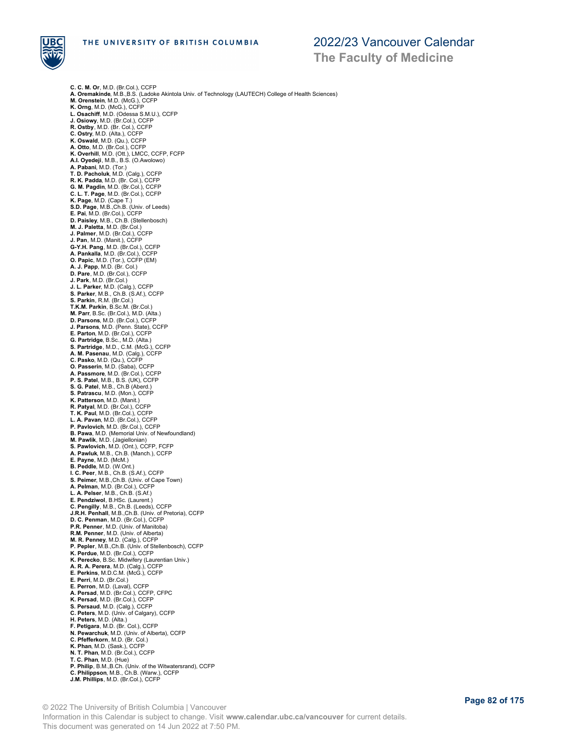**C. C. M. Or**, M.D. (Br.Col.), CCFP
**A. Oremakinde**, M.B.,B.S. (Ladoke Akintola Univ. of Technology (LAUTECH) College of Health Sciences)
**M. Orenstein**, M.D. (McG.), CCFP
**K. Orng**, M.D. (McG.), CCFP
**L. Osachiff**, M.D. (Odessa S.M.U.), CCFP
**J. Osiowy**, M.D. (Br.Col.), CCFP
**R. Ostby**, M.D. (Br. Col.), CCFP
**C. Ostry**, M.D. (Alta.), CCFP
**K. Oswald**, M.D. (Qu.), CCFP
**A. Otto**, M.D. (Br.Col.), CCFP
**K. Overhill**, M.D. (Ott.), LMCC, CCFP, FCFP
**A.I. Oyedeji**, M.B., B.S. (O.Awolowo)
**A. Pabani**, M.D. (Tor.)
**T. D. Pacholuk**, M.D. (Calg.), CCFP
**R. K. Padda**, M.D. (Br. Col.), CCFP
**G. M. Pagdin**, M.D. (Br.Col.), CCFP
**C. L. T. Page**, M.D. (Br.Col.), CCFP
**K. Page**, M.D. (Cape T.)
**S.D. Page**, M.B.,Ch.B. (Univ. of Leeds)
**E. Pai**, M.D. (Br.Col.), CCFP
**D. Paisley**, M.B., Ch.B. (Stellenbosch)
**M. J. Paletta**, M.D. (Br.Col.)
**J. Palmer**, M.D. (Br.Col.), CCFP
**J. Pan**, M.D. (Manit.), CCFP
**G-Y.H. Pang**, M.D. (Br.Col.), CCFP
**A. Pankalla**, M.D. (Br.Col.), CCFP
**O. Papic**, M.D. (Tor.), CCFP (EM)
**A. J. Papp**, M.D. (Br. Col.)
**D. Pare**, M.D. (Br.Col.), CCFP
**J. Park**, M.D. (Br.Col.)
**J. L. Parker**, M.D. (Calg.), CCFP
**S. Parker**, M.B., Ch.B. (S.Af.), CCFP
**S. Parkin**, R.M. (Br.Col.)
**T.K.M. Parkin**, B.Sc.M. (Br.Col.)
**M. Parr**, B.Sc. (Br.Col.), M.D. (Alta.)
**D. Parsons**, M.D. (Br.Col.), CCFP
**J. Parsons**, M.D. (Penn. State), CCFP
**E. Parton**, M.D. (Br.Col.), CCFP
**G. Partridge**, B.Sc., M.D. (Alta.)
**S. Partridge**, M.D., C.M. (McG.), CCFP
**A. M. Pasenau**, M.D. (Calg.), CCFP
**C. Pasko**, M.D. (Qu.), CCFP
**O. Passerin**, M.D. (Saba), CCFP
**A. Passmore**, M.D. (Br.Col.), CCFP
**P. S. Patel**, M.B., B.S. (UK), CCFP
**S. G. Patel**, M.B., Ch.B (Aberd.)
**S. Patrascu**, M.D. (Mon.), CCFP
**K. Patterson**, M.D. (Manit.)
**R. Patyal**, M.D. (Br.Col.), CCFP
**T. K. Paul**, M.D. (Br.Col.), CCFP
**L. A. Pavan**, M.D. (Br.Col.), CCFP
**P. Pavlovich**, M.D. (Br.Col.), CCFP
**B. Pawa**, M.D. (Memorial Univ. of Newfoundland)
**M. Pawlik**, M.D. (Jagiellonian)
**S. Pawlovich**, M.D. (Ont.), CCFP, FCFP
**A. Pawluk**, M.B., Ch.B. (Manch.), CCFP
**E. Payne**, M.D. (McM.)
**B. Peddle**, M.D. (W.Ont.)
**I. C. Peer**, M.B., Ch.B. (S.Af.), CCFP
**S. Peimer**, M.B.,Ch.B. (Univ. of Cape Town)
**A. Pelman**, M.D. (Br.Col.), CCFP
**L. A. Pelser**, M.B., Ch.B. (S.Af.)
**E. Pendziwol**, B.HSc. (Laurent.)
**C. Pengilly**, M.B., Ch.B. (Leeds), CCFP
**J.R.H. Penhall**, M.B.,Ch.B. (Univ. of Pretoria), CCFP
**D. C. Penman**, M.D. (Br.Col.), CCFP
**P.R. Penner**, M.D. (Univ. of Manitoba)
**R.M. Penner**, M.D. (Univ. of Alberta)
**M. R. Penney**, M.D. (Calg.), CCFP
**P. Pepler**, M.B.,Ch.B. (Univ. of Stellenbosch), CCFP
**K. Perdue**, M.D. (Br.Col.), CCFP
**K. Perecko**, B.Sc. Midwifery (Laurentian Univ.)
**A. R. A. Perera**, M.D. (Calg.), CCFP
**E. Perkins**, M.D.C.M. (McG.), CCFP
**E. Perri**, M.D. (Br.Col.)
**E. Perron**, M.D. (Laval), CCFP
**A. Persad**, M.D. (Br.Col.), CCFP, CFPC
**K. Persad**, M.D. (Br.Col.), CCFP
**S. Persaud**, M.D. (Calg.), CCFP
**C. Peters**, M.D. (Univ. of Calgary), CCFP
**H. Peters**, M.D. (Alta.)
**F. Petigara**, M.D. (Br. Col.), CCFP
**N. Pewarchuk**, M.D. (Univ. of Alberta), CCFP
**C. Pfefferkorn**, M.D. (Br. Col.)
**K. Phan**, M.D. (Sask.), CCFP
**N. T. Phan**, M.D. (Br.Col.), CCFP
**T. C. Phan**, M.D. (Hue)
**P. Philip**, B.M.,B.Ch. (Univ. of the Witwatersrand), CCFP
**C. Philippson**, M.B., Ch.B. (Warw.), CCFP
**J.M. Phillips**, M.D. (Br.Col.), CCFP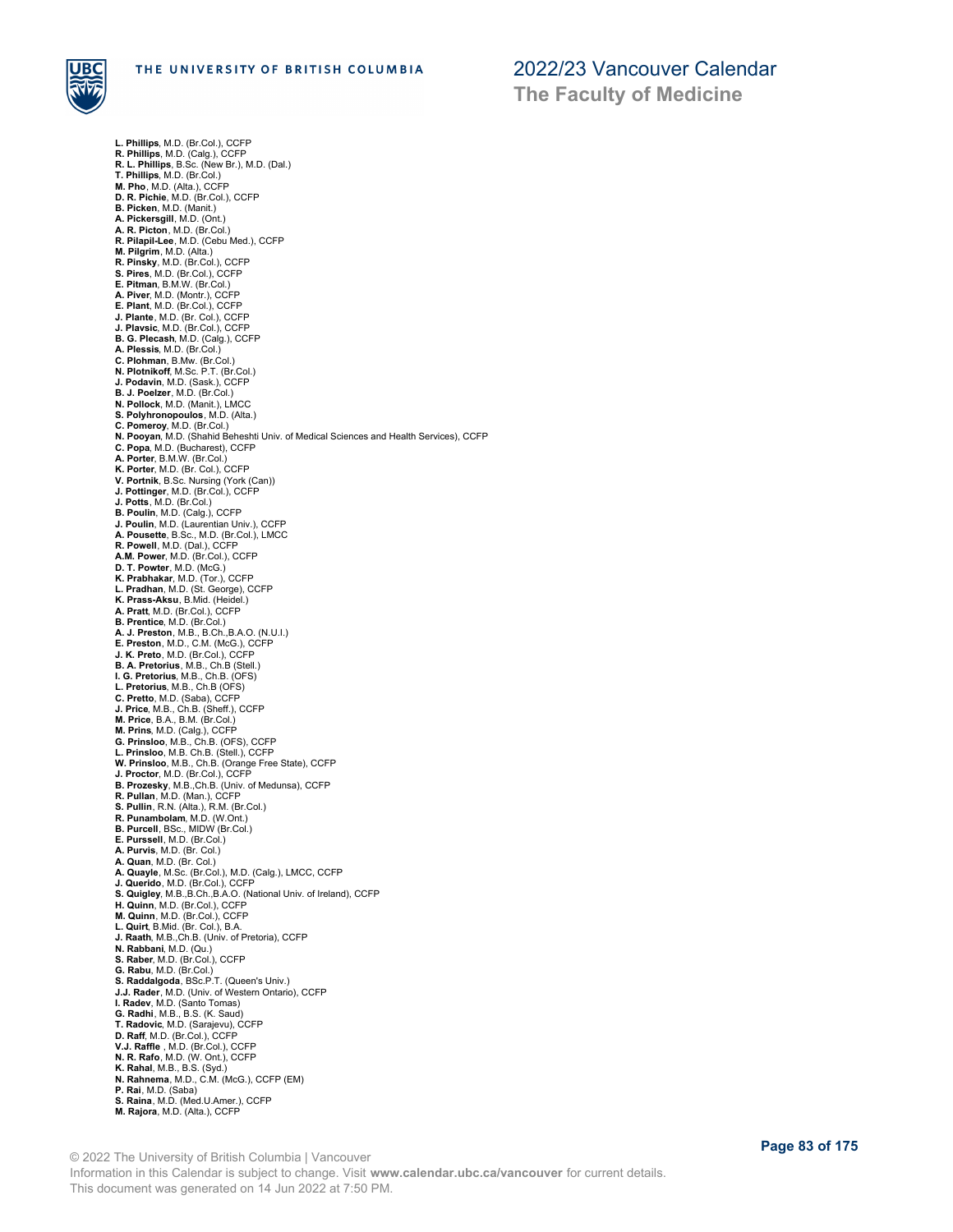**L. Phillips**, M.D. (Br.Col.), CCFP
**R. Phillips**, M.D. (Calg.), CCFP
**R. L. Phillips**, B.Sc. (New Br.), M.D. (Dal.)
**T. Phillips**, M.D. (Br.Col.)
**M. Pho**, M.D. (Alta.), CCFP
**D. R. Pichie**, M.D. (Br.Col.), CCFP
**B. Picken**, M.D. (Manit.)
**A. Pickersgill**, M.D. (Ont.)
**A. R. Picton**, M.D. (Br.Col.)
**R. Pilapil-Lee**, M.D. (Cebu Med.), CCFP
**M. Pilgrim**, M.D. (Alta.)
**R. Pinsky**, M.D. (Br.Col.), CCFP
**S. Pires**, M.D. (Br.Col.), CCFP
**E. Pitman**, B.M.W. (Br.Col.)
**A. Piver**, M.D. (Montr.), CCFP
**E. Plant**, M.D. (Br.Col.), CCFP
**J. Plante**, M.D. (Br. Col.), CCFP
**J. Plavsic**, M.D. (Br.Col.), CCFP
**B. G. Plecash**, M.D. (Calg.), CCFP
**A. Plessis**, M.D. (Br.Col.)
**C. Plohman**, B.Mw. (Br.Col.)
**N. Plotnikoff**, M.Sc. P.T. (Br.Col.)
**J. Podavin**, M.D. (Sask.), CCFP
**B. J. Poelzer**, M.D. (Br.Col.)
**N. Pollock**, M.D. (Manit.), LMCC
**S. Polyhronopoulos**, M.D. (Alta.)
**C. Pomeroy**, M.D. (Br.Col.)
**N. Pooyan**, M.D. (Shahid Beheshti Univ. of Medical Sciences and Health Services), CCFP
**C. Popa**, M.D. (Bucharest), CCFP
**A. Porter**, B.M.W. (Br.Col.)
**K. Porter**, M.D. (Br. Col.), CCFP
**V. Portnik**, B.Sc. Nursing (York (Can))
**J. Pottinger**, M.D. (Br.Col.), CCFP
**J. Potts**, M.D. (Br.Col.)
**B. Poulin**, M.D. (Calg.), CCFP
**J. Poulin**, M.D. (Laurentian Univ.), CCFP
**A. Pousette**, B.Sc., M.D. (Br.Col.), LMCC
**R. Powell**, M.D. (Dal.), CCFP
**A.M. Power**, M.D. (Br.Col.), CCFP
**D. T. Powter**, M.D. (McG.)
**K. Prabhakar**, M.D. (Tor.), CCFP
**L. Pradhan**, M.D. (St. George), CCFP
**K. Prass-Aksu**, B.Mid. (Heidel.)
**A. Pratt**, M.D. (Br.Col.), CCFP
**B. Prentice**, M.D. (Br.Col.)
**A. J. Preston**, M.B., B.Ch.,B.A.O. (N.U.I.)
**E. Preston**, M.D., C.M. (McG.), CCFP
**J. K. Preto**, M.D. (Br.Col.), CCFP
**B. A. Pretorius**, M.B., Ch.B (Stell.)
**I. G. Pretorius**, M.B., Ch.B. (OFS)
**L. Pretorius**, M.B., Ch.B (OFS)
**C. Pretto**, M.D. (Saba), CCFP
**J. Price**, M.B., Ch.B. (Sheff.), CCFP
**M. Price**, B.A., B.M. (Br.Col.)
**M. Prins**, M.D. (Calg.), CCFP
**G. Prinsloo**, M.B., Ch.B. (OFS), CCFP
**L. Prinsloo**, M.B. Ch.B. (Stell.), CCFP
**W. Prinsloo**, M.B., Ch.B. (Orange Free State), CCFP
**J. Proctor**, M.D. (Br.Col.), CCFP
**B. Prozesky**, M.B.,Ch.B. (Univ. of Medunsa), CCFP
**R. Pullan**, M.D. (Man.), CCFP
**S. Pullin**, R.N. (Alta.), R.M. (Br.Col.)
**R. Punambolam**, M.D. (W.Ont.)
**B. Purcell**, BSc., MIDW (Br.Col.)
**E. Purssell**, M.D. (Br.Col.)
**A. Purvis**, M.D. (Br. Col.)
**A. Quan**, M.D. (Br. Col.)
**A. Quayle**, M.Sc. (Br.Col.), M.D. (Calg.), LMCC, CCFP
**J. Querido**, M.D. (Br.Col.), CCFP
**S. Quigley**, M.B.,B.Ch.,B.A.O. (National Univ. of Ireland), CCFP
**H. Quinn**, M.D. (Br.Col.), CCFP
**M. Quinn**, M.D. (Br.Col.), CCFP
**L. Quirt**, B.Mid. (Br. Col.), B.A.
**J. Raath**, M.B.,Ch.B. (Univ. of Pretoria), CCFP
**N. Rabbani**, M.D. (Qu.)
**S. Raber**, M.D. (Br.Col.), CCFP
**G. Rabu**, M.D. (Br.Col.)
**S. Raddalgoda**, BSc.P.T. (Queen's Univ.)
**J.J. Rader**, M.D. (Univ. of Western Ontario), CCFP
**I. Radev**, M.D. (Santo Tomas)
**G. Radhi**, M.B., B.S. (K. Saud)
**T. Radovic**, M.D. (Sarajevu), CCFP
**D. Raff**, M.D. (Br.Col.), CCFP
**V.J. Raffle** , M.D. (Br.Col.), CCFP
**N. R. Rafo**, M.D. (W. Ont.), CCFP
**K. Rahal**, M.B., B.S. (Syd.)
**N. Rahnema**, M.D., C.M. (McG.), CCFP (EM)
**P. Rai**, M.D. (Saba)
**S. Raina**, M.D. (Med.U.Amer.), CCFP
**M. Rajora**, M.D. (Alta.), CCFP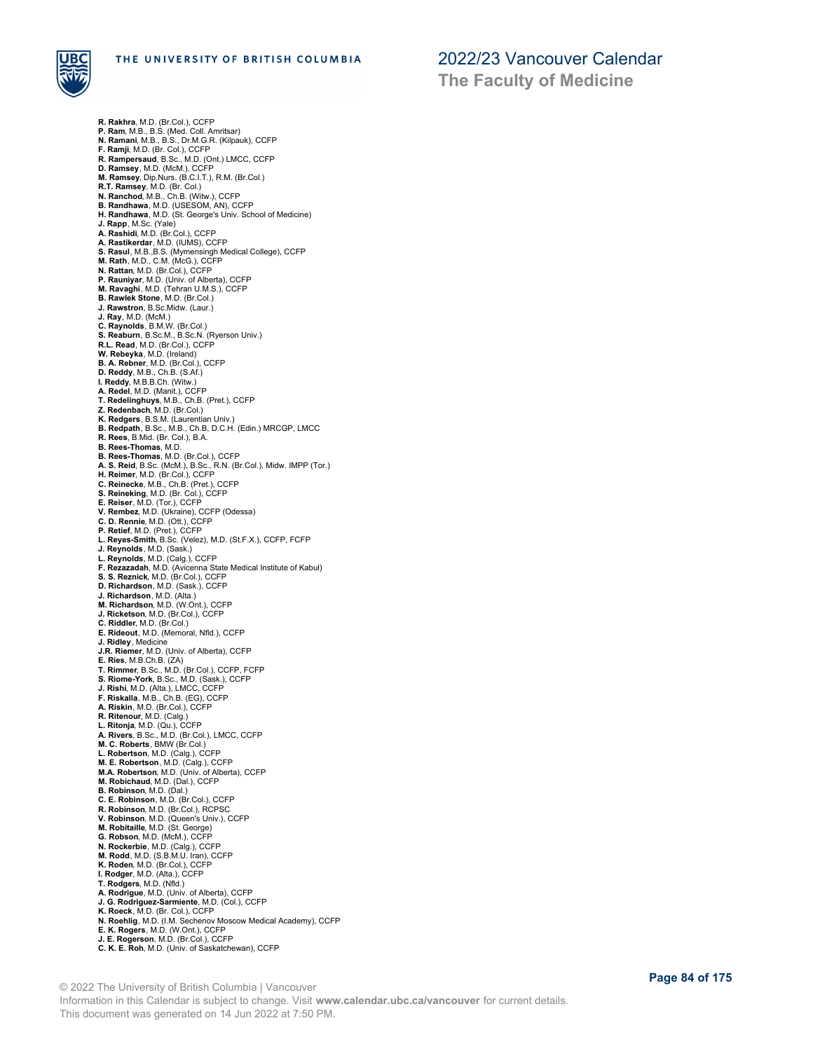**R. Rakhra**, M.D. (Br.Col.), CCFP
**P. Ram**, M.B., B.S. (Med. Coll. Amritsar)
**N. Ramani**, M.B., B.S., Dr.M.G.R. (Kilpauk), CCFP
**F. Ramji**, M.D. (Br. Col.), CCFP
**R. Rampersaud**, B.Sc., M.D. (Ont.) LMCC, CCFP
**D. Ramsey**, M.D. (McM.), CCFP
**M. Ramsey**, Dip.Nurs. (B.C.I.T.), R.M. (Br.Col.)
**R.T. Ramsey**, M.D. (Br. Col.)
**N. Ranchod**, M.B., Ch.B. (Witw.), CCFP
**B. Randhawa**, M.D. (USESOM, AN), CCFP
**H. Randhawa**, M.D. (St. George's Univ. School of Medicine)
**J. Rapp**, M.Sc. (Yale)
**A. Rashidi**, M.D. (Br.Col.), CCFP
**A. Rastikerdar**, M.D. (IUMS), CCFP
**S. Rasul**, M.B.,B.S. (Mymensingh Medical College), CCFP
**M. Rath**, M.D., C.M. (McG.), CCFP
**N. Rattan**, M.D. (Br.Col.), CCFP
**P. Rauniyar**, M.D. (Univ. of Alberta), CCFP
**M. Ravaghi**, M.D. (Tehran U.M.S.), CCFP
**B. Rawlek Stone**, M.D. (Br.Col.)
**J. Rawstron**, B.Sc.Midw. (Laur.)
**J. Ray**, M.D. (McM.)
**C. Raynolds**, B.M.W. (Br.Col.)
**S. Reaburn**, B.Sc.M., B.Sc.N. (Ryerson Univ.)
**R.L. Read**, M.D. (Br.Col.), CCFP
**W. Rebeyka**, M.D. (Ireland)
**B. A. Rebner**, M.D. (Br.Col.), CCFP
**D. Reddy**, M.B., Ch.B. (S.Af.)
**I. Reddy**, M.B.B.Ch. (Witw.)
**A. Redel**, M.D. (Manit.), CCFP
**T. Redelinghuys**, M.B., Ch.B. (Pret.), CCFP
**Z. Redenbach**, M.D. (Br.Col.)
**K. Redgers**, B.S.M. (Laurentian Univ.)
**B. Redpath**, B.Sc., M.B., Ch.B, D.C.H. (Edin.) MRCGP, LMCC
**R. Rees**, B.Mid. (Br. Col.), B.A.
**B. Rees-Thomas**, M.D.
**B. Rees-Thomas**, M.D. (Br.Col.), CCFP
**A. S. Reid**, B.Sc. (McM.), B.Sc., R.N. (Br.Col.), Midw. IMPP (Tor.)
**H. Reimer**, M.D. (Br.Col.), CCFP
**C. Reinecke**, M.B., Ch.B. (Pret.), CCFP
**S. Reineking**, M.D. (Br. Col.), CCFP
**E. Reiser**, M.D. (Tor.), CCFP
**V. Rembez**, M.D. (Ukraine), CCFP (Odessa)
**C. D. Rennie**, M.D. (Ott.), CCFP
**P. Retief**, M.D. (Pret.), CCFP
**L. Reyes-Smith**, B.Sc. (Velez), M.D. (St.F.X.), CCFP, FCFP
**J. Reynolds**, M.D. (Sask.)
**L. Reynolds**, M.D. (Calg.), CCFP
**F. Rezazadah**, M.D. (Avicenna State Medical Institute of Kabul)
**S. S. Reznick**, M.D. (Br.Col.), CCFP
**D. Richardson**, M.D. (Sask.), CCFP
**J. Richardson**, M.D. (Alta.)
**M. Richardson**, M.D. (W.Ont.), CCFP
**J. Ricketson**, M.D. (Br.Col.), CCFP
**C. Riddler**, M.D. (Br.Col.)
**E. Rideout**, M.D. (Memoral, Nfld.), CCFP
**J. Ridley**, Medicine
**J.R. Riemer**, M.D. (Univ. of Alberta), CCFP
**E. Ries**, M.B.Ch.B. (ZA)
**T. Rimmer**, B.Sc., M.D. (Br.Col.), CCFP, FCFP
**S. Riome-York**, B.Sc., M.D. (Sask.), CCFP
**J. Rishi**, M.D. (Alta.), LMCC, CCFP
**F. Riskalla**, M.B., Ch.B. (EG), CCFP
**A. Riskin**, M.D. (Br.Col.), CCFP
**R. Ritenour**, M.D. (Calg.)
**L. Ritonja**, M.D. (Qu.), CCFP
**A. Rivers**, B.Sc., M.D. (Br.Col.), LMCC, CCFP
**M. C. Roberts**, BMW (Br.Col.)
**L. Robertson**, M.D. (Calg.), CCFP
**M. E. Robertson**, M.D. (Calg.), CCFP
**M.A. Robertson**, M.D. (Univ. of Alberta), CCFP
**M. Robichaud**, M.D. (Dal.), CCFP
**B. Robinson**, M.D. (Dal.)
**C. E. Robinson**, M.D. (Br.Col.), CCFP
**R. Robinson**, M.D. (Br.Col.), RCPSC
**V. Robinson**, M.D. (Queen's Univ.), CCFP
**M. Robitaille**, M.D. (St. George)
**G. Robson**, M.D. (McM.), CCFP
**N. Rockerbie**, M.D. (Calg.), CCFP
**M. Rodd**, M.D. (S.B.M.U. Iran), CCFP
**K. Roden**, M.D. (Br.Col.), CCFP
**I. Rodger**, M.D. (Alta.), CCFP
**T. Rodgers**, M.D. (Nfld.)
**A. Rodrigue**, M.D. (Univ. of Alberta), CCFP
**J. G. Rodriguez-Sarmiente**, M.D. (Col.), CCFP
**K. Roeck**, M.D. (Br. Col.), CCFP
**N. Roehlig**, M.D. (I.M. Sechenov Moscow Medical Academy), CCFP
**E. K. Rogers**, M.D. (W.Ont.), CCFP
**J. E. Rogerson**, M.D. (Br.Col.), CCFP
**C. K. E. Roh**, M.D. (Univ. of Saskatchewan), CCFP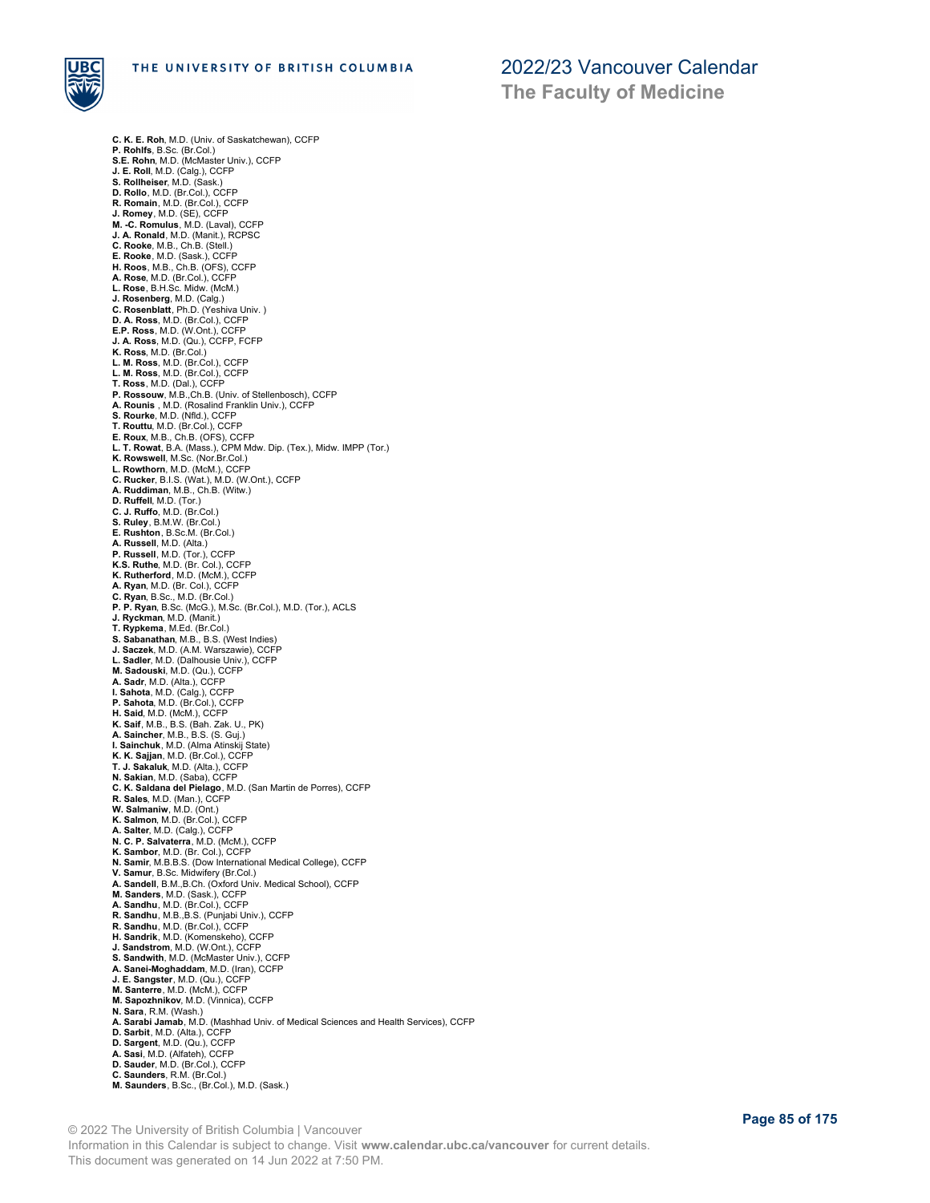**C. K. E. Roh**, M.D. (Univ. of Saskatchewan), CCFP
**P. Rohlfs**, B.Sc. (Br.Col.)
**S.E. Rohn**, M.D. (McMaster Univ.), CCFP
**J. E. Roll**, M.D. (Calg.), CCFP
**S. Rollheiser**, M.D. (Sask.)
**D. Rollo**, M.D. (Br.Col.), CCFP
**R. Romain**, M.D. (Br.Col.), CCFP
**J. Romey**, M.D. (SE), CCFP
**M. -C. Romulus**, M.D. (Laval), CCFP
**J. A. Ronald**, M.D. (Manit.), RCPSC
**C. Rooke**, M.B., Ch.B. (Stell.)
**E. Rooke**, M.D. (Sask.), CCFP
**H. Roos**, M.B., Ch.B. (OFS), CCFP
**A. Rose**, M.D. (Br.Col.), CCFP
**L. Rose**, B.H.Sc. Midw. (McM.)
**J. Rosenberg**, M.D. (Calg.)
**C. Rosenblatt**, Ph.D. (Yeshiva Univ. )
**D. A. Ross**, M.D. (Br.Col.), CCFP
**E.P. Ross**, M.D. (W.Ont.), CCFP
**J. A. Ross**, M.D. (Qu.), CCFP, FCFP
**K. Ross**, M.D. (Br.Col.)
**L. M. Ross**, M.D. (Br.Col.), CCFP
**L. M. Ross**, M.D. (Br.Col.), CCFP
**T. Ross**, M.D. (Dal.), CCFP
**P. Rossouw**, M.B.,Ch.B. (Univ. of Stellenbosch), CCFP
**A. Rounis** , M.D. (Rosalind Franklin Univ.), CCFP
**S. Rourke**, M.D. (Nfld.), CCFP
**T. Routtu**, M.D. (Br.Col.), CCFP
**E. Roux**, M.B., Ch.B. (OFS), CCFP
**L. T. Rowat**, B.A. (Mass.), CPM Mdw. Dip. (Tex.), Midw. IMPP (Tor.)
**K. Rowswell**, M.Sc. (Nor.Br.Col.)
**L. Rowthorn**, M.D. (McM.), CCFP
**C. Rucker**, B.I.S. (Wat.), M.D. (W.Ont.), CCFP
**A. Ruddiman**, M.B., Ch.B. (Witw.)
**D. Ruffell**, M.D. (Tor.)
**C. J. Ruffo**, M.D. (Br.Col.)
**S. Ruley**, B.M.W. (Br.Col.)
**E. Rushton**, B.Sc.M. (Br.Col.)
**A. Russell**, M.D. (Alta.)
**P. Russell**, M.D. (Tor.), CCFP
**K.S. Ruthe**, M.D. (Br. Col.), CCFP
**K. Rutherford**, M.D. (McM.), CCFP
**A. Ryan**, M.D. (Br. Col.), CCFP
**C. Ryan**, B.Sc., M.D. (Br.Col.)
**P. P. Ryan**, B.Sc. (McG.), M.Sc. (Br.Col.), M.D. (Tor.), ACLS
**J. Ryckman**, M.D. (Manit.)
**T. Rypkema**, M.Ed. (Br.Col.)
**S. Sabanathan**, M.B., B.S. (West Indies)
**J. Saczek**, M.D. (A.M. Warszawie), CCFP
**L. Sadler**, M.D. (Dalhousie Univ.), CCFP
**M. Sadouski**, M.D. (Qu.), CCFP
**A. Sadr**, M.D. (Alta.), CCFP
**I. Sahota**, M.D. (Calg.), CCFP
**P. Sahota**, M.D. (Br.Col.), CCFP
**H. Said**, M.D. (McM.), CCFP
**K. Saif**, M.B., B.S. (Bah. Zak. U., PK)
**A. Saincher**, M.B., B.S. (S. Guj.)
**I. Sainchuk**, M.D. (Alma Atinskij State)
**K. K. Sajjan**, M.D. (Br.Col.), CCFP
**T. J. Sakaluk**, M.D. (Alta.), CCFP
**N. Sakian**, M.D. (Saba), CCFP
**C. K. Saldana del Pielago**, M.D. (San Martin de Porres), CCFP
**R. Sales**, M.D. (Man.), CCFP
**W. Salmaniw**, M.D. (Ont.)
**K. Salmon**, M.D. (Br.Col.), CCFP
**A. Salter**, M.D. (Calg.), CCFP
**N. C. P. Salvaterra**, M.D. (McM.), CCFP
**K. Sambor**, M.D. (Br. Col.), CCFP
**N. Samir**, M.B.B.S. (Dow International Medical College), CCFP
**V. Samur**, B.Sc. Midwifery (Br.Col.)
**A. Sandell**, B.M.,B.Ch. (Oxford Univ. Medical School), CCFP
**M. Sanders**, M.D. (Sask.), CCFP
**A. Sandhu**, M.D. (Br.Col.), CCFP
**R. Sandhu**, M.B.,B.S. (Punjabi Univ.), CCFP
**R. Sandhu**, M.D. (Br.Col.), CCFP
**H. Sandrik**, M.D. (Komenskeho), CCFP
**J. Sandstrom**, M.D. (W.Ont.), CCFP
**S. Sandwith**, M.D. (McMaster Univ.), CCFP
**A. Sanei-Moghaddam**, M.D. (Iran), CCFP
**J. E. Sangster**, M.D. (Qu.), CCFP
**M. Santerre**, M.D. (McM.), CCFP
**M. Sapozhnikov**, M.D. (Vinnica), CCFP
**N. Sara**, R.M. (Wash.)
**A. Sarabi Jamab**, M.D. (Mashhad Univ. of Medical Sciences and Health Services), CCFP
**D. Sarbit**, M.D. (Alta.), CCFP
**D. Sargent**, M.D. (Qu.), CCFP
**A. Sasi**, M.D. (Alfateh), CCFP
**D. Sauder**, M.D. (Br.Col.), CCFP
**C. Saunders**, R.M. (Br.Col.)
**M. Saunders**, B.Sc., (Br.Col.), M.D. (Sask.)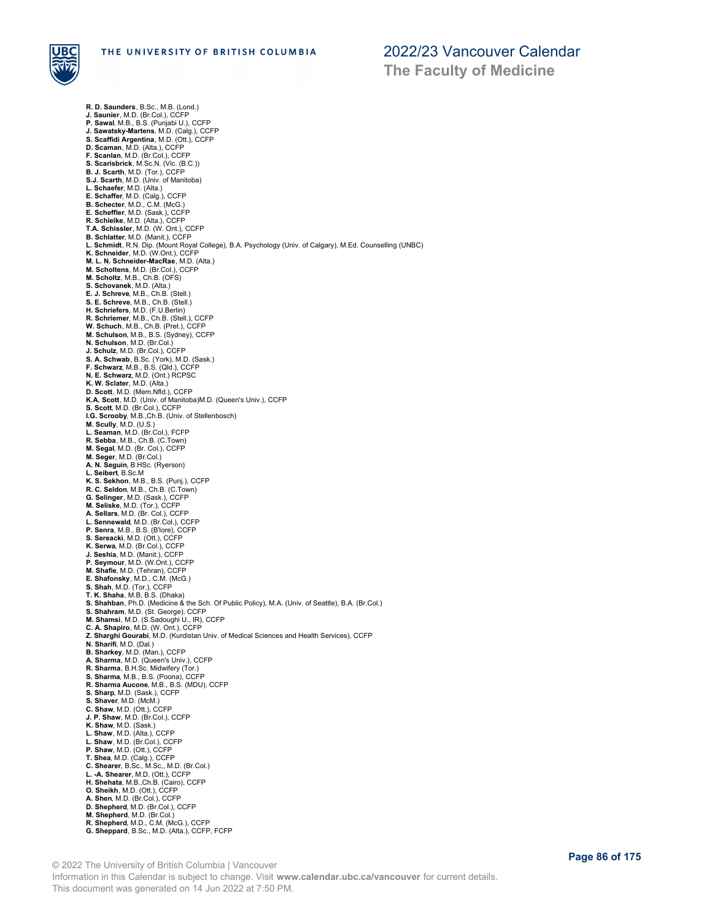**R. D. Saunders**, B.Sc., M.B. (Lond.)
**J. Saunier**, M.D. (Br.Col.), CCFP
**P. Sawal**, M.B., B.S. (Punjabi U.), CCFP
**J. Sawatsky-Martens**, M.D. (Calg.), CCFP
**S. Scaffidi Argentina**, M.D. (Ott.), CCFP
**D. Scaman**, M.D. (Alta.), CCFP
**F. Scanlan**, M.D. (Br.Col.), CCFP
**S. Scarisbrick**, M.Sc.N. (Vic. (B.C.))
**B. J. Scarth**, M.D. (Tor.), CCFP
**S.J. Scarth**, M.D. (Univ. of Manitoba)
**L. Schaefer**, M.D. (Alta.)
**E. Schaffer**, M.D. (Calg.), CCFP
**B. Schecter**, M.D., C.M. (McG.)
**E. Scheffler**, M.D. (Sask.), CCFP
**R. Schielke**, M.D. (Alta.), CCFP
**T.A. Schissler**, M.D. (W. Ont.), CCFP
**B. Schlatter**, M.D. (Manit.), CCFP
**L. Schmidt**, R.N. Dip. (Mount Royal College), B.A. Psychology (Univ. of Calgary), M.Ed. Counselling (UNBC)
**K. Schneider**, M.D. (W.Ont.), CCFP
**M. L. N. Schneider-MacRae**, M.D. (Alta.)
**M. Scholtens**, M.D. (Br.Col.), CCFP
**M. Scholtz**, M.B., Ch.B. (OFS)
**S. Schovanek**, M.D. (Alta.)
**E. J. Schreve**, M.B., Ch.B. (Stell.)
**S. E. Schreve**, M.B., Ch.B. (Stell.)
**H. Schriefers**, M.D. (F.U.Berlin)
**R. Schriemer**, M.B., Ch.B. (Stell.), CCFP
**W. Schuch**, M.B., Ch.B. (Pret.), CCFP
**M. Schulson**, M.B., B.S. (Sydney), CCFP
**N. Schulson**, M.D. (Br.Col.)
**J. Schulz**, M.D. (Br.Col.), CCFP
**S. A. Schwab**, B.Sc. (York), M.D. (Sask.)
**F. Schwarz**, M.B., B.S. (Qld.), CCFP
**N. E. Schwarz**, M.D. (Ont.) RCPSC
**K. W. Sclater**, M.D. (Alta.)
**D. Scott**, M.D. (Mem.Nfld.), CCFP
**K.A. Scott**, M.D. (Univ. of Manitoba)M.D. (Queen's Univ.), CCFP
**S. Scott**, M.D. (Br.Col.), CCFP
**I.G. Scrooby**, M.B.,Ch.B. (Univ. of Stellenbosch)
**M. Scully**, M.D. (U.S.)
**L. Seaman**, M.D. (Br.Col.), FCFP
**R. Sebba**, M.B., Ch.B. (C.Town)
**M. Segal**, M.D. (Br. Col.), CCFP
**M. Seger**, M.D. (Br.Col.)
**A. N. Seguin**, B.HSc. (Ryerson)
**L. Seibert**, B.Sc.M
**K. S. Sekhon**, M.B., B.S. (Punj.), CCFP
**R. C. Seldon**, M.B., Ch.B. (C.Town)
**G. Selinger**, M.D. (Sask.), CCFP
**M. Seliske**, M.D. (Tor.), CCFP
**A. Sellars**, M.D. (Br. Col.), CCFP
**L. Sennewald**, M.D. (Br.Col.), CCFP
**P. Senra**, M.B., B.S. (B'lore), CCFP
**S. Sereacki**, M.D. (Ott.), CCFP
**K. Serwa**, M.D. (Br.Col.), CCFP
**J. Seshia**, M.D. (Manit.), CCFP
**P. Seymour**, M.D. (W.Ont.), CCFP
**M. Shafie**, M.D. (Tehran), CCFP
**E. Shafonsky**, M.D., C.M. (McG.)
**S. Shah**, M.D. (Tor.), CCFP
**T. K. Shaha**, M.B, B.S. (Dhaka)
**S. Shahban**, Ph.D. (Medicine & the Sch. Of Public Policy), M.A. (Univ. of Seattle), B.A. (Br.Col.)
**S. Shahram**, M.D. (St. George), CCFP
**M. Shamsi**, M.D. (S.Sadoughi U., IR), CCFP
**C. A. Shapiro**, M.D. (W. Ont.), CCFP
**Z. Sharghi Gourabi**, M.D. (Kurdistan Univ. of Medical Sciences and Health Services), CCFP
**N. Sharifi**, M.D. (Dal.)
**B. Sharkey**, M.D. (Man.), CCFP
**A. Sharma**, M.D. (Queen's Univ.), CCFP
**R. Sharma**, B.H.Sc. Midwifery (Tor.)
**S. Sharma**, M.B., B.S. (Poona), CCFP
**R. Sharma Aucone**, M.B., B.S. (MDU), CCFP
**S. Sharp**, M.D. (Sask.), CCFP
**S. Shaver**, M.D. (McM.)
**C. Shaw**, M.D. (Ott.), CCFP
**J. P. Shaw**, M.D. (Br.Col.), CCFP
**K. Shaw**, M.D. (Sask.)
**L. Shaw**, M.D. (Alta.), CCFP
**L. Shaw**, M.D. (Br.Col.), CCFP
**P. Shaw**, M.D. (Ott.), CCFP
**T. Shea**, M.D. (Calg.), CCFP
**C. Shearer**, B.Sc., M.Sc,, M.D. (Br.Col.)
**L. -A. Shearer**, M.D. (Ott.), CCFP
**H. Shehata**, M.B.,Ch.B. (Cairo), CCFP
**O. Sheikh**, M.D. (Ott.), CCFP
**A. Shen**, M.D. (Br.Col.), CCFP
**D. Shepherd**, M.D. (Br.Col.), CCFP
**M. Shepherd**, M.D. (Br.Col.)
**R. Shepherd**, M.D., C.M. (McG.), CCFP
**G. Sheppard**, B.Sc., M.D. (Alta.), CCFP, FCFP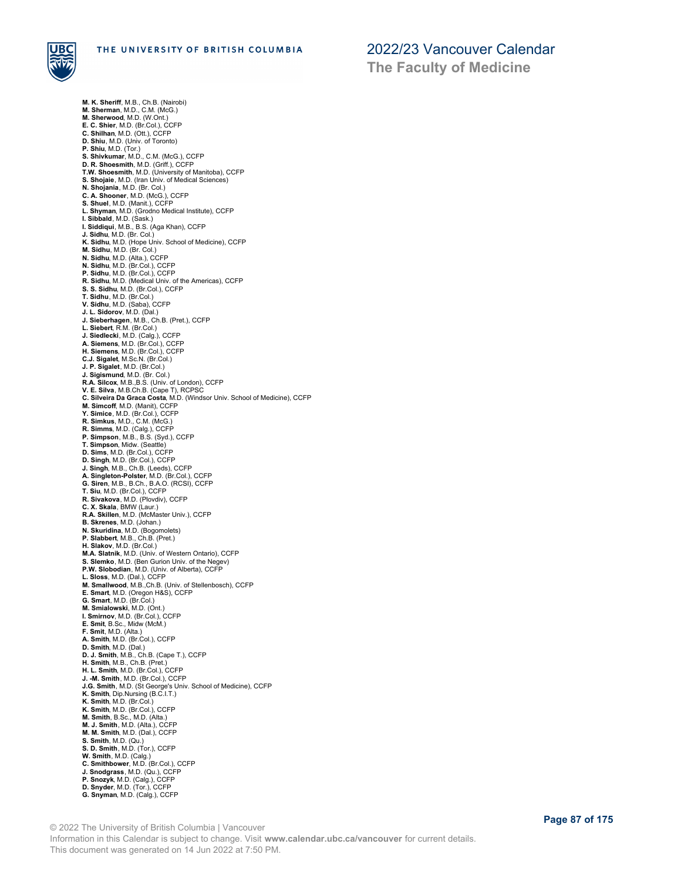**M. K. Sheriff**, M.B., Ch.B. (Nairobi)
**M. Sherman**, M.D., C.M. (McG.)
**M. Sherwood**, M.D. (W.Ont.)
**E. C. Shier**, M.D. (Br.Col.), CCFP
**C. Shilhan**, M.D. (Ott.), CCFP
**D. Shiu**, M.D. (Univ. of Toronto)
**P. Shiu**, M.D. (Tor.)
**S. Shivkumar**, M.D., C.M. (McG.), CCFP
**D. R. Shoesmith**, M.D. (Griff.), CCFP
**T.W. Shoesmith**, M.D. (University of Manitoba), CCFP
**S. Shojaie**, M.D. (Iran Univ. of Medical Sciences)
**N. Shojania**, M.D. (Br. Col.)
**C. A. Shooner**, M.D. (McG.), CCFP
**S. Shuel**, M.D. (Manit.), CCFP
**L. Shyman**, M.D. (Grodno Medical Institute), CCFP
**I. Sibbald**, M.D. (Sask.)
**I. Siddiqui**, M.B., B.S. (Aga Khan), CCFP
**J. Sidhu**, M.D. (Br. Col.)
**K. Sidhu**, M.D. (Hope Univ. School of Medicine), CCFP
**M. Sidhu**, M.D. (Br. Col.)
**N. Sidhu**, M.D. (Alta.), CCFP
**N. Sidhu**, M.D. (Br.Col.), CCFP
**P. Sidhu**, M.D. (Br.Col.), CCFP
**R. Sidhu**, M.D. (Medical Univ. of the Americas), CCFP
**S. S. Sidhu**, M.D. (Br.Col.), CCFP
**T. Sidhu**, M.D. (Br.Col.)
**V. Sidhu**, M.D. (Saba), CCFP
**J. L. Sidorov**, M.D. (Dal.)
**J. Sieberhagen**, M.B., Ch.B. (Pret.), CCFP
**L. Siebert**, R.M. (Br.Col.)
**J. Siedlecki**, M.D. (Calg.), CCFP
**A. Siemens**, M.D. (Br.Col.), CCFP
**H. Siemens**, M.D. (Br.Col.), CCFP
**C.J. Sigalet**, M.Sc.N. (Br.Col.)
**J. P. Sigalet**, M.D. (Br.Col.)
**J. Sigismund**, M.D. (Br. Col.)
**R.A. Silcox**, M.B.,B.S. (Univ. of London), CCFP
**V. E. Silva**, M.B.Ch.B. (Cape T), RCPSC
**C. Silveira Da Graca Costa**, M.D. (Windsor Univ. School of Medicine), CCFP
**M. Simcoff**, M.D. (Manit), CCFP
**Y. Simice**, M.D. (Br.Col.), CCFP
**R. Simkus**, M.D., C.M. (McG.)
**R. Simms**, M.D. (Calg.), CCFP
**P. Simpson**, M.B., B.S. (Syd.), CCFP
**T. Simpson**, Midw. (Seattle)
**D. Sims**, M.D. (Br.Col.), CCFP
**D. Singh**, M.D. (Br.Col.), CCFP
**J. Singh**, M.B., Ch.B. (Leeds), CCFP
**A. Singleton-Polster**, M.D. (Br.Col.), CCFP
**G. Siren**, M.B., B.Ch., B.A.O. (RCSI), CCFP
**T. Siu**, M.D. (Br.Col.), CCFP
**R. Sivakova**, M.D. (Plovdiv), CCFP
**C. X. Skala**, BMW (Laur.)
**R.A. Skillen**, M.D. (McMaster Univ.), CCFP
**B. Skrenes**, M.D. (Johan.)
**N. Skuridina**, M.D. (Bogomolets)
**P. Slabbert**, M.B., Ch.B. (Pret.)
**H. Slakov**, M.D. (Br.Col.)
**M.A. Slatnik**, M.D. (Univ. of Western Ontario), CCFP
**S. Slemko**, M.D. (Ben Gurion Univ. of the Negev)
**P.W. Slobodian**, M.D. (Univ. of Alberta), CCFP
**L. Sloss**, M.D. (Dal.), CCFP
**M. Smallwood**, M.B.,Ch.B. (Univ. of Stellenbosch), CCFP
**E. Smart**, M.D. (Oregon H&S), CCFP
**G. Smart**, M.D. (Br.Col.)
**M. Smialowski**, M.D. (Ont.)
**I. Smirnov**, M.D. (Br.Col.), CCFP
**E. Smit**, B.Sc., Midw (McM.)
**F. Smit**, M.D. (Alta.)
**A. Smith**, M.D. (Br.Col.), CCFP
**D. Smith**, M.D. (Dal.)
**D. J. Smith**, M.B., Ch.B. (Cape T.), CCFP
**H. Smith**, M.B., Ch.B. (Pret.)
**H. L. Smith**, M.D. (Br.Col.), CCFP
**J. -M. Smith**, M.D. (Br.Col.), CCFP
**J.G. Smith**, M.D. (St George's Univ. School of Medicine), CCFP
**K. Smith**, Dip.Nursing (B.C.I.T.)
**K. Smith**, M.D. (Br.Col.)
**K. Smith**, M.D. (Br.Col.), CCFP
**M. Smith**, B.Sc., M.D. (Alta.)
**M. J. Smith**, M.D. (Alta.), CCFP
**M. M. Smith**, M.D. (Dal.), CCFP
**S. Smith**, M.D. (Qu.)
**S. D. Smith**, M.D. (Tor.), CCFP
**W. Smith**, M.D. (Calg.)
**C. Smithbower**, M.D. (Br.Col.), CCFP
**J. Snodgrass**, M.D. (Qu.), CCFP
**P. Snozyk**, M.D. (Calg.), CCFP
**D. Snyder**, M.D. (Tor.), CCFP
**G. Snyman**, M.D. (Calg.), CCFP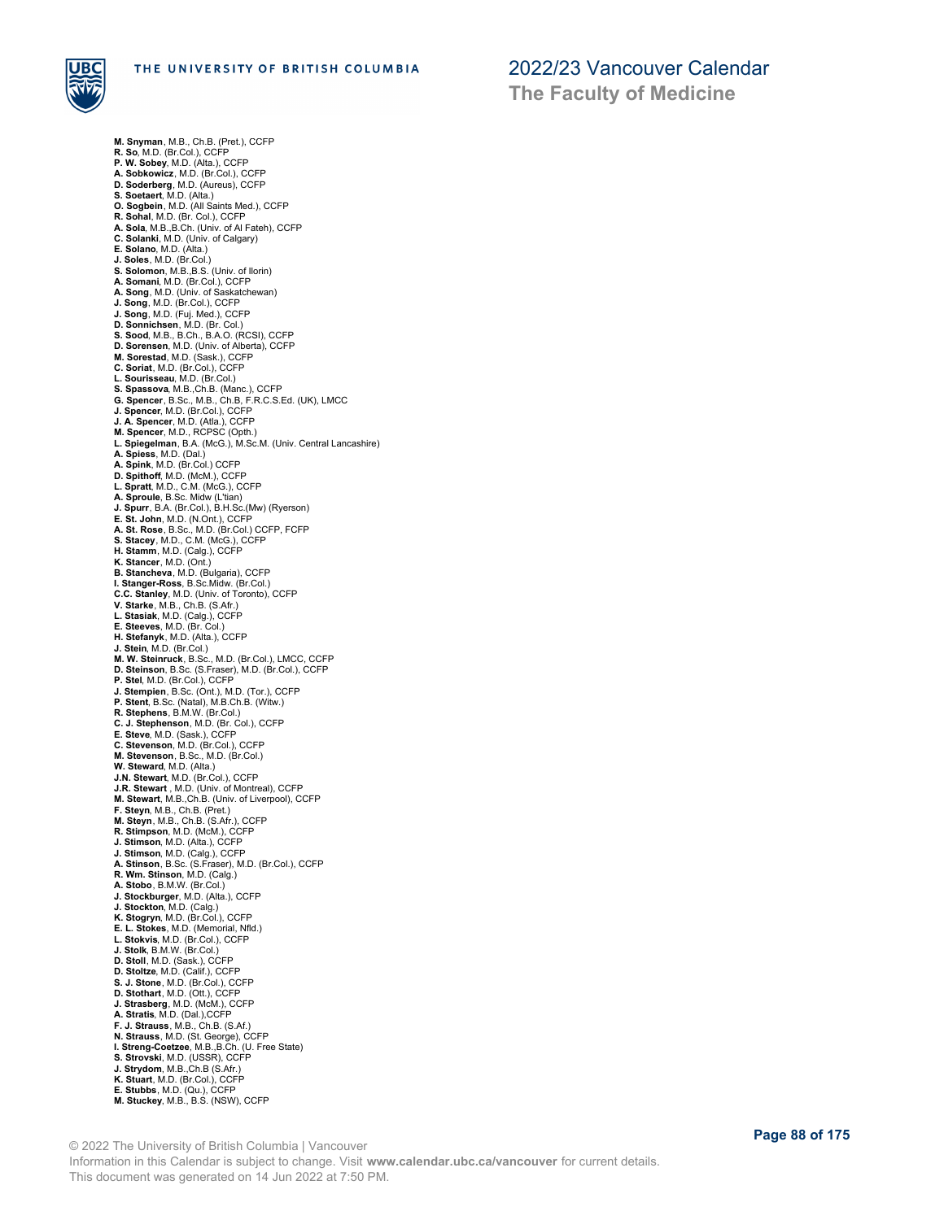**M. Snyman**, M.B., Ch.B. (Pret.), CCFP
**R. So**, M.D. (Br.Col.), CCFP
**P. W. Sobey**, M.D. (Alta.), CCFP
**A. Sobkowicz**, M.D. (Br.Col.), CCFP
**D. Soderberg**, M.D. (Aureus), CCFP
**S. Soetaert**, M.D. (Alta.)
**O. Sogbein**, M.D. (All Saints Med.), CCFP
**R. Sohal**, M.D. (Br. Col.), CCFP
**A. Sola**, M.B.,B.Ch. (Univ. of Al Fateh), CCFP
**C. Solanki**, M.D. (Univ. of Calgary)
**E. Solano**, M.D. (Alta.)
**J. Soles**, M.D. (Br.Col.)
**S. Solomon**, M.B.,B.S. (Univ. of Ilorin)
**A. Somani**, M.D. (Br.Col.), CCFP
**A. Song**, M.D. (Univ. of Saskatchewan)
**J. Song**, M.D. (Br.Col.), CCFP
**J. Song**, M.D. (Fuj. Med.), CCFP
**D. Sonnichsen**, M.D. (Br. Col.)
**S. Sood**, M.B., B.Ch., B.A.O. (RCSI), CCFP
**D. Sorensen**, M.D. (Univ. of Alberta), CCFP
**M. Sorestad**, M.D. (Sask.), CCFP
**C. Soriat**, M.D. (Br.Col.), CCFP
**L. Sourisseau**, M.D. (Br.Col.)
**S. Spassova**, M.B.,Ch.B. (Manc.), CCFP
**G. Spencer**, B.Sc., M.B., Ch.B, F.R.C.S.Ed. (UK), LMCC
**J. Spencer**, M.D. (Br.Col.), CCFP
**J. A. Spencer**, M.D. (Atla.), CCFP
**M. Spencer**, M.D., RCPSC (Opth.)
**L. Spiegelman**, B.A. (McG.), M.Sc.M. (Univ. Central Lancashire)
**A. Spiess**, M.D. (Dal.)
**A. Spink**, M.D. (Br.Col.) CCFP
**D. Spithoff**, M.D. (McM.), CCFP
**L. Spratt**, M.D., C.M. (McG.), CCFP
**A. Sproule**, B.Sc. Midw (L'tian)
**J. Spurr**, B.A. (Br.Col.), B.H.Sc.(Mw) (Ryerson)
**E. St. John**, M.D. (N.Ont.), CCFP
**A. St. Rose**, B.Sc., M.D. (Br.Col.) CCFP, FCFP
**S. Stacey**, M.D., C.M. (McG.), CCFP
**H. Stamm**, M.D. (Calg.), CCFP
**K. Stancer**, M.D. (Ont.)
**B. Stancheva**, M.D. (Bulgaria), CCFP
**I. Stanger-Ross**, B.Sc.Midw. (Br.Col.)
**C.C. Stanley**, M.D. (Univ. of Toronto), CCFP
**V. Starke**, M.B., Ch.B. (S.Afr.)
**L. Stasiak**, M.D. (Calg.), CCFP
**E. Steeves**, M.D. (Br. Col.)
**H. Stefanyk**, M.D. (Alta.), CCFP
**J. Stein**, M.D. (Br.Col.)
**M. W. Steinruck**, B.Sc., M.D. (Br.Col.), LMCC, CCFP
**D. Steinson**, B.Sc. (S.Fraser), M.D. (Br.Col.), CCFP
**P. Stel**, M.D. (Br.Col.), CCFP
**J. Stempien**, B.Sc. (Ont.), M.D. (Tor.), CCFP
**P. Stent**, B.Sc. (Natal), M.B.Ch.B. (Witw.)
**R. Stephens**, B.M.W. (Br.Col.)
**C. J. Stephenson**, M.D. (Br. Col.), CCFP
**E. Steve**, M.D. (Sask.), CCFP
**C. Stevenson**, M.D. (Br.Col.), CCFP
**M. Stevenson**, B.Sc., M.D. (Br.Col.)
**W. Steward**, M.D. (Alta.)
**J.N. Stewart**, M.D. (Br.Col.), CCFP
**J.R. Stewart** , M.D. (Univ. of Montreal), CCFP
**M. Stewart**, M.B.,Ch.B. (Univ. of Liverpool), CCFP
**F. Steyn**, M.B., Ch.B. (Pret.)
**M. Steyn**, M.B., Ch.B. (S.Afr.), CCFP
**R. Stimpson**, M.D. (McM.), CCFP
**J. Stimson**, M.D. (Alta.), CCFP
**J. Stimson**, M.D. (Calg.), CCFP
**A. Stinson**, B.Sc. (S.Fraser), M.D. (Br.Col.), CCFP
**R. Wm. Stinson**, M.D. (Calg.)
**A. Stobo**, B.M.W. (Br.Col.)
**J. Stockburger**, M.D. (Alta.), CCFP
**J. Stockton**, M.D. (Calg.)
**K. Stogryn**, M.D. (Br.Col.), CCFP
**E. L. Stokes**, M.D. (Memorial, Nfld.)
**L. Stokvis**, M.D. (Br.Col.), CCFP
**J. Stolk**, B.M.W. (Br.Col.)
**D. Stoll**, M.D. (Sask.), CCFP
**D. Stoltze**, M.D. (Calif.), CCFP
**S. J. Stone**, M.D. (Br.Col.), CCFP
**D. Stothart**, M.D. (Ott.), CCFP
**J. Strasberg**, M.D. (McM.), CCFP
**A. Stratis**, M.D. (Dal.),CCFP
**F. J. Strauss**, M.B., Ch.B. (S.Af.)
**N. Strauss**, M.D. (St. George), CCFP
**I. Streng-Coetzee**, M.B.,B.Ch. (U. Free State)
**S. Strovski**, M.D. (USSR), CCFP
**J. Strydom**, M.B.,Ch.B (S.Afr.)
**K. Stuart**, M.D. (Br.Col.), CCFP
**E. Stubbs**, M.D. (Qu.), CCFP
**M. Stuckey**, M.B., B.S. (NSW), CCFP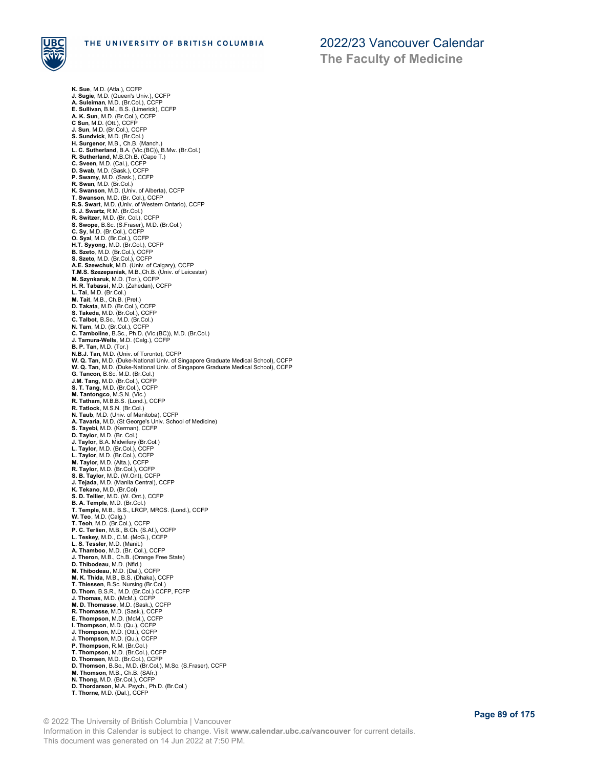**K. Sue**, M.D. (Atla.), CCFP
**J. Sugie**, M.D. (Queen's Univ.), CCFP
**A. Suleiman**, M.D. (Br.Col.), CCFP
**E. Sullivan**, B.M., B.S. (Limerick), CCFP
**A. K. Sun**, M.D. (Br.Col.), CCFP
**C Sun**, M.D. (Ott.), CCFP
**J. Sun**, M.D. (Br.Col.), CCFP
**S. Sundvick**, M.D. (Br.Col.)
**H. Surgenor**, M.B., Ch.B. (Manch.)
**L. C. Sutherland**, B.A. (Vic.(BC)), B.Mw. (Br.Col.)
**R. Sutherland**, M.B.Ch.B. (Cape T.)
**C. Sveen**, M.D. (Cal.), CCFP
**D. Swab**, M.D. (Sask.), CCFP
**P. Swamy**, M.D. (Sask.), CCFP
**R. Swan**, M.D. (Br.Col.)
**K. Swanson**, M.D. (Univ. of Alberta), CCFP
**T. Swanson**, M.D. (Br. Col.), CCFP
**R.S. Swart**, M.D. (Univ. of Western Ontario), CCFP
**S. J. Swartz**, R.M. (Br.Col.)
**R. Switzer**, M.D. (Br. Col.), CCFP
**S. Swope**, B.Sc. (S.Fraser), M.D. (Br.Col.)
**C. Sy**, M.D. (Br.Col.), CCFP
**O. Syal**, M.D. (Br.Col.), CCFP
**H.T. Syyong**, M.D. (Br.Col.), CCFP
**B. Szeto**, M.D. (Br.Col.), CCFP
**S. Szeto**, M.D. (Br.Col.), CCFP
**A.E. Szewchuk**, M.D. (Univ. of Calgary), CCFP
**T.M.S. Szezepaniak**, M.B.,Ch.B. (Univ. of Leicester)
**M. Szynkaruk**, M.D. (Tor.), CCFP
**H. R. Tabassi**, M.D. (Zahedan), CCFP
**L. Tai**, M.D. (Br.Col.)
**M. Tait**, M.B., Ch.B. (Pret.)
**D. Takata**, M.D. (Br.Col.), CCFP
**S. Takeda**, M.D. (Br.Col.), CCFP
**C. Talbot**, B.Sc., M.D. (Br.Col.)
**N. Tam**, M.D. (Br.Col.), CCFP
**C. Tamboline**, B.Sc., Ph.D. (Vic.(BC)), M.D. (Br.Col.)
**J. Tamura-Wells**, M.D. (Calg.), CCFP
**B. P. Tan**, M.D. (Tor.)
**N.B.J. Tan**, M.D. (Univ. of Toronto), CCFP
**W. Q. Tan**, M.D. (Duke-National Univ. of Singapore Graduate Medical School), CCFP
**W. Q. Tan**, M.D. (Duke-National Univ. of Singapore Graduate Medical School), CCFP
**G. Tancon**, B.Sc. M.D. (Br.Col.)
**J.M. Tang**, M.D. (Br.Col.), CCFP
**S. T. Tang**, M.D. (Br.Col.), CCFP
**M. Tantongco**, M.S.N. (Vic.)
**R. Tatham**, M.B.B.S. (Lond.), CCFP
**R. Tatlock**, M.S.N. (Br.Col.)
**N. Taub**, M.D. (Univ. of Manitoba), CCFP
**A. Tavaria**, M.D. (St George's Univ. School of Medicine)
**S. Tayebi**, M.D. (Kerman), CCFP
**D. Taylor**, M.D. (Br. Col.)
**J. Taylor**, B.A. Midwifery (Br.Col.)
**L. Taylor**, M.D. (Br.Col.), CCFP
**L. Taylor**, M.D. (Br.Col.), CCFP
**M. Taylor**, M.D. (Alta.), CCFP
**R. Taylor**, M.D. (Br.Col.), CCFP
**S. B. Taylor**, M.D. (W.Ont), CCFP
**J. Tejada**, M.D. (Manila Central), CCFP
**K. Tekano**, M.D. (Br.Col)
**S. D. Tellier**, M.D. (W. Ont.), CCFP
**B. A. Temple**, M.D. (Br.Col.)
**T. Temple**, M.B., B.S., LRCP, MRCS. (Lond.), CCFP
**W. Teo**, M.D. (Calg.)
**T. Teoh**, M.D. (Br.Col.), CCFP
**P. C. Terlien**, M.B., B.Ch. (S.Af.), CCFP
**L. Teskey**, M.D., C.M. (McG.), CCFP
**L. S. Tessler**, M.D. (Manit.)
**A. Thamboo**, M.D. (Br. Col.), CCFP
**J. Theron**, M.B., Ch.B. (Orange Free State)
**D. Thibodeau**, M.D. (Nfld.)
**M. Thibodeau**, M.D. (Dal.), CCFP
**M. K. Thida**, M.B., B.S. (Dhaka), CCFP
**T. Thiessen**, B.Sc. Nursing (Br.Col.)
**D. Thom**, B.S.R., M.D. (Br.Col.) CCFP, FCFP
**J. Thomas**, M.D. (McM.), CCFP
**M. D. Thomasse**, M.D. (Sask.), CCFP
**R. Thomasse**, M.D. (Sask.), CCFP
**E. Thompson**, M.D. (McM.), CCFP
**I. Thompson**, M.D. (Qu.), CCFP
**J. Thompson**, M.D. (Ott.), CCFP
**J. Thompson**, M.D. (Qu.), CCFP
**P. Thompson**, R.M. (Br.Col.)
**T. Thompson**, M.D. (Br.Col.), CCFP
**D. Thomsen**, M.D. (Br.Col.), CCFP
**D. Thomson**, B.Sc., M.D. (Br.Col.), M.Sc. (S.Fraser), CCFP
**M. Thomson**, M.B., Ch.B. (SAfr.)
**N. Thong**, M.D. (Br.Col.), CCFP
**D. Thordarson**, M.A. Psych., Ph.D. (Br.Col.)
**T. Thorne**, M.D. (Dal.), CCFP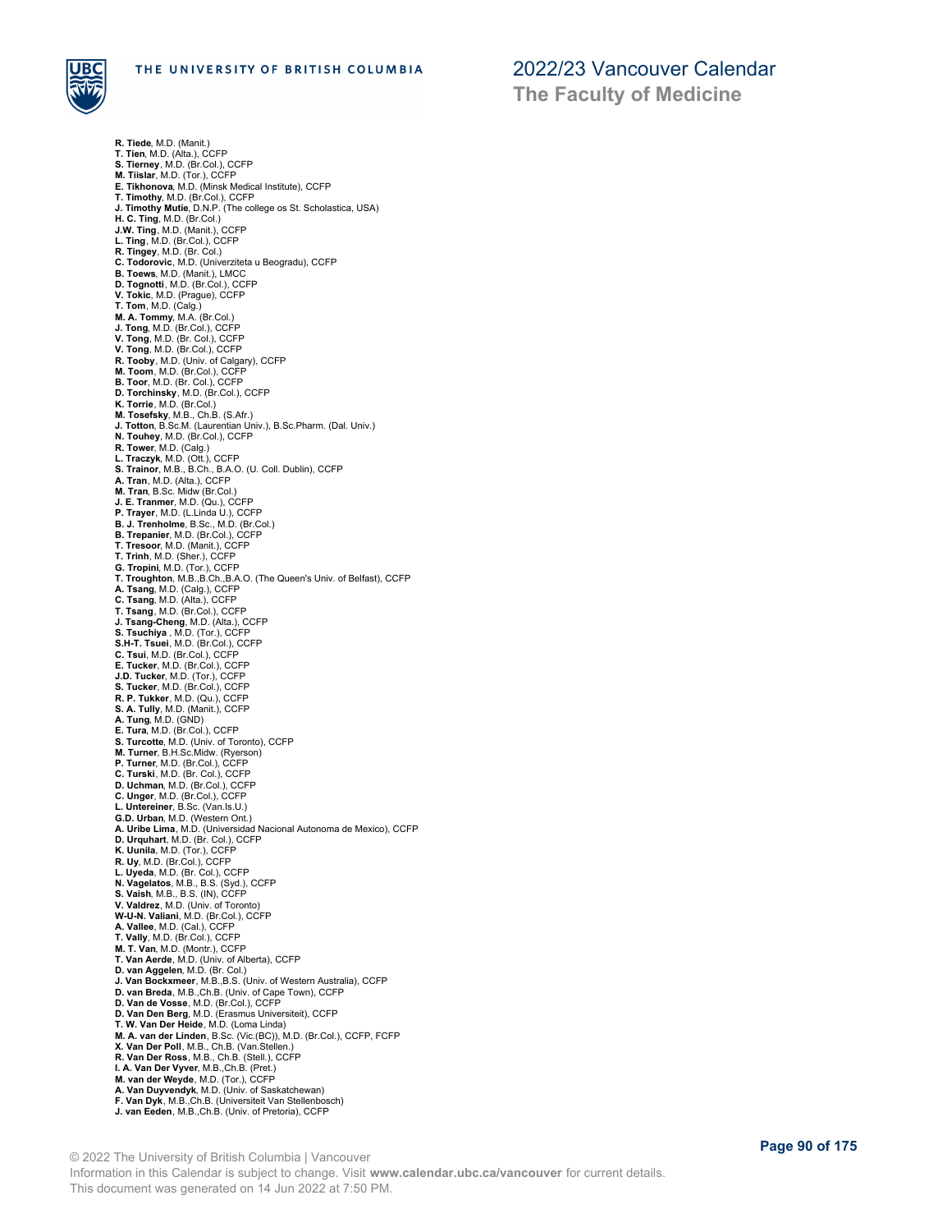**R. Tiede**, M.D. (Manit.)
**T. Tien**, M.D. (Alta.), CCFP
**S. Tierney**, M.D. (Br.Col.), CCFP
**M. Tiislar**, M.D. (Tor.), CCFP
**E. Tikhonova**, M.D. (Minsk Medical Institute), CCFP
**T. Timothy**, M.D. (Br.Col.), CCFP
**J. Timothy Mutie**, D.N.P. (The college os St. Scholastica, USA)
**H. C. Ting**, M.D. (Br.Col.)
**J.W. Ting**, M.D. (Manit.), CCFP
**L. Ting**, M.D. (Br.Col.), CCFP
**R. Tingey**, M.D. (Br. Col.)
**C. Todorovic**, M.D. (Univerziteta u Beogradu), CCFP
**B. Toews**, M.D. (Manit.), LMCC
**D. Tognotti**, M.D. (Br.Col.), CCFP
**V. Tokic**, M.D. (Prague), CCFP
**T. Tom**, M.D. (Calg.)
**M. A. Tommy**, M.A. (Br.Col.)
**J. Tong**, M.D. (Br.Col.), CCFP
**V. Tong**, M.D. (Br. Col.), CCFP
**V. Tong**, M.D. (Br.Col.), CCFP
**R. Tooby**, M.D. (Univ. of Calgary), CCFP
**M. Toom**, M.D. (Br.Col.), CCFP
**B. Toor**, M.D. (Br. Col.), CCFP
**D. Torchinsky**, M.D. (Br.Col.), CCFP
**K. Torrie**, M.D. (Br.Col.)
**M. Tosefsky**, M.B., Ch.B. (S.Afr.)
**J. Totton**, B.Sc.M. (Laurentian Univ.), B.Sc.Pharm. (Dal. Univ.)
**N. Touhey**, M.D. (Br.Col.), CCFP
**R. Tower**, M.D. (Calg.)
**L. Traczyk**, M.D. (Ott.), CCFP
**S. Trainor**, M.B., B.Ch., B.A.O. (U. Coll. Dublin), CCFP
**A. Tran**, M.D. (Alta.), CCFP
**M. Tran**, B.Sc. Midw (Br.Col.)
**J. E. Tranmer**, M.D. (Qu.), CCFP
**P. Trayer**, M.D. (L.Linda U.), CCFP
**B. J. Trenholme**, B.Sc., M.D. (Br.Col.)
**B. Trepanier**, M.D. (Br.Col.), CCFP
**T. Tresoor**, M.D. (Manit.), CCFP
**T. Trinh**, M.D. (Sher.), CCFP
**G. Tropini**, M.D. (Tor.), CCFP
**T. Troughton**, M.B.,B.Ch.,B.A.O. (The Queen's Univ. of Belfast), CCFP
**A. Tsang**, M.D. (Calg.), CCFP
**C. Tsang**, M.D. (Alta.), CCFP
**T. Tsang**, M.D. (Br.Col.), CCFP
**J. Tsang-Cheng**, M.D. (Alta.), CCFP
**S. Tsuchiya** , M.D. (Tor.), CCFP
**S.H-T. Tsuei**, M.D. (Br.Col.), CCFP
**C. Tsui**, M.D. (Br.Col.), CCFP
**E. Tucker**, M.D. (Br.Col.), CCFP
**J.D. Tucker**, M.D. (Tor.), CCFP
**S. Tucker**, M.D. (Br.Col.), CCFP
**R. P. Tukker**, M.D. (Qu.), CCFP
**S. A. Tully**, M.D. (Manit.), CCFP
**A. Tung**, M.D. (GND)
**E. Tura**, M.D. (Br.Col.), CCFP
**S. Turcotte**, M.D. (Univ. of Toronto), CCFP
**M. Turner**, B.H.Sc.Midw. (Ryerson)
**P. Turner**, M.D. (Br.Col.), CCFP
**C. Turski**, M.D. (Br. Col.), CCFP
**D. Uchman**, M.D. (Br.Col.), CCFP
**C. Unger**, M.D. (Br.Col.), CCFP
**L. Untereiner**, B.Sc. (Van.Is.U.)
**G.D. Urban**, M.D. (Western Ont.)
**A. Uribe Lima**, M.D. (Universidad Nacional Autonoma de Mexico), CCFP
**D. Urquhart**, M.D. (Br. Col.), CCFP
**K. Uunila**, M.D. (Tor.), CCFP
**R. Uy**, M.D. (Br.Col.), CCFP
**L. Uyeda**, M.D. (Br. Col.), CCFP
**N. Vagelatos**, M.B., B.S. (Syd.), CCFP
**S. Vaish**, M.B., B.S. (IN), CCFP
**V. Valdrez**, M.D. (Univ. of Toronto)
**W-U-N. Valiani**, M.D. (Br.Col.), CCFP
**A. Vallee**, M.D. (Cal.), CCFP
**T. Vally**, M.D. (Br.Col.), CCFP
**M. T. Van**, M.D. (Montr.), CCFP
**T. Van Aerde**, M.D. (Univ. of Alberta), CCFP
**D. van Aggelen**, M.D. (Br. Col.)
**J. Van Bockxmeer**, M.B.,B.S. (Univ. of Western Australia), CCFP
**D. van Breda**, M.B.,Ch.B. (Univ. of Cape Town), CCFP
**D. Van de Vosse**, M.D. (Br.Col.), CCFP
**D. Van Den Berg**, M.D. (Erasmus Universiteit), CCFP
**T. W. Van Der Heide**, M.D. (Loma Linda)
**M. A. van der Linden**, B.Sc. (Vic.(BC)), M.D. (Br.Col.), CCFP, FCFP
**X. Van Der Poll**, M.B., Ch.B. (Van.Stellen.)
**R. Van Der Ross**, M.B., Ch.B. (Stell.), CCFP
**I. A. Van Der Vyver**, M.B.,Ch.B. (Pret.)
**M. van der Weyde**, M.D. (Tor.), CCFP
**A. Van Duyvendyk**, M.D. (Univ. of Saskatchewan)
**F. Van Dyk**, M.B.,Ch.B. (Universiteit Van Stellenbosch)
**J. van Eeden**, M.B.,Ch.B. (Univ. of Pretoria), CCFP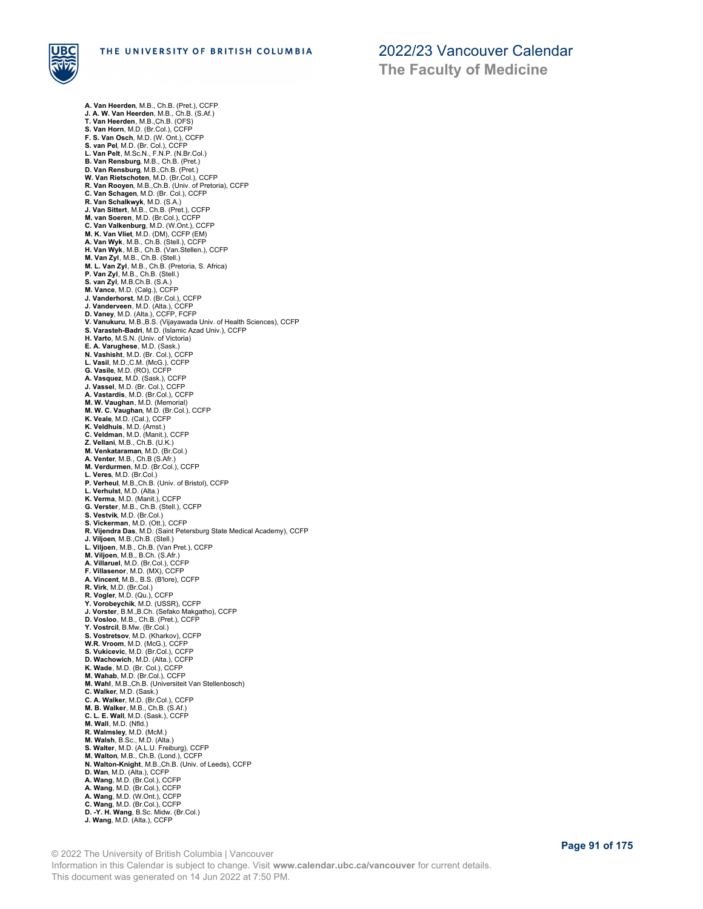**A. Van Heerden**, M.B., Ch.B. (Pret.), CCFP
**J. A. W. Van Heerden**, M.B., Ch.B. (S.Af.)
**T. Van Heerden**, M.B.,Ch.B. (OFS)
**S. Van Horn**, M.D. (Br.Col.), CCFP
**F. S. Van Osch**, M.D. (W. Ont.), CCFP
**S. van Pel**, M.D. (Br. Col.), CCFP
**L. Van Pelt**, M.Sc.N., F.N.P. (N.Br.Col.)
**B. Van Rensburg**, M.B., Ch.B. (Pret.)
**D. Van Rensburg**, M.B.,Ch.B. (Pret.)
**W. Van Rietschoten**, M.D. (Br.Col.), CCFP
**R. Van Rooyen**, M.B.,Ch.B. (Univ. of Pretoria), CCFP
**C. Van Schagen**, M.D. (Br. Col.), CCFP
**R. Van Schalkwyk**, M.D. (S.A.)
**J. Van Sittert**, M.B., Ch.B. (Pret.), CCFP
**M. van Soeren**, M.D. (Br.Col.), CCFP
**C. Van Valkenburg**, M.D. (W.Ont.), CCFP
**M. K. Van Vliet**, M.D. (DM), CCFP (EM)
**A. Van Wyk**, M.B., Ch.B. (Stell.), CCFP
**H. Van Wyk**, M.B., Ch.B. (Van.Stellen.), CCFP
**M. Van Zyl**, M.B., Ch.B. (Stell.)
**M. L. Van Zyl**, M.B., Ch.B. (Pretoria, S. Africa)
**P. Van Zyl**, M.B., Ch.B. (Stell.)
**S. van Zyl**, M.B.Ch.B. (S.A.)
**M. Vance**, M.D. (Calg.), CCFP
**J. Vanderhorst**, M.D. (Br.Col.), CCFP
**J. Vanderveen**, M.D. (Alta.), CCFP
**D. Vaney**, M.D. (Alta.), CCFP, FCFP
**V. Vanukuru**, M.B.,B.S. (Vijayawada Univ. of Health Sciences), CCFP
**S. Varasteh-Badri**, M.D. (Islamic Azad Univ.), CCFP
**H. Varto**, M.S.N. (Univ. of Victoria)
**E. A. Varughese**, M.D. (Sask.)
**N. Vashisht**, M.D. (Br. Col.), CCFP
**L. Vasil**, M.D.,C.M. (McG.), CCFP
**G. Vasile**, M.D. (RO), CCFP
**A. Vasquez**, M.D. (Sask.), CCFP
**J. Vassel**, M.D. (Br. Col.), CCFP
**A. Vastardis**, M.D. (Br.Col.), CCFP
**M. W. Vaughan**, M.D. (Memorial)
**M. W. C. Vaughan**, M.D. (Br.Col.), CCFP
**K. Veale**, M.D. (Cal.), CCFP
**K. Veldhuis**, M.D. (Amst.)
**C. Veldman**, M.D. (Manit.), CCFP
**Z. Vellani**, M.B., Ch.B. (U.K.)
**M. Venkataraman**, M.D. (Br.Col.)
**A. Venter**, M.B., Ch.B (S.Afr.)
**M. Verdurmen**, M.D. (Br.Col.), CCFP
**L. Veres**, M.D. (Br.Col.)
**P. Verheul**, M.B.,Ch.B. (Univ. of Bristol), CCFP
**L. Verhulst**, M.D. (Alta.)
**K. Verma**, M.D. (Manit.), CCFP
**G. Verster**, M.B., Ch.B. (Stell.), CCFP
**S. Vestvik**, M.D. (Br.Col.)
**S. Vickerman**, M.D. (Ott.), CCFP
**R. Vijendra Das**, M.D. (Saint Petersburg State Medical Academy), CCFP
**J. Viljoen**, M.B.,Ch.B. (Stell.)
**L. Viljoen**, M.B., Ch.B. (Van Pret.), CCFP
**M. Viljoen**, M.B., B.Ch. (S.Afr.)
**A. Villaruel**, M.D. (Br.Col.), CCFP
**F. Villasenor**, M.D. (MX), CCFP
**A. Vincent**, M.B., B.S. (B'lore), CCFP
**R. Virk**, M.D. (Br.Col.)
**R. Vogler**, M.D. (Qu.), CCFP
**Y. Vorobeychik**, M.D. (USSR), CCFP
**J. Vorster**, B.M.,B.Ch. (Sefako Makgatho), CCFP
**D. Vosloo**, M.B., Ch.B. (Pret.), CCFP
**Y. Vostrcil**, B.Mw. (Br.Col.)
**S. Vostretsov**, M.D. (Kharkov), CCFP
**W.R. Vroom**, M.D. (McG.), CCFP
**S. Vukicevic**, M.D. (Br.Col.), CCFP
**D. Wachowich**, M.D. (Alta.), CCFP
**K. Wade**, M.D. (Br. Col.), CCFP
**M. Wahab**, M.D. (Br.Col.), CCFP
**M. Wahl**, M.B.,Ch.B. (Universiteit Van Stellenbosch)
**C. Walker**, M.D. (Sask.)
**C. A. Walker**, M.D. (Br.Col.), CCFP
**M. B. Walker**, M.B., Ch.B. (S.Af.)
**C. L. E. Wall**, M.D. (Sask.), CCFP
**M. Wall**, M.D. (Nfld.)
**R. Walmsley**, M.D. (McM.)
**M. Walsh**, B.Sc., M.D. (Alta.)
**S. Walter**, M.D. (A.L.U. Freiburg), CCFP
**M. Walton**, M.B., Ch.B. (Lond.), CCFP
**N. Walton-Knight**, M.B.,Ch.B. (Univ. of Leeds), CCFP
**D. Wan**, M.D. (Alta.), CCFP
**A. Wang**, M.D. (Br.Col.), CCFP
**A. Wang**, M.D. (Br.Col.), CCFP
**A. Wang**, M.D. (W.Ont.), CCFP
**C. Wang**, M.D. (Br.Col.), CCFP
**D. -Y. H. Wang**, B.Sc. Midw. (Br.Col.)
**J. Wang**, M.D. (Alta.), CCFP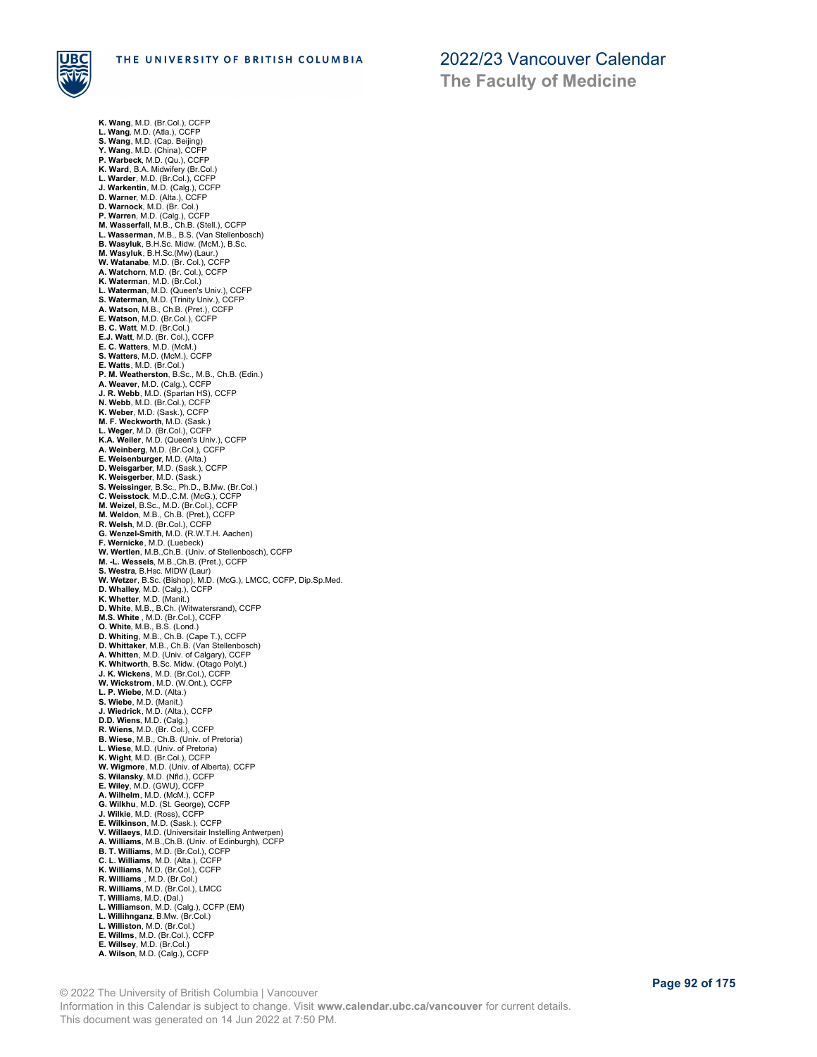**K. Wang**, M.D. (Br.Col.), CCFP
**L. Wang**, M.D. (Atla.), CCFP
**S. Wang**, M.D. (Cap. Beijing)
**Y. Wang**, M.D. (China), CCFP
**P. Warbeck**, M.D. (Qu.), CCFP
**K. Ward**, B.A. Midwifery (Br.Col.)
**L. Warder**, M.D. (Br.Col.), CCFP
**J. Warkentin**, M.D. (Calg.), CCFP
**D. Warner**, M.D. (Alta.), CCFP
**D. Warnock**, M.D. (Br. Col.)
**P. Warren**, M.D. (Calg.), CCFP
**M. Wasserfall**, M.B., Ch.B. (Stell.), CCFP
**L. Wasserman**, M.B., B.S. (Van Stellenbosch)
**B. Wasyluk**, B.H.Sc. Midw. (McM.), B.Sc.
**M. Wasyluk**, B.H.Sc.(Mw) (Laur.)
**W. Watanabe**, M.D. (Br. Col.), CCFP
**A. Watchorn**, M.D. (Br. Col.), CCFP
**K. Waterman**, M.D. (Br.Col.)
**L. Waterman**, M.D. (Queen's Univ.), CCFP
**S. Waterman**, M.D. (Trinity Univ.), CCFP
**A. Watson**, M.B., Ch.B. (Pret.), CCFP
**E. Watson**, M.D. (Br.Col.), CCFP
**B. C. Watt**, M.D. (Br.Col.)
**E.J. Watt**, M.D. (Br. Col.), CCFP
**E. C. Watters**, M.D. (McM.)
**S. Watters**, M.D. (McM.), CCFP
**E. Watts**, M.D. (Br.Col.)
**P. M. Weatherston**, B.Sc., M.B., Ch.B. (Edin.)
**A. Weaver**, M.D. (Calg.), CCFP
**J. R. Webb**, M.D. (Spartan HS), CCFP
**N. Webb**, M.D. (Br.Col.), CCFP
**K. Weber**, M.D. (Sask.), CCFP
**M. F. Weckworth**, M.D. (Sask.)
**L. Weger**, M.D. (Br.Col.), CCFP
**K.A. Weiler**, M.D. (Queen's Univ.), CCFP
**A. Weinberg**, M.D. (Br.Col.), CCFP
**E. Weisenburger**, M.D. (Alta.)
**D. Weisgarber**, M.D. (Sask.), CCFP
**K. Weisgerber**, M.D. (Sask.)
**S. Weissinger**, B.Sc., Ph.D., B.Mw. (Br.Col.)
**C. Weisstock**, M.D.,C.M. (McG.), CCFP
**M. Weizel**, B.Sc., M.D. (Br.Col.), CCFP
**M. Weldon**, M.B., Ch.B. (Pret.), CCFP
**R. Welsh**, M.D. (Br.Col.), CCFP
**G. Wenzel-Smith**, M.D. (R.W.T.H. Aachen)
**F. Wernicke**, M.D. (Luebeck)
**W. Wertlen**, M.B.,Ch.B. (Univ. of Stellenbosch), CCFP
**M. -L. Wessels**, M.B.,Ch.B. (Pret.), CCFP
**S. Westra**, B.Hsc. MIDW (Laur)
**W. Wetzer**, B.Sc. (Bishop), M.D. (McG.), LMCC, CCFP, Dip.Sp.Med.
**D. Whalley**, M.D. (Calg.), CCFP
**K. Whetter**, M.D. (Manit.)
**D. White**, M.B., B.Ch. (Witwatersrand), CCFP
**M.S. White** , M.D. (Br.Col.), CCFP
**O. White**, M.B., B.S. (Lond.)
**D. Whiting**, M.B., Ch.B. (Cape T.), CCFP
**D. Whittaker**, M.B., Ch.B. (Van Stellenbosch)
**A. Whitten**, M.D. (Univ. of Calgary), CCFP
**K. Whitworth**, B.Sc. Midw. (Otago Polyt.)
**J. K. Wickens**, M.D. (Br.Col.), CCFP
**W. Wickstrom**, M.D. (W.Ont.), CCFP
**L. P. Wiebe**, M.D. (Alta.)
**S. Wiebe**, M.D. (Manit.)
**J. Wiedrick**, M.D. (Alta.), CCFP
**D.D. Wiens**, M.D. (Calg.)
**R. Wiens**, M.D. (Br. Col.), CCFP
**B. Wiese**, M.B., Ch.B. (Univ. of Pretoria)
**L. Wiese**, M.D. (Univ. of Pretoria)
**K. Wight**, M.D. (Br.Col.), CCFP
**W. Wigmore**, M.D. (Univ. of Alberta), CCFP
**S. Wilansky**, M.D. (Nfld.), CCFP
**E. Wiley**, M.D. (GWU), CCFP
**A. Wilhelm**, M.D. (McM.), CCFP
**G. Wilkhu**, M.D. (St. George), CCFP
**J. Wilkie**, M.D. (Ross), CCFP
**E. Wilkinson**, M.D. (Sask.), CCFP
**V. Willaeys**, M.D. (Universitair Instelling Antwerpen)
**A. Williams**, M.B.,Ch.B. (Univ. of Edinburgh), CCFP
**B. T. Williams**, M.D. (Br.Col.), CCFP
**C. L. Williams**, M.D. (Alta.), CCFP
**K. Williams**, M.D. (Br.Col.), CCFP
**R. Williams** , M.D. (Br.Col.)
**R. Williams**, M.D. (Br.Col.), LMCC
**T. Williams**, M.D. (Dal.)
**L. Williamson**, M.D. (Calg.), CCFP (EM)
**L. Willihnganz**, B.Mw. (Br.Col.)
**L. Williston**, M.D. (Br.Col.)
**E. Willms**, M.D. (Br.Col.), CCFP
**E. Willsey**, M.D. (Br.Col.)
**A. Wilson**, M.D. (Calg.), CCFP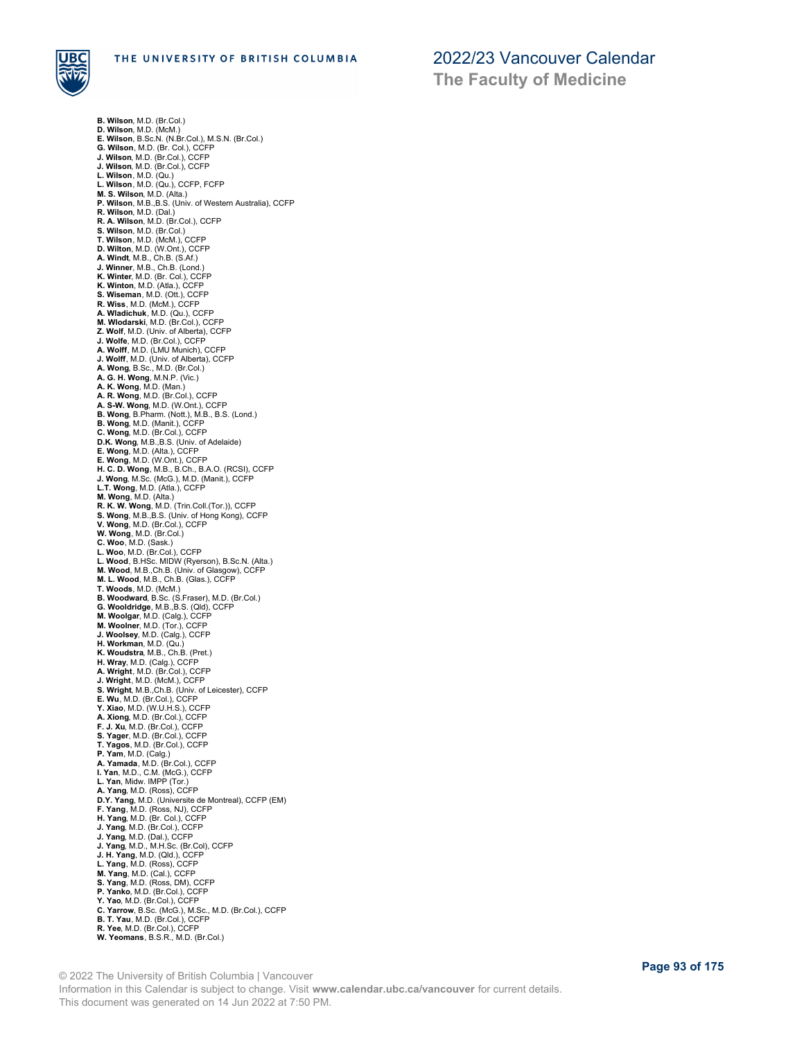**B. Wilson**, M.D. (Br.Col.)
**D. Wilson**, M.D. (McM.)
**E. Wilson**, B.Sc.N. (N.Br.Col.), M.S.N. (Br.Col.)
**G. Wilson**, M.D. (Br. Col.), CCFP
**J. Wilson**, M.D. (Br.Col.), CCFP
**J. Wilson**, M.D. (Br.Col.), CCFP
**L. Wilson**, M.D. (Qu.)
**L. Wilson**, M.D. (Qu.), CCFP, FCFP
**M. S. Wilson**, M.D. (Alta.)
**P. Wilson**, M.B.,B.S. (Univ. of Western Australia), CCFP
**R. Wilson**, M.D. (Dal.)
**R. A. Wilson**, M.D. (Br.Col.), CCFP
**S. Wilson**, M.D. (Br.Col.)
**T. Wilson**, M.D. (McM.), CCFP
**D. Wilton**, M.D. (W.Ont.), CCFP
**A. Windt**, M.B., Ch.B. (S.Af.)
**J. Winner**, M.B., Ch.B. (Lond.)
**K. Winter**, M.D. (Br. Col.), CCFP
**K. Winton**, M.D. (Atla.), CCFP
**S. Wiseman**, M.D. (Ott.), CCFP
**R. Wiss**, M.D. (McM.), CCFP
**A. Wladichuk**, M.D. (Qu.), CCFP
**M. Wlodarski**, M.D. (Br.Col.), CCFP
**Z. Wolf**, M.D. (Univ. of Alberta), CCFP
**J. Wolfe**, M.D. (Br.Col.), CCFP
**A. Wolff**, M.D. (LMU Munich), CCFP
**J. Wolff**, M.D. (Univ. of Alberta), CCFP
**A. Wong**, B.Sc., M.D. (Br.Col.)
**A. G. H. Wong**, M.N.P. (Vic.)
**A. K. Wong**, M.D. (Man.)
**A. R. Wong**, M.D. (Br.Col.), CCFP
**A. S-W. Wong**, M.D. (W.Ont.), CCFP
**B. Wong**, B.Pharm. (Nott.), M.B., B.S. (Lond.)
**B. Wong**, M.D. (Manit.), CCFP
**C. Wong**, M.D. (Br.Col.), CCFP
**D.K. Wong**, M.B.,B.S. (Univ. of Adelaide)
**E. Wong**, M.D. (Alta.), CCFP
**E. Wong**, M.D. (W.Ont.), CCFP
**H. C. D. Wong**, M.B., B.Ch., B.A.O. (RCSI), CCFP
**J. Wong**, M.Sc. (McG.), M.D. (Manit.), CCFP
**L.T. Wong**, M.D. (Atla.), CCFP
**M. Wong**, M.D. (Alta.)
**R. K. W. Wong**, M.D. (Trin.Coll.(Tor.)), CCFP
**S. Wong**, M.B.,B.S. (Univ. of Hong Kong), CCFP
**V. Wong**, M.D. (Br.Col.), CCFP
**W. Wong**, M.D. (Br.Col.)
**C. Woo**, M.D. (Sask.)
**L. Woo**, M.D. (Br.Col.), CCFP
**L. Wood**, B.HSc. MIDW (Ryerson), B.Sc.N. (Alta.)
**M. Wood**, M.B.,Ch.B. (Univ. of Glasgow), CCFP
**M. L. Wood**, M.B., Ch.B. (Glas.), CCFP
**T. Woods**, M.D. (McM.)
**B. Woodward**, B.Sc. (S.Fraser), M.D. (Br.Col.)
**G. Wooldridge**, M.B.,B.S. (Qld), CCFP
**M. Woolgar**, M.D. (Calg.), CCFP
**M. Woolner**, M.D. (Tor.), CCFP
**J. Woolsey**, M.D. (Calg.), CCFP
**H. Workman**, M.D. (Qu.)
**K. Woudstra**, M.B., Ch.B. (Pret.)
**H. Wray**, M.D. (Calg.), CCFP
**A. Wright**, M.D. (Br.Col.), CCFP
**J. Wright**, M.D. (McM.), CCFP
**S. Wright**, M.B.,Ch.B. (Univ. of Leicester), CCFP
**E. Wu**, M.D. (Br.Col.), CCFP
**Y. Xiao**, M.D. (W.U.H.S.), CCFP
**A. Xiong**, M.D. (Br.Col.), CCFP
**F. J. Xu**, M.D. (Br.Col.), CCFP
**S. Yager**, M.D. (Br.Col.), CCFP
**T. Yagos**, M.D. (Br.Col.), CCFP
**P. Yam**, M.D. (Calg.)
**A. Yamada**, M.D. (Br.Col.), CCFP
**I. Yan**, M.D., C.M. (McG.), CCFP
**L. Yan**, Midw. IMPP (Tor.)
**A. Yang**, M.D. (Ross), CCFP
**D.Y. Yang**, M.D. (Universite de Montreal), CCFP (EM)
**F. Yang**, M.D. (Ross, NJ), CCFP
**H. Yang**, M.D. (Br. Col.), CCFP
**J. Yang**, M.D. (Br.Col.), CCFP
**J. Yang**, M.D. (Dal.), CCFP
**J. Yang**, M.D., M.H.Sc. (Br.Col), CCFP
**J. H. Yang**, M.D. (Qld.), CCFP
**L. Yang**, M.D. (Ross), CCFP
**M. Yang**, M.D. (Cal.), CCFP
**S. Yang**, M.D. (Ross, DM), CCFP
**P. Yanko**, M.D. (Br.Col.), CCFP
**Y. Yao**, M.D. (Br.Col.), CCFP
**C. Yarrow**, B.Sc. (McG.), M.Sc., M.D. (Br.Col.), CCFP
**B. T. Yau**, M.D. (Br.Col.), CCFP
**R. Yee**, M.D. (Br.Col.), CCFP
**W. Yeomans**, B.S.R., M.D. (Br.Col.)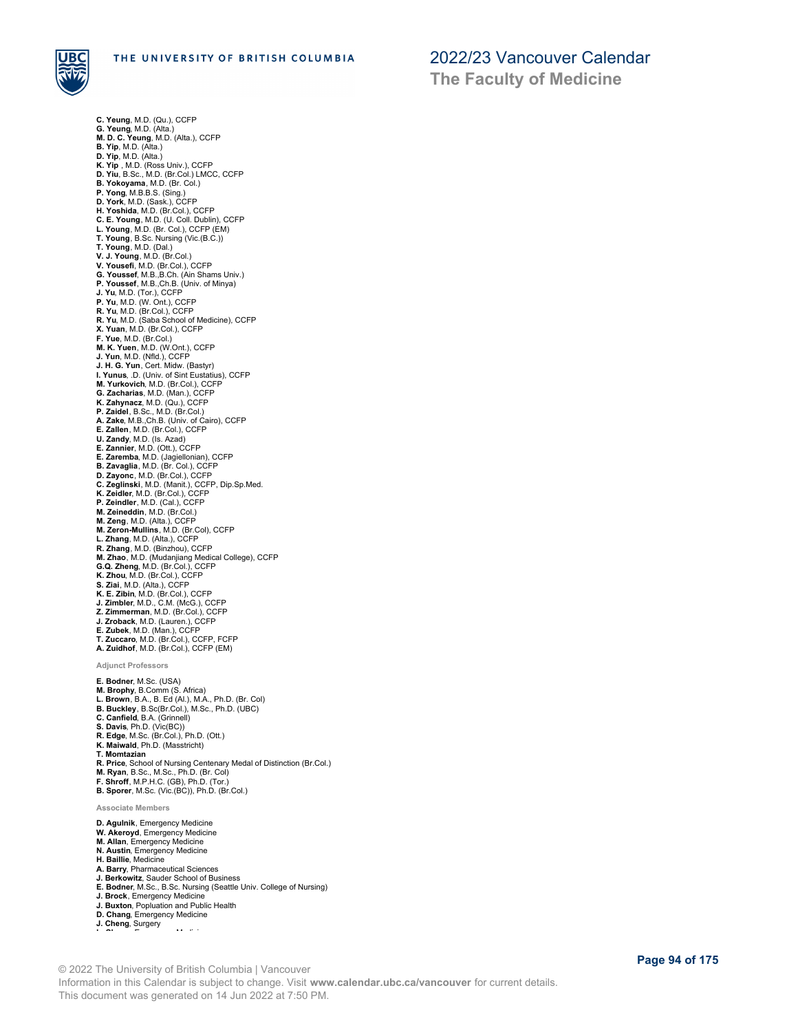**C. Yeung**, M.D. (Qu.), CCFP
**G. Yeung**, M.D. (Alta.)
**M. D. C. Yeung**, M.D. (Alta.), CCFP
**B. Yip**, M.D. (Alta.)
**D. Yip**, M.D. (Alta.)
**K. Yip** , M.D. (Ross Univ.), CCFP
**D. Yiu**, B.Sc., M.D. (Br.Col.) LMCC, CCFP
**B. Yokoyama**, M.D. (Br. Col.)
**P. Yong**, M.B.B.S. (Sing.)
**D. York**, M.D. (Sask.), CCFP
**H. Yoshida**, M.D. (Br.Col.), CCFP
**C. E. Young**, M.D. (U. Coll. Dublin), CCFP
**L. Young**, M.D. (Br. Col.), CCFP (EM)
**T. Young**, B.Sc. Nursing (Vic.(B.C.))
**T. Young**, M.D. (Dal.)
**V. J. Young**, M.D. (Br.Col.)
**V. Yousefi**, M.D. (Br.Col.), CCFP
**G. Youssef**, M.B.,B.Ch. (Ain Shams Univ.)
**P. Youssef**, M.B.,Ch.B. (Univ. of Minya)
**J. Yu**, M.D. (Tor.), CCFP
**P. Yu**, M.D. (W. Ont.), CCFP
**R. Yu**, M.D. (Br.Col.), CCFP
**R. Yu**, M.D. (Saba School of Medicine), CCFP
**X. Yuan**, M.D. (Br.Col.), CCFP
**F. Yue**, M.D. (Br.Col.)
**M. K. Yuen**, M.D. (W.Ont.), CCFP
**J. Yun**, M.D. (Nfld.), CCFP
**J. H. G. Yun**, Cert. Midw. (Bastyr)
**I. Yunus**, .D. (Univ. of Sint Eustatius), CCFP
**M. Yurkovich**, M.D. (Br.Col.), CCFP
**G. Zacharias**, M.D. (Man.), CCFP
**K. Zahynacz**, M.D. (Qu.), CCFP
**P. Zaidel**, B.Sc., M.D. (Br.Col.)
**A. Zake**, M.B.,Ch.B. (Univ. of Cairo), CCFP
**E. Zallen**, M.D. (Br.Col.), CCFP
**U. Zandy**, M.D. (Is. Azad)
**E. Zannier**, M.D. (Ott.), CCFP
**E. Zaremba**, M.D. (Jagiellonian), CCFP
**B. Zavaglia**, M.D. (Br. Col.), CCFP
**D. Zayonc**, M.D. (Br.Col.), CCFP
**C. Zeglinski**, M.D. (Manit.), CCFP, Dip.Sp.Med.
**K. Zeidler**, M.D. (Br.Col.), CCFP
**P. Zeindler**, M.D. (Cal.), CCFP
**M. Zeineddin**, M.D. (Br.Col.)
**M. Zeng**, M.D. (Alta.), CCFP
**M. Zeron-Mullins**, M.D. (Br.Col), CCFP
**L. Zhang**, M.D. (Alta.), CCFP
**R. Zhang**, M.D. (Binzhou), CCFP
**M. Zhao**, M.D. (Mudanjiang Medical College), CCFP
**G.Q. Zheng**, M.D. (Br.Col.), CCFP
**K. Zhou**, M.D. (Br.Col.), CCFP
**S. Ziai**, M.D. (Alta.), CCFP
**K. E. Zibin**, M.D. (Br.Col.), CCFP
**J. Zimbler**, M.D., C.M. (McG.), CCFP
**Z. Zimmerman**, M.D. (Br.Col.), CCFP
**J. Zroback**, M.D. (Lauren.), CCFP
**E. Zubek**, M.D. (Man.), CCFP
**T. Zuccaro**, M.D. (Br.Col.), CCFP, FCFP
**A. Zuidhof**, M.D. (Br.Col.), CCFP (EM)

#### Adjunct Professors

**E. Bodner**, M.Sc. (USA)
**M. Brophy**, B.Comm (S. Africa)
**L. Brown**, B.A., B. Ed (Al.), M.A., Ph.D. (Br. Col)
**B. Buckley**, B.Sc(Br.Col.), M.Sc., Ph.D. (UBC)
**C. Canfield**, B.A. (Grinnell)
**S. Davis**, Ph.D. (Vic(BC))
**R. Edge**, M.Sc. (Br.Col.), Ph.D. (Ott.)
**K. Maiwald**, Ph.D. (Masstricht)
**T. Momtazian**
**R. Price**, School of Nursing Centenary Medal of Distinction (Br.Col.)
**M. Ryan**, B.Sc., M.Sc., Ph.D. (Br. Col)
**F. Shroff**, M.P.H.C. (GB), Ph.D. (Tor.)
**B. Sporer**, M.Sc. (Vic.(BC)), Ph.D. (Br.Col.)

#### Associate Members

**D. Agulnik**, Emergency Medicine
**W. Akeroyd**, Emergency Medicine
**M. Allan**, Emergency Medicine
**N. Austin**, Emergency Medicine
**H. Baillie**, Medicine
**A. Barry**, Pharmaceutical Sciences
**J. Berkowitz**, Sauder School of Business
**E. Bodner**, M.Sc., B.Sc. Nursing (Seattle Univ. College of Nursing)
**J. Brock**, Emergency Medicine
**J. Buxton**, Popluation and Public Health
**D. Chang**, Emergency Medicine
**J. Cheng**, Surgery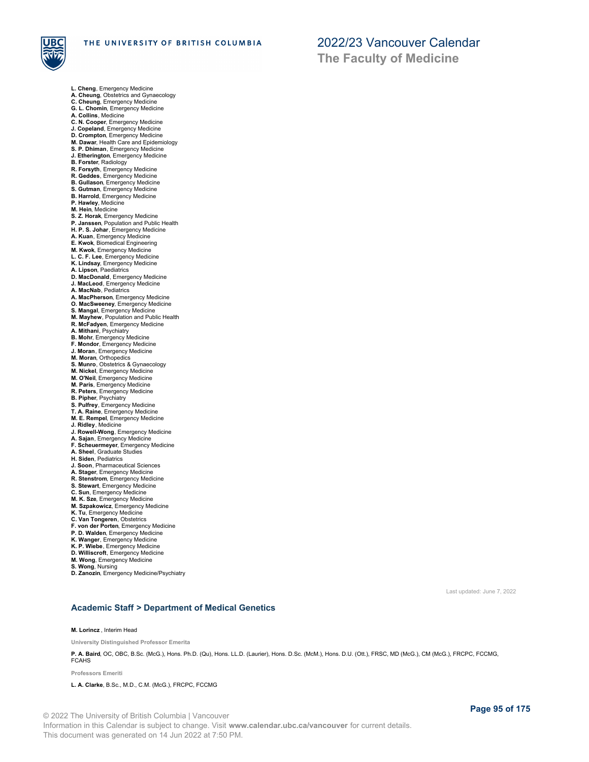**L. Cheng**, Emergency Medicine
**A. Cheung**, Obstetrics and Gynaecology
**C. Cheung**, Emergency Medicine
**G. L. Chomin**, Emergency Medicine
**A. Collins**, Medicine
**C. N. Cooper**, Emergency Medicine
**J. Copeland**, Emergency Medicine
**D. Crompton**, Emergency Medicine
**M. Dawar**, Health Care and Epidemiology
**S. P. Dhiman**, Emergency Medicine
**J. Etherington**, Emergency Medicine
**B. Forster**, Radiology
**R. Forsyth**, Emergency Medicine
**R. Geddes**, Emergency Medicine
**B. Gullason**, Emergency Medicine
**S. Gutman**, Emergency Medicine
**B. Harrold**, Emergency Medicine
**P. Hawley**, Medicine
**M. Hein**, Medicine
**S. Z. Horak**, Emergency Medicine
**P. Janssen**, Population and Public Health
**H. P. S. Johar**, Emergency Medicine
**A. Kuan**, Emergency Medicine
**E. Kwok**, Biomedical Engineering
**M. Kwok**, Emergency Medicine
**L. C. F. Lee**, Emergency Medicine
**K. Lindsay**, Emergency Medicine
**A. Lipson**, Paediatrics
**D. MacDonald**, Emergency Medicine
**J. MacLeod**, Emergency Medicine
**A. MacNab**, Pediatrics
**A. MacPherson**, Emergency Medicine
**O. MacSweeney**, Emergency Medicine
**S. Mangal**, Emergency Medicine
**M. Mayhew**, Population and Public Health
**R. McFadyen**, Emergency Medicine
**A. Mithani**, Psychiatry
**B. Mohr**, Emergency Medicine
**F. Mondor**, Emergency Medicine
**J. Moran**, Emergency Medicine
**M. Moran**, Orthopedics
**S. Munro**, Obstetrics & Gynaecology
**M. Nickel**, Emergency Medicine
**M. O'Neil**, Emergency Medicine
**M. Paris**, Emergency Medicine
**R. Peters**, Emergency Medicine
**B. Pipher**, Psychiatry
**S. Pulfrey**, Emergency Medicine
**T. A. Raine**, Emergency Medicine
**M. E. Rempel**, Emergency Medicine
**J. Ridley**, Medicine
**J. Rowell-Wong**, Emergency Medicine
**A. Sajan**, Emergency Medicine
**F. Scheuermeyer**, Emergency Medicine
**A. Sheel**, Graduate Studies
**H. Siden**, Pediatrics
**J. Soon**, Pharmaceutical Sciences
**A. Stager**, Emergency Medicine
**R. Stenstrom**, Emergency Medicine
**S. Stewart**, Emergency Medicine
**C. Sun**, Emergency Medicine
**M. K. Sze**, Emergency Medicine
**M. Szpakowicz**, Emergency Medicine
**K. Tu**, Emergency Medicine
**C. Van Tongeren**, Obstetrics
**F. von der Porten**, Emergency Medicine
**P. D. Walden**, Emergency Medicine
**K. Wanger**, Emergency Medicine
**K. P. Wiebe**, Emergency Medicine
**D. Williscroft**, Emergency Medicine
**M. Wong**, Emergency Medicine
**S. Wong**, Nursing
**D. Zanozin**, Emergency Medicine/Psychiatry

Last updated: June 7, 2022

## Academic Staff > Department of Medical Genetics

**M. Lorincz** , Interim Head

**University Distinguished Professor Emerita**

**P. A. Baird**, OC, OBC, B.Sc. (McG.), Hons. Ph.D. (Qu), Hons. LL.D. (Laurier), Hons. D.Sc. (McM.), Hons. D.U. (Ott.), FRSC, MD (McG.), CM (McG.), FRCPC, FCCMG, FCAHS

**Professors Emeriti**

**L. A. Clarke**, B.Sc., M.D., C.M. (McG.), FRCPC, FCCMG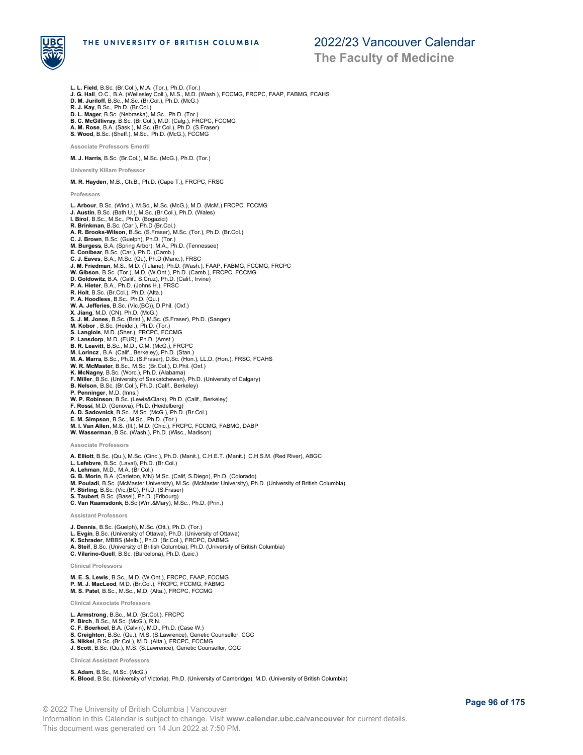**L. L. Field**, B.Sc. (Br.Col.), M.A. (Tor.), Ph.D. (Tor.)
**J. G. Hall**, O.C., B.A. (Wellesley Coll.), M.S., M.D. (Wash.), FCCMG, FRCPC, FAAP, FABMG, FCAHS
**D. M. Juriloff**, B.Sc., M.Sc. (Br.Col.), Ph.D. (McG.)
**R. J. Kay**, B.Sc., Ph.D. (Br.Col.)
**D. L. Mager**, B.Sc. (Nebraska), M.Sc., Ph.D. (Tor.)
**B. C. McGillivray**, B.Sc. (Br.Col.), M.D. (Calg.), FRCPC, FCCMG
**A. M. Rose**, B.A. (Sask.), M.Sc. (Br.Col.), Ph.D. (S.Fraser)
**S. Wood**, B.Sc. (Sheff.), M.Sc., Ph.D. (McG.), FCCMG

#### Associate Professors Emeriti

**M. J. Harris**, B.Sc. (Br.Col.), M.Sc. (McG.), Ph.D. (Tor.)

#### University Killam Professor

**M. R. Hayden**, M.B., Ch.B., Ph.D. (Cape T.), FRCPC, FRSC

#### Professors

**L. Arbour**, B.Sc. (Wind.), M.Sc., M.Sc. (McG.), M.D. (McM.) FRCPC, FCCMG
**J. Austin**, B.Sc. (Bath U.), M.Sc. (Br.Col.), Ph.D. (Wales)
**I. Birol**, B.Sc., M.Sc., Ph.D. (Bogazici)
**R. Brinkman**, B.Sc. (Car.), Ph.D (Br.Col.)
**A. R. Brooks-Wilson**, B.Sc. (S.Fraser), M.Sc. (Tor.), Ph.D. (Br.Col.)
**C. J. Brown**, B.Sc. (Guelph), Ph.D. (Tor.)
**M. Burgess**, B.A. (Spring Arbor), M.A., Ph.D. (Tennessee)
**E. Conibear**, B.Sc. (Car.), Ph.D. (Camb.)
**C. J. Eaves**, B.A., M.Sc. (Qu), Ph.D (Manc.), FRSC
**J. M. Friedman**, M.S., M.D. (Tulane), Ph.D. (Wash.), FAAP, FABMG, FCCMG, FRCPC
**W. Gibson**, B.Sc. (Tor.), M.D. (W.Ont.), Ph.D. (Camb.), FRCPC, FCCMG
**D. Goldowitz**, B.A. (Calif., S.Cruz), Ph.D. (Calif., Irvine)
**P. A. Hieter**, B.A., Ph.D. (Johns H.), FRSC
**R. Holt**, B.Sc. (Br.Col.), Ph.D. (Alta.)
**P. A. Hoodless**, B.Sc., Ph.D. (Qu.)
**W. A. Jefferies**, B.Sc. (Vic.(BC)), D.Phil. (Oxf.)
**X. Jiang**, M.D. (CN), Ph.D. (McG.)
**S. J. M. Jones**, B.Sc. (Brist.), M.Sc. (S.Fraser), Ph.D. (Sanger)
**M. Kobor** , B.Sc. (Heidel.), Ph.D. (Tor.)
**S. Langlois**, M.D. (Sher.), FRCPC, FCCMG
**P. Lansdorp**, M.D. (EUR), Ph.D. (Amst.)
**B. R. Leavitt**, B.Sc., M.D., C.M. (McG.), FRCPC
**M. Lorincz** , B.A. (Calif., Berkeley), Ph.D. (Stan.)
**M. A. Marra**, B.Sc., Ph.D. (S.Fraser), D.Sc. (Hon.), LL.D. (Hon.), FRSC, FCAHS
**W. R. McMaster**, B.Sc., M.Sc. (Br.Col.), D.Phil. (Oxf.)
**K. McNagny**, B.Sc. (Worc.), Ph.D. (Alabama)
**F. Miller**, B.Sc. (University of Saskatchewan), Ph.D. (University of Calgary)
**B. Nelson**, B.Sc. (Br.Col.), Ph.D. (Calif., Berkeley)
**P. Penninger**, M.D. (Inns.)
**W. P. Robinson**, B.Sc. (Lewis&Clark), Ph.D. (Calif., Berkeley)
**F. Rossi**, M.D. (Genova), Ph.D. (Heidelberg)
**A. D. Sadovnick**, B.Sc., M.Sc. (McG.), Ph.D. (Br.Col.)
**E. M. Simpson**, B.Sc., M.Sc., Ph.D. (Tor.)
**M. I. Van Allen**, M.S. (Ill.), M.D. (Chic.), FRCPC, FCCMG, FABMG, DABP
**W. Wasserman**, B.Sc. (Wash.), Ph.D. (Wisc., Madison)

#### Associate Professors

**A. Elliott**, B.Sc. (Qu.), M.Sc. (Cinc.), Ph.D. (Manit.), C.H.E.T. (Manit.), C.H.S.M. (Red River), ABGC
**L. Lefebvre**, B.Sc. (Laval), Ph.D. (Br.Col.)
**A. Lehman**, M.D., M.A. (Br.Col.)
**G. B. Morin**, B.A. (Carleton, MN) M.Sc. (Calif, S.Diego), Ph.D. (Colorado)
**M. Pouladi**, B.Sc. (McMaster University), M.Sc. (McMaster University), Ph.D. (University of British Columbia)
**P. Stirling**, B.Sc. (Vic.(BC), Ph.D. (S.Fraser)
**S. Taubert**, B.Sc. (Basel), Ph.D. (Fribourg)
**C. Van Raamsdonk**, B.Sc (Wm.&Mary), M.Sc., Ph.D. (Prin.)

#### Assistant Professors

**J. Dennis**, B.Sc. (Guelph), M.Sc. (Ott.), Ph.D. (Tor.)
**L. Evgin**, B.Sc. (University of Ottawa), Ph.D. (University of Ottawa)
**K. Schrader**, MBBS (Melb.), Ph.D. (Br.Col.), FRCPC, DABMG
**A. Steif**, B.Sc. (University of British Columbia), Ph.D. (University of British Columbia)
**C. Vilarino-Guell**, B.Sc. (Barcelona), Ph.D. (Leic.)

#### Clinical Professors

**M. E. S. Lewis**, B.Sc., M.D. (W.Ont.), FRCPC, FAAP, FCCMG
**P. M. J. MacLeod**, M.D. (Br.Col.), FRCPC, FCCMG, FABMG
**M. S. Patel**, B.Sc., M.Sc., M.D. (Alta.), FRCPC, FCCMG

#### Clinical Associate Professors

**L. Armstrong**, B.Sc., M.D. (Br.Col.), FRCPC
**P. Birch**, B.Sc., M.Sc. (McG.), R.N.
**C. F. Boerkoel**, B.A. (Calvin), M.D., Ph.D. (Case W.)
**S. Creighton**, B.Sc. (Qu.), M.S. (S.Lawrence), Genetic Counsellor, CGC
**S. Nikkel**, B.Sc. (Br.Col.), M.D. (Alta.), FRCPC, FCCMG
**J. Scott**, B.Sc. (Qu.), M.S. (S.Lawrence), Genetic Counsellor, CGC

#### Clinical Assistant Professors

**S. Adam**, B.Sc., M.Sc. (McG.)
**K. Blood**, B.Sc. (University of Victoria), Ph.D. (University of Cambridge), M.D. (University of British Columbia)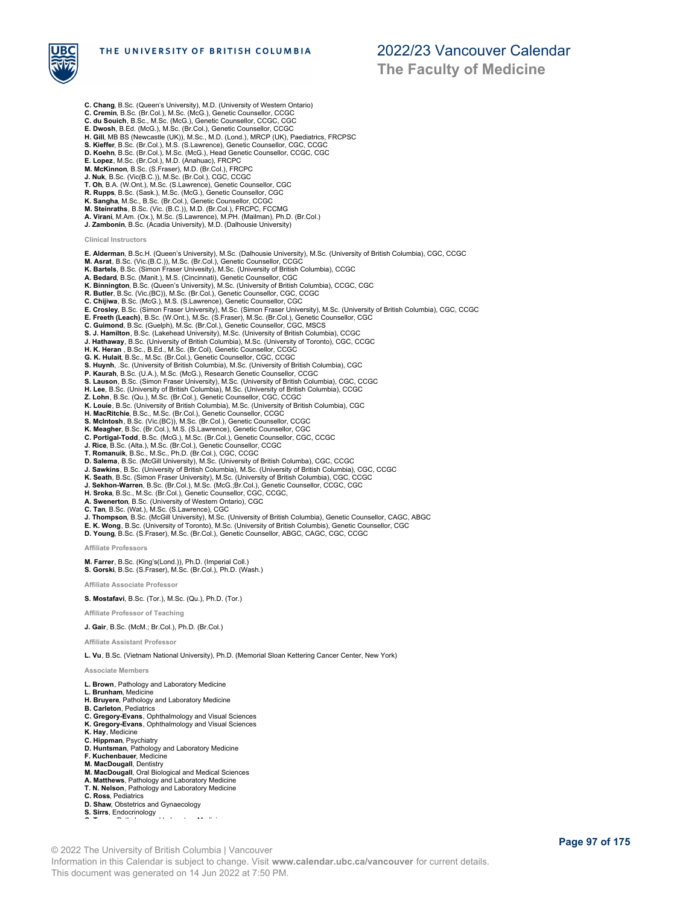**C. Chang**, B.Sc. (Queen's University), M.D. (University of Western Ontario)
**C. Cremin**, B.Sc. (Br.Col.), M.Sc. (McG.), Genetic Counsellor, CCGC
**C. du Souich**, B.Sc., M.Sc. (McG.), Genetic Counsellor, CCGC, CGC
**E. Dwosh**, B.Ed. (McG.), M.Sc. (Br.Col.), Genetic Counsellor, CCGC
**H. Gill**, MB BS (Newcastle (UK)), M.Sc., M.D. (Lond.), MRCP (UK), Paediatrics, FRCPSC
**S. Kieffer**, B.Sc. (Br.Col.), M.S. (S.Lawrence), Genetic Counsellor, CGC, CCGC
**D. Koehn**, B.Sc. (Br.Col.), M.Sc. (McG.), Head Genetic Counsellor, CCGC, CGC
**E. Lopez**, M.Sc. (Br.Col.), M.D. (Anahuac), FRCPC
**M. McKinnon**, B.Sc. (S.Fraser), M.D. (Br.Col.), FRCPC
**J. Nuk**, B.Sc. (Vic(B.C.)), M.Sc. (Br.Col.), CGC, CCGC
**T. Oh**, B.A. (W.Ont.), M.Sc. (S.Lawrence), Genetic Counsellor, CGC
**R. Rupps**, B.Sc. (Sask.), M.Sc. (McG.), Genetic Counsellor, CGC
**K. Sangha**, M.Sc., B.Sc. (Br.Col.), Genetic Counsellor, CCGC
**M. Steinraths**, B.Sc. (Vic. (B.C.)), M.D. (Br.Col.), FRCPC, FCCMG
**A. Virani**, M.Am. (Ox.), M.Sc. (S.Lawrence), M.PH. (Mailman), Ph.D. (Br.Col.)
**J. Zambonin**, B.Sc. (Acadia University), M.D. (Dalhousie University)

#### Clinical Instructors

**E. Alderman**, B.Sc.H. (Queen's University), M.Sc. (Dalhousie University), M.Sc. (University of British Columbia), CGC, CCGC
**M. Asrat**, B.Sc. (Vic.(B.C.)), M.Sc. (Br.Col.), Genetic Counsellor, CCGC
**K. Bartels**, B.Sc. (Simon Fraser Univesity), M.Sc. (University of British Columbia), CCGC
**A. Bedard**, B.Sc. (Manit.), M.S. (Cincinnati), Genetic Counsellor, CGC
**K. Binnington**, B.Sc. (Queen's University), M.Sc. (University of British Columbia), CCGC, CGC
**R. Butler**, B.Sc. (Vic.(BC)), M.Sc. (Br.Col.), Genetic Counsellor, CGC, CCGC
**C. Chijiwa**, B.Sc. (McG.), M.S. (S.Lawrence), Genetic Counsellor, CGC
**E. Crosley**, B.Sc. (Simon Fraser University), M.Sc. (Simon Fraser University), M.Sc. (University of British Columbia), CGC, CCGC
**E. Freeth (Leach)**, B.Sc. (W.Ont.), M.Sc. (S.Fraser), M.Sc. (Br.Col.), Genetic Counsellor, CGC
**C. Guimond**, B.Sc. (Guelph), M.Sc. (Br.Col.), Genetic Counsellor, CGC, MSCS
**S. J. Hamilton**, B.Sc. (Lakehead University), M.Sc. (University of British Columbia), CCGC
**J. Hathaway**, B.Sc. (University of British Columbia), M.Sc. (University of Toronto), CGC, CCGC
**H. K. Heran** , B.Sc., B.Ed., M.Sc. (Br.Col), Genetic Counsellor, CCGC
**G. K. Hulait**, B.Sc., M.Sc. (Br.Col.), Genetic Counsellor, CGC, CCGC
**S. Huynh**, .Sc. (University of British Columbia), M.Sc. (University of British Columbia), CGC
**P. Kaurah**, B.Sc. (U.A.), M.Sc. (McG.), Research Genetic Counsellor, CCGC
**S. Lauson**, B.Sc. (Simon Fraser University), M.Sc. (University of British Columbia), CGC, CCGC
**H. Lee**, B.Sc. (University of British Columbia), M.Sc. (University of British Columbia), CCGC
**Z. Lohn**, B.Sc. (Qu.), M.Sc. (Br.Col.), Genetic Counsellor, CGC, CCGC
**K. Louie**, B.Sc. (University of British Columbia), M.Sc. (University of British Columbia), CGC
**H. MacRitchie**, B.Sc., M.Sc. (Br.Col.), Genetic Counsellor, CCGC
**S. McIntosh**, B.Sc. (Vic.(BC)), M.Sc. (Br.Col.), Genetic Counsellor, CCGC
**K. Meagher**, B.Sc. (Br.Col.), M.S. (S.Lawrence), Genetic Counsellor, CGC
**C. Portigal-Todd**, B.Sc. (McG.), M.Sc. (Br.Col.), Genetic Counsellor, CGC, CCGC
**J. Rice**, B.Sc. (Alta.), M.Sc. (Br.Col.), Genetic Counsellor, CCGC
**T. Romanuik**, B.Sc., M.Sc., Ph.D. (Br.Col.), CGC, CCGC
**D. Salema**, B.Sc. (McGill University), M.Sc. (University of British Columba), CGC, CCGC
**J. Sawkins**, B.Sc. (University of British Columbia), M.Sc. (University of British Columbia), CGC, CCGC
**K. Seath**, B.Sc. (Simon Fraser University), M.Sc. (University of British Columbia), CGC, CCGC
**J. Sekhon-Warren**, B.Sc. (Br.Col.), M.Sc. (McG.;Br.Col.), Genetic Counsellor, CCGC, CGC
**H. Sroka**, B.Sc., M.Sc. (Br.Col.), Genetic Counsellor, CGC, CCGC,
**A. Swenerton**, B.Sc. (University of Western Ontario), CGC
**C. Tan**, B.Sc. (Wat.), M.Sc. (S.Lawrence), CGC
**J. Thompson**, B.Sc. (McGill University), M.Sc. (University of British Columbia), Genetic Counsellor, CAGC, ABGC
**E. K. Wong**, B.Sc. (University of Toronto), M.Sc. (University of British Columbis), Genetic Counsellor, CGC
**D. Young**, B.Sc. (S.Fraser), M.Sc. (Br.Col.), Genetic Counsellor, ABGC, CAGC, CGC, CCGC

#### Affiliate Professors

**M. Farrer**, B.Sc. (King's(Lond.)), Ph.D. (Imperial Coll.)
**S. Gorski**, B.Sc. (S.Fraser), M.Sc. (Br.Col.), Ph.D. (Wash.)

#### Affiliate Associate Professor

**S. Mostafavi**, B.Sc. (Tor.), M.Sc. (Qu.), Ph.D. (Tor.)

#### Affiliate Professor of Teaching

**J. Gair**, B.Sc. (McM.; Br.Col.), Ph.D. (Br.Col.)

#### Affiliate Assistant Professor

**L. Vu**, B.Sc. (Vietnam National University), Ph.D. (Memorial Sloan Kettering Cancer Center, New York)

#### Associate Members

**L. Brown**, Pathology and Laboratory Medicine
**L. Brunham**, Medicine
**H. Bruyere**, Pathology and Laboratory Medicine
**B. Carleton**, Pediatrics
**C. Gregory-Evans**, Ophthalmology and Visual Sciences
**K. Gregory-Evans**, Ophthalmology and Visual Sciences
**K. Hay**, Medicine
**C. Hippman**, Psychiatry
**D. Huntsman**, Pathology and Laboratory Medicine
**F. Kuchenbauer**, Medicine
**M. MacDougall**, Dentistry
**M. MacDougall**, Oral Biological and Medical Sciences
**A. Matthews**, Pathology and Laboratory Medicine
**T. N. Nelson**, Pathology and Laboratory Medicine
**C. Ross**, Pediatrics
**D. Shaw**, Obstetrics and Gynaecology
**S. Sirrs**, Endocrinology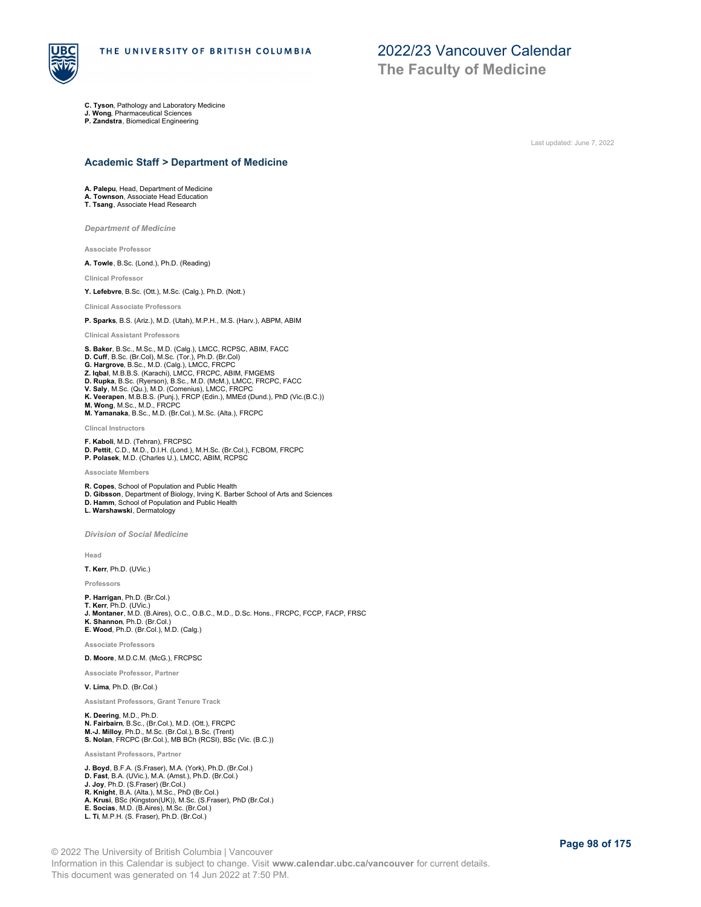**C. Tyson**, Pathology and Laboratory Medicine
**J. Wong**, Pharmaceutical Sciences
**P. Zandstra**, Biomedical Engineering

Last updated: June 7, 2022

## Academic Staff > Department of Medicine

**A. Palepu**, Head, Department of Medicine
**A. Townson**, Associate Head Education
**T. Tsang**, Associate Head Research

### *Department of Medicine*

#### Associate Professor

**A. Towle**, B.Sc. (Lond.), Ph.D. (Reading)

#### Clinical Professor

**Y. Lefebvre**, B.Sc. (Ott.), M.Sc. (Calg.), Ph.D. (Nott.)

#### Clinical Associate Professors

**P. Sparks**, B.S. (Ariz.), M.D. (Utah), M.P.H., M.S. (Harv.), ABPM, ABIM

#### Clinical Assistant Professors

**S. Baker**, B.Sc., M.Sc., M.D. (Calg.), LMCC, RCPSC, ABIM, FACC
**D. Cuff**, B.Sc. (Br.Col), M.Sc. (Tor.), Ph.D. (Br.Col)
**G. Hargrove**, B.Sc., M.D. (Calg.), LMCC, FRCPC
**Z. Iqbal**, M.B.B.S. (Karachi), LMCC, FRCPC, ABIM, FMGEMS
**D. Rupka**, B.Sc. (Ryerson), B.Sc., M.D. (McM.), LMCC, FRCPC, FACC
**V. Saly**, M.Sc. (Qu.), M.D. (Comenius), LMCC, FRCPC
**K. Veerapen**, M.B.B.S. (Punj.), FRCP (Edin.), MMEd (Dund.), PhD (Vic.(B.C.))
**M. Wong**, M.Sc., M.D., FRCPC
**M. Yamanaka**, B.Sc., M.D. (Br.Col.), M.Sc. (Alta.), FRCPC

#### Clincal Instructors

**F. Kaboli**, M.D. (Tehran), FRCPSC
**D. Pettit**, C.D., M.D., D.I.H. (Lond.), M.H.Sc. (Br.Col.), FCBOM, FRCPC
**P. Polasek**, M.D. (Charles U.), LMCC, ABIM, RCPSC

#### Associate Members

**R. Copes**, School of Population and Public Health
**D. Gibsson**, Department of Biology, Irving K. Barber School of Arts and Sciences
**D. Hamm**, School of Population and Public Health
**L. Warshawski**, Dermatology

### *Division of Social Medicine*

#### Head

**T. Kerr**, Ph.D. (UVic.)

#### Professors

**P. Harrigan**, Ph.D. (Br.Col.)
**T. Kerr**, Ph.D. (UVic.)
**J. Montaner**, M.D. (B.Aires), O.C., O.B.C., M.D., D.Sc. Hons., FRCPC, FCCP, FACP, FRSC
**K. Shannon**, Ph.D. (Br.Col.)
**E. Wood**, Ph.D. (Br.Col.), M.D. (Calg.)

#### Associate Professors

**D. Moore**, M.D.C.M. (McG.), FRCPSC

#### Associate Professor, Partner

**V. Lima**, Ph.D. (Br.Col.)

#### Assistant Professors, Grant Tenure Track

**K. Deering**, M.D., Ph.D.
**N. Fairbairn**, B.Sc., (Br.Col.), M.D. (Ott.), FRCPC
**M.-J. Milloy**, Ph.D., M.Sc. (Br.Col.), B.Sc. (Trent)
**S. Nolan**, FRCPC (Br.Col.), MB BCh (RCSI), BSc (Vic. (B.C.))

#### Assistant Professors, Partner

**J. Boyd**, B.F.A. (S.Fraser), M.A. (York), Ph.D. (Br.Col.)
**D. Fast**, B.A. (UVic.), M.A. (Amst.), Ph.D. (Br.Col.)
**J. Joy**, Ph.D. (S.Fraser) (Br.Col.)
**R. Knight**, B.A. (Alta.), M.Sc., PhD (Br.Col.)
**A. Krusi**, BSc (Kingston(UK)), M.Sc. (S.Fraser), PhD (Br.Col.)
**E. Socias**, M.D. (B.Aires), M.Sc. (Br.Col.)
**L. Ti**, M.P.H. (S. Fraser), Ph.D. (Br.Col.)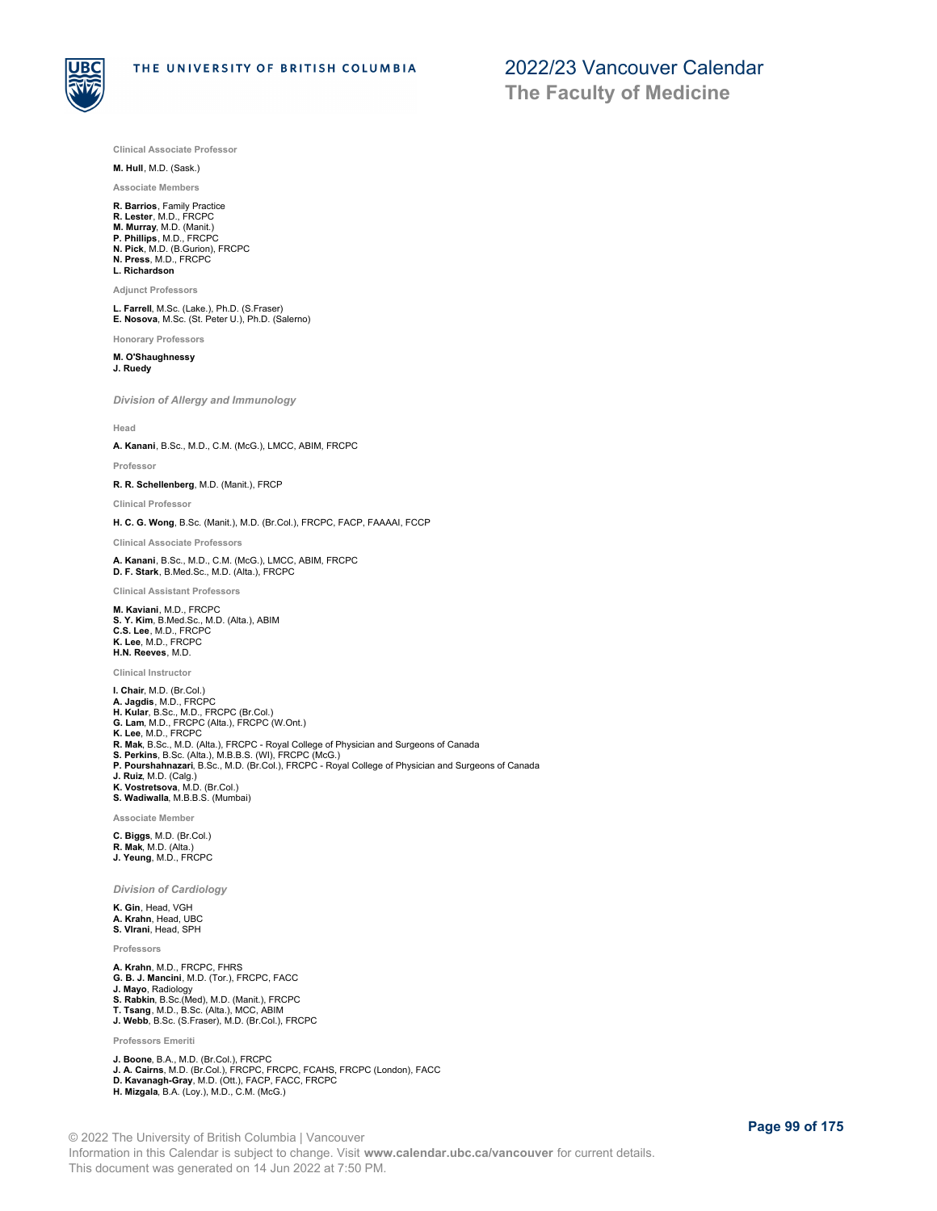**Clinical Associate Professor**

**M. Hull**, M.D. (Sask.)

**Associate Members**

**R. Barrios**, Family Practice
**R. Lester**, M.D., FRCPC
**M. Murray**, M.D. (Manit.)
**P. Phillips**, M.D., FRCPC
**N. Pick**, M.D. (B.Gurion), FRCPC
**N. Press**, M.D., FRCPC
**L. Richardson**

**Adjunct Professors**

**L. Farrell**, M.Sc. (Lake.), Ph.D. (S.Fraser)
**E. Nosova**, M.Sc. (St. Peter U.), Ph.D. (Salerno)

**Honorary Professors**

**M. O'Shaughnessy**
**J. Ruedy**

### *Division of Allergy and Immunology*

**Head**

**A. Kanani**, B.Sc., M.D., C.M. (McG.), LMCC, ABIM, FRCPC

**Professor**

**R. R. Schellenberg**, M.D. (Manit.), FRCP

**Clinical Professor**

**H. C. G. Wong**, B.Sc. (Manit.), M.D. (Br.Col.), FRCPC, FACP, FAAAAI, FCCP

**Clinical Associate Professors**

**A. Kanani**, B.Sc., M.D., C.M. (McG.), LMCC, ABIM, FRCPC
**D. F. Stark**, B.Med.Sc., M.D. (Alta.), FRCPC

**Clinical Assistant Professors**

**M. Kaviani**, M.D., FRCPC
**S. Y. Kim**, B.Med.Sc., M.D. (Alta.), ABIM
**C.S. Lee**, M.D., FRCPC
**K. Lee**, M.D., FRCPC
**H.N. Reeves**, M.D.

**Clinical Instructor**

**I. Chair**, M.D. (Br.Col.)
**A. Jagdis**, M.D., FRCPC
**H. Kular**, B.Sc., M.D., FRCPC (Br.Col.)
**G. Lam**, M.D., FRCPC (Alta.), FRCPC (W.Ont.)
**K. Lee**, M.D., FRCPC
**R. Mak**, B.Sc., M.D. (Alta.), FRCPC - Royal College of Physician and Surgeons of Canada
**S. Perkins**, B.Sc. (Alta.), M.B.B.S. (WI), FRCPC (McG.)
**P. Pourshahnazari**, B.Sc., M.D. (Br.Col.), FRCPC - Royal College of Physician and Surgeons of Canada
**J. Ruiz**, M.D. (Calg.)
**K. Vostretsova**, M.D. (Br.Col.)
**S. Wadiwalla**, M.B.B.S. (Mumbai)

**Associate Member**

**C. Biggs**, M.D. (Br.Col.)
**R. Mak**, M.D. (Alta.)
**J. Yeung**, M.D., FRCPC

### *Division of Cardiology*

**K. Gin**, Head, VGH
**A. Krahn**, Head, UBC
**S. Virani**, Head, SPH

**Professors**

**A. Krahn**, M.D., FRCPC, FHRS
**G. B. J. Mancini**, M.D. (Tor.), FRCPC, FACC
**J. Mayo**, Radiology
**S. Rabkin**, B.Sc.(Med), M.D. (Manit.), FRCPC
**T. Tsang**, M.D., B.Sc. (Alta.), MCC, ABIM
**J. Webb**, B.Sc. (S.Fraser), M.D. (Br.Col.), FRCPC

**Professors Emeriti**

**J. Boone**, B.A., M.D. (Br.Col.), FRCPC
**J. A. Cairns**, M.D. (Br.Col.), FRCPC, FRCPC, FCAHS, FRCPC (London), FACC
**D. Kavanagh-Gray**, M.D. (Ott.), FACP, FACC, FRCPC
**H. Mizgala**, B.A. (Loy.), M.D., C.M. (McG.)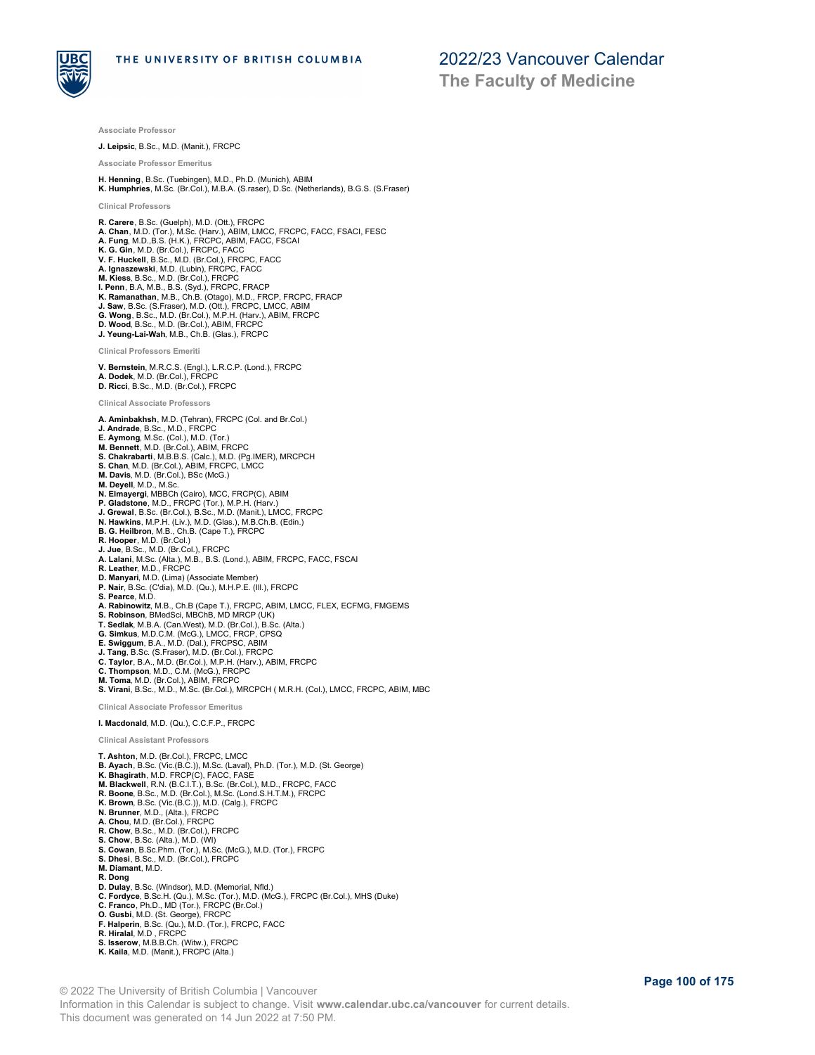#### Associate Professor

**J. Leipsic**, B.Sc., M.D. (Manit.), FRCPC

#### Associate Professor Emeritus

**H. Henning**, B.Sc. (Tuebingen), M.D., Ph.D. (Munich), ABIM
**K. Humphries**, M.Sc. (Br.Col.), M.B.A. (S.raser), D.Sc. (Netherlands), B.G.S. (S.Fraser)

#### Clinical Professors

**R. Carere**, B.Sc. (Guelph), M.D. (Ott.), FRCPC
**A. Chan**, M.D. (Tor.), M.Sc. (Harv.), ABIM, LMCC, FRCPC, FACC, FSACI, FESC
**A. Fung**, M.D.,B.S. (H.K.), FRCPC, ABIM, FACC, FSCAI
**K. G. Gin**, M.D. (Br.Col.), FRCPC, FACC
**V. F. Huckell**, B.Sc., M.D. (Br.Col.), FRCPC, FACC
**A. Ignaszewski**, M.D. (Lubin), FRCPC, FACC
**M. Kiess**, B.Sc., M.D. (Br.Col.), FRCPC
**I. Penn**, B.A, M.B., B.S. (Syd.), FRCPC, FRACP
**K. Ramanathan**, M.B., Ch.B. (Otago), M.D., FRCP, FRCPC, FRACP
**J. Saw**, B.Sc. (S.Fraser), M.D. (Ott.), FRCPC, LMCC, ABIM
**G. Wong**, B.Sc., M.D. (Br.Col.), M.P.H. (Harv.), ABIM, FRCPC
**D. Wood**, B.Sc., M.D. (Br.Col.), ABIM, FRCPC
**J. Yeung-Lai-Wah**, M.B., Ch.B. (Glas.), FRCPC

#### Clinical Professors Emeriti

**V. Bernstein**, M.R.C.S. (Engl.), L.R.C.P. (Lond.), FRCPC
**A. Dodek**, M.D. (Br.Col.), FRCPC
**D. Ricci**, B.Sc., M.D. (Br.Col.), FRCPC

#### Clinical Associate Professors

**A. Aminbakhsh**, M.D. (Tehran), FRCPC (Col. and Br.Col.)
**J. Andrade**, B.Sc., M.D., FRCPC
**E. Aymong**, M.Sc. (Col.), M.D. (Tor.)
**M. Bennett**, M.D. (Br.Col.), ABIM, FRCPC
**S. Chakrabarti**, M.B.B.S. (Calc.), M.D. (Pg.IMER), MRCPCH
**S. Chan**, M.D. (Br.Col.), ABIM, FRCPC, LMCC
**M. Davis**, M.D. (Br.Col.), BSc (McG.)
**M. Deyell**, M.D., M.Sc.
**N. Elmayergi**, MBBCh (Cairo), MCC, FRCP(C), ABIM
**P. Gladstone**, M.D., FRCPC (Tor.), M.P.H. (Harv.)
**J. Grewal**, B.Sc. (Br.Col.), B.Sc., M.D. (Manit.), LMCC, FRCPC
**N. Hawkins**, M.P.H. (Liv.), M.D. (Glas.), M.B.Ch.B. (Edin.)
**B. G. Heilbron**, M.B., Ch.B. (Cape T.), FRCPC
**R. Hooper**, M.D. (Br.Col.)
**J. Jue**, B.Sc., M.D. (Br.Col.), FRCPC
**A. Lalani**, M.Sc. (Alta.), M.B., B.S. (Lond.), ABIM, FRCPC, FACC, FSCAI
**R. Leather**, M.D., FRCPC
**D. Manyari**, M.D. (Lima) (Associate Member)
**P. Nair**, B.Sc. (C'dia), M.D. (Qu.), M.H.P.E. (Ill.), FRCPC
**S. Pearce**, M.D.
**A. Rabinowitz**, M.B., Ch.B (Cape T.), FRCPC, ABIM, LMCC, FLEX, ECFMG, FMGEMS
**S. Robinson**, BMedSci, MBChB, MD MRCP (UK)
**T. Sedlak**, M.B.A. (Can.West), M.D. (Br.Col.), B.Sc. (Alta.)
**G. Simkus**, M.D.C.M. (McG.), LMCC, FRCP, CPSQ
**E. Swiggum**, B.A., M.D. (Dal.), FRCPSC, ABIM
**J. Tang**, B.Sc. (S.Fraser), M.D. (Br.Col.), FRCPC
**C. Taylor**, B.A., M.D. (Br.Col.), M.P.H. (Harv.), ABIM, FRCPC
**C. Thompson**, M.D., C.M. (McG.), FRCPC
**M. Toma**, M.D. (Br.Col.), ABIM, FRCPC
**S. Virani**, B.Sc., M.D., M.Sc. (Br.Col.), MRCPCH ( M.R.H. (Col.), LMCC, FRCPC, ABIM, MBC

#### Clinical Associate Professor Emeritus

**I. Macdonald**, M.D. (Qu.), C.C.F.P., FRCPC

#### Clinical Assistant Professors

**T. Ashton**, M.D. (Br.Col.), FRCPC, LMCC
**B. Ayach**, B.Sc. (Vic.(B.C.)), M.Sc. (Laval), Ph.D. (Tor.), M.D. (St. George)
**K. Bhagirath**, M.D. FRCP(C), FACC, FASE
**M. Blackwell**, R.N. (B.C.I.T.), B.Sc. (Br.Col.), M.D., FRCPC, FACC
**R. Boone**, B.Sc., M.D. (Br.Col.), M.Sc. (Lond.S.H.T.M.), FRCPC
**K. Brown**, B.Sc. (Vic.(B.C.)), M.D. (Calg.), FRCPC
**N. Brunner**, M.D., (Alta.), FRCPC
**A. Chou**, M.D. (Br.Col.), FRCPC
**R. Chow**, B.Sc., M.D. (Br.Col.), FRCPC
**S. Chow**, B.Sc. (Alta.), M.D. (WI)
**S. Cowan**, B.Sc.Phm. (Tor.), M.Sc. (McG.), M.D. (Tor.), FRCPC
**S. Dhesi**, B.Sc., M.D. (Br.Col.), FRCPC
**M. Diamant**, M.D.
**R. Dong**
**D. Dulay**, B.Sc. (Windsor), M.D. (Memorial, Nfld.)
**C. Fordyce**, B.Sc.H. (Qu.), M.Sc. (Tor.), M.D. (McG.), FRCPC (Br.Col.), MHS (Duke)
**C. Franco**, Ph.D., MD (Tor.), FRCPC (Br.Col.)
**O. Gusbi**, M.D. (St. George), FRCPC
**F. Halperin**, B.Sc. (Qu.), M.D. (Tor.), FRCPC, FACC
**R. Hiralal**, M.D , FRCPC
**S. Isserow**, M.B.B.Ch. (Witw.), FRCPC
**K. Kaila**, M.D. (Manit.), FRCPC (Alta.)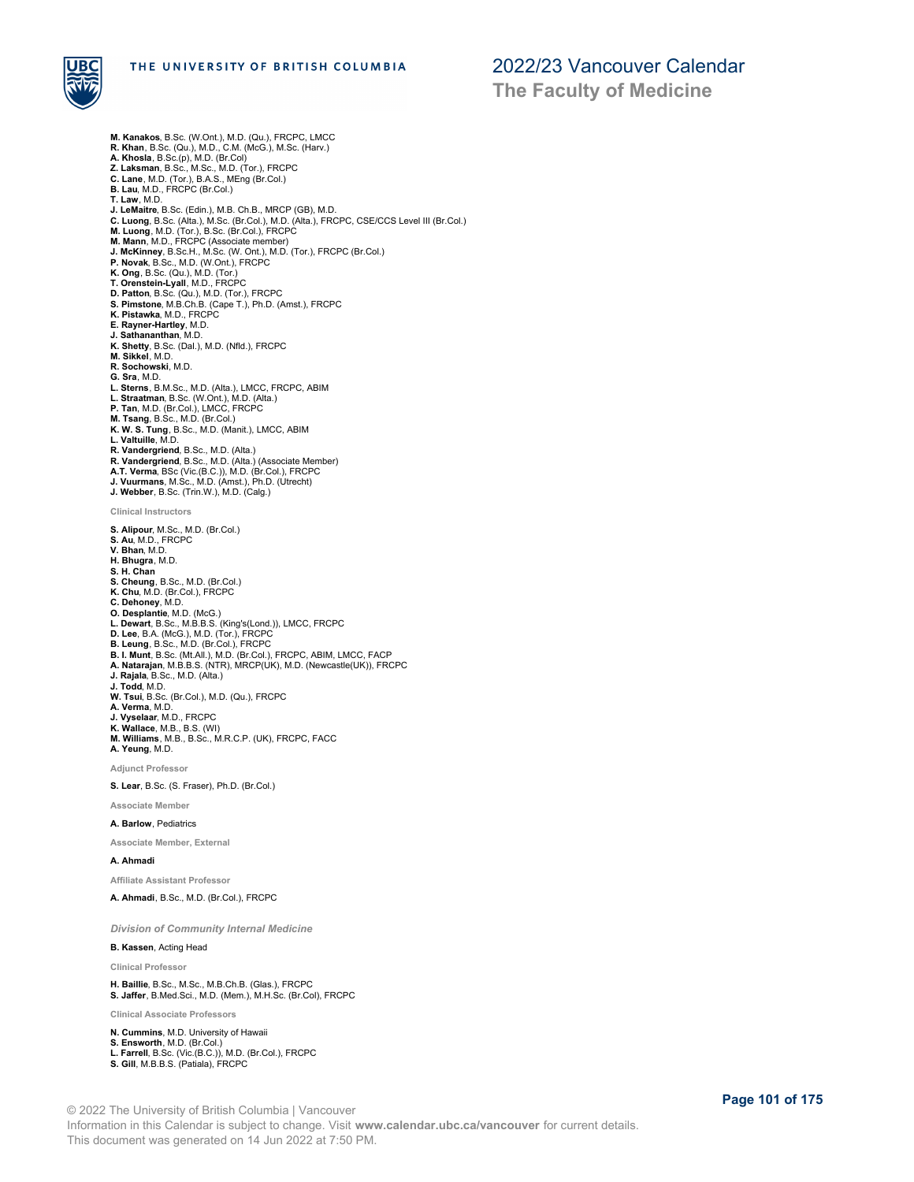**M. Kanakos**, B.Sc. (W.Ont.), M.D. (Qu.), FRCPC, LMCC
**R. Khan**, B.Sc. (Qu.), M.D., C.M. (McG.), M.Sc. (Harv.)
**A. Khosla**, B.Sc.(p), M.D. (Br.Col)
**Z. Laksman**, B.Sc., M.Sc., M.D. (Tor.), FRCPC
**C. Lane**, M.D. (Tor.), B.A.S., MEng (Br.Col.)
**B. Lau**, M.D., FRCPC (Br.Col.)
**T. Law**, M.D.
**J. LeMaitre**, B.Sc. (Edin.), M.B. Ch.B., MRCP (GB), M.D.
**C. Luong**, B.Sc. (Alta.), M.Sc. (Br.Col.), M.D. (Alta.), FRCPC, CSE/CCS Level III (Br.Col.)
**M. Luong**, M.D. (Tor.), B.Sc. (Br.Col.), FRCPC
**M. Mann**, M.D., FRCPC (Associate member)
**J. McKinney**, B.Sc.H., M.Sc. (W. Ont.), M.D. (Tor.), FRCPC (Br.Col.)
**P. Novak**, B.Sc., M.D. (W.Ont.), FRCPC
**K. Ong**, B.Sc. (Qu.), M.D. (Tor.)
**T. Orenstein-Lyall**, M.D., FRCPC
**D. Patton**, B.Sc. (Qu.), M.D. (Tor.), FRCPC
**S. Pimstone**, M.B.Ch.B. (Cape T.), Ph.D. (Amst.), FRCPC
**K. Pistawka**, M.D., FRCPC
**E. Rayner-Hartley**, M.D.
**J. Sathananthan**, M.D.
**K. Shetty**, B.Sc. (Dal.), M.D. (Nfld.), FRCPC
**M. Sikkel**, M.D.
**R. Sochowski**, M.D.
**G. Sra**, M.D.
**L. Sterns**, B.M.Sc., M.D. (Alta.), LMCC, FRCPC, ABIM
**L. Straatman**, B.Sc. (W.Ont.), M.D. (Alta.)
**P. Tan**, M.D. (Br.Col.), LMCC, FRCPC
**M. Tsang**, B.Sc., M.D. (Br.Col.)
**K. W. S. Tung**, B.Sc., M.D. (Manit.), LMCC, ABIM
**L. Valtuille**, M.D.
**R. Vandergriend**, B.Sc., M.D. (Alta.)
**R. Vandergriend**, B.Sc., M.D. (Alta.) (Associate Member)
**A.T. Verma**, BSc (Vic.(B.C.)), M.D. (Br.Col.), FRCPC
**J. Vuurmans**, M.Sc., M.D. (Amst.), Ph.D. (Utrecht)
**J. Webber**, B.Sc. (Trin.W.), M.D. (Calg.)

#### Clinical Instructors

**S. Alipour**, M.Sc., M.D. (Br.Col.)
**S. Au**, M.D., FRCPC
**V. Bhan**, M.D.
**H. Bhugra**, M.D.
**S. H. Chan**
**S. Cheung**, B.Sc., M.D. (Br.Col.)
**K. Chu**, M.D. (Br.Col.), FRCPC
**C. Dehoney**, M.D.
**O. Desplantie**, M.D. (McG.)
**L. Dewart**, B.Sc., M.B.B.S. (King's(Lond.)), LMCC, FRCPC
**D. Lee**, B.A. (McG.), M.D. (Tor.), FRCPC
**B. Leung**, B.Sc., M.D. (Br.Col.), FRCPC
**B. I. Munt**, B.Sc. (Mt.All.), M.D. (Br.Col.), FRCPC, ABIM, LMCC, FACP
**A. Natarajan**, M.B.B.S. (NTR), MRCP(UK), M.D. (Newcastle(UK)), FRCPC
**J. Rajala**, B.Sc., M.D. (Alta.)
**J. Todd**, M.D.
**W. Tsui**, B.Sc. (Br.Col.), M.D. (Qu.), FRCPC
**A. Verma**, M.D.
**J. Vyselaar**, M.D., FRCPC
**K. Wallace**, M.B., B.S. (WI)
**M. Williams**, M.B., B.Sc., M.R.C.P. (UK), FRCPC, FACC
**A. Yeung**, M.D.

#### Adjunct Professor

**S. Lear**, B.Sc. (S. Fraser), Ph.D. (Br.Col.)

#### Associate Member

**A. Barlow**, Pediatrics

#### Associate Member, External

**A. Ahmadi**

#### Affiliate Assistant Professor

**A. Ahmadi**, B.Sc., M.D. (Br.Col.), FRCPC

### *Division of Community Internal Medicine*

**B. Kassen**, Acting Head

#### Clinical Professor

**H. Baillie**, B.Sc., M.Sc., M.B.Ch.B. (Glas.), FRCPC
**S. Jaffer**, B.Med.Sci., M.D. (Mem.), M.H.Sc. (Br.Col), FRCPC

#### Clinical Associate Professors

**N. Cummins**, M.D. University of Hawaii
**S. Ensworth**, M.D. (Br.Col.)
**L. Farrell**, B.Sc. (Vic.(B.C.)), M.D. (Br.Col.), FRCPC
**S. Gill**, M.B.B.S. (Patiala), FRCPC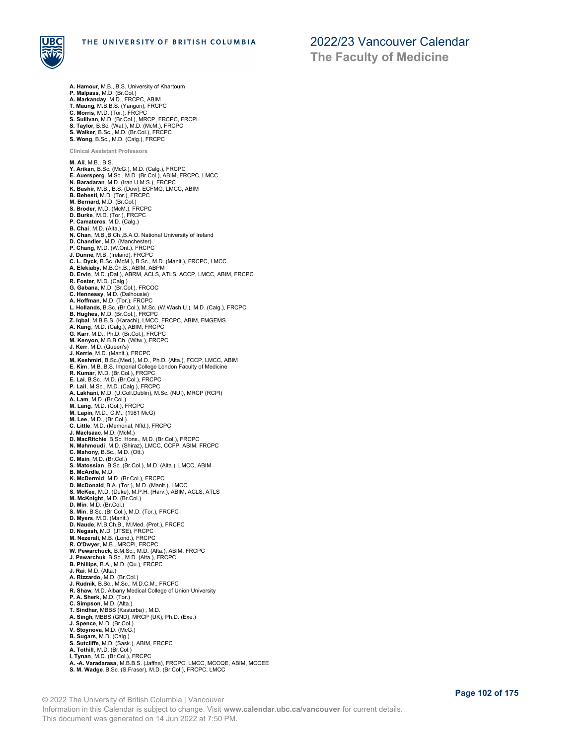**A. Hamour**, M.B., B.S. University of Khartoum
**P. Malpass**, M.D. (Br.Col.)
**A. Markanday**, M.D., FRCPC, ABIM
**T. Maung**, M.B.B.S. (Yangon), FRCPC
**C. Morris**, M.D. (Tor.), FRCPC
**S. Sullivan**, M.D. (Br.Col.), MRCP, FRCPC, FRCPL
**S. Taylor**, B.Sc. (Wat.), M.D. (McM.), FRCPC
**S. Walker**, B.Sc., M.D. (Br.Col.), FRCPC
**S. Wong**, B.Sc., M.D. (Calg.), FRCPC

#### Clinical Assistant Professors

**M. Ali**, M.B., B.S.
**Y. Arikan**, B.Sc. (McG.), M.D. (Calg.), FRCPC
**E. Auersperg**, M.Sc., M.D. (Br.Col.), ABIM, FRCPC, LMCC
**N. Baradaran**, M.D. (Iran U.M.S.), FRCPC
**K. Bashir**, M.B., B.S. (Dow), ECFMG, LMCC, ABIM
**B. Behesti**, M.D. (Tor.), FRCPC
**M. Bernard**, M.D. (Br.Col.)
**S. Broder**, M.D. (McM.), FRCPC
**D. Burke**, M.D. (Tor.), FRCPC
**P. Camateros**, M.D. (Calg.)
**B. Chai**, M.D. (Alta.)
**N. Chan**, M.B.,B.Ch.,B.A.O. National University of Ireland
**D. Chandler**, M.D. (Manchester)
**P. Chang**, M.D. (W.Ont.), FRCPC
**J. Dunne**, M.B. (Ireland), FRCPC
**C. L. Dyck**, B.Sc. (McM.), B.Sc., M.D. (Manit.), FRCPC, LMCC
**A. Elekiaby**, M.B.Ch.B., ABIM, ABPM
**D. Ervin**, M.D. (Dal.), ABRM, ACLS, ATLS, ACCP, LMCC, ABIM, FRCPC
**R. Foster**, M.D. (Calg.)
**G. Gabana**, M.D. (Br.Col.), FRCOC
**C. Hennessy**, M.D. (Dalhousie)
**A. Hoffman**, M.D. (Tor.), FRCPC
**L. Hollands**, B.Sc. (Br.Col.), M.Sc. (W.Wash.U.), M.D. (Calg.), FRCPC
**B. Hughes**, M.D. (Br.Col.), FRCPC
**Z. Iqbal**, M.B.B.S. (Karachi), LMCC, FRCPC, ABIM, FMGEMS
**A. Kang**, M.D. (Calg.), ABIM, FRCPC
**G. Karr**, M.D., Ph.D. (Br.Col.), FRCPC
**M. Kenyon**, M.B.B.Ch. (Witw.), FRCPC
**J. Kerr**, M.D. (Queen's)
**J. Kerrie**, M.D. (Manit.), FRCPC
**M. Keshmiri**, B.Sc.(Med.), M.D., Ph.D. (Alta.), FCCP, LMCC, ABIM
**E. Kim**, M.B.,B.S. Imperial College London Faculty of Medicine
**R. Kumar**, M.D. (Br.Col.), FRCPC
**E. Lai**, B.Sc., M.D. (Br.Col.), FRCPC
**P. Lail**, M.Sc., M.D. (Calg.), FRCPC
**A. Lakhani**, M.D. (U.Coll.Dublin), M.Sc. (NUI), MRCP (RCPI)
**A. Lam**, M.D. (Br.Col.)
**M. Lang**, M.D. (Col.), FRCPC
**M. Lapin**, M.D., C.M., (1981 McG)
**M. Lee**, M.D., (Br.Col.)
**C. Little**, M.D. (Memorial, Nfld.), FRCPC
**J. MacIsaac**, M.D. (McM.)
**D. MacRitchie**, B.Sc. Hons., M.D. (Br.Col.), FRCPC
**N. Mahmoudi**, M.D. (Shiraz), LMCC, CCFP, ABIM, FRCPC
**C. Mahony**, B.Sc., M.D. (Ott.)
**C. Main**, M.D. (Br.Col.)
**S. Matossian**, B.Sc. (Br.Col.), M.D. (Alta.), LMCC, ABIM
**B. McArdle**, M.D.
**K. McDermid**, M.D. (Br.Col.), FRCPC
**D. McDonald**, B.A. (Tor.), M.D. (Manit.), LMCC
**S. McKee**, M.D. (Duke), M.P.H. (Harv.), ABIM, ACLS, ATLS
**M. McKnight**, M.D. (Br.Col.)
**D. Min**, M.D. (Br.Col.)
**S. Min**, B.Sc. (Br.Col.), M.D. (Tor.), FRCPC
**D. Myers**, M.D. (Manit.)
**D. Naude**, M.B.Ch.B., M.Med. (Pret.), FRCPC
**D. Negash**, M.D. (JTSE), FRCPC
**M. Nezerali**, M.B. (Lond.), FRCPC
**R. O'Dwyer**, M.B., MRCPI, FRCPC
**W. Pewarchuck**, B.M.Sc., M.D. (Alta.), ABIM, FRCPC
**J. Pewarchuk**, B.Sc., M.D. (Alta.), FRCPC
**B. Phillips**, B.A., M.D. (Qu.), FRCPC
**J. Rai**, M.D. (Alta.)
**A. Rizzardo**, M.D. (Br.Col.)
**J. Rudnik**, B.Sc., M.Sc., M.D.C.M., FRCPC
**R. Shaw**, M.D. Albany Medical College of Union University
**P. A. Sherk**, M.D. (Tor.)
**C. Simpson**, M.D. (Alta.)
**T. Sindhar**, MBBS (Kasturba) , M.D.
**A. Singh**, MBBS (GND), MRCP (UK), Ph.D. (Exe.)
**J. Spence**, M.D. (Br.Col.)
**V. Stoynova**, M.D. (McG.)
**B. Sugars**, M.D. (Calg.)
**S. Sutcliffe**, M.D. (Sask.), ABIM, FRCPC
**A. Tothill**, M.D. (Br.Col.)
**I. Tynan**, M.D. (Br.Col.), FRCPC
**A. -A. Varadarasa**, M.B.B.S. (Jaffna), FRCPC, LMCC, MCCQE, ABIM, MCCEE
**S. M. Wadge**, B.Sc. (S.Fraser), M.D. (Br.Col.), FRCPC, LMCC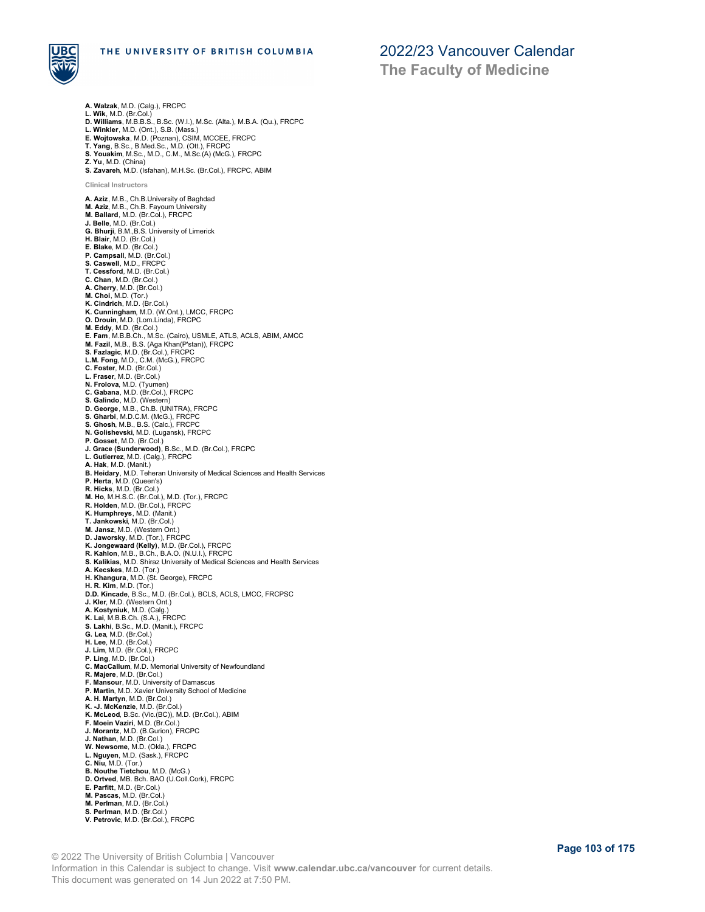**A. Walzak**, M.D. (Calg.), FRCPC
**L. Wik**, M.D. (Br.Col.)
**D. Williams**, M.B.B.S., B.Sc. (W.I.), M.Sc. (Alta.), M.B.A. (Qu.), FRCPC
**L. Winkler**, M.D. (Ont.), S.B. (Mass.)
**E. Wojtowska**, M.D. (Poznan), CSIM, MCCEE, FRCPC
**T. Yang**, B.Sc., B.Med.Sc., M.D. (Ott.), FRCPC
**S. Youakim**, M.Sc., M.D., C.M., M.Sc.(A) (McG.), FRCPC
**Z. Yu**, M.D. (China)
**S. Zavareh**, M.D. (Isfahan), M.H.Sc. (Br.Col.), FRCPC, ABIM

#### Clinical Instructors

**A. Aziz**, M.B., Ch.B.University of Baghdad
**M. Aziz**, M.B., Ch.B. Fayoum University
**M. Ballard**, M.D. (Br.Col.), FRCPC
**J. Belle**, M.D. (Br.Col.)
**G. Bhurji**, B.M.,B.S. University of Limerick
**H. Blair**, M.D. (Br.Col.)
**E. Blake**, M.D. (Br.Col.)
**P. Campsall**, M.D. (Br.Col.)
**S. Caswell**, M.D., FRCPC
**T. Cessford**, M.D. (Br.Col.)
**C. Chan**, M.D. (Br.Col.)
**A. Cherry**, M.D. (Br.Col.)
**M. Choi**, M.D. (Tor.)
**K. Cindrich**, M.D. (Br.Col.)
**K. Cunningham**, M.D. (W.Ont.), LMCC, FRCPC
**O. Drouin**, M.D. (Lom.Linda), FRCPC
**M. Eddy**, M.D. (Br.Col.)
**E. Fam**, M.B.B.Ch., M.Sc. (Cairo), USMLE, ATLS, ACLS, ABIM, AMCC
**M. Fazil**, M.B., B.S. (Aga Khan(P'stan)), FRCPC
**S. Fazlagic**, M.D. (Br.Col.), FRCPC
**L.M. Fong**, M.D., C.M. (McG.), FRCPC
**C. Foster**, M.D. (Br.Col.)
**L. Fraser**, M.D. (Br.Col.)
**N. Frolova**, M.D. (Tyumen)
**C. Gabana**, M.D. (Br.Col.), FRCPC
**S. Galindo**, M.D. (Western)
**D. George**, M.B., Ch.B. (UNITRA), FRCPC
**S. Gharbi**, M.D.C.M. (McG.), FRCPC
**S. Ghosh**, M.B., B.S. (Calc.), FRCPC
**N. Golishevski**, M.D. (Lugansk), FRCPC
**P. Gosset**, M.D. (Br.Col.)
**J. Grace (Sunderwood)**, B.Sc., M.D. (Br.Col.), FRCPC
**L. Gutierrez**, M.D. (Calg.), FRCPC
**A. Hak**, M.D. (Manit.)
**B. Heidary**, M.D. Teheran University of Medical Sciences and Health Services
**P. Herta**, M.D. (Queen's)
**R. Hicks**, M.D. (Br.Col.)
**M. Ho**, M.H.S.C. (Br.Col.), M.D. (Tor.), FRCPC
**R. Holden**, M.D. (Br.Col.), FRCPC
**K. Humphreys**, M.D. (Manit.)
**T. Jankowski**, M.D. (Br.Col.)
**M. Jansz**, M.D. (Western Ont.)
**D. Jaworsky**, M.D. (Tor.), FRCPC
**K. Jongewaard (Kelly)**, M.D. (Br.Col.), FRCPC
**R. Kahlon**, M.B., B.Ch., B.A.O. (N.U.I.), FRCPC
**S. Kalikias**, M.D. Shiraz University of Medical Sciences and Health Services
**A. Kecskes**, M.D. (Tor.)
**H. Khangura**, M.D. (St. George), FRCPC
**H. R. Kim**, M.D. (Tor.)
**D.D. Kincade**, B.Sc., M.D. (Br.Col.), BCLS, ACLS, LMCC, FRCPSC
**J. Kler**, M.D. (Western Ont.)
**A. Kostyniuk**, M.D. (Calg.)
**K. Lai**, M.B.B.Ch. (S.A.), FRCPC
**S. Lakhi**, B.Sc., M.D. (Manit.), FRCPC
**G. Lea**, M.D. (Br.Col.)
**H. Lee**, M.D. (Br.Col.)
**J. Lim**, M.D. (Br.Col.), FRCPC
**P. Ling**, M.D. (Br.Col.)
**C. MacCallum**, M.D. Memorial University of Newfoundland
**R. Majere**, M.D. (Br.Col.)
**F. Mansour**, M.D. University of Damascus
**P. Martin**, M.D. Xavier University School of Medicine
**A. H. Martyn**, M.D. (Br.Col.)
**K. -J. McKenzie**, M.D. (Br.Col.)
**K. McLeod**, B.Sc. (Vic.(BC)), M.D. (Br.Col.), ABIM
**F. Moein Vaziri**, M.D. (Br.Col.)
**J. Morantz**, M.D. (B.Gurion), FRCPC
**J. Nathan**, M.D. (Br.Col.)
**W. Newsome**, M.D. (Okla.), FRCPC
**L. Nguyen**, M.D. (Sask.), FRCPC
**C. Niu**, M.D. (Tor.)
**B. Nouthe Tietchou**, M.D. (McG.)
**D. Ortved**, MB. Bch. BAO (U.Coll.Cork), FRCPC
**E. Parfitt**, M.D. (Br.Col.)
**M. Pascas**, M.D. (Br.Col.)
**M. Perlman**, M.D. (Br.Col.)
**S. Perlman**, M.D. (Br.Col.)
**V. Petrovic**, M.D. (Br.Col.), FRCPC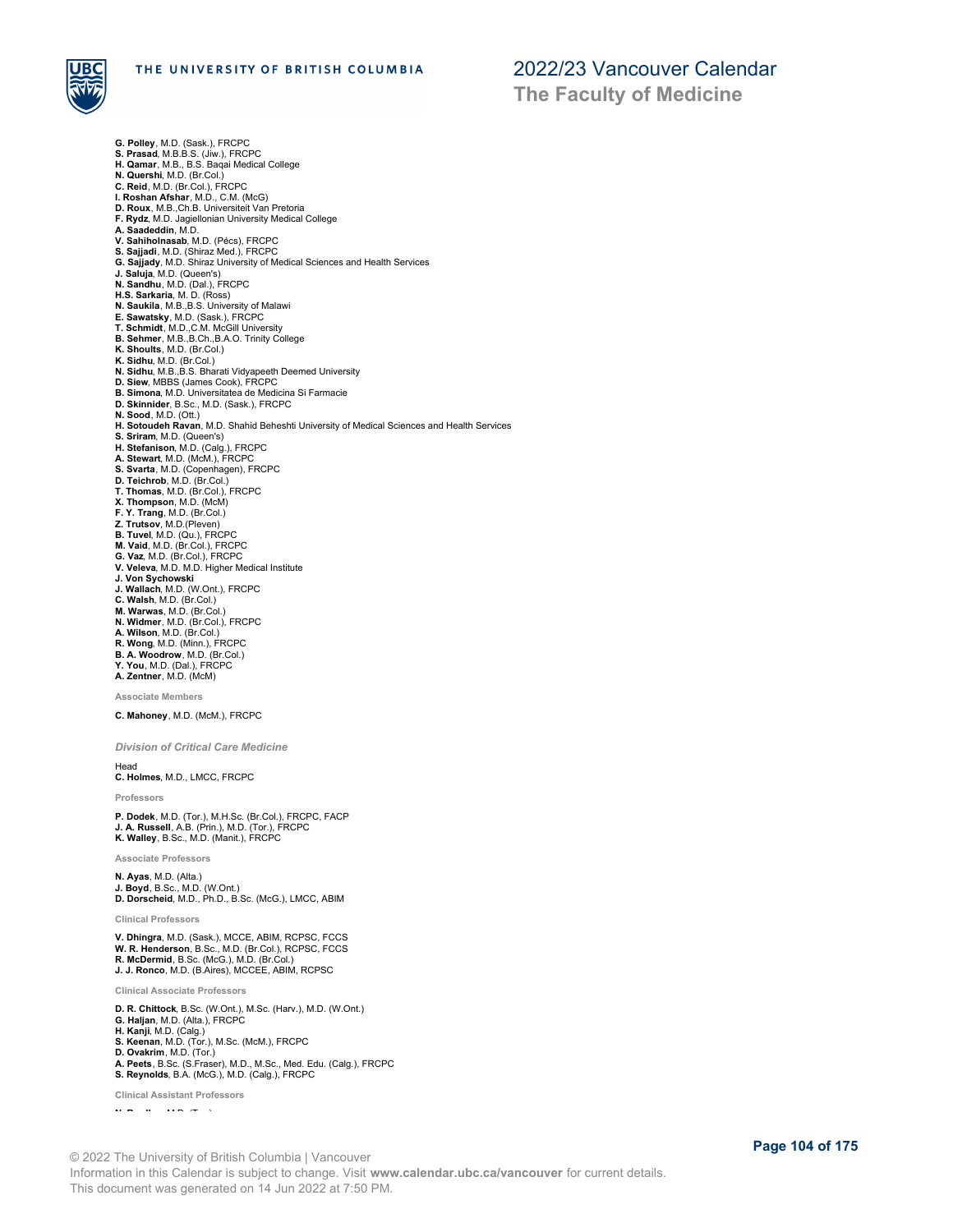**G. Polley**, M.D. (Sask.), FRCPC
**S. Prasad**, M.B.B.S. (Jiw.), FRCPC
**H. Qamar**, M.B., B.S. Baqai Medical College
**N. Qureshi**, M.D. (Br.Col.)
**C. Reid**, M.D. (Br.Col.), FRCPC
**I. Roshan Afshar**, M.D., C.M. (McG)
**D. Roux**, M.B.,Ch.B. Universiteit Van Pretoria
**F. Rydz**, M.D. Jagiellonian University Medical College
**A. Saadeddin**, M.D.
**V. Sahiholnasab**, M.D. (Pécs), FRCPC
**S. Sajjadi**, M.D. (Shiraz Med.), FRCPC
**G. Sajjady**, M.D. Shiraz University of Medical Sciences and Health Services
**J. Saluja**, M.D. (Queen's)
**N. Sandhu**, M.D. (Dal.), FRCPC
**H.S. Sarkaria**, M. D. (Ross)
**N. Saukila**, M.B.,B.S. University of Malawi
**E. Sawatsky**, M.D. (Sask.), FRCPC
**T. Schmidt**, M.D.,C.M. McGill University
**B. Sehmer**, M.B.,B.Ch.,B.A.O. Trinity College
**K. Shoults**, M.D. (Br.Col.)
**K. Sidhu**, M.D. (Br.Col.)
**N. Sidhu**, M.B.,B.S. Bharati Vidyapeeth Deemed University
**D. Siew**, MBBS (James Cook), FRCPC
**B. Simona**, M.D. Universitatea de Medicina Si Farmacie
**D. Skinnider**, B.Sc., M.D. (Sask.), FRCPC
**N. Sood**, M.D. (Ott.)
**H. Sotoudeh Ravan**, M.D. Shahid Beheshti University of Medical Sciences and Health Services
**S. Sriram**, M.D. (Queen's)
**H. Stefanison**, M.D. (Calg.), FRCPC
**A. Stewart**, M.D. (McM.), FRCPC
**S. Svarta**, M.D. (Copenhagen), FRCPC
**D. Teichrob**, M.D. (Br.Col.)
**T. Thomas**, M.D. (Br.Col.), FRCPC
**X. Thompson**, M.D. (McM)
**F. Y. Trang**, M.D. (Br.Col.)
**Z. Trutsov**, M.D.(Pleven)
**B. Tuvel**, M.D. (Qu.), FRCPC
**M. Vaid**, M.D. (Br.Col.), FRCPC
**G. Vaz**, M.D. (Br.Col.), FRCPC
**V. Veleva**, M.D. M.D. Higher Medical Institute
**J. Von Sychowski**
**J. Wallach**, M.D. (W.Ont.), FRCPC
**C. Walsh**, M.D. (Br.Col.)
**M. Warwas**, M.D. (Br.Col.)
**N. Widmer**, M.D. (Br.Col.), FRCPC
**A. Wilson**, M.D. (Br.Col.)
**R. Wong**, M.D. (Minn.), FRCPC
**B. A. Woodrow**, M.D. (Br.Col.)
**Y. You**, M.D. (Dal.), FRCPC
**A. Zentner**, M.D. (McM)

#### Associate Members

**C. Mahoney**, M.D. (McM.), FRCPC

### *Division of Critical Care Medicine*

Head
**C. Holmes**, M.D., LMCC, FRCPC

#### Professors

**P. Dodek**, M.D. (Tor.), M.H.Sc. (Br.Col.), FRCPC, FACP
**J. A. Russell**, A.B. (Prin.), M.D. (Tor.), FRCPC
**K. Walley**, B.Sc., M.D. (Manit.), FRCPC

#### Associate Professors

**N. Ayas**, M.D. (Alta.)
**J. Boyd**, B.Sc., M.D. (W.Ont.)
**D. Dorscheid**, M.D., Ph.D., B.Sc. (McG.), LMCC, ABIM

#### Clinical Professors

**V. Dhingra**, M.D. (Sask.), MCCE, ABIM, RCPSC, FCCS
**W. R. Henderson**, B.Sc., M.D. (Br.Col.), RCPSC, FCCS
**R. McDermid**, B.Sc. (McG.), M.D. (Br.Col.)
**J. J. Ronco**, M.D. (B.Aires), MCCEE, ABIM, RCPSC

#### Clinical Associate Professors

**D. R. Chittock**, B.Sc. (W.Ont.), M.Sc. (Harv.), M.D. (W.Ont.)
**G. Haljan**, M.D. (Alta.), FRCPC
**H. Kanji**, M.D. (Calg.)
**S. Keenan**, M.D. (Tor.), M.Sc. (McM.), FRCPC
**D. Ovakrim**, M.D. (Tor.)
**A. Peets**, B.Sc. (S.Fraser), M.D., M.Sc., Med. Edu. (Calg.), FRCPC
**S. Reynolds**, B.A. (McG.), M.D. (Calg.), FRCPC

#### Clinical Assistant Professors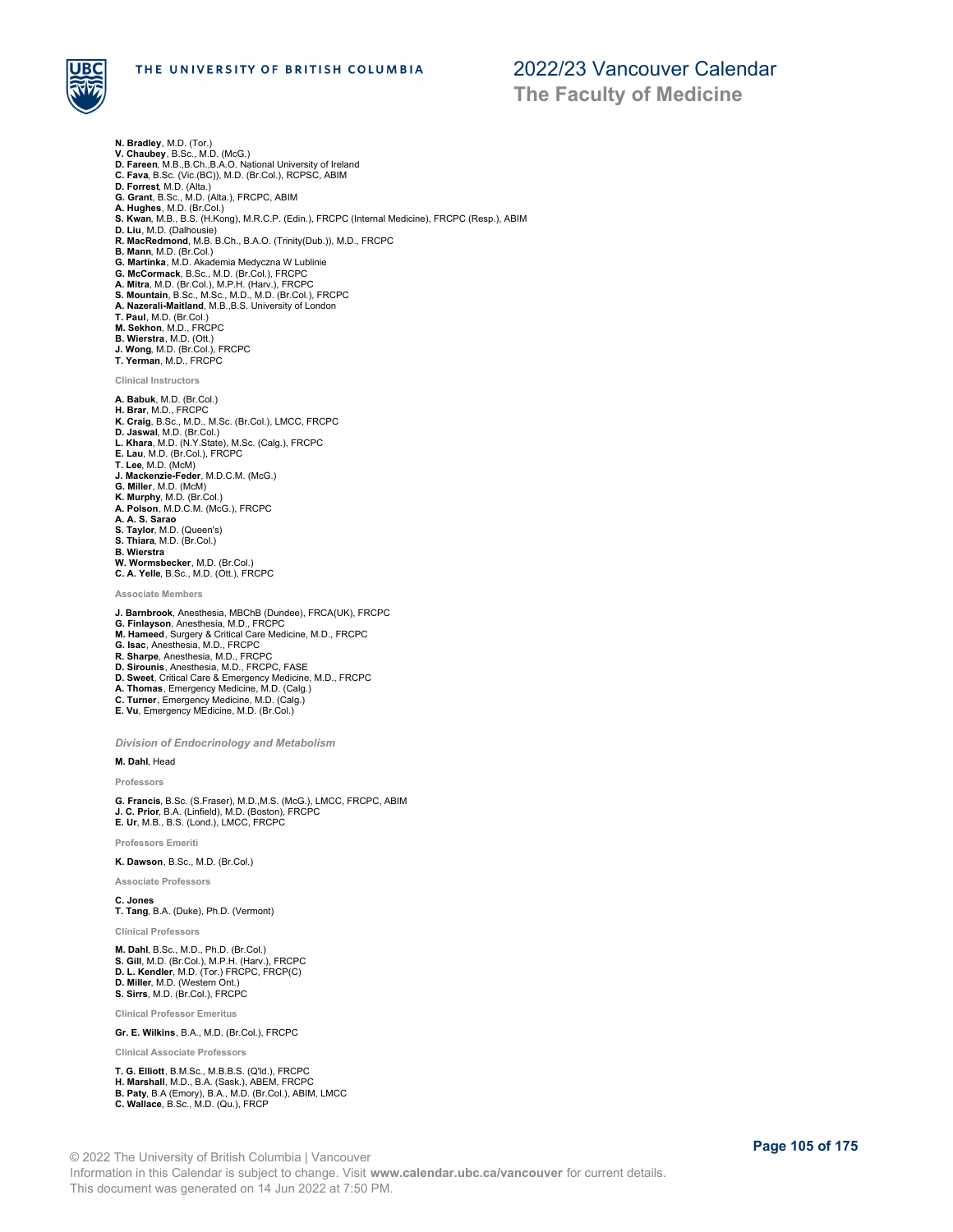**N. Bradley**, M.D. (Tor.)
**V. Chaubey**, B.Sc., M.D. (McG.)
**D. Fareen**, M.B.,B.Ch.,B.A.O. National University of Ireland
**C. Fava**, B.Sc. (Vic.(BC)), M.D. (Br.Col.), RCPSC, ABIM
**D. Forrest**, M.D. (Alta.)
**G. Grant**, B.Sc., M.D. (Alta.), FRCPC, ABIM
**A. Hughes**, M.D. (Br.Col.)
**S. Kwan**, M.B., B.S. (H.Kong), M.R.C.P. (Edin.), FRCPC (Internal Medicine), FRCPC (Resp.), ABIM
**D. Liu**, M.D. (Dalhousie)
**R. MacRedmond**, M.B. B.Ch., B.A.O. (Trinity(Dub.)), M.D., FRCPC
**B. Mann**, M.D. (Br.Col.)
**G. Martinka**, M.D. Akademia Medyczna W Lublinie
**G. McCormack**, B.Sc., M.D. (Br.Col.), FRCPC
**A. Mitra**, M.D. (Br.Col.), M.P.H. (Harv.), FRCPC
**S. Mountain**, B.Sc., M.Sc., M.D., M.D. (Br.Col.), FRCPC
**A. Nazerali-Maitland**, M.B.,B.S. University of London
**T. Paul**, M.D. (Br.Col.)
**M. Sekhon**, M.D., FRCPC
**B. Wierstra**, M.D. (Ott.)
**J. Wong**, M.D. (Br.Col.), FRCPC
**T. Yerman**, M.D., FRCPC

**Clinical Instructors**

**A. Babuk**, M.D. (Br.Col.)
**H. Brar**, M.D., FRCPC
**K. Craig**, B.Sc., M.D., M.Sc. (Br.Col.), LMCC, FRCPC
**D. Jaswal**, M.D. (Br.Col.)
**L. Khara**, M.D. (N.Y.State), M.Sc. (Calg.), FRCPC
**E. Lau**, M.D. (Br.Col.), FRCPC
**T. Lee**, M.D. (McM)
**J. Mackenzie-Feder**, M.D.C.M. (McG.)
**G. Miller**, M.D. (McM)
**K. Murphy**, M.D. (Br.Col.)
**A. Polson**, M.D.C.M. (McG.), FRCPC
**A. A. S. Sarao**
**S. Taylor**, M.D. (Queen's)
**S. Thiara**, M.D. (Br.Col.)
**B. Wierstra**
**W. Wormsbecker**, M.D. (Br.Col.)
**C. A. Yelle**, B.Sc., M.D. (Ott.), FRCPC

**Associate Members**

**J. Barnbrook**, Anesthesia, MBChB (Dundee), FRCA(UK), FRCPC
**G. Finlayson**, Anesthesia, M.D., FRCPC
**M. Hameed**, Surgery & Critical Care Medicine, M.D., FRCPC
**G. Isac**, Anesthesia, M.D., FRCPC
**R. Sharpe**, Anesthesia, M.D., FRCPC
**D. Sirounis**, Anesthesia, M.D., FRCPC, FASE
**D. Sweet**, Critical Care & Emergency Medicine, M.D., FRCPC
**A. Thomas**, Emergency Medicine, M.D. (Calg.)
**C. Turner**, Emergency Medicine, M.D. (Calg.)
**E. Vu**, Emergency MEdicine, M.D. (Br.Col.)

### *Division of Endocrinology and Metabolism*

**M. Dahl**, Head

**Professors**

**G. Francis**, B.Sc. (S.Fraser), M.D.,M.S. (McG.), LMCC, FRCPC, ABIM
**J. C. Prior**, B.A. (Linfield), M.D. (Boston), FRCPC
**E. Ur**, M.B., B.S. (Lond.), LMCC, FRCPC

**Professors Emeriti**

**K. Dawson**, B.Sc., M.D. (Br.Col.)

**Associate Professors**

**C. Jones**
**T. Tang**, B.A. (Duke), Ph.D. (Vermont)

**Clinical Professors**

**M. Dahl**, B.Sc., M.D., Ph.D. (Br.Col.)
**S. Gill**, M.D. (Br.Col.), M.P.H. (Harv.), FRCPC
**D. L. Kendler**, M.D. (Tor.) FRCPC, FRCP(C)
**D. Miller**, M.D. (Western Ont.)
**S. Sirrs**, M.D. (Br.Col.), FRCPC

**Clinical Professor Emeritus**

**Gr. E. Wilkins**, B.A., M.D. (Br.Col.), FRCPC

**Clinical Associate Professors**

**T. G. Elliott**, B.M.Sc., M.B.B.S. (Q'ld.), FRCPC
**H. Marshall**, M.D., B.A. (Sask.), ABEM, FRCPC
**B. Paty**, B.A (Emory), B.A., M.D. (Br.Col.), ABIM, LMCC
**C. Wallace**, B.Sc., M.D. (Qu.), FRCP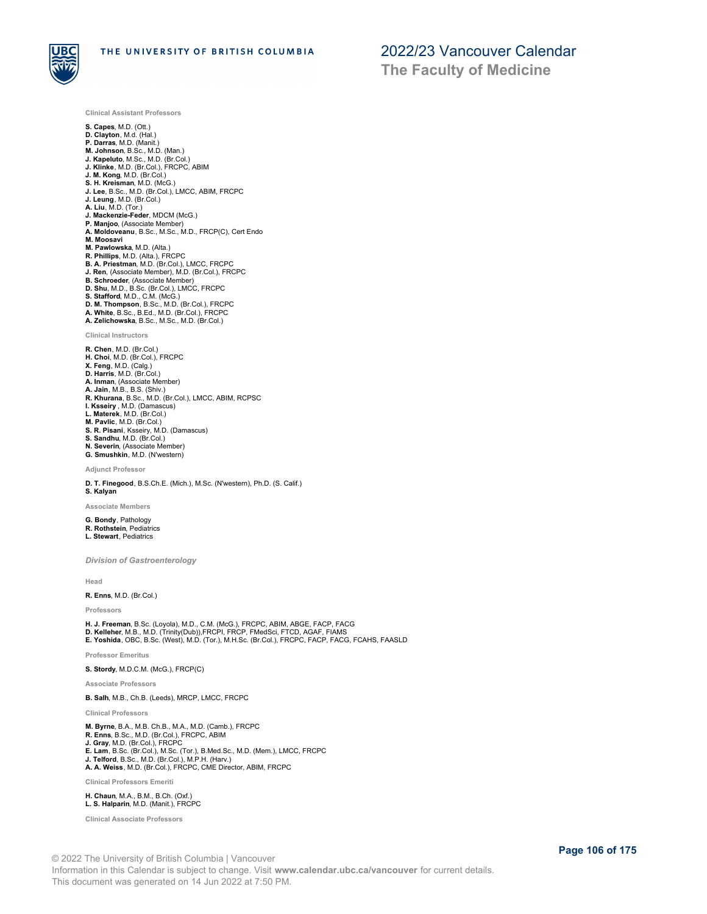#### Clinical Assistant Professors

**S. Capes**, M.D. (Ott.)
**D. Clayton**, M.d. (Hal.)
**P. Darras**, M.D. (Manit.)
**M. Johnson**, B.Sc., M.D. (Man.)
**J. Kapeluto**, M.Sc., M.D. (Br.Col.)
**J. Klinke**, M.D. (Br.Col.), FRCPC, ABIM
**J. M. Kong**, M.D. (Br.Col.)
**S. H. Kreisman**, M.D. (McG.)
**J. Lee**, B.Sc., M.D. (Br.Col.), LMCC, ABIM, FRCPC
**J. Leung**, M.D. (Br.Col.)
**A. Liu**, M.D. (Tor.)
**J. Mackenzie-Feder**, MDCM (McG.)
**P. Manjoo**, (Associate Member)
**A. Moldoveanu**, B.Sc., M.Sc., M.D., FRCP(C), Cert Endo
**M. Moosavi**
**M. Pawlowska**, M.D. (Alta.)
**R. Phillips**, M.D. (Alta.), FRCPC
**B. A. Priestman**, M.D. (Br.Col.), LMCC, FRCPC
**J. Ren**, (Associate Member), M.D. (Br.Col.), FRCPC
**B. Schroeder**, (Associate Member)
**D. Shu**, M.D., B.Sc. (Br.Col.), LMCC, FRCPC
**S. Stafford**, M.D., C.M. (McG.)
**D. M. Thompson**, B.Sc., M.D. (Br.Col.), FRCPC
**A. White**, B.Sc., B.Ed., M.D. (Br.Col.), FRCPC
**A. Zelichowska**, B.Sc., M.Sc., M.D. (Br.Col.)

#### Clinical Instructors

**R. Chen**, M.D. (Br.Col.)
**H. Choi**, M.D. (Br.Col.), FRCPC
**X. Feng**, M.D. (Calg.)
**D. Harris**, M.D. (Br.Col.)
**A. Inman**, (Associate Member)
**A. Jain**, M.B., B.S. (Shiv.)
**R. Khurana**, B.Sc., M.D. (Br.Col.), LMCC, ABIM, RCPSC
**I. Ksseiry** , M.D. (Damascus)
**L. Materek**, M.D. (Br.Col.)
**M. Pavlic**, M.D. (Br.Col.)
**S. R. Pisani**, Ksseiry, M.D. (Damascus)
**S. Sandhu**, M.D. (Br.Col.)
**N. Severin**, (Associate Member)
**G. Smushkin**, M.D. (N'western)

#### Adjunct Professor

**D. T. Finegood**, B.S.Ch.E. (Mich.), M.Sc. (N'western), Ph.D. (S. Calif.)
**S. Kalyan**

#### Associate Members

**G. Bondy**, Pathology
**R. Rothstein**, Pediatrics
**L. Stewart**, Pediatrics

### *Division of Gastroenterology*

#### Head

**R. Enns**, M.D. (Br.Col.)

#### Professors

**H. J. Freeman**, B.Sc. (Loyola), M.D., C.M. (McG.), FRCPC, ABIM, ABGE, FACP, FACG
**D. Kelleher**, M.B., M.D. (Trinity(Dub)),FRCPI, FRCP, FMedSci, FTCD, AGAF, FIAMS
**E. Yoshida**, OBC, B.Sc. (West), M.D. (Tor.), M.H.Sc. (Br.Col.), FRCPC, FACP, FACG, FCAHS, FAASLD

#### Professor Emeritus

**S. Stordy**, M.D.C.M. (McG.), FRCP(C)

#### Associate Professors

**B. Salh**, M.B., Ch.B. (Leeds), MRCP, LMCC, FRCPC

#### Clinical Professors

**M. Byrne**, B.A., M.B. Ch.B., M.A., M.D. (Camb.), FRCPC
**R. Enns**, B.Sc., M.D. (Br.Col.), FRCPC, ABIM
**J. Gray**, M.D. (Br.Col.), FRCPC
**E. Lam**, B.Sc. (Br.Col.), M.Sc. (Tor.), B.Med.Sc., M.D. (Mem.), LMCC, FRCPC
**J. Telford**, B.Sc., M.D. (Br.Col.), M.P.H. (Harv.)
**A. A. Weiss**, M.D. (Br.Col.), FRCPC, CME Director, ABIM, FRCPC

#### Clinical Professors Emeriti

**H. Chaun**, M.A., B.M., B.Ch. (Oxf.)
**L. S. Halparin**, M.D. (Manit.), FRCPC

#### Clinical Associate Professors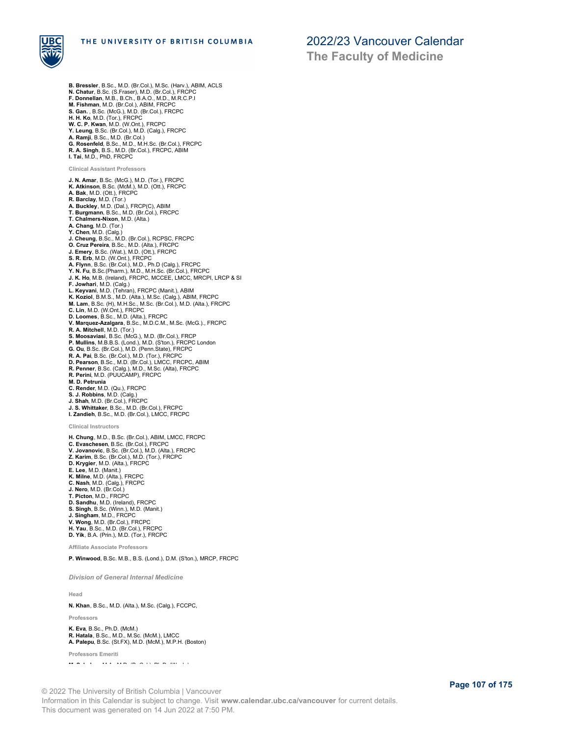**B. Bressler**, B.Sc., M.D. (Br.Col.), M.Sc. (Harv.), ABIM, ACLS
**N. Chatur**, B.Sc. (S.Fraser), M.D. (Br.Col.), FRCPC
**F. Donnellan**, M.B., B.Ch., B.A.O., M.D., M.R.C.P.I
**M. Fishman**, M.D. (Br.Col.), ABIM, FRCPC
**S. Gan.** , B.Sc. (McG.), M.D. (Br.Col.), FRCPC
**H. H. Ko**, M.D. (Tor.), FRCPC
**W. C. P. Kwan**, M.D. (W.Ont.), FRCPC
**Y. Leung**, B.Sc. (Br.Col.), M.D. (Calg.), FRCPC
**A. Ramji**, B.Sc., M.D. (Br.Col.)
**G. Rosenfeld**, B.Sc., M.D., M.H.Sc. (Br.Col.), FRCPC
**R. A. Singh**, B.S., M.D. (Br.Col.), FRCPC, ABIM
**I. Tai**, M.D., PhD, FRCPC

#### Clinical Assistant Professors

**J. N. Amar**, B.Sc. (McG.), M.D. (Tor.), FRCPC
**K. Atkinson**, B.Sc. (McM.), M.D. (Ott.), FRCPC
**A. Bak**, M.D. (Ott.), FRCPC
**R. Barclay**, M.D. (Tor.)
**A. Buckley**, M.D. (Dal.), FRCP(C), ABIM
**T. Burgmann**, B.Sc., M.D. (Br.Col.), FRCPC
**T. Chalmers-Nixon**, M.D. (Alta.)
**A. Chang**, M.D. (Tor.)
**Y. Chen**, M.D. (Calg.)
**J. Cheung**, B.Sc., M.D. (Br.Col.), RCPSC, FRCPC
**O. Cruz Pereira**, B.Sc., M.D. (Alta.), FRCPC
**J. Emery**, B.Sc. (Wat.), M.D. (Ott.), FRCPC
**S. R. Erb**, M.D. (W.Ont.), FRCPC
**A. Flynn**, B.Sc. (Br.Col.), M.D., Ph.D (Calg.), FRCPC
**Y. N. Fu**, B.Sc.(Pharm.), M.D., M.H.Sc. (Br.Col.), FRCPC
**J. K. Ho**, M.B. (Ireland), FRCPC, MCCEE, LMCC, MRCPI, LRCP & SI
**F. Jowhari**, M.D. (Calg.)
**L. Keyvani**, M.D. (Tehran), FRCPC (Manit.), ABIM
**K. Koziol**, B.M.S., M.D. (Alta.), M.Sc. (Calg.), ABIM, FRCPC
**M. Lam**, B.Sc. (H), M.H.Sc., M.Sc. (Br.Col.), M.D. (Alta.), FRCPC
**C. Lin**, M.D. (W.Ont.), FRCPC
**D. Loomes**, B.Sc., M.D. (Alta.), FRCPC
**V. Marquez-Azalgara**, B.Sc., M.D.C.M., M.Sc. (McG.)., FRCPC
**R. A. Mitchell**, M.D. (Tor.)
**S. Moosaviasi**, B.Sc. (McG.), M.D. (Br.Col.), FRCP
**P. Mullins**, M.B.B.S. (Lond.), M.D. (S'ton.), FRCPC London
**G. Ou**, B.Sc. (Br.Col.), M.D. (Penn.State), FRCPC
**R. A. Pai**, B.Sc. (Br.Col.), M.D. (Tor.), FRCPC
**D. Pearson**, B.Sc., M.D. (Br.Col.), LMCC, FRCPC, ABIM
**R. Penner**, B.Sc. (Calg.), M.D., M.Sc. (Alta), FRCPC
**R. Perini**, M.D. (PUUCAMP), FRCPC
**M. D. Petrunia**
**C. Render**, M.D. (Qu.), FRCPC
**S. J. Robbins**, M.D. (Calg.)
**J. Shah**, M.D. (Br.Col.), FRCPC
**J. S. Whittaker**, B.Sc., M.D. (Br.Col.), FRCPC
**I. Zandieh**, B.Sc., M.D. (Br.Col.), LMCC, FRCPC

#### Clinical Instructors

**H. Chung**, M.D., B.Sc. (Br.Col.), ABIM, LMCC, FRCPC
**C. Evaschesen**, B.Sc. (Br.Col.), FRCPC
**V. Jovanovic**, B.Sc. (Br.Col.), M.D. (Alta.), FRCPC
**Z. Karim**, B.Sc. (Br.Col.), M.D. (Tor.), FRCPC
**D. Krygier**, M.D. (Alta.), FRCPC
**E. Lee**, M.D. (Manit.)
**K. Milne**, M.D. (Alta.), FRCPC
**C. Nash**, M.D. (Calg.), FRCPC
**J. Nero**, M.D. (Br.Col.)
**T. Picton**, M.D., FRCPC
**D. Sandhu**, M.D. (Ireland), FRCPC
**S. Singh**, B.Sc. (Winn.), M.D. (Manit.)
**J. Singham**, M.D., FRCPC
**V. Wong**, M.D. (Br.Col.), FRCPC
**H. Yau**, B.Sc., M.D. (Br.Col.), FRCPC
**D. Yik**, B.A. (Prin.), M.D. (Tor.), FRCPC

#### Affiliate Associate Professors

**P. Winwood**, B.Sc. M.B., B.S. (Lond.), D.M. (S'ton.), MRCP, FRCPC

### *Division of General Internal Medicine*

#### Head

**N. Khan**, B.Sc., M.D. (Alta.), M.Sc. (Calg.), FCCPC,

#### Professors

**K. Eva**, B.Sc., Ph.D. (McM.)
**R. Hatala**, B.Sc., M.D., M.Sc. (McM.), LMCC
**A. Palepu**, B.Sc. (St.FX), M.D. (McM.), M.P.H. (Boston)

#### Professors Emeriti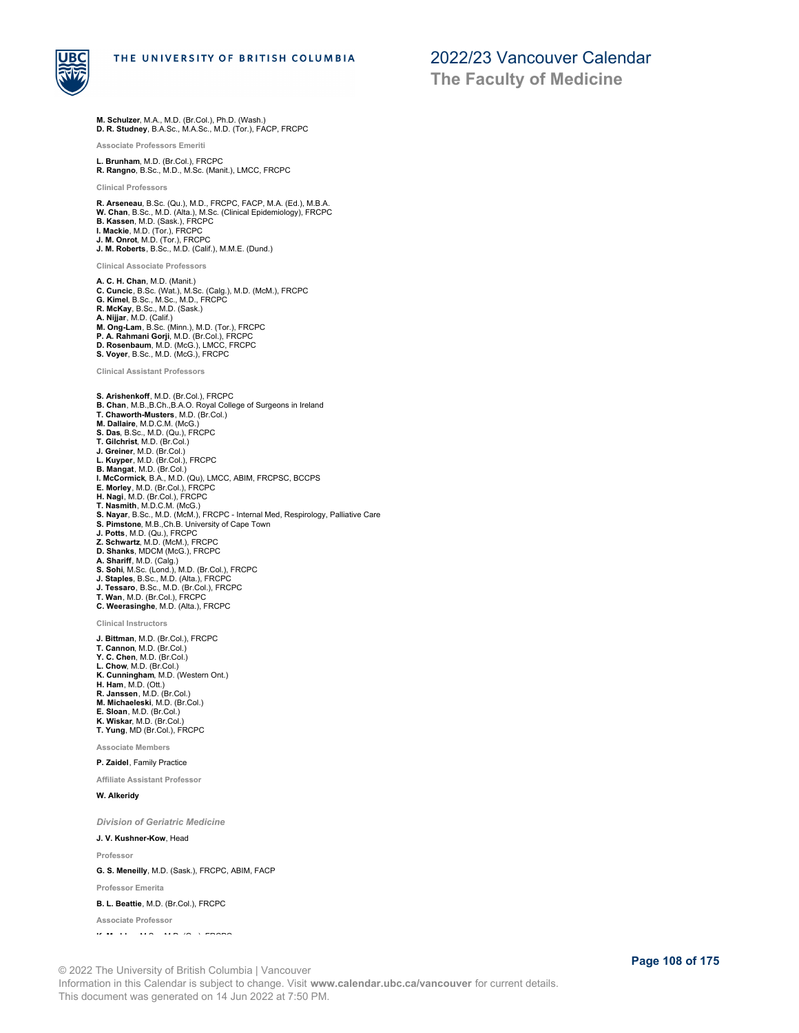**M. Schulzer**, M.A., M.D. (Br.Col.), Ph.D. (Wash.)
**D. R. Studney**, B.A.Sc., M.A.Sc., M.D. (Tor.), FACP, FRCPC

#### Associate Professors Emeriti

**L. Brunham**, M.D. (Br.Col.), FRCPC
**R. Rangno**, B.Sc., M.D., M.Sc. (Manit.), LMCC, FRCPC

#### Clinical Professors

**R. Arseneau**, B.Sc. (Qu.), M.D., FRCPC, FACP, M.A. (Ed.), M.B.A.
**W. Chan**, B.Sc., M.D. (Alta.), M.Sc. (Clinical Epidemiology), FRCPC
**B. Kassen**, M.D. (Sask.), FRCPC
**I. Mackie**, M.D. (Tor.), FRCPC
**J. M. Onrot**, M.D. (Tor.), FRCPC
**J. M. Roberts**, B.Sc., M.D. (Calif.), M.M.E. (Dund.)

#### Clinical Associate Professors

**A. C. H. Chan**, M.D. (Manit.)
**C. Cuncic**, B.Sc. (Wat.), M.Sc. (Calg.), M.D. (McM.), FRCPC
**G. Kimel**, B.Sc., M.Sc., M.D., FRCPC
**R. McKay**, B.Sc., M.D. (Sask.)
**A. Nijjar**, M.D. (Calif.)
**M. Ong-Lam**, B.Sc. (Minn.), M.D. (Tor.), FRCPC
**P. A. Rahmani Gorji**, M.D. (Br.Col.), FRCPC
**D. Rosenbaum**, M.D. (McG.), LMCC, FRCPC
**S. Voyer**, B.Sc., M.D. (McG.), FRCPC

#### Clinical Assistant Professors

**S. Arishenkoff**, M.D. (Br.Col.), FRCPC
**B. Chan**, M.B.,B.Ch.,B.A.O. Royal College of Surgeons in Ireland
**T. Chaworth-Musters**, M.D. (Br.Col.)
**M. Dallaire**, M.D.C.M. (McG.)
**S. Das**, B.Sc., M.D. (Qu.), FRCPC
**T. Gilchrist**, M.D. (Br.Col.)
**J. Greiner**, M.D. (Br.Col.)
**L. Kuyper**, M.D. (Br.Col.), FRCPC
**B. Mangat**, M.D. (Br.Col.)
**I. McCormick**, B.A., M.D. (Qu), LMCC, ABIM, FRCPSC, BCCPS
**E. Morley**, M.D. (Br.Col.), FRCPC
**H. Nagi**, M.D. (Br.Col.), FRCPC
**T. Nasmith**, M.D.C.M. (McG.)
**S. Nayar**, B.Sc., M.D. (McM.), FRCPC - Internal Med, Respirology, Palliative Care
**S. Pimstone**, M.B.,Ch.B. University of Cape Town
**J. Potts**, M.D. (Qu.), FRCPC
**Z. Schwartz**, M.D. (McM.), FRCPC
**D. Shanks**, MDCM (McG.), FRCPC
**A. Shariff**, M.D. (Calg.)
**S. Sohi**, M.Sc. (Lond.), M.D. (Br.Col.), FRCPC
**J. Staples**, B.Sc., M.D. (Alta.), FRCPC
**J. Tessaro**, B.Sc., M.D. (Br.Col.), FRCPC
**T. Wan**, M.D. (Br.Col.), FRCPC
**C. Weerasinghe**, M.D. (Alta.), FRCPC

#### Clinical Instructors

**J. Bittman**, M.D. (Br.Col.), FRCPC
**T. Cannon**, M.D. (Br.Col.)
**Y. C. Chen**, M.D. (Br.Col.)
**L. Chow**, M.D. (Br.Col.)
**K. Cunningham**, M.D. (Western Ont.)
**H. Ham**, M.D. (Ott.)
**R. Janssen**, M.D. (Br.Col.)
**M. Michaeleski**, M.D. (Br.Col.)
**E. Sloan**, M.D. (Br.Col.)
**K. Wiskar**, M.D. (Br.Col.)
**T. Yung**, MD (Br.Col.), FRCPC

#### Associate Members

**P. Zaidel**, Family Practice

#### Affiliate Assistant Professor

**W. Alkeridy**

### *Division of Geriatric Medicine*

**J. V. Kushner-Kow**, Head

#### Professor

**G. S. Meneilly**, M.D. (Sask.), FRCPC, ABIM, FACP

#### Professor Emerita

**B. L. Beattie**, M.D. (Br.Col.), FRCPC

#### Associate Professor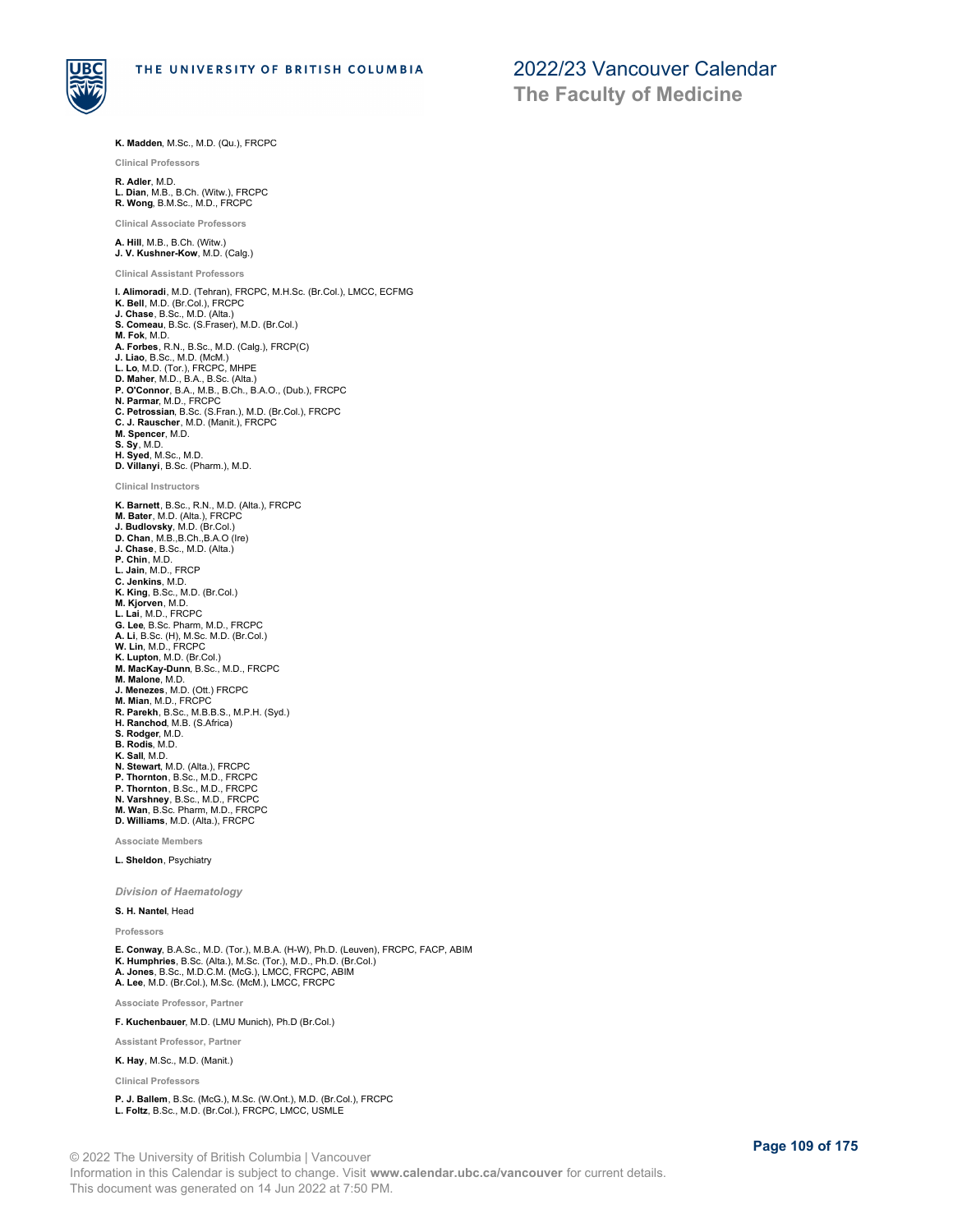**K. Madden**, M.Sc., M.D. (Qu.), FRCPC

#### Clinical Professors

**R. Adler**, M.D.
**L. Dian**, M.B., B.Ch. (Witw.), FRCPC
**R. Wong**, B.M.Sc., M.D., FRCPC

#### Clinical Associate Professors

**A. Hill**, M.B., B.Ch. (Witw.)
**J. V. Kushner-Kow**, M.D. (Calg.)

#### Clinical Assistant Professors

**I. Alimoradi**, M.D. (Tehran), FRCPC, M.H.Sc. (Br.Col.), LMCC, ECFMG
**K. Bell**, M.D. (Br.Col.), FRCPC
**J. Chase**, B.Sc., M.D. (Alta.)
**S. Comeau**, B.Sc. (S.Fraser), M.D. (Br.Col.)
**M. Fok**, M.D.
**A. Forbes**, R.N., B.Sc., M.D. (Calg.), FRCP(C)
**J. Liao**, B.Sc., M.D. (McM.)
**L. Lo**, M.D. (Tor.), FRCPC, MHPE
**D. Maher**, M.D., B.A., B.Sc. (Alta.)
**P. O'Connor**, B.A., M.B., B.Ch., B.A.O., (Dub.), FRCPC
**N. Parmar**, M.D., FRCPC
**C. Petrossian**, B.Sc. (S.Fran.), M.D. (Br.Col.), FRCPC
**C. J. Rauscher**, M.D. (Manit.), FRCPC
**M. Spencer**, M.D.
**S. Sy**, M.D.
**H. Syed**, M.Sc., M.D.
**D. Villanyi**, B.Sc. (Pharm.), M.D.

#### Clinical Instructors

**K. Barnett**, B.Sc., R.N., M.D. (Alta.), FRCPC
**M. Bater**, M.D. (Alta.), FRCPC
**J. Budlovsky**, M.D. (Br.Col.)
**D. Chan**, M.B.,B.Ch.,B.A.O (Ire)
**J. Chase**, B.Sc., M.D. (Alta.)
**P. Chin**, M.D.
**L. Jain**, M.D., FRCP
**C. Jenkins**, M.D.
**K. King**, B.Sc., M.D. (Br.Col.)
**M. Kjorven**, M.D.
**L. Lai**, M.D., FRCPC
**G. Lee**, B.Sc. Pharm, M.D., FRCPC
**A. Li**, B.Sc. (H), M.Sc. M.D. (Br.Col.)
**W. Lin**, M.D., FRCPC
**K. Lupton**, M.D. (Br.Col.)
**M. MacKay-Dunn**, B.Sc., M.D., FRCPC
**M. Malone**, M.D.
**J. Menezes**, M.D. (Ott.) FRCPC
**M. Mian**, M.D., FRCPC
**R. Parekh**, B.Sc., M.B.B.S., M.P.H. (Syd.)
**H. Ranchod**, M.B. (S.Africa)
**S. Rodger**, M.D.
**B. Rodis**, M.D.
**K. Sall**, M.D.
**N. Stewart**, M.D. (Alta.), FRCPC
**P. Thornton**, B.Sc., M.D., FRCPC
**P. Thornton**, B.Sc., M.D., FRCPC
**N. Varshney**, B.Sc., M.D., FRCPC
**M. Wan**, B.Sc. Pharm, M.D., FRCPC
**D. Williams**, M.D. (Alta.), FRCPC

#### Associate Members

**L. Sheldon**, Psychiatry

### *Division of Haematology*

**S. H. Nantel**, Head

#### Professors

**E. Conway**, B.A.Sc., M.D. (Tor.), M.B.A. (H-W), Ph.D. (Leuven), FRCPC, FACP, ABIM
**K. Humphries**, B.Sc. (Alta.), M.Sc. (Tor.), M.D., Ph.D. (Br.Col.)
**A. Jones**, B.Sc., M.D.C.M. (McG.), LMCC, FRCPC, ABIM
**A. Lee**, M.D. (Br.Col.), M.Sc. (McM.), LMCC, FRCPC

#### Associate Professor, Partner

**F. Kuchenbauer**, M.D. (LMU Munich), Ph.D (Br.Col.)

#### Assistant Professor, Partner

**K. Hay**, M.Sc., M.D. (Manit.)

#### Clinical Professors

**P. J. Ballem**, B.Sc. (McG.), M.Sc. (W.Ont.), M.D. (Br.Col.), FRCPC
**L. Foltz**, B.Sc., M.D. (Br.Col.), FRCPC, LMCC, USMLE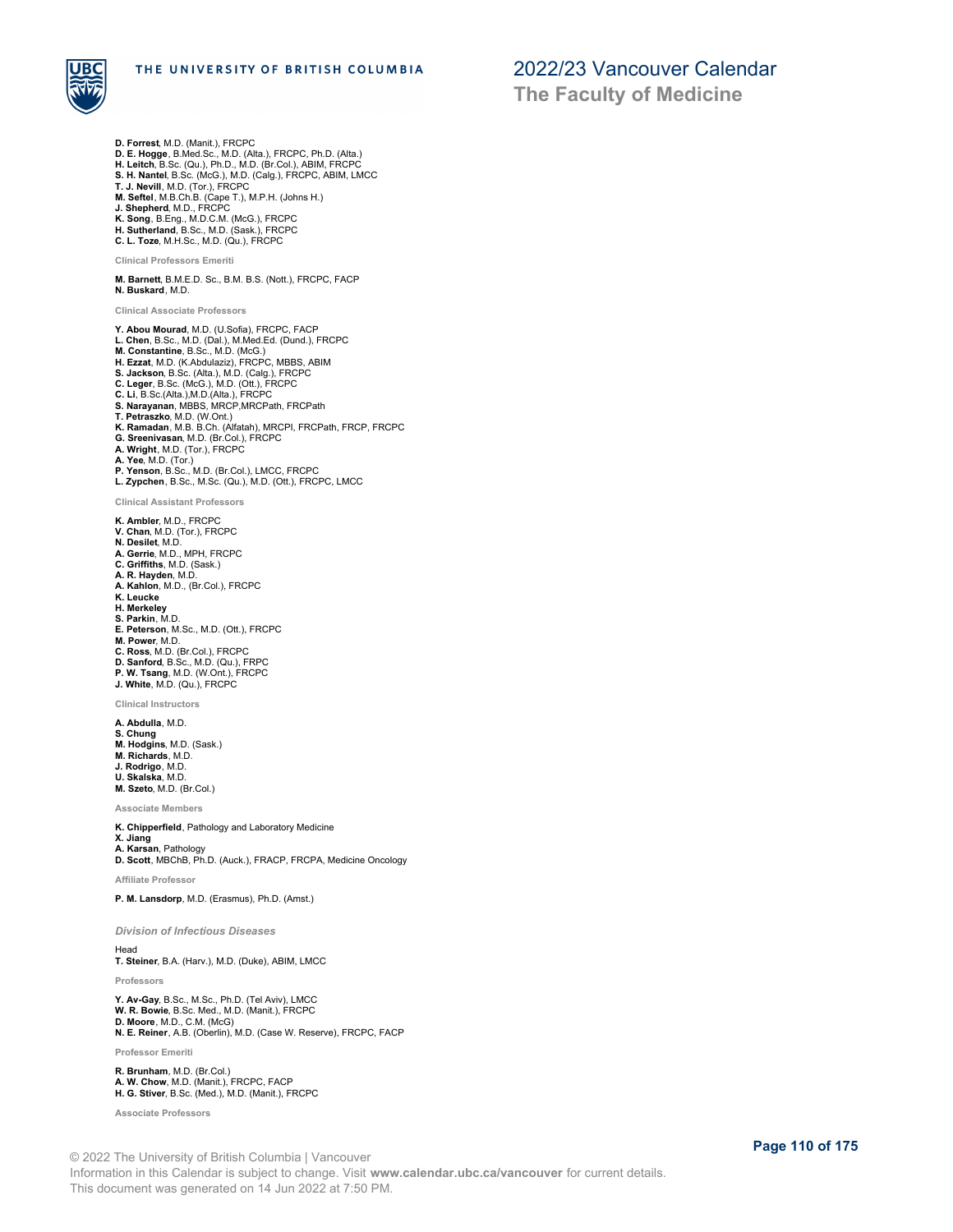**D. Forrest**, M.D. (Manit.), FRCPC
**D. E. Hogge**, B.Med.Sc., M.D. (Alta.), FRCPC, Ph.D. (Alta.)
**H. Leitch**, B.Sc. (Qu.), Ph.D., M.D. (Br.Col.), ABIM, FRCPC
**S. H. Nantel**, B.Sc. (McG.), M.D. (Calg.), FRCPC, ABIM, LMCC
**T. J. Nevill**, M.D. (Tor.), FRCPC
**M. Seftel**, M.B.Ch.B. (Cape T.), M.P.H. (Johns H.)
**J. Shepherd**, M.D., FRCPC
**K. Song**, B.Eng., M.D.C.M. (McG.), FRCPC
**H. Sutherland**, B.Sc., M.D. (Sask.), FRCPC
**C. L. Toze**, M.H.Sc., M.D. (Qu.), FRCPC

#### Clinical Professors Emeriti

**M. Barnett**, B.M.E.D. Sc., B.M. B.S. (Nott.), FRCPC, FACP
**N. Buskard**, M.D.

#### Clinical Associate Professors

**Y. Abou Mourad**, M.D. (U.Sofia), FRCPC, FACP
**L. Chen**, B.Sc., M.D. (Dal.), M.Med.Ed. (Dund.), FRCPC
**M. Constantine**, B.Sc., M.D. (McG.)
**H. Ezzat**, M.D. (K.Abdulaziz), FRCPC, MBBS, ABIM
**S. Jackson**, B.Sc. (Alta.), M.D. (Calg.), FRCPC
**C. Leger**, B.Sc. (McG.), M.D. (Ott.), FRCPC
**C. Li**, B.Sc.(Alta.),M.D.(Alta.), FRCPC
**S. Narayanan**, MBBS, MRCP,MRCPath, FRCPath
**T. Petraszko**, M.D. (W.Ont.)
**K. Ramadan**, M.B. B.Ch. (Alfatah), MRCPI, FRCPath, FRCP, FRCPC
**G. Sreenivasan**, M.D. (Br.Col.), FRCPC
**A. Wright**, M.D. (Tor.), FRCPC
**A. Yee**, M.D. (Tor.)
**P. Yenson**, B.Sc., M.D. (Br.Col.), LMCC, FRCPC
**L. Zypchen**, B.Sc., M.Sc. (Qu.), M.D. (Ott.), FRCPC, LMCC

#### Clinical Assistant Professors

**K. Ambler**, M.D., FRCPC
**V. Chan**, M.D. (Tor.), FRCPC
**N. Desilet**, M.D.
**A. Gerrie**, M.D., MPH, FRCPC
**C. Griffiths**, M.D. (Sask.)
**A. R. Hayden**, M.D.
**A. Kahlon**, M.D., (Br.Col.), FRCPC
**K. Leucke**
**H. Merkeley**
**S. Parkin**, M.D.
**E. Peterson**, M.Sc., M.D. (Ott.), FRCPC
**M. Power**, M.D.
**C. Ross**, M.D. (Br.Col.), FRCPC
**D. Sanford**, B.Sc., M.D. (Qu.), FRPC
**P. W. Tsang**, M.D. (W.Ont.), FRCPC
**J. White**, M.D. (Qu.), FRCPC

#### Clinical Instructors

**A. Abdulla**, M.D.
**S. Chung**
**M. Hodgins**, M.D. (Sask.)
**M. Richards**, M.D.
**J. Rodrigo**, M.D.
**U. Skalska**, M.D.
**M. Szeto**, M.D. (Br.Col.)

#### Associate Members

**K. Chipperfield**, Pathology and Laboratory Medicine
**X. Jiang**
**A. Karsan**, Pathology
**D. Scott**, MBChB, Ph.D. (Auck.), FRACP, FRCPA, Medicine Oncology

#### Affiliate Professor

**P. M. Lansdorp**, M.D. (Erasmus), Ph.D. (Amst.)

### *Division of Infectious Diseases*

Head
**T. Steiner**, B.A. (Harv.), M.D. (Duke), ABIM, LMCC

#### Professors

**Y. Av-Gay**, B.Sc., M.Sc., Ph.D. (Tel Aviv), LMCC
**W. R. Bowie**, B.Sc. Med., M.D. (Manit.), FRCPC
**D. Moore**, M.D., C.M. (McG)
**N. E. Reiner**, A.B. (Oberlin), M.D. (Case W. Reserve), FRCPC, FACP

#### Professor Emeriti

**R. Brunham**, M.D. (Br.Col.)
**A. W. Chow**, M.D. (Manit.), FRCPC, FACP
**H. G. Stiver**, B.Sc. (Med.), M.D. (Manit.), FRCPC

#### Associate Professors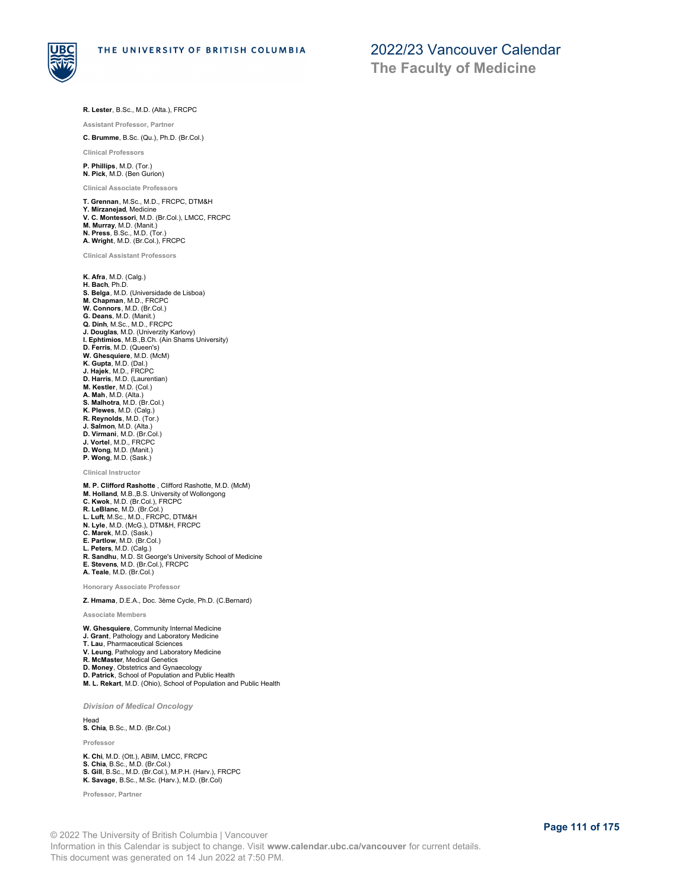**R. Lester**, B.Sc., M.D. (Alta.), FRCPC

##### Assistant Professor, Partner

**C. Brumme**, B.Sc. (Qu.), Ph.D. (Br.Col.)

##### Clinical Professors

**P. Phillips**, M.D. (Tor.)
**N. Pick**, M.D. (Ben Gurion)

##### Clinical Associate Professors

**T. Grennan**, M.Sc., M.D., FRCPC, DTM&H
**Y. Mirzanejad**, Medicine
**V. C. Montessori**, M.D. (Br.Col.), LMCC, FRCPC
**M. Murray**, M.D. (Manit.)
**N. Press**, B.Sc., M.D. (Tor.)
**A. Wright**, M.D. (Br.Col.), FRCPC

##### Clinical Assistant Professors

**K. Afra**, M.D. (Calg.)
**H. Bach**, Ph.D.
**S. Belga**, M.D. (Universidade de Lisboa)
**M. Chapman**, M.D., FRCPC
**W. Connors**, M.D. (Br.Col.)
**G. Deans**, M.D. (Manit.)
**Q. Dinh**, M.Sc., M.D., FRCPC
**J. Douglas**, M.D. (Univerzity Karlovy)
**I. Ephtimios**, M.B.,B.Ch. (Ain Shams University)
**D. Ferris**, M.D. (Queen's)
**W. Ghesquiere**, M.D. (McM)
**K. Gupta**, M.D. (Dal.)
**J. Hajek**, M.D., FRCPC
**D. Harris**, M.D. (Laurentian)
**M. Kestler**, M.D. (Col.)
**A. Mah**, M.D. (Alta.)
**S. Malhotra**, M.D. (Br.Col.)
**K. Plewes**, M.D. (Calg.)
**R. Reynolds**, M.D. (Tor.)
**J. Salmon**, M.D. (Alta.)
**D. Virmani**, M.D. (Br.Col.)
**J. Vortel**, M.D., FRCPC
**D. Wong**, M.D. (Manit.)
**P. Wong**, M.D. (Sask.)

##### Clinical Instructor

**M. P. Clifford Rashotte** , Clifford Rashotte, M.D. (McM)
**M. Holland**, M.B.,B.S. University of Wollongong
**C. Kwok**, M.D. (Br.Col.), FRCPC
**R. LeBlanc**, M.D. (Br.Col.)
**L. Luft**, M.Sc., M.D., FRCPC, DTM&H
**N. Lyle**, M.D. (McG.), DTM&H, FRCPC
**C. Marek**, M.D. (Sask.)
**E. Partlow**, M.D. (Br.Col.)
**L. Peters**, M.D. (Calg.)
**R. Sandhu**, M.D. St George's University School of Medicine
**E. Stevens**, M.D. (Br.Col.), FRCPC
**A. Teale**, M.D. (Br.Col.)

##### Honorary Associate Professor

**Z. Hmama**, D.E.A., Doc. 3ème Cycle, Ph.D. (C.Bernard)

##### Associate Members

**W. Ghesquiere**, Community Internal Medicine
**J. Grant**, Pathology and Laboratory Medicine
**T. Lau**, Pharmaceutical Sciences
**V. Leung**, Pathology and Laboratory Medicine
**R. McMaster**, Medical Genetics
**D. Money**, Obstetrics and Gynaecology
**D. Patrick**, School of Population and Public Health
**M. L. Rekart**, M.D. (Ohio), School of Population and Public Health

#### *Division of Medical Oncology*

Head
**S. Chia**, B.Sc., M.D. (Br.Col.)

##### Professor

**K. Chi**, M.D. (Ott.), ABIM, LMCC, FRCPC
**S. Chia**, B.Sc., M.D. (Br.Col.)
**S. Gill**, B.Sc., M.D. (Br.Col.), M.P.H. (Harv.), FRCPC
**K. Savage**, B.Sc., M.Sc. (Harv.), M.D. (Br.Col)

##### Professor, Partner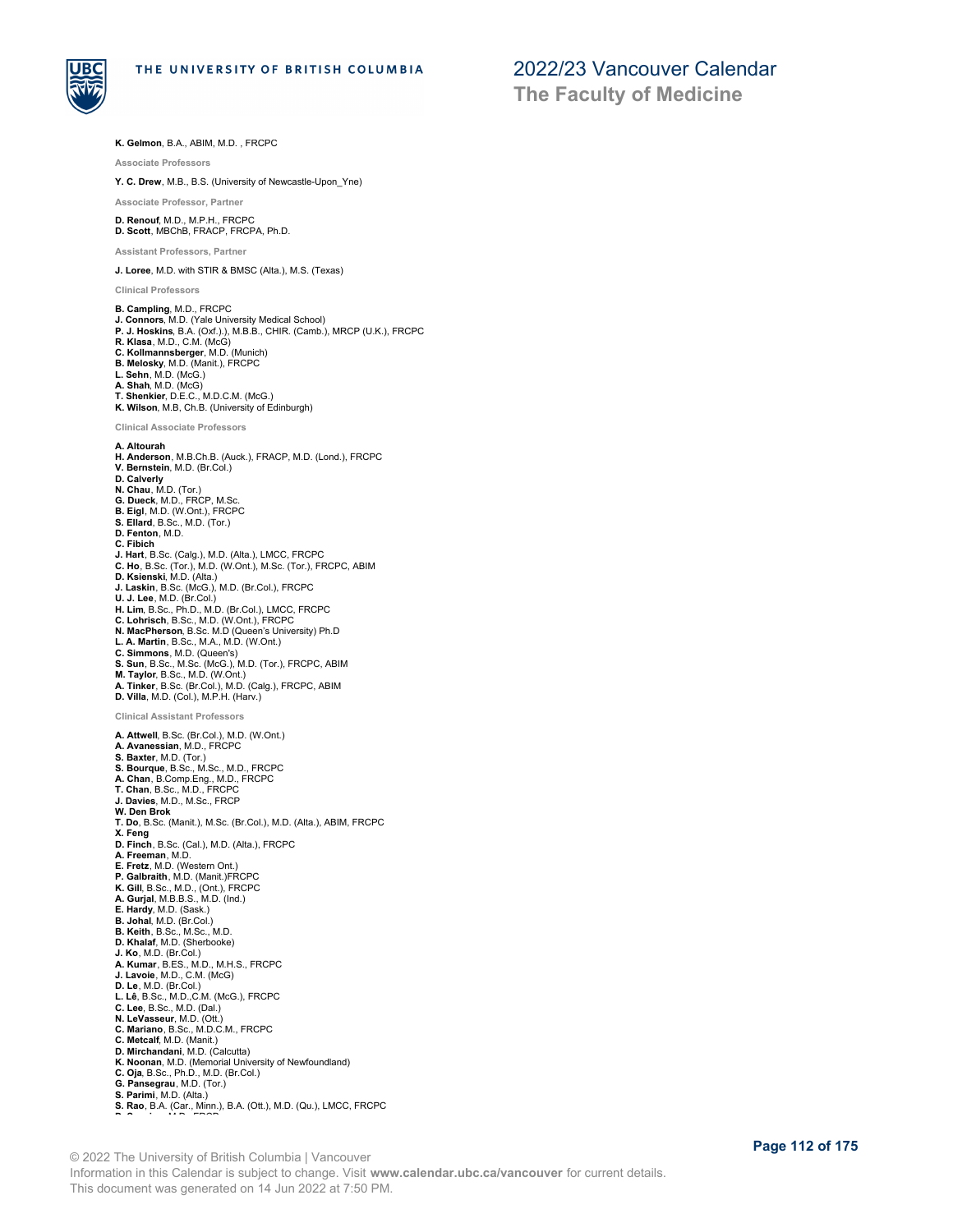**K. Gelmon**, B.A., ABIM, M.D. , FRCPC

### Associate Professors

**Y. C. Drew**, M.B., B.S. (University of Newcastle-Upon_Yne)

### Associate Professor, Partner

**D. Renouf**, M.D., M.P.H., FRCPC
**D. Scott**, MBChB, FRACP, FRCPA, Ph.D.

### Assistant Professors, Partner

**J. Loree**, M.D. with STIR & BMSC (Alta.), M.S. (Texas)

### Clinical Professors

**B. Campling**, M.D., FRCPC
**J. Connors**, M.D. (Yale University Medical School)
**P. J. Hoskins**, B.A. (Oxf.).), M.B.B., CHIR. (Camb.), MRCP (U.K.), FRCPC
**R. Klasa**, M.D., C.M. (McG)
**C. Kollmannsberger**, M.D. (Munich)
**B. Melosky**, M.D. (Manit.), FRCPC
**L. Sehn**, M.D. (McG.)
**A. Shah**, M.D. (McG)
**T. Shenkier**, D.E.C., M.D.C.M. (McG.)
**K. Wilson**, M.B, Ch.B. (University of Edinburgh)

### Clinical Associate Professors

**A. Altourah**
**H. Anderson**, M.B.Ch.B. (Auck.), FRACP, M.D. (Lond.), FRCPC
**V. Bernstein**, M.D. (Br.Col.)
**D. Calverly**
**N. Chau**, M.D. (Tor.)
**G. Dueck**, M.D., FRCP, M.Sc.
**B. Eigl**, M.D. (W.Ont.), FRCPC
**S. Ellard**, B.Sc., M.D. (Tor.)
**D. Fenton**, M.D.
**C. Fibich**
**J. Hart**, B.Sc. (Calg.), M.D. (Alta.), LMCC, FRCPC
**C. Ho**, B.Sc. (Tor.), M.D. (W.Ont.), M.Sc. (Tor.), FRCPC, ABIM
**D. Ksienski**, M.D. (Alta.)
**J. Laskin**, B.Sc. (McG.), M.D. (Br.Col.), FRCPC
**U. J. Lee**, M.D. (Br.Col.)
**H. Lim**, B.Sc., Ph.D., M.D. (Br.Col.), LMCC, FRCPC
**C. Lohrisch**, B.Sc., M.D. (W.Ont.), FRCPC
**N. MacPherson**, B.Sc. M.D (Queen's University) Ph.D
**L. A. Martin**, B.Sc., M.A., M.D. (W.Ont.)
**C. Simmons**, M.D. (Queen's)
**S. Sun**, B.Sc., M.Sc. (McG.), M.D. (Tor.), FRCPC, ABIM
**M. Taylor**, B.Sc., M.D. (W.Ont.)
**A. Tinker**, B.Sc. (Br.Col.), M.D. (Calg.), FRCPC, ABIM
**D. Villa**, M.D. (Col.), M.P.H. (Harv.)

### Clinical Assistant Professors

**A. Attwell**, B.Sc. (Br.Col.), M.D. (W.Ont.)
**A. Avanessian**, M.D., FRCPC
**S. Baxter**, M.D. (Tor.)
**S. Bourque**, B.Sc., M.Sc., M.D., FRCPC
**A. Chan**, B.Comp.Eng., M.D., FRCPC
**T. Chan**, B.Sc., M.D., FRCPC
**J. Davies**, M.D., M.Sc., FRCP
**W. Den Brok**
**T. Do**, B.Sc. (Manit.), M.Sc. (Br.Col.), M.D. (Alta.), ABIM, FRCPC
**X. Feng**
**D. Finch**, B.Sc. (Cal.), M.D. (Alta.), FRCPC
**A. Freeman**, M.D.
**E. Fretz**, M.D. (Western Ont.)
**P. Galbraith**, M.D. (Manit.)FRCPC
**K. Gill**, B.Sc., M.D., (Ont.), FRCPC
**A. Gurjal**, M.B.B.S., M.D. (Ind.)
**E. Hardy**, M.D. (Sask.)
**B. Johal**, M.D. (Br.Col.)
**B. Keith**, B.Sc., M.Sc., M.D.
**D. Khalaf**, M.D. (Sherbooke)
**J. Ko**, M.D. (Br.Col.)
**A. Kumar**, B.ES., M.D., M.H.S., FRCPC
**J. Lavoie**, M.D., C.M. (McG)
**D. Le**, M.D. (Br.Col.)
**L. Lê**, B.Sc., M.D.,C.M. (McG.), FRCPC
**C. Lee**, B.Sc., M.D. (Dal.)
**N. LeVasseur**, M.D. (Ott.)
**C. Mariano**, B.Sc., M.D.C.M., FRCPC
**C. Metcalf**, M.D. (Manit.)
**D. Mirchandani**, M.D. (Calcutta)
**K. Noonan**, M.D. (Memorial University of Newfoundland)
**C. Oja**, B.Sc., Ph.D., M.D. (Br.Col.)
**G. Pansegrau**, M.D. (Tor.)
**S. Parimi**, M.D. (Alta.)
**S. Rao**, B.A. (Car., Minn.), B.A. (Ott.), M.D. (Qu.), LMCC, FRCPC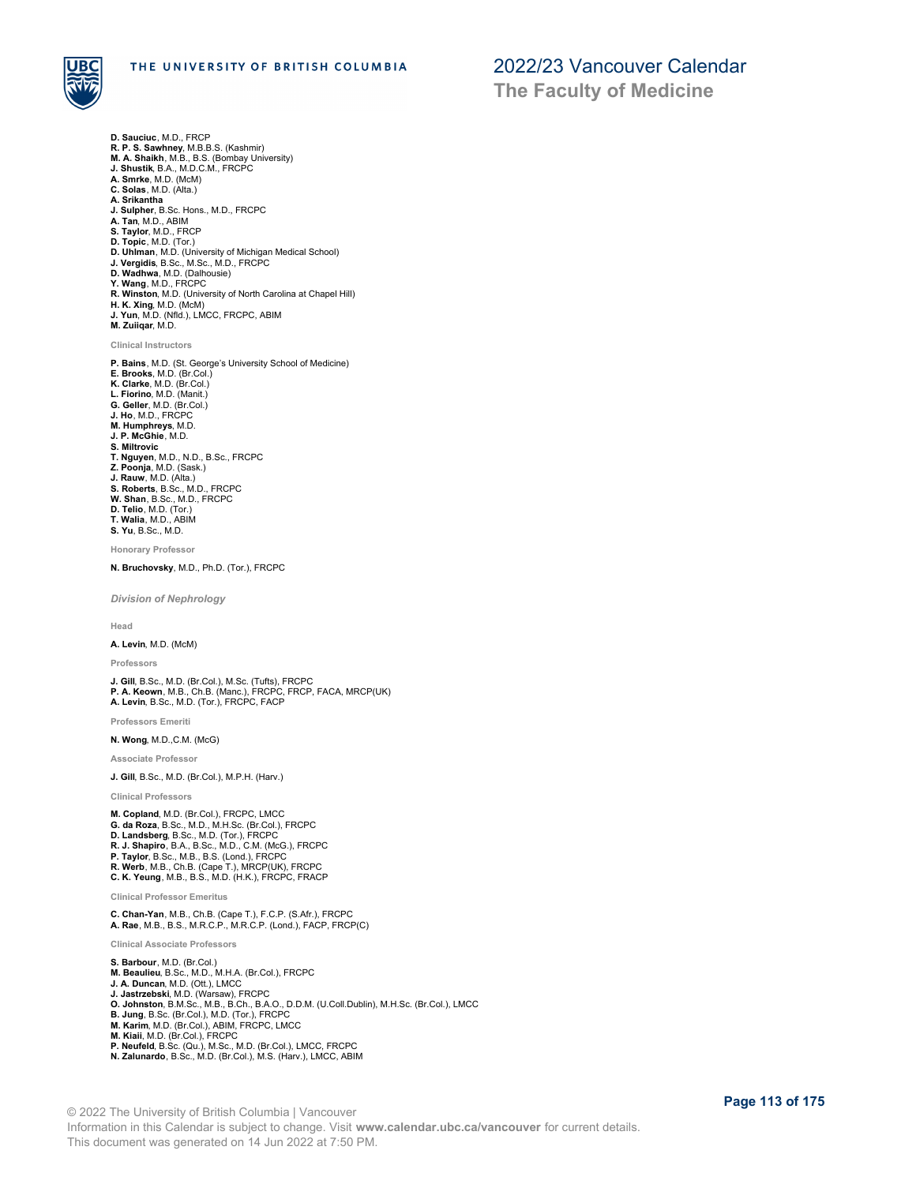**D. Sauciuc**, M.D., FRCP
**R. P. S. Sawhney**, M.B.B.S. (Kashmir)
**M. A. Shaikh**, M.B., B.S. (Bombay University)
**J. Shustik**, B.A., M.D.C.M., FRCPC
**A. Smrke**, M.D. (McM)
**C. Solas**, M.D. (Alta.)
**A. Srikantha**
**J. Sulpher**, B.Sc. Hons., M.D., FRCPC
**A. Tan**, M.D., ABIM
**S. Taylor**, M.D., FRCP
**D. Topic**, M.D. (Tor.)
**D. Uhlman**, M.D. (University of Michigan Medical School)
**J. Vergidis**, B.Sc., M.Sc., M.D., FRCPC
**D. Wadhwa**, M.D. (Dalhousie)
**Y. Wang**, M.D., FRCPC
**R. Winston**, M.D. (University of North Carolina at Chapel Hill)
**H. K. Xing**, M.D. (McM)
**J. Yun**, M.D. (Nfld.), LMCC, FRCPC, ABIM
**M. Zuiiqar**, M.D.

##### Clinical Instructors

**P. Bains**, M.D. (St. George's University School of Medicine)
**E. Brooks**, M.D. (Br.Col.)
**K. Clarke**, M.D. (Br.Col.)
**L. Fiorino**, M.D. (Manit.)
**G. Geller**, M.D. (Br.Col.)
**J. Ho**, M.D., FRCPC
**M. Humphreys**, M.D.
**J. P. McGhie**, M.D.
**S. Miltrovic**
**T. Nguyen**, M.D., N.D., B.Sc., FRCPC
**Z. Poonja**, M.D. (Sask.)
**J. Rauw**, M.D. (Alta.)
**S. Roberts**, B.Sc., M.D., FRCPC
**W. Shan**, B.Sc., M.D., FRCPC
**D. Telio**, M.D. (Tor.)
**T. Walia**, M.D., ABIM
**S. Yu**, B.Sc., M.D.

##### Honorary Professor

**N. Bruchovsky**, M.D., Ph.D. (Tor.), FRCPC

#### *Division of Nephrology*

##### Head

**A. Levin**, M.D. (McM)

##### Professors

**J. Gill**, B.Sc., M.D. (Br.Col.), M.Sc. (Tufts), FRCPC
**P. A. Keown**, M.B., Ch.B. (Manc.), FRCPC, FRCP, FACA, MRCP(UK)
**A. Levin**, B.Sc., M.D. (Tor.), FRCPC, FACP

##### Professors Emeriti

**N. Wong**, M.D.,C.M. (McG)

##### Associate Professor

**J. Gill**, B.Sc., M.D. (Br.Col.), M.P.H. (Harv.)

##### Clinical Professors

**M. Copland**, M.D. (Br.Col.), FRCPC, LMCC
**G. da Roza**, B.Sc., M.D., M.H.Sc. (Br.Col.), FRCPC
**D. Landsberg**, B.Sc., M.D. (Tor.), FRCPC
**R. J. Shapiro**, B.A., B.Sc., M.D., C.M. (McG.), FRCPC
**P. Taylor**, B.Sc., M.B., B.S. (Lond.), FRCPC
**R. Werb**, M.B., Ch.B. (Cape T.), MRCP(UK), FRCPC
**C. K. Yeung**, M.B., B.S., M.D. (H.K.), FRCPC, FRACP

##### Clinical Professor Emeritus

**C. Chan-Yan**, M.B., Ch.B. (Cape T.), F.C.P. (S.Afr.), FRCPC
**A. Rae**, M.B., B.S., M.R.C.P., M.R.C.P. (Lond.), FACP, FRCP(C)

##### Clinical Associate Professors

**S. Barbour**, M.D. (Br.Col.)
**M. Beaulieu**, B.Sc., M.D., M.H.A. (Br.Col.), FRCPC
**J. A. Duncan**, M.D. (Ott.), LMCC
**J. Jastrzebski**, M.D. (Warsaw), FRCPC
**O. Johnston**, B.M.Sc., M.B., B.Ch., B.A.O., D.D.M. (U.Coll.Dublin), M.H.Sc. (Br.Col.), LMCC
**B. Jung**, B.Sc. (Br.Col.), M.D. (Tor.), FRCPC
**M. Karim**, M.D. (Br.Col.), ABIM, FRCPC, LMCC
**M. Kiaii**, M.D. (Br.Col.), FRCPC
**P. Neufeld**, B.Sc. (Qu.), M.Sc., M.D. (Br.Col.), LMCC, FRCPC
**N. Zalunardo**, B.Sc., M.D. (Br.Col.), M.S. (Harv.), LMCC, ABIM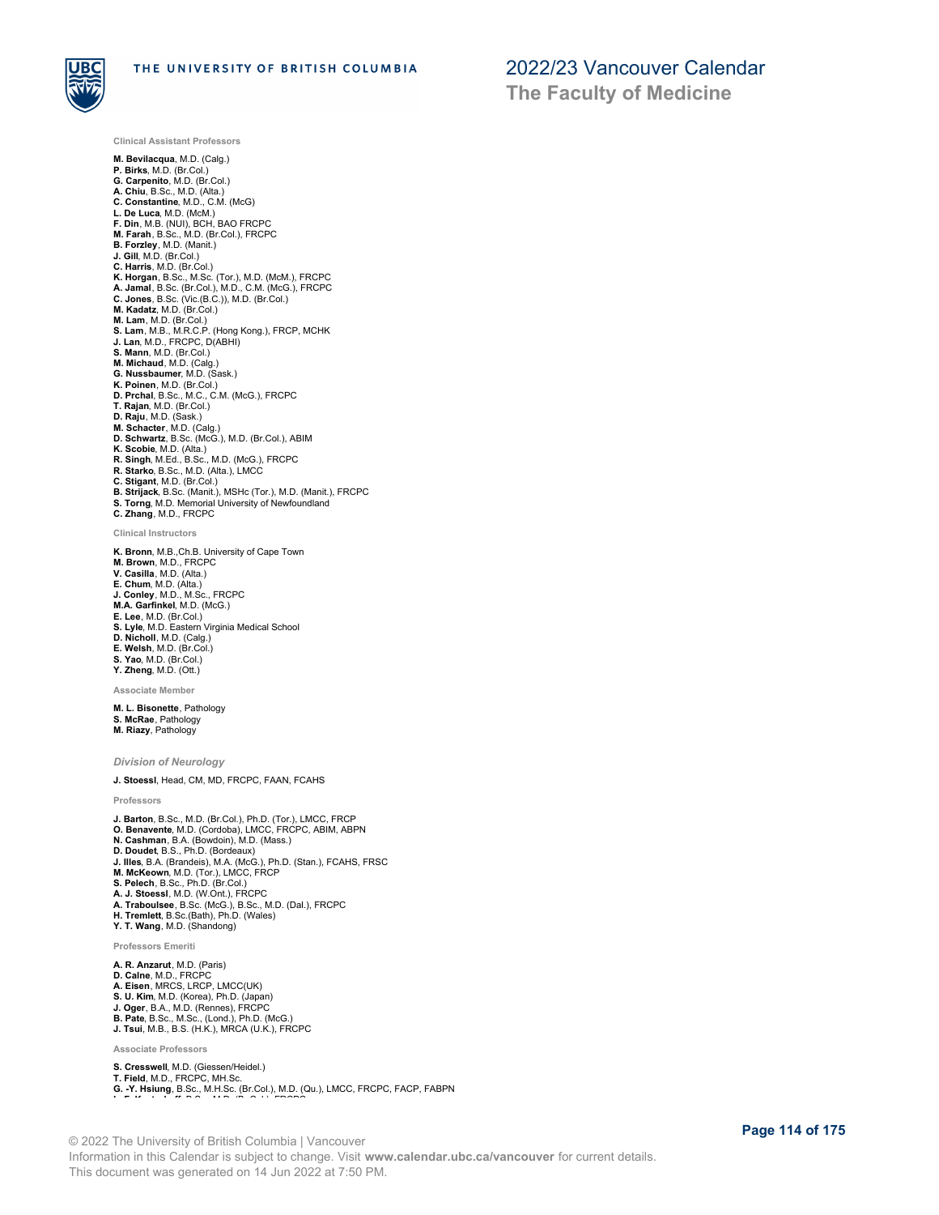#### Clinical Assistant Professors

**M. Bevilacqua**, M.D. (Calg.)
**P. Birks**, M.D. (Br.Col.)
**G. Carpenito**, M.D. (Br.Col.)
**A. Chiu**, B.Sc., M.D. (Alta.)
**C. Constantine**, M.D., C.M. (McG)
**L. De Luca**, M.D. (McM.)
**F. Din**, M.B. (NUI), BCH, BAO FRCPC
**M. Farah**, B.Sc., M.D. (Br.Col.), FRCPC
**B. Forzley**, M.D. (Manit.)
**J. Gill**, M.D. (Br.Col.)
**C. Harris**, M.D. (Br.Col.)
**K. Horgan**, B.Sc., M.Sc. (Tor.), M.D. (McM.), FRCPC
**A. Jamal**, B.Sc. (Br.Col.), M.D., C.M. (McG.), FRCPC
**C. Jones**, B.Sc. (Vic.(B.C.)), M.D. (Br.Col.)
**M. Kadatz**, M.D. (Br.Col.)
**M. Lam**, M.D. (Br.Col.)
**S. Lam**, M.B., M.R.C.P. (Hong Kong.), FRCP, MCHK
**J. Lan**, M.D., FRCPC, D(ABHI)
**S. Mann**, M.D. (Br.Col.)
**M. Michaud**, M.D. (Calg.)
**G. Nussbaumer**, M.D. (Sask.)
**K. Poinen**, M.D. (Br.Col.)
**D. Prchal**, B.Sc., M.C., C.M. (McG.), FRCPC
**T. Rajan**, M.D. (Br.Col.)
**D. Raju**, M.D. (Sask.)
**M. Schacter**, M.D. (Calg.)
**D. Schwartz**, B.Sc. (McG.), M.D. (Br.Col.), ABIM
**K. Scobie**, M.D. (Alta.)
**R. Singh**, M.Ed., B.Sc., M.D. (McG.), FRCPC
**R. Starko**, B.Sc., M.D. (Alta.), LMCC
**C. Stigant**, M.D. (Br.Col.)
**B. Strijack**, B.Sc. (Manit.), MSHc (Tor.), M.D. (Manit.), FRCPC
**S. Torng**, M.D. Memorial University of Newfoundland
**C. Zhang**, M.D., FRCPC

#### Clinical Instructors

**K. Bronn**, M.B.,Ch.B. University of Cape Town
**M. Brown**, M.D., FRCPC
**V. Casilla**, M.D. (Alta.)
**E. Chum**, M.D. (Alta.)
**J. Conley**, M.D., M.Sc., FRCPC
**M.A. Garfinkel**, M.D. (McG.)
**E. Lee**, M.D. (Br.Col.)
**S. Lyle**, M.D. Eastern Virginia Medical School
**D. Nicholl**, M.D. (Calg.)
**E. Welsh**, M.D. (Br.Col.)
**S. Yao**, M.D. (Br.Col.)
**Y. Zheng**, M.D. (Ott.)

#### Associate Member

**M. L. Bisonette**, Pathology
**S. McRae**, Pathology
**M. Riazy**, Pathology

### *Division of Neurology*

**J. Stoessl**, Head, CM, MD, FRCPC, FAAN, FCAHS

#### Professors

**J. Barton**, B.Sc., M.D. (Br.Col.), Ph.D. (Tor.), LMCC, FRCP
**O. Benavente**, M.D. (Cordoba), LMCC, FRCPC, ABIM, ABPN
**N. Cashman**, B.A. (Bowdoin), M.D. (Mass.)
**D. Doudet**, B.S., Ph.D. (Bordeaux)
**J. Illes**, B.A. (Brandeis), M.A. (McG.), Ph.D. (Stan.), FCAHS, FRSC
**M. McKeown**, M.D. (Tor.), LMCC, FRCP
**S. Pelech**, B.Sc., Ph.D. (Br.Col.)
**A. J. Stoessl**, M.D. (W.Ont.), FRCPC
**A. Traboulsee**, B.Sc. (McG.), B.Sc., M.D. (Dal.), FRCPC
**H. Tremlett**, B.Sc.(Bath), Ph.D. (Wales)
**Y. T. Wang**, M.D. (Shandong)

#### Professors Emeriti

**A. R. Anzarut**, M.D. (Paris)
**D. Calne**, M.D., FRCPC
**A. Eisen**, MRCS, LRCP, LMCC(UK)
**S. U. Kim**, M.D. (Korea), Ph.D. (Japan)
**J. Oger**, B.A., M.D. (Rennes), FRCPC
**B. Pate**, B.Sc., M.Sc., (Lond.), Ph.D. (McG.)
**J. Tsui**, M.B., B.S. (H.K.), MRCA (U.K.), FRCPC

#### Associate Professors

**S. Cresswell**, M.D. (Giessen/Heidel.)
**T. Field**, M.D., FRCPC, MH.Sc.
**G. -Y. Hsiung**, B.Sc., M.H.Sc. (Br.Col.), M.D. (Qu.), LMCC, FRCPC, FACP, FABPN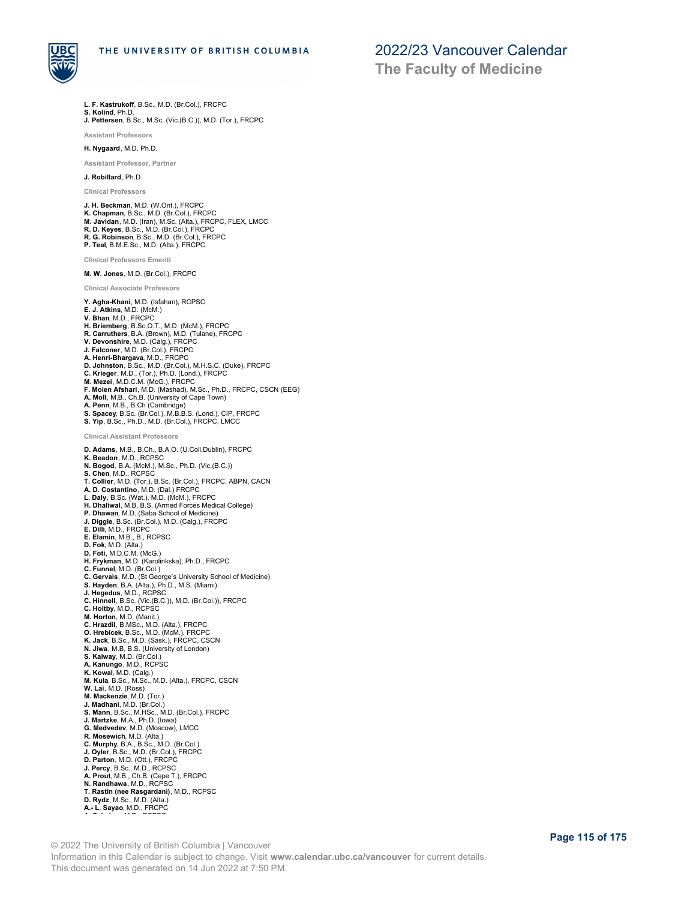**L. F. Kastrukoff**, B.Sc., M.D. (Br.Col.), FRCPC
**S. Kolind**, Ph.D.
**J. Pettersen**, B.Sc., M.Sc. (Vic.(B.C.)), M.D. (Tor.), FRCPC

### Assistant Professors

**H. Nygaard**, M.D. Ph.D.

### Assistant Professor, Partner

**J. Robillard**, Ph.D.

### Clinical Professors

**J. H. Beckman**, M.D. (W.Ont.), FRCPC
**K. Chapman**, B.Sc., M.D. (Br.Col.), FRCPC
**M. Javidan**, M.D. (Iran), M.Sc. (Alta.), FRCPC, FLEX, LMCC
**R. D. Keyes**, B.Sc., M.D. (Br.Col.), FRCPC
**R. G. Robinson**, B.Sc., M.D. (Br.Col.), FRCPC
**P. Teal**, B.M.E.Sc., M.D. (Alta.), FRCPC

### Clinical Professors Emeriti

**M. W. Jones**, M.D. (Br.Col.), FRCPC

### Clinical Associate Professors

**Y. Agha-Khani**, M.D. (Isfahan), RCPSC
**E. J. Atkins**, M.D. (McM.)
**V. Bhan**, M.D., FRCPC
**H. Briemberg**, B.Sc.O.T., M.D. (McM.), FRCPC
**R. Carruthers**, B.A. (Brown), M.D. (Tulane), FRCPC
**V. Devonshire**, M.D. (Calg.), FRCPC
**J. Falconer**, M.D. (Br.Col.), FRCPC
**A. Henri-Bhargava**, M.D., FRCPC
**D. Johnston**, B.Sc., M.D. (Br.Col.), M.H.S.C. (Duke), FRCPC
**C. Krieger**, M.D., (Tor.), Ph.D. (Lond.), FRCPC
**M. Mezei**, M.D.C.M. (McG.), FRCPC
**F. Moien Afshari**, M.D. (Mashad), M.Sc., Ph.D., FRCPC, CSCN (EEG)
**A. Moll**, M.B., Ch.B. (University of Cape Town)
**A. Penn**, M.B., B.Ch (Cambridge)
**S. Spacey**, B.Sc. (Br.Col.), M.B.B.S. (Lond.), CIP, FRCPC
**S. Yip**, B.Sc., Ph.D., M.D. (Br.Col.), FRCPC, LMCC

### Clinical Assistant Professors

**D. Adams**, M.B., B.Ch., B.A.O. (U.Coll.Dublin), FRCPC
**K. Beadon**, M.D., RCPSC
**N. Bogod**, B.A. (McM.), M.Sc., Ph.D. (Vic.(B.C.))
**S. Chen**, M.D., RCPSC
**T. Collier**, M.D. (Tor.), B.Sc. (Br.Col.), FRCPC, ABPN, CACN
**A. D. Costantino**, M.D. (Dal.) FRCPC
**L. Daly**, B.Sc. (Wat.), M.D. (McM.), FRCPC
**H. Dhaliwal**, M.B, B.S. (Armed Forces Medical College)
**P. Dhawan**, M.D. (Saba School of Medicine)
**J. Diggle**, B.Sc. (Br.Col.), M.D. (Calg.), FRCPC
**E. Dilli**, M.D., FRCPC
**E. Elamin**, M.B., B., RCPSC
**D. Fok**, M.D. (Alta.)
**D. Foti**, M.D.C.M. (McG.)
**H. Frykman**, M.D. (Karolinkska), Ph.D., FRCPC
**C. Funnel**, M.D. (Br.Col.)
**C. Gervais**, M.D. (St George's University School of Medicine)
**S. Hayden**, B.A. (Alta.), Ph.D., M.S. (Miami)
**J. Hegedus**, M.D., RCPSC
**C. Hinnell**, B.Sc. (Vic.(B.C.)), M.D. (Br.Col.)), FRCPC
**C. Holtby**, M.D., RCPSC
**M. Horton**, M.D. (Manit.)
**C. Hrazdil**, B.MSc., M.D. (Alta.), FRCPC
**O. Hrebicek**, B.Sc., M.D. (McM.), FRCPC
**K. Jack**, B.Sc., M.D. (Sask.), FRCPC, CSCN
**N. Jiwa**, M.B, B.S. (University of London)
**S. Kaiway**, M.D. (Br.Col.)
**A. Kanungo**, M.D., RCPSC
**K. Kowal**, M.D. (Calg.)
**M. Kula**, B.Sc., M.Sc., M.D. (Alta.), FRCPC, CSCN
**W. Lai**, M.D. (Ross)
**M. Mackenzie**, M.D. (Tor.)
**J. Madhani**, M.D. (Br.Col.)
**S. Mann**, B.Sc., M.HSc., M.D. (Br.Col.), FRCPC
**J. Martzke**, M.A., Ph.D. (Iowa)
**G. Medvedev**, M.D. (Moscow), LMCC
**R. Mosewich**, M.D. (Alta.)
**C. Murphy**, B.A., B.Sc., M.D. (Br.Col.)
**J. Oyler**, B.Sc., M.D. (Br.Col.), FRCPC
**D. Parton**, M.D. (Ott.), FRCPC
**J. Percy**, B.Sc., M.D., RCPSC
**A. Prout**, M.B., Ch.B. (Cape T.), FRCPC
**N. Randhawa**, M.D., RCPSC
**T. Rastin (nee Rasgardani)**, M.D., RCPSC
**D. Rydz**, M.Sc., M.D. (Alta.)
**A.- L. Sayao**, M.D., FRCPC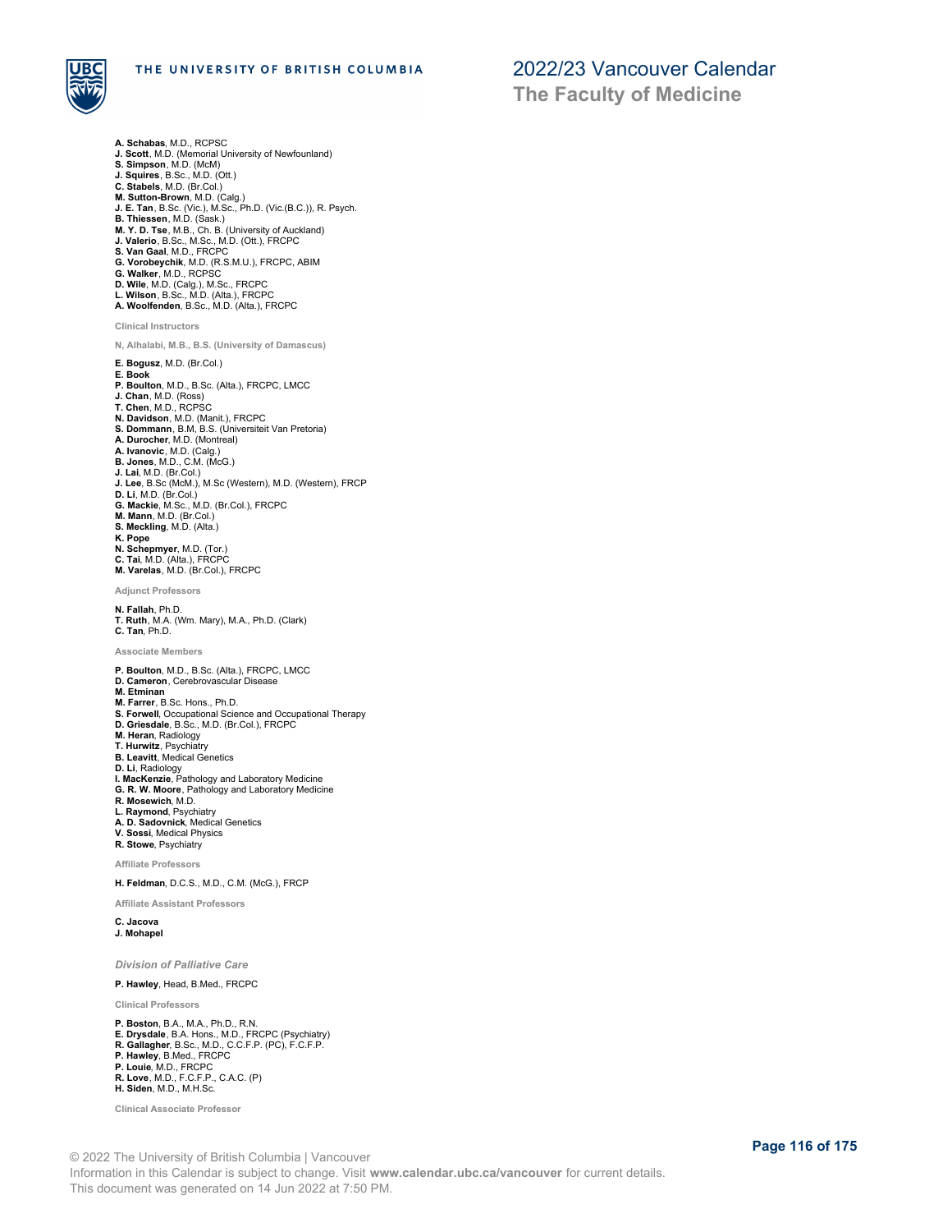**A. Schabas**, M.D., RCPSC
**J. Scott**, M.D. (Memorial University of Newfounland)
**S. Simpson**, M.D. (McM)
**J. Squires**, B.Sc., M.D. (Ott.)
**C. Stabels**, M.D. (Br.Col.)
**M. Sutton-Brown**, M.D. (Calg.)
**J. E. Tan**, B.Sc. (Vic.), M.Sc., Ph.D. (Vic.(B.C.)), R. Psych.
**B. Thiessen**, M.D. (Sask.)
**M. Y. D. Tse**, M.B., Ch. B. (University of Auckland)
**J. Valerio**, B.Sc., M.Sc., M.D. (Ott.), FRCPC
**S. Van Gaal**, M.D., FRCPC
**G. Vorobeychik**, M.D. (R.S.M.U.), FRCPC, ABIM
**G. Walker**, M.D., RCPSC
**D. Wile**, M.D. (Calg.), M.Sc., FRCPC
**L. Wilson**, B.Sc., M.D. (Alta.), FRCPC
**A. Woolfenden**, B.Sc., M.D. (Alta.), FRCPC

#### Clinical Instructors

**N, Alhalabi, M.B., B.S. (University of Damascus)**

**E. Bogusz**, M.D. (Br.Col.)
**E. Book**
**P. Boulton**, M.D., B.Sc. (Alta.), FRCPC, LMCC
**J. Chan**, M.D. (Ross)
**T. Chen**, M.D., RCPSC
**N. Davidson**, M.D. (Manit.), FRCPC
**S. Dommann**, B.M, B.S. (Universiteit Van Pretoria)
**A. Durocher**, M.D. (Montreal)
**A. Ivanovic**, M.D. (Calg.)
**B. Jones**, M.D., C.M. (McG.)
**J. Lai**, M.D. (Br.Col.)
**J. Lee**, B.Sc (McM.), M.Sc (Western), M.D. (Western), FRCP
**D. Li**, M.D. (Br.Col.)
**G. Mackie**, M.Sc., M.D. (Br.Col.), FRCPC
**M. Mann**, M.D. (Br.Col.)
**S. Meckling**, M.D. (Alta.)
**K. Pope**
**N. Schepmyer**, M.D. (Tor.)
**C. Tai**, M.D. (Alta.), FRCPC
**M. Varelas**, M.D. (Br.Col.), FRCPC

#### Adjunct Professors

**N. Fallah**, Ph.D.
**T. Ruth**, M.A. (Wm. Mary), M.A., Ph.D. (Clark)
**C. Tan**, Ph.D.

#### Associate Members

**P. Boulton**, M.D., B.Sc. (Alta.), FRCPC, LMCC
**D. Cameron**, Cerebrovascular Disease
**M. Etminan**
**M. Farrer**, B.Sc. Hons., Ph.D.
**S. Forwell**, Occupational Science and Occupational Therapy
**D. Griesdale**, B.Sc., M.D. (Br.Col.), FRCPC
**M. Heran**, Radiology
**T. Hurwitz**, Psychiatry
**B. Leavitt**, Medical Genetics
**D. Li**, Radiology
**I. MacKenzie**, Pathology and Laboratory Medicine
**G. R. W. Moore**, Pathology and Laboratory Medicine
**R. Mosewich**, M.D.
**L. Raymond**, Psychiatry
**A. D. Sadovnick**, Medical Genetics
**V. Sossi**, Medical Physics
**R. Stowe**, Psychiatry

#### Affiliate Professors

**H. Feldman**, D.C.S., M.D., C.M. (McG.), FRCP

#### Affiliate Assistant Professors

**C. Jacova**
**J. Mohapel**

### *Division of Palliative Care*

**P. Hawley**, Head, B.Med., FRCPC

#### Clinical Professors

**P. Boston**, B.A., M.A., Ph.D., R.N.
**E. Drysdale**, B.A. Hons., M.D., FRCPC (Psychiatry)
**R. Gallagher**, B.Sc., M.D., C.C.F.P. (PC), F.C.F.P.
**P. Hawley**, B.Med., FRCPC
**P. Louie**, M.D., FRCPC
**R. Love**, M.D., F.C.F.P., C.A.C. (P)
**H. Siden**, M.D., M.H.Sc.

#### Clinical Associate Professor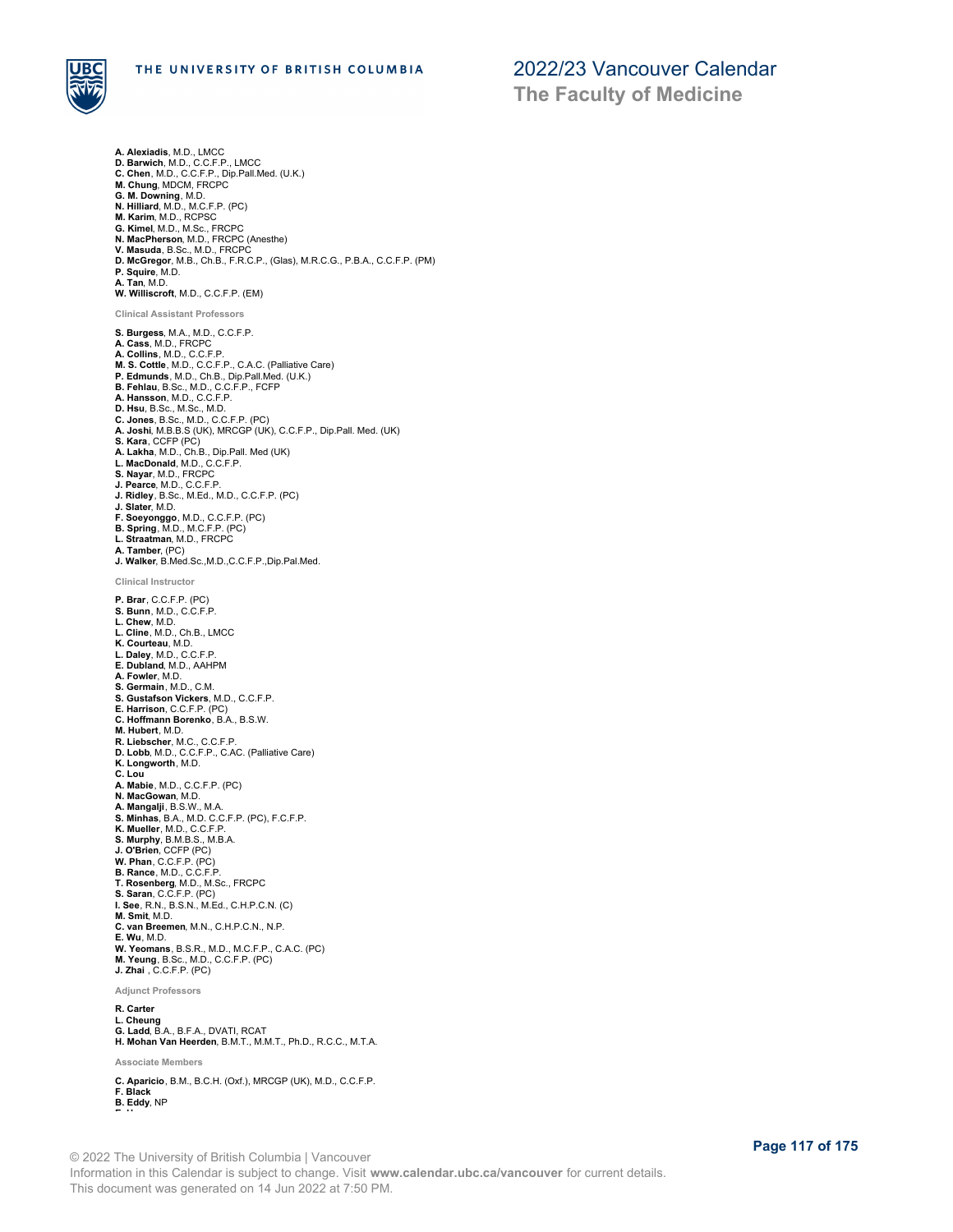**A. Alexiadis**, M.D., LMCC
**D. Barwich**, M.D., C.C.F.P., LMCC
**C. Chen**, M.D., C.C.F.P., Dip.Pall.Med. (U.K.)
**M. Chung**, MDCM, FRCPC
**G. M. Downing**, M.D.
**N. Hilliard**, M.D., M.C.F.P. (PC)
**M. Karim**, M.D., RCPSC
**G. Kimel**, M.D., M.Sc., FRCPC
**N. MacPherson**, M.D., FRCPC (Anesthe)
**V. Masuda**, B.Sc., M.D., FRCPC
**D. McGregor**, M.B., Ch.B., F.R.C.P., (Glas), M.R.C.G., P.B.A., C.C.F.P. (PM)
**P. Squire**, M.D.
**A. Tan**, M.D.
**W. Williscroft**, M.D., C.C.F.P. (EM)

#### Clinical Assistant Professors

**S. Burgess**, M.A., M.D., C.C.F.P.
**A. Cass**, M.D., FRCPC
**A. Collins**, M.D., C.C.F.P.
**M. S. Cottle**, M.D., C.C.F.P., C.A.C. (Palliative Care)
**P. Edmunds**, M.D., Ch.B., Dip.Pall.Med. (U.K.)
**B. Fehlau**, B.Sc., M.D., C.C.F.P., FCFP
**A. Hansson**, M.D., C.C.F.P.
**D. Hsu**, B.Sc., M.Sc., M.D.
**C. Jones**, B.Sc., M.D., C.C.F.P. (PC)
**A. Joshi**, M.B.B.S (UK), MRCGP (UK), C.C.F.P., Dip.Pall. Med. (UK)
**S. Kara**, CCFP (PC)
**A. Lakha**, M.D., Ch.B., Dip.Pall. Med (UK)
**L. MacDonald**, M.D., C.C.F.P.
**S. Nayar**, M.D., FRCPC
**J. Pearce**, M.D., C.C.F.P.
**J. Ridley**, B.Sc., M.Ed., M.D., C.C.F.P. (PC)
**J. Slater**, M.D.
**F. Soeyonggo**, M.D., C.C.F.P. (PC)
**B. Spring**, M.D., M.C.F.P. (PC)
**L. Straatman**, M.D., FRCPC
**A. Tamber**, (PC)
**J. Walker**, B.Med.Sc.,M.D.,C.C.F.P.,Dip.Pal.Med.

#### Clinical Instructor

**P. Brar**, C.C.F.P. (PC)
**S. Bunn**, M.D., C.C.F.P.
**L. Chew**, M.D.
**L. Cline**, M.D., Ch.B., LMCC
**K. Courteau**, M.D.
**L. Daley**, M.D., C.C.F.P.
**E. Dubland**, M.D., AAHPM
**A. Fowler**, M.D.
**S. Germain**, M.D., C.M.
**S. Gustafson Vickers**, M.D., C.C.F.P.
**E. Harrison**, C.C.F.P. (PC)
**C. Hoffmann Borenko**, B.A., B.S.W.
**M. Hubert**, M.D.
**R. Liebscher**, M.C., C.C.F.P.
**D. Lobb**, M.D., C.C.F.P., C.AC. (Palliative Care)
**K. Longworth**, M.D.
**C. Lou**
**A. Mabie**, M.D., C.C.F.P. (PC)
**N. MacGowan**, M.D.
**A. Mangalji**, B.S.W., M.A.
**S. Minhas**, B.A., M.D. C.C.F.P. (PC), F.C.F.P.
**K. Mueller**, M.D., C.C.F.P.
**S. Murphy**, B.M.B.S., M.B.A.
**J. O'Brien**, CCFP (PC)
**W. Phan**, C.C.F.P. (PC)
**B. Rance**, M.D., C.C.F.P.
**T. Rosenberg**, M.D., M.Sc., FRCPC
**S. Saran**, C.C.F.P. (PC)
**I. See**, R.N., B.S.N., M.Ed., C.H.P.C.N. (C)
**M. Smit**, M.D.
**C. van Breemen**, M.N., C.H.P.C.N., N.P.
**E. Wu**, M.D.
**W. Yeomans**, B.S.R., M.D., M.C.F.P., C.A.C. (PC)
**M. Yeung**, B.Sc., M.D., C.C.F.P. (PC)
**J. Zhai** , C.C.F.P. (PC)

#### Adjunct Professors

**R. Carter**
**L. Cheung**
**G. Ladd**, B.A., B.F.A., DVATI, RCAT
**H. Mohan Van Heerden**, B.M.T., M.M.T., Ph.D., R.C.C., M.T.A.

#### Associate Members

**C. Aparicio**, B.M., B.C.H. (Oxf.), MRCGP (UK), M.D., C.C.F.P.
**F. Black**
**B. Eddy**, NP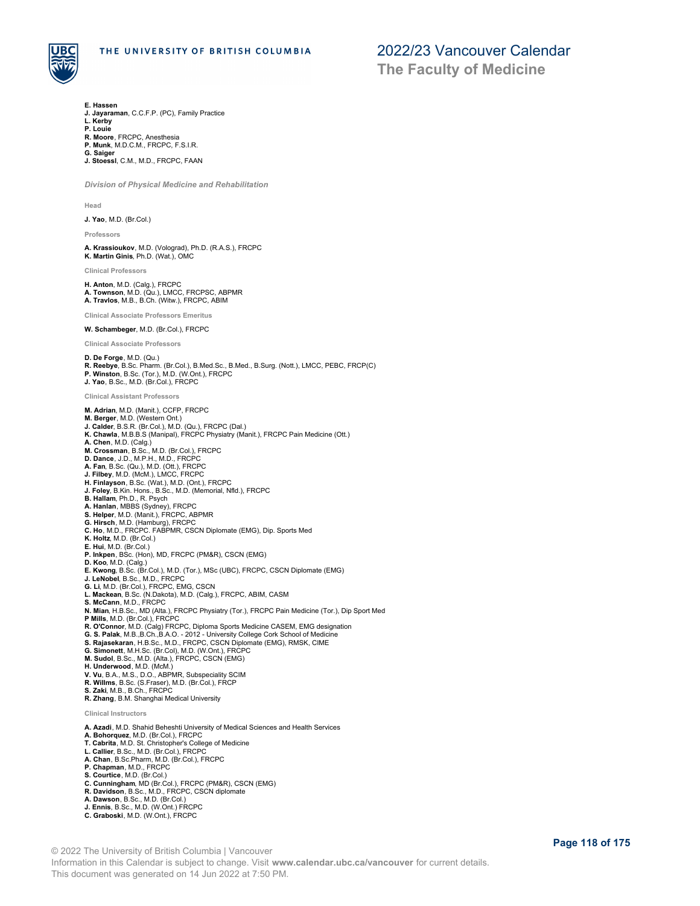**E. Hassen**
**J. Jayaraman**, C.C.F.P. (PC), Family Practice
**L. Kerby**
**P. Louie**
**R. Moore**, FRCPC, Anesthesia
**P. Munk**, M.D.C.M., FRCPC, F.S.I.R.
**G. Saiger**
**J. Stoessl**, C.M., M.D., FRCPC, FAAN

### *Division of Physical Medicine and Rehabilitation*

#### Head

**J. Yao**, M.D. (Br.Col.)

#### Professors

**A. Krassioukov**, M.D. (Volograd), Ph.D. (R.A.S.), FRCPC
**K. Martin Ginis**, Ph.D. (Wat.), OMC

#### Clinical Professors

**H. Anton**, M.D. (Calg.), FRCPC
**A. Townson**, M.D. (Qu.), LMCC, FRCPSC, ABPMR
**A. Travlos**, M.B., B.Ch. (Witw.), FRCPC, ABIM

#### Clinical Associate Professors Emeritus

**W. Schambeger**, M.D. (Br.Col.), FRCPC

#### Clinical Associate Professors

**D. De Forge**, M.D. (Qu.)
**R. Reebye**, B.Sc. Pharm. (Br.Col.), B.Med.Sc., B.Med., B.Surg. (Nott.), LMCC, PEBC, FRCP(C)
**P. Winston**, B.Sc. (Tor.), M.D. (W.Ont.), FRCPC
**J. Yao**, B.Sc., M.D. (Br.Col.), FRCPC

#### Clinical Assistant Professors

**M. Adrian**, M.D. (Manit.), CCFP, FRCPC
**M. Berger**, M.D. (Western Ont.)
**J. Calder**, B.S.R. (Br.Col.), M.D. (Qu.), FRCPC (Dal.)
**K. Chawla**, M.B.B.S (Manipal), FRCPC Physiatry (Manit.), FRCPC Pain Medicine (Ott.)
**A. Chen**, M.D. (Calg.)
**M. Crossman**, B.Sc., M.D. (Br.Col.), FRCPC
**D. Dance**, J.D., M.P.H., M.D., FRCPC
**A. Fan**, B.Sc. (Qu.), M.D. (Ott.), FRCPC
**J. Filbey**, M.D. (McM.), LMCC, FRCPC
**H. Finlayson**, B.Sc. (Wat.), M.D. (Ont.), FRCPC
**J. Foley**, B.Kin. Hons., B.Sc., M.D. (Memorial, Nfld.), FRCPC
**B. Hallam**, Ph.D., R. Psych
**A. Hanlan**, MBBS (Sydney), FRCPC
**S. Helper**, M.D. (Manit.), FRCPC, ABPMR
**G. Hirsch**, M.D. (Hamburg), FRCPC
**C. Ho**, M.D., FRCPC. FABPMR, CSCN Diplomate (EMG), Dip. Sports Med
**K. Holtz**, M.D. (Br.Col.)
**E. Hui**, M.D. (Br.Col.)
**P. Inkpen**, BSc. (Hon), MD, FRCPC (PM&R), CSCN (EMG)
**D. Koo**, M.D. (Calg.)
**E. Kwong**, B.Sc. (Br.Col.), M.D. (Tor.), MSc (UBC), FRCPC, CSCN Diplomate (EMG)
**J. LeNobel**, B.Sc., M.D., FRCPC
**G. Li**, M.D. (Br.Col.), FRCPC, EMG, CSCN
**L. Mackean**, B.Sc. (N.Dakota), M.D. (Calg.), FRCPC, ABIM, CASM
**S. McCann**, M.D., FRCPC
**N. Mian**, H.B.Sc., MD (Alta.), FRCPC Physiatry (Tor.), FRCPC Pain Medicine (Tor.), Dip Sport Med
**P Mills**, M.D. (Br.Col.), FRCPC
**R. O'Connor**, M.D. (Calg) FRCPC, Diploma Sports Medicine CASEM, EMG designation
**G. S. Palak**, M.B.,B.Ch.,B.A.O. - 2012 - University College Cork School of Medicine
**S. Rajasekaran**, H.B.Sc., M.D., FRCPC, CSCN Diplomate (EMG), RMSK, CIME
**G. Simonett**, M.H.Sc. (Br.Col), M.D. (W.Ont.), FRCPC
**M. Sudol**, B.Sc., M.D. (Alta.), FRCPC, CSCN (EMG)
**H. Underwood**, M.D. (McM.)
**V. Vu**, B.A., M.S., D.O., ABPMR, Subspeciality SCIM
**R. Willms**, B.Sc. (S.Fraser), M.D. (Br.Col.), FRCP
**S. Zaki**, M.B., B.Ch., FRCPC
**R. Zhang**, B.M. Shanghai Medical University

#### Clinical Instructors

**A. Azadi**, M.D. Shahid Beheshti University of Medical Sciences and Health Services
**A. Bohorquez**, M.D. (Br.Col.), FRCPC
**T. Cabrita**, M.D. St. Christopher's College of Medicine
**L. Callier**, B.Sc., M.D. (Br.Col.), FRCPC
**A. Chan**, B.Sc.Pharm, M.D. (Br.Col.), FRCPC
**P. Chapman**, M.D., FRCPC
**S. Courtice**, M.D. (Br.Col.)
**C. Cunningham**, MD (Br.Col.), FRCPC (PM&R), CSCN (EMG)
**R. Davidson**, B.Sc., M.D., FRCPC, CSCN diplomate
**A. Dawson**, B.Sc., M.D. (Br.Col.)
**J. Ennis**, B.Sc., M.D. (W.Ont.) FRCPC
**C. Graboski**, M.D. (W.Ont.), FRCPC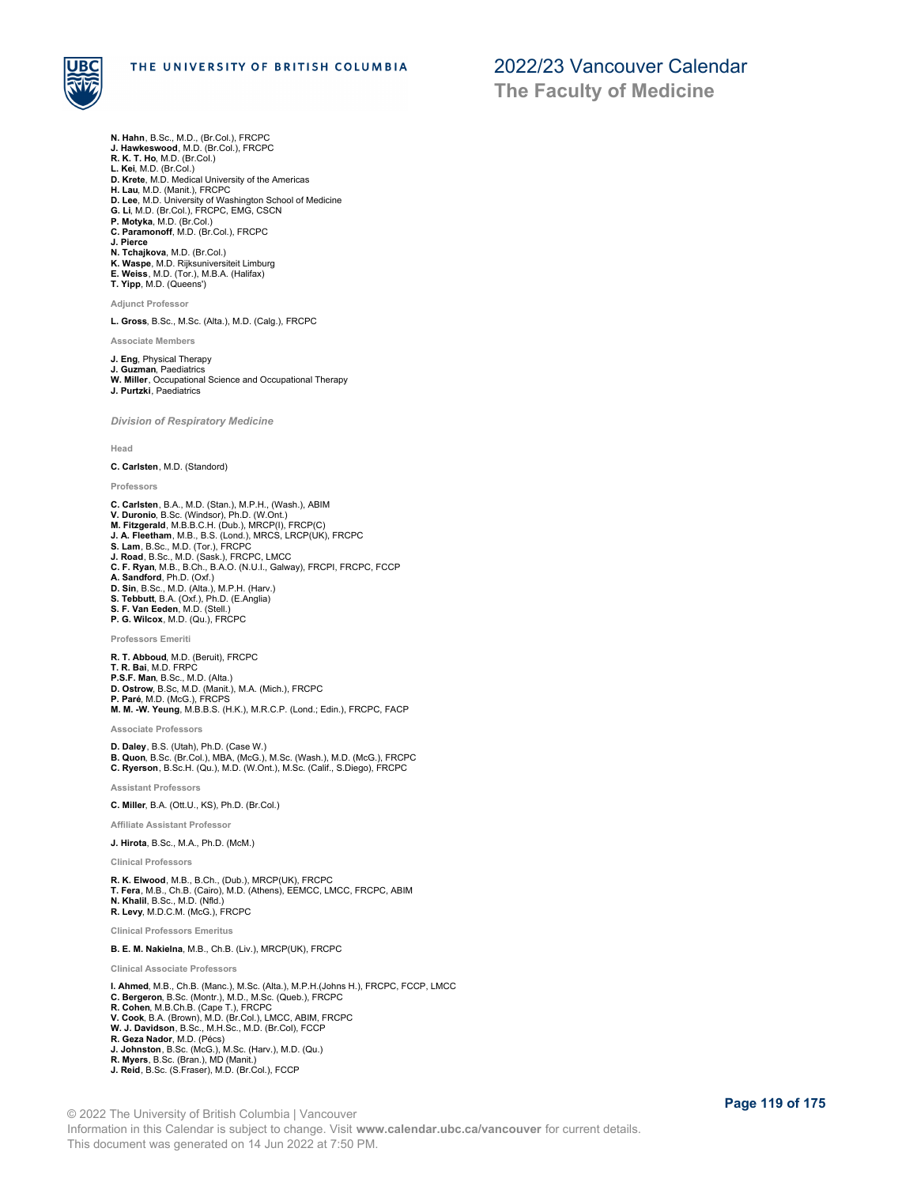**N. Hahn**, B.Sc., M.D., (Br.Col.), FRCPC
**J. Hawkeswood**, M.D. (Br.Col.), FRCPC
**R. K. T. Ho**, M.D. (Br.Col.)
**L. Kei**, M.D. (Br.Col.)
**D. Krete**, M.D. Medical University of the Americas
**H. Lau**, M.D. (Manit.), FRCPC
**D. Lee**, M.D. University of Washington School of Medicine
**G. Li**, M.D. (Br.Col.), FRCPC, EMG, CSCN
**P. Motyka**, M.D. (Br.Col.)
**C. Paramonoff**, M.D. (Br.Col.), FRCPC
**J. Pierce**
**N. Tchajkova**, M.D. (Br.Col.)
**K. Waspe**, M.D. Rijksuniversiteit Limburg
**E. Weiss**, M.D. (Tor.), M.B.A. (Halifax)
**T. Yipp**, M.D. (Queens')

#### Adjunct Professor

**L. Gross**, B.Sc., M.Sc. (Alta.), M.D. (Calg.), FRCPC

#### Associate Members

**J. Eng**, Physical Therapy
**J. Guzman**, Paediatrics
**W. Miller**, Occupational Science and Occupational Therapy
**J. Purtzki**, Paediatrics

### *Division of Respiratory Medicine*

#### Head

**C. Carlsten**, M.D. (Standord)

#### Professors

**C. Carlsten**, B.A., M.D. (Stan.), M.P.H., (Wash.), ABIM
**V. Duronio**, B.Sc. (Windsor), Ph.D. (W.Ont.)
**M. Fitzgerald**, M.B.B.C.H. (Dub.), MRCP(I), FRCP(C)
**J. A. Fleetham**, M.B., B.S. (Lond.), MRCS, LRCP(UK), FRCPC
**S. Lam**, B.Sc., M.D. (Tor.), FRCPC
**J. Road**, B.Sc., M.D. (Sask.), FRCPC, LMCC
**C. F. Ryan**, M.B., B.Ch., B.A.O. (N.U.I., Galway), FRCPI, FRCPC, FCCP
**A. Sandford**, Ph.D. (Oxf.)
**D. Sin**, B.Sc., M.D. (Alta.), M.P.H. (Harv.)
**S. Tebbutt**, B.A. (Oxf.), Ph.D. (E.Anglia)
**S. F. Van Eeden**, M.D. (Stell.)
**P. G. Wilcox**, M.D. (Qu.), FRCPC

#### Professors Emeriti

**R. T. Abboud**, M.D. (Beruit), FRCPC
**T. R. Bai**, M.D. FRPC
**P.S.F. Man**, B.Sc., M.D. (Alta.)
**D. Ostrow**, B.Sc, M.D. (Manit.), M.A. (Mich.), FRCPC
**P. Paré**, M.D. (McG.), FRCPS
**M. M. -W. Yeung**, M.B.B.S. (H.K.), M.R.C.P. (Lond.; Edin.), FRCPC, FACP

#### Associate Professors

**D. Daley**, B.S. (Utah), Ph.D. (Case W.)
**B. Quon**, B.Sc. (Br.Col.), MBA, (McG.), M.Sc. (Wash.), M.D. (McG.), FRCPC
**C. Ryerson**, B.Sc.H. (Qu.), M.D. (W.Ont.), M.Sc. (Calif., S.Diego), FRCPC

#### Assistant Professors

**C. Miller**, B.A. (Ott.U., KS), Ph.D. (Br.Col.)

#### Affiliate Assistant Professor

**J. Hirota**, B.Sc., M.A., Ph.D. (McM.)

#### Clinical Professors

**R. K. Elwood**, M.B., B.Ch., (Dub.), MRCP(UK), FRCPC
**T. Fera**, M.B., Ch.B. (Cairo), M.D. (Athens), EEMCC, LMCC, FRCPC, ABIM
**N. Khalil**, B.Sc., M.D. (Nfld.)
**R. Levy**, M.D.C.M. (McG.), FRCPC

#### Clinical Professors Emeritus

**B. E. M. Nakielna**, M.B., Ch.B. (Liv.), MRCP(UK), FRCPC

#### Clinical Associate Professors

**I. Ahmed**, M.B., Ch.B. (Manc.), M.Sc. (Alta.), M.P.H.(Johns H.), FRCPC, FCCP, LMCC
**C. Bergeron**, B.Sc. (Montr.), M.D., M.Sc. (Queb.), FRCPC
**R. Cohen**, M.B.Ch.B. (Cape T.), FRCPC
**V. Cook**, B.A. (Brown), M.D. (Br.Col.), LMCC, ABIM, FRCPC
**W. J. Davidson**, B.Sc., M.H.Sc., M.D. (Br.Col), FCCP
**R. Geza Nador**, M.D. (Pécs)
**J. Johnston**, B.Sc. (McG.), M.Sc. (Harv.), M.D. (Qu.)
**R. Myers**, B.Sc. (Bran.), MD (Manit.)
**J. Reid**, B.Sc. (S.Fraser), M.D. (Br.Col.), FCCP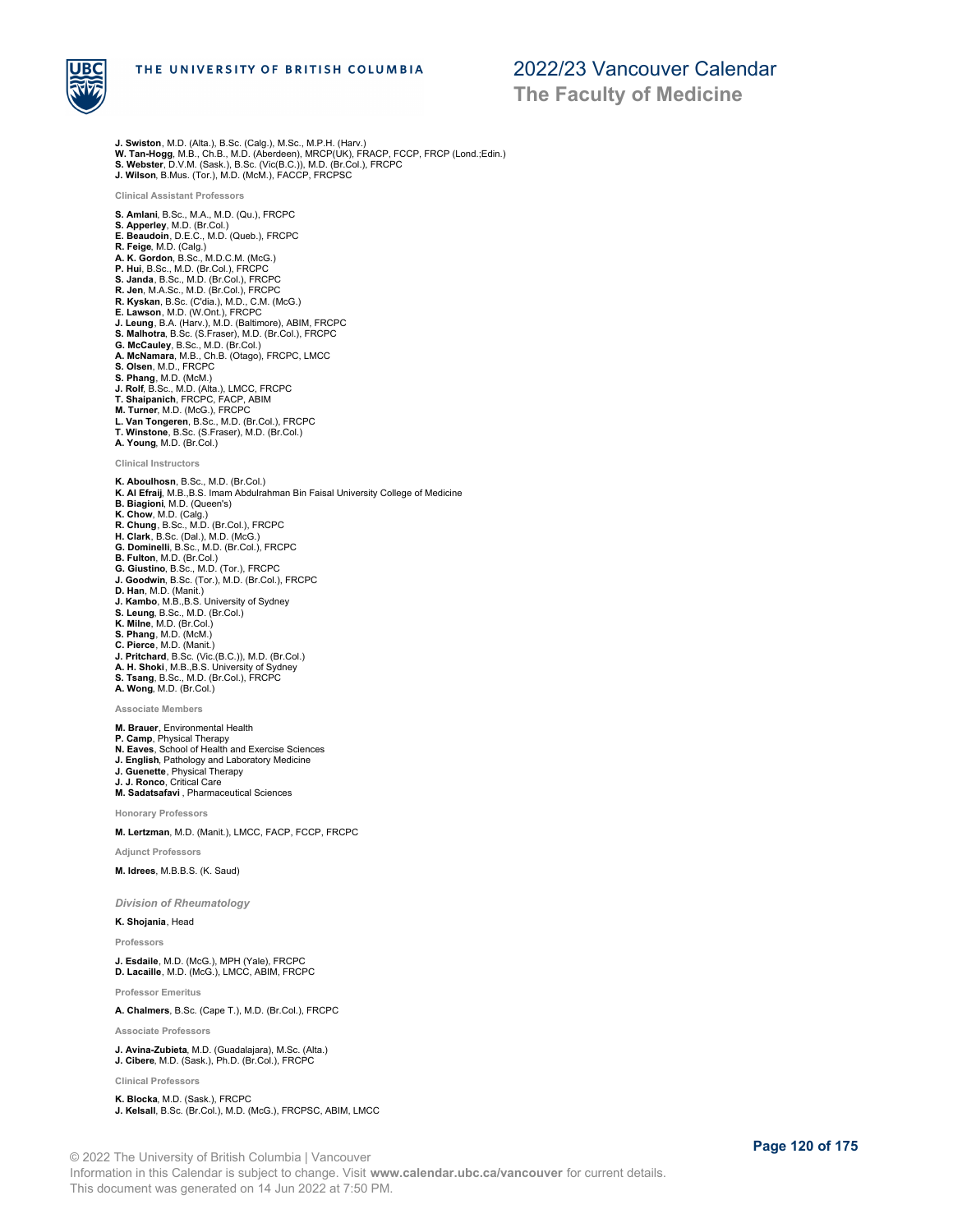**J. Swiston**, M.D. (Alta.), B.Sc. (Calg.), M.Sc., M.P.H. (Harv.)
**W. Tan-Hogg**, M.B., Ch.B., M.D. (Aberdeen), MRCP(UK), FRACP, FCCP, FRCP (Lond.;Edin.)
**S. Webster**, D.V.M. (Sask.), B.Sc. (Vic(B.C.)), M.D. (Br.Col.), FRCPC
**J. Wilson**, B.Mus. (Tor.), M.D. (McM.), FACCP, FRCPSC

#### Clinical Assistant Professors

**S. Amlani**, B.Sc., M.A., M.D. (Qu.), FRCPC
**S. Apperley**, M.D. (Br.Col.)
**E. Beaudoin**, D.E.C., M.D. (Queb.), FRCPC
**R. Feige**, M.D. (Calg.)
**A. K. Gordon**, B.Sc., M.D.C.M. (McG.)
**P. Hui**, B.Sc., M.D. (Br.Col.), FRCPC
**S. Janda**, B.Sc., M.D. (Br.Col.), FRCPC
**R. Jen**, M.A.Sc., M.D. (Br.Col.), FRCPC
**R. Kyskan**, B.Sc. (C'dia.), M.D., C.M. (McG.)
**E. Lawson**, M.D. (W.Ont.), FRCPC
**J. Leung**, B.A. (Harv.), M.D. (Baltimore), ABIM, FRCPC
**S. Malhotra**, B.Sc. (S.Fraser), M.D. (Br.Col.), FRCPC
**G. McCauley**, B.Sc., M.D. (Br.Col.)
**A. McNamara**, M.B., Ch.B. (Otago), FRCPC, LMCC
**S. Olsen**, M.D., FRCPC
**S. Phang**, M.D. (McM.)
**J. Rolf**, B.Sc., M.D. (Alta.), LMCC, FRCPC
**T. Shaipanich**, FRCPC, FACP, ABIM
**M. Turner**, M.D. (McG.), FRCPC
**L. Van Tongeren**, B.Sc., M.D. (Br.Col.), FRCPC
**T. Winstone**, B.Sc. (S.Fraser), M.D. (Br.Col.)
**A. Young**, M.D. (Br.Col.)

#### Clinical Instructors

**K. Aboulhosn**, B.Sc., M.D. (Br.Col.)
**K. Al Efraij**, M.B.,B.S. Imam Abdulrahman Bin Faisal University College of Medicine
**B. Biagioni**, M.D. (Queen's)
**K. Chow**, M.D. (Calg.)
**R. Chung**, B.Sc., M.D. (Br.Col.), FRCPC
**H. Clark**, B.Sc. (Dal.), M.D. (McG.)
**G. Dominelli**, B.Sc., M.D. (Br.Col.), FRCPC
**B. Fulton**, M.D. (Br.Col.)
**G. Giustino**, B.Sc., M.D. (Tor.), FRCPC
**J. Goodwin**, B.Sc. (Tor.), M.D. (Br.Col.), FRCPC
**D. Han**, M.D. (Manit.)
**J. Kambo**, M.B.,B.S. University of Sydney
**S. Leung**, B.Sc., M.D. (Br.Col.)
**K. Milne**, M.D. (Br.Col.)
**S. Phang**, M.D. (McM.)
**C. Pierce**, M.D. (Manit.)
**J. Pritchard**, B.Sc. (Vic.(B.C.)), M.D. (Br.Col.)
**A. H. Shoki**, M.B.,B.S. University of Sydney
**S. Tsang**, B.Sc., M.D. (Br.Col.), FRCPC
**A. Wong**, M.D. (Br.Col.)

#### Associate Members

**M. Brauer**, Environmental Health
**P. Camp**, Physical Therapy
**N. Eaves**, School of Health and Exercise Sciences
**J. English**, Pathology and Laboratory Medicine
**J. Guenette**, Physical Therapy
**J. J. Ronco**, Critical Care
**M. Sadatsafavi** , Pharmaceutical Sciences

#### Honorary Professors

**M. Lertzman**, M.D. (Manit.), LMCC, FACP, FCCP, FRCPC

#### Adjunct Professors

**M. Idrees**, M.B.B.S. (K. Saud)

### *Division of Rheumatology*

**K. Shojania**, Head

#### Professors

**J. Esdaile**, M.D. (McG.), MPH (Yale), FRCPC
**D. Lacaille**, M.D. (McG.), LMCC, ABIM, FRCPC

#### Professor Emeritus

**A. Chalmers**, B.Sc. (Cape T.), M.D. (Br.Col.), FRCPC

#### Associate Professors

**J. Avina-Zubieta**, M.D. (Guadalajara), M.Sc. (Alta.)
**J. Cibere**, M.D. (Sask.), Ph.D. (Br.Col.), FRCPC

#### Clinical Professors

**K. Blocka**, M.D. (Sask.), FRCPC
**J. Kelsall**, B.Sc. (Br.Col.), M.D. (McG.), FRCPSC, ABIM, LMCC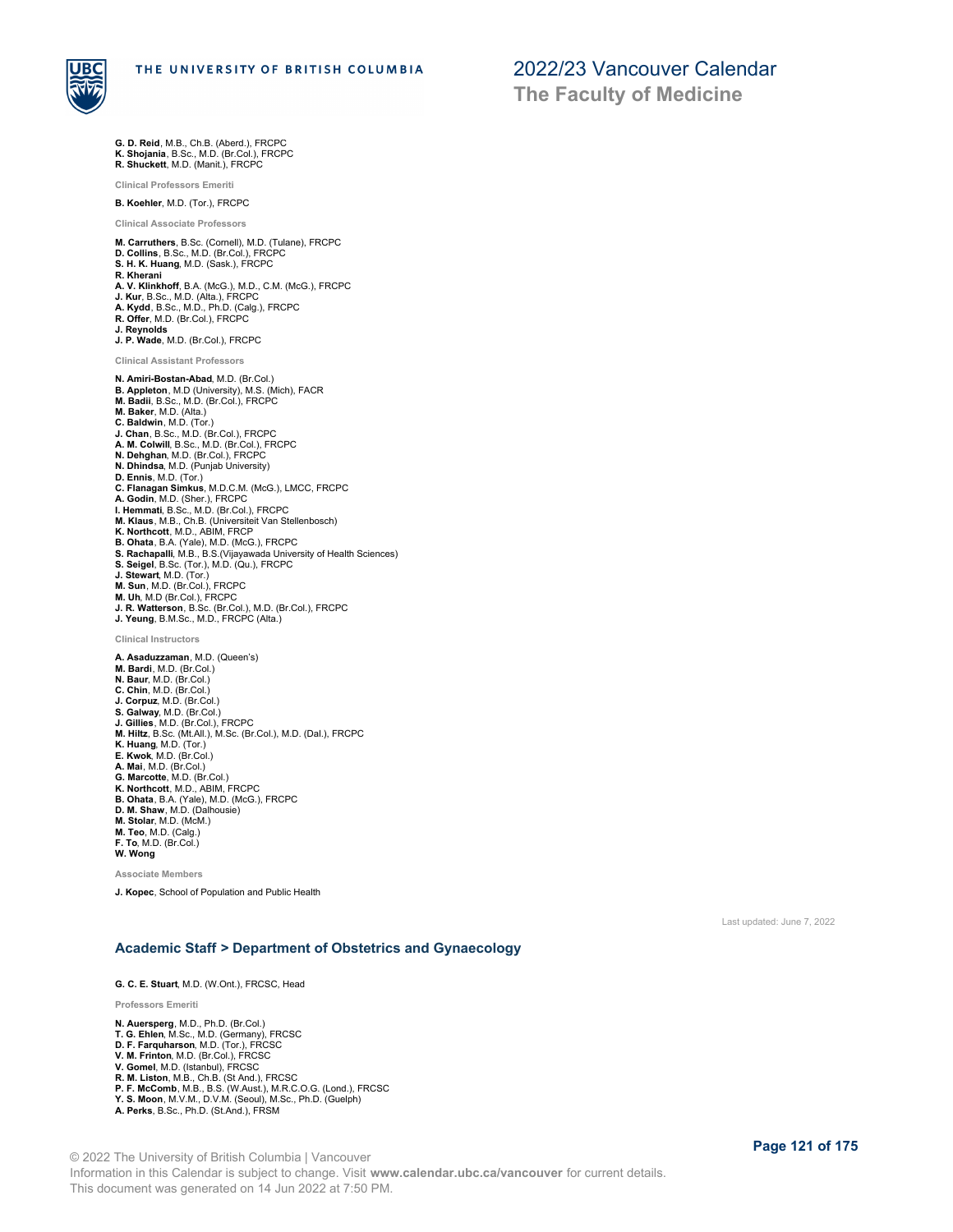**G. D. Reid**, M.B., Ch.B. (Aberd.), FRCPC
**K. Shojania**, B.Sc., M.D. (Br.Col.), FRCPC
**R. Shuckett**, M.D. (Manit.), FRCPC

Clinical Professors Emeriti

**B. Koehler**, M.D. (Tor.), FRCPC

Clinical Associate Professors

**M. Carruthers**, B.Sc. (Cornell), M.D. (Tulane), FRCPC
**D. Collins**, B.Sc., M.D. (Br.Col.), FRCPC
**S. H. K. Huang**, M.D. (Sask.), FRCPC
**R. Kherani**
**A. V. Klinkhoff**, B.A. (McG.), M.D., C.M. (McG.), FRCPC
**J. Kur**, B.Sc., M.D. (Alta.), FRCPC
**A. Kydd**, B.Sc., M.D., Ph.D. (Calg.), FRCPC
**R. Offer**, M.D. (Br.Col.), FRCPC
**J. Reynolds**
**J. P. Wade**, M.D. (Br.Col.), FRCPC

Clinical Assistant Professors

**N. Amiri-Bostan-Abad**, M.D. (Br.Col.)
**B. Appleton**, M.D (University), M.S. (Mich), FACR
**M. Badii**, B.Sc., M.D. (Br.Col.), FRCPC
**M. Baker**, M.D. (Alta.)
**C. Baldwin**, M.D. (Tor.)
**J. Chan**, B.Sc., M.D. (Br.Col.), FRCPC
**A. M. Colwill**, B.Sc., M.D. (Br.Col.), FRCPC
**N. Dehghan**, M.D. (Br.Col.), FRCPC
**N. Dhindsa**, M.D. (Punjab University)
**D. Ennis**, M.D. (Tor.)
**C. Flanagan Simkus**, M.D.C.M. (McG.), LMCC, FRCPC
**A. Godin**, M.D. (Sher.), FRCPC
**I. Hemmati**, B.Sc., M.D. (Br.Col.), FRCPC
**M. Klaus**, M.B., Ch.B. (Universiteit Van Stellenbosch)
**K. Northcott**, M.D., ABIM, FRCP
**B. Ohata**, B.A. (Yale), M.D. (McG.), FRCPC
**S. Rachapalli**, M.B., B.S.(Vijayawada University of Health Sciences)
**S. Seigel**, B.Sc. (Tor.), M.D. (Qu.), FRCPC
**J. Stewart**, M.D. (Tor.)
**M. Sun**, M.D. (Br.Col.), FRCPC
**M. Uh**, M.D (Br.Col.), FRCPC
**J. R. Watterson**, B.Sc. (Br.Col.), M.D. (Br.Col.), FRCPC
**J. Yeung**, B.M.Sc., M.D., FRCPC (Alta.)

Clinical Instructors

**A. Asaduzzaman**, M.D. (Queen's)
**M. Bardi**, M.D. (Br.Col.)
**N. Baur**, M.D. (Br.Col.)
**C. Chin**, M.D. (Br.Col.)
**J. Corpuz**, M.D. (Br.Col.)
**S. Galway**, M.D. (Br.Col.)
**J. Gillies**, M.D. (Br.Col.), FRCPC
**M. Hiltz**, B.Sc. (Mt.All.), M.Sc. (Br.Col.), M.D. (Dal.), FRCPC
**K. Huang**, M.D. (Tor.)
**E. Kwok**, M.D. (Br.Col.)
**A. Mai**, M.D. (Br.Col.)
**G. Marcotte**, M.D. (Br.Col.)
**K. Northcott**, M.D., ABIM, FRCPC
**B. Ohata**, B.A. (Yale), M.D. (McG.), FRCPC
**D. M. Shaw**, M.D. (Dalhousie)
**M. Stolar**, M.D. (McM.)
**M. Teo**, M.D. (Calg.)
**F. To**, M.D. (Br.Col.)
**W. Wong**

Associate Members

**J. Kopec**, School of Population and Public Health

Last updated: June 7, 2022

## Academic Staff > Department of Obstetrics and Gynaecology

**G. C. E. Stuart**, M.D. (W.Ont.), FRCSC, Head

Professors Emeriti

**N. Auersperg**, M.D., Ph.D. (Br.Col.)
**T. G. Ehlen**, M.Sc., M.D. (Germany), FRCSC
**D. F. Farquharson**, M.D. (Tor.), FRCSC
**V. M. Frinton**, M.D. (Br.Col.), FRCSC
**V. Gomel**, M.D. (Istanbul), FRCSC
**R. M. Liston**, M.B., Ch.B. (St And.), FRCSC
**P. F. McComb**, M.B., B.S. (W.Aust.), M.R.C.O.G. (Lond.), FRCSC
**Y. S. Moon**, M.V.M., D.V.M. (Seoul), M.Sc., Ph.D. (Guelph)
**A. Perks**, B.Sc., Ph.D. (St.And.), FRSM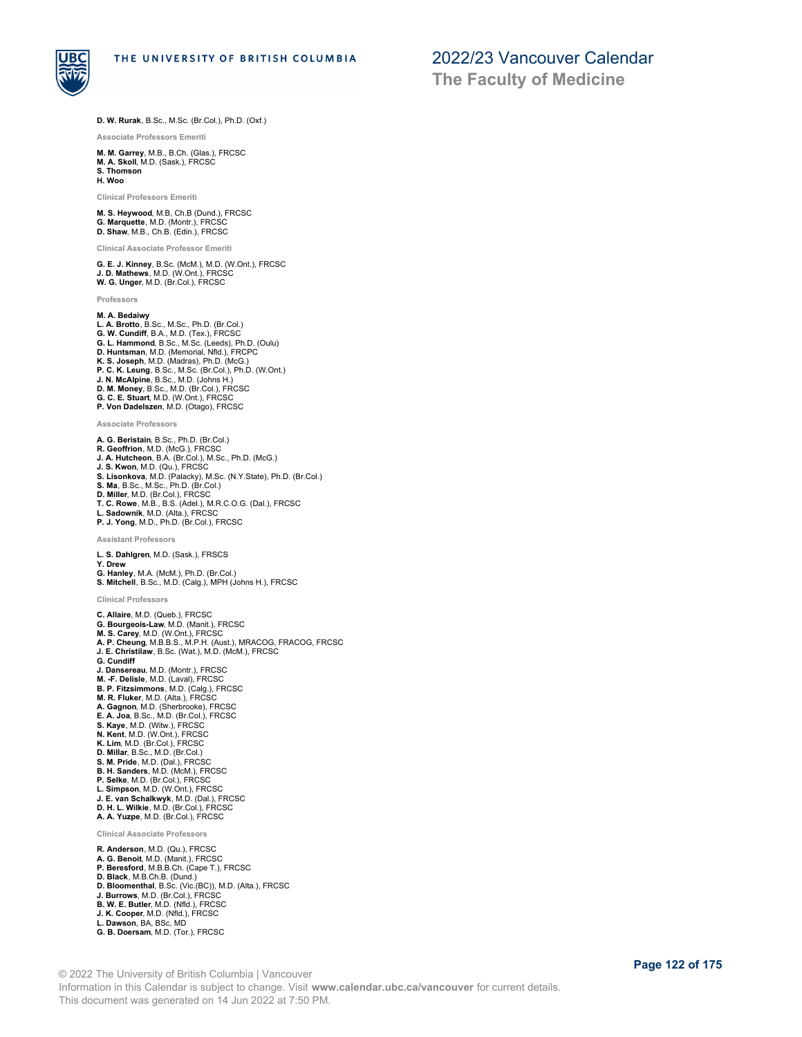**D. W. Rurak**, B.Sc., M.Sc. (Br.Col.), Ph.D. (Oxf.)

### Associate Professors Emeriti

**M. M. Garrey**, M.B., B.Ch. (Glas.), FRCSC
**M. A. Skoll**, M.D. (Sask.), FRCSC
**S. Thomson**
**H. Woo**

### Clinical Professors Emeriti

**M. S. Heywood**, M.B, Ch.B (Dund.), FRCSC
**G. Marquette**, M.D. (Montr.), FRCSC
**D. Shaw**, M.B., Ch.B. (Edin.), FRCSC

### Clinical Associate Professor Emeriti

**G. E. J. Kinney**, B.Sc. (McM.), M.D. (W.Ont.), FRCSC
**J. D. Mathews**, M.D. (W.Ont.), FRCSC
**W. G. Unger**, M.D. (Br.Col.), FRCSC

### Professors

**M. A. Bedaiwy**
**L. A. Brotto**, B.Sc., M.Sc., Ph.D. (Br.Col.)
**G. W. Cundiff**, B.A., M.D. (Tex.), FRCSC
**G. L. Hammond**, B.Sc., M.Sc. (Leeds), Ph.D. (Oulu)
**D. Huntsman**, M.D. (Memorial, Nfld.), FRCPC
**K. S. Joseph**, M.D. (Madras), Ph.D. (McG.)
**P. C. K. Leung**, B.Sc., M.Sc. (Br.Col.), Ph.D. (W.Ont.)
**J. N. McAlpine**, B.Sc., M.D. (Johns H.)
**D. M. Money**, B.Sc., M.D. (Br.Col.), FRCSC
**G. C. E. Stuart**, M.D. (W.Ont.), FRCSC
**P. Von Dadelszen**, M.D. (Otago), FRCSC

### Associate Professors

**A. G. Beristain**, B.Sc., Ph.D. (Br.Col.)
**R. Geoffrion**, M.D. (McG.), FRCSC
**J. A. Hutcheon**, B.A. (Br.Col.), M.Sc., Ph.D. (McG.)
**J. S. Kwon**, M.D. (Qu.), FRCSC
**S. Lisonkova**, M.D. (Palacky), M.Sc. (N.Y.State), Ph.D. (Br.Col.)
**S. Ma**, B.Sc., M.Sc., Ph.D. (Br.Col.)
**D. Miller**, M.D. (Br.Col.), FRCSC
**T. C. Rowe**, M.B., B.S. (Adel.), M.R.C.O.G. (Dal.), FRCSC
**L. Sadownik**, M.D. (Alta.), FRCSC
**P. J. Yong**, M.D., Ph.D. (Br.Col.), FRCSC

### Assistant Professors

**L. S. Dahlgren**, M.D. (Sask.), FRSCS
**Y. Drew**
**G. Hanley**, M.A. (McM.), Ph.D. (Br.Col.)
**S. Mitchell**, B.Sc., M.D. (Calg.), MPH (Johns H.), FRCSC

### Clinical Professors

**C. Allaire**, M.D. (Queb.), FRCSC
**G. Bourgeois-Law**, M.D. (Manit.), FRCSC
**M. S. Carey**, M.D. (W.Ont.), FRCSC
**A. P. Cheung**, M.B.B.S., M.P.H. (Aust.), MRACOG, FRACOG, FRCSC
**J. E. Christilaw**, B.Sc. (Wat.), M.D. (McM.), FRCSC
**G. Cundiff**
**J. Dansereau**, M.D. (Montr.), FRCSC
**M. -F. Delisle**, M.D. (Laval), FRCSC
**B. P. Fitzsimmons**, M.D. (Calg.), FRCSC
**M. R. Fluker**, M.D. (Alta.), FRCSC
**A. Gagnon**, M.D. (Sherbrooke), FRCSC
**E. A. Joa**, B.Sc., M.D. (Br.Col.), FRCSC
**S. Kaye**, M.D. (Witw.), FRCSC
**N. Kent**, M.D. (W.Ont.), FRCSC
**K. Lim**, M.D. (Br.Col.), FRCSC
**D. Millar**, B.Sc., M.D. (Br.Col.)
**S. M. Pride**, M.D. (Dal.), FRCSC
**B. H. Sanders**, M.D. (McM.), FRCSC
**P. Selke**, M.D. (Br.Col.), FRCSC
**L. Simpson**, M.D. (W.Ont.), FRCSC
**J. E. van Schalkwyk**, M.D. (Dal.), FRCSC
**D. H. L. Wilkie**, M.D. (Br.Col.), FRCSC
**A. A. Yuzpe**, M.D. (Br.Col.), FRCSC

### Clinical Associate Professors

**R. Anderson**, M.D. (Qu.), FRCSC
**A. G. Benoit**, M.D. (Manit.), FRCSC
**P. Beresford**, M.B.B.Ch. (Cape T.), FRCSC
**D. Black**, M.B.Ch.B. (Dund.)
**D. Bloomenthal**, B.Sc. (Vic.(BC)), M.D. (Alta.), FRCSC
**J. Burrows**, M.D. (Br.Col.), FRCSC
**B. W. E. Butler**, M.D. (Nfld.), FRCSC
**J. K. Cooper**, M.D. (Nfld.), FRCSC
**L. Dawson**, BA, BSc, MD
**G. B. Doersam**, M.D. (Tor.), FRCSC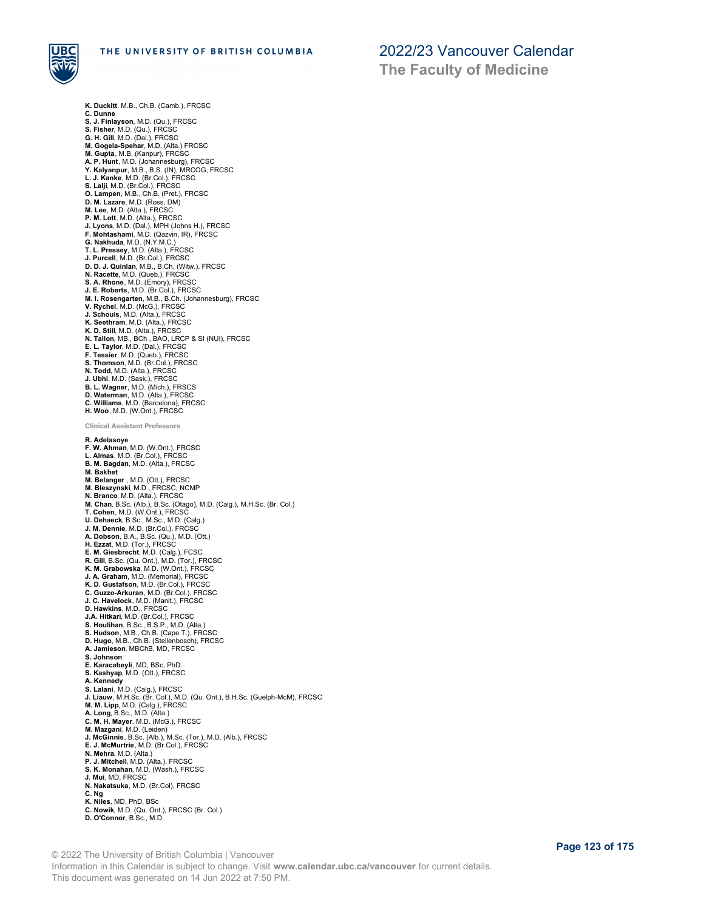**K. Duckitt**, M.B., Ch.B. (Camb.), FRCSC
**C. Dunne**
**S. J. Finlayson**, M.D. (Qu.), FRCSC
**S. Fisher**, M.D. (Qu.), FRCSC
**G. H. Gill**, M.D. (Dal.), FRCSC
**M. Gogela-Spehar**, M.D. (Alta.) FRCSC
**M. Gupta**, M.B. (Kanpur), FRCSC
**A. P. Hunt**, M.D. (Johannesburg), FRCSC
**Y. Kalyanpur**, M.B., B.S. (IN), MRCOG, FRCSC
**L. J. Kanke**, M.D. (Br.Col.), FRCSC
**S. Lalji**, M.D. (Br.Col.), FRCSC
**O. Lampen**, M.B., Ch.B. (Pret.), FRCSC
**D. M. Lazare**, M.D. (Ross, DM)
**M. Lee**, M.D. (Alta.), FRCSC
**P. M. Lott**, M.D. (Alta.), FRCSC
**J. Lyons**, M.D. (Dal.), MPH (Johns H.), FRCSC
**F. Mohtashami**, M.D. (Qazvin, IR), FRCSC
**G. Nakhuda**, M.D. (N.Y.M.C.)
**T. L. Pressey**, M.D. (Alta.), FRCSC
**J. Purcell**, M.D. (Br.Col.), FRCSC
**D. D. J. Quinlan**, M.B., B.Ch. (Witw.), FRCSC
**N. Racette**, M.D. (Queb.), FRCSC
**S. A. Rhone**, M.D. (Emory), FRCSC
**J. E. Roberts**, M.D. (Br.Col.), FRCSC
**M. I. Rosengarten**, M.B., B.Ch. (Johannesburg), FRCSC
**V. Rychel**, M.D. (McG.), FRCSC
**J. Schouls**, M.D. (Alta.), FRCSC
**K. Seethram**, M.D. (Alta.), FRCSC
**K. D. Still**, M.D. (Alta.), FRCSC
**N. Tallon**, MB., BCh , BAO, LRCP & SI (NUI), FRCSC
**E. L. Taylor**, M.D. (Dal.), FRCSC
**F. Tessier**, M.D. (Queb.), FRCSC
**S. Thomson**, M.D. (Br.Col.), FRCSC
**N. Todd**, M.D. (Alta.), FRCSC
**J. Ubhi**, M.D. (Sask.), FRCSC
**B. L. Wagner**, M.D. (Mich.), FRSCS
**D. Waterman**, M.D. (Alta.), FRCSC
**C. Williams**, M.D. (Barcelona), FRCSC
**H. Woo**, M.D. (W.Ont.), FRCSC

#### Clinical Assistant Professors

**R. Adelasoye**
**F. W. Ahman**, M.D. (W.Ont.), FRCSC
**L. Almas**, M.D. (Br.Col.), FRCSC
**B. M. Bagdan**, M.D. (Alta.), FRCSC
**M. Bakhet**
**M. Belanger** , M.D. (Ott.), FRCSC
**M. Bleszynski**, M.D., FRCSC, NCMP
**N. Branco**, M.D. (Alta.), FRCSC
**M. Chan**, B.Sc. (Alb.), B.Sc. (Otago), M.D. (Calg.), M.H.Sc. (Br. Col.)
**T. Cohen**, M.D. (W.Ont.), FRCSC
**U. Dehaeck**, B.Sc., M.Sc., M.D. (Calg.)
**J. M. Dennie**, M.D. (Br.Col.), FRCSC
**A. Dobson**, B.A., B.Sc. (Qu.), M.D. (Ott.)
**H. Ezzat**, M.D. (Tor.), FRCSC
**E. M. Giesbrecht**, M.D. (Calg.), FCSC
**R. Gill**, B.Sc. (Qu. Ont.), M.D. (Tor.), FRCSC
**K. M. Grabowska**, M.D. (W.Ont.), FRCSC
**J. A. Graham**, M.D. (Memorial), FRCSC
**K. D. Gustafson**, M.D. (Br.Col.), FRCSC
**C. Guzzo-Arkuran**, M.D. (Br.Col.), FRCSC
**J. C. Havelock**, M.D. (Manit.), FRCSC
**D. Hawkins**, M.D., FRCSC
**J.A. Hitkari**, M.D. (Br.Col.), FRCSC
**S. Houlihan**, B.Sc., B.S.P., M.D. (Alta.)
**S. Hudson**, M.B., Ch.B. (Cape T.), FRCSC
**D. Hugo**, M.B., Ch.B. (Stellenbosch), FRCSC
**A. Jamieson**, MBChB, MD, FRCSC
**S. Johnson**
**E. Karacabeyli**, MD, BSc, PhD
**S. Kashyap**, M.D. (Ott.), FRCSC
**A. Kennedy**
**S. Lalani**, M.D. (Calg.), FRCSC
**J. Liauw**, M.H.Sc. (Br. Col.), M.D. (Qu. Ont.), B.H.Sc. (Guelph-McM), FRCSC
**M. M. Lipp**, M.D. (Calg.), FRCSC
**A. Long**, B.Sc., M.D. (Alta.)
**C. M. H. Mayer**, M.D. (McG.), FRCSC
**M. Mazgani**, M.D. (Leiden)
**J. McGinnis**, B.Sc. (Alb.), M.Sc. (Tor.), M.D. (Alb.), FRCSC
**E. J. McMurtrie**, M.D. (Br.Col.), FRCSC
**N. Mehra**, M.D. (Alta.)
**P. J. Mitchell**, M.D. (Alta.), FRCSC
**S. K. Monahan**, M.D. (Wash.), FRCSC
**J. Mui**, MD, FRCSC
**N. Nakatsuka**, M.D. (Br.Col), FRCSC
**C. Ng**
**K. Niles**, MD, PhD, BSc
**C. Nowik**, M.D. (Qu. Ont.), FRCSC (Br. Col.)
**D. O'Connor**, B.Sc., M.D.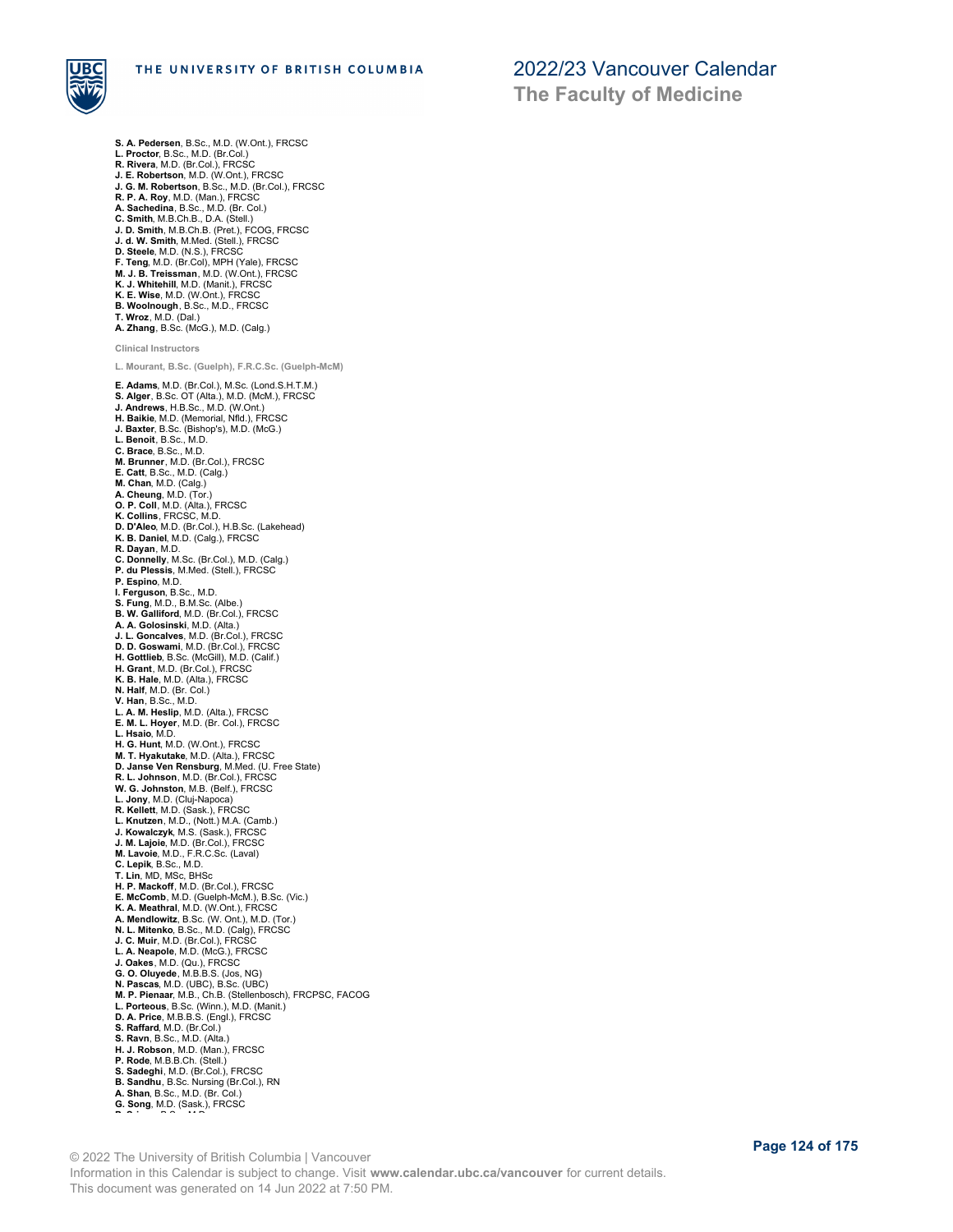**S. A. Pedersen**, B.Sc., M.D. (W.Ont.), FRCSC
**L. Proctor**, B.Sc., M.D. (Br.Col.)
**R. Rivera**, M.D. (Br.Col.), FRCSC
**J. E. Robertson**, M.D. (W.Ont.), FRCSC
**J. G. M. Robertson**, B.Sc., M.D. (Br.Col.), FRCSC
**R. P. A. Roy**, M.D. (Man.), FRCSC
**A. Sachedina**, B.Sc., M.D. (Br. Col.)
**C. Smith**, M.B.Ch.B., D.A. (Stell.)
**J. D. Smith**, M.B.Ch.B. (Pret.), FCOG, FRCSC
**J. d. W. Smith**, M.Med. (Stell.), FRCSC
**D. Steele**, M.D. (N.S.), FRCSC
**F. Teng**, M.D. (Br.Col), MPH (Yale), FRCSC
**M. J. B. Treissman**, M.D. (W.Ont.), FRCSC
**K. J. Whitehill**, M.D. (Manit.), FRCSC
**K. E. Wise**, M.D. (W.Ont.), FRCSC
**B. Woolnough**, B.Sc., M.D., FRCSC
**T. Wroz**, M.D. (Dal.)
**A. Zhang**, B.Sc. (McG.), M.D. (Calg.)

#### Clinical Instructors

**L. Mourant, B.Sc. (Guelph), F.R.C.Sc. (Guelph-McM)**

**E. Adams**, M.D. (Br.Col.), M.Sc. (Lond.S.H.T.M.)
**S. Alger**, B.Sc. OT (Alta.), M.D. (McM.), FRCSC
**J. Andrews**, H.B.Sc., M.D. (W.Ont.)
**H. Baikie**, M.D. (Memorial, Nfld.), FRCSC
**J. Baxter**, B.Sc. (Bishop's), M.D. (McG.)
**L. Benoit**, B.Sc., M.D.
**C. Brace**, B.Sc., M.D.
**M. Brunner**, M.D. (Br.Col.), FRCSC
**E. Catt**, B.Sc., M.D. (Calg.)
**M. Chan**, M.D. (Calg.)
**A. Cheung**, M.D. (Tor.)
**O. P. Coll**, M.D. (Alta.), FRCSC
**K. Collins**, FRCSC, M.D.
**D. D'Aleo**, M.D. (Br.Col.), H.B.Sc. (Lakehead)
**K. B. Daniel**, M.D. (Calg.), FRCSC
**R. Dayan**, M.D.
**C. Donnelly**, M.Sc. (Br.Col.), M.D. (Calg.)
**P. du Plessis**, M.Med. (Stell.), FRCSC
**P. Espino**, M.D.
**I. Ferguson**, B.Sc., M.D.
**S. Fung**, M.D., B.M.Sc. (Albe.)
**B. W. Galliford**, M.D. (Br.Col.), FRCSC
**A. A. Golosinski**, M.D. (Alta.)
**J. L. Goncalves**, M.D. (Br.Col.), FRCSC
**D. D. Goswami**, M.D. (Br.Col.), FRCSC
**H. Gottlieb**, B.Sc. (McGill), M.D. (Calif.)
**H. Grant**, M.D. (Br.Col.), FRCSC
**K. B. Hale**, M.D. (Alta.), FRCSC
**N. Half**, M.D. (Br. Col.)
**V. Han**, B.Sc., M.D.
**L. A. M. Heslip**, M.D. (Alta.), FRCSC
**E. M. L. Hoyer**, M.D. (Br. Col.), FRCSC
**L. Hsaio**, M.D.
**H. G. Hunt**, M.D. (W.Ont.), FRCSC
**M. T. Hyakutake**, M.D. (Alta.), FRCSC
**D. Janse Ven Rensburg**, M.Med. (U. Free State)
**R. L. Johnson**, M.D. (Br.Col.), FRCSC
**W. G. Johnston**, M.B. (Belf.), FRCSC
**L. Jony**, M.D. (Cluj-Napoca)
**R. Kellett**, M.D. (Sask.), FRCSC
**L. Knutzen**, M.D., (Nott.) M.A. (Camb.)
**J. Kowalczyk**, M.S. (Sask.), FRCSC
**J. M. Lajoie**, M.D. (Br.Col.), FRCSC
**M. Lavoie**, M.D., F.R.C.Sc. (Laval)
**C. Lepik**, B.Sc., M.D.
**T. Lin**, MD, MSc, BHSc
**H. P. Mackoff**, M.D. (Br.Col.), FRCSC
**E. McComb**, M.D. (Guelph-McM.), B.Sc. (Vic.)
**K. A. Meathral**, M.D. (W.Ont.), FRCSC
**A. Mendlowitz**, B.Sc. (W. Ont.), M.D. (Tor.)
**N. L. Mitenko**, B.Sc., M.D. (Calg), FRCSC
**J. C. Muir**, M.D. (Br.Col.), FRCSC
**L. A. Neapole**, M.D. (McG.), FRCSC
**J. Oakes**, M.D. (Qu.), FRCSC
**G. O. Oluyede**, M.B.B.S. (Jos, NG)
**N. Pascas**, M.D. (UBC), B.Sc. (UBC)
**M. P. Pienaar**, M.B., Ch.B. (Stellenbosch), FRCPSC, FACOG
**L. Porteous**, B.Sc. (Winn.), M.D. (Manit.)
**D. A. Price**, M.B.B.S. (Engl.), FRCSC
**S. Raffard**, M.D. (Br.Col.)
**S. Ravn**, B.Sc., M.D. (Alta.)
**H. J. Robson**, M.D. (Man.), FRCSC
**P. Rode**, M.B.B.Ch. (Stell.)
**S. Sadeghi**, M.D. (Br.Col.), FRCSC
**B. Sandhu**, B.Sc. Nursing (Br.Col.), RN
**A. Shan**, B.Sc., M.D. (Br. Col.)
**G. Song**, M.D. (Sask.), FRCSC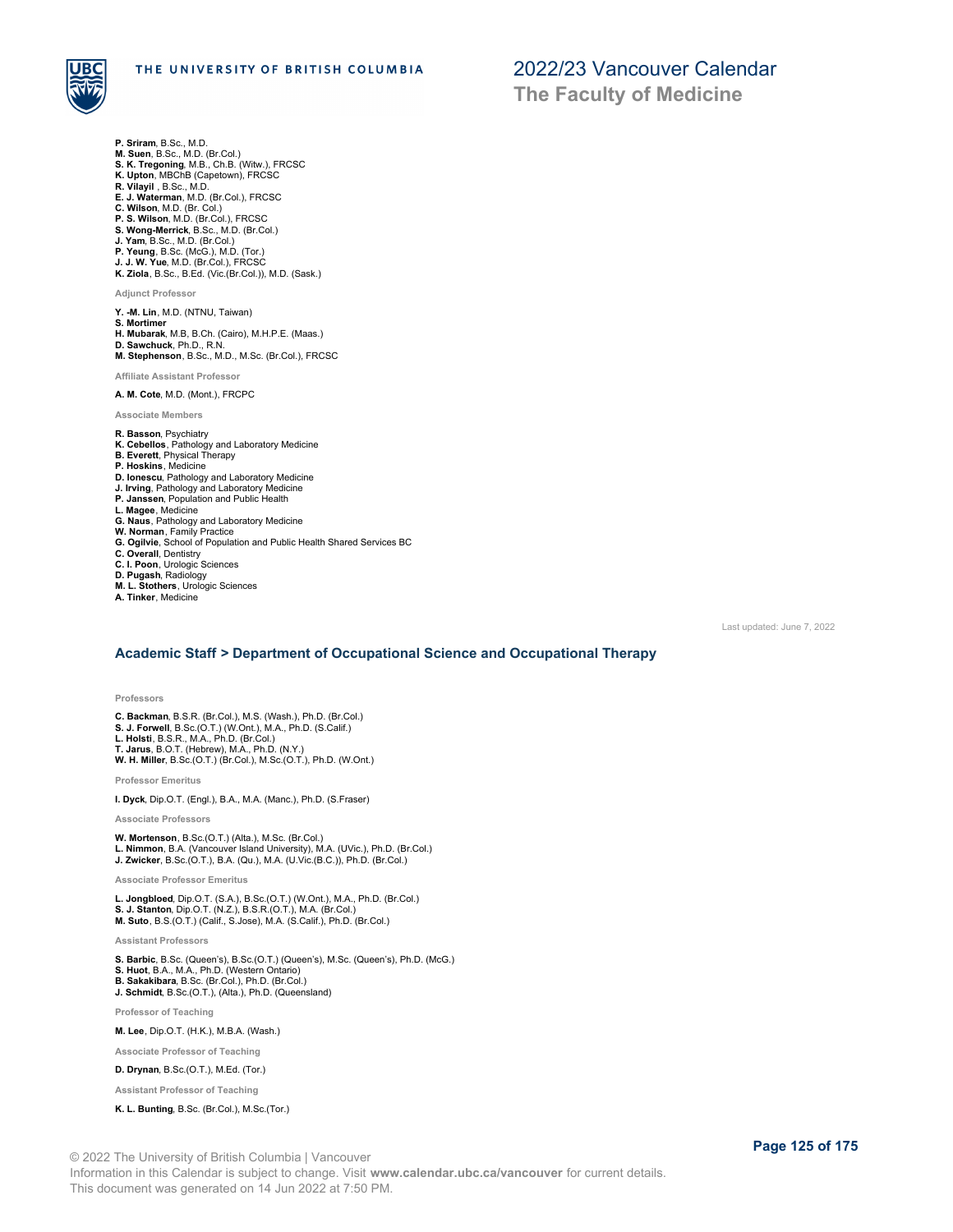**P. Sriram**, B.Sc., M.D.
**M. Suen**, B.Sc., M.D. (Br.Col.)
**S. K. Tregoning**, M.B., Ch.B. (Witw.), FRCSC
**K. Upton**, MBChB (Capetown), FRCSC
**R. Vilayil** , B.Sc., M.D.
**E. J. Waterman**, M.D. (Br.Col.), FRCSC
**C. Wilson**, M.D. (Br. Col.)
**P. S. Wilson**, M.D. (Br.Col.), FRCSC
**S. Wong-Merrick**, B.Sc., M.D. (Br.Col.)
**J. Yam**, B.Sc., M.D. (Br.Col.)
**P. Yeung**, B.Sc. (McG.), M.D. (Tor.)
**J. J. W. Yue**, M.D. (Br.Col.), FRCSC
**K. Ziola**, B.Sc., B.Ed. (Vic.(Br.Col.)), M.D. (Sask.)

#### Adjunct Professor

**Y. -M. Lin**, M.D. (NTNU, Taiwan)
**S. Mortimer**
**H. Mubarak**, M.B, B.Ch. (Cairo), M.H.P.E. (Maas.)
**D. Sawchuck**, Ph.D., R.N.
**M. Stephenson**, B.Sc., M.D., M.Sc. (Br.Col.), FRCSC

#### Affiliate Assistant Professor

**A. M. Cote**, M.D. (Mont.), FRCPC

#### Associate Members

**R. Basson**, Psychiatry
**K. Cebellos**, Pathology and Laboratory Medicine
**B. Everett**, Physical Therapy
**P. Hoskins**, Medicine
**D. Ionescu**, Pathology and Laboratory Medicine
**J. Irving**, Pathology and Laboratory Medicine
**P. Janssen**, Population and Public Health
**L. Magee**, Medicine
**G. Naus**, Pathology and Laboratory Medicine
**W. Norman**, Family Practice
**G. Ogilvie**, School of Population and Public Health Shared Services BC
**C. Overall**, Dentistry
**C. I. Poon**, Urologic Sciences
**D. Pugash**, Radiology
**M. L. Stothers**, Urologic Sciences
**A. Tinker**, Medicine

Last updated: June 7, 2022

## Academic Staff > Department of Occupational Science and Occupational Therapy

#### Professors

**C. Backman**, B.S.R. (Br.Col.), M.S. (Wash.), Ph.D. (Br.Col.)
**S. J. Forwell**, B.Sc.(O.T.) (W.Ont.), M.A., Ph.D. (S.Calif.)
**L. Holsti**, B.S.R., M.A., Ph.D. (Br.Col.)
**T. Jarus**, B.O.T. (Hebrew), M.A., Ph.D. (N.Y.)
**W. H. Miller**, B.Sc.(O.T.) (Br.Col.), M.Sc.(O.T.), Ph.D. (W.Ont.)

#### Professor Emeritus

**I. Dyck**, Dip.O.T. (Engl.), B.A., M.A. (Manc.), Ph.D. (S.Fraser)

#### Associate Professors

**W. Mortenson**, B.Sc.(O.T.) (Alta.), M.Sc. (Br.Col.)
**L. Nimmon**, B.A. (Vancouver Island University), M.A. (UVic.), Ph.D. (Br.Col.)
**J. Zwicker**, B.Sc.(O.T.), B.A. (Qu.), M.A. (U.Vic.(B.C.)), Ph.D. (Br.Col.)

#### Associate Professor Emeritus

**L. Jongbloed**, Dip.O.T. (S.A.), B.Sc.(O.T.) (W.Ont.), M.A., Ph.D. (Br.Col.)
**S. J. Stanton**, Dip.O.T. (N.Z.), B.S.R.(O.T.), M.A. (Br.Col.)
**M. Suto**, B.S.(O.T.) (Calif., S.Jose), M.A. (S.Calif.), Ph.D. (Br.Col.)

#### Assistant Professors

**S. Barbic**, B.Sc. (Queen's), B.Sc.(O.T.) (Queen's), M.Sc. (Queen's), Ph.D. (McG.)
**S. Huot**, B.A., M.A., Ph.D. (Western Ontario)
**B. Sakakibara**, B.Sc. (Br.Col.), Ph.D. (Br.Col.)
**J. Schmidt**, B.Sc.(O.T.), (Alta.), Ph.D. (Queensland)

#### Professor of Teaching

**M. Lee**, Dip.O.T. (H.K.), M.B.A. (Wash.)

#### Associate Professor of Teaching

**D. Drynan**, B.Sc.(O.T.), M.Ed. (Tor.)

#### Assistant Professor of Teaching

**K. L. Bunting**, B.Sc. (Br.Col.), M.Sc.(Tor.)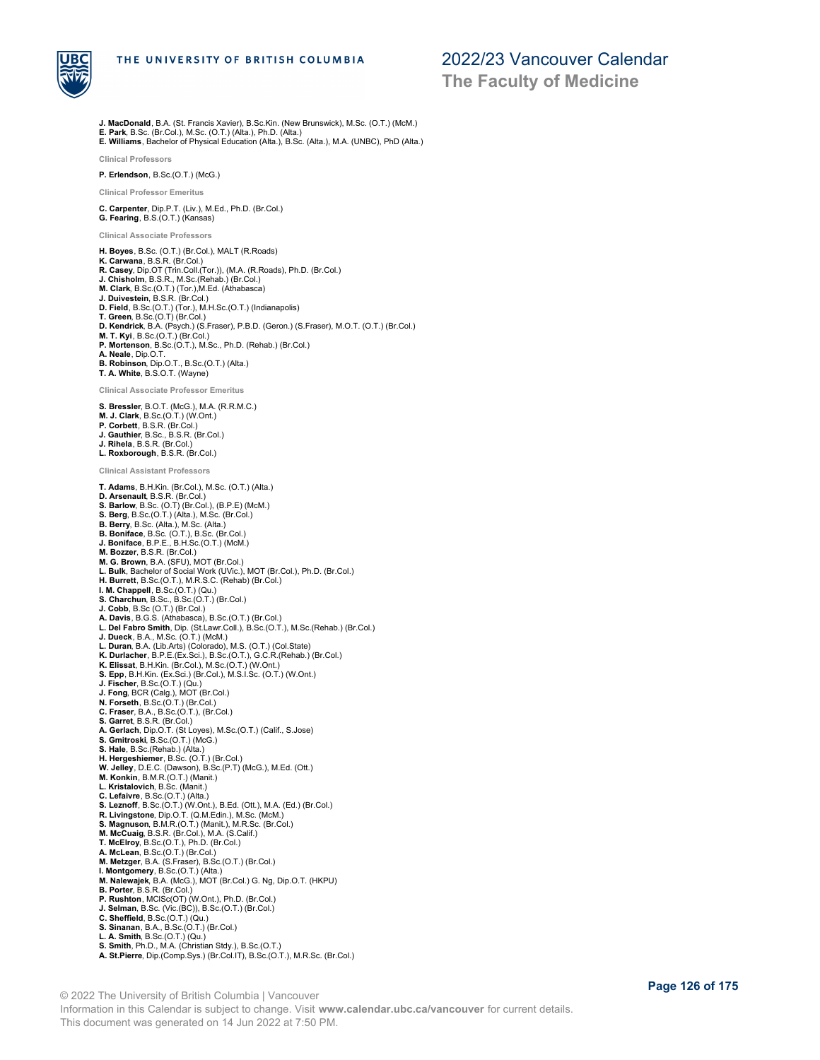**J. MacDonald**, B.A. (St. Francis Xavier), B.Sc.Kin. (New Brunswick), M.Sc. (O.T.) (McM.)
**E. Park**, B.Sc. (Br.Col.), M.Sc. (O.T.) (Alta.), Ph.D. (Alta.)
**E. Williams**, Bachelor of Physical Education (Alta.), B.Sc. (Alta.), M.A. (UNBC), PhD (Alta.)

#### Clinical Professors

**P. Erlendson**, B.Sc.(O.T.) (McG.)

#### Clinical Professor Emeritus

**C. Carpenter**, Dip.P.T. (Liv.), M.Ed., Ph.D. (Br.Col.)
**G. Fearing**, B.S.(O.T.) (Kansas)

#### Clinical Associate Professors

**H. Boyes**, B.Sc. (O.T.) (Br.Col.), MALT (R.Roads)
**K. Carwana**, B.S.R. (Br.Col.)
**R. Casey**, Dip.OT (Trin.Coll.(Tor.)), (M.A. (R.Roads), Ph.D. (Br.Col.)
**J. Chisholm**, B.S.R., M.Sc.(Rehab.) (Br.Col.)
**M. Clark**, B.Sc.(O.T.) (Tor.),M.Ed. (Athabasca)
**J. Duivestein**, B.S.R. (Br.Col.)
**D. Field**, B.Sc.(O.T.) (Tor.), M.H.Sc.(O.T.) (Indianapolis)
**T. Green**, B.Sc.(O.T) (Br.Col.)
**D. Kendrick**, B.A. (Psych.) (S.Fraser), P.B.D. (Geron.) (S.Fraser), M.O.T. (O.T.) (Br.Col.)
**M. T. Kyi**, B.Sc.(O.T.) (Br.Col.)
**P. Mortenson**, B.Sc.(O.T.), M.Sc., Ph.D. (Rehab.) (Br.Col.)
**A. Neale**, Dip.O.T.
**B. Robinson**, Dip.O.T., B.Sc.(O.T.) (Alta.)
**T. A. White**, B.S.O.T. (Wayne)

#### Clinical Associate Professor Emeritus

**S. Bressler**, B.O.T. (McG.), M.A. (R.R.M.C.)
**M. J. Clark**, B.Sc.(O.T.) (W.Ont.)
**P. Corbett**, B.S.R. (Br.Col.)
**J. Gauthier**, B.Sc., B.S.R. (Br.Col.)
**J. Rihela**, B.S.R. (Br.Col.)
**L. Roxborough**, B.S.R. (Br.Col.)

#### Clinical Assistant Professors

**T. Adams**, B.H.Kin. (Br.Col.), M.Sc. (O.T.) (Alta.)
**D. Arsenault**, B.S.R. (Br.Col.)
**S. Barlow**, B.Sc. (O.T) (Br.Col.), (B.P.E) (McM.)
**S. Berg**, B.Sc.(O.T.) (Alta.), M.Sc. (Br.Col.)
**B. Berry**, B.Sc. (Alta.), M.Sc. (Alta.)
**B. Boniface**, B.Sc. (O.T.), B.Sc. (Br.Col.)
**J. Boniface**, B.P.E., B.H.Sc.(O.T.) (McM.)
**M. Bozzer**, B.S.R. (Br.Col.)
**M. G. Brown**, B.A. (SFU), MOT (Br.Col.)
**L. Bulk**, Bachelor of Social Work (UVic.), MOT (Br.Col.), Ph.D. (Br.Col.)
**H. Burrett**, B.Sc.(O.T.), M.R.S.C. (Rehab) (Br.Col.)
**I. M. Chappell**, B.Sc.(O.T.) (Qu.)
**S. Charchun**, B.Sc., B.Sc.(O.T.) (Br.Col.)
**J. Cobb**, B.Sc (O.T.) (Br.Col.)
**A. Davis**, B.G.S. (Athabasca), B.Sc.(O.T.) (Br.Col.)
**L. Del Fabro Smith**, Dip. (St.Lawr.Coll.), B.Sc.(O.T.), M.Sc.(Rehab.) (Br.Col.)
**J. Dueck**, B.A., M.Sc. (O.T.) (McM.)
**L. Duran**, B.A. (Lib.Arts) (Colorado), M.S. (O.T.) (Col.State)
**K. Durlacher**, B.P.E.(Ex.Sci.), B.Sc.(O.T.), G.C.R.(Rehab.) (Br.Col.)
**K. Elissat**, B.H.Kin. (Br.Col.), M.Sc.(O.T.) (W.Ont.)
**S. Epp**, B.H.Kin. (Ex.Sci.) (Br.Col.), M.S.I.Sc. (O.T.) (W.Ont.)
**J. Fischer**, B.Sc.(O.T.) (Qu.)
**J. Fong**, BCR (Calg.), MOT (Br.Col.)
**N. Forseth**, B.Sc.(O.T.) (Br.Col.)
**C. Fraser**, B.A., B.Sc.(O.T.), (Br.Col.)
**S. Garret**, B.S.R. (Br.Col.)
**A. Gerlach**, Dip.O.T. (St Loyes), M.Sc.(O.T.) (Calif., S.Jose)
**S. Gmitroski**, B.Sc.(O.T.) (McG.)
**S. Hale**, B.Sc.(Rehab.) (Alta.)
**H. Hergeshiemer**, B.Sc. (O.T.) (Br.Col.)
**W. Jelley**, D.E.C. (Dawson), B.Sc.(P.T) (McG.), M.Ed. (Ott.)
**M. Konkin**, B.M.R.(O.T.) (Manit.)
**L. Kristalovich**, B.Sc. (Manit.)
**C. Lefaivre**, B.Sc.(O.T.) (Alta.)
**S. Leznoff**, B.Sc.(O.T.) (W.Ont.), B.Ed. (Ott.), M.A. (Ed.) (Br.Col.)
**R. Livingstone**, Dip.O.T. (Q.M.Edin.), M.Sc. (McM.)
**S. Magnuson**, B.M.R.(O.T.) (Manit.), M.R.Sc. (Br.Col.)
**M. McCuaig**, B.S.R. (Br.Col.), M.A. (S.Calif.)
**T. McElroy**, B.Sc.(O.T.), Ph.D. (Br.Col.)
**A. McLean**, B.Sc.(O.T.) (Br.Col.)
**M. Metzger**, B.A. (S.Fraser), B.Sc.(O.T.) (Br.Col.)
**I. Montgomery**, B.Sc.(O.T.) (Alta.)
**M. Nalewajek**, B.A. (McG.), MOT (Br.Col.) G. Ng, Dip.O.T. (HKPU)
**B. Porter**, B.S.R. (Br.Col.)
**P. Rushton**, MClSc(OT) (W.Ont.), Ph.D. (Br.Col.)
**J. Selman**, B.Sc. (Vic.(BC)), B.Sc.(O.T.) (Br.Col.)
**C. Sheffield**, B.Sc.(O.T.) (Qu.)
**S. Sinanan**, B.A., B.Sc.(O.T.) (Br.Col.)
**L. A. Smith**, B.Sc.(O.T.) (Qu.)
**S. Smith**, Ph.D., M.A. (Christian Stdy.), B.Sc.(O.T.)
**A. St.Pierre**, Dip.(Comp.Sys.) (Br.Col.IT), B.Sc.(O.T.), M.R.Sc. (Br.Col.)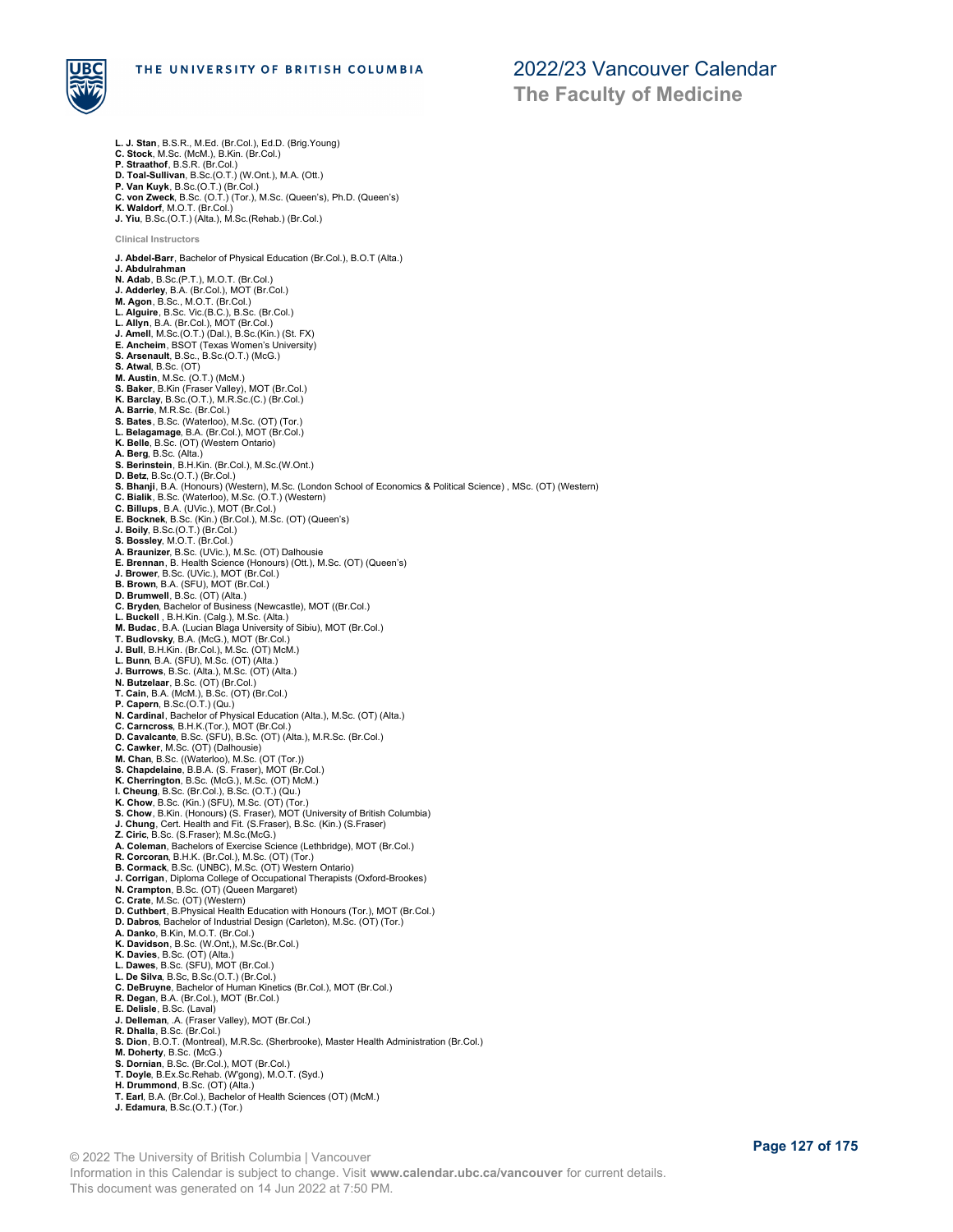**L. J. Stan**, B.S.R., M.Ed. (Br.Col.), Ed.D. (Brig.Young)
**C. Stock**, M.Sc. (McM.), B.Kin. (Br.Col.)
**P. Straathof**, B.S.R. (Br.Col.)
**D. Toal-Sullivan**, B.Sc.(O.T.) (W.Ont.), M.A. (Ott.)
**P. Van Kuyk**, B.Sc.(O.T.) (Br.Col.)
**C. von Zweck**, B.Sc. (O.T.) (Tor.), M.Sc. (Queen's), Ph.D. (Queen's)
**K. Waldorf**, M.O.T. (Br.Col.)
**J. Yiu**, B.Sc.(O.T.) (Alta.), M.Sc.(Rehab.) (Br.Col.)

**Clinical Instructors**

**J. Abdel-Barr**, Bachelor of Physical Education (Br.Col.), B.O.T (Alta.)
**J. Abdulrahman**
**N. Adab**, B.Sc.(P.T.), M.O.T. (Br.Col.)
**J. Adderley**, B.A. (Br.Col.), MOT (Br.Col.)
**M. Agon**, B.Sc., M.O.T. (Br.Col.)
**L. Alguire**, B.Sc. Vic.(B.C.), B.Sc. (Br.Col.)
**L. Allyn**, B.A. (Br.Col.), MOT (Br.Col.)
**J. Amell**, M.Sc.(O.T.) (Dal.), B.Sc.(Kin.) (St. FX)
**E. Ancheim**, BSOT (Texas Women's University)
**S. Arsenault**, B.Sc., B.Sc.(O.T.) (McG.)
**S. Atwal**, B.Sc. (OT)
**M. Austin**, M.Sc. (O.T.) (McM.)
**S. Baker**, B.Kin (Fraser Valley), MOT (Br.Col.)
**K. Barclay**, B.Sc.(O.T.), M.R.Sc.(C.) (Br.Col.)
**A. Barrie**, M.R.Sc. (Br.Col.)
**S. Bates**, B.Sc. (Waterloo), M.Sc. (OT) (Tor.)
**L. Belagamage**, B.A. (Br.Col.), MOT (Br.Col.)
**K. Belle**, B.Sc. (OT) (Western Ontario)
**A. Berg**, B.Sc. (Alta.)
**S. Berinstein**, B.H.Kin. (Br.Col.), M.Sc.(W.Ont.)
**D. Betz**, B.Sc.(O.T.) (Br.Col.)
**S. Bhanji**, B.A. (Honours) (Western), M.Sc. (London School of Economics & Political Science) , MSc. (OT) (Western)
**C. Bialik**, B.Sc. (Waterloo), M.Sc. (O.T.) (Western)
**C. Billups**, B.A. (UVic.), MOT (Br.Col.)
**E. Bocknek**, B.Sc. (Kin.) (Br.Col.), M.Sc. (OT) (Queen's)
**J. Boily**, B.Sc.(O.T.) (Br.Col.)
**S. Bossley**, M.O.T. (Br.Col.)
**A. Braunizer**, B.Sc. (UVic.), M.Sc. (OT) Dalhousie
**E. Brennan**, B. Health Science (Honours) (Ott.), M.Sc. (OT) (Queen's)
**J. Brower**, B.Sc. (UVic.), MOT (Br.Col.)
**B. Brown**, B.A. (SFU), MOT (Br.Col.)
**D. Brumwell**, B.Sc. (OT) (Alta.)
**C. Bryden**, Bachelor of Business (Newcastle), MOT ((Br.Col.)
**L. Buckell** , B.H.Kin. (Calg.), M.Sc. (Alta.)
**M. Budac**, B.A. (Lucian Blaga University of Sibiu), MOT (Br.Col.)
**T. Budlovsky**, B.A. (McG.), MOT (Br.Col.)
**J. Bull**, B.H.Kin. (Br.Col.), M.Sc. (OT) McM.)
**L. Bunn**, B.A. (SFU), M.Sc. (OT) (Alta.)
**J. Burrows**, B.Sc. (Alta.), M.Sc. (OT) (Alta.)
**N. Butzelaar**, B.Sc. (OT) (Br.Col.)
**T. Cain**, B.A. (McM.), B.Sc. (OT) (Br.Col.)
**P. Capern**, B.Sc.(O.T.) (Qu.)
**N. Cardinal**, Bachelor of Physical Education (Alta.), M.Sc. (OT) (Alta.)
**C. Carncross**, B.H.K.(Tor.), MOT (Br.Col.)
**D. Cavalcante**, B.Sc. (SFU), B.Sc. (OT) (Alta.), M.R.Sc. (Br.Col.)
**C. Cawker**, M.Sc. (OT) (Dalhousie)
**M. Chan**, B.Sc. ((Waterloo), M.Sc. (OT (Tor.))
**S. Chapdelaine**, B.B.A. (S. Fraser), MOT (Br.Col.)
**K. Cherrington**, B.Sc. (McG.), M.Sc. (OT) McM.)
**I. Cheung**, B.Sc. (Br.Col.), B.Sc. (O.T.) (Qu.)
**K. Chow**, B.Sc. (Kin.) (SFU), M.Sc. (OT) (Tor.)
**S. Chow**, B.Kin. (Honours) (S. Fraser), MOT (University of British Columbia)
**J. Chung**, Cert. Health and Fit. (S.Fraser), B.Sc. (Kin.) (S.Fraser)
**Z. Ciric**, B.Sc. (S.Fraser); M.Sc.(McG.)
**A. Coleman**, Bachelors of Exercise Science (Lethbridge), MOT (Br.Col.)
**R. Corcoran**, B.H.K. (Br.Col.), M.Sc. (OT) (Tor.)
**B. Cormack**, B.Sc. (UNBC), M.Sc. (OT) Western Ontario)
**J. Corrigan**, Diploma College of Occupational Therapists (Oxford-Brookes)
**N. Crampton**, B.Sc. (OT) (Queen Margaret)
**C. Crate**, M.Sc. (OT) (Western)
**D. Cuthbert**, B.Physical Health Education with Honours (Tor.), MOT (Br.Col.)
**D. Dabros**, Bachelor of Industrial Design (Carleton), M.Sc. (OT) (Tor.)
**A. Danko**, B.Kin, M.O.T. (Br.Col.)
**K. Davidson**, B.Sc. (W.Ont,), M.Sc.(Br.Col.)
**K. Davies**, B.Sc. (OT) (Alta.)
**L. Dawes**, B.Sc. (SFU), MOT (Br.Col.)
**L. De Silva**, B.Sc, B.Sc.(O.T.) (Br.Col.)
**C. DeBruyne**, Bachelor of Human Kinetics (Br.Col.), MOT (Br.Col.)
**R. Degan**, B.A. (Br.Col.), MOT (Br.Col.)
**E. Delisle**, B.Sc. (Laval)
**J. Delleman**, .A. (Fraser Valley), MOT (Br.Col.)
**R. Dhalla**, B.Sc. (Br.Col.)
**S. Dion**, B.O.T. (Montreal), M.R.Sc. (Sherbrooke), Master Health Administration (Br.Col.)
**M. Doherty**, B.Sc. (McG.)
**S. Dornian**, B.Sc. (Br.Col.), MOT (Br.Col.)
**T. Doyle**, B.Ex.Sc.Rehab. (W'gong), M.O.T. (Syd.)
**H. Drummond**, B.Sc. (OT) (Alta.)
**T. Earl**, B.A. (Br.Col.), Bachelor of Health Sciences (OT) (McM.)
**J. Edamura**, B.Sc.(O.T.) (Tor.)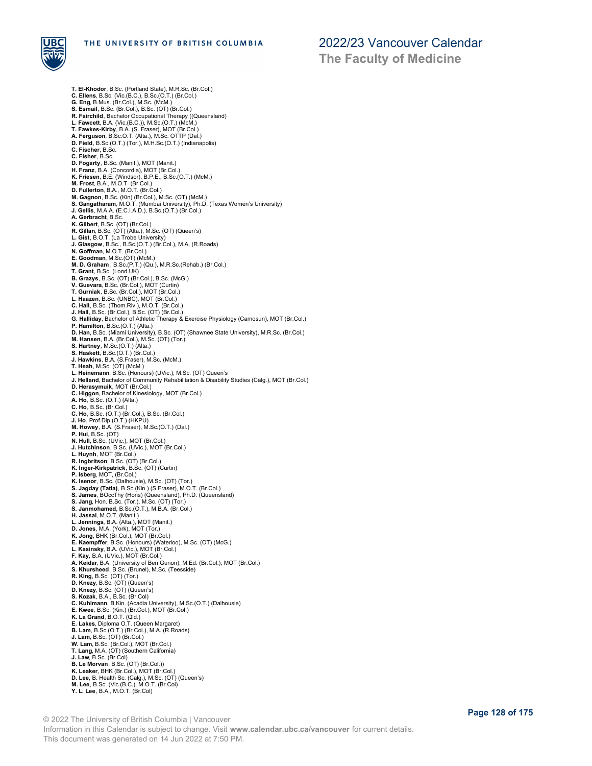**T. El-Khodor**, B.Sc. (Portland State), M.R.Sc. (Br.Col.)
**C. Ellens**, B.Sc. (Vic.(B.C.), B.Sc.(O.T.) (Br.Col.)
**G. Eng**, B.Mus. (Br.Col.), M.Sc. (McM.)
**S. Esmail**, B.Sc. (Br.Col.), B.Sc. (OT) (Br.Col.)
**R. Fairchild**, Bachelor Occupational Therapy ((Queensland)
**L. Fawcett**, B.A. (Vic.(B.C.)), M.Sc.(O.T.) (McM.)
**T. Fawkes-Kirby**, B.A. (S. Fraser), MOT (Br.Col.)
**A. Ferguson**, B.Sc.O.T. (Alta.), M.Sc. OTTP (Dal.)
**D. Field**, B.Sc.(O.T.) (Tor.), M.H.Sc.(O.T.) (Indianapolis)
**C. Fischer**, B.Sc.
**C. Fisher**, B.Sc.
**D. Fogarty**, B.Sc. (Manit.), MOT (Manit.)
**H. Franz**, B.A. (Concordia), MOT (Br.Col.)
**K. Friesen**, B.E. (Windsor), B.P.E., B.Sc.(O.T.) (McM.)
**M. Frost**, B.A., M.O.T. (Br.Col.)
**D. Fullerton**, B.A., M.O.T. (Br.Col.)
**M. Gagnon**, B.Sc. (Kin) (Br.Col.), M.Sc. (OT) (McM.)
**S. Gangatharam**, M.O.T. (Mumbai University), Ph.D. (Texas Women's University)
**J. Gellis**, M.A.A. (E.C.I.A.D.), B.Sc.(O.T.) (Br.Col.)
**A. Gerbracht**, B.Sc.
**K. Gilbert**, B.Sc. (OT) (Br.Col.)
**R. Gillan**, B.Sc. (OT) (Alta.), M.Sc. (OT) (Queen's)
**L. Gist**, B.O.T. (La Trobe University)
**J. Glasgow**, B.Sc., B.Sc.(O.T.) (Br.Col.), M.A. (R.Roads)
**N. Goffman**, M.O.T. (Br.Col.)
**E. Goodman**, M.Sc.(OT) (McM.)
**M. D. Graham** , B.Sc.(P.T.) (Qu.), M.R.Sc.(Rehab.) (Br.Col.)
**T. Grant**, B.Sc. (Lond.UK)
**B. Grazys**, B.Sc. (OT) (Br.Col.), B.Sc. (McG.)
**V. Guevara**, B.Sc. (Br.Col.), MOT (Curtin)
**T. Gurniak**, B.Sc. (Br.Col.), MOT (Br.Col.)
**L. Haazen**, B.Sc. (UNBC), MOT (Br.Col.)
**C. Hall**, B.Sc. (Thom.Riv.), M.O.T. (Br.Col.)
**J. Hall**, B.Sc. (Br.Col.), B.Sc. (OT) (Br.Col.)
**G. Halliday**, Bachelor of Athletic Therapy & Exercise Physiology (Camosun), MOT (Br.Col.)
**P. Hamilton**, B.Sc.(O.T.) (Alta.)
**D. Han**, B.Sc. (Miami University), B.Sc. (OT) (Shawnee State University), M.R.Sc. (Br.Col.)
**M. Hansen**, B.A. (Br.Col.), M.Sc. (OT) (Tor.)
**S. Hartney**, M.Sc.(O.T.) (Alta.)
**S. Haskett**, B.Sc.(O.T.) (Br.Col.)
**J. Hawkins**, B.A. (S.Fraser), M.Sc. (McM.)
**T. Heah**, M.Sc. (OT) (McM.)
**L. Heinemann**, B.Sc. (Honours) (UVic.), M.Sc. (OT) Queen's
**J. Helland**, Bachelor of Community Rehabilitation & Disability Studies (Calg.), MOT (Br.Col.)
**D. Herasymuik**, MOT (Br.Col.)
**C. Higgon**, Bachelor of Kinesiology, MOT (Br.Col.)
**A. Ho**, B.Sc. (O.T.) (Alta.)
**C. Ho**, B.Sc. (Br.Col.)
**C. Ho**, B.Sc. (O.T.) (Br.Col.), B.Sc. (Br.Col.)
**J. Ho**, Prof.Dip.(O.T.) (HKPU)
**M. Howey**, B.A. (S.Fraser), M.Sc.(O.T.) (Dal.)
**P. Hui**, B.Sc. (OT)
**N. Hull**, B.Sc, (UVic.), MOT (Br.Col.)
**J. Hutchinson**, B.Sc. (UVic.), MOT (Br.Col.)
**L. Huynh**, MOT (Br.Col.)
**R. Ingbritson**, B.Sc. (OT) (Br.Col.)
**K. Inger-Kirkpatrick**, B.Sc. (OT) (Curtin)
**P. Isberg**, MOT, (Br.Col.)
**K. Isenor**, B.Sc. (Dalhousie), M.Sc. (OT) (Tor.)
**S. Jagday (Tatla)**, B.Sc.(Kin.) (S.Fraser), M.O.T. (Br.Col.)
**S. James**, BOccThy (Hons) (Queensland), Ph.D. (Queensland)
**S. Jang**, Hon. B.Sc. (Tor.), M.Sc. (OT) (Tor.)
**S. Janmohamed**, B.Sc.(O.T.), M.B.A. (Br.Col.)
**H. Jassal**, M.O.T. (Manit.)
**L. Jennings**, B.A. (Alta.), MOT (Manit.)
**D. Jones**, M.A. (York), MOT (Tor.)
**K. Jong**, BHK (Br.Col.), MOT (Br.Col.)
**E. Kaempffer**, B.Sc. (Honours) (Waterloo), M.Sc. (OT) (McG.)
**L. Kasinsky**, B.A. (UVic.), MOT (Br.Col.)
**F. Kay**, B.A. (UVic.), MOT (Br.Col.)
**A. Keidar**, B.A. (University of Ben Gurion), M.Ed. (Br.Col.), MOT (Br.Col.)
**S. Khursheed**, B.Sc. (Brunel), M.Sc. (Teesside)
**R. King**, B.Sc. (OT) (Tor.)
**D. Knezy**, B.Sc. (OT) (Queen's)
**D. Knezy**, B.Sc. (OT) (Queen's)
**S. Kozak**, B.A., B.Sc. (Br.Col)
**C. Kuhlmann**, B.Kin. (Acadia University), M.Sc.(O.T.) (Dalhousie)
**E. Kwee**, B.Sc. (Kin.) (Br.Col.), MOT (Br.Col.)
**K. La Grand**, B.O.T. (Qld.)
**E. Lakes**, Diploma O.T. (Queen Margaret)
**B. Lam**, B.Sc.(O.T.) (Br.Col.), M.A. (R.Roads)
**J. Lam**, B.Sc. (OT) (Br.Col.)
**W. Lam**, B.Sc. (Br.Col.), MOT (Br.Col.)
**T. Lang**, M.A. (OT) (Southern California)
**J. Law**, B.Sc. (Br.Col)
**B. Le Morvan**, B.Sc. (OT) (Br.Col.))
**K. Leaker**, BHK (Br.Col.), MOT (Br.Col.)
**D. Lee**, B. Health Sc. (Calg.), M.Sc. (OT) (Queen's)
**M. Lee**, B.Sc. (Vic (B.C.), M.O.T. (Br.Col)
**Y. L. Lee**, B.A., M.O.T. (Br.Col)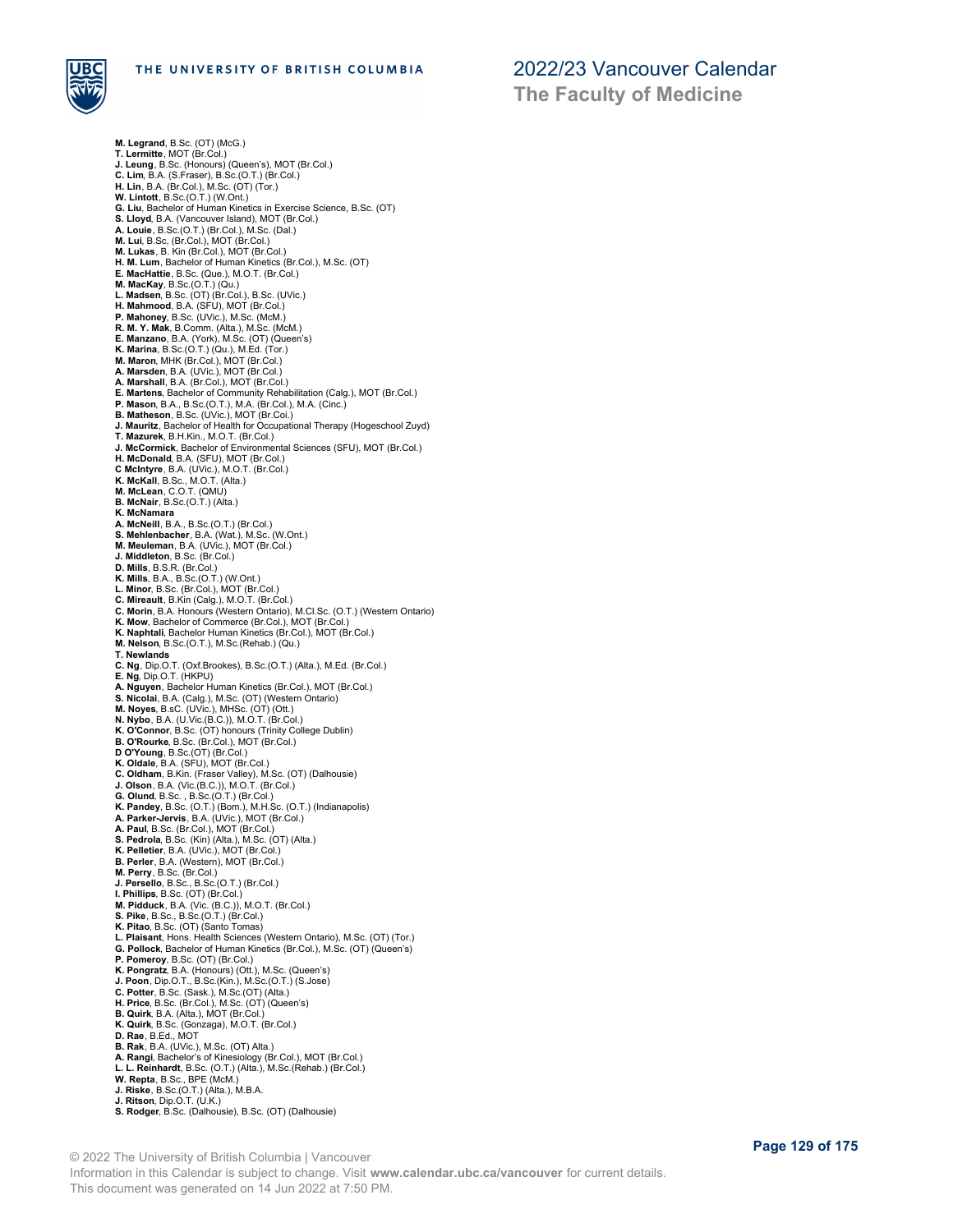**M. Legrand**, B.Sc. (OT) (McG.)
**T. Lermitte**, MOT (Br.Col.)
**J. Leung**, B.Sc. (Honours) (Queen's), MOT (Br.Col.)
**C. Lim**, B.A. (S.Fraser), B.Sc.(O.T.) (Br.Col.)
**H. Lin**, B.A. (Br.Col.), M.Sc. (OT) (Tor.)
**W. Lintott**, B.Sc.(O.T.) (W.Ont.)
**G. Liu**, Bachelor of Human Kinetics in Exercise Science, B.Sc. (OT)
**S. Lloyd**, B.A. (Vancouver Island), MOT (Br.Col.)
**A. Louie**, B.Sc.(O.T.) (Br.Col.), M.Sc. (Dal.)
**M. Lui**, B.Sc, (Br.Col.), MOT (Br.Col.)
**M. Lukas**, B. Kin (Br.Col.), MOT (Br.Col.)
**H. M. Lum**, Bachelor of Human Kinetics (Br.Col.), M.Sc. (OT)
**E. MacHattie**, B.Sc. (Que.), M.O.T. (Br.Col.)
**M. MacKay**, B.Sc.(O.T.) (Qu.)
**L. Madsen**, B.Sc. (OT) (Br.Col.), B.Sc. (UVic.)
**H. Mahmood**, B.A. (SFU), MOT (Br.Col.)
**P. Mahoney**, B.Sc. (UVic.), M.Sc. (McM.)
**R. M. Y. Mak**, B.Comm. (Alta.), M.Sc. (McM.)
**E. Manzano**, B.A. (York), M.Sc. (OT) (Queen's)
**K. Marina**, B.Sc.(O.T.) (Qu.), M.Ed. (Tor.)
**M. Maron**, MHK (Br.Col.), MOT (Br.Col.)
**A. Marsden**, B.A. (UVic.), MOT (Br.Col.)
**A. Marshall**, B.A. (Br.Col.), MOT (Br.Col.)
**E. Martens**, Bachelor of Community Rehabilitation (Calg.), MOT (Br.Col.)
**P. Mason**, B.A., B.Sc.(O.T.), M.A. (Br.Col.), M.A. (Cinc.)
**B. Matheson**, B.Sc. (UVic.), MOT (Br.Coi.)
**J. Mauritz**, Bachelor of Health for Occupational Therapy (Hogeschool Zuyd)
**T. Mazurek**, B.H.Kin., M.O.T. (Br.Col.)
**J. McCormick**, Bachelor of Environmental Sciences (SFU), MOT (Br.Col.)
**H. McDonald**, B.A. (SFU), MOT (Br.Col.)
**C McIntyre**, B.A. (UVic.), M.O.T. (Br.Col.)
**K. McKall**, B.Sc., M.O.T. (Alta.)
**M. McLean**, C.O.T. (QMU)
**B. McNair**, B.Sc.(O.T.) (Alta.)
**K. McNamara**
**A. McNeill**, B.A., B.Sc.(O.T.) (Br.Col.)
**S. Mehlenbacher**, B.A. (Wat.), M.Sc. (W.Ont.)
**M. Meuleman**, B.A. (UVic.), MOT (Br.Col.)
**J. Middleton**, B.Sc. (Br.Col.)
**D. Mills**, B.S.R. (Br.Col.)
**K. Mills**, B.A., B.Sc.(O.T.) (W.Ont.)
**L. Minor**, B.Sc. (Br.Col.), MOT (Br.Col.)
**C. Mireault**, B.Kin (Calg.), M.O.T. (Br.Col.)
**C. Morin**, B.A. Honours (Western Ontario), M.Cl.Sc. (O.T.) (Western Ontario)
**K. Mow**, Bachelor of Commerce (Br.Col.), MOT (Br.Col.)
**K. Naphtali**, Bachelor Human Kinetics (Br.Col.), MOT (Br.Col.)
**M. Nelson**, B.Sc.(O.T.), M.Sc.(Rehab.) (Qu.)
**T. Newlands**
**C. Ng**, Dip.O.T. (Oxf.Brookes), B.Sc.(O.T.) (Alta.), M.Ed. (Br.Col.)
**E. Ng**, Dip.O.T. (HKPU)
**A. Nguyen**, Bachelor Human Kinetics (Br.Col.), MOT (Br.Col.)
**S. Nicolai**, B.A. (Calg.), M.Sc. (OT) (Western Ontario)
**M. Noyes**, B.sC. (UVic.), MHSc. (OT) (Ott.)
**N. Nybo**, B.A. (U.Vic.(B.C.)), M.O.T. (Br.Col.)
**K. O'Connor**, B.Sc. (OT) honours (Trinity College Dublin)
**B. O'Rourke**, B.Sc. (Br.Col.), MOT (Br.Col.)
**D O'Young**, B.Sc.(OT) (Br.Col.)
**K. Oldale**, B.A. (SFU), MOT (Br.Col.)
**C. Oldham**, B.Kin. (Fraser Valley), M.Sc. (OT) (Dalhousie)
**J. Olson**, B.A. (Vic.(B.C.)), M.O.T. (Br.Col.)
**G. Olund**, B.Sc. , B.Sc.(O.T.) (Br.Col.)
**K. Pandey**, B.Sc. (O.T.) (Bom.), M.H.Sc. (O.T.) (Indianapolis)
**A. Parker-Jervis**, B.A. (UVic.), MOT (Br.Col.)
**A. Paul**, B.Sc. (Br.Col.), MOT (Br.Col.)
**S. Pedrola**, B.Sc. (Kin) (Alta.), M.Sc. (OT) (Alta.)
**K. Pelletier**, B.A. (UVic.), MOT (Br.Col.)
**B. Perler**, B.A. (Western), MOT (Br.Col.)
**M. Perry**, B.Sc. (Br.Col.)
**J. Persello**, B.Sc., B.Sc.(O.T.) (Br.Col.)
**I. Phillips**, B.Sc. (OT) (Br.Col.)
**M. Pidduck**, B.A. (Vic. (B.C.)), M.O.T. (Br.Col.)
**S. Pike**, B.Sc., B.Sc.(O.T.) (Br.Col.)
**K. Pitao**, B.Sc. (OT) (Santo Tomas)
**L. Plaisant**, Hons. Health Sciences (Western Ontario), M.Sc. (OT) (Tor.)
**G. Pollock**, Bachelor of Human Kinetics (Br.Col.), M.Sc. (OT) (Queen's)
**P. Pomeroy**, B.Sc. (OT) (Br.Col.)
**K. Pongratz**, B.A. (Honours) (Ott.), M.Sc. (Queen's)
**J. Poon**, Dip.O.T., B.Sc.(Kin.), M.Sc.(O.T.) (S.Jose)
**C. Potter**, B.Sc. (Sask.), M.Sc.(OT) (Alta.)
**H. Price**, B.Sc. (Br.Col.), M.Sc. (OT) (Queen's)
**B. Quirk**, B.A. (Alta.), MOT (Br.Col.)
**K. Quirk**, B.Sc. (Gonzaga), M.O.T. (Br.Col.)
**D. Rae**, B.Ed., MOT
**B. Rak**, B.A. (UVic.), M.Sc. (OT) Alta.)
**A. Rangi**, Bachelor's of Kinesiology (Br.Col.), MOT (Br.Col.)
**L. L. Reinhardt**, B.Sc. (O.T.) (Alta.), M.Sc.(Rehab.) (Br.Col.)
**W. Repta**, B.Sc., BPE (McM.)
**J. Riske**, B.Sc.(O.T.) (Alta.), M.B.A.
**J. Ritson**, Dip.O.T. (U.K.)
**S. Rodger**, B.Sc. (Dalhousie), B.Sc. (OT) (Dalhousie)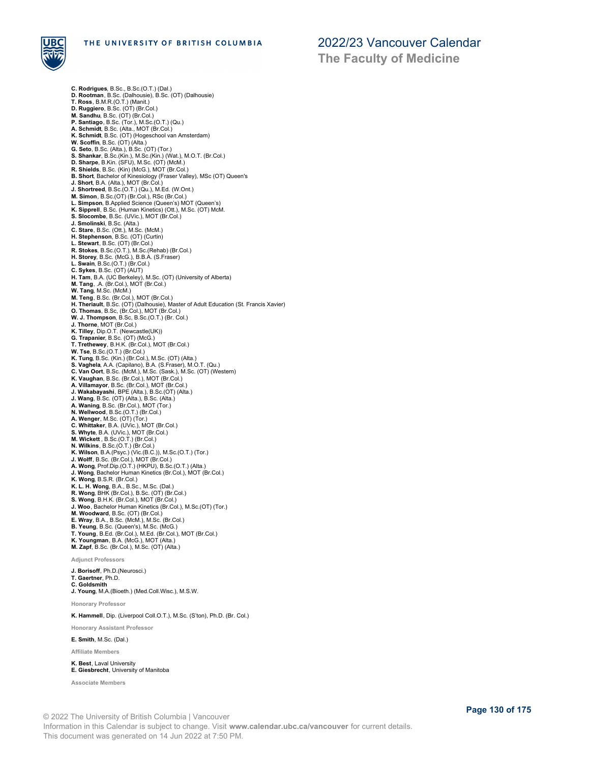**C. Rodrigues**, B.Sc., B.Sc.(O.T.) (Dal.)
**D. Rootman**, B.Sc. (Dalhousie), B.Sc. (OT) (Dalhousie)
**T. Ross**, B.M.R.(O.T.) (Manit.)
**D. Ruggiero**, B.Sc. (OT) (Br.Col.)
**M. Sandhu**, B.Sc. (OT) (Br.Col.)
**P. Santiago**, B.Sc. (Tor.), M.Sc.(O.T.) (Qu.)
**A. Schmidt**, B.Sc. (Alta., MOT (Br.Col.)
**K. Schmidt**, B.Sc. (OT) (Hogeschool van Amsterdam)
**W. Scoffin**, B.Sc. (OT) (Alta.)
**G. Seto**, B.Sc. (Alta.), B.Sc. (OT) (Tor.)
**S. Shankar**, B.Sc.(Kin.), M.Sc.(Kin.) (Wat.), M.O.T. (Br.Col.)
**D. Sharpe**, B.Kin. (SFU), M.Sc. (OT) (McM.)
**R. Shields**, B.Sc. (Kin) (McG.), MOT (Br.Col.)
**B. Short**, Bachelor of Kinesiology (Fraser Valley), MSc (OT) Queen's
**J. Short**, B.A. (Alta.), MOT (Br.Col.)
**J. Shortreed**, B.Sc.(O.T.) (Qu.), M.Ed. (W.Ont.)
**M. Simon**, B.Sc.(OT) (Br.Col.), RSc (Br.Col.)
**L. Simpson**, B.Applied Science (Queen's) MOT (Queen's)
**K. Sipprell**, B.Sc. (Human Kinetics) (Ott.), M.Sc. (OT) McM.
**S. Slocombe**, B.Sc. (UVic.), MOT (Br.Col.)
**J. Smolinski**, B.Sc. (Alta.)
**C. Stare**, B.Sc. (Ott.), M.Sc. (McM.)
**H. Stephenson**, B.Sc. (OT) (Curtin)
**L. Stewart**, B.Sc. (OT) (Br.Col.)
**R. Stokes**, B.Sc.(O.T.), M.Sc.(Rehab) (Br.Col.)
**H. Storey**, B.Sc. (McG.), B.B.A. (S.Fraser)
**L. Swain**, B.Sc.(O.T.) (Br.Col.)
**C. Sykes**, B.Sc. (OT) (AUT)
**H. Tam**, B.A. (UC Berkeley), M.Sc. (OT) (University of Alberta)
**M. Tang**, .A. (Br.Col.), MOT (Br.Col.)
**W. Tang**, M.Sc. (McM.)
**M. Teng**, B.Sc. (Br.Col.), MOT (Br.Col.)
**H. Theriault**, B.Sc. (OT) (Dalhousie), Master of Adult Education (St. Francis Xavier)
**O. Thomas**, B.Sc, (Br.Col.), MOT (Br.Col.)
**W. J. Thompson**, B.Sc, B.Sc.(O.T.) (Br. Col.)
**J. Thorne**, MOT (Br.Col.)
**K. Tilley**, Dip.O.T. (Newcastle(UK))
**G. Trapanier**, B.Sc. (OT) (McG.)
**T. Trethewey**, B.H.K. (Br.Col.), MOT (Br.Col.)
**W. Tse**, B.Sc.(O.T.) (Br.Col.)
**K. Tung**, B.Sc. (Kin.) (Br.Col.), M.Sc. (OT) (Alta.)
**S. Vaghela**, A.A. (Capilano), B.A. (S.Fraser), M.O.T. (Qu.)
**C. Van Oort**, B.Sc. (McM.), M.Sc. (Sask.), M.Sc. (OT) (Western)
**K. Vaughan**, B.Sc. (Br.Col.), MOT (Br.Col.)
**A. Villamayor**, B.Sc. (Br.Col.), MOT (Br.Col.)
**J. Wakabayashi**, BPE (Alta.), B.Sc.(OT) (Alta.)
**J. Wang**, B.Sc. (OT) (Alta.), B.Sc. (Alta.)
**A. Waning**, B.Sc. (Br.Col.), MOT (Tor.)
**N. Wellwood**, B.Sc.(O.T.) (Br.Col.)
**A. Wenger**, M.Sc. (OT) (Tor.)
**C. Whittaker**, B.A. (UVic.), MOT (Br.Col.)
**S. Whyte**, B.A. (UVic.), MOT (Br.Col.)
**M. Wickett** , B.Sc.(O.T.) (Br.Col.)
**N. Wilkins**, B.Sc.(O.T.) (Br.Col.)
**K. Wilson**, B.A.(Psyc.) (Vic.(B.C.)), M.Sc.(O.T.) (Tor.)
**J. Wolff**, B.Sc. (Br.Col.), MOT (Br.Col.)
**A. Wong**, Prof.Dip.(O.T.) (HKPU), B.Sc.(O.T.) (Alta.)
**J. Wong**, Bachelor Human Kinetics (Br.Col.), MOT (Br.Col.)
**K. Wong**, B.S.R. (Br.Col.)
**K. L. H. Wong**, B.A., B.Sc., M.Sc. (Dal.)
**R. Wong**, BHK (Br.Col.), B.Sc. (OT) (Br.Col.)
**S. Wong**, B.H.K. (Br.Col.), MOT (Br.Col.)
**J. Woo**, Bachelor Human Kinetics (Br.Col.), M.Sc.(OT) (Tor.)
**M. Woodward**, B.Sc. (OT) (Br.Col.)
**E. Wray**, B.A., B.Sc. (McM.), M.Sc. (Br.Col.)
**B. Yeung**, B.Sc. (Queen's), M.Sc. (McG.)
**T. Young**, B.Ed. (Br.Col.), M.Ed. (Br.Col.), MOT (Br.Col.)
**K. Youngman**, B.A. (McG.), MOT (Alta.)
**M. Zapf**, B.Sc. (Br.Col.), M.Sc. (OT) (Alta.)

#### Adjunct Professors

**J. Borisoff**, Ph.D.(Neurosci.)
**T. Gaertner**, Ph.D.
**C. Goldsmith**
**J. Young**, M.A.(Bioeth.) (Med.Coll.Wisc.), M.S.W.

#### Honorary Professor

**K. Hammell**, Dip. (Liverpool Coll.O.T.), M.Sc. (S'ton), Ph.D. (Br. Col.)

#### Honorary Assistant Professor

**E. Smith**, M.Sc. (Dal.)

#### Affiliate Members

**K. Best**, Laval University
**E. Giesbrecht**, University of Manitoba

#### Associate Members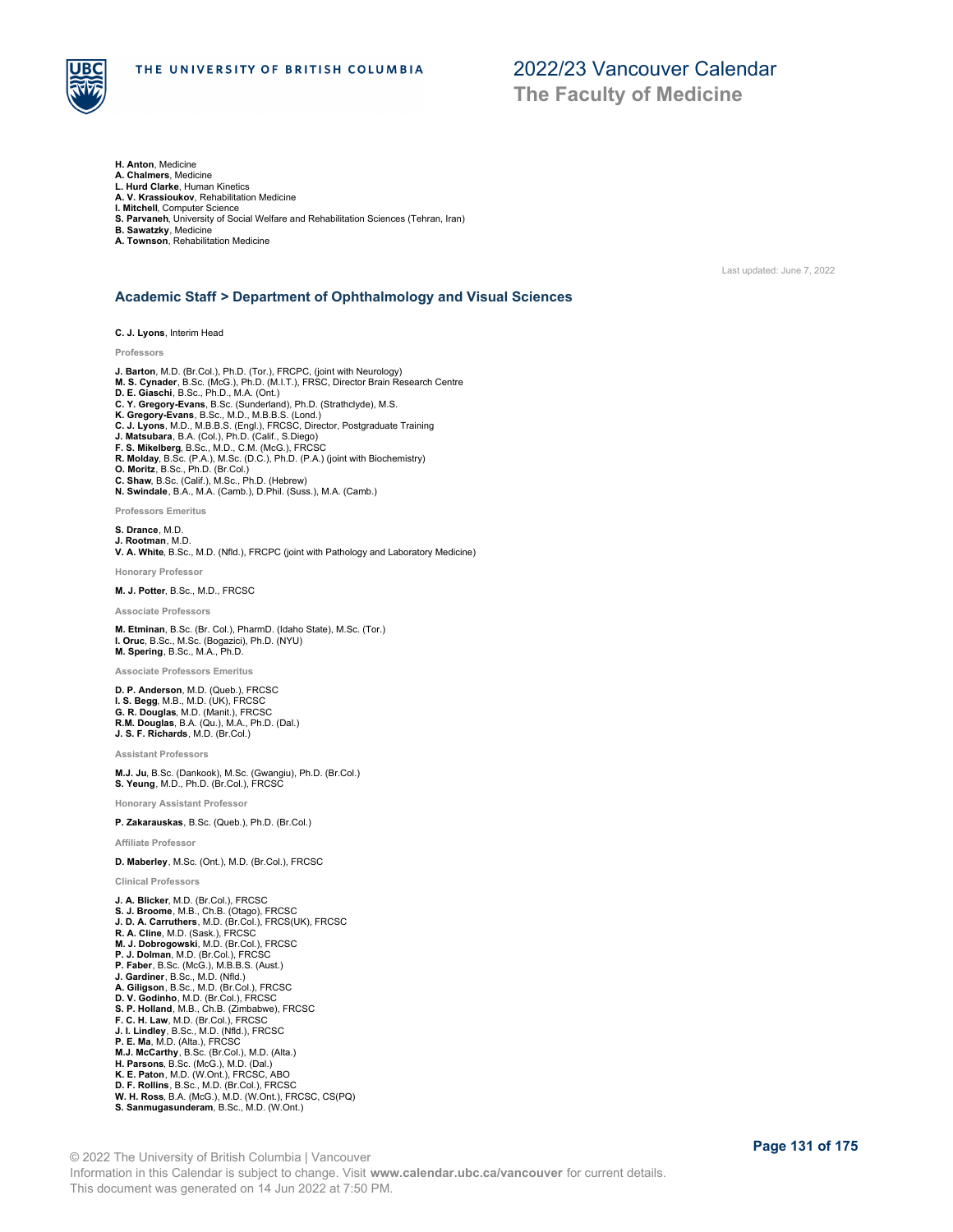**H. Anton**, Medicine
**A. Chalmers**, Medicine
**L. Hurd Clarke**, Human Kinetics
**A. V. Krassioukov**, Rehabilitation Medicine
**I. Mitchell**, Computer Science
**S. Parvaneh**, University of Social Welfare and Rehabilitation Sciences (Tehran, Iran)
**B. Sawatzky**, Medicine
**A. Townson**, Rehabilitation Medicine

Last updated: June 7, 2022

## Academic Staff > Department of Ophthalmology and Visual Sciences

**C. J. Lyons**, Interim Head

### Professors

**J. Barton**, M.D. (Br.Col.), Ph.D. (Tor.), FRCPC, (joint with Neurology)
**M. S. Cynader**, B.Sc. (McG.), Ph.D. (M.I.T.), FRSC, Director Brain Research Centre
**D. E. Giaschi**, B.Sc., Ph.D., M.A. (Ont.)
**C. Y. Gregory-Evans**, B.Sc. (Sunderland), Ph.D. (Strathclyde), M.S.
**K. Gregory-Evans**, B.Sc., M.D., M.B.B.S. (Lond.)
**C. J. Lyons**, M.D., M.B.B.S. (Engl.), FRCSC, Director, Postgraduate Training
**J. Matsubara**, B.A. (Col.), Ph.D. (Calif., S.Diego)
**F. S. Mikelberg**, B.Sc., M.D., C.M. (McG.), FRCSC
**R. Molday**, B.Sc. (P.A.), M.Sc. (D.C.), Ph.D. (P.A.) (joint with Biochemistry)
**O. Moritz**, B.Sc., Ph.D. (Br.Col.)
**C. Shaw**, B.Sc. (Calif.), M.Sc., Ph.D. (Hebrew)
**N. Swindale**, B.A., M.A. (Camb.), D.Phil. (Suss.), M.A. (Camb.)

### Professors Emeritus

**S. Drance**, M.D.
**J. Rootman**, M.D.
**V. A. White**, B.Sc., M.D. (Nfld.), FRCPC (joint with Pathology and Laboratory Medicine)

### Honorary Professor

**M. J. Potter**, B.Sc., M.D., FRCSC

### Associate Professors

**M. Etminan**, B.Sc. (Br. Col.), PharmD. (Idaho State), M.Sc. (Tor.)
**I. Oruc**, B.Sc., M.Sc. (Bogazici), Ph.D. (NYU)
**M. Spering**, B.Sc., M.A., Ph.D.

### Associate Professors Emeritus

**D. P. Anderson**, M.D. (Queb.), FRCSC
**I. S. Begg**, M.B., M.D. (UK), FRCSC
**G. R. Douglas**, M.D. (Manit.), FRCSC
**R.M. Douglas**, B.A. (Qu.), M.A., Ph.D. (Dal.)
**J. S. F. Richards**, M.D. (Br.Col.)

### Assistant Professors

**M.J. Ju**, B.Sc. (Dankook), M.Sc. (Gwangiu), Ph.D. (Br.Col.)
**S. Yeung**, M.D., Ph.D. (Br.Col.), FRCSC

### Honorary Assistant Professor

**P. Zakarauskas**, B.Sc. (Queb.), Ph.D. (Br.Col.)

### Affiliate Professor

**D. Maberley**, M.Sc. (Ont.), M.D. (Br.Col.), FRCSC

### Clinical Professors

**J. A. Blicker**, M.D. (Br.Col.), FRCSC
**S. J. Broome**, M.B., Ch.B. (Otago), FRCSC
**J. D. A. Carruthers**, M.D. (Br.Col.), FRCS(UK), FRCSC
**R. A. Cline**, M.D. (Sask.), FRCSC
**M. J. Dobrogowski**, M.D. (Br.Col.), FRCSC
**P. J. Dolman**, M.D. (Br.Col.), FRCSC
**P. Faber**, B.Sc. (McG.), M.B.B.S. (Aust.)
**J. Gardiner**, B.Sc., M.D. (Nfld.)
**A. Giligson**, B.Sc., M.D. (Br.Col.), FRCSC
**D. V. Godinho**, M.D. (Br.Col.), FRCSC
**S. P. Holland**, M.B., Ch.B. (Zimbabwe), FRCSC
**F. C. H. Law**, M.D. (Br.Col.), FRCSC
**J. I. Lindley**, B.Sc., M.D. (Nfld.), FRCSC
**P. E. Ma**, M.D. (Alta.), FRCSC
**M.J. McCarthy**, B.Sc. (Br.Col.), M.D. (Alta.)
**H. Parsons**, B.Sc. (McG.), M.D. (Dal.)
**K. E. Paton**, M.D. (W.Ont.), FRCSC, ABO
**D. F. Rollins**, B.Sc., M.D. (Br.Col.), FRCSC
**W. H. Ross**, B.A. (McG.), M.D. (W.Ont.), FRCSC, CS(PQ)
**S. Sanmugasunderam**, B.Sc., M.D. (W.Ont.)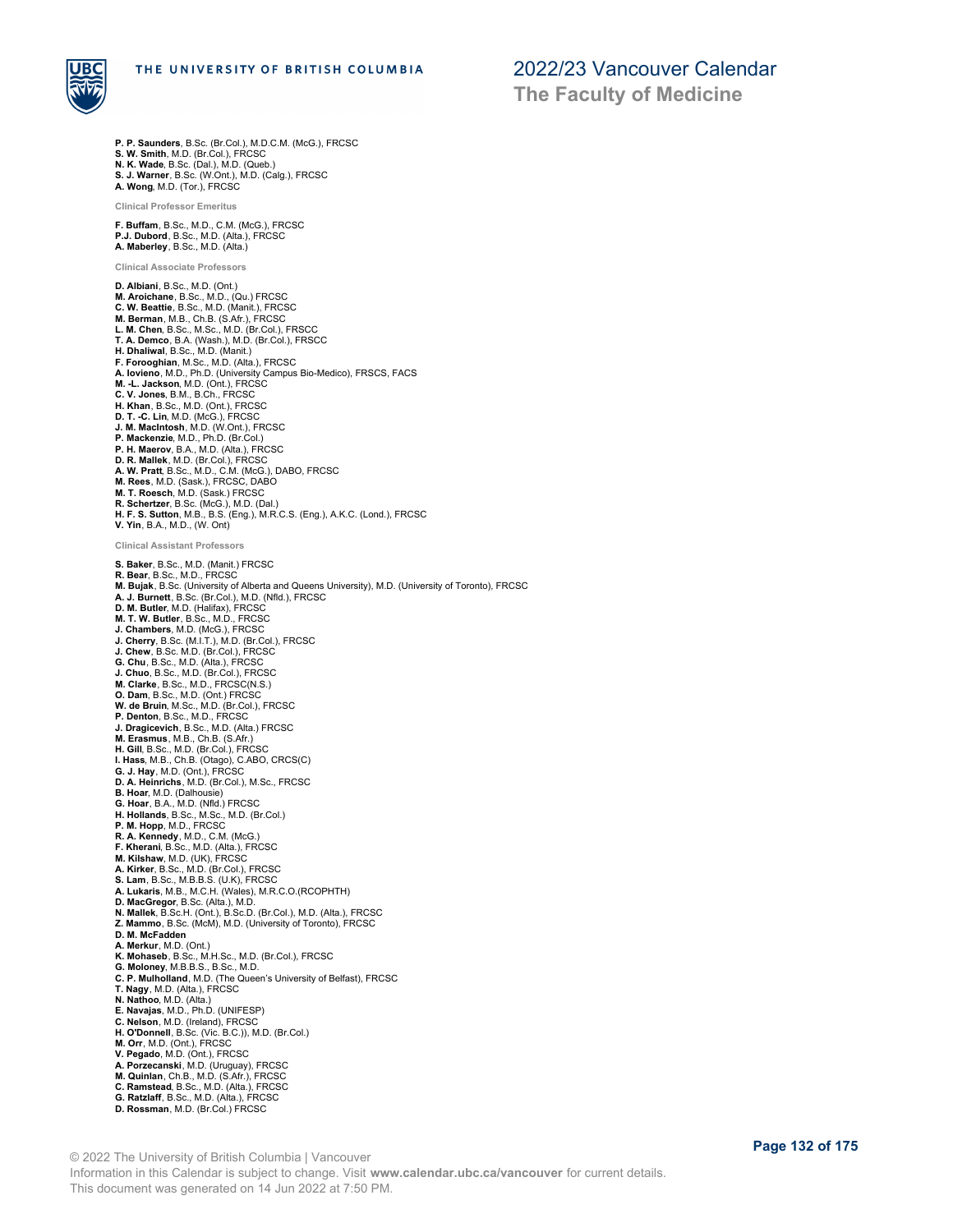**P. P. Saunders**, B.Sc. (Br.Col.), M.D.C.M. (McG.), FRCSC
**S. W. Smith**, M.D. (Br.Col.), FRCSC
**N. K. Wade**, B.Sc. (Dal.), M.D. (Queb.)
**S. J. Warner**, B.Sc. (W.Ont.), M.D. (Calg.), FRCSC
**A. Wong**, M.D. (Tor.), FRCSC

#### Clinical Professor Emeritus

**F. Buffam**, B.Sc., M.D., C.M. (McG.), FRCSC
**P.J. Dubord**, B.Sc., M.D. (Alta.), FRCSC
**A. Maberley**, B.Sc., M.D. (Alta.)

#### Clinical Associate Professors

**D. Albiani**, B.Sc., M.D. (Ont.)
**M. Aroichane**, B.Sc., M.D., (Qu.) FRCSC
**C. W. Beattie**, B.Sc., M.D. (Manit.), FRCSC
**M. Berman**, M.B., Ch.B. (S.Afr.), FRCSC
**L. M. Chen**, B.Sc., M.Sc., M.D. (Br.Col.), FRSCC
**T. A. Demco**, B.A. (Wash.), M.D. (Br.Col.), FRSCC
**H. Dhaliwal**, B.Sc., M.D. (Manit.)
**F. Forooghian**, M.Sc., M.D. (Alta.), FRCSC
**A. Iovieno**, M.D., Ph.D. (University Campus Bio-Medico), FRSCS, FACS
**M. -L. Jackson**, M.D. (Ont.), FRCSC
**C. V. Jones**, B.M., B.Ch., FRCSC
**H. Khan**, B.Sc., M.D. (Ont.), FRCSC
**D. T. -C. Lin**, M.D. (McG.), FRCSC
**J. M. MacIntosh**, M.D. (W.Ont.), FRCSC
**P. Mackenzie**, M.D., Ph.D. (Br.Col.)
**P. H. Maerov**, B.A., M.D. (Alta.), FRCSC
**D. R. Mallek**, M.D. (Br.Col.), FRCSC
**A. W. Pratt**, B.Sc., M.D., C.M. (McG.), DABO, FRCSC
**M. Rees**, M.D. (Sask.), FRCSC, DABO
**M. T. Roesch**, M.D. (Sask.) FRCSC
**R. Schertzer**, B.Sc. (McG.), M.D. (Dal.)
**H. F. S. Sutton**, M.B., B.S. (Eng.), M.R.C.S. (Eng.), A.K.C. (Lond.), FRCSC
**V. Yin**, B.A., M.D., (W. Ont)

#### Clinical Assistant Professors

**S. Baker**, B.Sc., M.D. (Manit.) FRCSC
**R. Bear**, B.Sc., M.D., FRCSC
**M. Bujak**, B.Sc. (University of Alberta and Queens University), M.D. (University of Toronto), FRCSC
**A. J. Burnett**, B.Sc. (Br.Col.), M.D. (Nfld.), FRCSC
**D. M. Butler**, M.D. (Halifax), FRCSC
**M. T. W. Butler**, B.Sc., M.D., FRCSC
**J. Chambers**, M.D. (McG.), FRCSC
**J. Cherry**, B.Sc. (M.I.T.), M.D. (Br.Col.), FRCSC
**J. Chew**, B.Sc. M.D. (Br.Col.), FRCSC
**G. Chu**, B.Sc., M.D. (Alta.), FRCSC
**J. Chuo**, B.Sc., M.D. (Br.Col.), FRCSC
**M. Clarke**, B.Sc., M.D., FRCSC(N.S.)
**O. Dam**, B.Sc., M.D. (Ont.) FRCSC
**W. de Bruin**, M.Sc., M.D. (Br.Col.), FRCSC
**P. Denton**, B.Sc., M.D., FRCSC
**J. Dragicevich**, B.Sc., M.D. (Alta.) FRCSC
**M. Erasmus**, M.B., Ch.B. (S.Afr.)
**H. Gill**, B.Sc., M.D. (Br.Col.), FRCSC
**I. Hass**, M.B., Ch.B. (Otago), C.ABO, CRCS(C)
**G. J. Hay**, M.D. (Ont.), FRCSC
**D. A. Heinrichs**, M.D. (Br.Col.), M.Sc., FRCSC
**B. Hoar**, M.D. (Dalhousie)
**G. Hoar**, B.A., M.D. (Nfld.) FRCSC
**H. Hollands**, B.Sc., M.Sc., M.D. (Br.Col.)
**P. M. Hopp**, M.D., FRCSC
**R. A. Kennedy**, M.D., C.M. (McG.)
**F. Kherani**, B.Sc., M.D. (Alta.), FRCSC
**M. Kilshaw**, M.D. (UK), FRCSC
**A. Kirker**, B.Sc., M.D. (Br.Col.), FRCSC
**S. Lam**, B.Sc., M.B.B.S. (U.K), FRCSC
**A. Lukaris**, M.B., M.C.H. (Wales), M.R.C.O.(RCOPHTH)
**D. MacGregor**, B.Sc. (Alta.), M.D.
**N. Mallek**, B.Sc.H. (Ont.), B.Sc.D. (Br.Col.), M.D. (Alta.), FRCSC
**Z. Mammo**, B.Sc. (McM), M.D. (University of Toronto), FRCSC
**D. M. McFadden**
**A. Merkur**, M.D. (Ont.)
**K. Mohaseb**, B.Sc., M.H.Sc., M.D. (Br.Col.), FRCSC
**G. Moloney**, M.B.B.S., B.Sc., M.D.
**C. P. Mulholland**, M.D. (The Queen's University of Belfast), FRCSC
**T. Nagy**, M.D. (Alta.), FRCSC
**N. Nathoo**, M.D. (Alta.)
**E. Navajas**, M.D., Ph.D. (UNIFESP)
**C. Nelson**, M.D. (Ireland), FRCSC
**H. O'Donnell**, B.Sc. (Vic. B.C.)), M.D. (Br.Col.)
**M. Orr**, M.D. (Ont.), FRCSC
**V. Pegado**, M.D. (Ont.), FRCSC
**A. Porzecanski**, M.D. (Uruguay), FRCSC
**M. Quinlan**, Ch.B., M.D. (S.Afr.), FRCSC
**C. Ramstead**, B.Sc., M.D. (Alta.), FRCSC
**G. Ratzlaff**, B.Sc., M.D. (Alta.), FRCSC
**D. Rossman**, M.D. (Br.Col.) FRCSC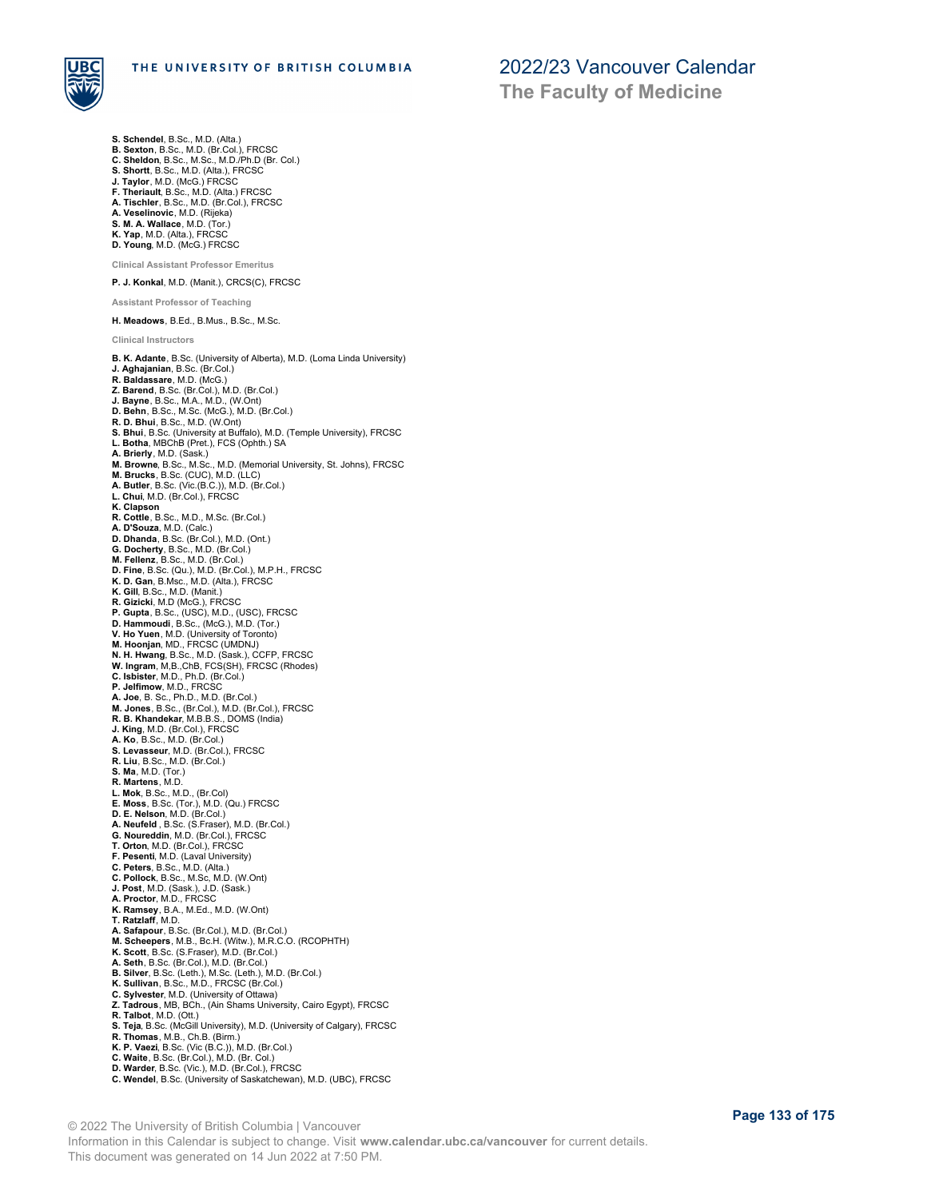**S. Schendel**, B.Sc., M.D. (Alta.)
**B. Sexton**, B.Sc., M.D. (Br.Col.), FRCSC
**C. Sheldon**, B.Sc., M.Sc., M.D./Ph.D (Br. Col.)
**S. Shortt**, B.Sc., M.D. (Alta.), FRCSC
**J. Taylor**, M.D. (McG.) FRCSC
**F. Theriault**, B.Sc., M.D. (Alta.) FRCSC
**A. Tischler**, B.Sc., M.D. (Br.Col.), FRCSC
**A. Veselinovic**, M.D. (Rijeka)
**S. M. A. Wallace**, M.D. (Tor.)
**K. Yap**, M.D. (Alta.), FRCSC
**D. Young**, M.D. (McG.) FRCSC

#### Clinical Assistant Professor Emeritus

**P. J. Konkal**, M.D. (Manit.), CRCS(C), FRCSC

#### Assistant Professor of Teaching

**H. Meadows**, B.Ed., B.Mus., B.Sc., M.Sc.

#### Clinical Instructors

**B. K. Adante**, B.Sc. (University of Alberta), M.D. (Loma Linda University)
**J. Aghajanian**, B.Sc. (Br.Col.)
**R. Baldassare**, M.D. (McG.)
**Z. Barend**, B.Sc. (Br.Col.), M.D. (Br.Col.)
**J. Bayne**, B.Sc., M.A., M.D., (W.Ont)
**D. Behn**, B.Sc., M.Sc. (McG.), M.D. (Br.Col.)
**R. D. Bhui**, B.Sc., M.D. (W.Ont)
**S. Bhui**, B.Sc. (University at Buffalo), M.D. (Temple University), FRCSC
**L. Botha**, MBChB (Pret.), FCS (Ophth.) SA
**A. Brierly**, M.D. (Sask.)
**M. Browne**, B.Sc., M.Sc., M.D. (Memorial University, St. Johns), FRCSC
**M. Brucks**, B.Sc. (CUC), M.D. (LLC)
**A. Butler**, B.Sc. (Vic.(B.C.)), M.D. (Br.Col.)
**L. Chui**, M.D. (Br.Col.), FRCSC
**K. Clapson**
**R. Cottle**, B.Sc., M.D., M.Sc. (Br.Col.)
**A. D'Souza**, M.D. (Calc.)
**D. Dhanda**, B.Sc. (Br.Col.), M.D. (Ont.)
**G. Docherty**, B.Sc., M.D. (Br.Col.)
**M. Fellenz**, B.Sc., M.D. (Br.Col.)
**D. Fine**, B.Sc. (Qu.), M.D. (Br.Col.), M.P.H., FRCSC
**K. D. Gan**, B.Msc., M.D. (Alta.), FRCSC
**K. Gill**, B.Sc., M.D. (Manit.)
**R. Gizicki**, M.D (McG.), FRCSC
**P. Gupta**, B.Sc., (USC), M.D., (USC), FRCSC
**D. Hammoudi**, B.Sc., (McG.), M.D. (Tor.)
**V. Ho Yuen**, M.D. (University of Toronto)
**M. Hoonjan**, MD., FRCSC (UMDNJ)
**N. H. Hwang**, B.Sc., M.D. (Sask.), CCFP, FRCSC
**W. Ingram**, M,B.,ChB, FCS(SH), FRCSC (Rhodes)
**C. Isbister**, M.D., Ph.D. (Br.Col.)
**P. Jelfimow**, M.D., FRCSC
**A. Joe**, B. Sc., Ph.D., M.D. (Br.Col.)
**M. Jones**, B.Sc., (Br.Col.), M.D. (Br.Col.), FRCSC
**R. B. Khandekar**, M.B.B.S., DOMS (India)
**J. King**, M.D. (Br.Col.), FRCSC
**A. Ko**, B.Sc., M.D. (Br.Col.)
**S. Levasseur**, M.D. (Br.Col.), FRCSC
**R. Liu**, B.Sc., M.D. (Br.Col.)
**S. Ma**, M.D. (Tor.)
**R. Martens**, M.D.
**L. Mok**, B.Sc., M.D., (Br.Col)
**E. Moss**, B.Sc. (Tor.), M.D. (Qu.) FRCSC
**D. E. Nelson**, M.D. (Br.Col.)
**A. Neufeld** , B.Sc. (S.Fraser), M.D. (Br.Col.)
**G. Noureddin**, M.D. (Br.Col.), FRCSC
**T. Orton**, M.D. (Br.Col.), FRCSC
**F. Pesenti**, M.D. (Laval University)
**C. Peters**, B.Sc., M.D. (Alta.)
**C. Pollock**, B.Sc., M.Sc, M.D. (W.Ont)
**J. Post**, M.D. (Sask.), J.D. (Sask.)
**A. Proctor**, M.D., FRCSC
**K. Ramsey**, B.A., M.Ed., M.D. (W.Ont)
**T. Ratzlaff**, M.D.
**A. Safapour**, B.Sc. (Br.Col.), M.D. (Br.Col.)
**M. Scheepers**, M.B., Bc.H. (Witw.), M.R.C.O. (RCOPHTH)
**K. Scott**, B.Sc. (S.Fraser), M.D. (Br.Col.)
**A. Seth**, B.Sc. (Br.Col.), M.D. (Br.Col.)
**B. Silver**, B.Sc. (Leth.), M.Sc. (Leth.), M.D. (Br.Col.)
**K. Sullivan**, B.Sc., M.D., FRCSC (Br.Col.)
**C. Sylvester**, M.D. (University of Ottawa)
**Z. Tadrous**, MB, BCh., (Ain Shams University, Cairo Egypt), FRCSC
**R. Talbot**, M.D. (Ott.)
**S. Teja**, B.Sc. (McGill University), M.D. (University of Calgary), FRCSC
**R. Thomas**, M.B., Ch.B. (Birm.)
**K. P. Vaezi**, B.Sc. (Vic (B.C.)), M.D. (Br.Col.)
**C. Waite**, B.Sc. (Br.Col.), M.D. (Br. Col.)
**D. Warder**, B.Sc. (Vic.), M.D. (Br.Col.), FRCSC
**C. Wendel**, B.Sc. (University of Saskatchewan), M.D. (UBC), FRCSC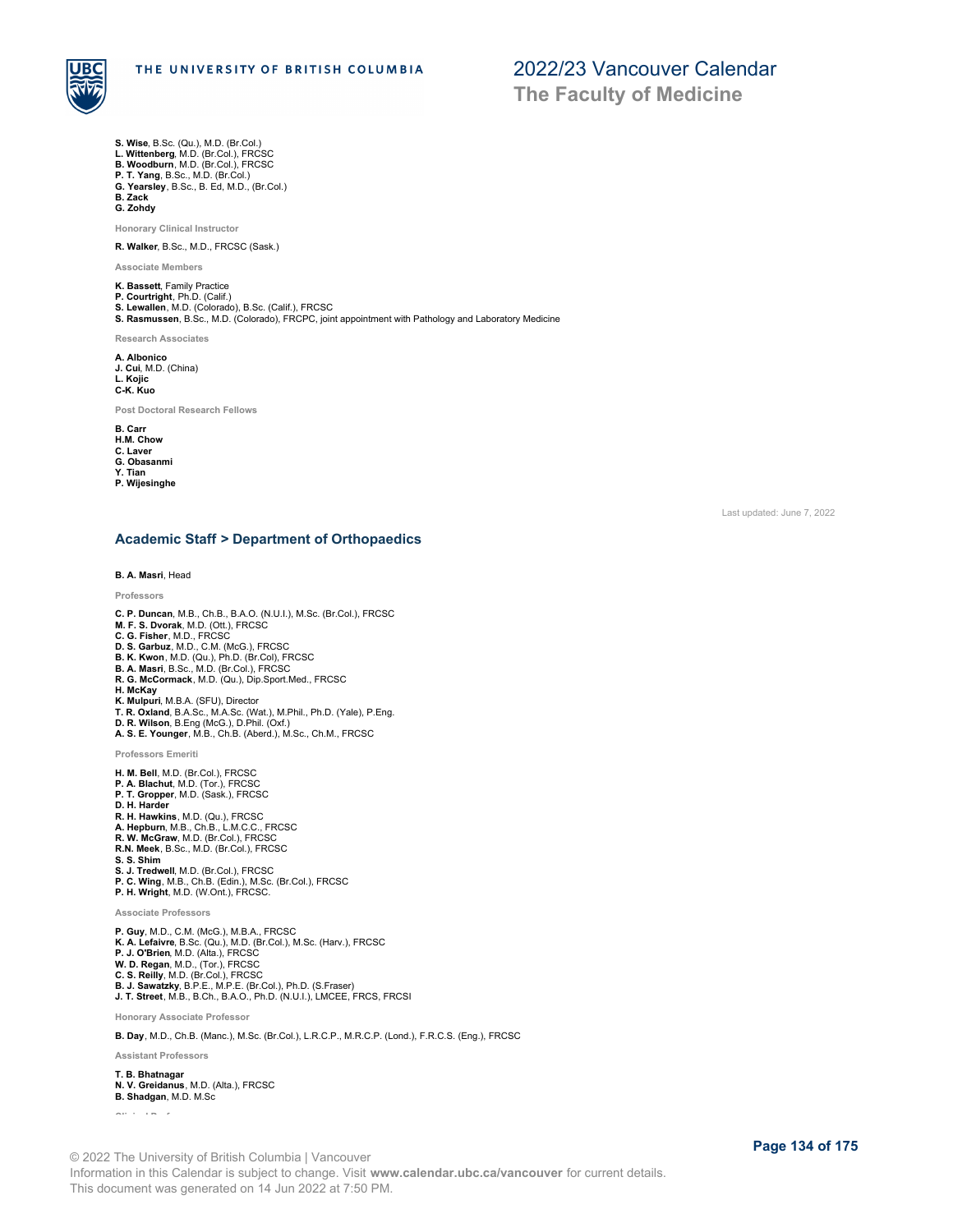**S. Wise**, B.Sc. (Qu.), M.D. (Br.Col.)
**L. Wittenberg**, M.D. (Br.Col.), FRCSC
**B. Woodburn**, M.D. (Br.Col.), FRCSC
**P. T. Yang**, B.Sc., M.D. (Br.Col.)
**G. Yearsley**, B.Sc., B. Ed, M.D., (Br.Col.)
**B. Zack**
**G. Zohdy**

Honorary Clinical Instructor

**R. Walker**, B.Sc., M.D., FRCSC (Sask.)

Associate Members

**K. Bassett**, Family Practice
**P. Courtright**, Ph.D. (Calif.)
**S. Lewallen**, M.D. (Colorado), B.Sc. (Calif.), FRCSC
**S. Rasmussen**, B.Sc., M.D. (Colorado), FRCPC, joint appointment with Pathology and Laboratory Medicine

Research Associates

**A. Albonico**
**J. Cui**, M.D. (China)
**L. Kojic**
**C-K. Kuo**

Post Doctoral Research Fellows

**B. Carr**
**H.M. Chow**
**C. Laver**
**G. Obasanmi**
**Y. Tian**
**P. Wijesinghe**

Last updated: June 7, 2022

## Academic Staff > Department of Orthopaedics

**B. A. Masri**, Head

Professors

**C. P. Duncan**, M.B., Ch.B., B.A.O. (N.U.I.), M.Sc. (Br.Col.), FRCSC
**M. F. S. Dvorak**, M.D. (Ott.), FRCSC
**C. G. Fisher**, M.D., FRCSC
**D. S. Garbuz**, M.D., C.M. (McG.), FRCSC
**B. K. Kwon**, M.D. (Qu.), Ph.D. (Br.Col), FRCSC
**B. A. Masri**, B.Sc., M.D. (Br.Col.), FRCSC
**R. G. McCormack**, M.D. (Qu.), Dip.Sport.Med., FRCSC
**H. McKay**
**K. Mulpuri**, M.B.A. (SFU), Director
**T. R. Oxland**, B.A.Sc., M.A.Sc. (Wat.), M.Phil., Ph.D. (Yale), P.Eng.
**D. R. Wilson**, B.Eng (McG.), D.Phil. (Oxf.)
**A. S. E. Younger**, M.B., Ch.B. (Aberd.), M.Sc., Ch.M., FRCSC

Professors Emeriti

**H. M. Bell**, M.D. (Br.Col.), FRCSC
**P. A. Blachut**, M.D. (Tor.), FRCSC
**P. T. Gropper**, M.D. (Sask.), FRCSC
**D. H. Harder**
**R. H. Hawkins**, M.D. (Qu.), FRCSC
**A. Hepburn**, M.B., Ch.B., L.M.C.C., FRCSC
**R. W. McGraw**, M.D. (Br.Col.), FRCSC
**R.N. Meek**, B.Sc., M.D. (Br.Col.), FRCSC
**S. S. Shim**
**S. J. Tredwell**, M.D. (Br.Col.), FRCSC
**P. C. Wing**, M.B., Ch.B. (Edin.), M.Sc. (Br.Col.), FRCSC
**P. H. Wright**, M.D. (W.Ont.), FRCSC.

Associate Professors

**P. Guy**, M.D., C.M. (McG.), M.B.A., FRCSC
**K. A. Lefaivre**, B.Sc. (Qu.), M.D. (Br.Col.), M.Sc. (Harv.), FRCSC
**P. J. O'Brien**, M.D. (Alta.), FRCSC
**W. D. Regan**, M.D., (Tor.), FRCSC
**C. S. Reilly**, M.D. (Br.Col.), FRCSC
**B. J. Sawatzky**, B.P.E., M.P.E. (Br.Col.), Ph.D. (S.Fraser)
**J. T. Street**, M.B., B.Ch., B.A.O., Ph.D. (N.U.I.), LMCEE, FRCS, FRCSI

Honorary Associate Professor

**B. Day**, M.D., Ch.B. (Manc.), M.Sc. (Br.Col.), L.R.C.P., M.R.C.P. (Lond.), F.R.C.S. (Eng.), FRCSC

Assistant Professors

**T. B. Bhatnagar**
**N. V. Greidanus**, M.D. (Alta.), FRCSC
**B. Shadgan**, M.D. M.Sc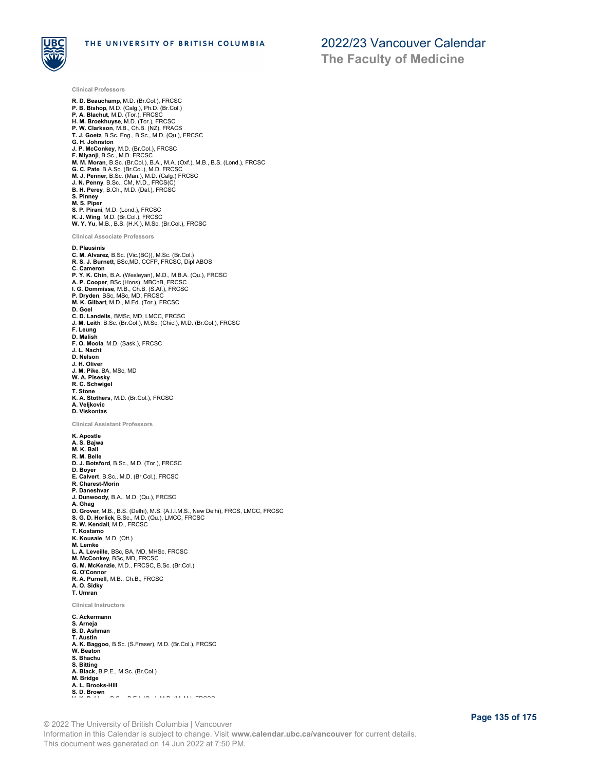#### Clinical Professors

**R. D. Beauchamp**, M.D. (Br.Col.), FRCSC
**P. B. Bishop**, M.D. (Calg.), Ph.D. (Br.Col.)
**P. A. Blachut**, M.D. (Tor.), FRCSC
**H. M. Broekhuyse**, M.D. (Tor.), FRCSC
**P. W. Clarkson**, M.B., Ch.B. (NZ), FRACS
**T. J. Goetz**, B.Sc. Eng., B.Sc., M.D. (Qu.), FRCSC
**G. H. Johnston**
**J. P. McConkey**, M.D. (Br.Col.), FRCSC
**F. Miyanji**, B.Sc., M.D. FRCSC
**M. M. Moran**, B.Sc. (Br.Col.), B.A., M.A. (Oxf.), M.B., B.S. (Lond.), FRCSC
**G. C. Pate**, B.A.Sc. (Br.Col.), M.D. FRCSC
**M. J. Penner**, B.Sc. (Man.), M.D. (Calg.) FRCSC
**J. N. Penny**, B.Sc., CM, M.D., FRCS(C)
**B. H. Perey**, B.Ch., M.D. (Dal.), FRCSC
**S. Pinney**
**M. S. Piper**
**S. P. Pirani**, M.D. (Lond.), FRCSC
**K. J. Wing**, M.D. (Br.Col.), FRCSC
**W. Y. Yu**, M.B., B.S. (H.K.), M.Sc. (Br.Col.), FRCSC

#### Clinical Associate Professors

**D. Plausinis**
**C. M. Alvarez**, B.Sc. (Vic.(BC)), M.Sc. (Br.Col.)
**R. S. J. Burnett**, BSc,MD, CCFP, FRCSC, Dipl ABOS
**C. Cameron**
**P. Y. K. Chin**, B.A. (Wesleyan), M.D., M.B.A. (Qu.), FRCSC
**A. P. Cooper**, BSc (Hons), MBChB, FRCSC
**I. G. Dommisse**, M.B., Ch.B. (S.Af.), FRCSC
**P. Dryden**, BSc, MSc, MD, FRCSC
**M. K. Gilbart**, M.D., M.Ed. (Tor.), FRCSC
**D. Goel**
**C. D. Landells**, BMSc, MD, LMCC, FRCSC
**J. M. Leith**, B.Sc. (Br.Col.), M.Sc. (Chic.), M.D. (Br.Col.), FRCSC
**F. Leung**
**D. Malish**
**F. O. Moola**, M.D. (Sask.), FRCSC
**J. L. Nacht**
**D. Nelson**
**J. H. Oliver**
**J. M. Pike**, BA, MSc, MD
**W. A. Pisesky**
**R. C. Schwigel**
**T. Stone**
**K. A. Stothers**, M.D. (Br.Col.), FRCSC
**A. Veljkovic**
**D. Viskontas**

#### Clinical Assistant Professors

**K. Apostle**
**A. S. Bajwa**
**M. K. Ball**
**R. M. Belle**
**D. J. Botsford**, B.Sc., M.D. (Tor.), FRCSC
**D. Boyer**
**E. Calvert**, B.Sc., M.D. (Br.Col.), FRCSC
**R. Charest-Morin**
**P. Daneshvar**
**J. Dunwoody**, B.A., M.D. (Qu.), FRCSC
**A. Ghag**
**D. Grover**, M.B., B.S. (Delhi), M.S. (A.I.I.M.S., New Delhi), FRCS, LMCC, FRCSC
**S. G. D. Horlick**, B.Sc., M.D. (Qu.), LMCC, FRCSC
**R. W. Kendall**, M.D., FRCSC
**T. Kostamo**
**K. Kousaie**, M.D. (Ott.)
**M. Lemke**
**L. A. Leveille**, BSc, BA, MD, MHSc, FRCSC
**M. McConkey**, BSc, MD, FRCSC
**G. M. McKenzie**, M.D., FRCSC, B.Sc. (Br.Col.)
**G. O'Connor**
**R. A. Purnell**, M.B., Ch.B., FRCSC
**A. O. Sidky**
**T. Umran**

#### Clinical Instructors

**C. Ackermann**
**S. Arneja**
**B. D. Ashman**
**T. Austin**
**A. K. Baggoo**, B.Sc. (S.Fraser), M.D. (Br.Col.), FRCSC
**W. Beaton**
**S. Bhachu**
**S. Bitting**
**A. Black**, B.P.E., M.Sc. (Br.Col.)
**M. Bridge**
**A. L. Brooks-Hill**
**S. D. Brown**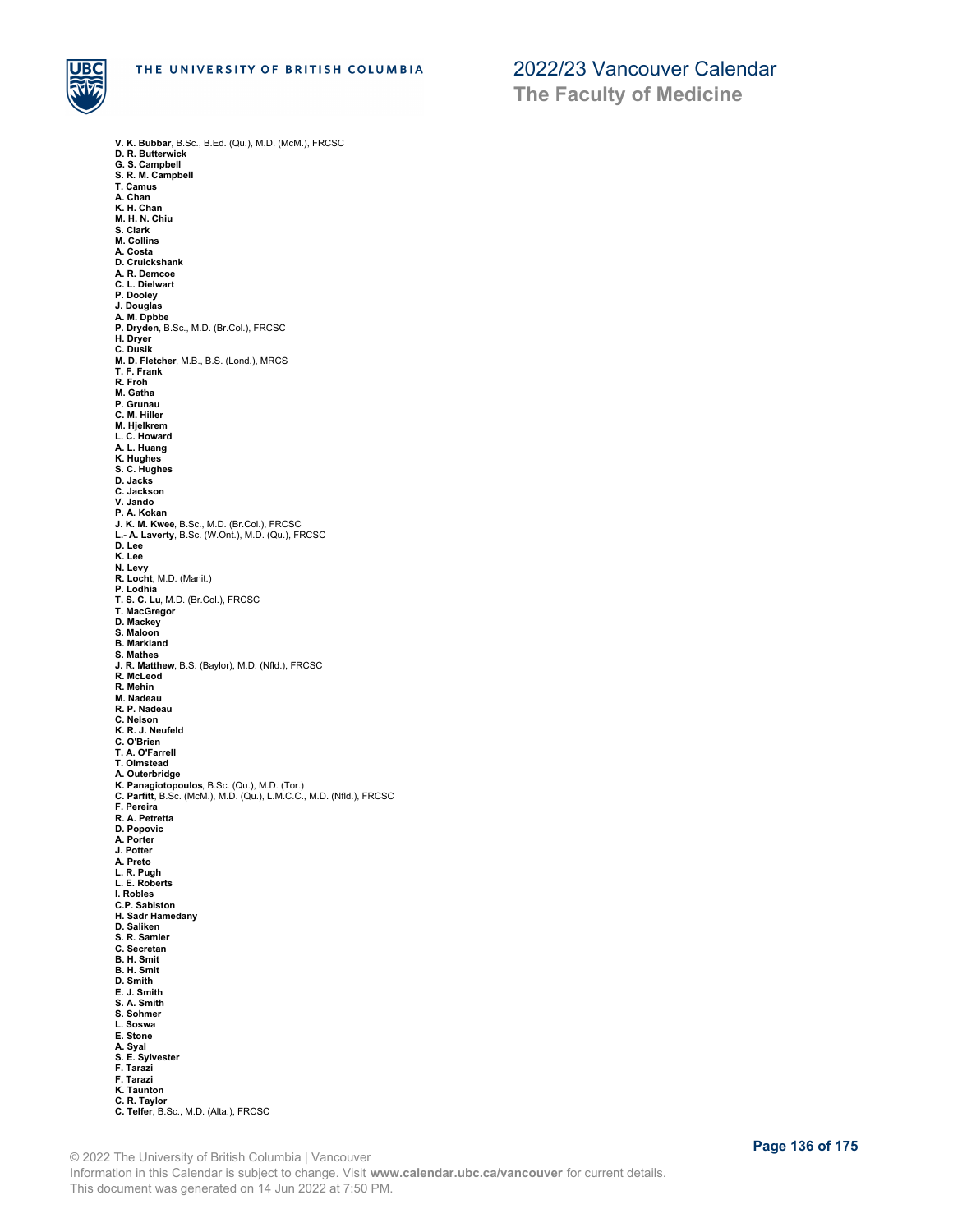**V. K. Bubbar**, B.Sc., B.Ed. (Qu.), M.D. (McM.), FRCSC
**D. R. Butterwick**
**G. S. Campbell**
**S. R. M. Campbell**
**T. Camus**
**A. Chan**
**K. H. Chan**
**M. H. N. Chiu**
**S. Clark**
**M. Collins**
**A. Costa**
**D. Cruickshank**
**A. R. Demcoe**
**C. L. Dielwart**
**P. Dooley**
**J. Douglas**
**A. M. Dpbbe**
**P. Dryden**, B.Sc., M.D. (Br.Col.), FRCSC
**H. Dryer**
**C. Dusik**
**M. D. Fletcher**, M.B., B.S. (Lond.), MRCS
**T. F. Frank**
**R. Froh**
**M. Gatha**
**P. Grunau**
**C. M. Hiller**
**M. Hjelkrem**
**L. C. Howard**
**A. L. Huang**
**K. Hughes**
**S. C. Hughes**
**D. Jacks**
**C. Jackson**
**V. Jando**
**P. A. Kokan**
**J. K. M. Kwee**, B.Sc., M.D. (Br.Col.), FRCSC
**L.- A. Laverty**, B.Sc. (W.Ont.), M.D. (Qu.), FRCSC
**D. Lee**
**K. Lee**
**N. Levy**
**R. Locht**, M.D. (Manit.)
**P. Lodhia**
**T. S. C. Lu**, M.D. (Br.Col.), FRCSC
**T. MacGregor**
**D. Mackey**
**S. Maloon**
**B. Markland**
**S. Mathes**
**J. R. Matthew**, B.S. (Baylor), M.D. (Nfld.), FRCSC
**R. McLeod**
**R. Mehin**
**M. Nadeau**
**R. P. Nadeau**
**C. Nelson**
**K. R. J. Neufeld**
**C. O'Brien**
**T. A. O'Farrell**
**T. Olmstead**
**A. Outerbridge**
**K. Panagiotopoulos**, B.Sc. (Qu.), M.D. (Tor.)
**C. Parfitt**, B.Sc. (McM.), M.D. (Qu.), L.M.C.C., M.D. (Nfld.), FRCSC
**F. Pereira**
**R. A. Petretta**
**D. Popovic**
**A. Porter**
**J. Potter**
**A. Preto**
**L. R. Pugh**
**L. E. Roberts**
**I. Robles**
**C.P. Sabiston**
**H. Sadr Hamedany**
**D. Saliken**
**S. R. Samler**
**C. Secretan**
**B. H. Smit**
**B. H. Smit**
**D. Smith**
**E. J. Smith**
**S. A. Smith**
**S. Sohmer**
**L. Soswa**
**E. Stone**
**A. Syal**
**S. E. Sylvester**
**F. Tarazi**
**F. Tarazi**
**K. Taunton**
**C. R. Taylor**
**C. Telfer**, B.Sc., M.D. (Alta.), FRCSC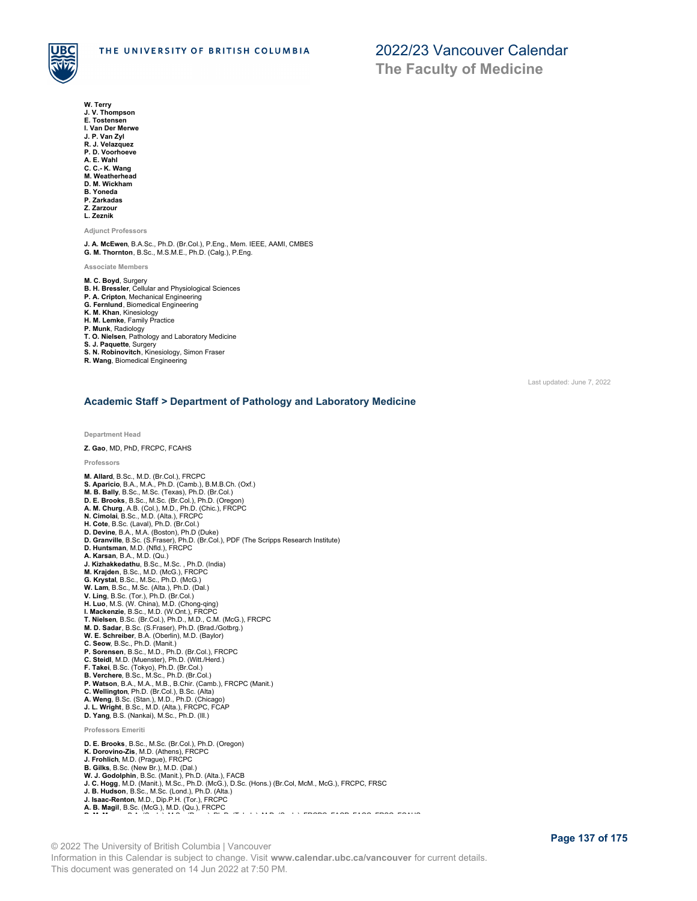**W. Terry**
**J. V. Thompson**
**E. Tostensen**
**I. Van Der Merwe**
**J. P. Van Zyl**
**R. J. Velazquez**
**P. D. Voorhoeve**
**A. E. Wahl**
**C. C.- K. Wang**
**M. Weatherhead**
**D. M. Wickham**
**B. Yoneda**
**P. Zarkadas**
**Z. Zarzour**
**L. Zeznik**

Adjunct Professors

**J. A. McEwen**, B.A.Sc., Ph.D. (Br.Col.), P.Eng., Mem. IEEE, AAMI, CMBES
**G. M. Thornton**, B.Sc., M.S.M.E., Ph.D. (Calg.), P.Eng.

Associate Members

**M. C. Boyd**, Surgery
**B. H. Bressler**, Cellular and Physiological Sciences
**P. A. Cripton**, Mechanical Engineering
**G. Fernlund**, Biomedical Engineering
**K. M. Khan**, Kinesiology
**H. M. Lemke**, Family Practice
**P. Munk**, Radiology
**T. O. Nielsen**, Pathology and Laboratory Medicine
**S. J. Paquette**, Surgery
**S. N. Robinovitch**, Kinesiology, Simon Fraser
**R. Wang**, Biomedical Engineering

Last updated: June 7, 2022

## Academic Staff > Department of Pathology and Laboratory Medicine

Department Head

**Z. Gao**, MD, PhD, FRCPC, FCAHS

Professors

**M. Allard**, B.Sc., M.D. (Br.Col.), FRCPC
**S. Aparicio**, B.A., M.A., Ph.D. (Camb.), B.M.B.Ch. (Oxf.)
**M. B. Bally**, B.Sc., M.Sc. (Texas), Ph.D. (Br.Col.)
**D. E. Brooks**, B.Sc., M.Sc. (Br.Col.), Ph.D. (Oregon)
**A. M. Churg**, A.B. (Col.), M.D., Ph.D. (Chic.), FRCPC
**N. Cimolai**, B.Sc., M.D. (Alta.), FRCPC
**H. Cote**, B.Sc. (Laval), Ph.D. (Br.Col.)
**D. Devine**, B.A., M.A. (Boston), Ph.D (Duke)
**D. Granville**, B.Sc. (S.Fraser), Ph.D. (Br.Col.), PDF (The Scripps Research Institute)
**D. Huntsman**, M.D. (Nfld.), FRCPC
**A. Karsan**, B.A., M.D. (Qu.)
**J. Kizhakkedathu**, B.Sc., M.Sc. , Ph.D. (India)
**M. Krajden**, B.Sc., M.D. (McG.), FRCPC
**G. Krystal**, B.Sc., M.Sc., Ph.D. (McG.)
**W. Lam**, B.Sc., M.Sc. (Alta.), Ph.D. (Dal.)
**V. Ling**, B.Sc. (Tor.), Ph.D. (Br.Col.)
**H. Luo**, M.S. (W. China), M.D. (Chong-qing)
**I. Mackenzie**, B.Sc., M.D. (W.Ont.), FRCPC
**T. Nielsen**, B.Sc. (Br.Col.), Ph.D., M.D., C.M. (McG.), FRCPC
**M. D. Sadar**, B.Sc. (S.Fraser), Ph.D. (Brad./Gotbrg.)
**W. E. Schreiber**, B.A. (Oberlin), M.D. (Baylor)
**C. Seow**, B.Sc., Ph.D. (Manit.)
**P. Sorensen**, B.Sc., M.D., Ph.D. (Br.Col.), FRCPC
**C. Steidl**, M.D. (Muenster), Ph.D. (Witt./Herd.)
**F. Takei**, B.Sc. (Tokyo), Ph.D. (Br.Col.)
**B. Verchere**, B.Sc., M.Sc., Ph.D. (Br.Col.)
**P. Watson**, B.A., M.A., M.B., B.Chir. (Camb.), FRCPC (Manit.)
**C. Wellington**, Ph.D. (Br.Col.), B.Sc. (Alta)
**A. Weng**, B.Sc. (Stan.), M.D., Ph.D. (Chicago)
**J. L. Wright**, B.Sc., M.D. (Alta.), FRCPC, FCAP
**D. Yang**, B.S. (Nankai), M.Sc., Ph.D. (Ill.)

Professors Emeriti

**D. E. Brooks**, B.Sc., M.Sc. (Br.Col.), Ph.D. (Oregon)
**K. Dorovino-Zis**, M.D. (Athens), FRCPC
**J. Frohlich**, M.D. (Prague), FRCPC
**B. Gilks**, B.Sc. (New Br.), M.D. (Dal.)
**W. J. Godolphin**, B.Sc. (Manit.), Ph.D. (Alta.), FACB
**J. C. Hogg**, M.D. (Manit.), M.Sc., Ph.D. (McG.), D.Sc. (Hons.) (Br.Col, McM., McG.), FRCPC, FRSC
**J. B. Hudson**, B.Sc., M.Sc. (Lond.), Ph.D. (Alta.)
**J. Isaac-Renton**, M.D., Dip.P.H. (Tor.), FRCPC
**A. B. Magil**, B.Sc. (McG.), M.D. (Qu.), FRCPC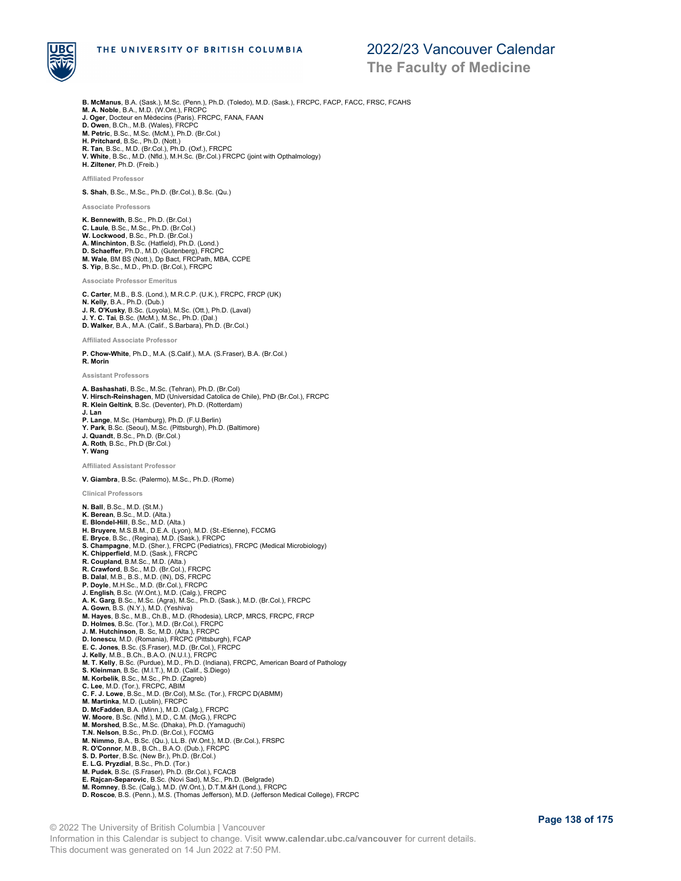**B. McManus**, B.A. (Sask.), M.Sc. (Penn.), Ph.D. (Toledo), M.D. (Sask.), FRCPC, FACP, FACC, FRSC, FCAHS
**M. A. Noble**, B.A., M.D. (W.Ont.), FRCPC
**J. Oger**, Docteur en Médecins (Paris). FRCPC, FANA, FAAN
**D. Owen**, B.Ch., M.B. (Wales), FRCPC
**M. Petric**, B.Sc., M.Sc. (McM.), Ph.D. (Br.Col.)
**H. Pritchard**, B.Sc., Ph.D. (Nott.)
**R. Tan**, B.Sc., M.D. (Br.Col.), Ph.D. (Oxf.), FRCPC
**V. White**, B.Sc., M.D. (Nfld.), M.H.Sc. (Br.Col.) FRCPC (joint with Opthalmology)
**H. Ziltener**, Ph.D. (Freib.)

#### Affiliated Professor

**S. Shah**, B.Sc., M.Sc., Ph.D. (Br.Col.), B.Sc. (Qu.)

#### Associate Professors

**K. Bennewith**, B.Sc., Ph.D. (Br.Col.)
**C. Laule**, B.Sc., M.Sc., Ph.D. (Br.Col.)
**W. Lockwood**, B.Sc., Ph.D. (Br.Col.)
**A. Minchinton**, B.Sc. (Hatfield), Ph.D. (Lond.)
**D. Schaeffer**, Ph.D., M.D. (Gutenberg), FRCPC
**M. Wale**, BM BS (Nott.), Dp Bact, FRCPath, MBA, CCPE
**S. Yip**, B.Sc., M.D., Ph.D. (Br.Col.), FRCPC

#### Associate Professor Emeritus

**C. Carter**, M.B., B.S. (Lond.), M.R.C.P. (U.K.), FRCPC, FRCP (UK)
**N. Kelly**, B.A., Ph.D. (Dub.)
**J. R. O'Kusky**, B.Sc. (Loyola), M.Sc. (Ott.), Ph.D. (Laval)
**J. Y. C. Tai**, B.Sc. (McM.), M.Sc., Ph.D. (Dal.)
**D. Walker**, B.A., M.A. (Calif., S.Barbara), Ph.D. (Br.Col.)

#### Affiliated Associate Professor

**P. Chow-White**, Ph.D., M.A. (S.Calif.), M.A. (S.Fraser), B.A. (Br.Col.)
**R. Morin**

#### Assistant Professors

**A. Bashashati**, B.Sc., M.Sc. (Tehran), Ph.D. (Br.Col)
**V. Hirsch-Reinshagen**, MD (Universidad Catolica de Chile), PhD (Br.Col.), FRCPC
**R. Klein Geltink**, B.Sc. (Deventer), Ph.D. (Rotterdam)
**J. Lan**
**P. Lange**, M.Sc. (Hamburg), Ph.D. (F.U.Berlin)
**Y. Park**, B.Sc. (Seoul), M.Sc. (Pittsburgh), Ph.D. (Baltimore)
**J. Quandt**, B.Sc., Ph.D. (Br.Col.)
**A. Roth**, B.Sc., Ph.D (Br.Col.)
**Y. Wang**

#### Affiliated Assistant Professor

**V. Giambra**, B.Sc. (Palermo), M.Sc., Ph.D. (Rome)

#### Clinical Professors

**N. Ball**, B.Sc., M.D. (St.M.)
**K. Berean**, B.Sc., M.D. (Alta.)
**E. Blondel-Hill**, B.Sc., M.D. (Alta.)
**H. Bruyere**, M.S.B.M., D.E.A. (Lyon), M.D. (St.-Etienne), FCCMG
**E. Bryce**, B.Sc., (Regina), M.D. (Sask.), FRCPC
**S. Champagne**, M.D. (Sher.), FRCPC (Pediatrics), FRCPC (Medical Microbiology)
**K. Chipperfield**, M.D. (Sask.), FRCPC
**R. Coupland**, B.M.Sc., M.D. (Alta.)
**R. Crawford**, B.Sc., M.D. (Br.Col.), FRCPC
**B. Dalal**, M.B., B.S., M.D. (IN), DS, FRCPC
**P. Doyle**, M.H.Sc., M.D. (Br.Col.), FRCPC
**J. English**, B.Sc. (W.Ont.), M.D. (Calg.), FRCPC
**A. K. Garg**, B.Sc., M.Sc. (Agra), M.Sc., Ph.D. (Sask.), M.D. (Br.Col.), FRCPC
**A. Gown**, B.S. (N.Y.), M.D. (Yeshiva)
**M. Hayes**, B.Sc., M.B., Ch.B., M.D. (Rhodesia), LRCP, MRCS, FRCPC, FRCP
**D. Holmes**, B.Sc. (Tor.), M.D. (Br.Col.), FRCPC
**J. M. Hutchinson**, B. Sc, M.D. (Alta.), FRCPC
**D. Ionescu**, M.D. (Romania), FRCPC (Pittsburgh), FCAP
**E. C. Jones**, B.Sc. (S.Fraser), M.D. (Br.Col.), FRCPC
**J. Kelly**, M.B., B.Ch., B.A.O. (N.U.I.), FRCPC
**M. T. Kelly**, B.Sc. (Purdue), M.D., Ph.D. (Indiana), FRCPC, American Board of Pathology
**S. Kleinman**, B.Sc. (M.I.T.), M.D. (Calif., S.Diego)
**M. Korbelik**, B.Sc., M.Sc., Ph.D. (Zagreb)
**C. Lee**, M.D. (Tor.), FRCPC, ABIM
**C. F. J. Lowe**, B.Sc., M.D. (Br.Col), M.Sc. (Tor.), FRCPC D(ABMM)
**M. Martinka**, M.D. (Lublin), FRCPC
**D. McFadden**, B.A. (Minn.), M.D. (Calg.), FRCPC
**W. Moore**, B.Sc. (Nfld.), M.D., C.M. (McG.), FRCPC
**M. Morshed**, B.Sc., M.Sc. (Dhaka), Ph.D. (Yamaguchi)
**T.N. Nelson**, B.Sc., Ph.D. (Br.Col.), FCCMG
**M. Nimmo**, B.A., B.Sc. (Qu.), LL.B. (W.Ont.), M.D. (Br.Col.), FRSPC
**R. O'Connor**, M.B., B.Ch., B.A.O. (Dub.), FRCPC
**S. D. Porter**, B.Sc. (New Br.), Ph.D. (Br.Col.)
**E. L.G. Pryzdial**, B.Sc., Ph.D. (Tor.)
**M. Pudek**, B.Sc. (S.Fraser), Ph.D. (Br.Col.), FCACB
**E. Rajcan-Separovic**, B.Sc. (Novi Sad), M.Sc., Ph.D. (Belgrade)
**M. Romney**, B.Sc. (Calg.), M.D. (W.Ont.), D.T.M.&H (Lond.), FRCPC
**D. Roscoe**, B.S. (Penn.), M.S. (Thomas Jefferson), M.D. (Jefferson Medical College), FRCPC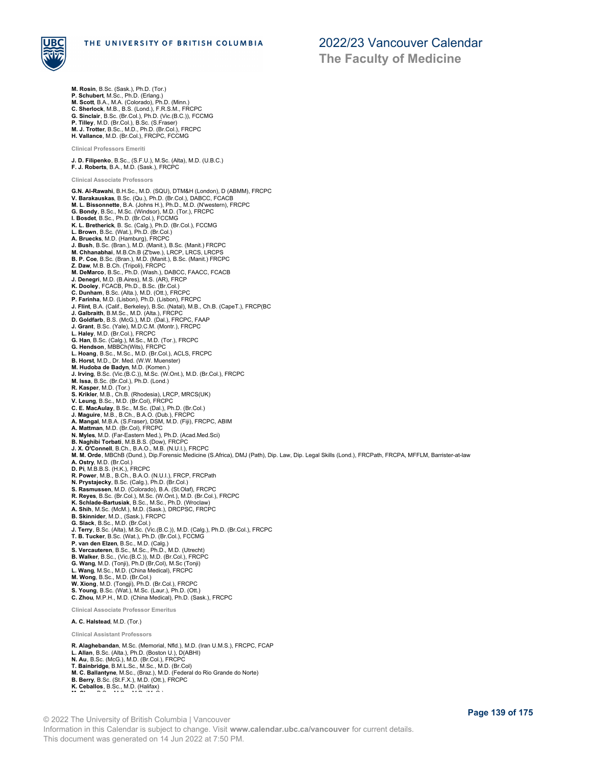**M. Rosin**, B.Sc. (Sask.), Ph.D. (Tor.)
**P. Schubert**, M.Sc., Ph.D. (Erlang.)
**M. Scott**, B.A., M.A. (Colorado), Ph.D. (Minn.)
**C. Sherlock**, M.B., B.S. (Lond.), F.R.S.M., FRCPC
**G. Sinclair**, B.Sc. (Br.Col.), Ph.D. (Vic.(B.C.)), FCCMG
**P. Tilley**, M.D. (Br.Col.), B.Sc. (S.Fraser)
**M. J. Trotter**, B.Sc., M.D., Ph.D. (Br.Col.), FRCPC
**H. Vallance**, M.D. (Br.Col.), FRCPC, FCCMG

#### Clinical Professors Emeriti

**J. D. Filipenko**, B.Sc., (S.F.U.), M.Sc. (Alta), M.D. (U.B.C.)
**F. J. Roberts**, B.A., M.D. (Sask.), FRCPC

#### Clinical Associate Professors

**G.N. Al-Rawahi**, B.H.Sc., M.D. (SQU), DTM&H (London), D (ABMM), FRCPC
**V. Barakauskas**, B.Sc. (Qu.), Ph.D. (Br.Col.), DABCC, FCACB
**M. L. Bissonnette**, B.A. (Johns H.), Ph.D., M.D. (N'western), FRCPC
**G. Bondy**, B.Sc., M.Sc. (Windsor), M.D. (Tor.), FRCPC
**I. Bosdet**, B.Sc., Ph.D. (Br.Col.), FCCMG
**K. L. Bretherick**, B. Sc. (Calg.), Ph.D. (Br.Col.), FCCMG
**L. Brown**, B.Sc. (Wat.), Ph.D. (Br.Col.)
**A. Bruecks**, M.D. (Hamburg), FRCPC
**J. Bush**, B.Sc. (Bran.), M.D. (Manit.), B.Sc. (Manit.) FRCPC
**M. Chhanabhai**, M.B.Ch.B (Z'bwe.), LRCP, LRCS, LRCPS
**B. P. Coe**, B.Sc. (Bran.), M.D. (Manit.), B.Sc. (Manit.) FRCPC
**Z. Daw**, M.B. B.Ch. (Tripoli), FRCPC
**M. DeMarco**, B.Sc., Ph.D. (Wash.), DABCC, FAACC, FCACB
**J. Denegri**, M.D. (B.Aires), M.S. (AR), FRCP
**K. Dooley**, FCACB, Ph.D., B.Sc. (Br.Col.)
**C. Dunham**, B.Sc. (Alta.), M.D. (Ott.), FRCPC
**P. Farinha**, M.D. (Lisbon), Ph.D. (Lisbon), FRCPC
**J. Flint**, B.A. (Calif., Berkeley), B.Sc. (Natal), M.B., Ch.B. (CapeT.), FRCP(BC
**J. Galbraith**, B.M.Sc., M.D. (Alta.), FRCPC
**D. Goldfarb**, B.S. (McG.), M.D. (Dal.), FRCPC, FAAP
**J. Grant**, B.Sc. (Yale), M.D.C.M. (Montr.), FRCPC
**L. Haley**, M.D. (Br.Col.), FRCPC
**G. Han**, B.Sc. (Calg.), M.Sc., M.D. (Tor.), FRCPC
**G. Hendson**, MBBCh(Wits), FRCPC
**L. Hoang**, B.Sc., M.Sc., M.D. (Br.Col.), ACLS, FRCPC
**B. Horst**, M.D., Dr. Med. (W.W. Muenster)
**M. Hudoba de Badyn**, M.D. (Komen.)
**J. Irving**, B.Sc. (Vic.(B.C.)), M.Sc. (W.Ont.), M.D. (Br.Col.), FRCPC
**M. Issa**, B.Sc. (Br.Col.), Ph.D. (Lond.)
**R. Kasper**, M.D. (Tor.)
**S. Krikler**, M.B., Ch.B. (Rhodesia), LRCP, MRCS(UK)
**V. Leung**, B.Sc., M.D. (Br.Col), FRCPC
**C. E. MacAulay**, B.Sc., M.Sc. (Dal.), Ph.D. (Br.Col.)
**J. Maguire**, M.B., B.Ch., B.A.O. (Dub.), FRCPC
**A. Mangal**, M.B.A. (S.Fraser), DSM, M.D. (Fiji), FRCPC, ABIM
**A. Mattman**, M.D. (Br.Col), FRCPC
**N. Myles**, M.D. (Far-Eastern Med.), Ph.D. (Acad.Med.Sci)
**B. Naghibi Torbati**, M.B.B.S. (Dow), FRCPC
**J. X. O'Connell**, B.Ch., B.A.O., M.B. (N.U.I.), FRCPC
**M. M. Orde**, MBChB (Dund.), Dip.Forensic Medicine (S.Africa), DMJ (Path), Dip. Law, Dip. Legal Skills (Lond.), FRCPath, FRCPA, MFFLM, Barrister-at-law
**A. Ostry**, M.D. (Br.Col.)
**D. Pi**, M.B.B.S. (H.K.), FRCPC
**R. Power**, M.B., B.Ch., B.A.O. (N.U.I.), FRCP, FRCPath
**N. Prystajecky**, B.Sc. (Calg.), Ph.D. (Br.Col.)
**S. Rasmussen**, M.D. (Colorado), B.A. (St.Olaf), FRCPC
**R. Reyes**, B.Sc. (Br.Col.), M.Sc. (W.Ont.), M.D. (Br.Col.), FRCPC
**K. Schlade-Bartusiak**, B.Sc., M.Sc., Ph.D. (Wroclaw)
**A. Shih**, M.Sc. (McM.), M.D. (Sask.), DRCPSC, FRCPC
**B. Skinnider**, M.D., (Sask.), FRCPC
**G. Slack**, B.Sc., M.D. (Br.Col.)
**J. Terry**, B.Sc. (Alta), M.Sc. (Vic.(B.C.)), M.D. (Calg.), Ph.D. (Br.Col.), FRCPC
**T. B. Tucker**, B.Sc. (Wat.), Ph.D. (Br.Col.), FCCMG
**P. van den Elzen**, B.Sc., M.D. (Calg.)
**S. Vercauteren**, B.Sc., M.Sc., Ph.D., M.D. (Utrecht)
**B. Walker**, B.Sc., (Vic.(B.C.)), M.D. (Br.Col.), FRCPC
**G. Wang**, M.D. (Tonji), Ph.D (Br,Col), M.Sc (Tonji)
**L. Wang**, M.Sc., M.D. (China Medical), FRCPC
**M. Wong**, B.Sc., M.D. (Br.Col.)
**W. Xiong**, M.D. (Tongji), Ph.D. (Br.Col.), FRCPC
**S. Young**, B.Sc. (Wat.), M.Sc. (Laur.), Ph.D. (Ott.)
**C. Zhou**, M.P.H., M.D. (China Medical), Ph.D. (Sask.), FRCPC

#### Clinical Associate Professor Emeritus

**A. C. Halstead**, M.D. (Tor.)

#### Clinical Assistant Professors

**R. Alaghebandan**, M.Sc. (Memorial, Nfld.), M.D. (Iran U.M.S.), FRCPC, FCAP
**L. Allan**, B.Sc. (Alta.), Ph.D. (Boston U.), D(ABHI)
**N. Au**, B.Sc. (McG.), M.D. (Br.Col.), FRCPC
**T. Bainbridge**, B.M.L.Sc., M.Sc., M.D. (Br.Col)
**M. C. Ballantyne**, M.Sc., (Braz.), M.D. (Federal do Rio Grande do Norte)
**B. Berry**, B.Sc. (St.F.X.), M.D. (Ott.), FRCPC
**K. Ceballos**, B.Sc., M.D. (Halifax)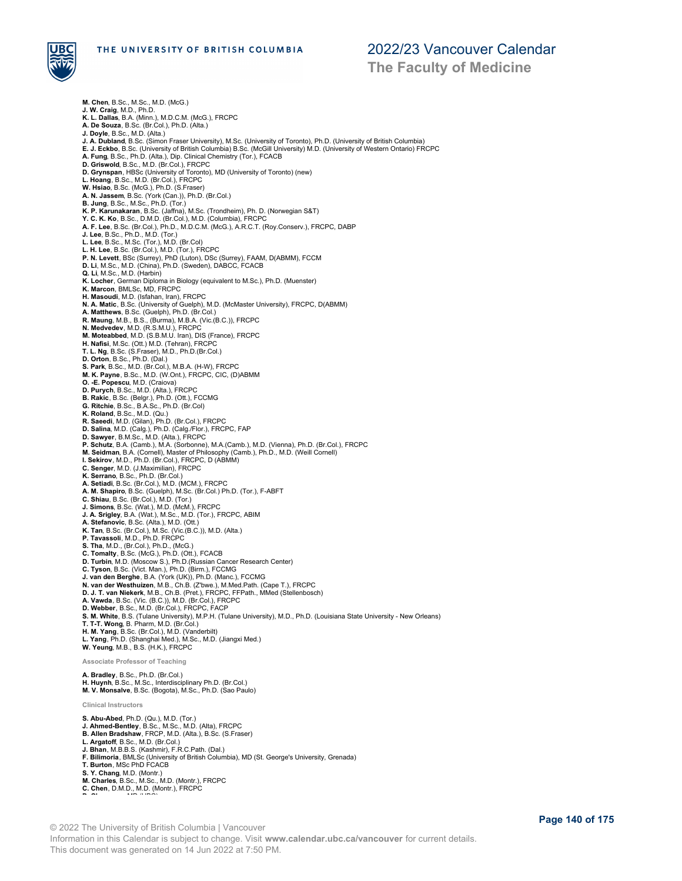**M. Chen**, B.Sc., M.Sc., M.D. (McG.)
**J. W. Craig**, M.D., Ph.D.
**K. L. Dallas**, B.A. (Minn.), M.D.C.M. (McG.), FRCPC
**A. De Souza**, B.Sc. (Br.Col.), Ph.D. (Alta.)
**J. Doyle**, B.Sc., M.D. (Alta.)
**J. A. Dubland**, B.Sc. (Simon Fraser University), M.Sc. (University of Toronto), Ph.D. (University of British Columbia)
**E. J. Eckbo**, B.Sc. (University of British Columbia) B.Sc. (McGill University) M.D. (University of Western Ontario) FRCPC
**A. Fung**, B.Sc., Ph.D. (Alta.), Dip. Clinical Chemistry (Tor.), FCACB
**D. Griswold**, B.Sc., M.D. (Br.Col.), FRCPC
**D. Grynspan**, HBSc (University of Toronto), MD (University of Toronto) (new)
**L. Hoang**, B.Sc., M.D. (Br.Col.), FRCPC
**W. Hsiao**, B.Sc. (McG.), Ph.D. (S.Fraser)
**A. N. Jassem**, B.Sc. (York (Can.)), Ph.D. (Br.Col.)
**B. Jung**, B.Sc., M.Sc., Ph.D. (Tor.)
**K. P. Karunakaran**, B.Sc. (Jaffna), M.Sc. (Trondheim), Ph. D. (Norwegian S&T)
**Y. C. K. Ko**, B.Sc., D.M.D. (Br.Col.), M.D. (Columbia), FRCPC
**A. F. Lee**, B.Sc. (Br.Col.), Ph.D., M.D.C.M. (McG.), A.R.C.T. (Roy.Conserv.), FRCPC, DABP
**J. Lee**, B.Sc., Ph.D., M.D. (Tor.)
**L. Lee**, B.Sc., M.Sc. (Tor.), M.D. (Br.Col)
**L. H. Lee**, B.Sc. (Br.Col.), M.D. (Tor.), FRCPC
**P. N. Levett**, BSc (Surrey), PhD (Luton), DSc (Surrey), FAAM, D(ABMM), FCCM
**D. Li**, M.Sc., M.D. (China), Ph.D. (Sweden), DABCC, FCACB
**Q. Li**, M.Sc., M.D. (Harbin)
**K. Locher**, German Diploma in Biology (equivalent to M.Sc.), Ph.D. (Muenster)
**K. Marcon**, BMLSc, MD, FRCPC
**H. Masoudi**, M.D. (Isfahan, Iran), FRCPC
**N. A. Matic**, B.Sc. (University of Guelph), M.D. (McMaster University), FRCPC, D(ABMM)
**A. Matthews**, B.Sc. (Guelph), Ph.D. (Br.Col.)
**R. Maung**, M.B., B.S., (Burma), M.B.A. (Vic.(B.C.)), FRCPC
**N. Medvedev**, M.D. (R.S.M.U.), FRCPC
**M. Moteabbed**, M.D. (S.B.M.U. Iran), DIS (France), FRCPC
**H. Nafisi**, M.Sc. (Ott.) M.D. (Tehran), FRCPC
**T. L. Ng**, B.Sc. (S.Fraser), M.D., Ph.D.(Br.Col.)
**D. Orton**, B.Sc., Ph.D. (Dal.)
**S. Park**, B.Sc., M.D. (Br.Col.), M.B.A. (H-W), FRCPC
**M. K. Payne**, B.Sc., M.D. (W.Ont.), FRCPC, CIC, (D)ABMM
**O. -E. Popescu**, M.D. (Craiova)
**D. Purych**, B.Sc., M.D. (Alta.), FRCPC
**B. Rakic**, B.Sc. (Belgr.), Ph.D. (Ott.), FCCMG
**G. Ritchie**, B.Sc., B.A.Sc., Ph.D. (Br.Col)
**K. Roland**, B.Sc., M.D. (Qu.)
**R. Saeedi**, M.D. (Gilan), Ph.D. (Br.Col.), FRCPC
**D. Salina**, M.D. (Calg.), Ph.D. (Calg./Flor.), FRCPC, FAP
**D. Sawyer**, B.M.Sc., M.D. (Alta.), FRCPC
**P. Schutz**, B.A. (Camb.), M.A. (Sorbonne), M.A.(Camb.), M.D. (Vienna), Ph.D. (Br.Col.), FRCPC
**M. Seidman**, B.A. (Cornell), Master of Philosophy (Camb.), Ph.D., M.D. (Weill Cornell)
**I. Sekirov**, M.D., Ph.D. (Br.Col.), FRCPC, D (ABMM)
**C. Senger**, M.D. (J.Maximilian), FRCPC
**K. Serrano**, B.Sc., Ph.D. (Br.Col.)
**A. Setiadi**, B.Sc. (Br.Col.), M.D. (MCM.), FRCPC
**A. M. Shapiro**, B.Sc. (Guelph), M.Sc. (Br.Col.) Ph.D. (Tor.), F-ABFT
**C. Shiau**, B.Sc. (Br.Col.), M.D. (Tor.)
**J. Simons**, B.Sc. (Wat.), M.D. (McM.), FRCPC
**J. A. Srigley**, B.A. (Wat.), M.Sc., M.D. (Tor.), FRCPC, ABIM
**A. Stefanovic**, B.Sc. (Alta.), M.D. (Ott.)
**K. Tan**, B.Sc. (Br.Col.), M.Sc. (Vic.(B.C.)), M.D. (Alta.)
**P. Tavassoli**, M.D., Ph.D. FRCPC
**S. Tha**, M.D., (Br.Col.), Ph.D., (McG.)
**C. Tomalty**, B.Sc. (McG.), Ph.D. (Ott.), FCACB
**D. Turbin**, M.D. (Moscow S.), Ph.D.(Russian Cancer Research Center)
**C. Tyson**, B.Sc. (Vict. Man.), Ph.D. (Birm.), FCCMG
**J. van den Berghe**, B.A. (York (UK)), Ph.D. (Manc.), FCCMG
**N. van der Westhuizen**, M.B., Ch.B. (Z'bwe.), M.Med.Path. (Cape T.), FRCPC
**D. J. T. van Niekerk**, M.B., Ch.B. (Pret.), FRCPC, FFPath., MMed (Stellenbosch)
**A. Vawda**, B.Sc. (Vic. (B.C.)), M.D. (Br.Col.), FRCPC
**D. Webber**, B.Sc., M.D. (Br.Col.), FRCPC, FACP
**S. M. White**, B.S. (Tulane University), M.P.H. (Tulane University), M.D., Ph.D. (Louisiana State University - New Orleans)
**T. T-T. Wong**, B. Pharm, M.D. (Br.Col.)
**H. M. Yang**, B.Sc. (Br.Col.), M.D. (Vanderbilt)
**L. Yang**, Ph.D. (Shanghai Med.), M.Sc., M.D. (Jiangxi Med.)
**W. Yeung**, M.B., B.S. (H.K.), FRCPC

#### Associate Professor of Teaching

**A. Bradley**, B.Sc., Ph.D. (Br.Col.)
**H. Huynh**, B.Sc., M.Sc., Interdisciplinary Ph.D. (Br.Col.)
**M. V. Monsalve**, B.Sc. (Bogota), M.Sc., Ph.D. (Sao Paulo)

#### Clinical Instructors

**S. Abu-Abed**, Ph.D. (Qu.), M.D. (Tor.)
**J. Ahmed-Bentley**, B.Sc., M.Sc., M.D. (Alta), FRCPC
**B. Allen Bradshaw**, FRCP, M.D. (Alta.), B.Sc. (S.Fraser)
**L. Argatoff**, B.Sc., M.D. (Br.Col.)
**J. Bhan**, M.B.B.S. (Kashmir), F.R.C.Path. (Dal.)
**F. Bilimoria**, BMLSc (University of British Columbia), MD (St. George's University, Grenada)
**T. Burton**, MSc PhD FCACB
**S. Y. Chang**, M.D. (Montr.)
**M. Charles**, B.Sc., M.Sc., M.D. (Montr.), FRCPC
**C. Chen**, D.M.D., M.D. (Montr.), FRCPC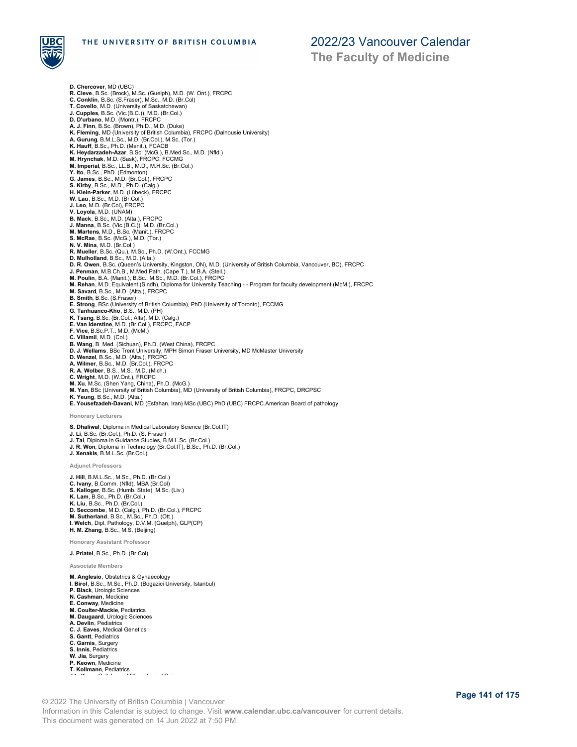**D. Chercover**, MD (UBC)
**R. Cleve**, B.Sc. (Brock), M.Sc. (Guelph), M.D. (W. Ont.), FRCPC
**C. Conklin**, B.Sc. (S.Fraser), M.Sc., M.D. (Br.Col)
**T. Covello**, M.D. (University of Saskatchewan)
**J. Cupples**, B.Sc. (Vic.(B.C.)), M.D. (Br.Col.)
**D. D'urbano**, M.D. (Montr.), FRCPC
**A. J. Finn**, B.Sc. (Brown), Ph.D., M.D. (Duke)
**K. Fleming**, MD (University of British Columbia), FRCPC (Dalhousie University)
**A. Gurung**, B.M.L.Sc., M.D. (Br.Col.), M.Sc. (Tor.)
**K. Hauff**, B.Sc., Ph.D. (Manit.), FCACB
**K. Heydarzadeh-Azar**, B.Sc. (McG.), B.Med.Sc., M.D. (Nfld.)
**M. Hrynchak**, M.D. (Sask), FRCPC, FCCMG
**M. Imperial**, B.Sc., LL.B., M.D., M.H.Sc. (Br.Col.)
**Y. Ito**, B.Sc., PhD. (Edmonton)
**G. James**, B.Sc., M.D. (Br.Col.), FRCPC
**S. Kirby**, B.Sc., M.D., Ph.D. (Calg.)
**H. Klein-Parker**, M.D. (Lübeck), FRCPC
**W. Lau**, B.Sc., M.D. (Br.Col.)
**J. Leo**, M.D. (Br.Col), FRCPC
**V. Loyola**, M.D. (UNAM)
**B. Mack**, B.Sc., M.D. (Alta.), FRCPC
**J. Manna**, B.Sc. (Vic.(B.C.)), M.D. (Br.Col.)
**M. Martens**, M.D., B.Sc. (Manit.), FRCPC
**S. McRae**, B.Sc. (McG.), M.D. (Tor.)
**N. V. Mina**, M.D. (Br.Col.)
**R. Mueller**, B.Sc. (Qu.), M.Sc., Ph.D. (W.Ont.), FCCMG
**D. Mulholland**, B.Sc., M.D. (Alta.)
**D. R. Owen**, B.Sc. (Queen's University, Kingston, ON), M.D. (University of British Columbia, Vancouver, BC), FRCPC
**J. Penman**, M.B.Ch.B., M.Med.Path. (Cape T.), M.B.A. (Stell.)
**M. Poulin**, B.A. (Manit.), B.Sc., M.Sc., M.D. (Br.Col.), FRCPC
**M. Rehan**, M.D. Equivalent (Sindh), Diploma for University Teaching - - Program for faculty development (McM.), FRCPC
**M. Savard**, B.Sc., M.D. (Alta.), FRCPC
**B. Smith**, B.Sc. (S.Fraser)
**E. Strong**, BSc (University of British Columbia), PhD (University of Toronto), FCCMG
**G. Tanhuanco-Kho**, B.S., M.D. (PH)
**K. Tsang**, B.Sc. (Br.Col.; Alta), M.D. (Calg.)
**E. Van Iderstine**, M.D. (Br.Col.), FRCPC, FACP
**F. Vice**, B.Sc.P.T., M.D. (McM.)
**C. Villamil**, M.D. (Col.)
**B. Wang**, B. Med. (Sichuan), Ph.D. (West China), FRCPC
**D. J. Wellams**, BSc Trent University, MPH Simon Fraser University, MD McMaster University
**D. Wenzel**, B.Sc., M.D. (Alta.), FRCPC
**A. Wilmer**, B.Sc., M.D. (Br.Col.), FRCPC
**R. A. Wolber**, B.S., M.S., M.D. (Mich.)
**C. Wright**, M.D. (W.Ont.), FRCPC
**M. Xu**, M.Sc. (Shen Yang, China), Ph.D. (McG.)
**M. Yan**, BSc (University of British Columbia), MD (University of British Columbia), FRCPC, DRCPSC
**K. Yeung**, B.Sc., M.D. (Alta.)
**E. Yousefzadeh-Davani**, MD (Esfahan, Iran) MSc (UBC) PhD (UBC) FRCPC.American Board of pathology.

### Honorary Lecturers

**S. Dhaliwal**, Diploma in Medical Laboratory Science (Br.Col.IT)
**J. Li**, B.Sc. (Br.Col.), Ph.D. (S. Fraser)
**J. Tai**, Diploma in Guidance Studies, B.M.L.Sc. (Br.Col.)
**J. R. Won**, Diploma in Technology (Br.Col.IT), B.Sc., Ph.D. (Br.Col.)
**J. Xenakis**, B.M.L.Sc. (Br.Col.)

### Adjunct Professors

**J. Hill**, B.M.L.Sc., M.Sc., Ph.D. (Br.Col.)
**C. Ivany**, B.Comm. (Nfld), MBA (Br.Col)
**S. Kalloger**, B.Sc. (Humb. State), M.Sc. (Liv.)
**K. Lam**, B.Sc., Ph.D. (Br.Col.)
**K. Liu**, B.Sc., Ph.D. (Br.Col.)
**D. Seccombe**, M.D. (Calg.), Ph.D. (Br.Col.), FRCPC
**M. Sutherland**, B.Sc., M.Sc., Ph.D. (Ott.)
**I. Welch**, Dipl. Pathology, D.V.M. (Guelph), GLP(CP)
**H. M. Zhang**, B.Sc., M.S. (Beijing)

### Honorary Assistant Professor

**J. Priatel**, B.Sc., Ph.D. (Br.Col)

### Associate Members

**M. Anglesio**, Obstetrics & Gynaecology
**I. Birol**, B.Sc., M.Sc., Ph.D. (Bogazici University, Istanbul)
**P. Black**, Urologic Sciences
**N. Cashman**, Medicine
**E. Conway**, Medicine
**M. Coulter-Mackie**, Pediatrics
**M. Daugaard**, Urologic Sciences
**A. Devlin**, Pediatrics
**C. J. Eaves**, Medical Genetics
**S. Gantt**, Pediatrics
**C. Garnis**, Surgery
**S. Innis**, Pediatrics
**W. Jia**, Surgery
**P. Keown**, Medicine
**T. Kollmann**, Pediatrics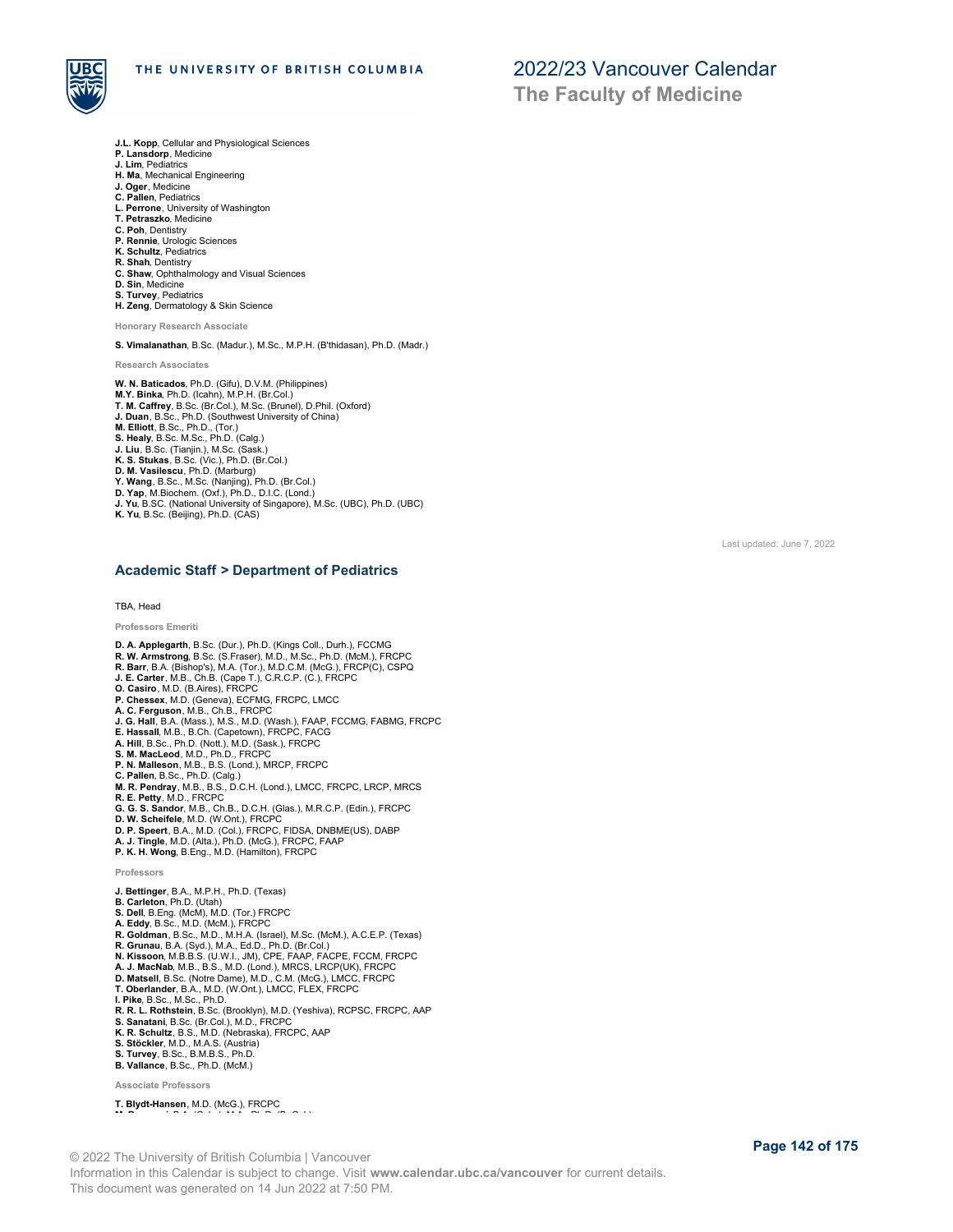**J.L. Kopp**, Cellular and Physiological Sciences
**P. Lansdorp**, Medicine
**J. Lim**, Pediatrics
**H. Ma**, Mechanical Engineering
**J. Oger**, Medicine
**C. Pallen**, Pediatrics
**L. Perrone**, University of Washington
**T. Petraszko**, Medicine
**C. Poh**, Dentistry
**P. Rennie**, Urologic Sciences
**K. Schultz**, Pediatrics
**R. Shah**, Dentistry
**C. Shaw**, Ophthalmology and Visual Sciences
**D. Sin**, Medicine
**S. Turvey**, Pediatrics
**H. Zeng**, Dermatology & Skin Science

#### Honorary Research Associate

**S. Vimalanathan**, B.Sc. (Madur.), M.Sc., M.P.H. (B'thidasan), Ph.D. (Madr.)

#### Research Associates

**W. N. Baticados**, Ph.D. (Gifu), D.V.M. (Philippines)
**M.Y. Binka**, Ph.D. (Icahn), M.P.H. (Br.Col.)
**T. M. Caffrey**, B.Sc. (Br.Col.), M.Sc. (Brunel), D.Phil. (Oxford)
**J. Duan**, B.Sc., Ph.D. (Southwest University of China)
**M. Elliott**, B.Sc., Ph.D., (Tor.)
**S. Healy**, B.Sc. M.Sc., Ph.D. (Calg.)
**J. Liu**, B.Sc. (Tianjin.), M.Sc. (Sask.)
**K. S. Stukas**, B.Sc. (Vic.), Ph.D. (Br.Col.)
**D. M. Vasilescu**, Ph.D. (Marburg)
**Y. Wang**, B.Sc., M.Sc. (Nanjing), Ph.D. (Br.Col.)
**D. Yap**, M.Biochem. (Oxf.), Ph.D., D.I.C. (Lond.)
**J. Yu**, B.SC. (National University of Singapore), M.Sc. (UBC), Ph.D. (UBC)
**K. Yu**, B.Sc. (Beijing), Ph.D. (CAS)

Last updated: June 7, 2022

## Academic Staff > Department of Pediatrics

TBA, Head

#### Professors Emeriti

**D. A. Applegarth**, B.Sc. (Dur.), Ph.D. (Kings Coll., Durh.), FCCMG
**R. W. Armstrong**, B.Sc. (S.Fraser), M.D., M.Sc., Ph.D. (McM.), FRCPC
**R. Barr**, B.A. (Bishop's), M.A. (Tor.), M.D.C.M. (McG.), FRCP(C), CSPQ
**J. E. Carter**, M.B., Ch.B. (Cape T.), C.R.C.P. (C.), FRCPC
**O. Casiro**, M.D. (B.Aires), FRCPC
**P. Chessex**, M.D. (Geneva), ECFMG, FRCPC, LMCC
**A. C. Ferguson**, M.B., Ch.B., FRCPC
**J. G. Hall**, B.A. (Mass.), M.S., M.D. (Wash.), FAAP, FCCMG, FABMG, FRCPC
**E. Hassall**, M.B., B.Ch. (Capetown), FRCPC, FACG
**A. Hill**, B.Sc., Ph.D. (Nott.), M.D. (Sask.), FRCPC
**S. M. MacLeod**, M.D., Ph.D., FRCPC
**P. N. Malleson**, M.B., B.S. (Lond.), MRCP, FRCPC
**C. Pallen**, B.Sc., Ph.D. (Calg.)
**M. R. Pendray**, M.B., B.S., D.C.H. (Lond.), LMCC, FRCPC, LRCP, MRCS
**R. E. Petty**, M.D., FRCPC
**G. G. S. Sandor**, M.B., Ch.B., D.C.H. (Glas.), M.R.C.P. (Edin.), FRCPC
**D. W. Scheifele**, M.D. (W.Ont.), FRCPC
**D. P. Speert**, B.A., M.D. (Col.), FRCPC, FIDSA, DNBME(US), DABP
**A. J. Tingle**, M.D. (Alta.), Ph.D. (McG.), FRCPC, FAAP
**P. K. H. Wong**, B.Eng., M.D. (Hamilton), FRCPC

#### Professors

**J. Bettinger**, B.A., M.P.H., Ph.D. (Texas)
**B. Carleton**, Ph.D. (Utah)
**S. Dell**, B.Eng. (McM), M.D. (Tor.) FRCPC
**A. Eddy**, B.Sc., M.D. (McM.), FRCPC
**R. Goldman**, B.Sc., M.D., M.H.A. (Israel), M.Sc. (McM.), A.C.E.P. (Texas)
**R. Grunau**, B.A. (Syd.), M.A., Ed.D., Ph.D. (Br.Col.)
**N. Kissoon**, M.B.B.S. (U.W.I., JM), CPE, FAAP, FACPE, FCCM, FRCPC
**A. J. MacNab**, M.B., B.S., M.D. (Lond.), MRCS, LRCP(UK), FRCPC
**D. Matsell**, B.Sc. (Notre Dame), M.D., C.M. (McG.), LMCC, FRCPC
**T. Oberlander**, B.A., M.D. (W.Ont.), LMCC, FLEX, FRCPC
**I. Pike**, B.Sc., M.Sc., Ph.D.
**R. R. L. Rothstein**, B.Sc. (Brooklyn), M.D. (Yeshiva), RCPSC, FRCPC, AAP
**S. Sanatani**, B.Sc. (Br.Col.), M.D., FRCPC
**K. R. Schultz**, B.S., M.D. (Nebraska), FRCPC, AAP
**S. Stöckler**, M.D., M.A.S. (Austria)
**S. Turvey**, B.Sc., B.M.B.S., Ph.D.
**B. Vallance**, B.Sc., Ph.D. (McM.)

#### Associate Professors

**T. Blydt-Hansen**, M.D. (McG.), FRCPC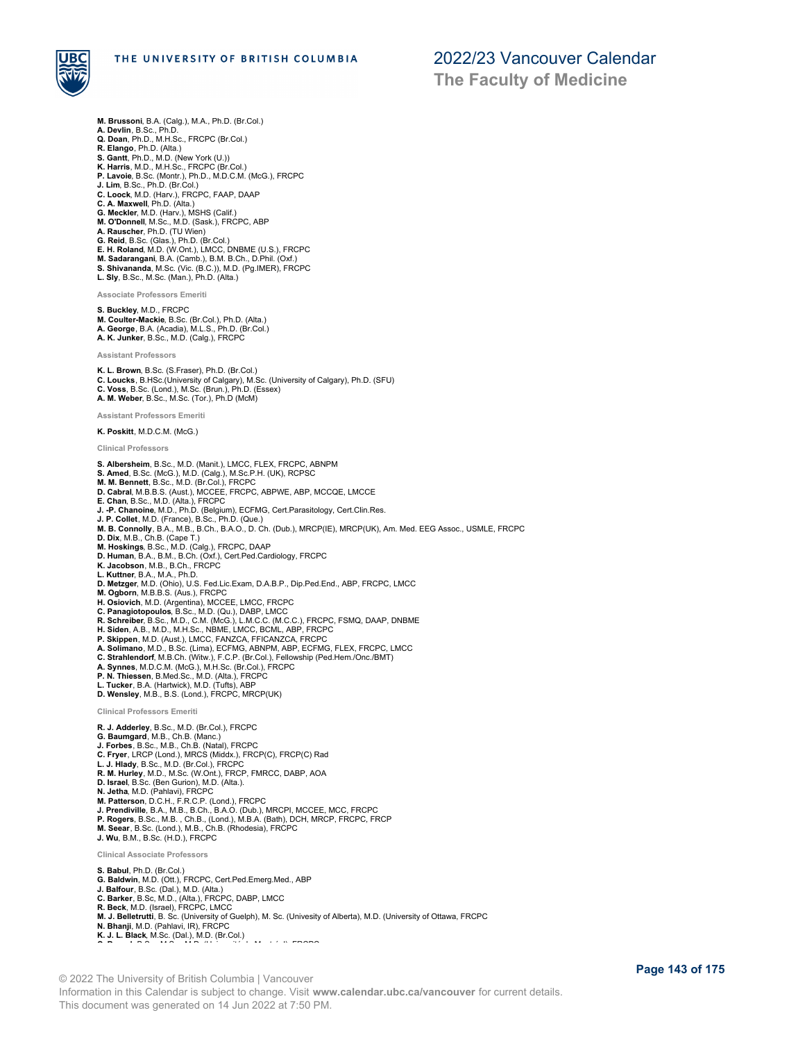**M. Brussoni**, B.A. (Calg.), M.A., Ph.D. (Br.Col.)
**A. Devlin**, B.Sc., Ph.D.
**Q. Doan**, Ph.D., M.H.Sc., FRCPC (Br.Col.)
**R. Elango**, Ph.D. (Alta.)
**S. Gantt**, Ph.D., M.D. (New York (U.))
**K. Harris**, M.D., M.H.Sc., FRCPC (Br.Col.)
**P. Lavoie**, B.Sc. (Montr.), Ph.D., M.D.C.M. (McG.), FRCPC
**J. Lim**, B.Sc., Ph.D. (Br.Col.)
**C. Loock**, M.D. (Harv.), FRCPC, FAAP, DAAP
**C. A. Maxwell**, Ph.D. (Alta.)
**G. Meckler**, M.D. (Harv.), MSHS (Calif.)
**M. O'Donnell**, M.Sc., M.D. (Sask.), FRCPC, ABP
**A. Rauscher**, Ph.D. (TU Wien)
**G. Reid**, B.Sc. (Glas.), Ph.D. (Br.Col.)
**E. H. Roland**, M.D. (W.Ont.), LMCC, DNBME (U.S.), FRCPC
**M. Sadarangani**, B.A. (Camb.), B.M. B.Ch., D.Phil. (Oxf.)
**S. Shivananda**, M.Sc. (Vic. (B.C.)), M.D. (Pg.IMER), FRCPC
**L. Sly**, B.Sc., M.Sc. (Man.), Ph.D. (Alta.)

### Associate Professors Emeriti

**S. Buckley**, M.D., FRCPC
**M. Coulter-Mackie**, B.Sc. (Br.Col.), Ph.D. (Alta.)
**A. George**, B.A. (Acadia), M.L.S., Ph.D. (Br.Col.)
**A. K. Junker**, B.Sc., M.D. (Calg.), FRCPC

### Assistant Professors

**K. L. Brown**, B.Sc. (S.Fraser), Ph.D. (Br.Col.)
**C. Loucks**, B.HSc.(University of Calgary), M.Sc. (University of Calgary), Ph.D. (SFU)
**C. Voss**, B.Sc. (Lond.), M.Sc. (Brun.), Ph.D. (Essex)
**A. M. Weber**, B.Sc., M.Sc. (Tor.), Ph.D (McM)

### Assistant Professors Emeriti

**K. Poskitt**, M.D.C.M. (McG.)

### Clinical Professors

**S. Albersheim**, B.Sc., M.D. (Manit.), LMCC, FLEX, FRCPC, ABNPM
**S. Amed**, B.Sc. (McG.), M.D. (Calg.), M.Sc.P.H. (UK), RCPSC
**M. M. Bennett**, B.Sc., M.D. (Br.Col.), FRCPC
**D. Cabral**, M.B.B.S. (Aust.), MCCEE, FRCPC, ABPWE, ABP, MCCQE, LMCCE
**E. Chan**, B.Sc., M.D. (Alta.), FRCPC
**J. -P. Chanoine**, M.D., Ph.D. (Belgium), ECFMG, Cert.Parasitology, Cert.Clin.Res.
**J. P. Collet**, M.D. (France), B.Sc., Ph.D. (Que.)
**M. B. Connolly**, B.A., M.B., B.Ch., B.A.O., D. Ch. (Dub.), MRCP(IE), MRCP(UK), Am. Med. EEG Assoc., USMLE, FRCPC
**D. Dix**, M.B., Ch.B. (Cape T.)
**M. Hoskings**, B.Sc., M.D. (Calg.), FRCPC, DAAP
**D. Human**, B.A., B.M., B.Ch. (Oxf.), Cert.Ped.Cardiology, FRCPC
**K. Jacobson**, M.B., B.Ch., FRCPC
**L. Kuttner**, B.A., M.A., Ph.D.
**D. Metzger**, M.D. (Ohio), U.S. Fed.Lic.Exam, D.A.B.P., Dip.Ped.End., ABP, FRCPC, LMCC
**M. Ogborn**, M.B.B.S. (Aus.), FRCPC
**H. Osiovich**, M.D. (Argentina), MCCEE, LMCC, FRCPC
**C. Panagiotopoulos**, B.Sc., M.D. (Qu.), DABP, LMCC
**R. Schreiber**, B.Sc., M.D., C.M. (McG.), L.M.C.C. (M.C.C.), FRCPC, FSMQ, DAAP, DNBME
**H. Siden**, A.B., M.D., M.H.Sc., NBME, LMCC, BCML, ABP, FRCPC
**P. Skippen**, M.D. (Aust.), LMCC, FANZCA, FFICANZCA, FRCPC
**A. Solimano**, M.D., B.Sc. (Lima), ECFMG, ABNPM, ABP, ECFMG, FLEX, FRCPC, LMCC
**C. Strahlendorf**, M.B.Ch. (Witw.), F.C.P. (Br.Col.), Fellowship (Ped.Hem./Onc./BMT)
**A. Synnes**, M.D.C.M. (McG.), M.H.Sc. (Br.Col.), FRCPC
**P. N. Thiessen**, B.Med.Sc., M.D. (Alta.), FRCPC
**L. Tucker**, B.A. (Hartwick), M.D. (Tufts), ABP
**D. Wensley**, M.B., B.S. (Lond.), FRCPC, MRCP(UK)

### Clinical Professors Emeriti

**R. J. Adderley**, B.Sc., M.D. (Br.Col.), FRCPC
**G. Baumgard**, M.B., Ch.B. (Manc.)
**J. Forbes**, B.Sc., M.B., Ch.B. (Natal), FRCPC
**C. Fryer**, LRCP (Lond.), MRCS (Middx.), FRCP(C), FRCP(C) Rad
**L. J. Hlady**, B.Sc., M.D. (Br.Col.), FRCPC
**R. M. Hurley**, M.D., M.Sc. (W.Ont.), FRCP, FMRCC, DABP, AOA
**D. Israel**, B.Sc. (Ben Gurion), M.D. (Alta.).
**N. Jetha**, M.D. (Pahlavi), FRCPC
**M. Patterson**, D.C.H., F.R.C.P. (Lond.), FRCPC
**J. Prendiville**, B.A., M.B., B.Ch., B.A.O. (Dub.), MRCPI, MCCEE, MCC, FRCPC
**P. Rogers**, B.Sc., M.B. , Ch.B., (Lond.), M.B.A. (Bath), DCH, MRCP, FRCPC, FRCP
**M. Seear**, B.Sc. (Lond.), M.B., Ch.B. (Rhodesia), FRCPC
**J. Wu**, B.M., B.Sc. (H.D.), FRCPC

### Clinical Associate Professors

**S. Babul**, Ph.D. (Br.Col.)
**G. Baldwin**, M.D. (Ott.), FRCPC, Cert.Ped.Emerg.Med., ABP
**J. Balfour**, B.Sc. (Dal.), M.D. (Alta.)
**C. Barker**, B.Sc, M.D., (Alta.), FRCPC, DABP, LMCC
**R. Beck**, M.D. (Israel), FRCPC, LMCC
**M. J. Belletrutti**, B. Sc. (University of Guelph), M. Sc. (Univesity of Alberta), M.D. (University of Ottawa, FRCPC
**N. Bhanji**, M.D. (Pahlavi, IR), FRCPC
**K. J. L. Black**, M.Sc. (Dal.), M.D. (Br.Col.)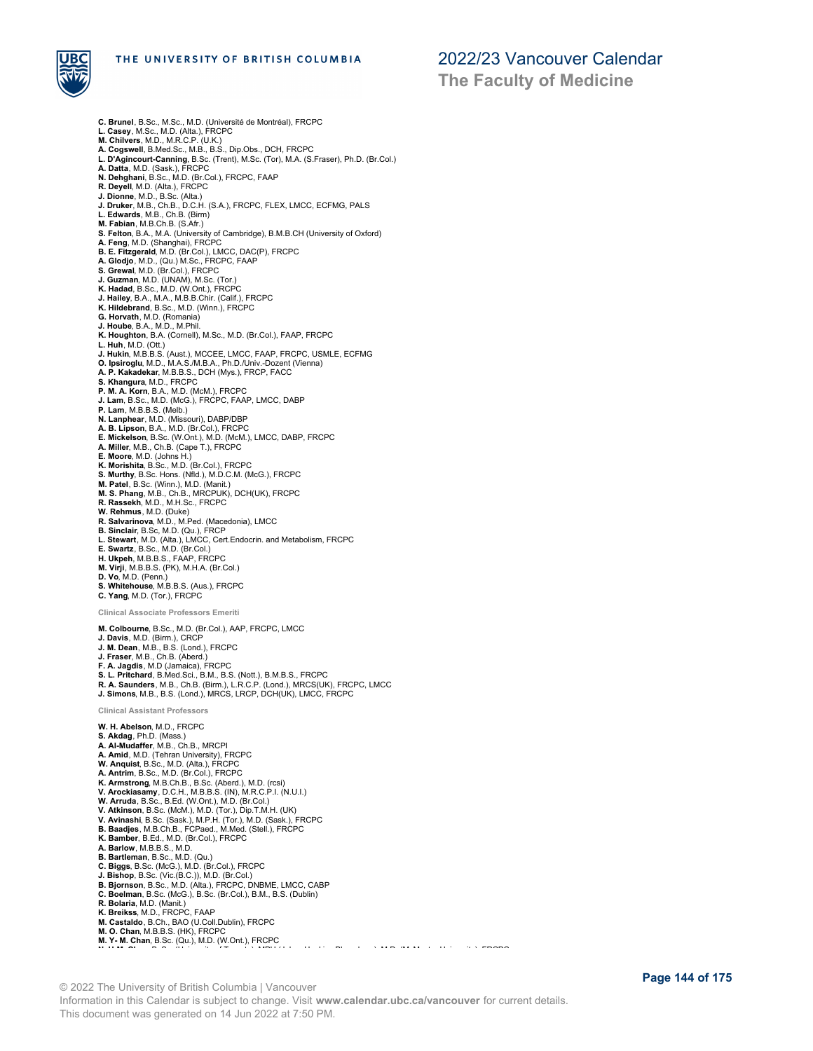**C. Brunel**, B.Sc., M.Sc., M.D. (Université de Montréal), FRCPC
**L. Casey**, M.Sc., M.D. (Alta.), FRCPC
**M. Chilvers**, M.D., M.R.C.P. (U.K.)
**A. Cogswell**, B.Med.Sc., M.B., B.S., Dip.Obs., DCH, FRCPC
**L. D'Agincourt-Canning**, B.Sc. (Trent), M.Sc. (Tor), M.A. (S.Fraser), Ph.D. (Br.Col.)
**A. Datta**, M.D. (Sask.), FRCPC
**N. Dehghani**, B.Sc., M.D. (Br.Col.), FRCPC, FAAP
**R. Deyell**, M.D. (Alta.), FRCPC
**J. Dionne**, M.D., B.Sc. (Alta.)
**J. Druker**, M.B., Ch.B., D.C.H. (S.A.), FRCPC, FLEX, LMCC, ECFMG, PALS
**L. Edwards**, M.B., Ch.B. (Birm)
**M. Fabian**, M.B.Ch.B. (S.Afr.)
**S. Felton**, B.A., M.A. (University of Cambridge), B.M.B.CH (University of Oxford)
**A. Feng**, M.D. (Shanghai), FRCPC
**B. E. Fitzgerald**, M.D. (Br.Col.), LMCC, DAC(P), FRCPC
**A. Glodjo**, M.D., (Qu.) M.Sc., FRCPC, FAAP
**S. Grewal**, M.D. (Br.Col.), FRCPC
**J. Guzman**, M.D. (UNAM), M.Sc. (Tor.)
**K. Hadad**, B.Sc., M.D. (W.Ont.), FRCPC
**J. Hailey**, B.A., M.A., M.B.B.Chir. (Calif.), FRCPC
**K. Hildebrand**, B.Sc., M.D. (Winn.), FRCPC
**G. Horvath**, M.D. (Romania)
**J. Hoube**, B.A., M.D., M.Phil.
**K. Houghton**, B.A. (Cornell), M.Sc., M.D. (Br.Col.), FAAP, FRCPC
**L. Huh**, M.D. (Ott.)
**J. Hukin**, M.B.B.S. (Aust.), MCCEE, LMCC, FAAP, FRCPC, USMLE, ECFMG
**O. Ipsiroglu**, M.D., M.A.S./M.B.A., Ph.D./Univ.-Dozent (Vienna)
**A. P. Kakadekar**, M.B.B.S., DCH (Mys.), FRCP, FACC
**S. Khangura**, M.D., FRCPC
**P. M. A. Korn**, B.A., M.D. (McM.), FRCPC
**J. Lam**, B.Sc., M.D. (McG.), FRCPC, FAAP, LMCC, DABP
**P. Lam**, M.B.B.S. (Melb.)
**N. Lanphear**, M.D. (Missouri), DABP/DBP
**A. B. Lipson**, B.A., M.D. (Br.Col.), FRCPC
**E. Mickelson**, B.Sc. (W.Ont.), M.D. (McM.), LMCC, DABP, FRCPC
**A. Miller**, M.B., Ch.B. (Cape T.), FRCPC
**E. Moore**, M.D. (Johns H.)
**K. Morishita**, B.Sc., M.D. (Br.Col.), FRCPC
**S. Murthy**, B.Sc. Hons. (Nfld.), M.D.C.M. (McG.), FRCPC
**M. Patel**, B.Sc. (Winn.), M.D. (Manit.)
**M. S. Phang**, M.B., Ch.B., MRCPUK), DCH(UK), FRCPC
**R. Rassekh**, M.D., M.H.Sc., FRCPC
**W. Rehmus**, M.D. (Duke)
**R. Salvarinova**, M.D., M.Ped. (Macedonia), LMCC
**B. Sinclair**, B.Sc, M.D. (Qu.), FRCP
**L. Stewart**, M.D. (Alta.), LMCC, Cert.Endocrin. and Metabolism, FRCPC
**E. Swartz**, B.Sc., M.D. (Br.Col.)
**H. Ukpeh**, M.B.B.S., FAAP, FRCPC
**M. Virji**, M.B.B.S. (PK), M.H.A. (Br.Col.)
**D. Vo**, M.D. (Penn.)
**S. Whitehouse**, M.B.B.S. (Aus.), FRCPC
**C. Yang**, M.D. (Tor.), FRCPC

#### Clinical Associate Professors Emeriti

**M. Colbourne**, B.Sc., M.D. (Br.Col.), AAP, FRCPC, LMCC
**J. Davis**, M.D. (Birm.), CRCP
**J. M. Dean**, M.B., B.S. (Lond.), FRCPC
**J. Fraser**, M.B., Ch.B. (Aberd.)
**F. A. Jagdis**, M.D (Jamaica), FRCPC
**S. L. Pritchard**, B.Med.Sci., B.M., B.S. (Nott.), B.M.B.S., FRCPC
**R. A. Saunders**, M.B., Ch.B. (Birm.), L.R.C.P. (Lond.), MRCS(UK), FRCPC, LMCC
**J. Simons**, M.B., B.S. (Lond.), MRCS, LRCP, DCH(UK), LMCC, FRCPC

#### Clinical Assistant Professors

**W. H. Abelson**, M.D., FRCPC
**S. Akdag**, Ph.D. (Mass.)
**A. Al-Mudaffer**, M.B., Ch.B., MRCPI
**A. Amid**, M.D. (Tehran University), FRCPC
**W. Anquist**, B.Sc., M.D. (Alta.), FRCPC
**A. Antrim**, B.Sc., M.D. (Br.Col.), FRCPC
**K. Armstrong**, M.B.Ch.B., B.Sc. (Aberd.), M.D. (rcsi)
**V. Arockiasamy**, D.C.H., M.B.B.S. (IN), M.R.C.P.I. (N.U.I.)
**W. Arruda**, B.Sc., B.Ed. (W.Ont.), M.D. (Br.Col.)
**V. Atkinson**, B.Sc. (McM.), M.D. (Tor.), Dip.T.M.H. (UK)
**V. Avinashi**, B.Sc. (Sask.), M.P.H. (Tor.), M.D. (Sask.), FRCPC
**B. Baadjes**, M.B.Ch.B., FCPaed., M.Med. (Stell.), FRCPC
**K. Bamber**, B.Ed., M.D. (Br.Col.), FRCPC
**A. Barlow**, M.B.B.S., M.D.
**B. Bartleman**, B.Sc., M.D. (Qu.)
**C. Biggs**, B.Sc. (McG.), M.D. (Br.Col.), FRCPC
**J. Bishop**, B.Sc. (Vic.(B.C.)), M.D. (Br.Col.)
**B. Bjornson**, B.Sc., M.D. (Alta.), FRCPC, DNBME, LMCC, CABP
**C. Boelman**, B.Sc. (McG.), B.Sc. (Br.Col.), B.M., B.S. (Dublin)
**R. Bolaria**, M.D. (Manit.)
**K. Breikss**, M.D., FRCPC, FAAP
**M. Castaldo**, B.Ch., BAO (U.Coll.Dublin), FRCPC
**M. O. Chan**, M.B.B.S. (HK), FRCPC
**M. Y- M. Chan**, B.Sc. (Qu.), M.D. (W.Ont.), FRCPC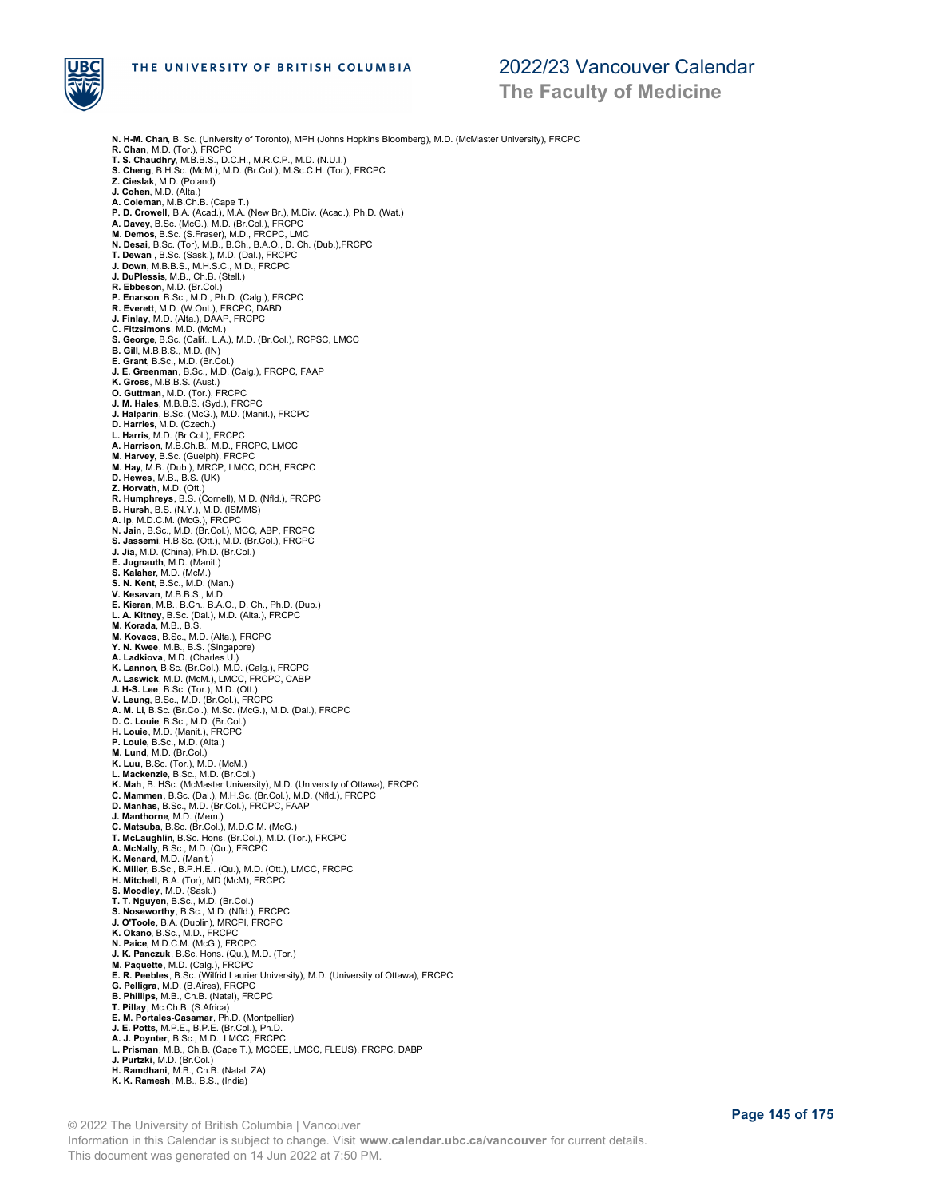**N. H-M. Chan**, B. Sc. (University of Toronto), MPH (Johns Hopkins Bloomberg), M.D. (McMaster University), FRCPC
**R. Chan**, M.D. (Tor.), FRCPC
**T. S. Chaudhry**, M.B.B.S., D.C.H., M.R.C.P., M.D. (N.U.I.)
**S. Cheng**, B.H.Sc. (McM.), M.D. (Br.Col.), M.Sc.C.H. (Tor.), FRCPC
**Z. Cieslak**, M.D. (Poland)
**J. Cohen**, M.D. (Alta.)
**A. Coleman**, M.B.Ch.B. (Cape T.)
**P. D. Crowell**, B.A. (Acad.), M.A. (New Br.), M.Div. (Acad.), Ph.D. (Wat.)
**A. Davey**, B.Sc. (McG.), M.D. (Br.Col.), FRCPC
**M. Demos**, B.Sc. (S.Fraser), M.D., FRCPC, LMC
**N. Desai**, B.Sc. (Tor), M.B., B.Ch., B.A.O., D. Ch. (Dub.),FRCPC
**T. Dewan** , B.Sc. (Sask.), M.D. (Dal.), FRCPC
**J. Down**, M.B.B.S., M.H.S.C., M.D., FRCPC
**J. DuPlessis**, M.B., Ch.B. (Stell.)
**R. Ebbeson**, M.D. (Br.Col.)
**P. Enarson**, B.Sc., M.D., Ph.D. (Calg.), FRCPC
**R. Everett**, M.D. (W.Ont.), FRCPC, DABD
**J. Finlay**, M.D. (Alta.), DAAP, FRCPC
**C. Fitzsimons**, M.D. (McM.)
**S. George**, B.Sc. (Calif., L.A.), M.D. (Br.Col.), RCPSC, LMCC
**B. Gill**, M.B.B.S., M.D. (IN)
**E. Grant**, B.Sc., M.D. (Br.Col.)
**J. E. Greenman**, B.Sc., M.D. (Calg.), FRCPC, FAAP
**K. Gross**, M.B.B.S. (Aust.)
**O. Guttman**, M.D. (Tor.), FRCPC
**J. M. Hales**, M.B.B.S. (Syd.), FRCPC
**J. Halparin**, B.Sc. (McG.), M.D. (Manit.), FRCPC
**D. Harries**, M.D. (Czech.)
**L. Harris**, M.D. (Br.Col.), FRCPC
**A. Harrison**, M.B.Ch.B., M.D., FRCPC, LMCC
**M. Harvey**, B.Sc. (Guelph), FRCPC
**M. Hay**, M.B. (Dub.), MRCP, LMCC, DCH, FRCPC
**D. Hewes**, M.B., B.S. (UK)
**Z. Horvath**, M.D. (Ott.)
**R. Humphreys**, B.S. (Cornell), M.D. (Nfld.), FRCPC
**B. Hursh**, B.S. (N.Y.), M.D. (ISMMS)
**A. Ip**, M.D.C.M. (McG.), FRCPC
**N. Jain**, B.Sc., M.D. (Br.Col.), MCC, ABP, FRCPC
**S. Jassemi**, H.B.Sc. (Ott.), M.D. (Br.Col.), FRCPC
**J. Jia**, M.D. (China), Ph.D. (Br.Col.)
**E. Jugnauth**, M.D. (Manit.)
**S. Kalaher**, M.D. (McM.)
**S. N. Kent**, B.Sc., M.D. (Man.)
**V. Kesavan**, M.B.B.S., M.D.
**E. Kieran**, M.B., B.Ch., B.A.O., D. Ch., Ph.D. (Dub.)
**L. A. Kitney**, B.Sc. (Dal.), M.D. (Alta.), FRCPC
**M. Korada**, M.B., B.S.
**M. Kovacs**, B.Sc., M.D. (Alta.), FRCPC
**Y. N. Kwee**, M.B., B.S. (Singapore)
**A. Ladkiova**, M.D. (Charles U.)
**K. Lannon**, B.Sc. (Br.Col.), M.D. (Calg.), FRCPC
**A. Laswick**, M.D. (McM.), LMCC, FRCPC, CABP
**J. H-S. Lee**, B.Sc. (Tor.), M.D. (Ott.)
**V. Leung**, B.Sc., M.D. (Br.Col.), FRCPC
**A. M. Li**, B.Sc. (Br.Col.), M.Sc. (McG.), M.D. (Dal.), FRCPC
**D. C. Louie**, B.Sc., M.D. (Br.Col.)
**H. Louie**, M.D. (Manit.), FRCPC
**P. Louie**, B.Sc., M.D. (Alta.)
**M. Lund**, M.D. (Br.Col.)
**K. Luu**, B.Sc. (Tor.), M.D. (McM.)
**L. Mackenzie**, B.Sc., M.D. (Br.Col.)
**K. Mah**, B. HSc. (McMaster University), M.D. (University of Ottawa), FRCPC
**C. Mammen**, B.Sc. (Dal.), M.H.Sc. (Br.Col.), M.D. (Nfld.), FRCPC
**D. Manhas**, B.Sc., M.D. (Br.Col.), FRCPC, FAAP
**J. Manthorne**, M.D. (Mem.)
**C. Matsuba**, B.Sc. (Br.Col.), M.D.C.M. (McG.)
**T. McLaughlin**, B.Sc. Hons. (Br.Col.), M.D. (Tor.), FRCPC
**A. McNally**, B.Sc., M.D. (Qu.), FRCPC
**K. Menard**, M.D. (Manit.)
**K. Miller**, B.Sc., B.P.H.E.. (Qu.), M.D. (Ott.), LMCC, FRCPC
**H. Mitchell**, B.A. (Tor), MD (McM), FRCPC
**S. Moodley**, M.D. (Sask.)
**T. T. Nguyen**, B.Sc., M.D. (Br.Col.)
**S. Noseworthy**, B.Sc., M.D. (Nfld.), FRCPC
**J. O'Toole**, B.A. (Dublin), MRCPI, FRCPC
**K. Okano**, B.Sc., M.D., FRCPC
**N. Paice**, M.D.C.M. (McG.), FRCPC
**J. K. Panczuk**, B.Sc. Hons. (Qu.), M.D. (Tor.)
**M. Paquette**, M.D. (Calg.), FRCPC
**E. R. Peebles**, B.Sc. (Wilfrid Laurier University), M.D. (University of Ottawa), FRCPC
**G. Pelligra**, M.D. (B.Aires), FRCPC
**B. Phillips**, M.B., Ch.B. (Natal), FRCPC
**T. Pillay**, Mc.Ch.B. (S.Africa)
**E. M. Portales-Casamar**, Ph.D. (Montpellier)
**J. E. Potts**, M.P.E., B.P.E. (Br.Col.), Ph.D.
**A. J. Poynter**, B.Sc., M.D., LMCC, FRCPC
**L. Prisman**, M.B., Ch.B. (Cape T.), MCCEE, LMCC, FLEUS), FRCPC, DABP
**J. Purtzki**, M.D. (Br.Col.)
**H. Ramdhani**, M.B., Ch.B. (Natal, ZA)
**K. K. Ramesh**, M.B., B.S., (India)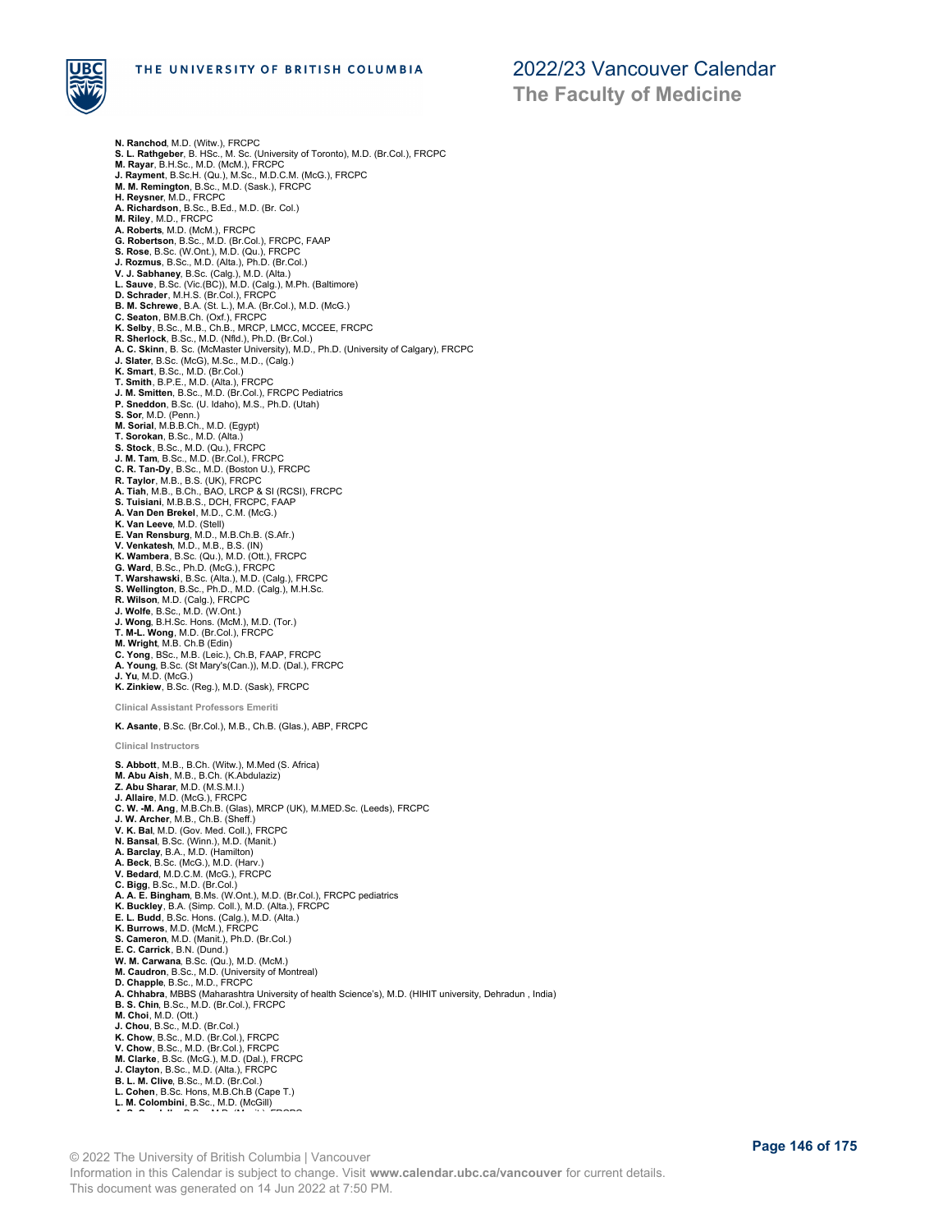**N. Ranchod**, M.D. (Witw.), FRCPC
**S. L. Rathgeber**, B. HSc., M. Sc. (University of Toronto), M.D. (Br.Col.), FRCPC
**M. Rayar**, B.H.Sc., M.D. (McM.), FRCPC
**J. Rayment**, B.Sc.H. (Qu.), M.Sc., M.D.C.M. (McG.), FRCPC
**M. M. Remington**, B.Sc., M.D. (Sask.), FRCPC
**H. Reysner**, M.D., FRCPC
**A. Richardson**, B.Sc., B.Ed., M.D. (Br. Col.)
**M. Riley**, M.D., FRCPC
**A. Roberts**, M.D. (McM.), FRCPC
**G. Robertson**, B.Sc., M.D. (Br.Col.), FRCPC, FAAP
**S. Rose**, B.Sc. (W.Ont.), M.D. (Qu.), FRCPC
**J. Rozmus**, B.Sc., M.D. (Alta.), Ph.D. (Br.Col.)
**V. J. Sabhaney**, B.Sc. (Calg.), M.D. (Alta.)
**L. Sauve**, B.Sc. (Vic.(BC)), M.D. (Calg.), M.Ph. (Baltimore)
**D. Schrader**, M.H.S. (Br.Col.), FRCPC
**B. M. Schrewe**, B.A. (St. L.), M.A. (Br.Col.), M.D. (McG.)
**C. Seaton**, BM.B.Ch. (Oxf.), FRCPC
**K. Selby**, B.Sc., M.B., Ch.B., MRCP, LMCC, MCCEE, FRCPC
**R. Sherlock**, B.Sc., M.D. (Nfld.), Ph.D. (Br.Col.)
**A. C. Skinn**, B. Sc. (McMaster University), M.D., Ph.D. (University of Calgary), FRCPC
**J. Slater**, B.Sc. (McG), M.Sc., M.D., (Calg.)
**K. Smart**, B.Sc., M.D. (Br.Col.)
**T. Smith**, B.P.E., M.D. (Alta.), FRCPC
**J. M. Smitten**, B.Sc., M.D. (Br.Col.), FRCPC Pediatrics
**P. Sneddon**, B.Sc. (U. Idaho), M.S., Ph.D. (Utah)
**S. Sor**, M.D. (Penn.)
**M. Sorial**, M.B.B.Ch., M.D. (Egypt)
**T. Sorokan**, B.Sc., M.D. (Alta.)
**S. Stock**, B.Sc., M.D. (Qu.), FRCPC
**J. M. Tam**, B.Sc., M.D. (Br.Col.), FRCPC
**C. R. Tan-Dy**, B.Sc., M.D. (Boston U.), FRCPC
**R. Taylor**, M.B., B.S. (UK), FRCPC
**A. Tiah**, M.B., B.Ch., BAO, LRCP & SI (RCSI), FRCPC
**S. Tuisiani**, M.B.B.S., DCH, FRCPC, FAAP
**A. Van Den Brekel**, M.D., C.M. (McG.)
**K. Van Leeve**, M.D. (Stell)
**E. Van Rensburg**, M.D., M.B.Ch.B. (S.Afr.)
**V. Venkatesh**, M.D., M.B., B.S. (IN)
**K. Wambera**, B.Sc. (Qu.), M.D. (Ott.), FRCPC
**G. Ward**, B.Sc., Ph.D. (McG.), FRCPC
**T. Warshawski**, B.Sc. (Alta.), M.D. (Calg.), FRCPC
**S. Wellington**, B.Sc., Ph.D., M.D. (Calg.), M.H.Sc.
**R. Wilson**, M.D. (Calg.), FRCPC
**J. Wolfe**, B.Sc., M.D. (W.Ont.)
**J. Wong**, B.H.Sc. Hons. (McM.), M.D. (Tor.)
**T. M-L. Wong**, M.D. (Br.Col.), FRCPC
**M. Wright**, M.B. Ch.B (Edin)
**C. Yong**, BSc., M.B. (Leic.), Ch.B, FAAP, FRCPC
**A. Young**, B.Sc. (St Mary's(Can.)), M.D. (Dal.), FRCPC
**J. Yu**, M.D. (McG.)
**K. Zinkiew**, B.Sc. (Reg.), M.D. (Sask), FRCPC

#### Clinical Assistant Professors Emeriti

**K. Asante**, B.Sc. (Br.Col.), M.B., Ch.B. (Glas.), ABP, FRCPC

#### Clinical Instructors

**S. Abbott**, M.B., B.Ch. (Witw.), M.Med (S. Africa)
**M. Abu Aish**, M.B., B.Ch. (K.Abdulaziz)
**Z. Abu Sharar**, M.D. (M.S.M.I.)
**J. Allaire**, M.D. (McG.), FRCPC
**C. W. -M. Ang**, M.B.Ch.B. (Glas), MRCP (UK), M.MED.Sc. (Leeds), FRCPC
**J. W. Archer**, M.B., Ch.B. (Sheff.)
**V. K. Bal**, M.D. (Gov. Med. Coll.), FRCPC
**N. Bansal**, B.Sc. (Winn.), M.D. (Manit.)
**A. Barclay**, B.A., M.D. (Hamilton)
**A. Beck**, B.Sc. (McG.), M.D. (Harv.)
**V. Bedard**, M.D.C.M. (McG.), FRCPC
**C. Bigg**, B.Sc., M.D. (Br.Col.)
**A. A. E. Bingham**, B.Ms. (W.Ont.), M.D. (Br.Col.), FRCPC pediatrics
**K. Buckley**, B.A. (Simp. Coll.), M.D. (Alta.), FRCPC
**E. L. Budd**, B.Sc. Hons. (Calg.), M.D. (Alta.)
**K. Burrows**, M.D. (McM.), FRCPC
**S. Cameron**, M.D. (Manit.), Ph.D. (Br.Col.)
**E. C. Carrick**, B.N. (Dund.)
**W. M. Carwana**, B.Sc. (Qu.), M.D. (McM.)
**M. Caudron**, B.Sc., M.D. (University of Montreal)
**D. Chapple**, B.Sc., M.D., FRCPC
**A. Chhabra**, MBBS (Maharashtra University of health Science's), M.D. (HIHIT university, Dehradun , India)
**B. S. Chin**, B.Sc., M.D. (Br.Col.), FRCPC
**M. Choi**, M.D. (Ott.)
**J. Chou**, B.Sc., M.D. (Br.Col.)
**K. Chow**, B.Sc., M.D. (Br.Col.), FRCPC
**V. Chow**, B.Sc., M.D. (Br.Col.), FRCPC
**M. Clarke**, B.Sc. (McG.), M.D. (Dal.), FRCPC
**J. Clayton**, B.Sc., M.D. (Alta.), FRCPC
**B. L. M. Clive**, B.Sc., M.D. (Br.Col.)
**L. Cohen**, B.Sc. Hons, M.B.Ch.B (Cape T.)
**L. M. Colombini**, B.Sc., M.D. (McGill)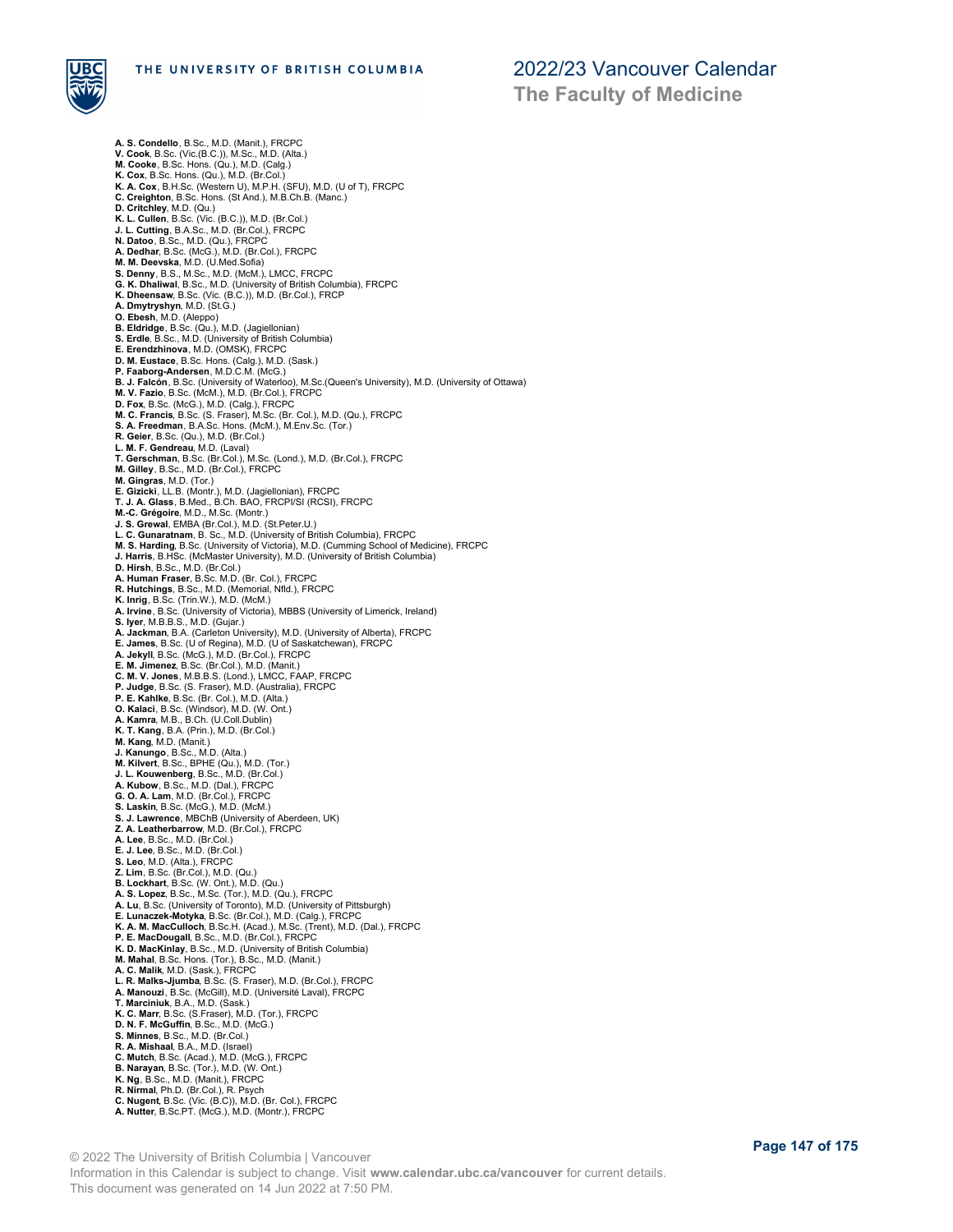**A. S. Condello**, B.Sc., M.D. (Manit.), FRCPC
**V. Cook**, B.Sc. (Vic.(B.C.)), M.Sc., M.D. (Alta.)
**M. Cooke**, B.Sc. Hons. (Qu.), M.D. (Calg.)
**K. Cox**, B.Sc. Hons. (Qu.), M.D. (Br.Col.)
**K. A. Cox**, B.H.Sc. (Western U), M.P.H. (SFU), M.D. (U of T), FRCPC
**C. Creighton**, B.Sc. Hons. (St And.), M.B.Ch.B. (Manc.)
**D. Critchley**, M.D. (Qu.)
**K. L. Cullen**, B.Sc. (Vic. (B.C.)), M.D. (Br.Col.)
**J. L. Cutting**, B.A.Sc., M.D. (Br.Col.), FRCPC
**N. Datoo**, B.Sc., M.D. (Qu.), FRCPC
**A. Dedhar**, B.Sc. (McG.), M.D. (Br.Col.), FRCPC
**M. M. Deevska**, M.D. (U.Med.Sofia)
**S. Denny**, B.S., M.Sc., M.D. (McM.), LMCC, FRCPC
**G. K. Dhaliwal**, B.Sc., M.D. (University of British Columbia), FRCPC
**K. Dheensaw**, B.Sc. (Vic. (B.C.)), M.D. (Br.Col.), FRCP
**A. Dmytryshyn**, M.D. (St.G.)
**O. Ebesh**, M.D. (Aleppo)
**B. Eldridge**, B.Sc. (Qu.), M.D. (Jagiellonian)
**S. Erdle**, B.Sc., M.D. (University of British Columbia)
**E. Erendzhinova**, M.D. (OMSK), FRCPC
**D. M. Eustace**, B.Sc. Hons. (Calg.), M.D. (Sask.)
**P. Faaborg-Andersen**, M.D.C.M. (McG.)
**B. J. Falcón**, B.Sc. (University of Waterloo), M.Sc.(Queen's University), M.D. (University of Ottawa)
**M. V. Fazio**, B.Sc. (McM.), M.D. (Br.Col.), FRCPC
**D. Fox**, B.Sc. (McG.), M.D. (Calg.), FRCPC
**M. C. Francis**, B.Sc. (S. Fraser), M.Sc. (Br. Col.), M.D. (Qu.), FRCPC
**S. A. Freedman**, B.A.Sc. Hons. (McM.), M.Env.Sc. (Tor.)
**R. Geier**, B.Sc. (Qu.), M.D. (Br.Col.)
**L. M. F. Gendreau**, M.D. (Laval)
**T. Gerschman**, B.Sc. (Br.Col.), M.Sc. (Lond.), M.D. (Br.Col.), FRCPC
**M. Gilley**, B.Sc., M.D. (Br.Col.), FRCPC
**M. Gingras**, M.D. (Tor.)
**E. Gizicki**, LL.B. (Montr.), M.D. (Jagiellonian), FRCPC
**T. J. A. Glass**, B.Med., B.Ch. BAO, FRCPI/SI (RCSI), FRCPC
**M.-C. Grégoire**, M.D., M.Sc. (Montr.)
**J. S. Grewal**, EMBA (Br.Col.), M.D. (St.Peter.U.)
**L. C. Gunaratnam**, B. Sc., M.D. (University of British Columbia), FRCPC
**M. S. Harding**, B.Sc. (University of Victoria), M.D. (Cumming School of Medicine), FRCPC
**J. Harris**, B.HSc. (McMaster University), M.D. (University of British Columbia)
**D. Hirsh**, B.Sc., M.D. (Br.Col.)
**A. Human Fraser**, B.Sc. M.D. (Br. Col.), FRCPC
**R. Hutchings**, B.Sc., M.D. (Memorial, Nfld.), FRCPC
**K. Inrig**, B.Sc. (Trin.W.), M.D. (McM.)
**A. Irvine**, B.Sc. (University of Victoria), MBBS (University of Limerick, Ireland)
**S. Iyer**, M.B.B.S., M.D. (Gujar.)
**A. Jackman**, B.A. (Carleton University), M.D. (University of Alberta), FRCPC
**E. James**, B.Sc. (U of Regina), M.D. (U of Saskatchewan), FRCPC
**A. Jekyll**, B.Sc. (McG.), M.D. (Br.Col.), FRCPC
**E. M. Jimenez**, B.Sc. (Br.Col.), M.D. (Manit.)
**C. M. V. Jones**, M.B.B.S. (Lond.), LMCC, FAAP, FRCPC
**P. Judge**, B.Sc. (S. Fraser), M.D. (Australia), FRCPC
**P. E. Kahlke**, B.Sc. (Br. Col.), M.D. (Alta.)
**O. Kalaci**, B.Sc. (Windsor), M.D. (W. Ont.)
**A. Kamra**, M.B., B.Ch. (U.Coll.Dublin)
**K. T. Kang**, B.A. (Prin.), M.D. (Br.Col.)
**M. Kang**, M.D. (Manit.)
**J. Kanungo**, B.Sc., M.D. (Alta.)
**M. Kilvert**, B.Sc., BPHE (Qu.), M.D. (Tor.)
**J. L. Kouwenberg**, B.Sc., M.D. (Br.Col.)
**A. Kubow**, B.Sc., M.D. (Dal.), FRCPC
**G. O. A. Lam**, M.D. (Br.Col.), FRCPC
**S. Laskin**, B.Sc. (McG.), M.D. (McM.)
**S. J. Lawrence**, MBChB (University of Aberdeen, UK)
**Z. A. Leatherbarrow**, M.D. (Br.Col.), FRCPC
**A. Lee**, B.Sc., M.D. (Br.Col.)
**E. J. Lee**, B.Sc., M.D. (Br.Col.)
**S. Leo**, M.D. (Alta.), FRCPC
**Z. Lim**, B.Sc. (Br.Col.), M.D. (Qu.)
**B. Lockhart**, B.Sc. (W. Ont.), M.D. (Qu.)
**A. S. Lopez**, B.Sc., M.Sc. (Tor.), M.D. (Qu.), FRCPC
**A. Lu**, B.Sc. (University of Toronto), M.D. (University of Pittsburgh)
**E. Lunaczek-Motyka**, B.Sc. (Br.Col.), M.D. (Calg.), FRCPC
**K. A. M. MacCulloch**, B.Sc.H. (Acad.), M.Sc. (Trent), M.D. (Dal.), FRCPC
**P. E. MacDougall**, B.Sc., M.D. (Br.Col.), FRCPC
**K. D. MacKinlay**, B.Sc., M.D. (University of British Columbia)
**M. Mahal**, B.Sc. Hons. (Tor.), B.Sc., M.D. (Manit.)
**A. C. Malik**, M.D. (Sask.), FRCPC
**L. R. Malks-Jjumba**, B.Sc. (S. Fraser), M.D. (Br.Col.), FRCPC
**A. Manouzi**, B.Sc. (McGill), M.D. (Université Laval), FRCPC
**T. Marciniuk**, B.A., M.D. (Sask.)
**K. C. Marr**, B.Sc. (S.Fraser), M.D. (Tor.), FRCPC
**D. N. F. McGuffin**, B.Sc., M.D. (McG.)
**S. Minnes**, B.Sc., M.D. (Br.Col.)
**R. A. Mishaal**, B.A., M.D. (Israel)
**C. Mutch**, B.Sc. (Acad.), M.D. (McG.), FRCPC
**B. Narayan**, B.Sc. (Tor.), M.D. (W. Ont.)
**K. Ng**, B.Sc., M.D. (Manit.), FRCPC
**R. Nirmal**, Ph.D. (Br.Col.), R. Psych
**C. Nugent**, B.Sc. (Vic. (B.C)), M.D. (Br. Col.), FRCPC
**A. Nutter**, B.Sc.PT. (McG.), M.D. (Montr.), FRCPC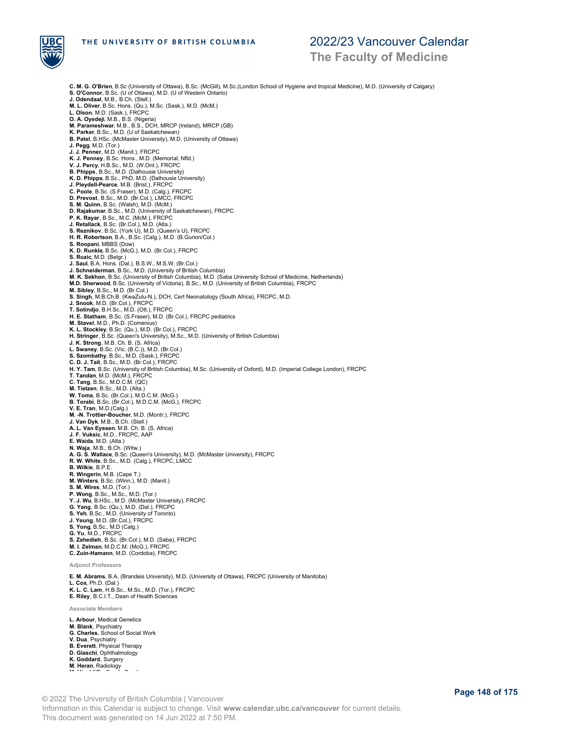**C. M. G. O'Brien**, B.Sc (University of Ottawa), B.Sc. (McGill), M.Sc.(London School of Hygiene and tropical Medicine), M.D. (University of Calgary)
**S. O'Connor**, B.Sc. (U of Ottawa), M.D. (U of Western Ontario)
**J. Odendaal**, M.B., B.Ch. (Stell.)
**M. L. Oliver**, B.Sc. Hons. (Qu.), M.Sc. (Sask.), M.D. (McM.)
**L. Olson**, M.D. (Sask.), FRCPC
**O. A. Oyedeji**, M.B., B.S. (Nigeria)
**M. Parameshwar**, M.B., B.S., DCH, MRCP (Ireland), MRCP (GB)
**K. Parker**, B.Sc., M.D. (U of Saskatchewan)
**B. Patel**, B.HSc. (McMaster University), M.D. (University of Ottawa)
**J. Pegg**, M.D. (Tor.)
**J. J. Penner**, M.D. (Manit.), FRCPC
**K. J. Penney**, B.Sc. Hons., M.D. (Memorial, Nfld.)
**V. J. Percy**, H.B.Sc., M.D. (W.Ont.), FRCPC
**B. Phipps**, B.Sc., M.D. (Dalhousie University)
**K. D. Phipps**, B.Sc., PhD, M.D. (Dalhousie University)
**J. Pleydell-Pearce**, M.B. (Brist.), FRCPC
**C. Poole**, B.Sc. (S.Fraser), M.D. (Calg.), FRCPC
**D. Prevost**, B.Sc., M.D. (Br.Col.), LMCC, FRCPC
**S. M. Quinn**, B.Sc. (Walsh), M.D. (McM.)
**D. Rajakumar**, B.Sc., M.D. (University of Saskatchewan), FRCPC
**P. K. Rayar**, B.Sc., M.C. (McM.), FRCPC
**J. Retallack**, B.Sc. (Br.Col.), M.D. (Alta.)
**S. Reznikov**, B.Sc. (York U), M.D. (Queen's U), FRCPC
**H. R. Robertson**, B.A., B.Sc. (Calg.), M.D. (B.Gurion/Col.)
**S. Roopani**, MBBS (Dow)
**K. D. Runkle**, B.Sc. (McG.), M.D. (Br.Col.), FRCPC
**S. Ruzic**, M.D. (Belgr.)
**J. Saul**, B.A. Hons. (Dal.), B.S.W., M.S.W. (Br.Col.)
**J. Schneiderman**, B.Sc., M.D. (University of British Columbia)
**M. K. Sekhon**, B.Sc. (University of British Columbia), M.D. (Saba University School of Medicine, Netherlands)
**M.D. Sherwood**, B.Sc. (University of Victoria), B.Sc., M.D. (University of British Columbia), FRCPC
**M. Sibley**, B.Sc., M.D. (Br.Col.)
**S. Singh**, M.B.Ch.B. (KwaZulu-N.), DCH, Cert Neonatology (South Africa), FRCPC, M.D.
**J. Snook**, M.D. (Br.Col.), FRCPC
**T. Sotindjo**, B.H.Sc., M.D. (Ott.), FRCPC
**H. E. Statham**, B.Sc. (S.Fraser), M.D. (Br.Col.), FRCPC pediatrics
**M. Stavel**, M.D., Ph.D. (Comenius)
**K. L. Stockley**, B.Sc. (Qu.), M.D. (Br.Col.), FRCPC
**H. Stringer**, B.Sc. (Queen's University), M.Sc., M.D. (University of British Columbia)
**J. K. Strong**, M.B. Ch. B. (S. Africa)
**L. Swaney**, B.Sc. (Vic. (B.C.)), M.D. (Br.Col.)
**S. Szombathy**, B.Sc., M.D. (Sask.), FRCPC
**C. D. J. Tait**, B.Sc., M.D. (Br.Col.), FRCPC
**H. Y. Tam**, B.Sc. (University of British Columbia), M.Sc. (University of Oxford), M.D. (Imperial College London), FRCPC
**T. Tandan**, M.D. (McM.), FRCPC
**C. Tang**, B.Sc., M.D.C.M. (QC)
**M. Tietzen**, B.Sc., M.D. (Alta.)
**W. Toma**, B.Sc. (Br.Col.), M.D.C.M. (McG.)
**B. Torabi**, B.Sc. (Br.Col.), M.D.C.M. (McG.), FRCPC
**V. E. Tran**, M.D.(Calg.)
**M. -N. Trottier-Boucher**, M.D. (Montr.), FRCPC
**J. Van Dyk**, M.B., B.Ch. (Stell.)
**A. L. Van Eyssen**, M.B. Ch. B. (S. Africa)
**J. F. Vuksic**, M.D., FRCPC, AAP
**E. Waida**, M.D. (Alta.)
**N. Waja**, M.B., B.Ch. (Witw.)
**A. G. S. Wallace**, B.Sc. (Queen's University), M.D. (McMaster University), FRCPC
**R. W. White**, B.Sc., M.D. (Calg.), FRCPC, LMCC
**B. Wilkie**, B.P.E.
**R. Wingerin**, M.B. (Cape T.)
**M. Winters**, B.Sc. (Winn.), M.D. (Manit.)
**S. M. Wires**, M.D. (Tor.)
**P. Wong**, B.Sc., M.Sc., M.D. (Tor.)
**Y. J. Wu**, B.HSc., M.D. (McMaster University), FRCPC
**G. Yang**, B.Sc. (Qu.), M.D. (Dal.), FRCPC
**S. Yeh**, B.Sc., M.D. (University of Toronto)
**J. Yeung**, M.D. (Br.Col.), FRCPC
**S. Yong**, B.Sc., M.D (Calg.)
**G. Yu**, M.D., FRCPC
**S. Zahedieh**, B.Sc. (Br.Col.), M.D. (Saba), FRCPC
**M. I. Zelman**, M.D.C.M. (McG.), FRCPC
**C. Zuin-Hamann**, M.D. (Cordoba), FRCPC

#### Adjunct Professors

**E. M. Abrams**, B.A. (Brandeis University), M.D. (University of Ottawa), FRCPC (University of Manitoba)
**L. Cox**, Ph.D. (Dal.)
**K. L. C. Lam**, H.B.Sc., M.Sc., M.D. (Tor.), FRCPC
**E. Riley**, B.C.I.T., Dean of Health Sciences

#### Associate Members

**L. Arbour**, Medical Genetics
**M. Blank**, Psychiatry
**G. Charles**, School of Social Work
**V. Dua**, Psychiatry
**B. Everett**, Physical Therapy
**D. Giaschi**, Ophthalmology
**K. Goddard**, Surgery
**M. Heran**, Radiology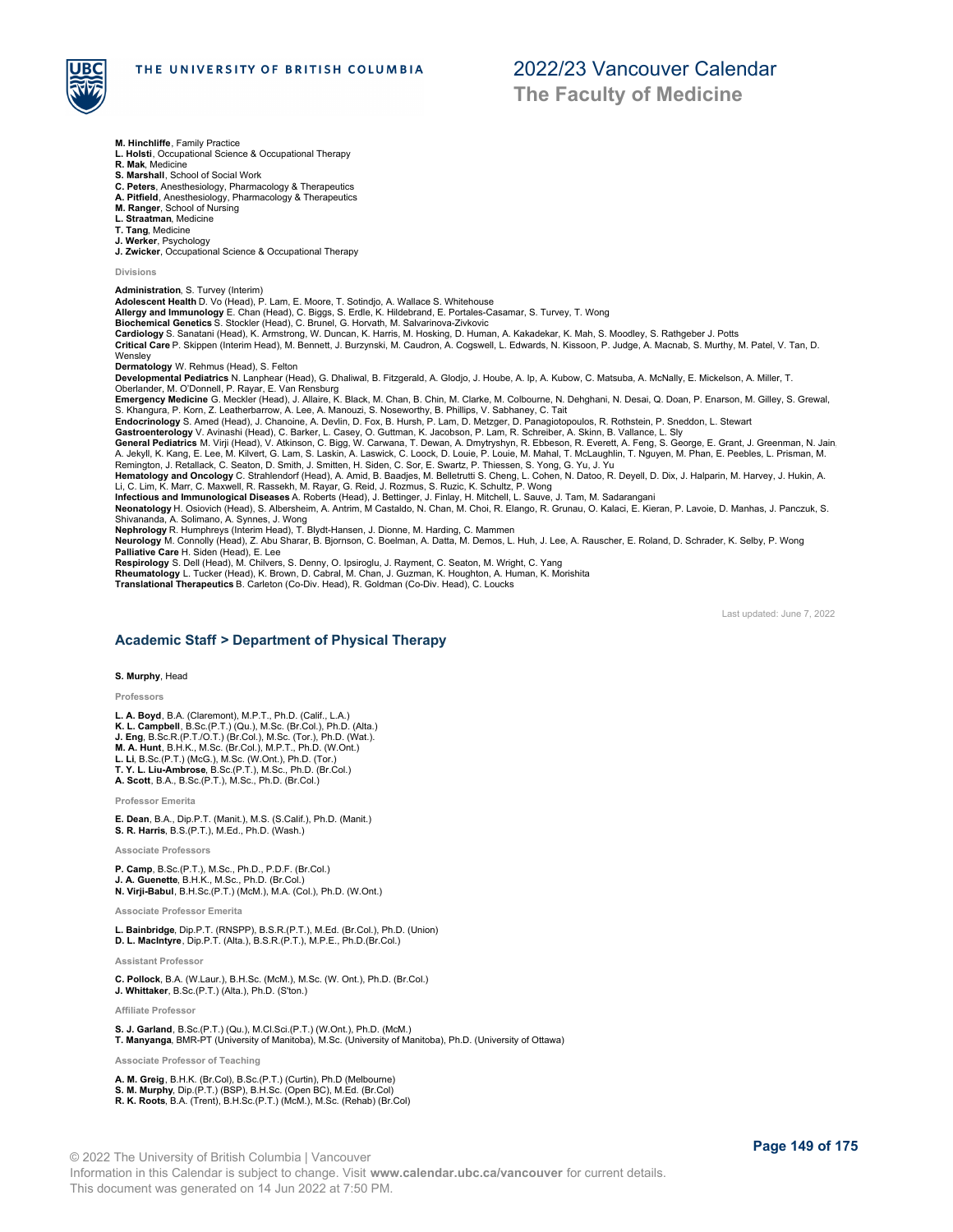**M. Hinchliffe**, Family Practice
**L. Holsti**, Occupational Science & Occupational Therapy
**R. Mak**, Medicine
**S. Marshall**, School of Social Work
**C. Peters**, Anesthesiology, Pharmacology & Therapeutics
**A. Pitfield**, Anesthesiology, Pharmacology & Therapeutics
**M. Ranger**, School of Nursing
**L. Straatman**, Medicine
**T. Tang**, Medicine
**J. Werker**, Psychology
**J. Zwicker**, Occupational Science & Occupational Therapy

##### Divisions

**Administration**, S. Turvey (Interim)
**Adolescent Health** D. Vo (Head), P. Lam, E. Moore, T. Sotindjo, A. Wallace S. Whitehouse
**Allergy and Immunology** E. Chan (Head), C. Biggs, S. Erdle, K. Hildebrand, E. Portales-Casamar, S. Turvey, T. Wong
**Biochemical Genetics** S. Stockler (Head), C. Brunel, G. Horvath, M. Salvarinova-Zivkovic
**Cardiology** S. Sanatani (Head), K. Armstrong, W. Duncan, K. Harris, M. Hosking, D. Human, A. Kakadekar, K. Mah, S. Moodley, S. Rathgeber J. Potts
**Critical Care** P. Skippen (Interim Head), M. Bennett, J. Burzynski, M. Caudron, A. Cogswell, L. Edwards, N. Kissoon, P. Judge, A. Macnab, S. Murthy, M. Patel, V. Tan, D. Wensley
**Dermatology** W. Rehmus (Head), S. Felton
**Developmental Pediatrics** N. Lanphear (Head), G. Dhaliwal, B. Fitzgerald, A. Glodjo, J. Hoube, A. Ip, A. Kubow, C. Matsuba, A. McNally, E. Mickelson, A. Miller, T. Oberlander, M. O'Donnell, P. Rayar, E. Van Rensburg
**Emergency Medicine** G. Meckler (Head), J. Allaire, K. Black, M. Chan, B. Chin, M. Clarke, M. Colbourne, N. Dehghani, N. Desai, Q. Doan, P. Enarson, M. Gilley, S. Grewal, S. Khangura, P. Korn, Z. Leatherbarrow, A. Lee, A. Manouzi, S. Noseworthy, B. Phillips, V. Sabhaney, C. Tait
**Endocrinology** S. Amed (Head), J. Chanoine, A. Devlin, D. Fox, B. Hursh, P. Lam, D. Metzger, D. Panagiotopoulos, R. Rothstein, P. Sneddon, L. Stewart
**Gastroenterology** V. Avinashi (Head), C. Barker, L. Casey, O. Guttman, K. Jacobson, P. Lam, R. Schreiber, A. Skinn, B. Vallance, L. Sly
**General Pediatrics** M. Virji (Head), V. Atkinson, C. Bigg, W. Carwana, T. Dewan, A. Dmytryshyn, R. Ebbeson, R. Everett, A. Feng, S. George, E. Grant, J. Greenman, N. Jain, A. Jekyll, K. Kang, E. Lee, M. Kilvert, G. Lam, S. Laskin, A. Laswick, C. Loock, D. Louie, P. Louie, M. Mahal, T. McLaughlin, T. Nguyen, M. Phan, E. Peebles, L. Prisman, M. Remington, J. Retallack, C. Seaton, D. Smith, J. Smitten, H. Siden, C. Sor, E. Swartz, P. Thiessen, S. Yong, G. Yu, J. Yu
**Hematology and Oncology** C. Strahlendorf (Head), A. Amid, B. Baadjes, M. Belletrutti S. Cheng, L. Cohen, N. Datoo, R. Deyell, D. Dix, J. Halparin, M. Harvey, J. Hukin, A. Li, C. Lim, K. Marr, C. Maxwell, R. Rassekh, M. Rayar, G. Reid, J. Rozmus, S. Ruzic, K. Schultz, P. Wong
**Infectious and Immunological Diseases** A. Roberts (Head), J. Bettinger, J. Finlay, H. Mitchell, L. Sauve, J. Tam, M. Sadarangani
**Neonatology** H. Osiovich (Head), S. Albersheim, A. Antrim, M Castaldo, N. Chan, M. Choi, R. Elango, R. Grunau, O. Kalaci, E. Kieran, P. Lavoie, D. Manhas, J. Panczuk, S. Shivananda, A. Solimano, A. Synnes, J. Wong
**Nephrology** R. Humphreys (Interim Head), T. Blydt-Hansen, J. Dionne, M. Harding, C. Mammen
**Neurology** M. Connolly (Head), Z. Abu Sharar, B. Bjornson, C. Boelman, A. Datta, M. Demos, L. Huh, J. Lee, A. Rauscher, E. Roland, D. Schrader, K. Selby, P. Wong
**Palliative Care** H. Siden (Head), E. Lee
**Respirology** S. Dell (Head), M. Chilvers, S. Denny, O. Ipsiroglu, J. Rayment, C. Seaton, M. Wright, C. Yang
**Rheumatology** L. Tucker (Head), K. Brown, D. Cabral, M. Chan, J. Guzman, K. Houghton, A. Human, K. Morishita
**Translational Therapeutics** B. Carleton (Co-Div. Head), R. Goldman (Co-Div. Head), C. Loucks

Last updated: June 7, 2022

### Academic Staff > Department of Physical Therapy

**S. Murphy**, Head

##### Professors

**L. A. Boyd**, B.A. (Claremont), M.P.T., Ph.D. (Calif., L.A.)
**K. L. Campbell**, B.Sc.(P.T.) (Qu.), M.Sc. (Br.Col.), Ph.D. (Alta.)
**J. Eng**, B.Sc.R.(P.T./O.T.) (Br.Col.), M.Sc. (Tor.), Ph.D. (Wat.).
**M. A. Hunt**, B.H.K., M.Sc. (Br.Col.), M.P.T., Ph.D. (W.Ont.)
**L. Li**, B.Sc.(P.T.) (McG.), M.Sc. (W.Ont.), Ph.D. (Tor.)
**T. Y. L. Liu-Ambrose**, B.Sc.(P.T.), M.Sc., Ph.D. (Br.Col.)
**A. Scott**, B.A., B.Sc.(P.T.), M.Sc., Ph.D. (Br.Col.)

##### Professor Emerita

**E. Dean**, B.A., Dip.P.T. (Manit.), M.S. (S.Calif.), Ph.D. (Manit.)
**S. R. Harris**, B.S.(P.T.), M.Ed., Ph.D. (Wash.)

##### Associate Professors

**P. Camp**, B.Sc.(P.T.), M.Sc., Ph.D., P.D.F. (Br.Col.)
**J. A. Guenette**, B.H.K., M.Sc., Ph.D. (Br.Col.)
**N. Virji-Babul**, B.H.Sc.(P.T.) (McM.), M.A. (Col.), Ph.D. (W.Ont.)

##### Associate Professor Emerita

**L. Bainbridge**, Dip.P.T. (RNSPP), B.S.R.(P.T.), M.Ed. (Br.Col.), Ph.D. (Union)
**D. L. MacIntyre**, Dip.P.T. (Alta.), B.S.R.(P.T.), M.P.E., Ph.D.(Br.Col.)

##### Assistant Professor

**C. Pollock**, B.A. (W.Laur.), B.H.Sc. (McM.), M.Sc. (W. Ont.), Ph.D. (Br.Col.)
**J. Whittaker**, B.Sc.(P.T.) (Alta.), Ph.D. (S'ton.)

##### Affiliate Professor

**S. J. Garland**, B.Sc.(P.T.) (Qu.), M.Cl.Sci.(P.T.) (W.Ont.), Ph.D. (McM.)
**T. Manyanga**, BMR-PT (University of Manitoba), M.Sc. (University of Manitoba), Ph.D. (University of Ottawa)

##### Associate Professor of Teaching

**A. M. Greig**, B.H.K. (Br.Col), B.Sc.(P.T.) (Curtin), Ph.D (Melbourne)
**S. M. Murphy**, Dip.(P.T.) (BSP), B.H.Sc. (Open BC), M.Ed. (Br.Col)
**R. K. Roots**, B.A. (Trent), B.H.Sc.(P.T.) (McM.), M.Sc. (Rehab) (Br.Col)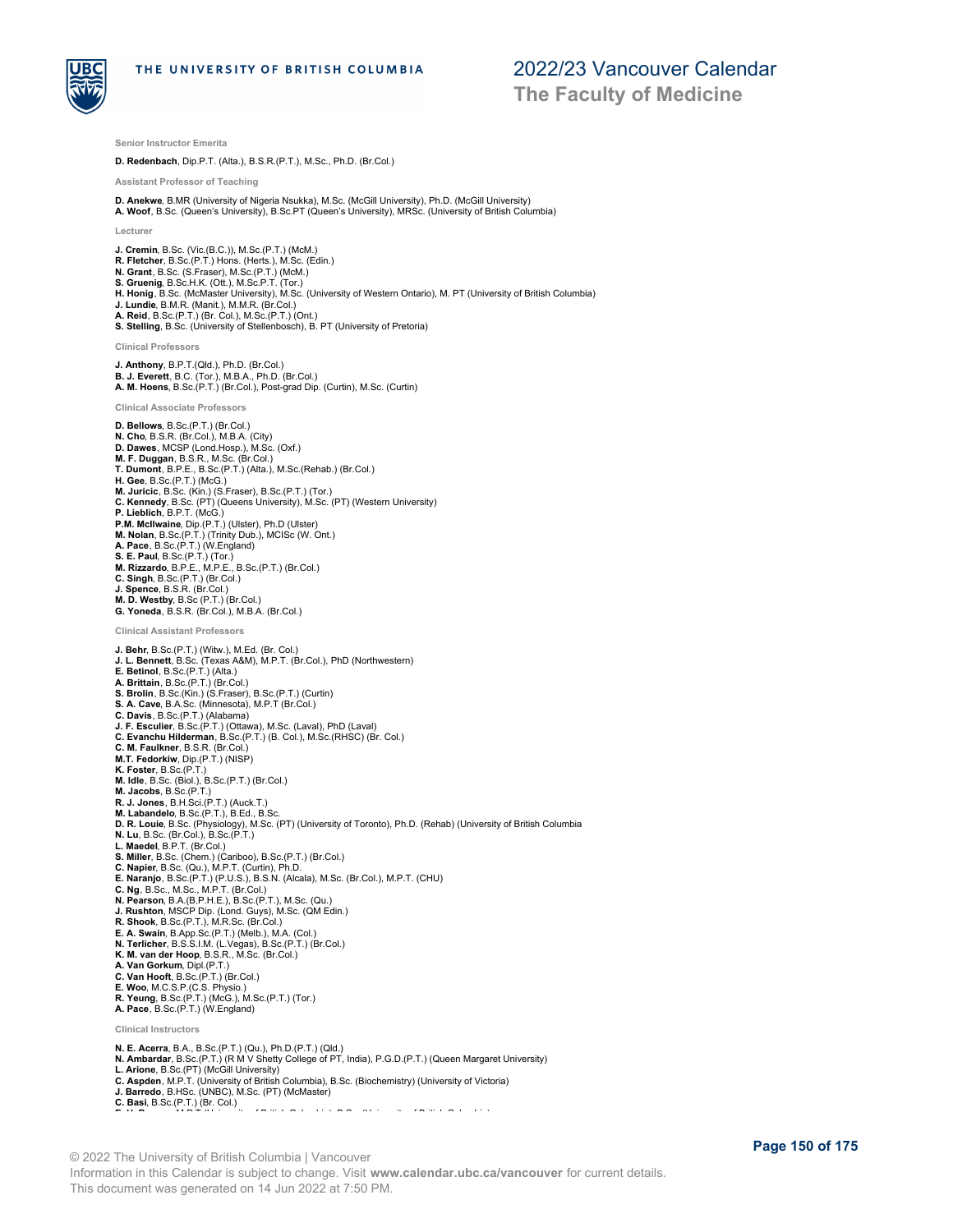#### Senior Instructor Emerita

**D. Redenbach**, Dip.P.T. (Alta.), B.S.R.(P.T.), M.Sc., Ph.D. (Br.Col.)

#### Assistant Professor of Teaching

**D. Anekwe**, B.MR (University of Nigeria Nsukka), M.Sc. (McGill University), Ph.D. (McGill University)
**A. Woof**, B.Sc. (Queen's University), B.Sc.PT (Queen's University), MRSc. (University of British Columbia)

#### Lecturer

**J. Cremin**, B.Sc. (Vic.(B.C.)), M.Sc.(P.T.) (McM.)
**R. Fletcher**, B.Sc.(P.T.) Hons. (Herts.), M.Sc. (Edin.)
**N. Grant**, B.Sc. (S.Fraser), M.Sc.(P.T.) (McM.)
**S. Gruenig**, B.Sc.H.K. (Ott.), M.Sc.P.T. (Tor.)
**H. Honig**, B.Sc. (McMaster University), M.Sc. (University of Western Ontario), M. PT (University of British Columbia)
**J. Lundie**, B.M.R. (Manit.), M.M.R. (Br.Col.)
**A. Reid**, B.Sc.(P.T.) (Br. Col.), M.Sc.(P.T.) (Ont.)
**S. Stelling**, B.Sc. (University of Stellenbosch), B. PT (University of Pretoria)

#### Clinical Professors

**J. Anthony**, B.P.T.(Qld.), Ph.D. (Br.Col.)
**B. J. Everett**, B.C. (Tor.), M.B.A., Ph.D. (Br.Col.)
**A. M. Hoens**, B.Sc.(P.T.) (Br.Col.), Post-grad Dip. (Curtin), M.Sc. (Curtin)

#### Clinical Associate Professors

**D. Bellows**, B.Sc.(P.T.) (Br.Col.)
**N. Cho**, B.S.R. (Br.Col.), M.B.A. (City)
**D. Dawes**, MCSP (Lond.Hosp.), M.Sc. (Oxf.)
**M. F. Duggan**, B.S.R., M.Sc. (Br.Col.)
**T. Dumont**, B.P.E., B.Sc.(P.T.) (Alta.), M.Sc.(Rehab.) (Br.Col.)
**H. Gee**, B.Sc.(P.T.) (McG.)
**M. Juricic**, B.Sc. (Kin.) (S.Fraser), B.Sc.(P.T.) (Tor.)
**C. Kennedy**, B.Sc. (PT) (Queens University), M.Sc. (PT) (Western University)
**P. Lieblich**, B.P.T. (McG.)
**P.M. McIlwaine**, Dip.(P.T.) (Ulster), Ph.D (Ulster)
**M. Nolan**, B.Sc.(P.T.) (Trinity Dub.), MClSc (W. Ont.)
**A. Pace**, B.Sc.(P.T.) (W.England)
**S. E. Paul**, B.Sc.(P.T.) (Tor.)
**M. Rizzardo**, B.P.E., M.P.E., B.Sc.(P.T.) (Br.Col.)
**C. Singh**, B.Sc.(P.T.) (Br.Col.)
**J. Spence**, B.S.R. (Br.Col.)
**M. D. Westby**, B.Sc (P.T.) (Br.Col.)
**G. Yoneda**, B.S.R. (Br.Col.), M.B.A. (Br.Col.)

#### Clinical Assistant Professors

**J. Behr**, B.Sc.(P.T.) (Witw.), M.Ed. (Br. Col.)
**J. L. Bennett**, B.Sc. (Texas A&M), M.P.T. (Br.Col.), PhD (Northwestern)
**E. Betinol**, B.Sc.(P.T.) (Alta.)
**A. Brittain**, B.Sc.(P.T.) (Br.Col.)
**S. Brolin**, B.Sc.(Kin.) (S.Fraser), B.Sc.(P.T.) (Curtin)
**S. A. Cave**, B.A.Sc. (Minnesota), M.P.T (Br.Col.)
**C. Davis**, B.Sc.(P.T.) (Alabama)
**J. F. Esculier**, B.Sc.(P.T.) (Ottawa), M.Sc. (Laval), PhD (Laval)
**C. Evanchu Hilderman**, B.Sc.(P.T.) (B. Col.), M.Sc.(RHSC) (Br. Col.)
**C. M. Faulkner**, B.S.R. (Br.Col.)
**M.T. Fedorkiw**, Dip.(P.T.) (NISP)
**K. Foster**, B.Sc.(P.T.)
**M. Idle**, B.Sc. (Biol.), B.Sc.(P.T.) (Br.Col.)
**M. Jacobs**, B.Sc.(P.T.)
**R. J. Jones**, B.H.Sci.(P.T.) (Auck.T.)
**M. Labandelo**, B.Sc.(P.T.), B.Ed., B.Sc.
**D. R. Louie**, B.Sc. (Physiology), M.Sc. (PT) (University of Toronto), Ph.D. (Rehab) (University of British Columbia
**N. Lu**, B.Sc. (Br.Col.), B.Sc.(P.T.)
**L. Maedel**, B.P.T. (Br.Col.)
**S. Miller**, B.Sc. (Chem.) (Cariboo), B.Sc.(P.T.) (Br.Col.)
**C. Napier**, B.Sc. (Qu.), M.P.T. (Curtin), Ph.D.
**E. Naranjo**, B.Sc.(P.T.) (P.U.S.), B.S.N. (Alcala), M.Sc. (Br.Col.), M.P.T. (CHU)
**C. Ng**, B.Sc., M.Sc., M.P.T. (Br.Col.)
**N. Pearson**, B.A.(B.P.H.E.), B.Sc.(P.T.), M.Sc. (Qu.)
**J. Rushton**, MSCP Dip. (Lond. Guys), M.Sc. (QM Edin.)
**R. Shook**, B.Sc.(P.T.), M.R.Sc. (Br.Col.)
**E. A. Swain**, B.App.Sc.(P.T.) (Melb.), M.A. (Col.)
**N. Terlicher**, B.S.S.I.M. (L.Vegas), B.Sc.(P.T.) (Br.Col.)
**K. M. van der Hoop**, B.S.R., M.Sc. (Br.Col.)
**A. Van Gorkum**, Dipl.(P.T.)
**C. Van Hooft**, B.Sc.(P.T.) (Br.Col.)
**E. Woo**, M.C.S.P.(C.S. Physio.)
**R. Yeung**, B.Sc.(P.T.) (McG.), M.Sc.(P.T.) (Tor.)
**A. Pace**, B.Sc.(P.T.) (W.England)

#### Clinical Instructors

**N. E. Acerra**, B.A., B.Sc.(P.T.) (Qu.), Ph.D.(P.T.) (Qld.)
**N. Ambardar**, B.Sc.(P.T.) (R M V Shetty College of PT, India), P.G.D.(P.T.) (Queen Margaret University)
**L. Arione**, B.Sc.(PT) (McGill University)
**C. Aspden**, M.P.T. (University of British Columbia), B.Sc. (Biochemistry) (University of Victoria)
**J. Barredo**, B.HSc. (UNBC), M.Sc. (PT) (McMaster)
**C. Basi**, B.Sc.(P.T.) (Br. Col.)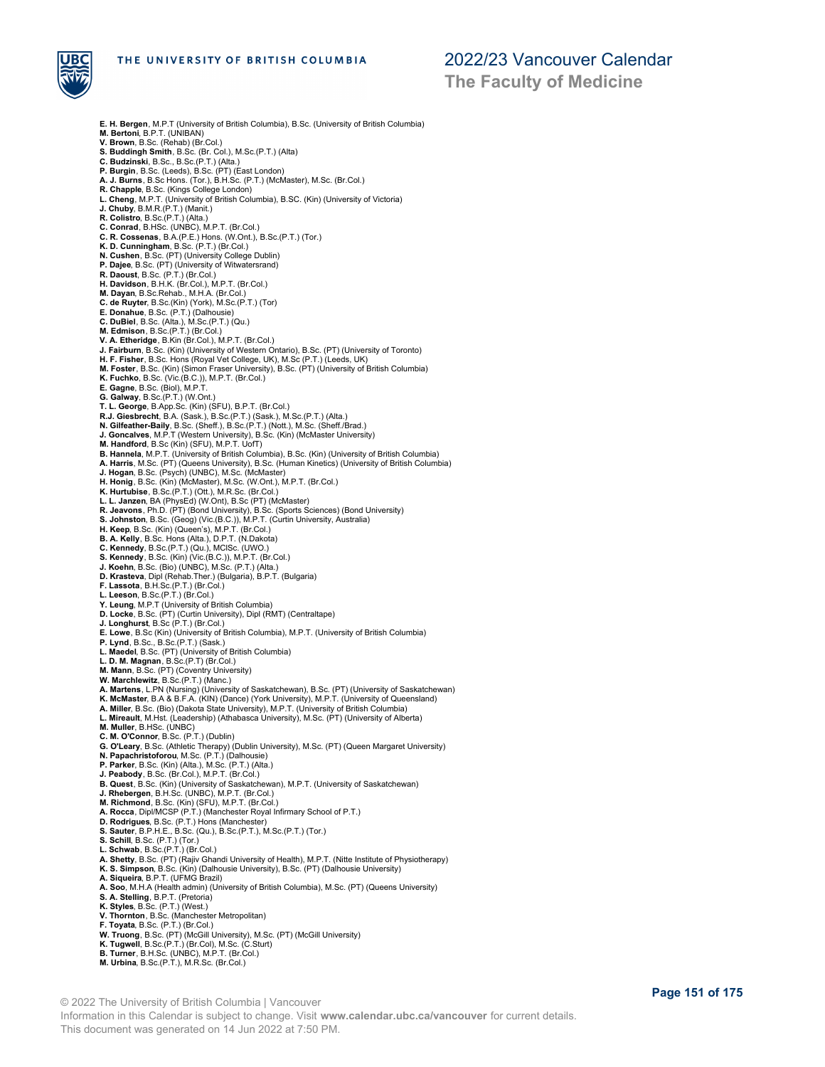**E. H. Bergen**, M.P.T (University of British Columbia), B.Sc. (University of British Columbia)
**M. Bertoni**, B.P.T. (UNIBAN)
**V. Brown**, B.Sc. (Rehab) (Br.Col.)
**S. Buddingh Smith**, B.Sc. (Br. Col.), M.Sc.(P.T.) (Alta)
**C. Budzinski**, B.Sc., B.Sc.(P.T.) (Alta.)
**P. Burgin**, B.Sc. (Leeds), B.Sc. (PT) (East London)
**A. J. Burns**, B.Sc Hons. (Tor.), B.H.Sc. (P.T.) (McMaster), M.Sc. (Br.Col.)
**R. Chapple**, B.Sc. (Kings College London)
**L. Cheng**, M.P.T. (University of British Columbia), B.SC. (Kin) (University of Victoria)
**J. Chuby**, B.M.R.(P.T.) (Manit.)
**R. Colistro**, B.Sc.(P.T.) (Alta.)
**C. Conrad**, B.HSc. (UNBC), M.P.T. (Br.Col.)
**C. R. Cossenas**, B.A.(P.E.) Hons. (W.Ont.), B.Sc.(P.T.) (Tor.)
**K. D. Cunningham**, B.Sc. (P.T.) (Br.Col.)
**N. Cushen**, B.Sc. (PT) (University College Dublin)
**P. Dajee**, B.Sc. (PT) (University of Witwatersrand)
**R. Daoust**, B.Sc. (P.T.) (Br.Col.)
**H. Davidson**, B.H.K. (Br.Col.), M.P.T. (Br.Col.)
**M. Dayan**, B.Sc.Rehab., M.H.A. (Br.Col.)
**C. de Ruyter**, B.Sc.(Kin) (York), M.Sc.(P.T.) (Tor)
**E. Donahue**, B.Sc. (P.T.) (Dalhousie)
**C. DuBiel**, B.Sc. (Alta.), M.Sc.(P.T.) (Qu.)
**M. Edmison**, B.Sc.(P.T.) (Br.Col.)
**V. A. Etheridge**, B.Kin (Br.Col.), M.P.T. (Br.Col.)
**J. Fairburn**, B.Sc. (Kin) (University of Western Ontario), B.Sc. (PT) (University of Toronto)
**H. F. Fisher**, B.Sc. Hons (Royal Vet College, UK), M.Sc (P.T.) (Leeds, UK)
**M. Foster**, B.Sc. (Kin) (Simon Fraser University), B.Sc. (PT) (University of British Columbia)
**K. Fuchko**, B.Sc. (Vic.(B.C.)), M.P.T. (Br.Col.)
**E. Gagne**, B.Sc. (Biol), M.P.T.
**G. Galway**, B.Sc.(P.T.) (W.Ont.)
**T. L. George**, B.App.Sc. (Kin) (SFU), B.P.T. (Br.Col.)
**R.J. Giesbrecht**, B.A. (Sask.), B.Sc.(P.T.) (Sask.), M.Sc.(P.T.) (Alta.)
**N. Gilfeather-Baily**, B.Sc. (Sheff.), B.Sc.(P.T.) (Nott.), M.Sc. (Sheff./Brad.)
**J. Goncalves**, M.P.T (Western University), B.Sc. (Kin) (McMaster University)
**M. Handford**, B.Sc (Kin) (SFU), M.P.T. UofT)
**B. Hannela**, M.P.T. (University of British Columbia), B.Sc. (Kin) (University of British Columbia)
**A. Harris**, M.Sc. (PT) (Queens University), B.Sc. (Human Kinetics) (University of British Columbia)
**J. Hogan**, B.Sc. (Psych) (UNBC), M.Sc. (McMaster)
**H. Honig**, B.Sc. (Kin) (McMaster), M.Sc. (W.Ont.), M.P.T. (Br.Col.)
**K. Hurtubise**, B.Sc.(P.T.) (Ott.), M.R.Sc. (Br.Col.)
**L. L. Janzen**, BA (PhysEd) (W.Ont), B.Sc (PT) (McMaster)
**R. Jeavons**, Ph.D. (PT) (Bond University), B.Sc. (Sports Sciences) (Bond University)
**S. Johnston**, B.Sc. (Geog) (Vic.(B.C.)), M.P.T. (Curtin University, Australia)
**H. Keep**, B.Sc. (Kin) (Queen's), M.P.T. (Br.Col.)
**B. A. Kelly**, B.Sc. Hons (Alta.), D.P.T. (N.Dakota)
**C. Kennedy**, B.Sc.(P.T.) (Qu.), MClSc. (UWO.)
**S. Kennedy**, B.Sc. (Kin) (Vic.(B.C.)), M.P.T. (Br.Col.)
**J. Koehn**, B.Sc. (Bio) (UNBC), M.Sc. (P.T.) (Alta.)
**D. Krasteva**, Dipl (Rehab.Ther.) (Bulgaria), B.P.T. (Bulgaria)
**F. Lassota**, B.H.Sc.(P.T.) (Br.Col.)
**L. Leeson**, B.Sc.(P.T.) (Br.Col.)
**Y. Leung**, M.P.T (University of British Columbia)
**D. Locke**, B.Sc. (PT) (Curtin University), Dipl (RMT) (Centraltape)
**J. Longhurst**, B.Sc (P.T.) (Br.Col.)
**E. Lowe**, B.Sc (Kin) (University of British Columbia), M.P.T. (University of British Columbia)
**P. Lynd**, B.Sc., B.Sc.(P.T.) (Sask.)
**L. Maedel**, B.Sc. (PT) (University of British Columbia)
**L. D. M. Magnan**, B.Sc.(P.T) (Br.Col.)
**M. Mann**, B.Sc. (PT) (Coventry University)
**W. Marchlewitz**, B.Sc.(P.T.) (Manc.)
**A. Martens**, L.PN (Nursing) (University of Saskatchewan), B.Sc. (PT) (University of Saskatchewan)
**K. McMaster**, B.A & B.F.A. (KIN) (Dance) (York University), M.P.T. (University of Queensland)
**A. Miller**, B.Sc. (Bio) (Dakota State University), M.P.T. (University of British Columbia)
**L. Mireault**, M.Hst. (Leadership) (Athabasca University), M.Sc. (PT) (University of Alberta)
**M. Muller**, B.HSc. (UNBC)
**C. M. O'Connor**, B.Sc. (P.T.) (Dublin)
**G. O'Leary**, B.Sc. (Athletic Therapy) (Dublin University), M.Sc. (PT) (Queen Margaret University)
**N. Papachristoforou**, M.Sc. (P.T.) (Dalhousie)
**P. Parker**, B.Sc. (Kin) (Alta.), M.Sc. (P.T.) (Alta.)
**J. Peabody**, B.Sc. (Br.Col.), M.P.T. (Br.Col.)
**B. Quest**, B.Sc. (Kin) (University of Saskatchewan), M.P.T. (University of Saskatchewan)
**J. Rhebergen**, B.H.Sc. (UNBC), M.P.T. (Br.Col.)
**M. Richmond**, B.Sc. (Kin) (SFU), M.P.T. (Br.Col.)
**A. Rocca**, Dipl/MCSP (P.T.) (Manchester Royal Infirmary School of P.T.)
**D. Rodrigues**, B.Sc. (P.T.) Hons (Manchester)
**S. Sauter**, B.P.H.E., B.Sc. (Qu.), B.Sc.(P.T.), M.Sc.(P.T.) (Tor.)
**S. Schill**, B.Sc. (P.T.) (Tor.)
**L. Schwab**, B.Sc.(P.T.) (Br.Col.)
**A. Shetty**, B.Sc. (PT) (Rajiv Ghandi University of Health), M.P.T. (Nitte Institute of Physiotherapy)
**K. S. Simpson**, B.Sc. (Kin) (Dalhousie University), B.Sc. (PT) (Dalhousie University)
**A. Siqueira**, B.P.T. (UFMG Brazil)
**A. Soo**, M.H.A (Health admin) (University of British Columbia), M.Sc. (PT) (Queens University)
**S. A. Stelling**, B.P.T. (Pretoria)
**K. Styles**, B.Sc. (P.T.) (West.)
**V. Thornton**, B.Sc. (Manchester Metropolitan)
**F. Toyata**, B.Sc. (P.T.) (Br.Col.)
**W. Truong**, B.Sc. (PT) (McGill University), M.Sc. (PT) (McGill University)
**K. Tugwell**, B.Sc.(P.T.) (Br.Col), M.Sc. (C.Sturt)
**B. Turner**, B.H.Sc. (UNBC), M.P.T. (Br.Col.)
**M. Urbina**, B.Sc.(P.T.), M.R.Sc. (Br.Col.)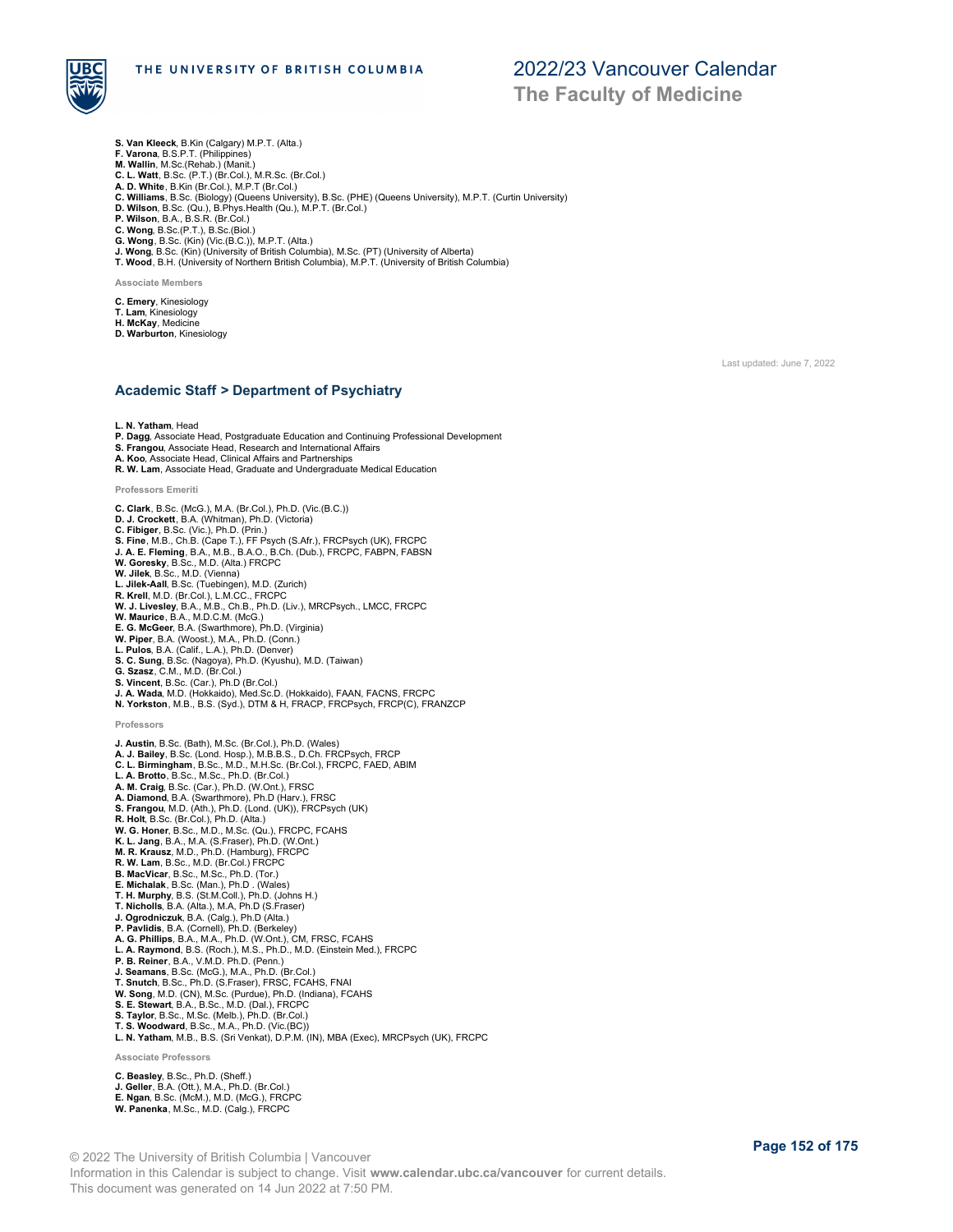**S. Van Kleeck**, B.Kin (Calgary) M.P.T. (Alta.)
**F. Varona**, B.S.P.T. (Philippines)
**M. Wallin**, M.Sc.(Rehab.) (Manit.)
**C. L. Watt**, B.Sc. (P.T.) (Br.Col.), M.R.Sc. (Br.Col.)
**A. D. White**, B.Kin (Br.Col.), M.P.T (Br.Col.)
**C. Williams**, B.Sc. (Biology) (Queens University), B.Sc. (PHE) (Queens University), M.P.T. (Curtin University)
**D. Wilson**, B.Sc. (Qu.), B.Phys.Health (Qu.), M.P.T. (Br.Col.)
**P. Wilson**, B.A., B.S.R. (Br.Col.)
**C. Wong**, B.Sc.(P.T.), B.Sc.(Biol.)
**G. Wong**, B.Sc. (Kin) (Vic.(B.C.)), M.P.T. (Alta.)
**J. Wong**, B.Sc. (Kin) (University of British Columbia), M.Sc. (PT) (University of Alberta)
**T. Wood**, B.H. (University of Northern British Columbia), M.P.T. (University of British Columbia)

#### Associate Members

**C. Emery**, Kinesiology
**T. Lam**, Kinesiology
**H. McKay**, Medicine
**D. Warburton**, Kinesiology

Last updated: June 7, 2022

## Academic Staff > Department of Psychiatry

**L. N. Yatham**, Head
**P. Dagg**, Associate Head, Postgraduate Education and Continuing Professional Development
**S. Frangou**, Associate Head, Research and International Affairs
**A. Koo**, Associate Head, Clinical Affairs and Partnerships
**R. W. Lam**, Associate Head, Graduate and Undergraduate Medical Education

#### Professors Emeriti

**C. Clark**, B.Sc. (McG.), M.A. (Br.Col.), Ph.D. (Vic.(B.C.))
**D. J. Crockett**, B.A. (Whitman), Ph.D. (Victoria)
**C. Fibiger**, B.Sc. (Vic.), Ph.D. (Prin.)
**S. Fine**, M.B., Ch.B. (Cape T.), FF Psych (S.Afr.), FRCPsych (UK), FRCPC
**J. A. E. Fleming**, B.A., M.B., B.A.O., B.Ch. (Dub.), FRCPC, FABPN, FABSN
**W. Goresky**, B.Sc., M.D. (Alta.) FRCPC
**W. Jilek**, B.Sc., M.D. (Vienna)
**L. Jilek-Aall**, B.Sc. (Tuebingen), M.D. (Zurich)
**R. Krell**, M.D. (Br.Col.), L.M.CC., FRCPC
**W. J. Livesley**, B.A., M.B., Ch.B., Ph.D. (Liv.), MRCPsych., LMCC, FRCPC
**W. Maurice**, B.A., M.D.C.M. (McG.)
**E. G. McGeer**, B.A. (Swarthmore), Ph.D. (Virginia)
**W. Piper**, B.A. (Woost.), M.A., Ph.D. (Conn.)
**L. Pulos**, B.A. (Calif., L.A.), Ph.D. (Denver)
**S. C. Sung**, B.Sc. (Nagoya), Ph.D. (Kyushu), M.D. (Taiwan)
**G. Szasz**, C.M., M.D. (Br.Col.)
**S. Vincent**, B.Sc. (Car.), Ph.D (Br.Col.)
**J. A. Wada**, M.D. (Hokkaido), Med.Sc.D. (Hokkaido), FAAN, FACNS, FRCPC
**N. Yorkston**, M.B., B.S. (Syd.), DTM & H, FRACP, FRCPsych, FRCP(C), FRANZCP

#### Professors

**J. Austin**, B.Sc. (Bath), M.Sc. (Br.Col.), Ph.D. (Wales)
**A. J. Bailey**, B.Sc. (Lond. Hosp.), M.B.B.S., D.Ch. FRCPsych, FRCP
**C. L. Birmingham**, B.Sc., M.D., M.H.Sc. (Br.Col.), FRCPC, FAED, ABIM
**L. A. Brotto**, B.Sc., M.Sc., Ph.D. (Br.Col.)
**A. M. Craig**, B.Sc. (Car.), Ph.D. (W.Ont.), FRSC
**A. Diamond**, B.A. (Swarthmore), Ph.D (Harv.), FRSC
**S. Frangou**, M.D. (Ath.), Ph.D. (Lond. (UK)), FRCPsych (UK)
**R. Holt**, B.Sc. (Br.Col.), Ph.D. (Alta.)
**W. G. Honer**, B.Sc., M.D., M.Sc. (Qu.), FRCPC, FCAHS
**K. L. Jang**, B.A., M.A. (S.Fraser), Ph.D. (W.Ont.)
**M. R. Krausz**, M.D., Ph.D. (Hamburg), FRCPC
**R. W. Lam**, B.Sc., M.D. (Br.Col.) FRCPC
**B. MacVicar**, B.Sc., M.Sc., Ph.D. (Tor.)
**E. Michalak**, B.Sc. (Man.), Ph.D . (Wales)
**T. H. Murphy**, B.S. (St.M.Coll.), Ph.D. (Johns H.)
**T. Nicholls**, B.A. (Alta.), M.A, Ph.D (S.Fraser)
**J. Ogrodniczuk**, B.A. (Calg.), Ph.D (Alta.)
**P. Pavlidis**, B.A. (Cornell), Ph.D. (Berkeley)
**A. G. Phillips**, B.A., M.A., Ph.D. (W.Ont.), CM, FRSC, FCAHS
**L. A. Raymond**, B.S. (Roch.), M.S., Ph.D., M.D. (Einstein Med.), FRCPC
**P. B. Reiner**, B.A., V.M.D. Ph.D. (Penn.)
**J. Seamans**, B.Sc. (McG.), M.A., Ph.D. (Br.Col.)
**T. Snutch**, B.Sc., Ph.D. (S.Fraser), FRSC, FCAHS, FNAI
**W. Song**, M.D. (CN), M.Sc. (Purdue), Ph.D. (Indiana), FCAHS
**S. E. Stewart**, B.A., B.Sc., M.D. (Dal.), FRCPC
**S. Taylor**, B.Sc., M.Sc. (Melb.), Ph.D. (Br.Col.)
**T. S. Woodward**, B.Sc., M.A., Ph.D. (Vic.(BC))
**L. N. Yatham**, M.B., B.S. (Sri Venkat), D.P.M. (IN), MBA (Exec), MRCPsych (UK), FRCPC

#### Associate Professors

**C. Beasley**, B.Sc., Ph.D. (Sheff.)
**J. Geller**, B.A. (Ott.), M.A., Ph.D. (Br.Col.)
**E. Ngan**, B.Sc. (McM.), M.D. (McG.), FRCPC
**W. Panenka**, M.Sc., M.D. (Calg.), FRCPC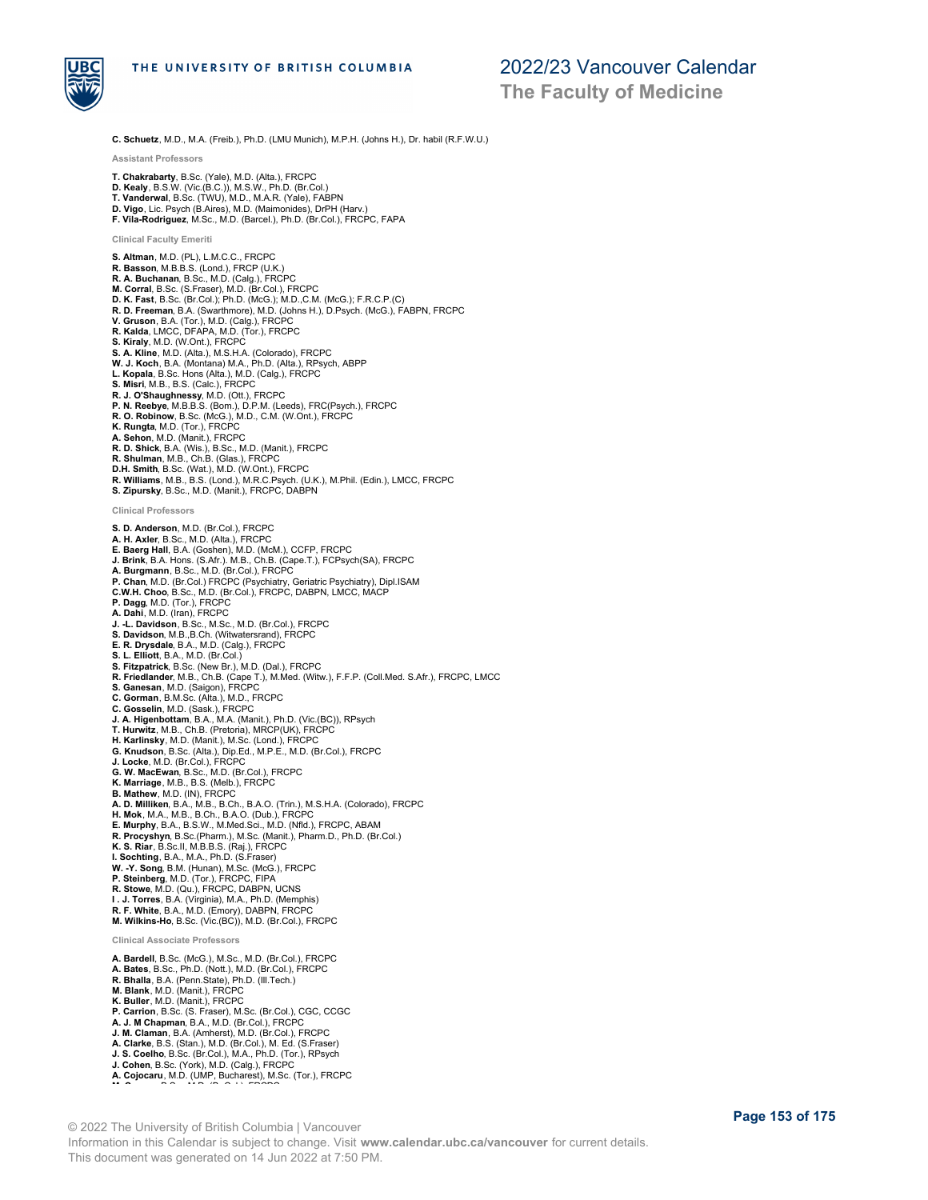**C. Schuetz**, M.D., M.A. (Freib.), Ph.D. (LMU Munich), M.P.H. (Johns H.), Dr. habil (R.F.W.U.)

#### Assistant Professors

**T. Chakrabarty**, B.Sc. (Yale), M.D. (Alta.), FRCPC
**D. Kealy**, B.S.W. (Vic.(B.C.)), M.S.W., Ph.D. (Br.Col.)
**T. Vanderwal**, B.Sc. (TWU), M.D., M.A.R. (Yale), FABPN
**D. Vigo**, Lic. Psych (B.Aires), M.D. (Maimonides), DrPH (Harv.)
**F. Vila-Rodriguez**, M.Sc., M.D. (Barcel.), Ph.D. (Br.Col.), FRCPC, FAPA

#### Clinical Faculty Emeriti

**S. Altman**, M.D. (PL), L.M.C.C., FRCPC
**R. Basson**, M.B.B.S. (Lond.), FRCP (U.K.)
**R. A. Buchanan**, B.Sc., M.D. (Calg.), FRCPC
**M. Corral**, B.Sc. (S.Fraser), M.D. (Br.Col.), FRCPC
**D. K. Fast**, B.Sc. (Br.Col.); Ph.D. (McG.); M.D.,C.M. (McG.); F.R.C.P.(C)
**R. D. Freeman**, B.A. (Swarthmore), M.D. (Johns H.), D.Psych. (McG.), FABPN, FRCPC
**V. Gruson**, B.A. (Tor.), M.D. (Calg.), FRCPC
**R. Kalda**, LMCC, DFAPA, M.D. (Tor.), FRCPC
**S. Kiraly**, M.D. (W.Ont.), FRCPC
**S. A. Kline**, M.D. (Alta.), M.S.H.A. (Colorado), FRCPC
**W. J. Koch**, B.A. (Montana) M.A., Ph.D. (Alta.), RPsych, ABPP
**L. Kopala**, B.Sc. Hons (Alta.), M.D. (Calg.), FRCPC
**S. Misri**, M.B., B.S. (Calc.), FRCPC
**R. J. O'Shaughnessy**, M.D. (Ott.), FRCPC
**P. N. Reebye**, M.B.B.S. (Bom.), D.P.M. (Leeds), FRC(Psych.), FRCPC
**R. O. Robinow**, B.Sc. (McG.), M.D., C.M. (W.Ont.), FRCPC
**K. Rungta**, M.D. (Tor.), FRCPC
**A. Sehon**, M.D. (Manit.), FRCPC
**R. D. Shick**, B.A. (Wis.), B.Sc., M.D. (Manit.), FRCPC
**R. Shulman**, M.B., Ch.B. (Glas.), FRCPC
**D.H. Smith**, B.Sc. (Wat.), M.D. (W.Ont.), FRCPC
**R. Williams**, M.B., B.S. (Lond.), M.R.C.Psych. (U.K.), M.Phil. (Edin.), LMCC, FRCPC
**S. Zipursky**, B.Sc., M.D. (Manit.), FRCPC, DABPN

#### Clinical Professors

**S. D. Anderson**, M.D. (Br.Col.), FRCPC
**A. H. Axler**, B.Sc., M.D. (Alta.), FRCPC
**E. Baerg Hall**, B.A. (Goshen), M.D. (McM.), CCFP, FRCPC
**J. Brink**, B.A. Hons. (S.Afr.). M.B., Ch.B. (Cape.T.), FCPsych(SA), FRCPC
**A. Burgmann**, B.Sc., M.D. (Br.Col.), FRCPC
**P. Chan**, M.D. (Br.Col.) FRCPC (Psychiatry, Geriatric Psychiatry), Dipl.ISAM
**C.W.H. Choo**, B.Sc., M.D. (Br.Col.), FRCPC, DABPN, LMCC, MACP
**P. Dagg**, M.D. (Tor.), FRCPC
**A. Dahi**, M.D. (Iran), FRCPC
**J. -L. Davidson**, B.Sc., M.Sc., M.D. (Br.Col.), FRCPC
**S. Davidson**, M.B.,B.Ch. (Witwatersrand), FRCPC
**E. R. Drysdale**, B.A., M.D. (Calg.), FRCPC
**S. L. Elliott**, B.A., M.D. (Br.Col.)
**S. Fitzpatrick**, B.Sc. (New Br.), M.D. (Dal.), FRCPC
**R. Friedlander**, M.B., Ch.B. (Cape T.), M.Med. (Witw.), F.F.P. (Coll.Med. S.Afr.), FRCPC, LMCC
**S. Ganesan**, M.D. (Saigon), FRCPC
**C. Gorman**, B.M.Sc. (Alta.), M.D., FRCPC
**C. Gosselin**, M.D. (Sask.), FRCPC
**J. A. Higenbottam**, B.A., M.A. (Manit.), Ph.D. (Vic.(BC)), RPsych
**T. Hurwitz**, M.B., Ch.B. (Pretoria), MRCP(UK), FRCPC
**H. Karlinsky**, M.D. (Manit.), M.Sc. (Lond.), FRCPC
**G. Knudson**, B.Sc. (Alta.), Dip.Ed., M.P.E., M.D. (Br.Col.), FRCPC
**J. Locke**, M.D. (Br.Col.), FRCPC
**G. W. MacEwan**, B.Sc., M.D. (Br.Col.), FRCPC
**K. Marriage**, M.B., B.S. (Melb.), FRCPC
**B. Mathew**, M.D. (IN), FRCPC
**A. D. Milliken**, B.A., M.B., B.Ch., B.A.O. (Trin.), M.S.H.A. (Colorado), FRCPC
**H. Mok**, M.A., M.B., B.Ch., B.A.O. (Dub.), FRCPC
**E. Murphy**, B.A., B.S.W., M.Med.Sci., M.D. (Nfld.), FRCPC, ABAM
**R. Procyshyn**, B.Sc.(Pharm.), M.Sc. (Manit.), Pharm.D., Ph.D. (Br.Col.)
**K. S. Riar**, B.Sc.II, M.B.B.S. (Raj.), FRCPC
**I. Sochting**, B.A., M.A., Ph.D. (S.Fraser)
**W. -Y. Song**, B.M. (Hunan), M.Sc. (McG.), FRCPC
**P. Steinberg**, M.D. (Tor.), FRCPC, FIPA
**R. Stowe**, M.D. (Qu.), FRCPC, DABPN, UCNS
**I . J. Torres**, B.A. (Virginia), M.A., Ph.D. (Memphis)
**R. F. White**, B.A., M.D. (Emory), DABPN, FRCPC
**M. Wilkins-Ho**, B.Sc. (Vic.(BC)), M.D. (Br.Col.), FRCPC

#### Clinical Associate Professors

**A. Bardell**, B.Sc. (McG.), M.Sc., M.D. (Br.Col.), FRCPC
**A. Bates**, B.Sc., Ph.D. (Nott.), M.D. (Br.Col.), FRCPC
**R. Bhalla**, B.A. (Penn.State), Ph.D. (Ill.Tech.)
**M. Blank**, M.D. (Manit.), FRCPC
**K. Buller**, M.D. (Manit.), FRCPC
**P. Carrion**, B.Sc. (S. Fraser), M.Sc. (Br.Col.), CGC, CCGC
**A. J. M Chapman**, B.A., M.D. (Br.Col.), FRCPC
**J. M. Claman**, B.A. (Amherst), M.D. (Br.Col.), FRCPC
**A. Clarke**, B.S. (Stan.), M.D. (Br.Col.), M. Ed. (S.Fraser)
**J. S. Coelho**, B.Sc. (Br.Col.), M.A., Ph.D. (Tor.), RPsych
**J. Cohen**, B.Sc. (York), M.D. (Calg.), FRCPC
**A. Cojocaru**, M.D. (UMP, Bucharest), M.Sc. (Tor.), FRCPC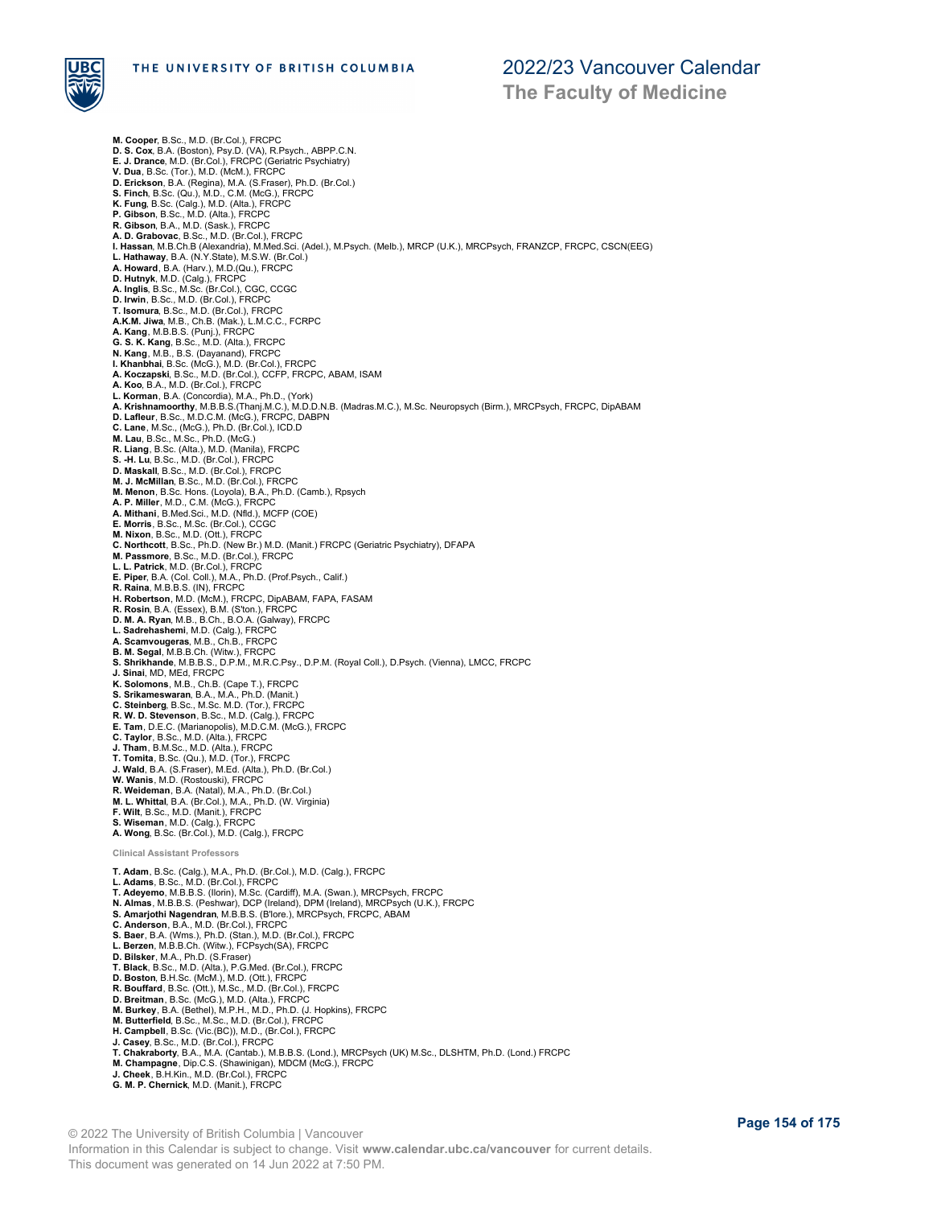**M. Cooper**, B.Sc., M.D. (Br.Col.), FRCPC
**D. S. Cox**, B.A. (Boston), Psy.D. (VA), R.Psych., ABPP.C.N.
**E. J. Drance**, M.D. (Br.Col.), FRCPC (Geriatric Psychiatry)
**V. Dua**, B.Sc. (Tor.), M.D. (McM.), FRCPC
**D. Erickson**, B.A. (Regina), M.A. (S.Fraser), Ph.D. (Br.Col.)
**S. Finch**, B.Sc. (Qu.), M.D., C.M. (McG.), FRCPC
**K. Fung**, B.Sc. (Calg.), M.D. (Alta.), FRCPC
**P. Gibson**, B.Sc., M.D. (Alta.), FRCPC
**R. Gibson**, B.A., M.D. (Sask.), FRCPC
**A. D. Grabovac**, B.Sc., M.D. (Br.Col.), FRCPC
**I. Hassan**, M.B.Ch.B (Alexandria), M.Med.Sci. (Adel.), M.Psych. (Melb.), MRCP (U.K.), MRCPsych, FRANZCP, FRCPC, CSCN(EEG)
**L. Hathaway**, B.A. (N.Y.State), M.S.W. (Br.Col.)
**A. Howard**, B.A. (Harv.), M.D.(Qu.), FRCPC
**D. Hutnyk**, M.D. (Calg.), FRCPC
**A. Inglis**, B.Sc., M.Sc. (Br.Col.), CGC, CCGC
**D. Irwin**, B.Sc., M.D. (Br.Col.), FRCPC
**T. Isomura**, B.Sc., M.D. (Br.Col.), FRCPC
**A.K.M. Jiwa**, M.B., Ch.B. (Mak.), L.M.C.C., FCRPC
**A. Kang**, M.B.B.S. (Punj.), FRCPC
**G. S. K. Kang**, B.Sc., M.D. (Alta.), FRCPC
**N. Kang**, M.B., B.S. (Dayanand), FRCPC
**I. Khanbhai**, B.Sc. (McG.), M.D. (Br.Col.), FRCPC
**A. Koczapski**, B.Sc., M.D. (Br.Col.), CCFP, FRCPC, ABAM, ISAM
**A. Koo**, B.A., M.D. (Br.Col.), FRCPC
**L. Korman**, B.A. (Concordia), M.A., Ph.D., (York)
**A. Krishnamoorthy**, M.B.B.S.(Thanj.M.C.), M.D.D.N.B. (Madras.M.C.), M.Sc. Neuropsych (Birm.), MRCPsych, FRCPC, DipABAM
**D. Lafleur**, B.Sc., M.D.C.M. (McG.), FRCPC, DABPN
**C. Lane**, M.Sc., (McG.), Ph.D. (Br.Col.), ICD.D
**M. Lau**, B.Sc., M.Sc., Ph.D. (McG.)
**R. Liang**, B.Sc. (Alta.), M.D. (Manila), FRCPC
**S. -H. Lu**, B.Sc., M.D. (Br.Col.), FRCPC
**D. Maskall**, B.Sc., M.D. (Br.Col.), FRCPC
**M. J. McMillan**, B.Sc., M.D. (Br.Col.), FRCPC
**M. Menon**, B.Sc. Hons. (Loyola), B.A., Ph.D. (Camb.), Rpsych
**A. P. Miller**, M.D., C.M. (McG.), FRCPC
**A. Mithani**, B.Med.Sci., M.D. (Nfld.), MCFP (COE)
**E. Morris**, B.Sc., M.Sc. (Br.Col.), CCGC
**M. Nixon**, B.Sc., M.D. (Ott.), FRCPC
**C. Northcott**, B.Sc., Ph.D. (New Br.) M.D. (Manit.) FRCPC (Geriatric Psychiatry), DFAPA
**M. Passmore**, B.Sc., M.D. (Br.Col.), FRCPC
**L. L. Patrick**, M.D. (Br.Col.), FRCPC
**E. Piper**, B.A. (Col. Coll.), M.A., Ph.D. (Prof.Psych., Calif.)
**R. Raina**, M.B.B.S. (IN), FRCPC
**H. Robertson**, M.D. (McM.), FRCPC, DipABAM, FAPA, FASAM
**R. Rosin**, B.A. (Essex), B.M. (S'ton.), FRCPC
**D. M. A. Ryan**, M.B., B.Ch., B.O.A. (Galway), FRCPC
**L. Sadrehashemi**, M.D. (Calg.), FRCPC
**A. Scamvougeras**, M.B., Ch.B., FRCPC
**B. M. Segal**, M.B.B.Ch. (Witw.), FRCPC
**S. Shrikhande**, M.B.B.S., D.P.M., M.R.C.Psy., D.P.M. (Royal Coll.), D.Psych. (Vienna), LMCC, FRCPC
**J. Sinai**, MD, MEd, FRCPC
**K. Solomons**, M.B., Ch.B. (Cape T.), FRCPC
**S. Srikameswaran**, B.A., M.A., Ph.D. (Manit.)
**C. Steinberg**, B.Sc., M.Sc. M.D. (Tor.), FRCPC
**R. W. D. Stevenson**, B.Sc., M.D. (Calg.), FRCPC
**E. Tam**, D.E.C. (Marianopolis), M.D.C.M. (McG.), FRCPC
**C. Taylor**, B.Sc., M.D. (Alta.), FRCPC
**J. Tham**, B.M.Sc., M.D. (Alta.), FRCPC
**T. Tomita**, B.Sc. (Qu.), M.D. (Tor.), FRCPC
**J. Wald**, B.A. (S.Fraser), M.Ed. (Alta.), Ph.D. (Br.Col.)
**W. Wanis**, M.D. (Rostouski), FRCPC
**R. Weideman**, B.A. (Natal), M.A., Ph.D. (Br.Col.)
**M. L. Whittal**, B.A. (Br.Col.), M.A., Ph.D. (W. Virginia)
**F. Wilt**, B.Sc., M.D. (Manit.), FRCPC
**S. Wiseman**, M.D. (Calg.), FRCPC
**A. Wong**, B.Sc. (Br.Col.), M.D. (Calg.), FRCPC

#### Clinical Assistant Professors

**T. Adam**, B.Sc. (Calg.), M.A., Ph.D. (Br.Col.), M.D. (Calg.), FRCPC
**L. Adams**, B.Sc., M.D. (Br.Col.), FRCPC
**T. Adeyemo**, M.B.B.S. (Ilorin), M.Sc. (Cardiff), M.A. (Swan.), MRCPsych, FRCPC
**N. Almas**, M.B.B.S. (Peshwar), DCP (Ireland), DPM (Ireland), MRCPsych (U.K.), FRCPC
**S. Amarjothi Nagendran**, M.B.B.S. (B'lore.), MRCPsych, FRCPC, ABAM
**C. Anderson**, B.A., M.D. (Br.Col.), FRCPC
**S. Baer**, B.A. (Wms.), Ph.D. (Stan.), M.D. (Br.Col.), FRCPC
**L. Berzen**, M.B.B.Ch. (Witw.), FCPsych(SA), FRCPC
**D. Bilsker**, M.A., Ph.D. (S.Fraser)
**T. Black**, B.Sc., M.D. (Alta.), P.G.Med. (Br.Col.), FRCPC
**D. Boston**, B.H.Sc. (McM.), M.D. (Ott.), FRCPC
**R. Bouffard**, B.Sc. (Ott.), M.Sc., M.D. (Br.Col.), FRCPC
**D. Breitman**, B.Sc. (McG.), M.D. (Alta.), FRCPC
**M. Burkey**, B.A. (Bethel), M.P.H., M.D., Ph.D. (J. Hopkins), FRCPC
**M. Butterfield**, B.Sc., M.Sc., M.D. (Br.Col.), FRCPC
**H. Campbell**, B.Sc. (Vic.(BC)), M.D., (Br.Col.), FRCPC
**J. Casey**, B.Sc., M.D. (Br.Col.), FRCPC
**T. Chakraborty**, B.A., M.A. (Cantab.), M.B.B.S. (Lond.), MRCPsych (UK) M.Sc., DLSHTM, Ph.D. (Lond.) FRCPC
**M. Champagne**, Dip.C.S. (Shawinigan), MDCM (McG.), FRCPC
**J. Cheek**, B.H.Kin., M.D. (Br.Col.), FRCPC
**G. M. P. Chernick**, M.D. (Manit.), FRCPC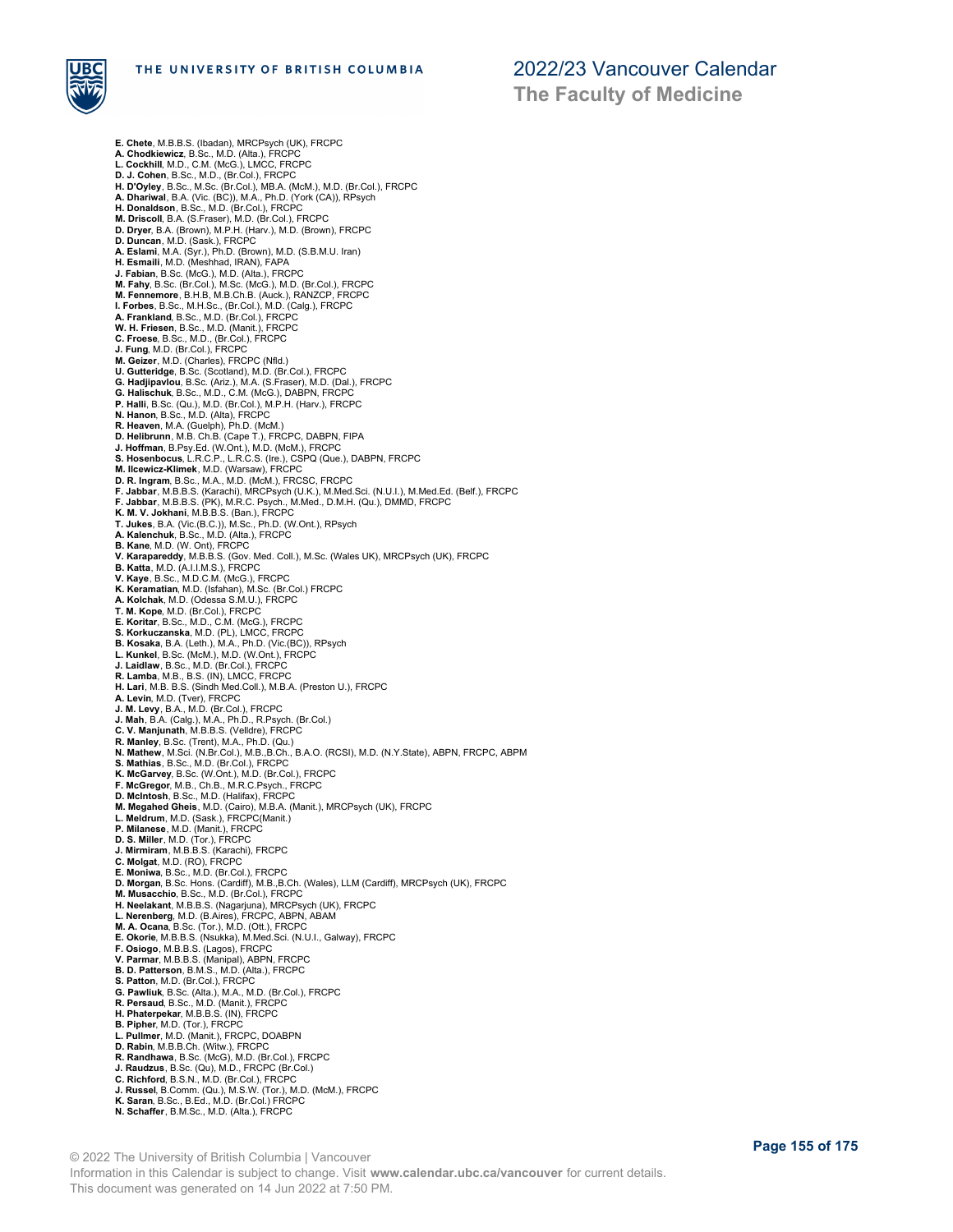**E. Chete**, M.B.B.S. (Ibadan), MRCPsych (UK), FRCPC
**A. Chodkiewicz**, B.Sc., M.D. (Alta.), FRCPC
**L. Cockhill**, M.D., C.M. (McG.), LMCC, FRCPC
**D. J. Cohen**, B.Sc., M.D., (Br.Col.), FRCPC
**H. D'Oyley**, B.Sc., M.Sc. (Br.Col.), MB.A. (McM.), M.D. (Br.Col.), FRCPC
**A. Dhariwal**, B.A. (Vic. (BC)), M.A., Ph.D. (York (CA)), RPsych
**H. Donaldson**, B.Sc., M.D. (Br.Col.), FRCPC
**M. Driscoll**, B.A. (S.Fraser), M.D. (Br.Col.), FRCPC
**D. Dryer**, B.A. (Brown), M.P.H. (Harv.), M.D. (Brown), FRCPC
**D. Duncan**, M.D. (Sask.), FRCPC
**A. Eslami**, M.A. (Syr.), Ph.D. (Brown), M.D. (S.B.M.U. Iran)
**H. Esmaili**, M.D. (Meshhad, IRAN), FAPA
**J. Fabian**, B.Sc. (McG.), M.D. (Alta.), FRCPC
**M. Fahy**, B.Sc. (Br.Col.), M.Sc. (McG.), M.D. (Br.Col.), FRCPC
**M. Fennemore**, B.H.B, M.B.Ch.B. (Auck.), RANZCP, FRCPC
**I. Forbes**, B.Sc., M.H.Sc., (Br.Col.), M.D. (Calg.), FRCPC
**A. Frankland**, B.Sc., M.D. (Br.Col.), FRCPC
**W. H. Friesen**, B.Sc., M.D. (Manit.), FRCPC
**C. Froese**, B.Sc., M.D., (Br.Col.), FRCPC
**J. Fung**, M.D. (Br.Col.), FRCPC
**M. Geizer**, M.D. (Charles), FRCPC (Nfld.)
**U. Gutteridge**, B.Sc. (Scotland), M.D. (Br.Col.), FRCPC
**G. Hadjipavlou**, B.Sc. (Ariz.), M.A. (S.Fraser), M.D. (Dal.), FRCPC
**G. Halischuk**, B.Sc., M.D., C.M. (McG.), DABPN, FRCPC
**P. Halli**, B.Sc. (Qu.), M.D. (Br.Col.), M.P.H. (Harv.), FRCPC
**N. Hanon**, B.Sc., M.D. (Alta), FRCPC
**R. Heaven**, M.A. (Guelph), Ph.D. (McM.)
**D. Helibrunn**, M.B. Ch.B. (Cape T.), FRCPC, DABPN, FIPA
**J. Hoffman**, B.Psy.Ed. (W.Ont.), M.D. (McM.), FRCPC
**S. Hosenbocus**, L.R.C.P., L.R.C.S. (Ire.), CSPQ (Que.), DABPN, FRCPC
**M. Ilcewicz-Klimek**, M.D. (Warsaw), FRCPC
**D. R. Ingram**, B.Sc., M.A., M.D. (McM.), FRCSC, FRCPC
**F. Jabbar**, M.B.B.S. (Karachi), MRCPsych (U.K.), M.Med.Sci. (N.U.I.), M.Med.Ed. (Belf.), FRCPC
**F. Jabbar**, M.B.B.S. (PK), M.R.C. Psych., M.Med., D.M.H. (Qu.), DMMD, FRCPC
**K. M. V. Jokhani**, M.B.B.S. (Ban.), FRCPC
**T. Jukes**, B.A. (Vic.(B.C.)), M.Sc., Ph.D. (W.Ont.), RPsych
**A. Kalenchuk**, B.Sc., M.D. (Alta.), FRCPC
**B. Kane**, M.D. (W. Ont), FRCPC
**V. Karapareddy**, M.B.B.S. (Gov. Med. Coll.), M.Sc. (Wales UK), MRCPsych (UK), FRCPC
**B. Katta**, M.D. (A.I.I.M.S.), FRCPC
**V. Kaye**, B.Sc., M.D.C.M. (McG.), FRCPC
**K. Keramatian**, M.D. (Isfahan), M.Sc. (Br.Col.) FRCPC
**A. Kolchak**, M.D. (Odessa S.M.U.), FRCPC
**T. M. Kope**, M.D. (Br.Col.), FRCPC
**E. Koritar**, B.Sc., M.D., C.M. (McG.), FRCPC
**S. Korkuczanska**, M.D. (PL), LMCC, FRCPC
**B. Kosaka**, B.A. (Leth.), M.A., Ph.D. (Vic.(BC)), RPsych
**L. Kunkel**, B.Sc. (McM.), M.D. (W.Ont.), FRCPC
**J. Laidlaw**, B.Sc., M.D. (Br.Col.), FRCPC
**R. Lamba**, M.B., B.S. (IN), LMCC, FRCPC
**H. Lari**, M.B. B.S. (Sindh Med.Coll.), M.B.A. (Preston U.), FRCPC
**A. Levin**, M.D. (Tver), FRCPC
**J. M. Levy**, B.A., M.D. (Br.Col.), FRCPC
**J. Mah**, B.A. (Calg.), M.A., Ph.D., R.Psych. (Br.Col.)
**C. V. Manjunath**, M.B.B.S. (Velldre), FRCPC
**R. Manley**, B.Sc. (Trent), M.A., Ph.D. (Qu.)
**N. Mathew**, M.Sci. (N.Br.Col.), M.B.,B.Ch., B.A.O. (RCSI), M.D. (N.Y.State), ABPN, FRCPC, ABPM
**S. Mathias**, B.Sc., M.D. (Br.Col.), FRCPC
**K. McGarvey**, B.Sc. (W.Ont.), M.D. (Br.Col.), FRCPC
**F. McGregor**, M.B., Ch.B., M.R.C.Psych., FRCPC
**D. McIntosh**, B.Sc., M.D. (Halifax), FRCPC
**M. Megahed Gheis**, M.D. (Cairo), M.B.A. (Manit.), MRCPsych (UK), FRCPC
**L. Meldrum**, M.D. (Sask.), FRCPC(Manit.)
**P. Milanese**, M.D. (Manit.), FRCPC
**D. S. Miller**, M.D. (Tor.), FRCPC
**J. Mirmiram**, M.B.B.S. (Karachi), FRCPC
**C. Molgat**, M.D. (RO), FRCPC
**E. Moniwa**, B.Sc., M.D. (Br.Col.), FRCPC
**D. Morgan**, B.Sc. Hons. (Cardiff), M.B.,B.Ch. (Wales), LLM (Cardiff), MRCPsych (UK), FRCPC
**M. Musacchio**, B.Sc., M.D. (Br.Col.), FRCPC
**H. Neelakant**, M.B.B.S. (Nagarjuna), MRCPsych (UK), FRCPC
**L. Nerenberg**, M.D. (B.Aires), FRCPC, ABPN, ABAM
**M. A. Ocana**, B.Sc. (Tor.), M.D. (Ott.), FRCPC
**E. Okorie**, M.B.B.S. (Nsukka), M.Med.Sci. (N.U.I., Galway), FRCPC
**F. Osiogo**, M.B.B.S. (Lagos), FRCPC
**V. Parmar**, M.B.B.S. (Manipal), ABPN, FRCPC
**B. D. Patterson**, B.M.S., M.D. (Alta.), FRCPC
**S. Patton**, M.D. (Br.Col.), FRCPC
**G. Pawliuk**, B.Sc. (Alta.), M.A., M.D. (Br.Col.), FRCPC
**R. Persaud**, B.Sc., M.D. (Manit.), FRCPC
**H. Phaterpekar**, M.B.B.S. (IN), FRCPC
**B. Pipher**, M.D. (Tor.), FRCPC
**L. Pullmer**, M.D. (Manit.), FRCPC, DOABPN
**D. Rabin**, M.B.B.Ch. (Witw.), FRCPC
**R. Randhawa**, B.Sc. (McG), M.D. (Br.Col.), FRCPC
**J. Raudzus**, B.Sc. (Qu), M.D., FRCPC (Br.Col.)
**C. Richford**, B.S.N., M.D. (Br.Col.), FRCPC
**J. Russel**, B.Comm. (Qu.), M.S.W. (Tor.), M.D. (McM.), FRCPC
**K. Saran**, B.Sc., B.Ed., M.D. (Br.Col.) FRCPC
**N. Schaffer**, B.M.Sc., M.D. (Alta.), FRCPC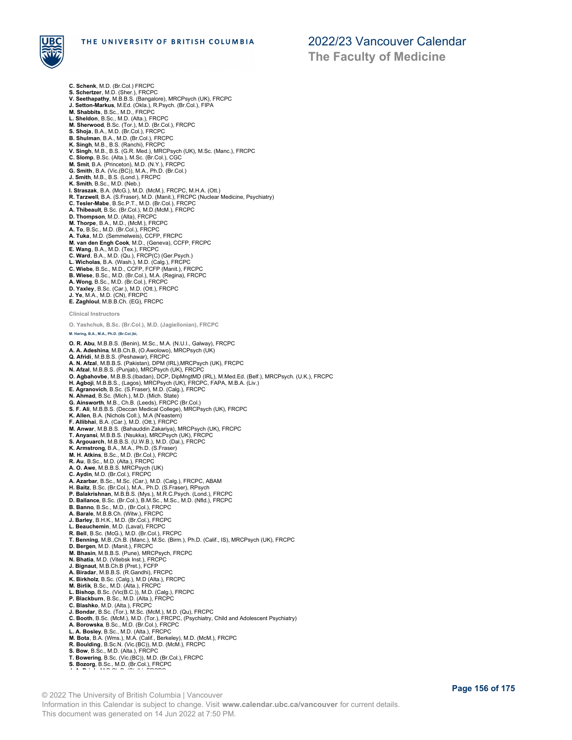**C. Schenk**, M.D. (Br.Col.) FRCPC
**S. Schertzer**, M.D. (Sher.), FRCPC
**V. Seethapathy**, M.B.B.S. (Bangalore), MRCPsych (UK), FRCPC
**J. Setton-Markus**, M.Ed. (Okla.), R.Psych. (Br.Col.), FIPA
**M. Shabbits**, B.Sc., M.D., FRCPC
**L. Sheldon**, B.Sc., M.D. (Alta.), FRCPC
**M. Sherwood**, B.Sc. (Tor.), M.D. (Br.Col.), FRCPC
**S. Shoja**, B.A., M.D. (Br.Col.), FRCPC
**B. Shulman**, B.A., M.D. (Br.Col.), FRCPC
**K. Singh**, M.B., B.S. (Ranchi), FRCPC
**V. Singh**, M.B., B.S. (G.R. Med.), MRCPsych (UK), M.Sc. (Manc.), FRCPC
**C. Slomp**, B.Sc. (Alta.), M.Sc. (Br.Col.), CGC
**M. Smit**, B.A. (Princeton), M.D. (N.Y.), FRCPC
**G. Smith**, B.A. (Vic.(BC)), M.A., Ph.D. (Br.Col.)
**J. Smith**, M.B., B.S. (Lond.), FRCPC
**K. Smith**, B.Sc., M.D. (Neb.)
**I. Straszak**, B.A. (McG.), M.D. (McM.), FRCPC, M.H.A. (Ott.)
**R. Tarzwell**, B.A. (S.Fraser), M.D. (Manit.), FRCPC (Nuclear Medicine, Psychiatry)
**C. Tesler-Mabe**, B.Sc.P.T., M.D. (Br.Col.), FRCPC
**A. Thibeault**, B.Sc. (Br.Col.), M.D.(McM.), FRCPC
**D. Thompson**, M.D. (Alta), FRCPC
**M. Thorpe**, B.A., M.D., (McM.), FRCPC
**A. To**, B.Sc., M.D. (Br.Col.), FRCPC
**A. Tuka**, M.D. (Semmelweis), CCFP, FRCPC
**M. van den Engh Cook**, M.D., (Geneva), CCFP, FRCPC
**E. Wang**, B.A., M.D. (Tex.), FRCPC
**C. Ward**, B.A., M.D. (Qu.), FRCP(C) (Ger.Psych.)
**L. Wicholas**, B.A. (Wash.), M.D. (Calg.), FRCPC
**C. Wiebe**, B.Sc., M.D., CCFP, FCFP (Manit.), FRCPC
**B. Wiese**, B.Sc., M.D. (Br.Col.), M.A. (Regina), FRCPC
**A. Wong**, B.Sc., M.D. (Br.Col.), FRCPC
**D. Yaxley**, B.Sc. (Car.), M.D. (Ott.), FRCPC
**J. Ye**, M.A., M.D. (CN), FRCPC
**E. Zaghloul**, M.B.B.Ch. (EG), FRCPC

### Clinical Instructors

**O. Yashchuk, B.Sc. (Br.Col.), M.D. (Jagiellonian), FRCPC**

**M. Haring, B.A., M.A., Ph.D. (Br.Col.)bi.**

**O. R. Abu**, M.B.B.S. (Benin), M.Sc., M.A. (N.U.I., Galway), FRCPC
**A. A. Adeshina**, M.B.Ch.B, (O.Awolowo), MRCPsych (UK)
**Q. Afridi**, M.B.B.S. (Peshawar), FRCPC
**A. N. Afzal**, M.B.B.S. (Pakistan), DPM (IRL),MRCPsych (UK), FRCPC
**N. Afzal**, M.B.B.S. (Punjab), MRCPsych (UK), FRCPC
**O. Agbahovbe**, M.B.B.S.(Ibadan), DCP, DipMngtMD (IRL), M.Med.Ed. (Belf.), MRCPsych. (U.K.), FRCPC
**H. Agboji**, M.B.B.S., (Lagos), MRCPsych (UK), FRCPC, FAPA, M.B.A. (Liv.)
**E. Agranovich**, B.Sc. (S.Fraser), M.D. (Calg.), FRCPC
**N. Ahmad**, B.Sc. (Mich.), M.D. (Mich. State)
**G. Ainsworth**, M.B., Ch.B. (Leeds), FRCPC (Br.Col.)
**S. F. Ali**, M.B.B.S. (Deccan Medical College), MRCPsych (UK), FRCPC
**K. Allen**, B.A. (Nichols Coll.), M.A (N'eastern)
**F. Allibhai**, B.A. (Car.), M.D. (Ott.), FRCPC
**M. Anwar**, M.B.B.S. (Bahauddin Zakariya), MRCPsych (UK), FRCPC
**T. Anyansi**, M.B.B.S. (Nsukka), MRCPsych (UK), FRCPC
**S. Argouarch**, M.B.B.S. (U.W.B.), M.D. (Dal.), FRCPC
**K. Armstrong**, B.A., M.A., Ph.D. (S.Fraser)
**M. H. Atkins**, B.Sc., M.D. (Br.Col.), FRCPC
**R. Au**, B.Sc., M.D. (Alta.), FRCPC
**A. O. Awe**, M.B.B.S. MRCPsych (UK)
**C. Aydin**, M.D. (Br.Col.), FRCPC
**A. Azarbar**, B.Sc., M.Sc. (Car.), M.D. (Calg.), FRCPC, ABAM
**H. Baitz**, B.Sc. (Br.Col.), M.A., Ph.D. (S.Fraser), RPsych
**P. Balakrishnan**, M.B.B.S. (Mys.), M.R.C.Psych. (Lond.), FRCPC
**D. Ballance**, B.Sc. (Br.Col.), B.M.Sc., M.Sc., M.D. (Nfld.), FRCPC
**B. Banno**, B.Sc., M.D., (Br.Col.), FRCPC
**A. Barale**, M.B.B.Ch. (Witw.), FRCPC
**J. Barley**, B.H.K., M.D. (Br.Col.), FRCPC
**L. Beauchemin**, M.D. (Laval), FRCPC
**R. Bell**, B.Sc. (McG.), M.D. (Br.Col.), FRCPC
**T. Benning**, M.B.,Ch.B. (Manc.), M.Sc. (Birm.), Ph.D. (Calif., IS), MRCPsych (UK), FRCPC
**D. Bergen**, M.D. (Manit.), FRCPC
**M. Bhasin**, M.B.B.S. (Pune), MRCPsych, FRCPC
**N. Bhatia**, M.D. (Vitebsk Inst.), FRCPC
**J. Bignaut**, M.B.Ch.B (Pret.), FCFP
**A. Biradar**, M.B.B.S. (R.Gandhi), FRCPC
**K. Birkholz**, B.Sc. (Calg.), M.D (Alta.), FRCPC
**M. Birlik**, B.Sc., M.D. (Alta.), FRCPC
**L. Bishop**, B.Sc. (Vic(B.C.)), M.D. (Calg.), FRCPC
**P. Blackburn**, B.Sc., M.D. (Alta.), FRCPC
**C. Blashko**, M.D. (Alta.), FRCPC
**J. Bondar**, B.Sc. (Tor.), M.Sc. (McM.), M.D. (Qu), FRCPC
**C. Booth**, B.Sc. (McM.), M.D. (Tor.), FRCPC, (Psychiatry, Child and Adolescent Psychiatry)
**A. Borowska**, B.Sc., M.D. (Br.Col.), FRCPC
**L. A. Bosley**, B.Sc., M.D. (Alta.), FRCPC
**M. Bota**, B.A. (Wms.), M.A. (Calif., Berkeley), M.D. (McM.), FRCPC
**R. Boulding**, B.Sc.N. (Vic.(BC)), M.D. (McM.), FRCPC
**S. Bow**, B.Sc., M.D. (Alta.), FRCPC
**T. Bowering**, B.Sc. (Vic.(BC)), M.D. (Br.Col.), FRCPC
**S. Bozorg**, B.Sc., M.D. (Br.Col.), FRCPC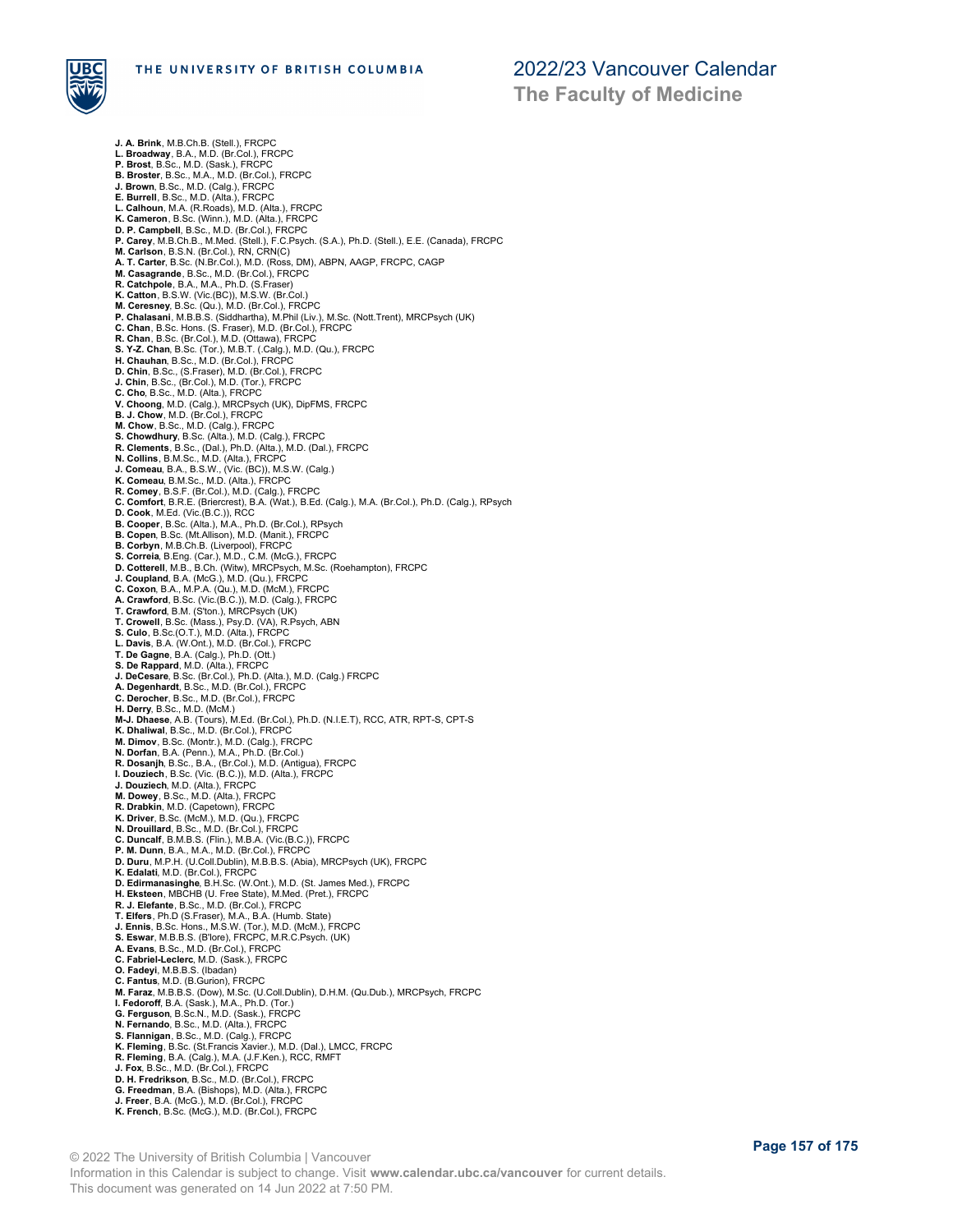**J. A. Brink**, M.B.Ch.B. (Stell.), FRCPC
**L. Broadway**, B.A., M.D. (Br.Col.), FRCPC
**P. Brost**, B.Sc., M.D. (Sask.), FRCPC
**B. Broster**, B.Sc., M.A., M.D. (Br.Col.), FRCPC
**J. Brown**, B.Sc., M.D. (Calg.), FRCPC
**E. Burrell**, B.Sc., M.D. (Alta.), FRCPC
**L. Calhoun**, M.A. (R.Roads), M.D. (Alta.), FRCPC
**K. Cameron**, B.Sc. (Winn.), M.D. (Alta.), FRCPC
**D. P. Campbell**, B.Sc., M.D. (Br.Col.), FRCPC
**P. Carey**, M.B.Ch.B., M.Med. (Stell.), F.C.Psych. (S.A.), Ph.D. (Stell.), E.E. (Canada), FRCPC
**M. Carlson**, B.S.N. (Br.Col.), RN, CRN(C)
**A. T. Carter**, B.Sc. (N.Br.Col.), M.D. (Ross, DM), ABPN, AAGP, FRCPC, CAGP
**M. Casagrande**, B.Sc., M.D. (Br.Col.), FRCPC
**R. Catchpole**, B.A., M.A., Ph.D. (S.Fraser)
**K. Catton**, B.S.W. (Vic.(BC)), M.S.W. (Br.Col.)
**M. Ceresney**, B.Sc. (Qu.), M.D. (Br.Col.), FRCPC
**P. Chalasani**, M.B.B.S. (Siddhartha), M.Phil (Liv.), M.Sc. (Nott.Trent), MRCPsych (UK)
**C. Chan**, B.Sc. Hons. (S. Fraser), M.D. (Br.Col.), FRCPC
**R. Chan**, B.Sc. (Br.Col.), M.D. (Ottawa), FRCPC
**S. Y-Z. Chan**, B.Sc. (Tor.), M.B.T. (.Calg.), M.D. (Qu.), FRCPC
**H. Chauhan**, B.Sc., M.D. (Br.Col.), FRCPC
**D. Chin**, B.Sc., (S.Fraser), M.D. (Br.Col.), FRCPC
**J. Chin**, B.Sc., (Br.Col.), M.D. (Tor.), FRCPC
**C. Cho**, B.Sc., M.D. (Alta.), FRCPC
**V. Choong**, M.D. (Calg.), MRCPsych (UK), DipFMS, FRCPC
**B. J. Chow**, M.D. (Br.Col.), FRCPC
**M. Chow**, B.Sc., M.D. (Calg.), FRCPC
**S. Chowdhury**, B.Sc. (Alta.), M.D. (Calg.), FRCPC
**R. Clements**, B.Sc., (Dal.), Ph.D. (Alta.), M.D. (Dal.), FRCPC
**N. Collins**, B.M.Sc., M.D. (Alta.), FRCPC
**J. Comeau**, B.A., B.S.W., (Vic. (BC)), M.S.W. (Calg.)
**K. Comeau**, B.M.Sc., M.D. (Alta.), FRCPC
**R. Comey**, B.S.F. (Br.Col.), M.D. (Calg.), FRCPC
**C. Comfort**, B.R.E. (Briercrest), B.A. (Wat.), B.Ed. (Calg.), M.A. (Br.Col.), Ph.D. (Calg.), RPsych
**D. Cook**, M.Ed. (Vic.(B.C.)), RCC
**B. Cooper**, B.Sc. (Alta.), M.A., Ph.D. (Br.Col.), RPsych
**B. Copen**, B.Sc. (Mt.Allison), M.D. (Manit.), FRCPC
**B. Corbyn**, M.B.Ch.B. (Liverpool), FRCPC
**S. Correia**, B.Eng. (Car.), M.D., C.M. (McG.), FRCPC
**D. Cotterell**, M.B., B.Ch. (Witw), MRCPsych, M.Sc. (Roehampton), FRCPC
**J. Coupland**, B.A. (McG.), M.D. (Qu.), FRCPC
**C. Coxon**, B.A., M.P.A. (Qu.), M.D. (McM.), FRCPC
**A. Crawford**, B.Sc. (Vic.(B.C.)), M.D. (Calg.), FRCPC
**T. Crawford**, B.M. (S'ton.), MRCPsych (UK)
**T. Crowell**, B.Sc. (Mass.), Psy.D. (VA), R.Psych, ABN
**S. Culo**, B.Sc.(O.T.), M.D. (Alta.), FRCPC
**L. Davis**, B.A. (W.Ont.), M.D. (Br.Col.), FRCPC
**T. De Gagne**, B.A. (Calg.), Ph.D. (Ott.)
**S. De Rappard**, M.D. (Alta.), FRCPC
**J. DeCesare**, B.Sc. (Br.Col.), Ph.D. (Alta.), M.D. (Calg.) FRCPC
**A. Degenhardt**, B.Sc., M.D. (Br.Col.), FRCPC
**C. Derocher**, B.Sc., M.D. (Br.Col.), FRCPC
**H. Derry**, B.Sc., M.D. (McM.)
**M-J. Dhaese**, A.B. (Tours), M.Ed. (Br.Col.), Ph.D. (N.I.E.T), RCC, ATR, RPT-S, CPT-S
**K. Dhaliwal**, B.Sc., M.D. (Br.Col.), FRCPC
**M. Dimov**, B.Sc. (Montr.), M.D. (Calg.), FRCPC
**N. Dorfan**, B.A. (Penn.), M.A., Ph.D. (Br.Col.)
**R. Dosanjh**, B.Sc., B.A., (Br.Col.), M.D. (Antigua), FRCPC
**I. Douziech**, B.Sc. (Vic. (B.C.)), M.D. (Alta.), FRCPC
**J. Douziech**, M.D. (Alta.), FRCPC
**M. Dowey**, B.Sc., M.D. (Alta.), FRCPC
**R. Drabkin**, M.D. (Capetown), FRCPC
**K. Driver**, B.Sc. (McM.), M.D. (Qu.), FRCPC
**N. Drouillard**, B.Sc., M.D. (Br.Col.), FRCPC
**C. Duncalf**, B.M.B.S. (Flin.), M.B.A. (Vic.(B.C.)), FRCPC
**P. M. Dunn**, B.A., M.A., M.D. (Br.Col.), FRCPC
**D. Duru**, M.P.H. (U.Coll.Dublin), M.B.B.S. (Abia), MRCPsych (UK), FRCPC
**K. Edalati**, M.D. (Br.Col.), FRCPC
**D. Edirmanasinghe**, B.H.Sc. (W.Ont.), M.D. (St. James Med.), FRCPC
**H. Eksteen**, MBCHB (U. Free State), M.Med. (Pret.), FRCPC
**R. J. Elefante**, B.Sc., M.D. (Br.Col.), FRCPC
**T. Elfers**, Ph.D (S.Fraser), M.A., B.A. (Humb. State)
**J. Ennis**, B.Sc. Hons., M.S.W. (Tor.), M.D. (McM.), FRCPC
**S. Eswar**, M.B.B.S. (B'lore), FRCPC, M.R.C.Psych. (UK)
**A. Evans**, B.Sc., M.D. (Br.Col.), FRCPC
**C. Fabriel-Leclerc**, M.D. (Sask.), FRCPC
**O. Fadeyi**, M.B.B.S. (Ibadan)
**C. Fantus**, M.D. (B.Gurion), FRCPC
**M. Faraz**, M.B.B.S. (Dow), M.Sc. (U.Coll.Dublin), D.H.M. (Qu.Dub.), MRCPsych, FRCPC
**I. Fedoroff**, B.A. (Sask.), M.A., Ph.D. (Tor.)
**G. Ferguson**, B.Sc.N., M.D. (Sask.), FRCPC
**N. Fernando**, B.Sc., M.D. (Alta.), FRCPC
**S. Flannigan**, B.Sc., M.D. (Calg.), FRCPC
**K. Fleming**, B.Sc. (St.Francis Xavier.), M.D. (Dal.), LMCC, FRCPC
**R. Fleming**, B.A. (Calg.), M.A. (J.F.Ken.), RCC, RMFT
**J. Fox**, B.Sc., M.D. (Br.Col.), FRCPC
**D. H. Fredrikson**, B.Sc., M.D. (Br.Col.), FRCPC
**G. Freedman**, B.A. (Bishops), M.D. (Alta.), FRCPC
**J. Freer**, B.A. (McG.), M.D. (Br.Col.), FRCPC
**K. French**, B.Sc. (McG.), M.D. (Br.Col.), FRCPC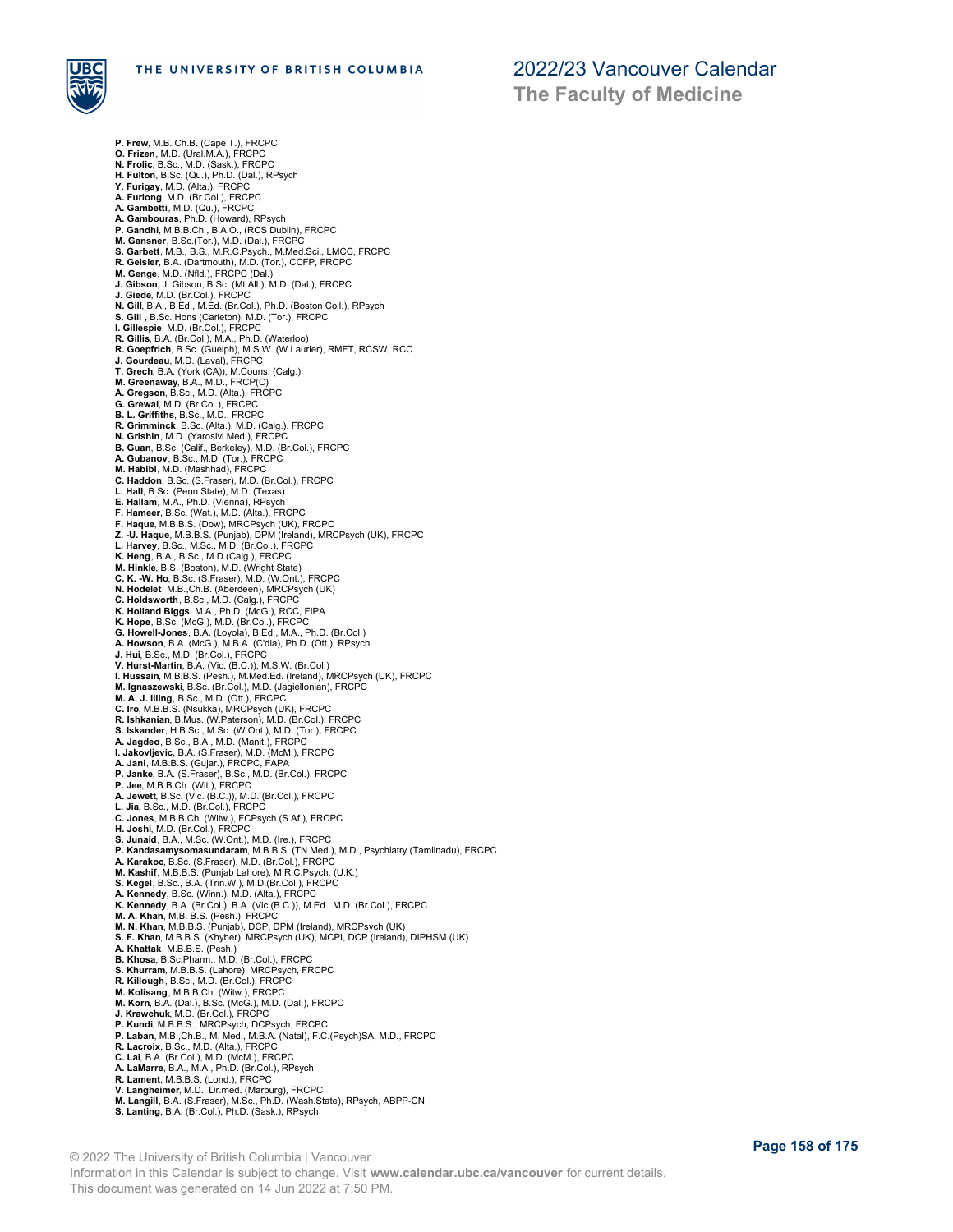**P. Frew**, M.B. Ch.B. (Cape T.), FRCPC
**O. Frizen**, M.D. (Ural.M.A.), FRCPC
**N. Frolic**, B.Sc., M.D. (Sask.), FRCPC
**H. Fulton**, B.Sc. (Qu.), Ph.D. (Dal.), RPsych
**Y. Furigay**, M.D. (Alta.), FRCPC
**A. Furlong**, M.D. (Br.Col.), FRCPC
**A. Gambetti**, M.D. (Qu.), FRCPC
**A. Gambouras**, Ph.D. (Howard), RPsych
**P. Gandhi**, M.B.B.Ch., B.A.O., (RCS Dublin), FRCPC
**M. Gansner**, B.Sc.(Tor.), M.D. (Dal.), FRCPC
**S. Garbett**, M.B., B.S., M.R.C.Psych., M.Med.Sci., LMCC, FRCPC
**R. Geisler**, B.A. (Dartmouth), M.D. (Tor.), CCFP, FRCPC
**M. Genge**, M.D. (Nfld.), FRCPC (Dal.)
**J. Gibson**, J. Gibson, B.Sc. (Mt.All.), M.D. (Dal.), FRCPC
**J. Giede**, M.D. (Br.Col.), FRCPC
**N. Gill**, B.A., B.Ed., M.Ed. (Br.Col.), Ph.D. (Boston Coll.), RPsych
**S. Gill** , B.Sc. Hons (Carleton), M.D. (Tor.), FRCPC
**I. Gillespie**, M.D. (Br.Col.), FRCPC
**R. Gillis**, B.A. (Br.Col.), M.A., Ph.D. (Waterloo)
**R. Goepfrich**, B.Sc. (Guelph), M.S.W. (W.Laurier), RMFT, RCSW, RCC
**J. Gourdeau**, M.D. (Laval), FRCPC
**T. Grech**, B.A. (York (CA)), M.Couns. (Calg.)
**M. Greenaway**, B.A., M.D., FRCP(C)
**A. Gregson**, B.Sc., M.D. (Alta.), FRCPC
**G. Grewal**, M.D. (Br.Col.), FRCPC
**B. L. Griffiths**, B.Sc., M.D., FRCPC
**R. Grimminck**, B.Sc. (Alta.), M.D. (Calg.), FRCPC
**N. Grishin**, M.D. (Yaroslvl Med.), FRCPC
**B. Guan**, B.Sc. (Calif., Berkeley), M.D. (Br.Col.), FRCPC
**A. Gubanov**, B.Sc., M.D. (Tor.), FRCPC
**M. Habibi**, M.D. (Mashhad), FRCPC
**C. Haddon**, B.Sc. (S.Fraser), M.D. (Br.Col.), FRCPC
**L. Hall**, B.Sc. (Penn State), M.D. (Texas)
**E. Hallam**, M.A., Ph.D. (Vienna), RPsych
**F. Hameer**, B.Sc. (Wat.), M.D. (Alta.), FRCPC
**F. Haque**, M.B.B.S. (Dow), MRCPsych (UK), FRCPC
**Z. -U. Haque**, M.B.B.S. (Punjab), DPM (Ireland), MRCPsych (UK), FRCPC
**L. Harvey**, B.Sc., M.Sc., M.D. (Br.Col.), FRCPC
**K. Heng**, B.A., B.Sc., M.D.(Calg.), FRCPC
**M. Hinkle**, B.S. (Boston), M.D. (Wright State)
**C. K. -W. Ho**, B.Sc. (S.Fraser), M.D. (W.Ont.), FRCPC
**N. Hodelet**, M.B.,Ch.B. (Aberdeen), MRCPsych (UK)
**C. Holdsworth**, B.Sc., M.D. (Calg.), FRCPC
**K. Holland Biggs**, M.A., Ph.D. (McG.), RCC, FIPA
**K. Hope**, B.Sc. (McG.), M.D. (Br.Col.), FRCPC
**G. Howell-Jones**, B.A. (Loyola), B.Ed., M.A., Ph.D. (Br.Col.)
**A. Howson**, B.A. (McG.), M.B.A. (C'dia), Ph.D. (Ott.), RPsych
**J. Hui**, B.Sc., M.D. (Br.Col.), FRCPC
**V. Hurst-Martin**, B.A. (Vic. (B.C.)), M.S.W. (Br.Col.)
**I. Hussain**, M.B.B.S. (Pesh.), M.Med.Ed. (Ireland), MRCPsych (UK), FRCPC
**M. Ignaszewski**, B.Sc. (Br.Col.), M.D. (Jagiellonian), FRCPC
**M. A. J. Illing**, B.Sc., M.D. (Ott.), FRCPC
**C. Iro**, M.B.B.S. (Nsukka), MRCPsych (UK), FRCPC
**R. Ishkanian**, B.Mus. (W.Paterson), M.D. (Br.Col.), FRCPC
**S. Iskander**, H.B.Sc., M.Sc. (W.Ont.), M.D. (Tor.), FRCPC
**A. Jagdeo**, B.Sc., B.A., M.D. (Manit.), FRCPC
**I. Jakovljevic**, B.A. (S.Fraser), M.D. (McM.), FRCPC
**A. Jani**, M.B.B.S. (Gujar.), FRCPC, FAPA
**P. Janke**, B.A. (S.Fraser), B.Sc., M.D. (Br.Col.), FRCPC
**P. Jee**, M.B.B.Ch. (Wit.), FRCPC
**A. Jewett**, B.Sc. (Vic. (B.C.)), M.D. (Br.Col.), FRCPC
**L. Jia**, B.Sc., M.D. (Br.Col.), FRCPC
**C. Jones**, M.B.B.Ch. (Witw.), FCPsych (S.Af.), FRCPC
**H. Joshi**, M.D. (Br.Col.), FRCPC
**S. Junaid**, B.A., M.Sc. (W.Ont.), M.D. (Ire.), FRCPC
**P. Kandasamysomasundaram**, M.B.B.S. (TN Med.), M.D., Psychiatry (Tamilnadu), FRCPC
**A. Karakoc**, B.Sc. (S.Fraser), M.D. (Br.Col.), FRCPC
**M. Kashif**, M.B.B.S. (Punjab Lahore), M.R.C.Psych. (U.K.)
**S. Kegel**, B.Sc., B.A. (Trin.W.), M.D.(Br.Col.), FRCPC
**A. Kennedy**, B.Sc. (Winn.), M.D. (Alta.), FRCPC
**K. Kennedy**, B.A. (Br.Col.), B.A. (Vic.(B.C.)), M.Ed., M.D. (Br.Col.), FRCPC
**M. A. Khan**, M.B. B.S. (Pesh.), FRCPC
**M. N. Khan**, M.B.B.S. (Punjab), DCP, DPM (Ireland), MRCPsych (UK)
**S. F. Khan**, M.B.B.S. (Khyber), MRCPsych (UK), MCPI, DCP (Ireland), DIPHSM (UK)
**A. Khattak**, M.B.B.S. (Pesh.)
**B. Khosa**, B.Sc.Pharm., M.D. (Br.Col.), FRCPC
**S. Khurram**, M.B.B.S. (Lahore), MRCPsych, FRCPC
**R. Killough**, B.Sc., M.D. (Br.Col.), FRCPC
**M. Kolisang**, M.B.B.Ch. (Witw.), FRCPC
**M. Korn**, B.A. (Dal.), B.Sc. (McG.), M.D. (Dal.), FRCPC
**J. Krawchuk**, M.D. (Br.Col.), FRCPC
**P. Kundi**, M.B.B.S., MRCPsych, DCPsych, FRCPC
**P. Laban**, M.B.,Ch.B., M. Med., M.B.A. (Natal), F.C.(Psych)SA, M.D., FRCPC
**R. Lacroix**, B.Sc., M.D. (Alta.), FRCPC
**C. Lai**, B.A. (Br.Col.), M.D. (McM.), FRCPC
**A. LaMarre**, B.A., M.A., Ph.D. (Br.Col.), RPsych
**R. Lament**, M.B.B.S. (Lond.), FRCPC
**V. Langheimer**, M.D., Dr.med. (Marburg), FRCPC
**M. Langill**, B.A. (S.Fraser), M.Sc., Ph.D. (Wash.State), RPsych, ABPP-CN
**S. Lanting**, B.A. (Br.Col.), Ph.D. (Sask.), RPsych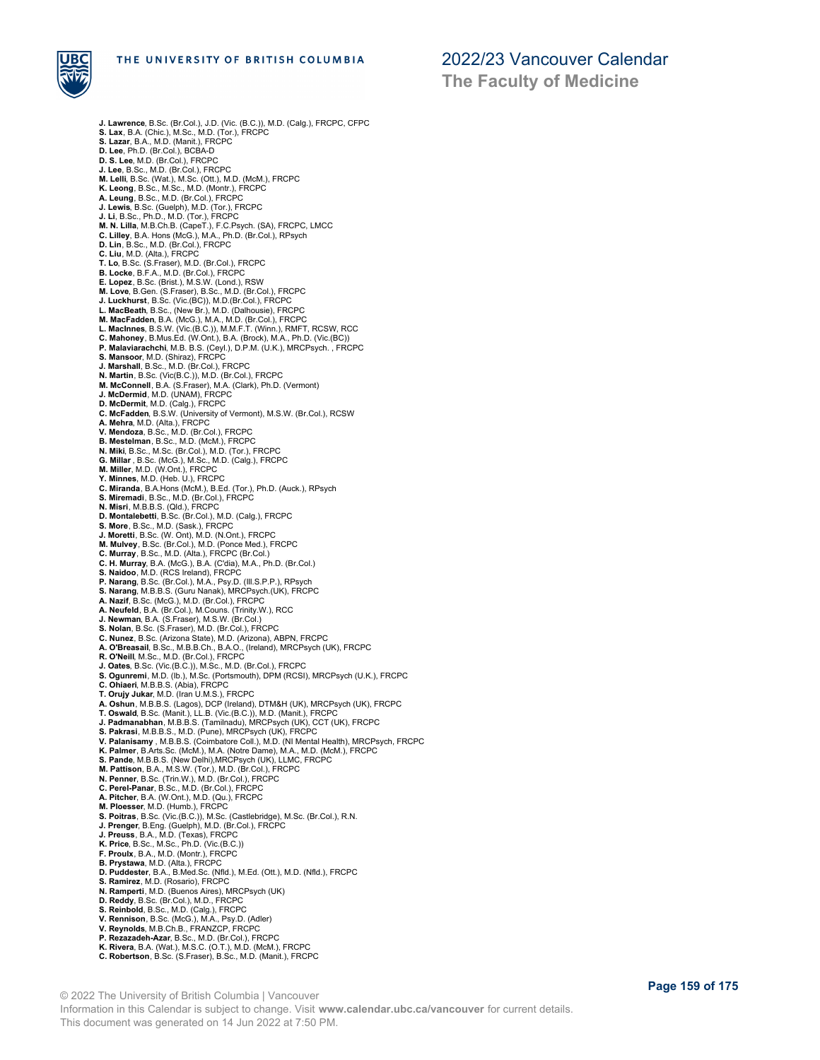**J. Lawrence**, B.Sc. (Br.Col.), J.D. (Vic. (B.C.)), M.D. (Calg.), FRCPC, CFPC
**S. Lax**, B.A. (Chic.), M.Sc., M.D. (Tor.), FRCPC
**S. Lazar**, B.A., M.D. (Manit.), FRCPC
**D. Lee**, Ph.D. (Br.Col.), BCBA-D
**D. S. Lee**, M.D. (Br.Col.), FRCPC
**J. Lee**, B.Sc., M.D. (Br.Col.), FRCPC
**M. Lelli**, B.Sc. (Wat.), M.Sc. (Ott.), M.D. (McM.), FRCPC
**K. Leong**, B.Sc., M.Sc., M.D. (Montr.), FRCPC
**A. Leung**, B.Sc., M.D. (Br.Col.), FRCPC
**J. Lewis**, B.Sc. (Guelph), M.D. (Tor.), FRCPC
**J. Li**, B.Sc., Ph.D., M.D. (Tor.), FRCPC
**M. N. Lilla**, M.B.Ch.B. (CapeT.), F.C.Psych. (SA), FRCPC, LMCC
**C. Lilley**, B.A. Hons (McG.), M.A., Ph.D. (Br.Col.), RPsych
**D. Lin**, B.Sc., M.D. (Br.Col.), FRCPC
**C. Liu**, M.D. (Alta.), FRCPC
**T. Lo**, B.Sc. (S.Fraser), M.D. (Br.Col.), FRCPC
**B. Locke**, B.F.A., M.D. (Br.Col.), FRCPC
**E. Lopez**, B.Sc. (Brist.), M.S.W. (Lond.), RSW
**M. Love**, B.Gen. (S.Fraser), B.Sc., M.D. (Br.Col.), FRCPC
**J. Luckhurst**, B.Sc. (Vic.(BC)), M.D.(Br.Col.), FRCPC
**L. MacBeath**, B.Sc., (New Br.), M.D. (Dalhousie), FRCPC
**M. MacFadden**, B.A. (McG.), M.A., M.D. (Br.Col.), FRCPC
**L. MacInnes**, B.S.W. (Vic.(B.C.)), M.M.F.T. (Winn.), RMFT, RCSW, RCC
**C. Mahoney**, B.Mus.Ed. (W.Ont.), B.A. (Brock), M.A., Ph.D. (Vic.(BC))
**P. Malaviarachchi**, M.B. B.S. (Ceyl.), D.P.M. (U.K.), MRCPsych. , FRCPC
**S. Mansoor**, M.D. (Shiraz), FRCPC
**J. Marshall**, B.Sc., M.D. (Br.Col.), FRCPC
**N. Martin**, B.Sc. (Vic(B.C.)), M.D. (Br.Col.), FRCPC
**M. McConnell**, B.A. (S.Fraser), M.A. (Clark), Ph.D. (Vermont)
**J. McDermid**, M.D. (UNAM), FRCPC
**D. McDermit**, M.D. (Calg.), FRCPC
**C. McFadden**, B.S.W. (University of Vermont), M.S.W. (Br.Col.), RCSW
**A. Mehra**, M.D. (Alta.), FRCPC
**V. Mendoza**, B.Sc., M.D. (Br.Col.), FRCPC
**B. Mestelman**, B.Sc., M.D. (McM.), FRCPC
**N. Miki**, B.Sc., M.Sc. (Br.Col.), M.D. (Tor.), FRCPC
**G. Millar** , B.Sc. (McG.), M.Sc., M.D. (Calg.), FRCPC
**M. Miller**, M.D. (W.Ont.), FRCPC
**Y. Minnes**, M.D. (Heb. U.), FRCPC
**C. Miranda**, B.A.Hons (McM.), B.Ed. (Tor.), Ph.D. (Auck.), RPsych
**S. Miremadi**, B.Sc., M.D. (Br.Col.), FRCPC
**N. Misri**, M.B.B.S. (Qld.), FRCPC
**D. Montalebetti**, B.Sc. (Br.Col.), M.D. (Calg.), FRCPC
**S. More**, B.Sc., M.D. (Sask.), FRCPC
**J. Moretti**, B.Sc. (W. Ont), M.D. (N.Ont.), FRCPC
**M. Mulvey**, B.Sc. (Br.Col.), M.D. (Ponce Med.), FRCPC
**C. Murray**, B.Sc., M.D. (Alta.), FRCPC (Br.Col.)
**C. H. Murray**, B.A. (McG.), B.A. (C'dia), M.A., Ph.D. (Br.Col.)
**S. Naidoo**, M.D. (RCS Ireland), FRCPC
**P. Narang**, B.Sc. (Br.Col.), M.A., Psy.D. (Ill.S.P.P.), RPsych
**S. Narang**, M.B.B.S. (Guru Nanak), MRCPsych.(UK), FRCPC
**A. Nazif**, B.Sc. (McG.), M.D. (Br.Col.), FRCPC
**A. Neufeld**, B.A. (Br.Col.), M.Couns. (Trinity.W.), RCC
**J. Newman**, B.A. (S.Fraser), M.S.W. (Br.Col.)
**S. Nolan**, B.Sc. (S.Fraser), M.D. (Br.Col.), FRCPC
**C. Nunez**, B.Sc. (Arizona State), M.D. (Arizona), ABPN, FRCPC
**A. O'Breasail**, B.Sc., M.B.B.Ch., B.A.O., (Ireland), MRCPsych (UK), FRCPC
**R. O'Neill**, M.Sc., M.D. (Br.Col.), FRCPC
**J. Oates**, B.Sc. (Vic.(B.C.)), M.Sc., M.D. (Br.Col.), FRCPC
**S. Ogunremi**, M.D. (Ib.), M.Sc. (Portsmouth), DPM (RCSI), MRCPsych (U.K.), FRCPC
**C. Ohiaeri**, M.B.B.S. (Abia), FRCPC
**T. Orujy Jukar**, M.D. (Iran U.M.S.), FRCPC
**A. Oshun**, M.B.B.S. (Lagos), DCP (Ireland), DTM&H (UK), MRCPsych (UK), FRCPC
**T. Oswald**, B.Sc. (Manit.), LL.B. (Vic.(B.C.)), M.D. (Manit.), FRCPC
**J. Padmanabhan**, M.B.B.S. (Tamilnadu), MRCPsych (UK), CCT (UK), FRCPC
**S. Pakrasi**, M.B.B.S., M.D. (Pune), MRCPsych (UK), FRCPC
**V. Palanisamy** , M.B.B.S. (Coimbatore Coll.), M.D. (NI Mental Health), MRCPsych, FRCPC
**K. Palmer**, B.Arts.Sc. (McM.), M.A. (Notre Dame), M.A., M.D. (McM.), FRCPC
**S. Pande**, M.B.B.S. (New Delhi),MRCPsych (UK), LLMC, FRCPC
**M. Pattison**, B.A., M.S.W. (Tor.), M.D. (Br.Col.), FRCPC
**N. Penner**, B.Sc. (Trin.W.), M.D. (Br.Col.), FRCPC
**C. Perel-Panar**, B.Sc., M.D. (Br.Col.), FRCPC
**A. Pitcher**, B.A. (W.Ont.), M.D. (Qu.), FRCPC
**M. Ploesser**, M.D. (Humb.), FRCPC
**S. Poitras**, B.Sc. (Vic.(B.C.)), M.Sc. (Castlebridge), M.Sc. (Br.Col.), R.N.
**J. Prenger**, B.Eng. (Guelph), M.D. (Br.Col.), FRCPC
**J. Preuss**, B.A., M.D. (Texas), FRCPC
**K. Price**, B.Sc., M.Sc., Ph.D. (Vic.(B.C.))
**F. Proulx**, B.A., M.D. (Montr.), FRCPC
**B. Prystawa**, M.D. (Alta.), FRCPC
**D. Puddester**, B.A., B.Med.Sc. (Nfld.), M.Ed. (Ott.), M.D. (Nfld.), FRCPC
**S. Ramirez**, M.D. (Rosario), FRCPC
**N. Ramperti**, M.D. (Buenos Aires), MRCPsych (UK)
**D. Reddy**, B.Sc. (Br.Col.), M.D., FRCPC
**S. Reinbold**, B.Sc., M.D. (Calg.), FRCPC
**V. Rennison**, B.Sc. (McG.), M.A., Psy.D. (Adler)
**V. Reynolds**, M.B.Ch.B., FRANZCP, FRCPC
**P. Rezazadeh-Azar**, B.Sc., M.D. (Br.Col.), FRCPC
**K. Rivera**, B.A. (Wat.), M.S.C. (O.T.), M.D. (McM.), FRCPC
**C. Robertson**, B.Sc. (S.Fraser), B.Sc., M.D. (Manit.), FRCPC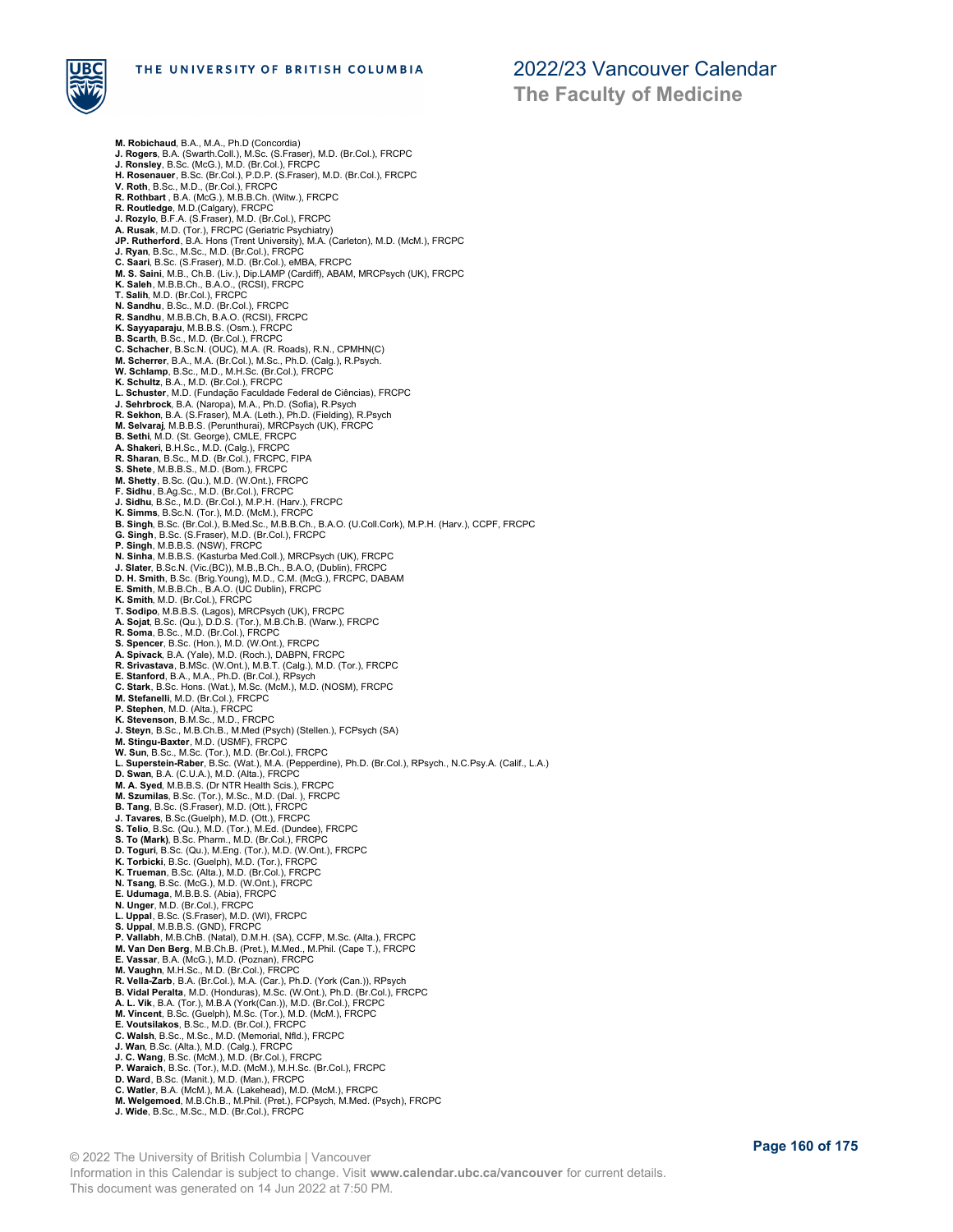**M. Robichaud**, B.A., M.A., Ph.D (Concordia)
**J. Rogers**, B.A. (Swarth.Coll.), M.Sc. (S.Fraser), M.D. (Br.Col.), FRCPC
**J. Ronsley**, B.Sc. (McG.), M.D. (Br.Col.), FRCPC
**H. Rosenauer**, B.Sc. (Br.Col.), P.D.P. (S.Fraser), M.D. (Br.Col.), FRCPC
**V. Roth**, B.Sc., M.D., (Br.Col.), FRCPC
**R. Rothbart** , B.A. (McG.), M.B.B.Ch. (Witw.), FRCPC
**R. Routledge**, M.D.(Calgary), FRCPC
**J. Rozylo**, B.F.A. (S.Fraser), M.D. (Br.Col.), FRCPC
**A. Rusak**, M.D. (Tor.), FRCPC (Geriatric Psychiatry)
**JP. Rutherford**, B.A. Hons (Trent University), M.A. (Carleton), M.D. (McM.), FRCPC
**J. Ryan**, B.Sc., M.Sc., M.D. (Br.Col.), FRCPC
**C. Saari**, B.Sc. (S.Fraser), M.D. (Br.Col.), eMBA, FRCPC
**M. S. Saini**, M.B., Ch.B. (Liv.), Dip.LAMP (Cardiff), ABAM, MRCPsych (UK), FRCPC
**K. Saleh**, M.B.B.Ch., B.A.O., (RCSI), FRCPC
**T. Salih**, M.D. (Br.Col.), FRCPC
**N. Sandhu**, B.Sc., M.D. (Br.Col.), FRCPC
**R. Sandhu**, M.B.B.Ch, B.A.O. (RCSI), FRCPC
**K. Sayyaparaju**, M.B.B.S. (Osm.), FRCPC
**B. Scarth**, B.Sc., M.D. (Br.Col.), FRCPC
**C. Schacher**, B.Sc.N. (OUC), M.A. (R. Roads), R.N., CPMHN(C)
**M. Scherrer**, B.A., M.A. (Br.Col.), M.Sc., Ph.D. (Calg.), R.Psych.
**W. Schlamp**, B.Sc., M.D., M.H.Sc. (Br.Col.), FRCPC
**K. Schultz**, B.A., M.D. (Br.Col.), FRCPC
**L. Schuster**, M.D. (Fundação Faculdade Federal de Ciências), FRCPC
**J. Sehrbrock**, B.A. (Naropa), M.A., Ph.D. (Sofia), R.Psych
**R. Sekhon**, B.A. (S.Fraser), M.A. (Leth.), Ph.D. (Fielding), R.Psych
**M. Selvaraj**, M.B.B.S. (Perunthurai), MRCPsych (UK), FRCPC
**B. Sethi**, M.D. (St. George), CMLE, FRCPC
**A. Shakeri**, B.H.Sc., M.D. (Calg.), FRCPC
**R. Sharan**, B.Sc., M.D. (Br.Col.), FRCPC, FIPA
**S. Shete**, M.B.B.S., M.D. (Bom.), FRCPC
**M. Shetty**, B.Sc. (Qu.), M.D. (W.Ont.), FRCPC
**F. Sidhu**, B.Ag.Sc., M.D. (Br.Col.), FRCPC
**J. Sidhu**, B.Sc., M.D. (Br.Col.), M.P.H. (Harv.), FRCPC
**K. Simms**, B.Sc.N. (Tor.), M.D. (McM.), FRCPC
**B. Singh**, B.Sc. (Br.Col.), B.Med.Sc., M.B.B.Ch., B.A.O. (U.Coll.Cork), M.P.H. (Harv.), CCPF, FRCPC
**G. Singh**, B.Sc. (S.Fraser), M.D. (Br.Col.), FRCPC
**P. Singh**, M.B.B.S. (NSW), FRCPC
**N. Sinha**, M.B.B.S. (Kasturba Med.Coll.), MRCPsych (UK), FRCPC
**J. Slater**, B.Sc.N. (Vic.(BC)), M.B.,B.Ch., B.A.O, (Dublin), FRCPC
**D. H. Smith**, B.Sc. (Brig.Young), M.D., C.M. (McG.), FRCPC, DABAM
**E. Smith**, M.B.B.Ch., B.A.O. (UC Dublin), FRCPC
**K. Smith**, M.D. (Br.Col.), FRCPC
**T. Sodipo**, M.B.B.S. (Lagos), MRCPsych (UK), FRCPC
**A. Sojat**, B.Sc. (Qu.), D.D.S. (Tor.), M.B.Ch.B. (Warw.), FRCPC
**R. Soma**, B.Sc., M.D. (Br.Col.), FRCPC
**S. Spencer**, B.Sc. (Hon.), M.D. (W.Ont.), FRCPC
**A. Spivack**, B.A. (Yale), M.D. (Roch.), DABPN, FRCPC
**R. Srivastava**, B.MSc. (W.Ont.), M.B.T. (Calg.), M.D. (Tor.), FRCPC
**E. Stanford**, B.A., M.A., Ph.D. (Br.Col.), RPsych
**C. Stark**, B.Sc. Hons. (Wat.), M.Sc. (McM.), M.D. (NOSM), FRCPC
**M. Stefanelli**, M.D. (Br.Col.), FRCPC
**P. Stephen**, M.D. (Alta.), FRCPC
**K. Stevenson**, B.M.Sc., M.D., FRCPC
**J. Steyn**, B.Sc., M.B.Ch.B., M.Med (Psych) (Stellen.), FCPsych (SA)
**M. Stingu-Baxter**, M.D. (USMF), FRCPC
**W. Sun**, B.Sc., M.Sc. (Tor.), M.D. (Br.Col.), FRCPC
**L. Superstein-Raber**, B.Sc. (Wat.), M.A. (Pepperdine), Ph.D. (Br.Col.), RPsych., N.C.Psy.A. (Calif., L.A.)
**D. Swan**, B.A. (C.U.A.), M.D. (Alta.), FRCPC
**M. A. Syed**, M.B.B.S. (Dr NTR Health Scis.), FRCPC
**M. Szumilas**, B.Sc. (Tor.), M.Sc., M.D. (Dal. ), FRCPC
**B. Tang**, B.Sc. (S.Fraser), M.D. (Ott.), FRCPC
**J. Tavares**, B.Sc.(Guelph), M.D. (Ott.), FRCPC
**S. Telio**, B.Sc. (Qu.), M.D. (Tor.), M.Ed. (Dundee), FRCPC
**S. To (Mark)**, B.Sc. Pharm., M.D. (Br.Col.), FRCPC
**D. Toguri**, B.Sc. (Qu.), M.Eng. (Tor.), M.D. (W.Ont.), FRCPC
**K. Torbicki**, B.Sc. (Guelph), M.D. (Tor.), FRCPC
**K. Trueman**, B.Sc. (Alta.), M.D. (Br.Col.), FRCPC
**N. Tsang**, B.Sc. (McG.), M.D. (W.Ont.), FRCPC
**E. Udumaga**, M.B.B.S. (Abia), FRCPC
**N. Unger**, M.D. (Br.Col.), FRCPC
**L. Uppal**, B.Sc. (S.Fraser), M.D. (WI), FRCPC
**S. Uppal**, M.B.B.S. (GND), FRCPC
**P. Vallabh**, M.B.ChB. (Natal), D.M.H. (SA), CCFP, M.Sc. (Alta.), FRCPC
**M. Van Den Berg**, M.B.Ch.B. (Pret.), M.Med., M.Phil. (Cape T.), FRCPC
**E. Vassar**, B.A. (McG.), M.D. (Poznan), FRCPC
**M. Vaughn**, M.H.Sc., M.D. (Br.Col.), FRCPC
**R. Vella-Zarb**, B.A. (Br.Col.), M.A. (Car.), Ph.D. (York (Can.)), RPsych
**B. Vidal Peralta**, M.D. (Honduras), M.Sc. (W.Ont.), Ph.D. (Br.Col.), FRCPC
**A. L. Vik**, B.A. (Tor.), M.B.A (York(Can.)), M.D. (Br.Col.), FRCPC
**M. Vincent**, B.Sc. (Guelph), M.Sc. (Tor.), M.D. (McM.), FRCPC
**E. Voutsilakos**, B.Sc., M.D. (Br.Col.), FRCPC
**C. Walsh**, B.Sc., M.Sc., M.D. (Memorial, Nfld.), FRCPC
**J. Wan**, B.Sc. (Alta.), M.D. (Calg.), FRCPC
**J. C. Wang**, B.Sc. (McM.), M.D. (Br.Col.), FRCPC
**P. Waraich**, B.Sc. (Tor.), M.D. (McM.), M.H.Sc. (Br.Col.), FRCPC
**D. Ward**, B.Sc. (Manit.), M.D. (Man.), FRCPC
**C. Watler**, B.A. (McM.), M.A. (Lakehead), M.D. (McM.), FRCPC
**M. Welgemoed**, M.B.Ch.B., M.Phil. (Pret.), FCPsych, M.Med. (Psych), FRCPC
**J. Wide**, B.Sc., M.Sc., M.D. (Br.Col.), FRCPC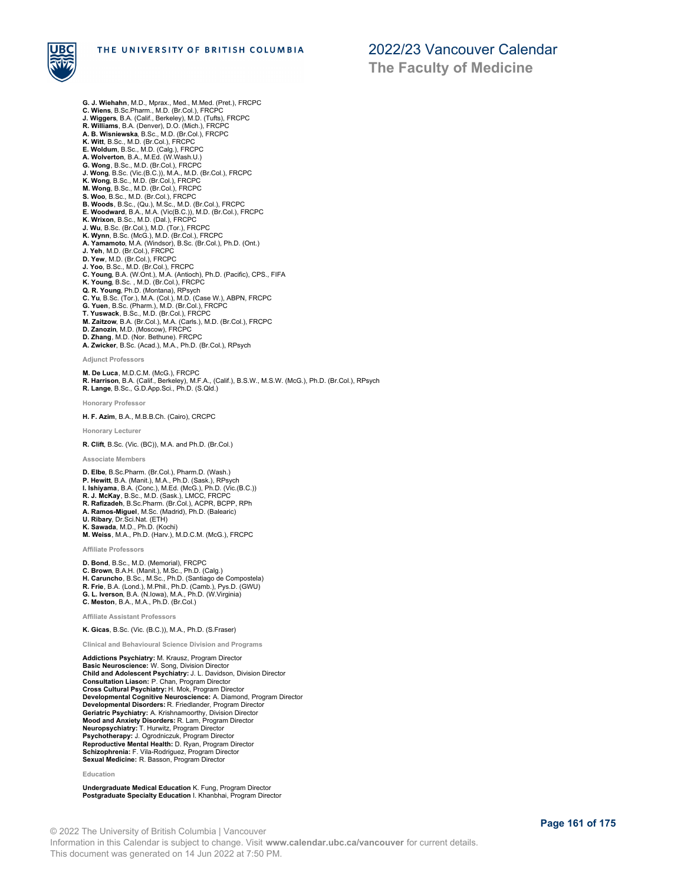**G. J. Wiehahn**, M.D., Mprax., Med., M.Med. (Pret.), FRCPC
**C. Wiens**, B.Sc.Pharm., M.D. (Br.Col.), FRCPC
**J. Wiggers**, B.A. (Calif., Berkeley), M.D. (Tufts), FRCPC
**R. Williams**, B.A. (Denver), D.O. (Mich.), FRCPC
**A. B. Wisniewska**, B.Sc., M.D. (Br.Col.), FRCPC
**K. Witt**, B.Sc., M.D. (Br.Col.), FRCPC
**E. Woldum**, B.Sc., M.D. (Calg.), FRCPC
**A. Wolverton**, B.A., M.Ed. (W.Wash.U.)
**G. Wong**, B.Sc., M.D. (Br.Col.), FRCPC
**J. Wong**, B.Sc. (Vic.(B.C.)), M.A., M.D. (Br.Col.), FRCPC
**K. Wong**, B.Sc., M.D. (Br.Col.), FRCPC
**M. Wong**, B.Sc., M.D. (Br.Col.), FRCPC
**S. Woo**, B.Sc., M.D. (Br.Col.), FRCPC
**B. Woods**, B.Sc., (Qu.), M.Sc., M.D. (Br.Col.), FRCPC
**E. Woodward**, B.A., M.A. (Vic(B.C.)), M.D. (Br.Col.), FRCPC
**K. Wrixon**, B.Sc., M.D. (Dal.), FRCPC
**J. Wu**, B.Sc. (Br.Col.), M.D. (Tor.), FRCPC
**K. Wynn**, B.Sc. (McG.), M.D. (Br.Col.), FRCPC
**A. Yamamoto**, M.A. (Windsor), B.Sc. (Br.Col.), Ph.D. (Ont.)
**J. Yeh**, M.D. (Br.Col.), FRCPC
**D. Yew**, M.D. (Br.Col.), FRCPC
**J. Yoo**, B.Sc., M.D. (Br.Col.), FRCPC
**C. Young**, B.A. (W.Ont.), M.A. (Antioch), Ph.D. (Pacific), CPS., FIFA
**K. Young**, B.Sc. , M.D. (Br.Col.), FRCPC
**Q. R. Young**, Ph.D. (Montana), RPsych
**C. Yu**, B.Sc. (Tor.), M.A. (Col.), M.D. (Case W.), ABPN, FRCPC
**G. Yuen**, B.Sc. (Pharm.), M.D. (Br.Col.), FRCPC
**T. Yuswack**, B.Sc., M.D. (Br.Col.), FRCPC
**M. Zaitzow**, B.A. (Br.Col.), M.A. (Carls.), M.D. (Br.Col.), FRCPC
**D. Zanozin**, M.D. (Moscow), FRCPC
**D. Zhang**, M.D. (Nor. Bethune). FRCPC
**A. Zwicker**, B.Sc. (Acad.), M.A., Ph.D. (Br.Col.), RPsych

#### Adjunct Professors

**M. De Luca**, M.D.C.M. (McG.), FRCPC
**R. Harrison**, B.A. (Calif., Berkeley), M.F.A., (Calif.), B.S.W., M.S.W. (McG.), Ph.D. (Br.Col.), RPsych
**R. Lange**, B.Sc., G.D.App.Sci., Ph.D. (S.Qld.)

#### Honorary Professor

**H. F. Azim**, B.A., M.B.B.Ch. (Cairo), CRCPC

#### Honorary Lecturer

**R. Clift**, B.Sc. (Vic. (BC)), M.A. and Ph.D. (Br.Col.)

#### Associate Members

**D. Elbe**, B.Sc.Pharm. (Br.Col.), Pharm.D. (Wash.)
**P. Hewitt**, B.A. (Manit.), M.A., Ph.D. (Sask.), RPsych
**I. Ishiyama**, B.A. (Conc.), M.Ed. (McG.), Ph.D. (Vic.(B.C.))
**R. J. McKay**, B.Sc., M.D. (Sask.), LMCC, FRCPC
**R. Rafizadeh**, B.Sc.Pharm. (Br.Col.), ACPR, BCPP, RPh
**A. Ramos-Miguel**, M.Sc. (Madrid), Ph.D. (Balearic)
**U. Ribary**, Dr.Sci.Nat. (ETH)
**K. Sawada**, M.D., Ph.D. (Kochi)
**M. Weiss**, M.A., Ph.D. (Harv.), M.D.C.M. (McG.), FRCPC

#### Affiliate Professors

**D. Bond**, B.Sc., M.D. (Memorial), FRCPC
**C. Brown**, B.A.H. (Manit.), M.Sc., Ph.D. (Calg.)
**H. Caruncho**, B.Sc., M.Sc., Ph.D. (Santiago de Compostela)
**R. Frie**, B.A. (Lond.), M.Phil., Ph.D. (Camb.), Pys.D. (GWU)
**G. L. Iverson**, B.A. (N.Iowa), M.A., Ph.D. (W.Virginia)
**C. Meston**, B.A., M.A., Ph.D. (Br.Col.)

#### Affiliate Assistant Professors

**K. Gicas**, B.Sc. (Vic. (B.C.)), M.A., Ph.D. (S.Fraser)

#### Clinical and Behavioural Science Division and Programs

**Addictions Psychiatry:** M. Krausz, Program Director
**Basic Neuroscience:** W. Song, Division Director
**Child and Adolescent Psychiatry:** J. L. Davidson, Division Director
**Consultation Liason:** P. Chan, Program Director
**Cross Cultural Psychiatry:** H. Mok, Program Director
**Developmental Cognitive Neuroscience:** A. Diamond, Program Director
**Developmental Disorders:** R. Friedlander, Program Director
**Geriatric Psychiatry:** A. Krishnamoorthy, Division Director
**Mood and Anxiety Disorders:** R. Lam, Program Director
**Neuropsychiatry:** T. Hurwitz, Program Director
**Psychotherapy:** J. Ogrodniczuk, Program Director
**Reproductive Mental Health:** D. Ryan, Program Director
**Schizophrenia:** F. Vila-Rodriguez, Program Director
**Sexual Medicine:** R. Basson, Program Director

#### Education

**Undergraduate Medical Education** K. Fung, Program Director
**Postgraduate Specialty Education** I. Khanbhai, Program Director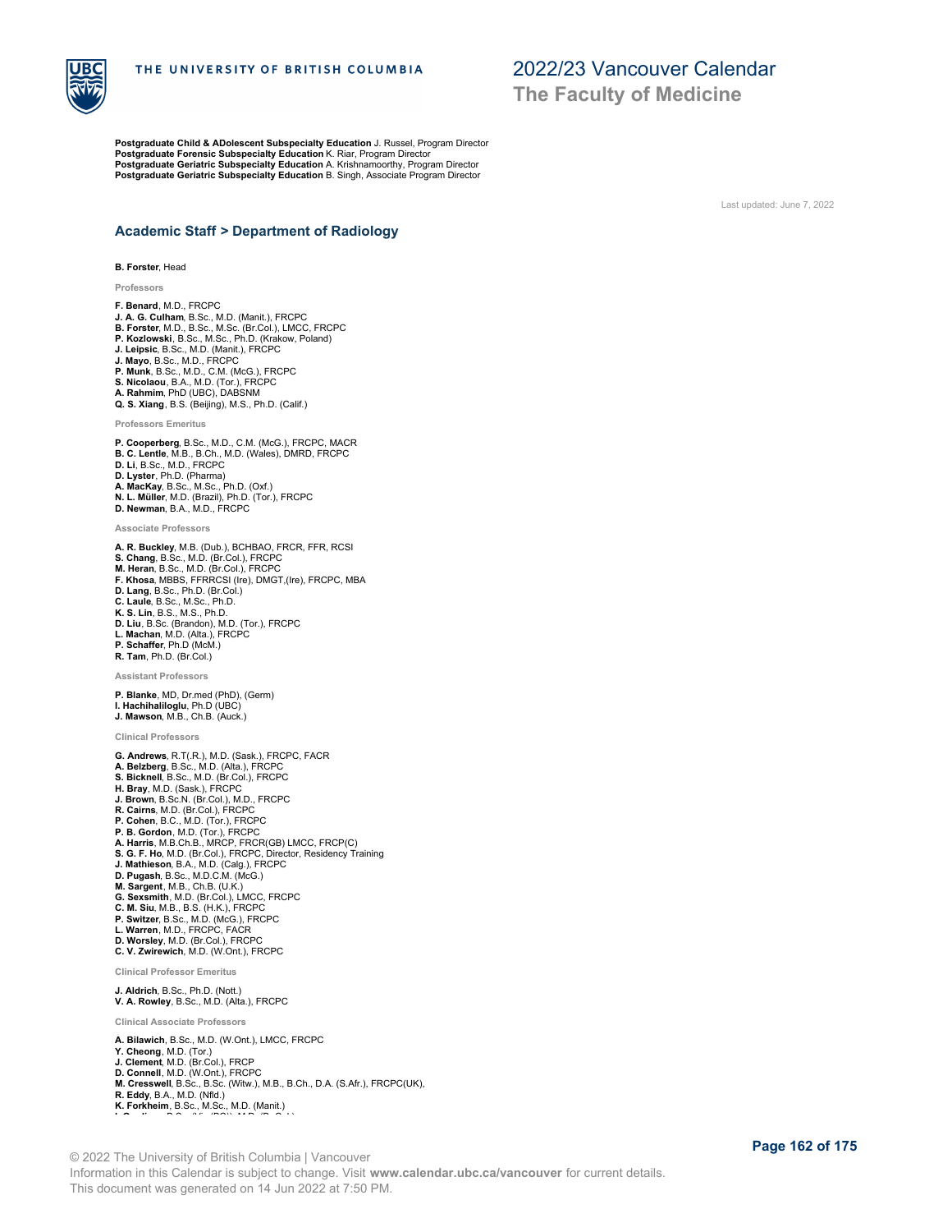**Postgraduate Child & ADolescent Subspecialty Education** J. Russel, Program Director
**Postgraduate Forensic Subspecialty Education** K. Riar, Program Director
**Postgraduate Geriatric Subspecialty Education** A. Krishnamoorthy, Program Director
**Postgraduate Geriatric Subspecialty Education** B. Singh, Associate Program Director

Last updated: June 7, 2022

## Academic Staff > Department of Radiology

**B. Forster**, Head

### Professors

**F. Benard**, M.D., FRCPC
**J. A. G. Culham**, B.Sc., M.D. (Manit.), FRCPC
**B. Forster**, M.D., B.Sc., M.Sc. (Br.Col.), LMCC, FRCPC
**P. Kozlowski**, B.Sc., M.Sc., Ph.D. (Krakow, Poland)
**J. Leipsic**, B.Sc., M.D. (Manit.), FRCPC
**J. Mayo**, B.Sc., M.D., FRCPC
**P. Munk**, B.Sc., M.D., C.M. (McG.), FRCPC
**S. Nicolaou**, B.A., M.D. (Tor.), FRCPC
**A. Rahmim**, PhD (UBC), DABSNM
**Q. S. Xiang**, B.S. (Beijing), M.S., Ph.D. (Calif.)

### Professors Emeritus

**P. Cooperberg**, B.Sc., M.D., C.M. (McG.), FRCPC, MACR
**B. C. Lentle**, M.B., B.Ch., M.D. (Wales), DMRD, FRCPC
**D. Li**, B.Sc., M.D., FRCPC
**D. Lyster**, Ph.D. (Pharma)
**A. MacKay**, B.Sc., M.Sc., Ph.D. (Oxf.)
**N. L. Müller**, M.D. (Brazil), Ph.D. (Tor.), FRCPC
**D. Newman**, B.A., M.D., FRCPC

### Associate Professors

**A. R. Buckley**, M.B. (Dub.), BCHBAO, FRCR, FFR, RCSI
**S. Chang**, B.Sc., M.D. (Br.Col.), FRCPC
**M. Heran**, B.Sc., M.D. (Br.Col.), FRCPC
**F. Khosa**, MBBS, FFRRCSI (Ire), DMGT,(Ire), FRCPC, MBA
**D. Lang**, B.Sc., Ph.D. (Br.Col.)
**C. Laule**, B.Sc., M.Sc., Ph.D.
**K. S. Lin**, B.S., M.S., Ph.D.
**D. Liu**, B.Sc. (Brandon), M.D. (Tor.), FRCPC
**L. Machan**, M.D. (Alta.), FRCPC
**P. Schaffer**, Ph.D (McM.)
**R. Tam**, Ph.D. (Br.Col.)

### Assistant Professors

**P. Blanke**, MD, Dr.med (PhD), (Germ)
**I. Hachihaliloglu**, Ph.D (UBC)
**J. Mawson**, M.B., Ch.B. (Auck.)

### Clinical Professors

**G. Andrews**, R.T(.R.), M.D. (Sask.), FRCPC, FACR
**A. Belzberg**, B.Sc., M.D. (Alta.), FRCPC
**S. Bicknell**, B.Sc., M.D. (Br.Col.), FRCPC
**H. Bray**, M.D. (Sask.), FRCPC
**J. Brown**, B.Sc.N. (Br.Col.), M.D., FRCPC
**R. Cairns**, M.D. (Br.Col.), FRCPC
**P. Cohen**, B.C., M.D. (Tor.), FRCPC
**P. B. Gordon**, M.D. (Tor.), FRCPC
**A. Harris**, M.B.Ch.B., MRCP, FRCR(GB) LMCC, FRCP(C)
**S. G. F. Ho**, M.D. (Br.Col.), FRCPC, Director, Residency Training
**J. Mathieson**, B.A., M.D. (Calg.), FRCPC
**D. Pugash**, B.Sc., M.D.C.M. (McG.)
**M. Sargent**, M.B., Ch.B. (U.K.)
**G. Sexsmith**, M.D. (Br.Col.), LMCC, FRCPC
**C. M. Siu**, M.B., B.S. (H.K.), FRCPC
**P. Switzer**, B.Sc., M.D. (McG.), FRCPC
**L. Warren**, M.D., FRCPC, FACR
**D. Worsley**, M.D. (Br.Col.), FRCPC
**C. V. Zwirewich**, M.D. (W.Ont.), FRCPC

### Clinical Professor Emeritus

**J. Aldrich**, B.Sc., Ph.D. (Nott.)
**V. A. Rowley**, B.Sc., M.D. (Alta.), FRCPC

### Clinical Associate Professors

**A. Bilawich**, B.Sc., M.D. (W.Ont.), LMCC, FRCPC
**Y. Cheong**, M.D. (Tor.)
**J. Clement**, M.D. (Br.Col.), FRCP
**D. Connell**, M.D. (W.Ont.), FRCPC
**M. Cresswell**, B.Sc., B.Sc. (Witw.), M.B., B.Ch., D.A. (S.Afr.), FRCPC(UK),
**R. Eddy**, B.A., M.D. (Nfld.)
**K. Forkheim**, B.Sc., M.Sc., M.D. (Manit.)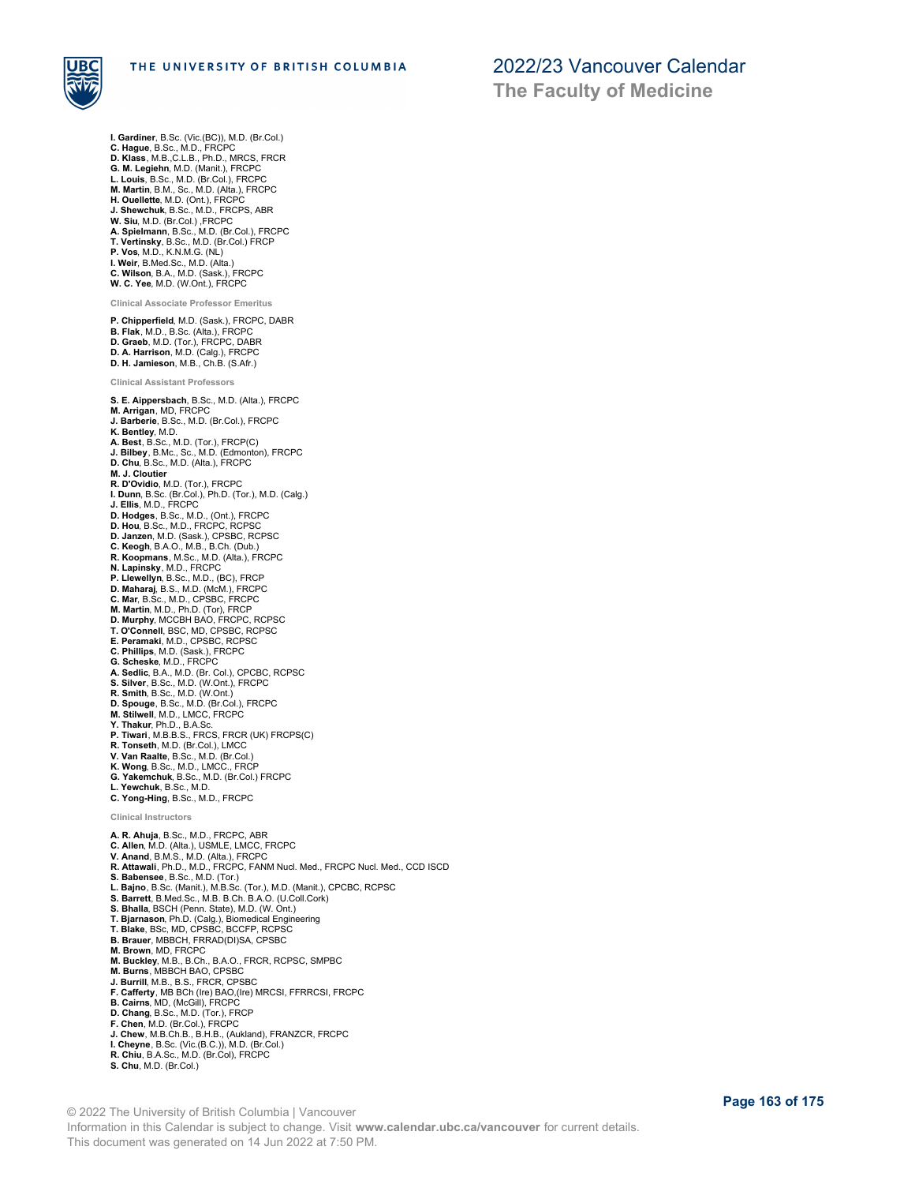**I. Gardiner**, B.Sc. (Vic.(BC)), M.D. (Br.Col.)
**C. Hague**, B.Sc., M.D., FRCPC
**D. Klass**, M.B.,C.L.B., Ph.D., MRCS, FRCR
**G. M. Legiehn**, M.D. (Manit.), FRCPC
**L. Louis**, B.Sc., M.D. (Br.Col.), FRCPC
**M. Martin**, B.M., Sc., M.D. (Alta.), FRCPC
**H. Ouellette**, M.D. (Ont.), FRCPC
**J. Shewchuk**, B.Sc., M.D., FRCPS, ABR
**W. Siu**, M.D. (Br.Col.) ,FRCPC
**A. Spielmann**, B.Sc., M.D. (Br.Col.), FRCPC
**T. Vertinsky**, B.Sc., M.D. (Br.Col.) FRCP
**P. Vos**, M.D., K.N.M.G. (NL)
**I. Weir**, B.Med.Sc., M.D. (Alta.)
**C. Wilson**, B.A., M.D. (Sask.), FRCPC
**W. C. Yee**, M.D. (W.Ont.), FRCPC

#### Clinical Associate Professor Emeritus

**P. Chipperfield**, M.D. (Sask.), FRCPC, DABR
**B. Flak**, M.D., B.Sc. (Alta.), FRCPC
**D. Graeb**, M.D. (Tor.), FRCPC, DABR
**D. A. Harrison**, M.D. (Calg.), FRCPC
**D. H. Jamieson**, M.B., Ch.B. (S.Afr.)

#### Clinical Assistant Professors

**S. E. Aippersbach**, B.Sc., M.D. (Alta.), FRCPC
**M. Arrigan**, MD, FRCPC
**J. Barberie**, B.Sc., M.D. (Br.Col.), FRCPC
**K. Bentley**, M.D.
**A. Best**, B.Sc., M.D. (Tor.), FRCP(C)
**J. Bilbey**, B.Mc., Sc., M.D. (Edmonton), FRCPC
**D. Chu**, B.Sc., M.D. (Alta.), FRCPC
**M. J. Cloutier**
**R. D'Ovidio**, M.D. (Tor.), FRCPC
**I. Dunn**, B.Sc. (Br.Col.), Ph.D. (Tor.), M.D. (Calg.)
**J. Ellis**, M.D., FRCPC
**D. Hodges**, B.Sc., M.D., (Ont.), FRCPC
**D. Hou**, B.Sc., M.D., FRCPC, RCPSC
**D. Janzen**, M.D. (Sask.), CPSBC, RCPSC
**C. Keogh**, B.A.O., M.B., B.Ch. (Dub.)
**R. Koopmans**, M.Sc., M.D. (Alta.), FRCPC
**N. Lapinsky**, M.D., FRCPC
**P. Llewellyn**, B.Sc., M.D., (BC), FRCP
**D. Maharaj**, B.S., M.D. (McM.), FRCPC
**C. Mar**, B.Sc., M.D., CPSBC, FRCPC
**M. Martin**, M.D., Ph.D. (Tor), FRCP
**D. Murphy**, MCCBH BAO, FRCPC, RCPSC
**T. O'Connell**, BSC, MD, CPSBC, RCPSC
**E. Peramaki**, M.D., CPSBC, RCPSC
**C. Phillips**, M.D. (Sask.), FRCPC
**G. Scheske**, M.D., FRCPC
**A. Sedlic**, B.A., M.D. (Br. Col.), CPCBC, RCPSC
**S. Silver**, B.Sc., M.D. (W.Ont.), FRCPC
**R. Smith**, B.Sc., M.D. (W.Ont.)
**D. Spouge**, B.Sc., M.D. (Br.Col.), FRCPC
**M. Stilwell**, M.D., LMCC, FRCPC
**Y. Thakur**, Ph.D., B.A.Sc.
**P. Tiwari**, M.B.B.S., FRCS, FRCR (UK) FRCPS(C)
**R. Tonseth**, M.D. (Br.Col.), LMCC
**V. Van Raalte**, B.Sc., M.D. (Br.Col.)
**K. Wong**, B.Sc., M.D., LMCC., FRCP
**G. Yakemchuk**, B.Sc., M.D. (Br.Col.) FRCPC
**L. Yewchuk**, B.Sc., M.D.
**C. Yong-Hing**, B.Sc., M.D., FRCPC

#### Clinical Instructors

**A. R. Ahuja**, B.Sc., M.D., FRCPC, ABR
**C. Allen**, M.D. (Alta.), USMLE, LMCC, FRCPC
**V. Anand**, B.M.S., M.D. (Alta.), FRCPC
**R. Attawali**, Ph.D., M.D., FRCPC, FANM Nucl. Med., FRCPC Nucl. Med., CCD ISCD
**S. Babensee**, B.Sc., M.D. (Tor.)
**L. Bajno**, B.Sc. (Manit.), M.B.Sc. (Tor.), M.D. (Manit.), CPCBC, RCPSC
**S. Barrett**, B.Med.Sc., M.B. B.Ch. B.A.O. (U.Coll.Cork)
**S. Bhalla**, BSCH (Penn. State), M.D. (W. Ont.)
**T. Bjarnason**, Ph.D. (Calg.), Biomedical Engineering
**T. Blake**, BSc, MD, CPSBC, BCCFP, RCPSC
**B. Brauer**, MBBCH, FRRAD(DI)SA, CPSBC
**M. Brown**, MD, FRCPC
**M. Buckley**, M.B., B.Ch., B.A.O., FRCR, RCPSC, SMPBC
**M. Burns**, MBBCH BAO, CPSBC
**J. Burrill**, M.B., B.S., FRCR, CPSBC
**F. Cafferty**, MB BCh (Ire) BAO,(Ire) MRCSI, FFRRCSI, FRCPC
**B. Cairns**, MD, (McGill), FRCPC
**D. Chang**, B.Sc., M.D. (Tor.), FRCP
**F. Chen**, M.D. (Br.Col.), FRCPC
**J. Chew**, M.B.Ch.B., B.H.B., (Aukland), FRANZCR, FRCPC
**I. Cheyne**, B.Sc. (Vic.(B.C.)), M.D. (Br.Col.)
**R. Chiu**, B.A.Sc., M.D. (Br.Col), FRCPC
**S. Chu**, M.D. (Br.Col.)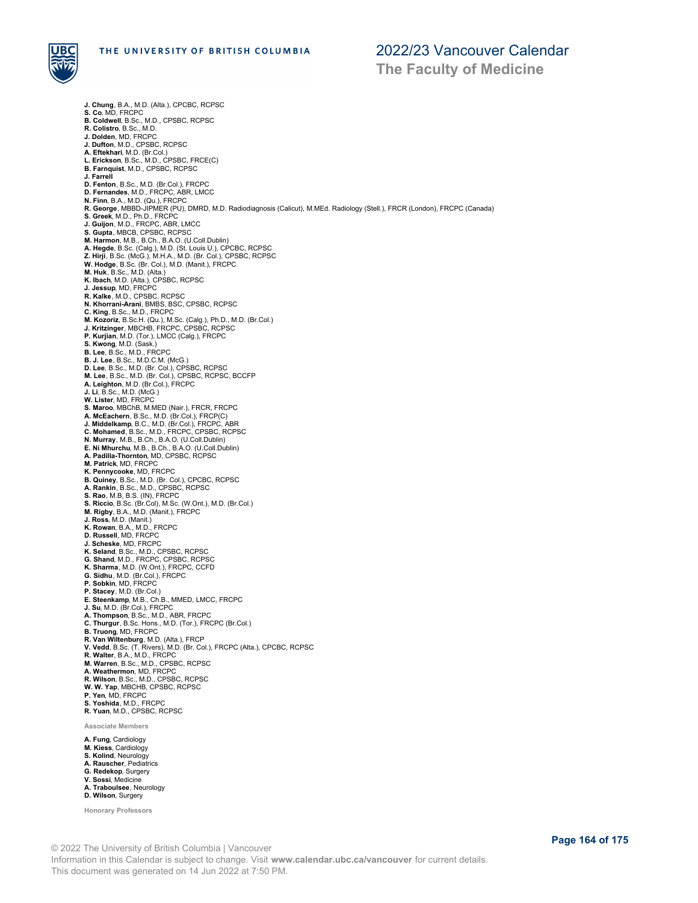**J. Chung**, B.A., M.D. (Alta.), CPCBC, RCPSC
**S. Co**, MD, FRCPC
**B. Coldwell**, B.Sc., M.D., CPSBC, RCPSC
**R. Colistro**, B.Sc., M.D.
**J. Dolden**, MD, FRCPC
**J. Dufton**, M.D., CPSBC, RCPSC
**A. Eftekhari**, M.D. (Br.Col.)
**L. Erickson**, B.Sc., M.D., CPSBC, FRCE(C)
**B. Farnquist**, M.D., CPSBC, RCPSC
**J. Farrell**
**D. Fenton**, B.Sc., M.D. (Br.Col.), FRCPC
**D. Fernandes**, M.D., FRCPC, ABR, LMCC
**N. Finn**, B.A., M.D. (Qu.), FRCPC
**R. George**, MBBD-JIPMER (PU), DMRD, M.D. Radiodiagnosis (Calicut), M.MEd. Radiology (Stell.), FRCR (London), FRCPC (Canada)
**S. Greek**, M.D., Ph.D., FRCPC
**J. Guijon**, M.D., FRCPC, ABR, LMCC
**S. Gupta**, MBCB, CPSBC, RCPSC
**M. Harmon**, M.B., B.Ch., B.A.O. (U.Coll.Dublin)
**A. Hegde**, B.Sc. (Calg.), M.D. (St. Louis U.), CPCBC, RCPSC
**Z. Hirji**, B.Sc. (McG.), M.H.A., M.D. (Br. Col.), CPSBC, RCPSC
**W. Hodge**, B.Sc. (Br. Col.), M.D. (Manit.), FRCPC
**M. Huk**, B.Sc., M.D. (Alta.)
**K. Ibach**, M.D. (Alta.), CPSBC, RCPSC
**J. Jessup**, MD, FRCPC
**R. Kalke**, M.D., CPSBC, RCPSC
**N. Khorrani-Arani**, BMBS, BSC, CPSBC, RCPSC
**C. King**, B.Sc., M.D., FRCPC
**M. Kozoriz**, B.Sc.H. (Qu.), M.Sc. (Calg.), Ph.D., M.D. (Br.Col.)
**J. Kritzinger**, MBCHB, FRCPC, CPSBC, RCPSC
**P. Kurjian**, M.D. (Tor.), LMCC (Calg.), FRCPC
**S. Kwong**, M.D. (Sask.)
**B. Lee**, B.Sc., M.D., FRCPC
**B. J. Lee**, B.Sc., M.D.C.M. (McG.)
**D. Lee**, B.Sc., M.D. (Br. Col.), CPSBC, RCPSC
**M. Lee**, B.Sc., M.D. (Br. Col.), CPSBC, RCPSC, BCCFP
**A. Leighton**, M.D. (Br.Col.), FRCPC
**J. Li**, B.Sc., M.D. (McG.)
**W. Lister**, MD, FRCPC
**S. Maroo**, MBChB, M.MED (Nair.), FRCR, FRCPC
**A. McEachern**, B.Sc., M.D. (Br.Col.), FRCP(C)
**J. Middelkamp**, B.C., M.D. (Br.Col.), FRCPC, ABR
**C. Mohamed**, B.Sc., M.D., FRCPC, CPSBC, RCPSC
**N. Murray**, M.B., B.Ch., B.A.O. (U.Coll.Dublin)
**E. Ni Mhurchu**, M.B., B.Ch., B.A.O. (U.Coll.Dublin)
**A. Padilla-Thornton**, MD, CPSBC, RCPSC
**M. Patrick**, MD, FRCPC
**K. Pennycooke**, MD, FRCPC
**B. Quiney**, B.Sc., M.D. (Br. Col.), CPCBC, RCPSC
**A. Rankin**, B.Sc., M.D., CPSBC, RCPSC
**S. Rao**, M.B, B.S. (IN), FRCPC
**S. Riccio**, B.Sc. (Br.Col), M.Sc. (W.Ont.), M.D. (Br.Col.)
**M. Rigby**, B.A., M.D. (Manit.), FRCPC
**J. Ross**, M.D. (Manit.)
**K. Rowan**, B.A., M.D., FRCPC
**D. Russell**, MD, FRCPC
**J. Scheske**, MD, FRCPC
**K. Seland**, B.Sc., M.D., CPSBC, RCPSC
**G. Shand**, M.D., FRCPC, CPSBC, RCPSC
**K. Sharma**, M.D. (W.Ont.), FRCPC, CCFD
**G. Sidhu**, M.D. (Br.Col.), FRCPC
**P. Sobkin**, MD, FRCPC
**P. Stacey**, M.D. (Br.Col.)
**E. Steenkamp**, M.B., Ch.B., MMED, LMCC, FRCPC
**J. Su**, M.D. (Br.Col.), FRCPC
**A. Thompson**, B.Sc., M.D., ABR, FRCPC
**C. Thurgur**, B.Sc. Hons., M.D. (Tor.), FRCPC (Br.Col.)
**B. Truong**, MD, FRCPC
**R. Van Wiltenburg**, M.D. (Alta.), FRCP
**V. Vedd**, B.Sc. (T. Rivers), M.D. (Br. Col.), FRCPC (Alta.), CPCBC, RCPSC
**R. Walter**, B.A., M.D., FRCPC
**M. Warren**, B.Sc., M.D., CPSBC, RCPSC
**A. Weathermon**, MD, FRCPC
**R. Wilson**, B.Sc., M.D., CPSBC, RCPSC
**W. W. Yap**, MBCHB, CPSBC, RCPSC
**P. Yen**, MD, FRCPC
**S. Yoshida**, M.D., FRCPC
**R. Yuan**, M.D., CPSBC, RCPSC

#### Associate Members

**A. Fung**, Cardiology
**M. Kiess**, Cardiology
**S. Kolind**, Neurology
**A. Rauscher**, Pediatrics
**G. Redekop**, Surgery
**V. Sossi**, Medicine
**A. Traboulsee**, Neurology
**D. Wilson**, Surgery

#### Honorary Professors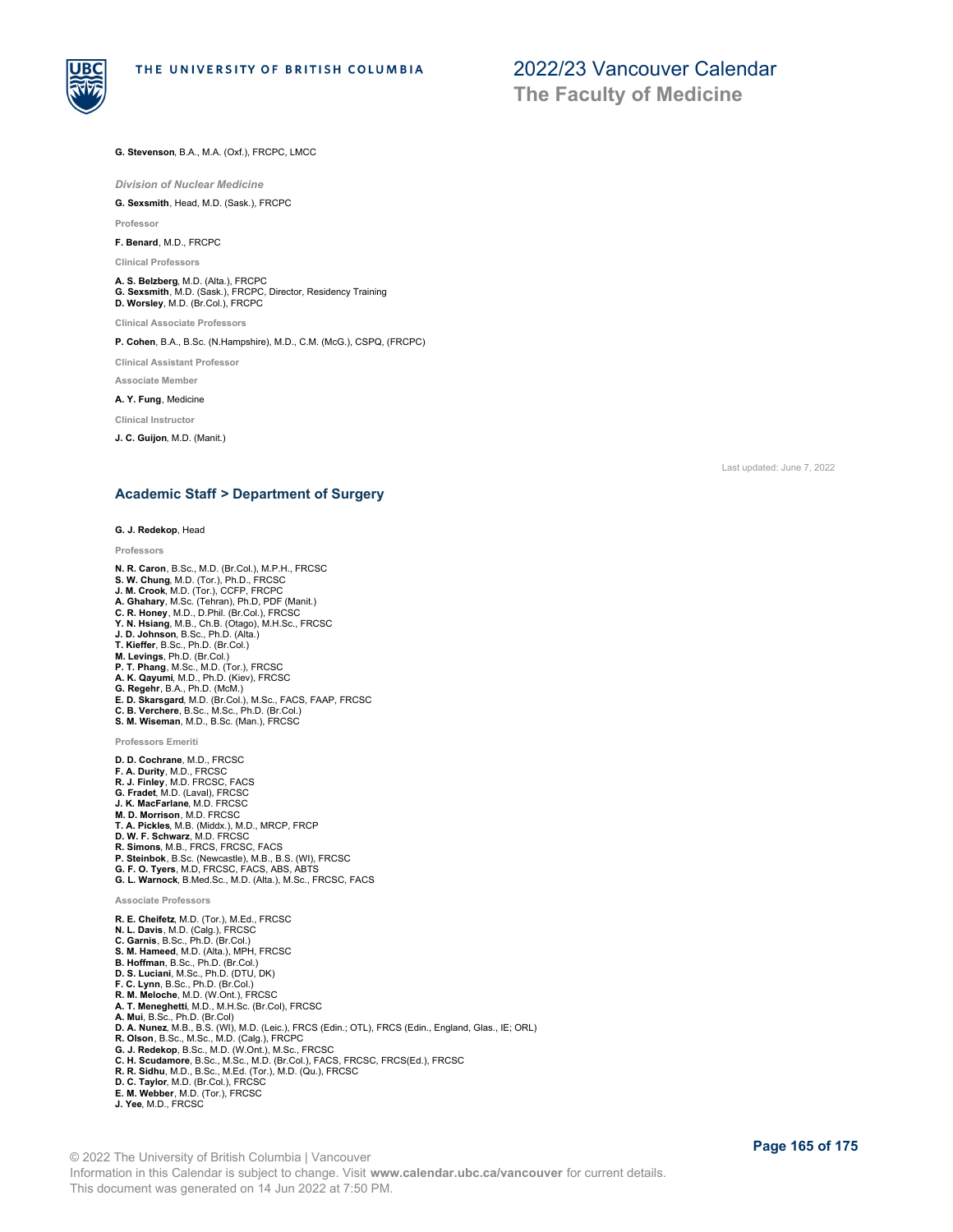**G. Stevenson**, B.A., M.A. (Oxf.), FRCPC, LMCC

*Division of Nuclear Medicine*

**G. Sexsmith**, Head, M.D. (Sask.), FRCPC

Professor

**F. Benard**, M.D., FRCPC

Clinical Professors

**A. S. Belzberg**, M.D. (Alta.), FRCPC
**G. Sexsmith**, M.D. (Sask.), FRCPC, Director, Residency Training
**D. Worsley**, M.D. (Br.Col.), FRCPC

Clinical Associate Professors

**P. Cohen**, B.A., B.Sc. (N.Hampshire), M.D., C.M. (McG.), CSPQ, (FRCPC)

Clinical Assistant Professor

Associate Member

**A. Y. Fung**, Medicine

Clinical Instructor

**J. C. Guijon**, M.D. (Manit.)

Last updated: June 7, 2022

## Academic Staff > Department of Surgery

**G. J. Redekop**, Head

Professors

**N. R. Caron**, B.Sc., M.D. (Br.Col.), M.P.H., FRCSC
**S. W. Chung**, M.D. (Tor.), Ph.D., FRCSC
**J. M. Crook**, M.D. (Tor.), CCFP, FRCPC
**A. Ghahary**, M.Sc. (Tehran), Ph.D, PDF (Manit.)
**C. R. Honey**, M.D., D.Phil. (Br.Col.), FRCSC
**Y. N. Hsiang**, M.B., Ch.B. (Otago), M.H.Sc., FRCSC
**J. D. Johnson**, B.Sc., Ph.D. (Alta.)
**T. Kieffer**, B.Sc., Ph.D. (Br.Col.)
**M. Levings**, Ph.D. (Br.Col.)
**P. T. Phang**, M.Sc., M.D. (Tor.), FRCSC
**A. K. Qayumi**, M.D., Ph.D. (Kiev), FRCSC
**G. Regehr**, B.A., Ph.D. (McM.)
**E. D. Skarsgard**, M.D. (Br.Col.), M.Sc., FACS, FAAP, FRCSC
**C. B. Verchere**, B.Sc., M.Sc., Ph.D. (Br.Col.)
**S. M. Wiseman**, M.D., B.Sc. (Man.), FRCSC

Professors Emeriti

**D. D. Cochrane**, M.D., FRCSC
**F. A. Durity**, M.D., FRCSC
**R. J. Finley**, M.D. FRCSC, FACS
**G. Fradet**, M.D. (Laval), FRCSC
**J. K. MacFarlane**, M.D. FRCSC
**M. D. Morrison**, M.D. FRCSC
**T. A. Pickles**, M.B. (Middx.), M.D., MRCP, FRCP
**D. W. F. Schwarz**, M.D. FRCSC
**R. Simons**, M.B., FRCS, FRCSC, FACS
**P. Steinbok**, B.Sc. (Newcastle), M.B., B.S. (WI), FRCSC
**G. F. O. Tyers**, M.D, FRCSC, FACS, ABS, ABTS
**G. L. Warnock**, B.Med.Sc., M.D. (Alta.), M.Sc., FRCSC, FACS

Associate Professors

**R. E. Cheifetz**, M.D. (Tor.), M.Ed., FRCSC
**N. L. Davis**, M.D. (Calg.), FRCSC
**C. Garnis**, B.Sc., Ph.D. (Br.Col.)
**S. M. Hameed**, M.D. (Alta.), MPH, FRCSC
**B. Hoffman**, B.Sc., Ph.D. (Br.Col.)
**D. S. Luciani**, M.Sc., Ph.D. (DTU, DK)
**F. C. Lynn**, B.Sc., Ph.D. (Br.Col.)
**R. M. Meloche**, M.D. (W.Ont.), FRCSC
**A. T. Meneghetti**, M.D., M.H.Sc. (Br.Col), FRCSC
**A. Mui**, B.Sc., Ph.D. (Br.Col)
**D. A. Nunez**, M.B., B.S. (WI), M.D. (Leic.), FRCS (Edin.; OTL), FRCS (Edin., England, Glas., IE; ORL)
**R. Olson**, B.Sc., M.Sc., M.D. (Calg.), FRCPC
**G. J. Redekop**, B.Sc., M.D. (W.Ont.), M.Sc., FRCSC
**C. H. Scudamore**, B.Sc., M.Sc., M.D. (Br.Col.), FACS, FRCSC, FRCS(Ed.), FRCSC
**R. R. Sidhu**, M.D., B.Sc., M.Ed. (Tor.), M.D. (Qu.), FRCSC
**D. C. Taylor**, M.D. (Br.Col.), FRCSC
**E. M. Webber**, M.D. (Tor.), FRCSC
**J. Yee**, M.D., FRCSC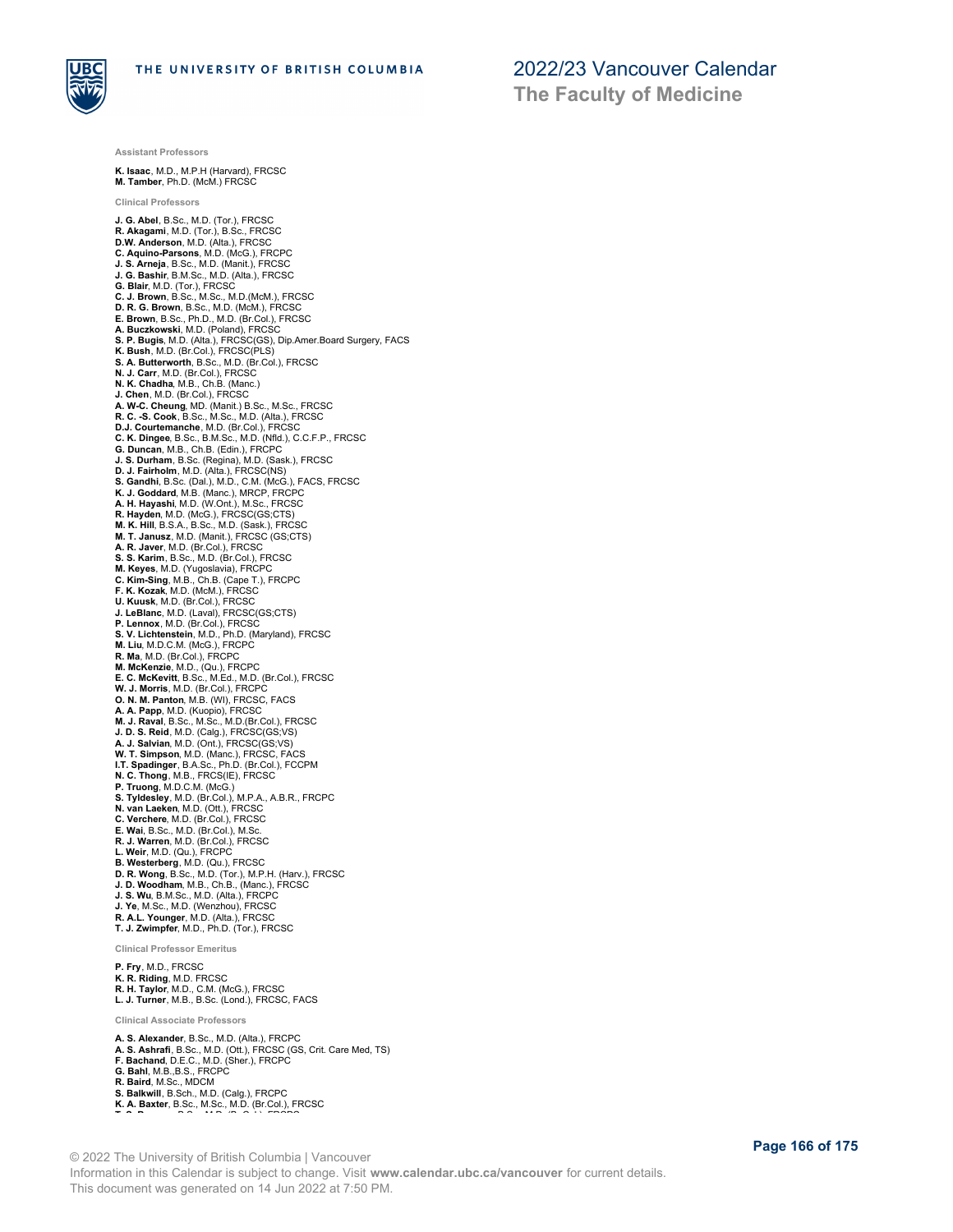**Assistant Professors**

**K. Isaac**, M.D., M.P.H (Harvard), FRCSC
**M. Tamber**, Ph.D. (McM.) FRCSC

**Clinical Professors**

**J. G. Abel**, B.Sc., M.D. (Tor.), FRCSC
**R. Akagami**, M.D. (Tor.), B.Sc., FRCSC
**D.W. Anderson**, M.D. (Alta.), FRCSC
**C. Aquino-Parsons**, M.D. (McG.), FRCPC
**J. S. Arneja**, B.Sc., M.D. (Manit.), FRCSC
**J. G. Bashir**, B.M.Sc., M.D. (Alta.), FRCSC
**G. Blair**, M.D. (Tor.), FRCSC
**C. J. Brown**, B.Sc., M.Sc., M.D.(McM.), FRCSC
**D. R. G. Brown**, B.Sc., M.D. (McM.), FRCSC
**E. Brown**, B.Sc., Ph.D., M.D. (Br.Col.), FRCSC
**A. Buczkowski**, M.D. (Poland), FRCSC
**S. P. Bugis**, M.D. (Alta.), FRCSC(GS), Dip.Amer.Board Surgery, FACS
**K. Bush**, M.D. (Br.Col.), FRCSC(PLS)
**S. A. Butterworth**, B.Sc., M.D. (Br.Col.), FRCSC
**N. J. Carr**, M.D. (Br.Col.), FRCSC
**N. K. Chadha**, M.B., Ch.B. (Manc.)
**J. Chen**, M.D. (Br.Col.), FRCSC
**A. W-C. Cheung**, MD. (Manit.) B.Sc., M.Sc., FRCSC
**R. C. -S. Cook**, B.Sc., M.Sc., M.D. (Alta.), FRCSC
**D.J. Courtemanche**, M.D. (Br.Col.), FRCSC
**C. K. Dingee**, B.Sc., B.M.Sc., M.D. (Nfld.), C.C.F.P., FRCSC
**G. Duncan**, M.B., Ch.B. (Edin.), FRCPC
**J. S. Durham**, B.Sc. (Regina), M.D. (Sask.), FRCSC
**D. J. Fairholm**, M.D. (Alta.), FRCSC(NS)
**S. Gandhi**, B.Sc. (Dal.), M.D., C.M. (McG.), FACS, FRCSC
**K. J. Goddard**, M.B. (Manc.), MRCP, FRCPC
**A. H. Hayashi**, M.D. (W.Ont.), M.Sc., FRCSC
**R. Hayden**, M.D. (McG.), FRCSC(GS;CTS)
**M. K. Hill**, B.S.A., B.Sc., M.D. (Sask.), FRCSC
**M. T. Janusz**, M.D. (Manit.), FRCSC (GS;CTS)
**A. R. Javer**, M.D. (Br.Col.), FRCSC
**S. S. Karim**, B.Sc., M.D. (Br.Col.), FRCSC
**M. Keyes**, M.D. (Yugoslavia), FRCPC
**C. Kim-Sing**, M.B., Ch.B. (Cape T.), FRCPC
**F. K. Kozak**, M.D. (McM.), FRCSC
**U. Kuusk**, M.D. (Br.Col.), FRCSC
**J. LeBlanc**, M.D. (Laval), FRCSC(GS;CTS)
**P. Lennox**, M.D. (Br.Col.), FRCSC
**S. V. Lichtenstein**, M.D., Ph.D. (Maryland), FRCSC
**M. Liu**, M.D.C.M. (McG.), FRCPC
**R. Ma**, M.D. (Br.Col.), FRCPC
**M. McKenzie**, M.D., (Qu.), FRCPC
**E. C. McKevitt**, B.Sc., M.Ed., M.D. (Br.Col.), FRCSC
**W. J. Morris**, M.D. (Br.Col.), FRCPC
**O. N. M. Panton**, M.B. (WI), FRCSC, FACS
**A. A. Papp**, M.D. (Kuopio), FRCSC
**M. J. Raval**, B.Sc., M.Sc., M.D.(Br.Col.), FRCSC
**J. D. S. Reid**, M.D. (Calg.), FRCSC(GS;VS)
**A. J. Salvian**, M.D. (Ont.), FRCSC(GS;VS)
**W. T. Simpson**, M.D. (Manc.), FRCSC, FACS
**I.T. Spadinger**, B.A.Sc., Ph.D. (Br.Col.), FCCPM
**N. C. Thong**, M.B., FRCS(IE), FRCSC
**P. Truong**, M.D.C.M. (McG.)
**S. Tyldesley**, M.D. (Br.Col.), M.P.A., A.B.R., FRCPC
**N. van Laeken**, M.D. (Ott.), FRCSC
**C. Verchere**, M.D. (Br.Col.), FRCSC
**E. Wai**, B.Sc., M.D. (Br.Col.), M.Sc.
**R. J. Warren**, M.D. (Br.Col.), FRCSC
**L. Weir**, M.D. (Qu.), FRCPC
**B. Westerberg**, M.D. (Qu.), FRCSC
**D. R. Wong**, B.Sc., M.D. (Tor.), M.P.H. (Harv.), FRCSC
**J. D. Woodham**, M.B., Ch.B., (Manc.), FRCSC
**J. S. Wu**, B.M.Sc., M.D. (Alta.), FRCPC
**J. Ye**, M.Sc., M.D. (Wenzhou), FRCSC
**R. A.L. Younger**, M.D. (Alta.), FRCSC
**T. J. Zwimpfer**, M.D., Ph.D. (Tor.), FRCSC

**Clinical Professor Emeritus**

**P. Fry**, M.D., FRCSC
**K. R. Riding**, M.D. FRCSC
**R. H. Taylor**, M.D., C.M. (McG.), FRCSC
**L. J. Turner**, M.B., B.Sc. (Lond.), FRCSC, FACS

**Clinical Associate Professors**

**A. S. Alexander**, B.Sc., M.D. (Alta.), FRCPC
**A. S. Ashrafi**, B.Sc., M.D. (Ott.), FRCSC (GS, Crit. Care Med, TS)
**F. Bachand**, D.E.C., M.D. (Sher.), FRCPC
**G. Bahl**, M.B.,B.S., FRCPC
**R. Baird**, M.Sc., MDCM
**S. Balkwill**, B.Sch., M.D. (Calg.), FRCPC
**K. A. Baxter**, B.Sc., M.Sc., M.D. (Br.Col.), FRCSC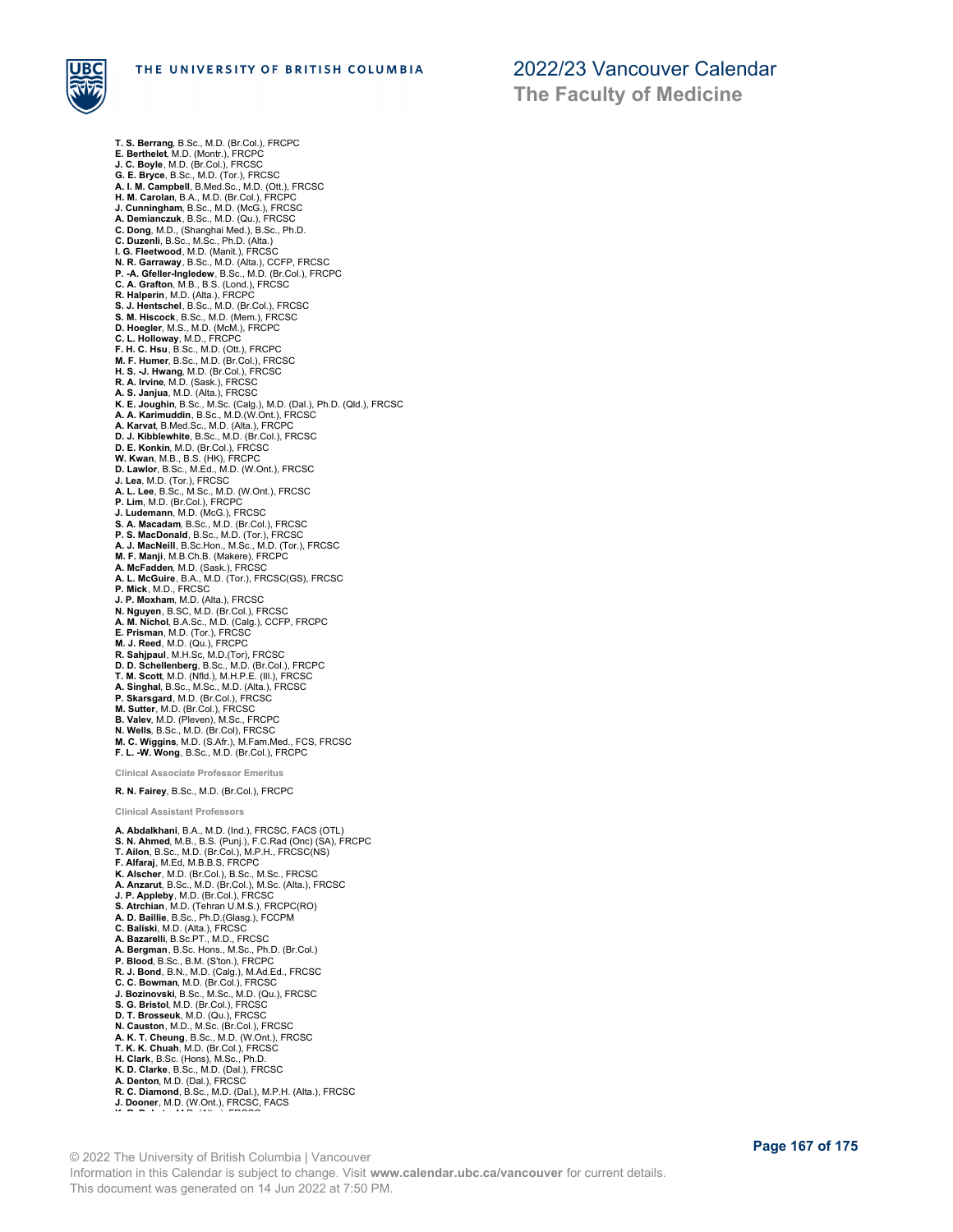**T. S. Berrang**, B.Sc., M.D. (Br.Col.), FRCPC
**E. Berthelet**, M.D. (Montr.), FRCPC
**J. C. Boyle**, M.D. (Br.Col.), FRCSC
**G. E. Bryce**, B.Sc., M.D. (Tor.), FRCSC
**A. I. M. Campbell**, B.Med.Sc., M.D. (Ott.), FRCSC
**H. M. Carolan**, B.A., M.D. (Br.Col.), FRCPC
**J. Cunningham**, B.Sc., M.D. (McG.), FRCSC
**A. Demianczuk**, B.Sc., M.D. (Qu.), FRCSC
**C. Dong**, M.D., (Shanghai Med.), B.Sc., Ph.D.
**C. Duzenli**, B.Sc., M.Sc., Ph.D. (Alta.)
**I. G. Fleetwood**, M.D. (Manit.), FRCSC
**N. R. Garraway**, B.Sc., M.D. (Alta.), CCFP, FRCSC
**P. -A. Gfeller-Ingledew**, B.Sc., M.D. (Br.Col.), FRCPC
**C. A. Grafton**, M.B., B.S. (Lond.), FRCSC
**R. Halperin**, M.D. (Alta.), FRCPC
**S. J. Hentschel**, B.Sc., M.D. (Br.Col.), FRCSC
**S. M. Hiscock**, B.Sc., M.D. (Mem.), FRCSC
**D. Hoegler**, M.S., M.D. (McM.), FRCPC
**C. L. Holloway**, M.D., FRCPC
**F. H. C. Hsu**, B.Sc., M.D. (Ott.), FRCPC
**M. F. Humer**, B.Sc., M.D. (Br.Col.), FRCSC
**H. S. -J. Hwang**, M.D. (Br.Col.), FRCSC
**R. A. Irvine**, M.D. (Sask.), FRCSC
**A. S. Janjua**, M.D. (Alta.), FRCSC
**K. E. Joughin**, B.Sc., M.Sc. (Calg.), M.D. (Dal.), Ph.D. (Qld.), FRCSC
**A. A. Karimuddin**, B.Sc., M.D.(W.Ont.), FRCSC
**A. Karvat**, B.Med.Sc., M.D. (Alta.), FRCPC
**D. J. Kibblewhite**, B.Sc., M.D. (Br.Col.), FRCSC
**D. E. Konkin**, M.D. (Br.Col.), FRCSC
**W. Kwan**, M.B., B.S. (HK), FRCPC
**D. Lawlor**, B.Sc., M.Ed., M.D. (W.Ont.), FRCSC
**J. Lea**, M.D. (Tor.), FRCSC
**A. L. Lee**, B.Sc., M.Sc., M.D. (W.Ont.), FRCSC
**P. Lim**, M.D. (Br.Col.), FRCPC
**J. Ludemann**, M.D. (McG.), FRCSC
**S. A. Macadam**, B.Sc., M.D. (Br.Col.), FRCSC
**P. S. MacDonald**, B.Sc., M.D. (Tor.), FRCSC
**A. J. MacNeill**, B.Sc.Hon., M.Sc., M.D. (Tor.), FRCSC
**M. F. Manji**, M.B.Ch.B. (Makere), FRCPC
**A. McFadden**, M.D. (Sask.), FRCSC
**A. L. McGuire**, B.A., M.D. (Tor.), FRCSC(GS), FRCSC
**P. Mick**, M.D., FRCSC
**J. P. Moxham**, M.D. (Alta.), FRCSC
**N. Nguyen**, B.SC, M.D. (Br.Col.), FRCSC
**A. M. Nichol**, B.A.Sc., M.D. (Calg.), CCFP, FRCPC
**E. Prisman**, M.D. (Tor.), FRCSC
**M. J. Reed**, M.D. (Qu.), FRCPC
**R. Sahjpaul**, M.H.Sc, M.D.(Tor), FRCSC
**D. D. Schellenberg**, B.Sc., M.D. (Br.Col.), FRCPC
**T. M. Scott**, M.D. (Nfld.), M.H.P.E. (Ill.), FRCSC
**A. Singhal**, B.Sc., M.Sc., M.D. (Alta.), FRCSC
**P. Skarsgard**, M.D. (Br.Col.), FRCSC
**M. Sutter**, M.D. (Br.Col.), FRCSC
**B. Valev**, M.D. (Pleven), M.Sc., FRCPC
**N. Wells**, B.Sc., M.D. (Br.Col), FRCSC
**M. C. Wiggins**, M.D. (S.Afr.), M.Fam.Med., FCS, FRCSC
**F. L. -W. Wong**, B.Sc., M.D. (Br.Col.), FRCPC

### Clinical Associate Professor Emeritus

**R. N. Fairey**, B.Sc., M.D. (Br.Col.), FRCPC

### Clinical Assistant Professors

**A. Abdalkhani**, B.A., M.D. (Ind.), FRCSC, FACS (OTL)
**S. N. Ahmed**, M.B., B.S. (Punj.), F.C.Rad (Onc) (SA), FRCPC
**T. Ailon**, B.Sc., M.D. (Br.Col.), M.P.H., FRCSC(NS)
**F. Alfaraj**, M.Ed, M.B.B.S, FRCPC
**K. Alscher**, M.D. (Br.Col.), B.Sc., M.Sc., FRCSC
**A. Anzarut**, B.Sc., M.D. (Br.Col.), M.Sc. (Alta.), FRCSC
**J. P. Appleby**, M.D. (Br.Col.), FRCSC
**S. Atrchian**, M.D. (Tehran U.M.S.), FRCPC(RO)
**A. D. Baillie**, B.Sc., Ph.D.(Glasg.), FCCPM
**C. Baliski**, M.D. (Alta.), FRCSC
**A. Bazarelli**, B.Sc.PT., M.D., FRCSC
**A. Bergman**, B.Sc. Hons., M.Sc., Ph.D. (Br.Col.)
**P. Blood**, B.Sc., B.M. (S'ton.), FRCPC
**R. J. Bond**, B.N., M.D. (Calg.), M.Ad.Ed., FRCSC
**C. C. Bowman**, M.D. (Br.Col.), FRCSC
**J. Bozinovski**, B.Sc., M.Sc., M.D. (Qu.), FRCSC
**S. G. Bristol**, M.D. (Br.Col.), FRCSC
**D. T. Brosseuk**, M.D. (Qu.), FRCSC
**N. Causton**, M.D., M.Sc. (Br.Col.), FRCSC
**A. K. T. Cheung**, B.Sc., M.D. (W.Ont.), FRCSC
**T. K. K. Chuah**, M.D. (Br.Col.), FRCSC
**H. Clark**, B.Sc. (Hons), M.Sc., Ph.D.
**K. D. Clarke**, B.Sc., M.D. (Dal.), FRCSC
**A. Denton**, M.D. (Dal.), FRCSC
**R. C. Diamond**, B.Sc., M.D. (Dal.), M.P.H. (Alta.), FRCSC
**J. Dooner**, M.D. (W.Ont.), FRCSC, FACS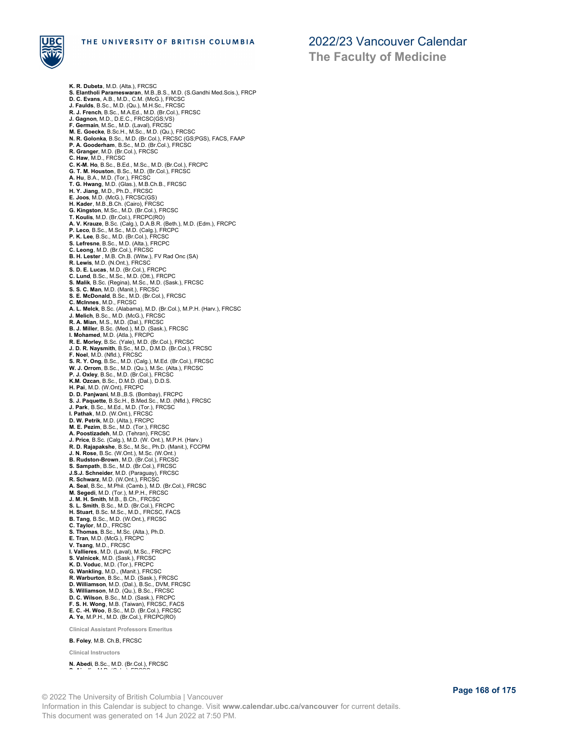**K. R. Dubeta**, M.D. (Alta.), FRCSC
**S. Elantholi Parameswaran**, M.B.,B.S., M.D. (S.Gandhi Med.Scis.), FRCP
**D. C. Evans**, A.B., M.D., C.M. (McG.), FRCSC
**J. Faulds**, B.Sc., M.D. (Qu.), M.H.Sc., FRCSC
**R. J. French**, B.Sc., M.A.Ed., M.D. (Br.Col.), FRCSC
**J. Gagnon**, M.D., D.E.C., FRCSC(GS;VS)
**F. Germain**, M.Sc., M.D. (Laval), FRCSC
**M. E. Goecke**, B.Sc.H., M.Sc., M.D. (Qu.), FRCSC
**N. R. Golonka**, B.Sc., M.D. (Br.Col.), FRCSC (GS;PGS), FACS, FAAP
**P. A. Gooderham**, B.Sc., M.D. (Br.Col.), FRCSC
**R. Granger**, M.D. (Br.Col.), FRCSC
**C. Haw**, M.D., FRCSC
**C. K-M. Ho**, B.Sc., B.Ed., M.Sc., M.D. (Br.Col.), FRCPC
**G. T. M. Houston**, B.Sc., M.D. (Br.Col.), FRCSC
**A. Hu**, B.A., M.D. (Tor.), FRCSC
**T. G. Hwang**, M.D. (Glas.), M.B.Ch.B., FRCSC
**H. Y. Jiang**, M.D., Ph.D., FRCSC
**E. Joos**, M.D. (McG.), FRCSC(GS)
**H. Kader**, M.B.,B.Ch. (Cairo), FRCSC
**G. Kingston**, M.Sc., M.D. (Br.Col.), FRCSC
**T. Koulis**, M.D. (Br.Col.), FRCPC(RO)
**A. V. Krauze**, B.Sc. (Calg.), D.A.B.R. (Beth.), M.D. (Edm.), FRCPC
**P. Leco**, B.Sc., M.Sc., M.D. (Calg.), FRCPC
**P. K. Lee**, B.Sc., M.D. (Br.Col.), FRCSC
**S. Lefresne**, B.Sc., M.D. (Alta.), FRCPC
**C. Leong**, M.D. (Br.Col.), FRCSC
**B. H. Lester** , M.B. Ch.B. (Witw.), FV Rad Onc (SA)
**R. Lewis**, M.D. (N.Ont.), FRCSC
**S. D. E. Lucas**, M.D. (Br.Col.), FRCPC
**C. Lund**, B.Sc., M.Sc., M.D. (Ott.), FRCPC
**S. Malik**, B.Sc. (Regina), M.Sc., M.D. (Sask.), FRCSC
**S. S. C. Man**, M.D. (Manit.), FRCSC
**S. E. McDonald**, B.Sc., M.D. (Br.Col.), FRCSC
**C. McInnes**, M.D., FRCSC
**A. L. Melck**, B.Sc. (Alabama), M.D. (Br.Col.), M.P.H. (Harv.), FRCSC
**J. Melich**, B.Sc., M.D. (McG.), FRCSC
**R. A. Mian**, M.S., M.D. (Dal.), FRCSC
**B. J. Miller**, B.Sc. (Med.), M.D. (Sask.), FRCSC
**I. Mohamed**, M.D. (Atla.), FRCPC
**R. E. Morley**, B.Sc. (Yale), M.D. (Br.Col.), FRCSC
**J. D. R. Naysmith**, B.Sc., M.D., D.M.D. (Br.Col.), FRCSC
**F. Noel**, M.D. (Nfld.), FRCSC
**S. R. Y. Ong**, B.Sc., M.D. (Calg.), M.Ed. (Br.Col.), FRCSC
**W. J. Orrom**, B.Sc., M.D. (Qu.), M.Sc. (Alta.), FRCSC
**P. J. Oxley**, B.Sc., M.D. (Br.Col.), FRCSC
**K.M. Ozcan**, B.Sc., D.M.D. (Dal.), D.D.S.
**H. Pai**, M.D. (W.Ont), FRCPC
**D. D. Panjwani**, M.B.,B.S. (Bombay), FRCPC
**S. J. Paquette**, B.Sc.H., B.Med.Sc., M.D. (Nfld.), FRCSC
**J. Park**, B.Sc., M.Ed., M.D. (Tor.), FRCSC
**I. Pathak**, M.D. (W.Ont.), FRCSC
**D. W. Petrik**, M.D. (Alta.), FRCPC
**M. E. Pezim**, B.Sc., M.D. (Tor.), FRCSC
**A. Poostizadeh**, M.D. (Tehran), FRCSC
**J. Price**, B.Sc. (Calg.), M.D. (W. Ont.), M.P.H. (Harv.)
**R. D. Rajapakshe**, B.Sc., M.Sc., Ph.D. (Manit.), FCCPM
**J. N. Rose**, B.Sc. (W.Ont.), M.Sc. (W.Ont.)
**B. Rudston-Brown**, M.D. (Br.Col.), FRCSC
**S. Sampath**, B.Sc., M.D. (Br.Col.), FRCSC
**J.S.J. Schneider**, M.D. (Paraguay), FRCSC
**R. Schwarz**, M.D. (W.Ont.), FRCSC
**A. Seal**, B.Sc., M.Phil. (Camb.), M.D. (Br.Col.), FRCSC
**M. Segedi**, M.D. (Tor.), M.P.H., FRCSC
**J. M. H. Smith**, M.B., B.Ch., FRCSC
**S. L. Smith**, B.Sc., M.D. (Br.Col.), FRCPC
**H. Stuart**, B.Sc. M.Sc., M.D., FRCSC, FACS
**B. Tang**, B.Sc., M.D. (W.Ont.), FRCSC
**C. Taylor**, M.D., FRCSC
**S. Thomas**, B.Sc., M.Sc. (Alta.), Ph.D.
**E. Tran**, M.D. (McG.), FRCPC
**V. Tsang**, M.D., FRCSC
**I. Vallieres**, M.D. (Laval), M.Sc., FRCPC
**S. Valnicek**, M.D. (Sask.), FRCSC
**K. D. Voduc**, M.D. (Tor.), FRCPC
**G. Wankling**, M.D., (Manit.), FRCSC
**R. Warburton**, B.Sc., M.D. (Sask.), FRCSC
**D. Williamson**, M.D. (Dal.), B.Sc., DVM, FRCSC
**S. Williamson**, M.D. (Qu.), B.Sc., FRCSC
**D. C. Wilson**, B.Sc., M.D. (Sask.), FRCPC
**F. S. H. Wong**, M.B. (Taiwan), FRCSC, FACS
**E. C. -H. Woo**, B.Sc., M.D. (Br.Col.), FRCSC
**A. Ye**, M.P.H., M.D. (Br.Col.), FRCPC(RO)

#### Clinical Assistant Professors Emeritus

**B. Foley**, M.B. Ch.B, FRCSC

#### Clinical Instructors

**N. Abedi**, B.Sc., M.D. (Br.Col.), FRCSC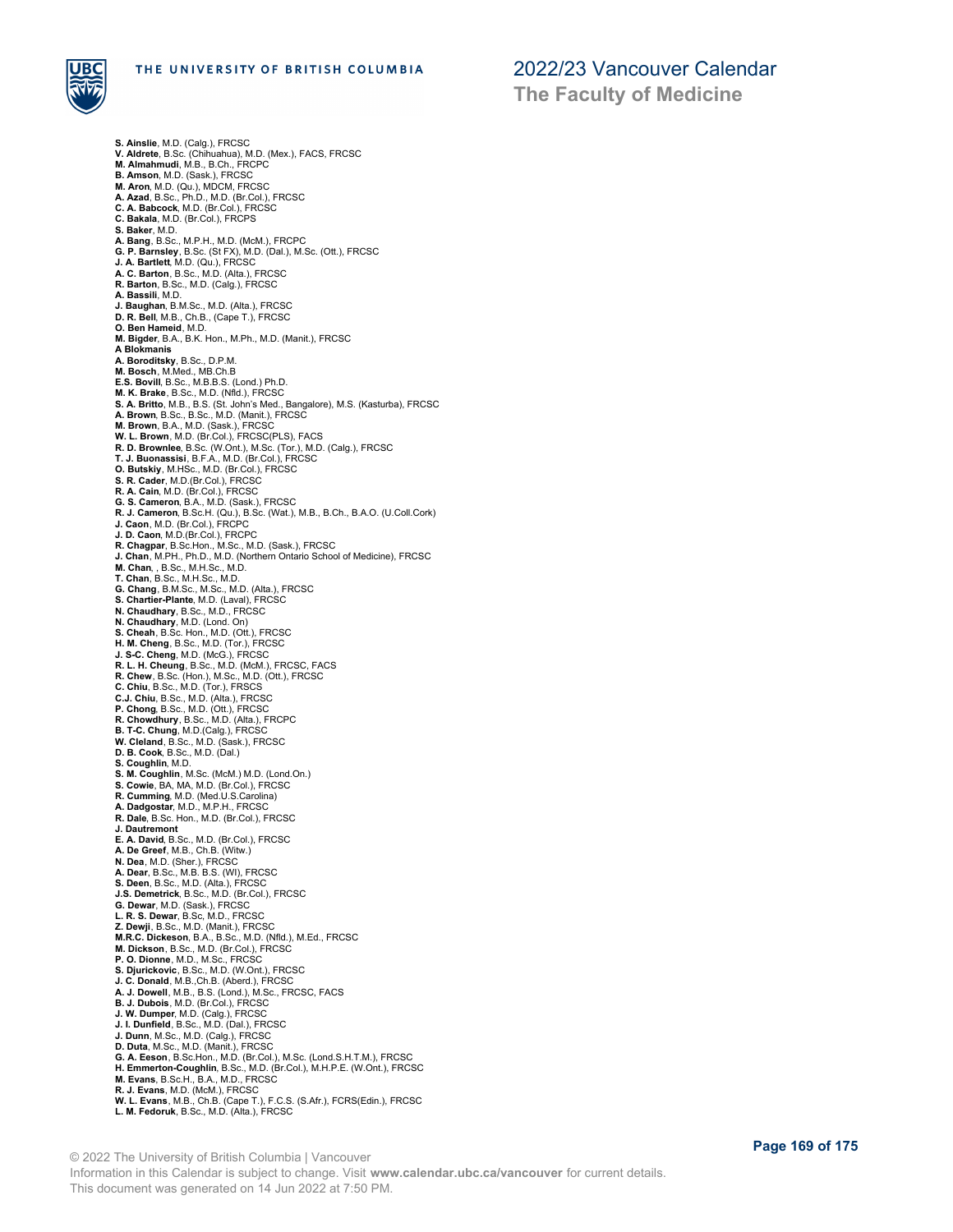**S. Ainslie**, M.D. (Calg.), FRCSC
**V. Aldrete**, B.Sc. (Chihuahua), M.D. (Mex.), FACS, FRCSC
**M. Almahmudi**, M.B., B.Ch., FRCPC
**B. Amson**, M.D. (Sask.), FRCSC
**M. Aron**, M.D. (Qu.), MDCM, FRCSC
**A. Azad**, B.Sc., Ph.D., M.D. (Br.Col.), FRCSC
**C. A. Babcock**, M.D. (Br.Col.), FRCSC
**C. Bakala**, M.D. (Br.Col.), FRCPS
**S. Baker**, M.D.
**A. Bang**, B.Sc., M.P.H., M.D. (McM.), FRCPC
**G. P. Barnsley**, B.Sc. (St FX), M.D. (Dal.), M.Sc. (Ott.), FRCSC
**J. A. Bartlett**, M.D. (Qu.), FRCSC
**A. C. Barton**, B.Sc., M.D. (Alta.), FRCSC
**R. Barton**, B.Sc., M.D. (Calg.), FRCSC
**A. Bassili**, M.D.
**J. Baughan**, B.M.Sc., M.D. (Alta.), FRCSC
**D. R. Bell**, M.B., Ch.B., (Cape T.), FRCSC
**O. Ben Hameid**, M.D.
**M. Bigder**, B.A., B.K. Hon., M.Ph., M.D. (Manit.), FRCSC
**A Blokmanis**
**A. Boroditsky**, B.Sc., D.P.M.
**M. Bosch**, M.Med., MB.Ch.B
**E.S. Bovill**, B.Sc., M.B.B.S. (Lond.) Ph.D.
**M. K. Brake**, B.Sc., M.D. (Nfld.), FRCSC
**S. A. Britto**, M.B., B.S. (St. John's Med., Bangalore), M.S. (Kasturba), FRCSC
**A. Brown**, B.Sc., B.Sc., M.D. (Manit.), FRCSC
**M. Brown**, B.A., M.D. (Sask.), FRCSC
**W. L. Brown**, M.D. (Br.Col.), FRCSC(PLS), FACS
**R. D. Brownlee**, B.Sc. (W.Ont.), M.Sc. (Tor.), M.D. (Calg.), FRCSC
**T. J. Buonassisi**, B.F.A., M.D. (Br.Col.), FRCSC
**O. Butskiy**, M.HSc., M.D. (Br.Col.), FRCSC
**S. R. Cader**, M.D.(Br.Col.), FRCSC
**R. A. Cain**, M.D. (Br.Col.), FRCSC
**G. S. Cameron**, B.A., M.D. (Sask.), FRCSC
**R. J. Cameron**, B.Sc.H. (Qu.), B.Sc. (Wat.), M.B., B.Ch., B.A.O. (U.Coll.Cork)
**J. Caon**, M.D. (Br.Col.), FRCPC
**J. D. Caon**, M.D.(Br.Col.), FRCPC
**R. Chagpar**, B.Sc.Hon., M.Sc., M.D. (Sask.), FRCSC
**J. Chan**, M.PH., Ph.D., M.D. (Northern Ontario School of Medicine), FRCSC
**M. Chan**, , B.Sc., M.H.Sc., M.D.
**T. Chan**, B.Sc., M.H.Sc., M.D.
**G. Chang**, B.M.Sc., M.Sc., M.D. (Alta.), FRCSC
**S. Chartier-Plante**, M.D. (Laval), FRCSC
**N. Chaudhary**, B.Sc., M.D., FRCSC
**N. Chaudhary**, M.D. (Lond. On)
**S. Cheah**, B.Sc. Hon., M.D. (Ott.), FRCSC
**H. M. Cheng**, B.Sc., M.D. (Tor.), FRCSC
**J. S-C. Cheng**, M.D. (McG.), FRCSC
**R. L. H. Cheung**, B.Sc., M.D. (McM.), FRCSC, FACS
**R. Chew**, B.Sc. (Hon.), M.Sc., M.D. (Ott.), FRCSC
**C. Chiu**, B.Sc., M.D. (Tor.), FRSCS
**C.J. Chiu**, B.Sc., M.D. (Alta.), FRCSC
**P. Chong**, B.Sc., M.D. (Ott.), FRCSC
**R. Chowdhury**, B.Sc., M.D. (Alta.), FRCPC
**B. T-C. Chung**, M.D.(Calg.), FRCSC
**W. Cleland**, B.Sc., M.D. (Sask.), FRCSC
**D. B. Cook**, B.Sc., M.D. (Dal.)
**S. Coughlin**, M.D.
**S. M. Coughlin**, M.Sc. (McM.) M.D. (Lond.On.)
**S. Cowie**, BA, MA, M.D. (Br.Col.), FRCSC
**R. Cumming**, M.D. (Med.U.S.Carolina)
**A. Dadgostar**, M.D., M.P.H., FRCSC
**R. Dale**, B.Sc. Hon., M.D. (Br.Col.), FRCSC
**J. Dautremont**
**E. A. David**, B.Sc., M.D. (Br.Col.), FRCSC
**A. De Greef**, M.B., Ch.B. (Witw.)
**N. Dea**, M.D. (Sher.), FRCSC
**A. Dear**, B.Sc., M.B. B.S. (WI), FRCSC
**S. Deen**, B.Sc., M.D. (Alta.), FRCSC
**J.S. Demetrick**, B.Sc., M.D. (Br.Col.), FRCSC
**G. Dewar**, M.D. (Sask.), FRCSC
**L. R. S. Dewar**, B.Sc, M.D., FRCSC
**Z. Dewji**, B.Sc., M.D. (Manit.), FRCSC
**M.R.C. Dickeson**, B.A., B.Sc., M.D. (Nfld.), M.Ed., FRCSC
**M. Dickson**, B.Sc., M.D. (Br.Col.), FRCSC
**P. O. Dionne**, M.D., M.Sc., FRCSC
**S. Djurickovic**, B.Sc., M.D. (W.Ont.), FRCSC
**J. C. Donald**, M.B.,Ch.B. (Aberd.), FRCSC
**A. J. Dowell**, M.B., B.S. (Lond.), M.Sc., FRCSC, FACS
**B. J. Dubois**, M.D. (Br.Col.), FRCSC
**J. W. Dumper**, M.D. (Calg.), FRCSC
**J. I. Dunfield**, B.Sc., M.D. (Dal.), FRCSC
**J. Dunn**, M.Sc., M.D. (Calg.), FRCSC
**D. Duta**, M.Sc., M.D. (Manit.), FRCSC
**G. A. Eeson**, B.Sc.Hon., M.D. (Br.Col.), M.Sc. (Lond.S.H.T.M.), FRCSC
**H. Emmerton-Coughlin**, B.Sc., M.D. (Br.Col.), M.H.P.E. (W.Ont.), FRCSC
**M. Evans**, B.Sc.H., B.A., M.D., FRCSC
**R. J. Evans**, M.D. (McM.), FRCSC
**W. L. Evans**, M.B., Ch.B. (Cape T.), F.C.S. (S.Afr.), FCRS(Edin.), FRCSC
**L. M. Fedoruk**, B.Sc., M.D. (Alta.), FRCSC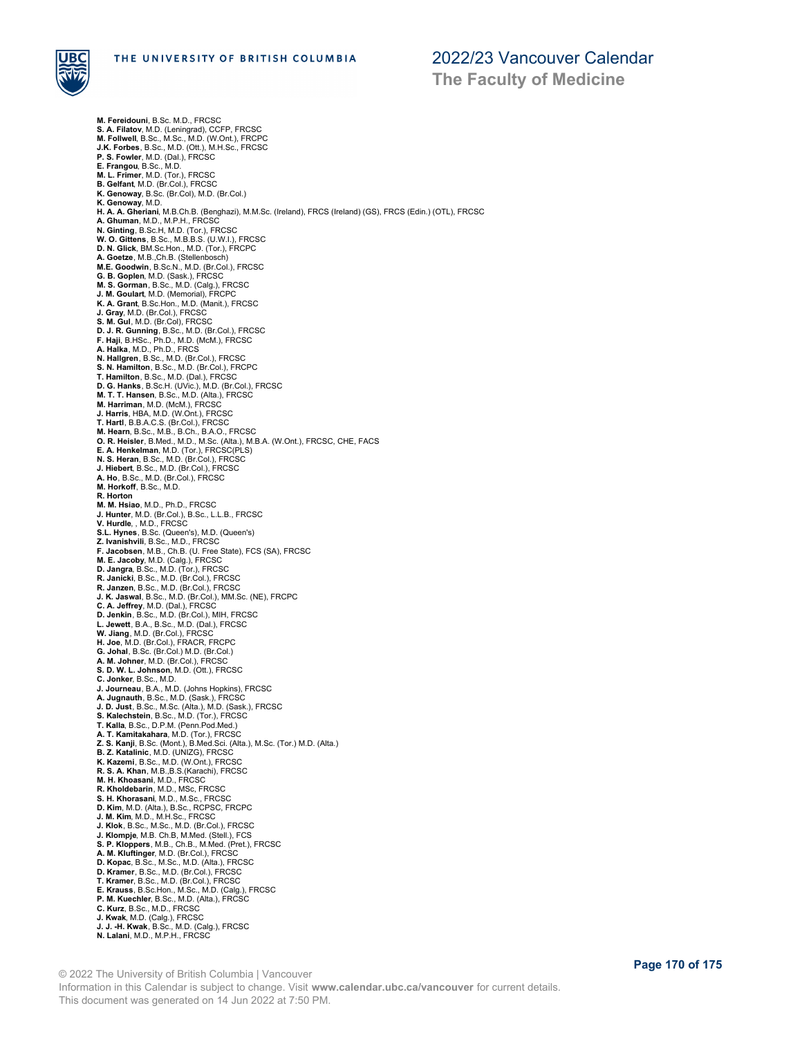**M. Fereidouni**, B.Sc. M.D., FRCSC
**S. A. Filatov**, M.D. (Leningrad), CCFP, FRCSC
**M. Follwell**, B.Sc., M.Sc., M.D. (W.Ont.), FRCPC
**J.K. Forbes**, B.Sc., M.D. (Ott.), M.H.Sc., FRCSC
**P. S. Fowler**, M.D. (Dal.), FRCSC
**E. Frangou**, B.Sc., M.D.
**M. L. Frimer**, M.D. (Tor.), FRCSC
**B. Gelfant**, M.D. (Br.Col.), FRCSC
**K. Genoway**, B.Sc. (Br.Col), M.D. (Br.Col.)
**K. Genoway**, M.D.
**H. A. A. Gheriani**, M.B.Ch.B. (Benghazi), M.M.Sc. (Ireland), FRCS (Ireland) (GS), FRCS (Edin.) (OTL), FRCSC
**A. Ghuman**, M.D., M.P.H., FRCSC
**N. Ginting**, B.Sc.H, M.D. (Tor.), FRCSC
**W. O. Gittens**, B.Sc., M.B.B.S. (U.W.I.), FRCSC
**D. N. Glick**, BM.Sc.Hon., M.D. (Tor.), FRCPC
**A. Goetze**, M.B.,Ch.B. (Stellenbosch)
**M.E. Goodwin**, B.Sc.N., M.D. (Br.Col.), FRCSC
**G. B. Goplen**, M.D. (Sask.), FRCSC
**M. S. Gorman**, B.Sc., M.D. (Calg.), FRCSC
**J. M. Goulart**, M.D. (Memorial), FRCPC
**K. A. Grant**, B.Sc.Hon., M.D. (Manit.), FRCSC
**J. Gray**, M.D. (Br.Col.), FRCSC
**S. M. Gul**, M.D. (Br.Col), FRCSC
**D. J. R. Gunning**, B.Sc., M.D. (Br.Col.), FRCSC
**F. Haji**, B.HSc., Ph.D., M.D. (McM.), FRCSC
**A. Halka**, M.D., Ph.D., FRCS
**N. Hallgren**, B.Sc., M.D. (Br.Col.), FRCSC
**S. N. Hamilton**, B.Sc., M.D. (Br.Col.), FRCPC
**T. Hamilton**, B.Sc., M.D. (Dal.), FRCSC
**D. G. Hanks**, B.Sc.H. (UVic.), M.D. (Br.Col.), FRCSC
**M. T. T. Hansen**, B.Sc., M.D. (Alta.), FRCSC
**M. Harriman**, M.D. (McM.), FRCSC
**J. Harris**, HBA, M.D. (W.Ont.), FRCSC
**T. Hartl**, B.B.A.C.S. (Br.Col.), FRCSC
**M. Hearn**, B.Sc., M.B., B.Ch., B.A.O., FRCSC
**O. R. Heisler**, B.Med., M.D., M.Sc. (Alta.), M.B.A. (W.Ont.), FRCSC, CHE, FACS
**E. A. Henkelman**, M.D. (Tor.), FRCSC(PLS)
**N. S. Heran**, B.Sc., M.D. (Br.Col.), FRCSC
**J. Hiebert**, B.Sc., M.D. (Br.Col.), FRCSC
**A. Ho**, B.Sc., M.D. (Br.Col.), FRCSC
**M. Horkoff**, B.Sc., M.D.
**R. Horton**
**M. M. Hsiao**, M.D., Ph.D., FRCSC
**J. Hunter**, M.D. (Br.Col.), B.Sc., L.L.B., FRCSC
**V. Hurdle**, , M.D., FRCSC
**S.L. Hynes**, B.Sc. (Queen's), M.D. (Queen's)
**Z. Ivanishvili**, B.Sc., M.D., FRCSC
**F. Jacobsen**, M.B., Ch.B. (U. Free State), FCS (SA), FRCSC
**M. E. Jacoby**, M.D. (Calg.), FRCSC
**D. Jangra**, B.Sc., M.D. (Tor.), FRCSC
**R. Janicki**, B.Sc., M.D. (Br.Col.), FRCSC
**R. Janzen**, B.Sc., M.D. (Br.Col.), FRCSC
**J. K. Jaswal**, B.Sc., M.D. (Br.Col.), MM.Sc. (NE), FRCPC
**C. A. Jeffrey**, M.D. (Dal.), FRCSC
**D. Jenkin**, B.Sc., M.D. (Br.Col.), MIH, FRCSC
**L. Jewett**, B.A., B.Sc., M.D. (Dal.), FRCSC
**W. Jiang**, M.D. (Br.Col.), FRCSC
**H. Joe**, M.D. (Br.Col.), FRACR, FRCPC
**G. Johal**, B.Sc. (Br.Col.) M.D. (Br.Col.)
**A. M. Johner**, M.D. (Br.Col.), FRCSC
**S. D. W. L. Johnson**, M.D. (Ott.), FRCSC
**C. Jonker**, B.Sc., M.D.
**J. Journeau**, B.A., M.D. (Johns Hopkins), FRCSC
**A. Jugnauth**, B.Sc., M.D. (Sask.), FRCSC
**J. D. Just**, B.Sc., M.Sc. (Alta.), M.D. (Sask.), FRCSC
**S. Kalechstein**, B.Sc., M.D. (Tor.), FRCSC
**T. Kalla**, B.Sc., D.P.M. (Penn.Pod.Med.)
**A. T. Kamitakahara**, M.D. (Tor.), FRCSC
**Z. S. Kanji**, B.Sc. (Mont.), B.Med.Sci. (Alta.), M.Sc. (Tor.) M.D. (Alta.)
**B. Z. Katalinic**, M.D. (UNIZG), FRCSC
**K. Kazemi**, B.Sc., M.D. (W.Ont.), FRCSC
**R. S. A. Khan**, M.B.,B.S.(Karachi), FRCSC
**M. H. Khoasani**, M.D., FRCSC
**R. Kholdebarin**, M.D., MSc, FRCSC
**S. H. Khorasani**, M.D., M.Sc., FRCSC
**D. Kim**, M.D. (Alta.), B.Sc., RCPSC, FRCPC
**J. M. Kim**, M.D., M.H.Sc., FRCSC
**J. Klok**, B.Sc., M.Sc., M.D. (Br.Col.), FRCSC
**J. Klompje**, M.B. Ch.B, M.Med. (Stell.), FCS
**S. P. Kloppers**, M.B., Ch.B., M.Med. (Pret.), FRCSC
**A. M. Kluftinger**, M.D. (Br.Col.), FRCSC
**D. Kopac**, B.Sc., M.Sc., M.D. (Alta.), FRCSC
**D. Kramer**, B.Sc., M.D. (Br.Col.), FRCSC
**T. Kramer**, B.Sc., M.D. (Br.Col.), FRCSC
**E. Krauss**, B.Sc.Hon., M.Sc., M.D. (Calg.), FRCSC
**P. M. Kuechler**, B.Sc., M.D. (Alta.), FRCSC
**C. Kurz**, B.Sc., M.D., FRCSC
**J. Kwak**, M.D. (Calg.), FRCSC
**J. J. -H. Kwak**, B.Sc., M.D. (Calg.), FRCSC
**N. Lalani**, M.D., M.P.H., FRCSC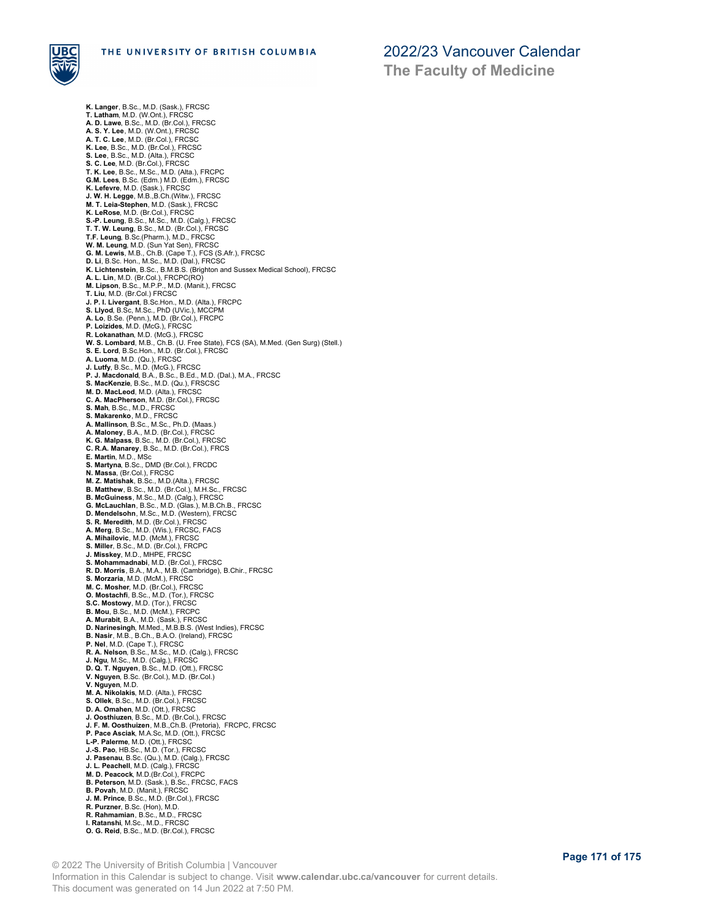**K. Langer**, B.Sc., M.D. (Sask.), FRCSC
**T. Latham**, M.D. (W.Ont.), FRCSC
**A. D. Lawe**, B.Sc., M.D. (Br.Col.), FRCSC
**A. S. Y. Lee**, M.D. (W.Ont.), FRCSC
**A. T. C. Lee**, M.D. (Br.Col.), FRCSC
**K. Lee**, B.Sc., M.D. (Br.Col.), FRCSC
**S. Lee**, B.Sc., M.D. (Alta.), FRCSC
**S. C. Lee**, M.D. (Br.Col.), FRCSC
**T. K. Lee**, B.Sc., M.Sc., M.D. (Alta.), FRCPC
**G.M. Lees**, B.Sc. (Edm.) M.D. (Edm.), FRCSC
**K. Lefevre**, M.D. (Sask.), FRCSC
**J. W. H. Legge**, M.B.,B.Ch.(Witw.), FRCSC
**M. T. Leia-Stephen**, M.D. (Sask.), FRCSC
**K. LeRose**, M.D. (Br.Col.), FRCSC
**S.-P. Leung**, B.Sc., M.Sc., M.D. (Calg.), FRCSC
**T. T. W. Leung**, B.Sc., M.D. (Br.Col.), FRCSC
**T.F. Leung**, B.Sc.(Pharm.), M.D., FRCSC
**W. M. Leung**, M.D. (Sun Yat Sen), FRCSC
**G. M. Lewis**, M.B., Ch.B. (Cape T.), FCS (S.Afr.), FRCSC
**D. Li**, B.Sc. Hon., M.Sc., M.D. (Dal.), FRCSC
**K. Lichtenstein**, B.Sc., B.M.B.S. (Brighton and Sussex Medical School), FRCSC
**A. L. Lin**, M.D. (Br.Col.), FRCPC(RO)
**M. Lipson**, B.Sc., M.P.P., M.D. (Manit.), FRCSC
**T. Liu**, M.D. (Br.Col.) FRCSC
**J. P. I. Livergant**, B.Sc.Hon., M.D. (Alta.), FRCPC
**S. Llyod**, B.Sc, M.Sc., PhD (UVic.), MCCPM
**A. Lo**, B.Se. (Penn.), M.D. (Br.Col.), FRCPC
**P. Loizides**, M.D. (McG.), FRCSC
**R. Lokanathan**, M.D. (McG.), FRCSC
**W. S. Lombard**, M.B., Ch.B. (U. Free State), FCS (SA), M.Med. (Gen Surg) (Stell.)
**S. E. Lord**, B.Sc.Hon., M.D. (Br.Col.), FRCSC
**A. Luoma**, M.D. (Qu.), FRCSC
**J. Lutfy**, B.Sc., M.D. (McG.), FRCSC
**P. J. Macdonald**, B.A., B.Sc., B.Ed., M.D. (Dal.), M.A., FRCSC
**S. MacKenzie**, B.Sc., M.D. (Qu.), FRSCSC
**M. D. MacLeod**, M.D. (Alta.), FRCSC
**C. A. MacPherson**, M.D. (Br.Col.), FRCSC
**S. Mah**, B.Sc., M.D., FRCSC
**S. Makarenko**, M.D., FRCSC
**A. Mallinson**, B.Sc., M.Sc., Ph.D. (Maas.)
**A. Maloney**, B.A., M.D. (Br.Col.), FRCSC
**K. G. Malpass**, B.Sc., M.D. (Br.Col.), FRCSC
**C. R.A. Manarey**, B.Sc., M.D. (Br.Col.), FRCS
**E. Martin**, M.D., MSc
**S. Martyna**, B.Sc., DMD (Br.Col.), FRCDC
**N. Massa**, (Br.Col.), FRCSC
**M. Z. Matishak**, B.Sc., M.D.(Alta.), FRCSC
**B. Matthew**, B.Sc., M.D. (Br.Col.), M.H.Sc., FRCSC
**B. McGuiness**, M.Sc., M.D. (Calg.), FRCSC
**G. McLauchlan**, B.Sc., M.D. (Glas.), M.B.Ch.B., FRCSC
**D. Mendelsohn**, M.Sc., M.D. (Western), FRCSC
**S. R. Meredith**, M.D. (Br.Col.), FRCSC
**A. Merg**, B.Sc., M.D. (Wis.), FRCSC, FACS
**A. Mihailovic**, M.D. (McM.), FRCSC
**S. Miller**, B.Sc., M.D. (Br.Col.), FRCPC
**J. Misskey**, M.D., MHPE, FRCSC
**S. Mohammadnabi**, M.D. (Br.Col.), FRCSC
**R. D. Morris**, B.A., M.A., M.B. (Cambridge), B.Chir., FRCSC
**S. Morzaria**, M.D. (McM.), FRCSC
**M. C. Mosher**, M.D. (Br.Col.), FRCSC
**O. Mostachfi**, B.Sc., M.D. (Tor.), FRCSC
**S.C. Mostowy**, M.D. (Tor.), FRCSC
**B. Mou**, B.Sc., M.D. (McM.), FRCPC
**A. Murabit**, B.A., M.D. (Sask.), FRCSC
**D. Narinesingh**, M.Med., M.B.B.S. (West Indies), FRCSC
**B. Nasir**, M.B., B.Ch., B.A.O. (Ireland), FRCSC
**P. Nel**, M.D. (Cape T.), FRCSC
**R. A. Nelson**, B.Sc., M.Sc., M.D. (Calg.), FRCSC
**J. Ngu**, M.Sc., M.D. (Calg.), FRCSC
**D. Q. T. Nguyen**, B.Sc., M.D. (Ott.), FRCSC
**V. Nguyen**, B.Sc. (Br.Col.), M.D. (Br.Col.)
**V. Nguyen**, M.D.
**M. A. Nikolakis**, M.D. (Alta.), FRCSC
**S. Ollek**, B.Sc., M.D. (Br.Col.), FRCSC
**D. A. Omahen**, M.D. (Ott.), FRCSC
**J. Oosthiuzen**, B.Sc., M.D. (Br.Col.), FRCSC
**J. F. M. Oosthuizen**, M.B.,Ch.B. (Pretoria), FRCPC, FRCSC
**P. Pace Asciak**, M.A.Sc, M.D. (Ott.), FRCSC
**L-P. Palerme**, M.D. (Ott.), FRCSC
**J.-S. Pao**, HB.Sc., M.D. (Tor.), FRCSC
**J. Pasenau**, B.Sc. (Qu.), M.D. (Calg.), FRCSC
**J. L. Peachell**, M.D. (Calg.), FRCSC
**M. D. Peacock**, M.D.(Br.Col.), FRCPC
**B. Peterson**, M.D. (Sask.), B.Sc., FRCSC, FACS
**B. Povah**, M.D. (Manit.), FRCSC
**J. M. Prince**, B.Sc., M.D. (Br.Col.), FRCSC
**R. Purzner**, B.Sc. (Hon), M.D.
**R. Rahmamian**, B.Sc., M.D., FRCSC
**I. Ratanshi**, M.Sc., M.D., FRCSC
**O. G. Reid**, B.Sc., M.D. (Br.Col.), FRCSC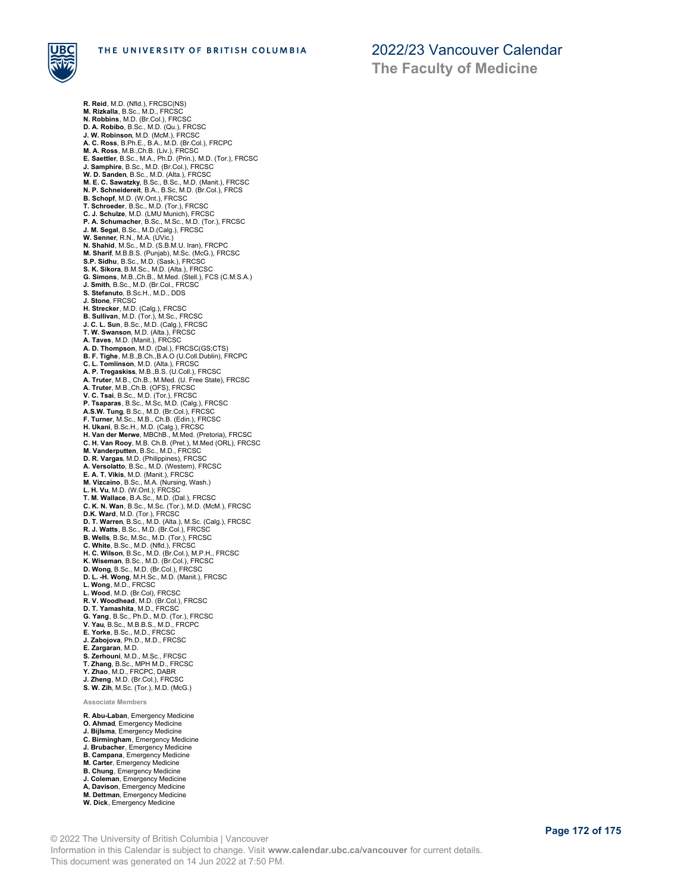**R. Reid**, M.D. (Nfld.), FRCSC(NS)
**M. Rizkalla**, B.Sc., M.D., FRCSC
**N. Robbins**, M.D. (Br.Col.), FRCSC
**D. A. Robibo**, B.Sc., M.D. (Qu.), FRCSC
**J. W. Robinson**, M.D. (McM.), FRCSC
**A. C. Ross**, B.Ph.E., B.A., M.D. (Br.Col.), FRCPC
**M. A. Ross**, M.B.,Ch.B. (Liv.), FRCSC
**E. Saettler**, B.Sc., M.A., Ph.D. (Prin.), M.D. (Tor.), FRCSC
**J. Samphire**, B.Sc., M.D. (Br.Col.), FRCSC
**W. D. Sanden**, B.Sc., M.D. (Alta.), FRCSC
**M. E. C. Sawatzky**, B.Sc., B.Sc., M.D. (Manit.), FRCSC
**N. P. Schneidereit**, B.A., B.Sc, M.D. (Br.Col.), FRCS
**B. Schopf**, M.D. (W.Ont.), FRCSC
**T. Schroeder**, B.Sc., M.D. (Tor.), FRCSC
**C. J. Schulze**, M.D. (LMU Munich), FRCSC
**P. A. Schumacher**, B.Sc., M.Sc., M.D. (Tor.), FRCSC
**J. M. Segal**, B.Sc., M.D.(Calg.), FRCSC
**W. Senner**, R.N., M.A. (UVic.)
**N. Shahid**, M.Sc., M.D. (S.B.M.U. Iran), FRCPC
**M. Sharif**, M.B.B.S. (Punjab), M.Sc. (McG.), FRCSC
**S.P. Sidhu**, B.Sc., M.D. (Sask.), FRCSC
**S. K. Sikora**, B.M.Sc., M.D. (Alta.), FRCSC
**G. Simons**, M.B.,Ch.B., M.Med. (Stell.), FCS (C.M.S.A.)
**J. Smith**, B.Sc., M.D. (Br.Col., FRCSC
**S. Stefanuto**, B.Sc.H., M.D., DDS
**J. Stone**, FRCSC
**H. Strecker**, M.D. (Calg.), FRCSC
**B. Sullivan**, M.D. (Tor.), M.Sc., FRCSC
**J. C. L. Sun**, B.Sc., M.D. (Calg.), FRCSC
**T. W. Swanson**, M.D. (Alta.), FRCSC
**A. Taves**, M.D. (Manit.), FRCSC
**A. D. Thompson**, M.D. (Dal.), FRCSC(GS;CTS)
**B. F. Tighe**, M.B.,B.Ch.,B.A.O (U.Coll.Dublin), FRCPC
**C. L. Tomlinson**, M.D. (Alta.), FRCSC
**A. P. Tregaskiss**, M.B.,B.S. (U.Coll.), FRCSC
**A. Truter**, M.B., Ch.B., M.Med. (U. Free State), FRCSC
**A. Truter**, M.B.,Ch.B. (OFS), FRCSC
**V. C. Tsai**, B.Sc., M.D. (Tor.), FRCSC
**P. Tsaparas**, B.Sc., M.Sc, M.D. (Calg.), FRCSC
**A.S.W. Tung**, B.Sc., M.D. (Br.Col.), FRCSC
**F. Turner**, M.Sc., M.B., Ch.B. (Edin.), FRCSC
**H. Ukani**, B.Sc.H., M.D. (Calg.), FRCSC
**H. Van der Merwe**, MBChB., M.Med. (Pretoria), FRCSC
**C. H. Van Rooy**, M.B. Ch.B. (Pret.), M.Med (ORL), FRCSC
**M. Vanderputten**, B.Sc., M.D., FRCSC
**D. R. Vargas**, M.D. (Philippines), FRCSC
**A. Versolatto**, B.Sc., M.D. (Western), FRCSC
**E. A. T. Vikis**, M.D. (Manit.), FRCSC
**M. Vizcaino**, B.Sc., M.A. (Nursing, Wash.)
**L. H. Vu**, M.D. (W.Ont.); FRCSC
**T. M. Wallace**, B.A.Sc., M.D. (Dal.), FRCSC
**C. K. N. Wan**, B.Sc., M.Sc. (Tor.), M.D. (McM.), FRCSC
**D.K. Ward**, M.D. (Tor.), FRCSC
**D. T. Warren**, B.Sc., M.D. (Alta.), M.Sc. (Calg.), FRCSC
**R. J. Watts**, B.Sc., M.D. (Br.Col.), FRCSC
**B. Wells**, B.Sc, M.Sc., M.D. (Tor.), FRCSC
**C. White**, B.Sc., M.D. (Nfld.), FRCSC
**H. C. Wilson**, B.Sc., M.D. (Br.Col.), M.P.H., FRCSC
**K. Wiseman**, B.Sc., M.D. (Br.Col.), FRCSC
**D. Wong**, B.Sc., M.D. (Br.Col.), FRCSC
**D. L. -H. Wong**, M.H.Sc., M.D. (Manit.), FRCSC
**L. Wong**, M.D., FRCSC
**L. Wood**, M.D. (Br.Col), FRCSC
**R. V. Woodhead**, M.D. (Br.Col.), FRCSC
**D. T. Yamashita**, M.D., FRCSC
**G. Yang**, B.Sc., Ph.D., M.D. (Tor.), FRCSC
**V. Yau**, B.Sc., M.B.B.S., M.D., FRCPC
**E. Yorke**, B.Sc., M.D., FRCSC
**J. Zabojova**, Ph.D., M.D., FRCSC
**E. Zargaran**, M.D.
**S. Zerhouni**, M.D., M.Sc., FRCSC
**T. Zhang**, B.Sc., MPH M.D., FRCSC
**Y. Zhao**, M.D., FRCPC, DABR
**J. Zheng**, M.D. (Br.Col.), FRCSC
**S. W. Zih**, M.Sc. (Tor.), M.D. (McG.)

#### Associate Members

**R. Abu-Laban**, Emergency Medicine
**O. Ahmad**, Emergency Medicine
**J. Bijlsma**, Emergency Medicine
**C. Birmingham**, Emergency Medicine
**J. Brubacher**, Emergency Medicine
**B. Campana**, Emergency Medicine
**M. Carter**, Emergency Medicine
**B. Chung**, Emergency Medicine
**J. Coleman**, Emergency Medicine
**A, Davison**, Emergency Medicine
**M. Dettman**, Emergency Medicine
**W. Dick**, Emergency Medicine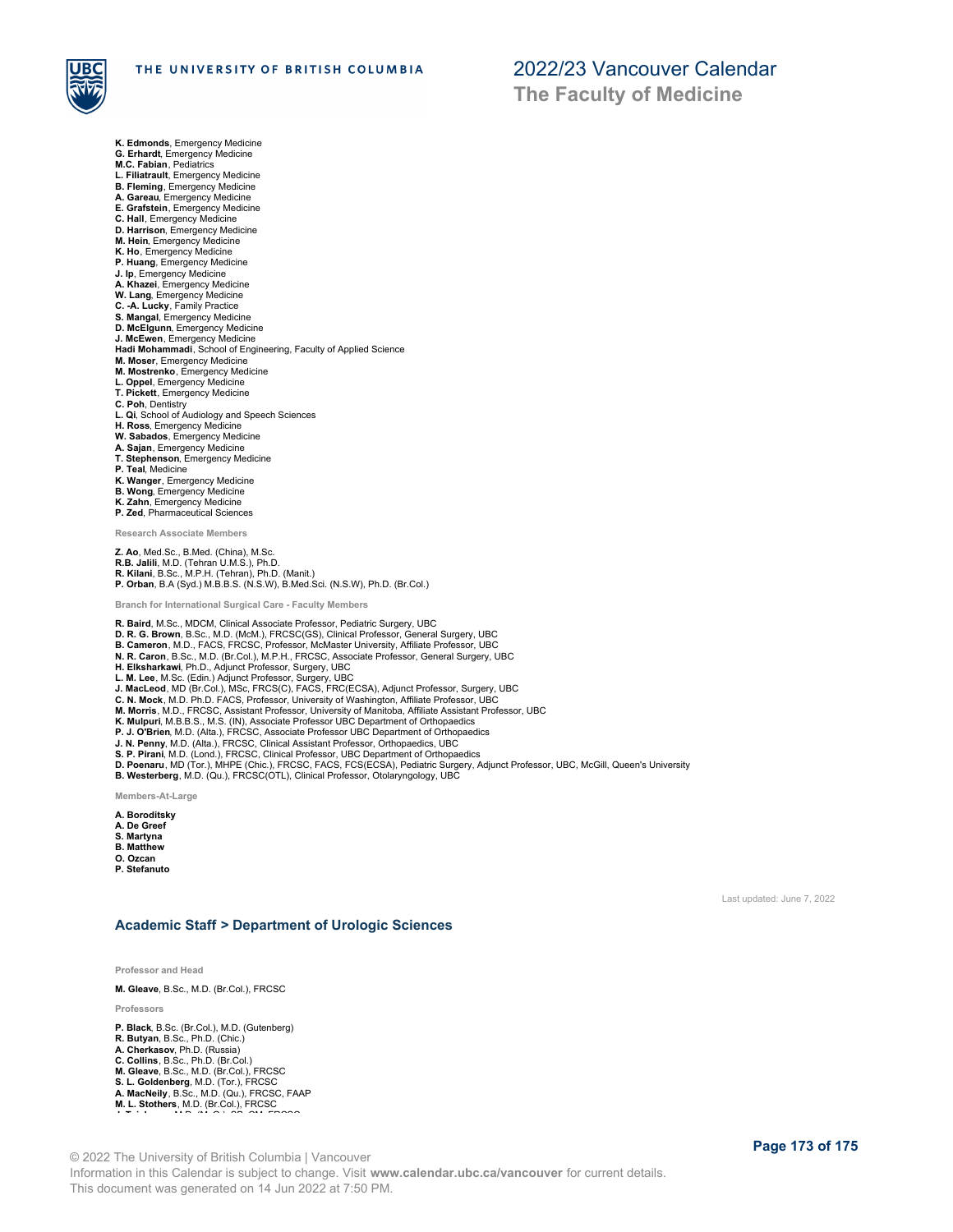**K. Edmonds**, Emergency Medicine
**G. Erhardt**, Emergency Medicine
**M.C. Fabian**, Pediatrics
**L. Filiatrault**, Emergency Medicine
**B. Fleming**, Emergency Medicine
**A. Gareau**, Emergency Medicine
**E. Grafstein**, Emergency Medicine
**C. Hall**, Emergency Medicine
**D. Harrison**, Emergency Medicine
**M. Hein**, Emergency Medicine
**K. Ho**, Emergency Medicine
**P. Huang**, Emergency Medicine
**J. Ip**, Emergency Medicine
**A. Khazei**, Emergency Medicine
**W. Lang**, Emergency Medicine
**C. -A. Lucky**, Family Practice
**S. Mangal**, Emergency Medicine
**D. McElgunn**, Emergency Medicine
**J. McEwen**, Emergency Medicine
**Hadi Mohammadi**, School of Engineering, Faculty of Applied Science
**M. Moser**, Emergency Medicine
**M. Mostrenko**, Emergency Medicine
**L. Oppel**, Emergency Medicine
**T. Pickett**, Emergency Medicine
**C. Poh**, Dentistry
**L. Qi**, School of Audiology and Speech Sciences
**H. Ross**, Emergency Medicine
**W. Sabados**, Emergency Medicine
**A. Sajan**, Emergency Medicine
**T. Stephenson**, Emergency Medicine
**P. Teal**, Medicine
**K. Wanger**, Emergency Medicine
**B. Wong**, Emergency Medicine
**K. Zahn**, Emergency Medicine
**P. Zed**, Pharmaceutical Sciences

#### Research Associate Members

**Z. Ao**, Med.Sc., B.Med. (China), M.Sc.
**R.B. Jalili**, M.D. (Tehran U.M.S.), Ph.D.
**R. Kilani**, B.Sc., M.P.H. (Tehran), Ph.D. (Manit.)
**P. Orban**, B.A (Syd.) M.B.B.S. (N.S.W), B.Med.Sci. (N.S.W), Ph.D. (Br.Col.)

#### Branch for International Surgical Care - Faculty Members

**R. Baird**, M.Sc., MDCM, Clinical Associate Professor, Pediatric Surgery, UBC
**D. R. G. Brown**, B.Sc., M.D. (McM.), FRCSC(GS), Clinical Professor, General Surgery, UBC
**B. Cameron**, M.D., FACS, FRCSC, Professor, McMaster University, Affiliate Professor, UBC
**N. R. Caron**, B.Sc., M.D. (Br.Col.), M.P.H., FRCSC, Associate Professor, General Surgery, UBC
**H. Elksharkawi**, Ph.D., Adjunct Professor, Surgery, UBC
**L. M. Lee**, M.Sc. (Edin.) Adjunct Professor, Surgery, UBC
**J. MacLeod**, MD (Br.Col.), MSc, FRCS(C), FACS, FRC(ECSA), Adjunct Professor, Surgery, UBC
**C. N. Mock**, M.D. Ph.D. FACS, Professor, University of Washington, Affiliate Professor, UBC
**M. Morris**, M.D., FRCSC, Assistant Professor, University of Manitoba, Affiliate Assistant Professor, UBC
**K. Mulpuri**, M.B.B.S., M.S. (IN), Associate Professor UBC Department of Orthopaedics
**P. J. O'Brien**, M.D. (Alta.), FRCSC, Associate Professor UBC Department of Orthopaedics
**J. N. Penny**, M.D. (Alta.), FRCSC, Clinical Assistant Professor, Orthopaedics, UBC
**S. P. Pirani**, M.D. (Lond.), FRCSC, Clinical Professor, UBC Department of Orthopaedics
**D. Poenaru**, MD (Tor.), MHPE (Chic.), FRCSC, FACS, FCS(ECSA), Pediatric Surgery, Adjunct Professor, UBC, McGill, Queen's University
**B. Westerberg**, M.D. (Qu.), FRCSC(OTL), Clinical Professor, Otolaryngology, UBC

#### Members-At-Large

**A. Boroditsky**
**A. De Greef**
**S. Martyna**
**B. Matthew**
**O. Ozcan**
**P. Stefanuto**

Last updated: June 7, 2022

## Academic Staff > Department of Urologic Sciences

#### Professor and Head

**M. Gleave**, B.Sc., M.D. (Br.Col.), FRCSC

#### Professors

**P. Black**, B.Sc. (Br.Col.), M.D. (Gutenberg)
**R. Butyan**, B.Sc., Ph.D. (Chic.)
**A. Cherkasov**, Ph.D. (Russia)
**C. Collins**, B.Sc., Ph.D. (Br.Col.)
**M. Gleave**, B.Sc., M.D. (Br.Col.), FRCSC
**S. L. Goldenberg**, M.D. (Tor.), FRCSC
**A. MacNeily**, B.Sc., M.D. (Qu.), FRCSC, FAAP
**M. L. Stothers**, M.D. (Br.Col.), FRCSC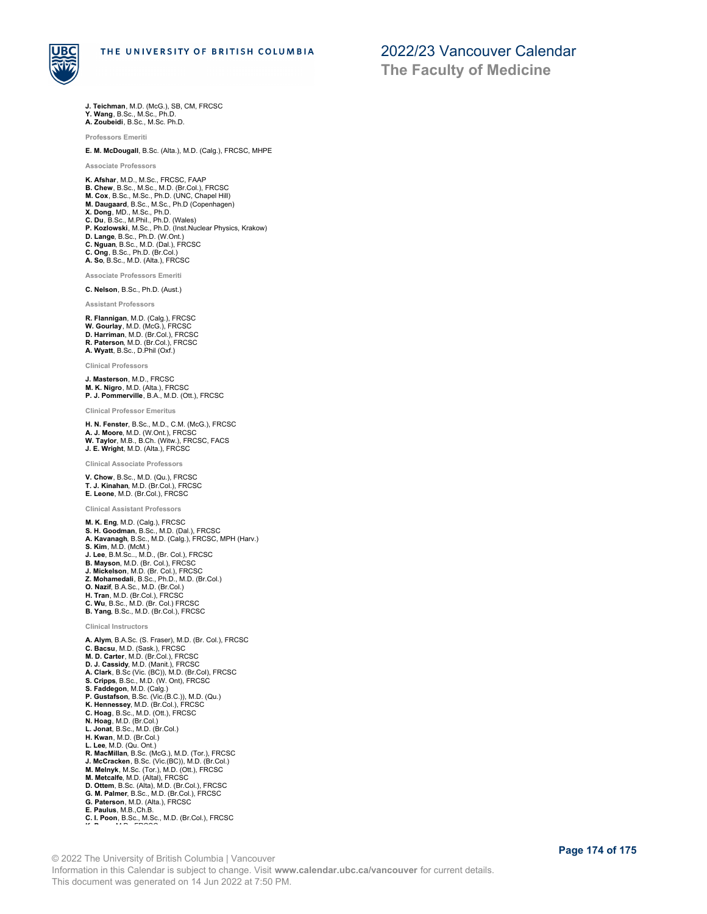**J. Teichman**, M.D. (McG.), SB, CM, FRCSC
**Y. Wang**, B.Sc., M.Sc., Ph.D.
**A. Zoubeidi**, B.Sc., M.Sc. Ph.D.

#### Professors Emeriti

**E. M. McDougall**, B.Sc. (Alta.), M.D. (Calg.), FRCSC, MHPE

#### Associate Professors

**K. Afshar**, M.D., M.Sc., FRCSC, FAAP
**B. Chew**, B.Sc., M.Sc., M.D. (Br.Col.), FRCSC
**M. Cox**, B.Sc., M.Sc., Ph.D. (UNC, Chapel Hill)
**M. Daugaard**, B.Sc., M.Sc., Ph.D (Copenhagen)
**X. Dong**, MD., M.Sc., Ph.D.
**C. Du**, B.Sc., M.Phil., Ph.D. (Wales)
**P. Kozlowski**, M.Sc., Ph.D. (Inst.Nuclear Physics, Krakow)
**D. Lange**, B.Sc., Ph.D. (W.Ont.)
**C. Nguan**, B.Sc., M.D. (Dal.), FRCSC
**C. Ong**, B.Sc., Ph.D. (Br.Col.)
**A. So**, B.Sc., M.D. (Alta.), FRCSC

#### Associate Professors Emeriti

**C. Nelson**, B.Sc., Ph.D. (Aust.)

#### Assistant Professors

**R. Flannigan**, M.D. (Calg.), FRCSC
**W. Gourlay**, M.D. (McG.), FRCSC
**D. Harriman**, M.D. (Br.Col.), FRCSC
**R. Paterson**, M.D. (Br.Col.), FRCSC
**A. Wyatt**, B.Sc., D.Phil (Oxf.)

#### Clinical Professors

**J. Masterson**, M.D., FRCSC
**M. K. Nigro**, M.D. (Alta.), FRCSC
**P. J. Pommerville**, B.A., M.D. (Ott.), FRCSC

#### Clinical Professor Emeritus

**H. N. Fenster**, B.Sc., M.D., C.M. (McG.), FRCSC
**A. J. Moore**, M.D. (W.Ont.), FRCSC
**W. Taylor**, M.B., B.Ch. (Witw.), FRCSC, FACS
**J. E. Wright**, M.D. (Alta.), FRCSC

#### Clinical Associate Professors

**V. Chow**, B.Sc., M.D. (Qu.), FRCSC
**T. J. Kinahan**, M.D. (Br.Col.), FRCSC
**E. Leone**, M.D. (Br.Col.), FRCSC

#### Clinical Assistant Professors

**M. K. Eng**, M.D. (Calg.), FRCSC
**S. H. Goodman**, B.Sc., M.D. (Dal.), FRCSC
**A. Kavanagh**, B.Sc., M.D. (Calg.), FRCSC, MPH (Harv.)
**S. Kim**, M.D. (McM.)
**J. Lee**, B.M.Sc.., M.D., (Br. Col.), FRCSC
**B. Mayson**, M.D. (Br. Col.), FRCSC
**J. Mickelson**, M.D. (Br. Col.), FRCSC
**Z. Mohamedali**, B.Sc., Ph.D., M.D. (Br.Col.)
**O. Nazif**, B.A.Sc., M.D. (Br.Col.)
**H. Tran**, M.D. (Br.Col.), FRCSC
**C. Wu**, B.Sc., M.D. (Br. Col.) FRCSC
**B. Yang**, B.Sc., M.D. (Br.Col.), FRCSC

#### Clinical Instructors

**A. Alym**, B.A.Sc. (S. Fraser), M.D. (Br. Col.), FRCSC
**C. Bacsu**, M.D. (Sask.), FRCSC
**M. D. Carter**, M.D. (Br.Col.), FRCSC
**D. J. Cassidy**, M.D. (Manit.), FRCSC
**A. Clark**, B.Sc (Vic. (BC)), M.D. (Br.Col), FRCSC
**S. Cripps**, B.Sc., M.D. (W. Ont), FRCSC
**S. Faddegon**, M.D. (Calg.)
**P. Gustafson**, B.Sc. (Vic.(B.C.)), M.D. (Qu.)
**K. Hennessey**, M.D. (Br.Col.), FRCSC
**C. Hoag**, B.Sc., M.D. (Ott.), FRCSC
**N. Hoag**, M.D. (Br.Col.)
**L. Jonat**, B.Sc., M.D. (Br.Col.)
**H. Kwan**, M.D. (Br.Col.)
**L. Lee**, M.D. (Qu. Ont.)
**R. MacMillan**, B.Sc. (McG.), M.D. (Tor.), FRCSC
**J. McCracken**, B.Sc. (Vic.(BC)), M.D. (Br.Col.)
**M. Melnyk**, M.Sc. (Tor.), M.D. (Ott.), FRCSC
**M. Metcalfe**, M.D. (Altal), FRCSC
**D. Ottem**, B.Sc. (Alta), M.D. (Br.Col.), FRCSC
**G. M. Palmer**, B.Sc., M.D. (Br.Col.), FRCSC
**G. Paterson**, M.D. (Alta.), FRCSC
**E. Paulus**, M.B.,Ch.B.
**C. I. Poon**, B.Sc., M.Sc., M.D. (Br.Col.), FRCSC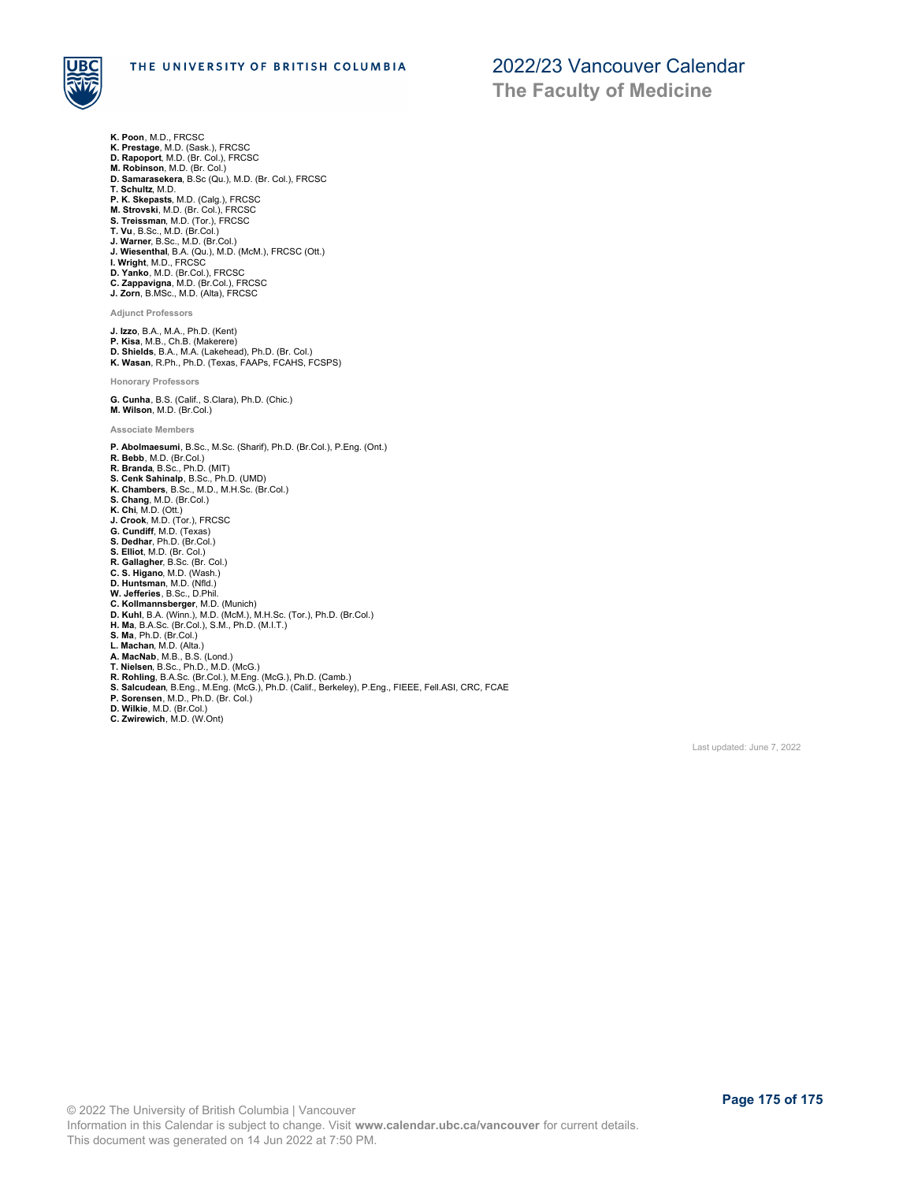**K. Poon**, M.D., FRCSC
**K. Prestage**, M.D. (Sask.), FRCSC
**D. Rapoport**, M.D. (Br. Col.), FRCSC
**M. Robinson**, M.D. (Br. Col.)
**D. Samarasekera**, B.Sc (Qu.), M.D. (Br. Col.), FRCSC
**T. Schultz**, M.D.
**P. K. Skepasts**, M.D. (Calg.), FRCSC
**M. Strovski**, M.D. (Br. Col.), FRCSC
**S. Treissman**, M.D. (Tor.), FRCSC
**T. Vu**, B.Sc., M.D. (Br.Col.)
**J. Warner**, B.Sc., M.D. (Br.Col.)
**J. Wiesenthal**, B.A. (Qu.), M.D. (McM.), FRCSC (Ott.)
**I. Wright**, M.D., FRCSC
**D. Yanko**, M.D. (Br.Col.), FRCSC
**C. Zappavigna**, M.D. (Br.Col.), FRCSC
**J. Zorn**, B.MSc., M.D. (Alta), FRCSC

#### Adjunct Professors

**J. Izzo**, B.A., M.A., Ph.D. (Kent)
**P. Kisa**, M.B., Ch.B. (Makerere)
**D. Shields**, B.A., M.A. (Lakehead), Ph.D. (Br. Col.)
**K. Wasan**, R.Ph., Ph.D. (Texas, FAAPs, FCAHS, FCSPS)

#### Honorary Professors

**G. Cunha**, B.S. (Calif., S.Clara), Ph.D. (Chic.)
**M. Wilson**, M.D. (Br.Col.)

#### Associate Members

**P. Abolmaesumi**, B.Sc., M.Sc. (Sharif), Ph.D. (Br.Col.), P.Eng. (Ont.)
**R. Bebb**, M.D. (Br.Col.)
**R. Branda**, B.Sc., Ph.D. (MIT)
**S. Cenk Sahinalp**, B.Sc., Ph.D. (UMD)
**K. Chambers**, B.Sc., M.D., M.H.Sc. (Br.Col.)
**S. Chang**, M.D. (Br.Col.)
**K. Chi**, M.D. (Ott.)
**J. Crook**, M.D. (Tor.), FRCSC
**G. Cundiff**, M.D. (Texas)
**S. Dedhar**, Ph.D. (Br.Col.)
**S. Elliot**, M.D. (Br. Col.)
**R. Gallagher**, B.Sc. (Br. Col.)
**C. S. Higano**, M.D. (Wash.)
**D. Huntsman**, M.D. (Nfld.)
**W. Jefferies**, B.Sc., D.Phil.
**C. Kollmannsberger**, M.D. (Munich)
**D. Kuhl**, B.A. (Winn.), M.D. (McM.), M.H.Sc. (Tor.), Ph.D. (Br.Col.)
**H. Ma**, B.A.Sc. (Br.Col.), S.M., Ph.D. (M.I.T.)
**S. Ma**, Ph.D. (Br.Col.)
**L. Machan**, M.D. (Alta.)
**A. MacNab**, M.B., B.S. (Lond.)
**T. Nielsen**, B.Sc., Ph.D., M.D. (McG.)
**R. Rohling**, B.A.Sc. (Br.Col.), M.Eng. (McG.), Ph.D. (Camb.)
**S. Salcudean**, B.Eng., M.Eng. (McG.), Ph.D. (Calif., Berkeley), P.Eng., FIEEE, Fell.ASI, CRC, FCAE
**P. Sorensen**, M.D., Ph.D. (Br. Col.)
**D. Wilkie**, M.D. (Br.Col.)
**C. Zwirewich**, M.D. (W.Ont)

Last updated: June 7, 2022